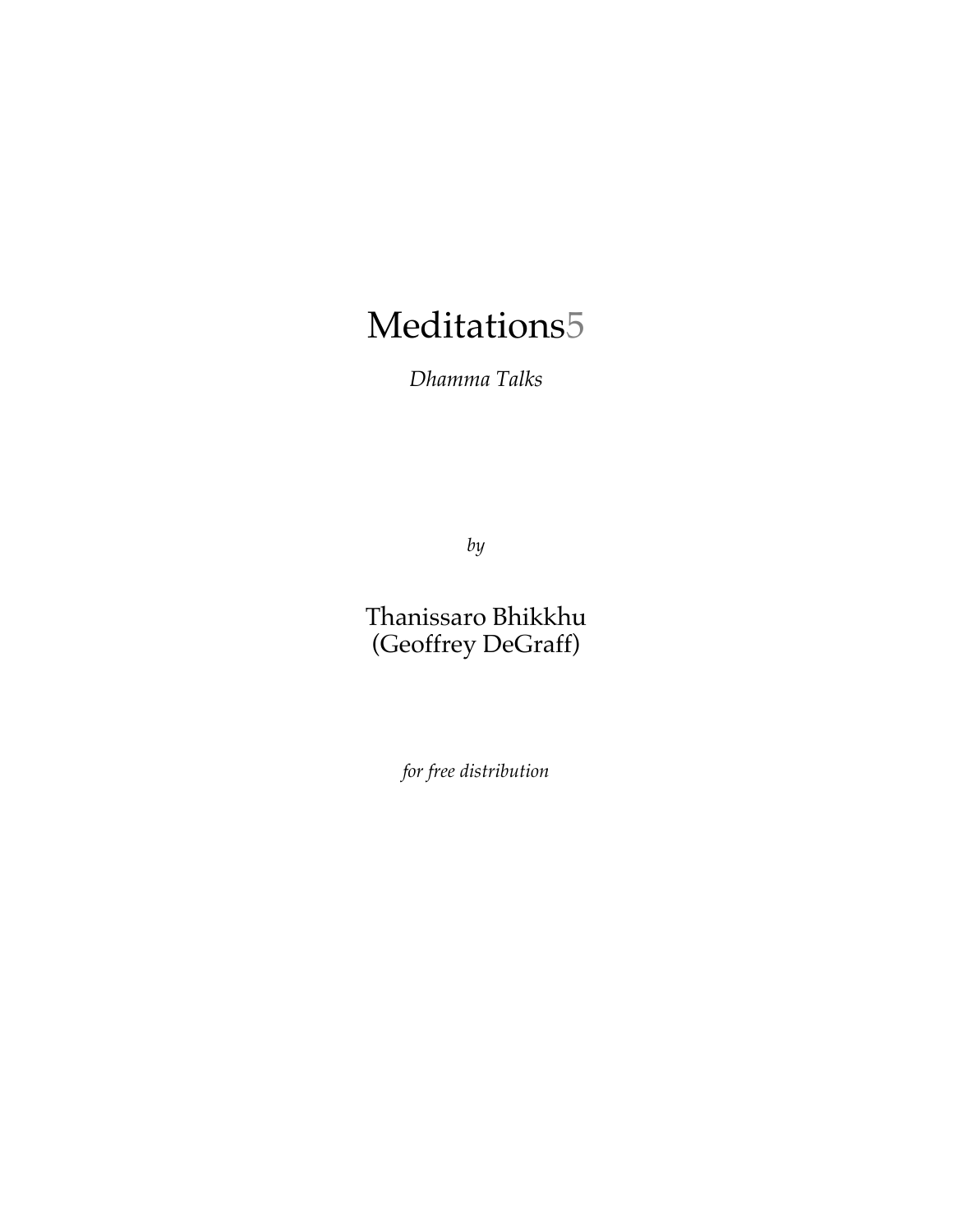# Meditations5

*Dhamma Talks*

*by*

Thanissaro Bhikkhu
(Geoffrey DeGraff)

*for free distribution*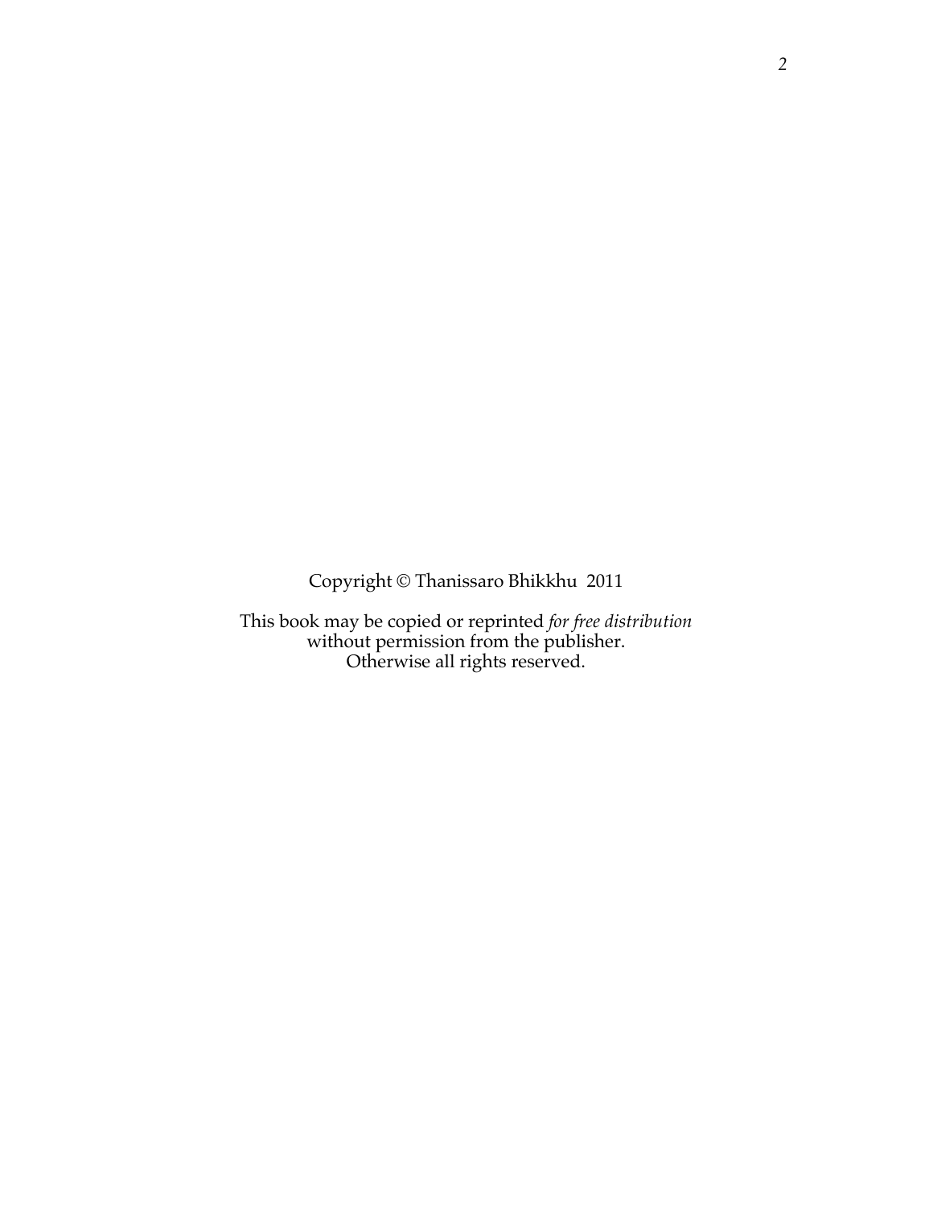Copyright © Thanissaro Bhikkhu 2011

This book may be copied or reprinted *for free distribution* without permission from the publisher. Otherwise all rights reserved.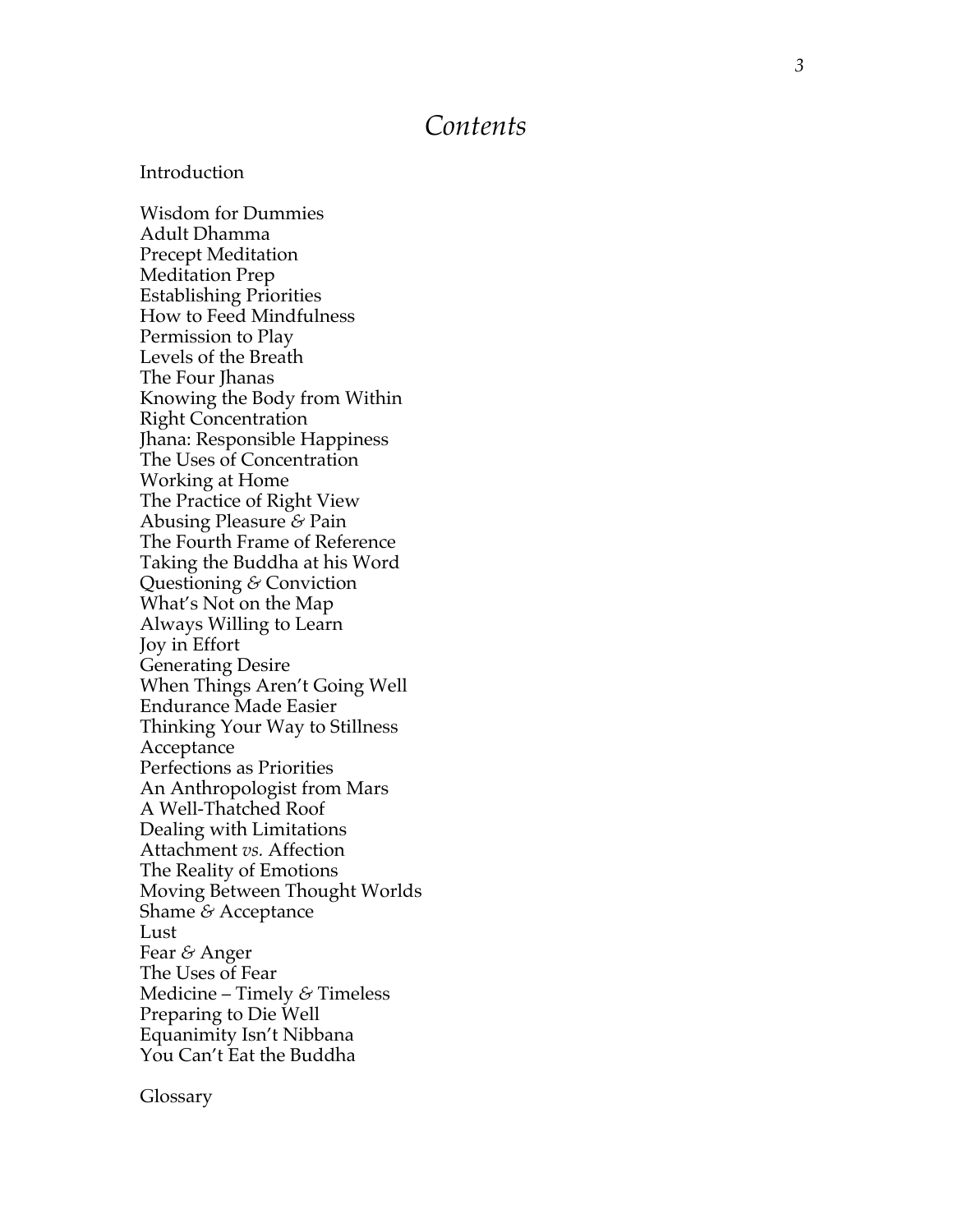# *Contents*

Introduction

Wisdom for Dummies
Adult Dhamma
Precept Meditation
Meditation Prep
Establishing Priorities
How to Feed Mindfulness
Permission to Play
Levels of the Breath
The Four Jhanas
Knowing the Body from Within
Right Concentration
Jhana: Responsible Happiness
The Uses of Concentration
Working at Home
The Practice of Right View
Abusing Pleasure *&* Pain
The Fourth Frame of Reference
Taking the Buddha at his Word
Questioning *&* Conviction
What's Not on the Map
Always Willing to Learn
Joy in Effort
Generating Desire
When Things Aren't Going Well
Endurance Made Easier
Thinking Your Way to Stillness
Acceptance
Perfections as Priorities
An Anthropologist from Mars
A Well-Thatched Roof
Dealing with Limitations
Attachment *vs.* Affection
The Reality of Emotions
Moving Between Thought Worlds
Shame *&* Acceptance
Lust
Fear *&* Anger
The Uses of Fear
Medicine – Timely *&* Timeless
Preparing to Die Well
Equanimity Isn't Nibbana
You Can't Eat the Buddha

Glossary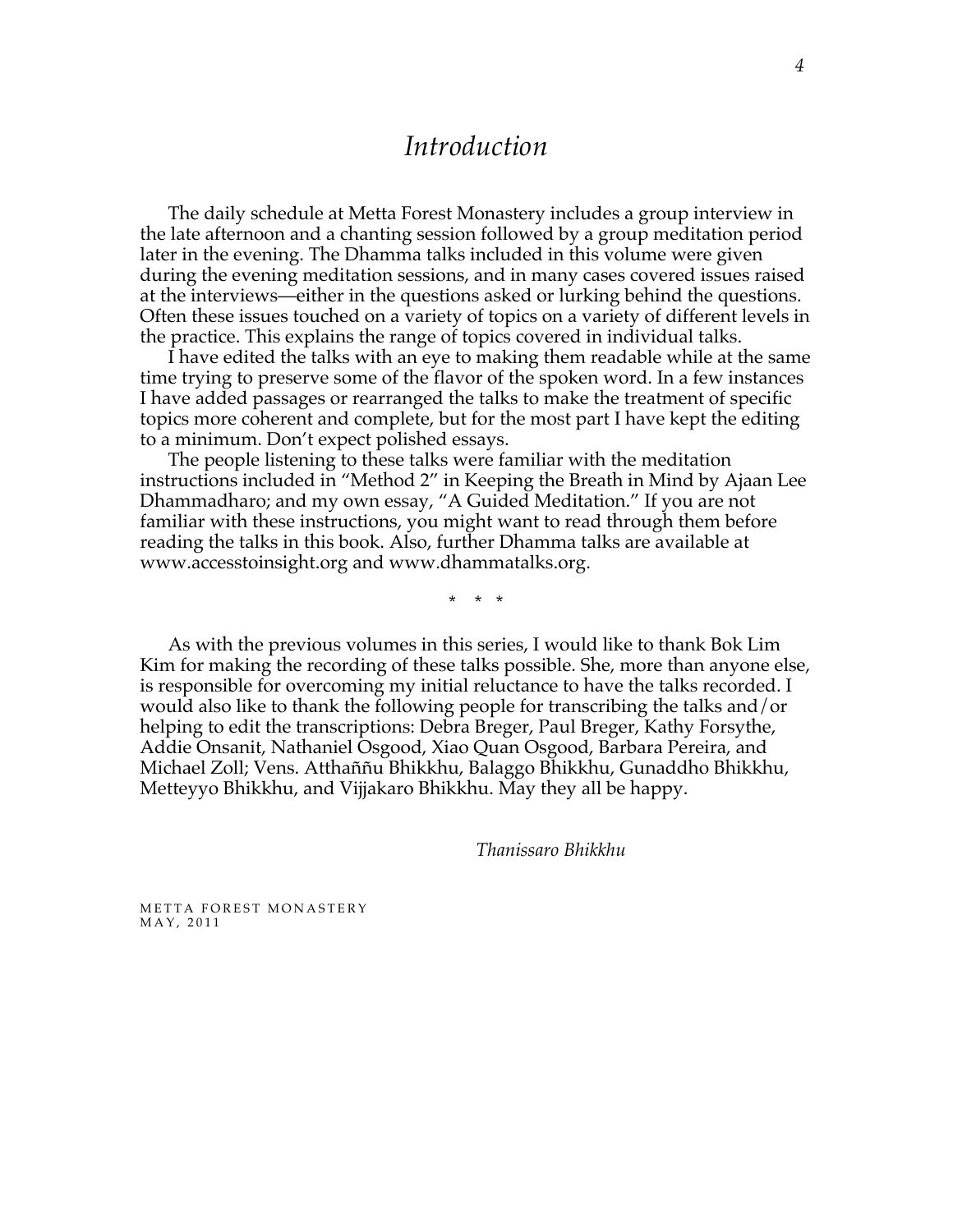# *Introduction*

The daily schedule at Metta Forest Monastery includes a group interview in the late afternoon and a chanting session followed by a group meditation period later in the evening. The Dhamma talks included in this volume were given during the evening meditation sessions, and in many cases covered issues raised at the interviews—either in the questions asked or lurking behind the questions. Often these issues touched on a variety of topics on a variety of different levels in the practice. This explains the range of topics covered in individual talks.

I have edited the talks with an eye to making them readable while at the same time trying to preserve some of the flavor of the spoken word. In a few instances I have added passages or rearranged the talks to make the treatment of specific topics more coherent and complete, but for the most part I have kept the editing to a minimum. Don't expect polished essays.

The people listening to these talks were familiar with the meditation instructions included in "Method 2" in Keeping the Breath in Mind by Ajaan Lee Dhammadharo; and my own essay, "A Guided Meditation." If you are not familiar with these instructions, you might want to read through them before reading the talks in this book. Also, further Dhamma talks are available at www.accesstoinsight.org and www.dhammatalks.org.

\* \* \*

As with the previous volumes in this series, I would like to thank Bok Lim Kim for making the recording of these talks possible. She, more than anyone else, is responsible for overcoming my initial reluctance to have the talks recorded. I would also like to thank the following people for transcribing the talks and/or helping to edit the transcriptions: Debra Breger, Paul Breger, Kathy Forsythe, Addie Onsanit, Nathaniel Osgood, Xiao Quan Osgood, Barbara Pereira, and Michael Zoll; Vens. Atthaññu Bhikkhu, Balaggo Bhikkhu, Gunaddho Bhikkhu, Metteyyo Bhikkhu, and Vijjakaro Bhikkhu. May they all be happy.

*Thanissaro Bhikkhu*

METTA FOREST MONASTERY
MAY, 2011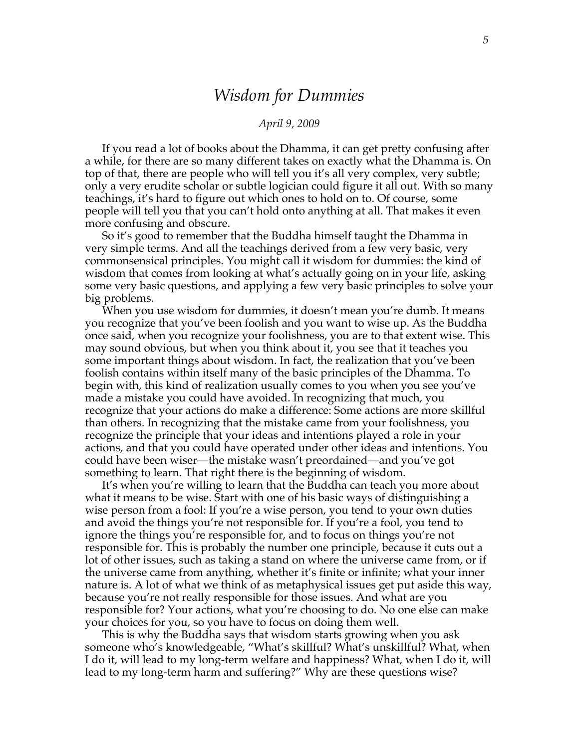# *Wisdom for Dummies*

*April 9, 2009*

If you read a lot of books about the Dhamma, it can get pretty confusing after a while, for there are so many different takes on exactly what the Dhamma is. On top of that, there are people who will tell you it's all very complex, very subtle; only a very erudite scholar or subtle logician could figure it all out. With so many teachings, it's hard to figure out which ones to hold on to. Of course, some people will tell you that you can't hold onto anything at all. That makes it even more confusing and obscure.

So it's good to remember that the Buddha himself taught the Dhamma in very simple terms. And all the teachings derived from a few very basic, very commonsensical principles. You might call it wisdom for dummies: the kind of wisdom that comes from looking at what's actually going on in your life, asking some very basic questions, and applying a few very basic principles to solve your big problems.

When you use wisdom for dummies, it doesn't mean you're dumb. It means you recognize that you've been foolish and you want to wise up. As the Buddha once said, when you recognize your foolishness, you are to that extent wise. This may sound obvious, but when you think about it, you see that it teaches you some important things about wisdom. In fact, the realization that you've been foolish contains within itself many of the basic principles of the Dhamma. To begin with, this kind of realization usually comes to you when you see you've made a mistake you could have avoided. In recognizing that much, you recognize that your actions do make a difference: Some actions are more skillful than others. In recognizing that the mistake came from your foolishness, you recognize the principle that your ideas and intentions played a role in your actions, and that you could have operated under other ideas and intentions. You could have been wiser—the mistake wasn't preordained—and you've got something to learn. That right there is the beginning of wisdom.

It's when you're willing to learn that the Buddha can teach you more about what it means to be wise. Start with one of his basic ways of distinguishing a wise person from a fool: If you're a wise person, you tend to your own duties and avoid the things you're not responsible for. If you're a fool, you tend to ignore the things you're responsible for, and to focus on things you're not responsible for. This is probably the number one principle, because it cuts out a lot of other issues, such as taking a stand on where the universe came from, or if the universe came from anything, whether it's finite or infinite; what your inner nature is. A lot of what we think of as metaphysical issues get put aside this way, because you're not really responsible for those issues. And what are you responsible for? Your actions, what you're choosing to do. No one else can make your choices for you, so you have to focus on doing them well.

This is why the Buddha says that wisdom starts growing when you ask someone who's knowledgeable, "What's skillful? What's unskillful? What, when I do it, will lead to my long-term welfare and happiness? What, when I do it, will lead to my long-term harm and suffering?" Why are these questions wise?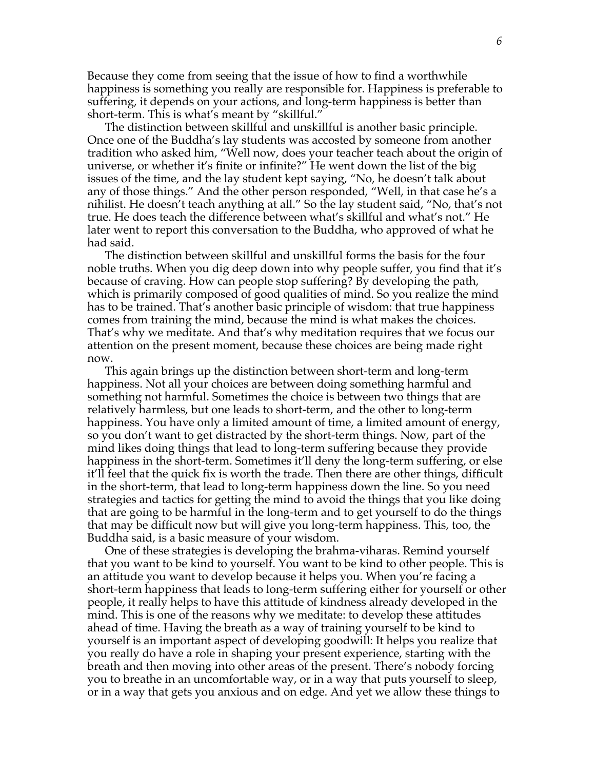Because they come from seeing that the issue of how to find a worthwhile happiness is something you really are responsible for. Happiness is preferable to suffering, it depends on your actions, and long-term happiness is better than short-term. This is what's meant by "skillful."

The distinction between skillful and unskillful is another basic principle. Once one of the Buddha's lay students was accosted by someone from another tradition who asked him, "Well now, does your teacher teach about the origin of universe, or whether it's finite or infinite?" He went down the list of the big issues of the time, and the lay student kept saying, "No, he doesn't talk about any of those things." And the other person responded, "Well, in that case he's a nihilist. He doesn't teach anything at all." So the lay student said, "No, that's not true. He does teach the difference between what's skillful and what's not." He later went to report this conversation to the Buddha, who approved of what he had said.

The distinction between skillful and unskillful forms the basis for the four noble truths. When you dig deep down into why people suffer, you find that it's because of craving. How can people stop suffering? By developing the path, which is primarily composed of good qualities of mind. So you realize the mind has to be trained. That's another basic principle of wisdom: that true happiness comes from training the mind, because the mind is what makes the choices. That's why we meditate. And that's why meditation requires that we focus our attention on the present moment, because these choices are being made right now.

This again brings up the distinction between short-term and long-term happiness. Not all your choices are between doing something harmful and something not harmful. Sometimes the choice is between two things that are relatively harmless, but one leads to short-term, and the other to long-term happiness. You have only a limited amount of time, a limited amount of energy, so you don't want to get distracted by the short-term things. Now, part of the mind likes doing things that lead to long-term suffering because they provide happiness in the short-term. Sometimes it'll deny the long-term suffering, or else it'll feel that the quick fix is worth the trade. Then there are other things, difficult in the short-term, that lead to long-term happiness down the line. So you need strategies and tactics for getting the mind to avoid the things that you like doing that are going to be harmful in the long-term and to get yourself to do the things that may be difficult now but will give you long-term happiness. This, too, the Buddha said, is a basic measure of your wisdom.

One of these strategies is developing the brahma-viharas. Remind yourself that you want to be kind to yourself. You want to be kind to other people. This is an attitude you want to develop because it helps you. When you're facing a short-term happiness that leads to long-term suffering either for yourself or other people, it really helps to have this attitude of kindness already developed in the mind. This is one of the reasons why we meditate: to develop these attitudes ahead of time. Having the breath as a way of training yourself to be kind to yourself is an important aspect of developing goodwill: It helps you realize that you really do have a role in shaping your present experience, starting with the breath and then moving into other areas of the present. There's nobody forcing you to breathe in an uncomfortable way, or in a way that puts yourself to sleep, or in a way that gets you anxious and on edge. And yet we allow these things to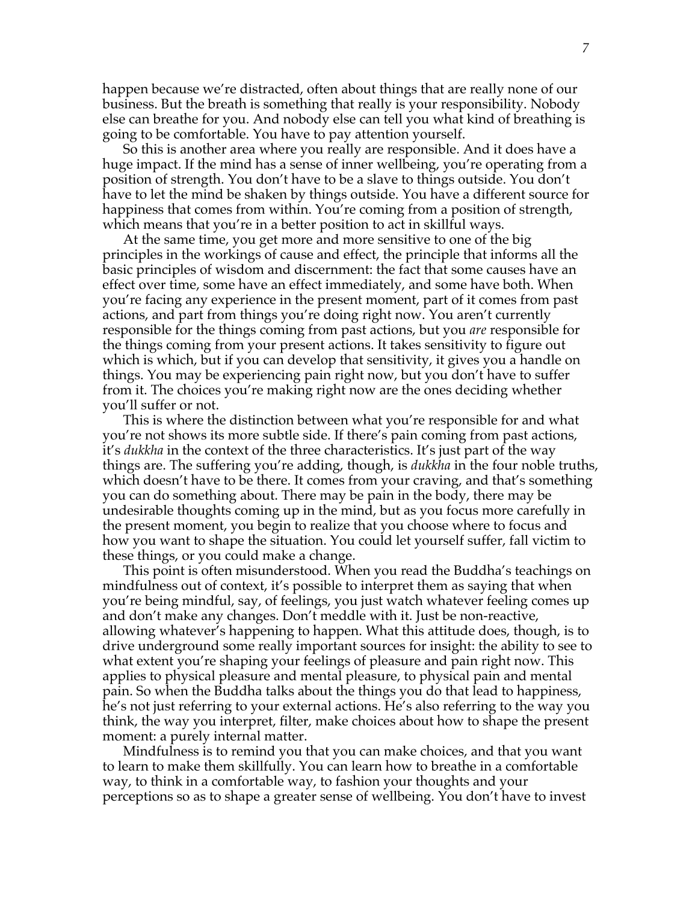happen because we're distracted, often about things that are really none of our business. But the breath is something that really is your responsibility. Nobody else can breathe for you. And nobody else can tell you what kind of breathing is going to be comfortable. You have to pay attention yourself.

So this is another area where you really are responsible. And it does have a huge impact. If the mind has a sense of inner wellbeing, you're operating from a position of strength. You don't have to be a slave to things outside. You don't have to let the mind be shaken by things outside. You have a different source for happiness that comes from within. You're coming from a position of strength, which means that you're in a better position to act in skillful ways.

At the same time, you get more and more sensitive to one of the big principles in the workings of cause and effect, the principle that informs all the basic principles of wisdom and discernment: the fact that some causes have an effect over time, some have an effect immediately, and some have both. When you're facing any experience in the present moment, part of it comes from past actions, and part from things you're doing right now. You aren't currently responsible for the things coming from past actions, but you *are* responsible for the things coming from your present actions. It takes sensitivity to figure out which is which, but if you can develop that sensitivity, it gives you a handle on things. You may be experiencing pain right now, but you don't have to suffer from it. The choices you're making right now are the ones deciding whether you'll suffer or not.

This is where the distinction between what you're responsible for and what you're not shows its more subtle side. If there's pain coming from past actions, it's *dukkha* in the context of the three characteristics. It's just part of the way things are. The suffering you're adding, though, is *dukkha* in the four noble truths, which doesn't have to be there. It comes from your craving, and that's something you can do something about. There may be pain in the body, there may be undesirable thoughts coming up in the mind, but as you focus more carefully in the present moment, you begin to realize that you choose where to focus and how you want to shape the situation. You could let yourself suffer, fall victim to these things, or you could make a change.

This point is often misunderstood. When you read the Buddha's teachings on mindfulness out of context, it's possible to interpret them as saying that when you're being mindful, say, of feelings, you just watch whatever feeling comes up and don't make any changes. Don't meddle with it. Just be non-reactive, allowing whatever's happening to happen. What this attitude does, though, is to drive underground some really important sources for insight: the ability to see to what extent you're shaping your feelings of pleasure and pain right now. This applies to physical pleasure and mental pleasure, to physical pain and mental pain. So when the Buddha talks about the things you do that lead to happiness, he's not just referring to your external actions. He's also referring to the way you think, the way you interpret, filter, make choices about how to shape the present moment: a purely internal matter.

Mindfulness is to remind you that you can make choices, and that you want to learn to make them skillfully. You can learn how to breathe in a comfortable way, to think in a comfortable way, to fashion your thoughts and your perceptions so as to shape a greater sense of wellbeing. You don't have to invest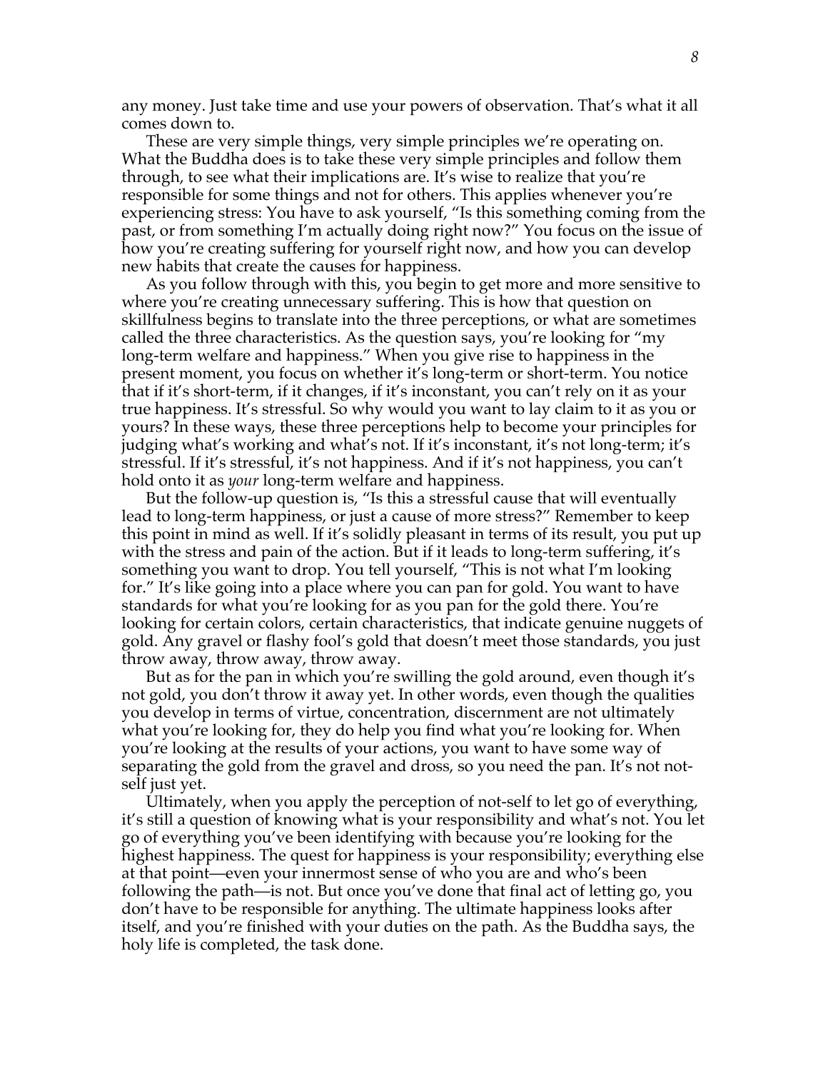any money. Just take time and use your powers of observation. That's what it all comes down to.

These are very simple things, very simple principles we're operating on. What the Buddha does is to take these very simple principles and follow them through, to see what their implications are. It's wise to realize that you're responsible for some things and not for others. This applies whenever you're experiencing stress: You have to ask yourself, "Is this something coming from the past, or from something I'm actually doing right now?" You focus on the issue of how you're creating suffering for yourself right now, and how you can develop new habits that create the causes for happiness.

As you follow through with this, you begin to get more and more sensitive to where you're creating unnecessary suffering. This is how that question on skillfulness begins to translate into the three perceptions, or what are sometimes called the three characteristics. As the question says, you're looking for "my long-term welfare and happiness." When you give rise to happiness in the present moment, you focus on whether it's long-term or short-term. You notice that if it's short-term, if it changes, if it's inconstant, you can't rely on it as your true happiness. It's stressful. So why would you want to lay claim to it as you or yours? In these ways, these three perceptions help to become your principles for judging what's working and what's not. If it's inconstant, it's not long-term; it's stressful. If it's stressful, it's not happiness. And if it's not happiness, you can't hold onto it as *your* long-term welfare and happiness.

But the follow-up question is, "Is this a stressful cause that will eventually lead to long-term happiness, or just a cause of more stress?" Remember to keep this point in mind as well. If it's solidly pleasant in terms of its result, you put up with the stress and pain of the action. But if it leads to long-term suffering, it's something you want to drop. You tell yourself, "This is not what I'm looking for." It's like going into a place where you can pan for gold. You want to have standards for what you're looking for as you pan for the gold there. You're looking for certain colors, certain characteristics, that indicate genuine nuggets of gold. Any gravel or flashy fool's gold that doesn't meet those standards, you just throw away, throw away, throw away.

But as for the pan in which you're swilling the gold around, even though it's not gold, you don't throw it away yet. In other words, even though the qualities you develop in terms of virtue, concentration, discernment are not ultimately what you're looking for, they do help you find what you're looking for. When you're looking at the results of your actions, you want to have some way of separating the gold from the gravel and dross, so you need the pan. It's not not-self just yet.

Ultimately, when you apply the perception of not-self to let go of everything, it's still a question of knowing what is your responsibility and what's not. You let go of everything you've been identifying with because you're looking for the highest happiness. The quest for happiness is your responsibility; everything else at that point—even your innermost sense of who you are and who's been following the path—is not. But once you've done that final act of letting go, you don't have to be responsible for anything. The ultimate happiness looks after itself, and you're finished with your duties on the path. As the Buddha says, the holy life is completed, the task done.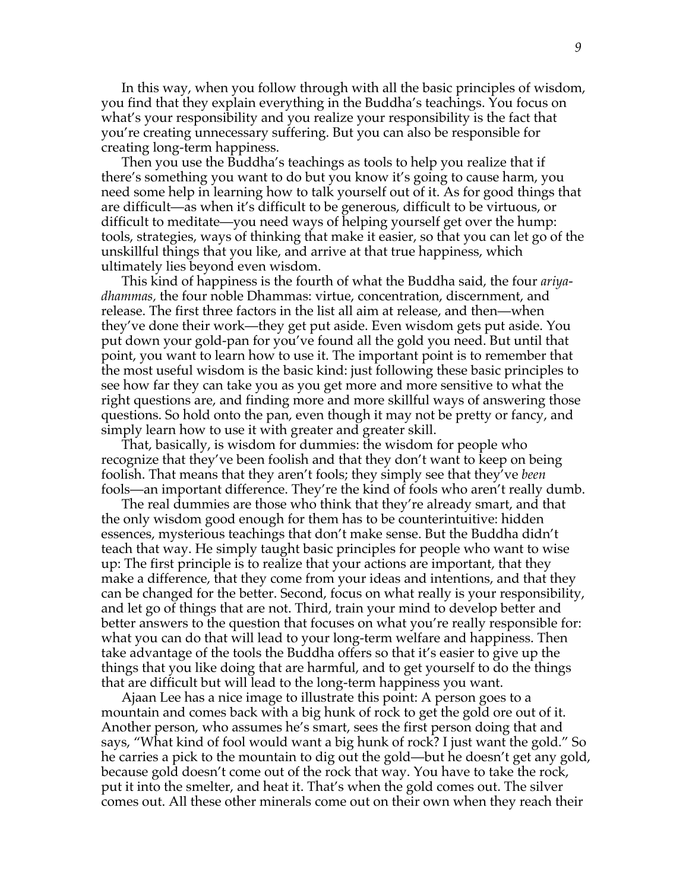In this way, when you follow through with all the basic principles of wisdom, you find that they explain everything in the Buddha's teachings. You focus on what's your responsibility and you realize your responsibility is the fact that you're creating unnecessary suffering. But you can also be responsible for creating long-term happiness.

Then you use the Buddha's teachings as tools to help you realize that if there's something you want to do but you know it's going to cause harm, you need some help in learning how to talk yourself out of it. As for good things that are difficult—as when it's difficult to be generous, difficult to be virtuous, or difficult to meditate—you need ways of helping yourself get over the hump: tools, strategies, ways of thinking that make it easier, so that you can let go of the unskillful things that you like, and arrive at that true happiness, which ultimately lies beyond even wisdom.

This kind of happiness is the fourth of what the Buddha said, the four *ariya-dhammas,* the four noble Dhammas: virtue, concentration, discernment, and release. The first three factors in the list all aim at release, and then—when they've done their work—they get put aside. Even wisdom gets put aside. You put down your gold-pan for you've found all the gold you need. But until that point, you want to learn how to use it. The important point is to remember that the most useful wisdom is the basic kind: just following these basic principles to see how far they can take you as you get more and more sensitive to what the right questions are, and finding more and more skillful ways of answering those questions. So hold onto the pan, even though it may not be pretty or fancy, and simply learn how to use it with greater and greater skill.

That, basically, is wisdom for dummies: the wisdom for people who recognize that they've been foolish and that they don't want to keep on being foolish. That means that they aren't fools; they simply see that they've *been* fools—an important difference. They're the kind of fools who aren't really dumb.

The real dummies are those who think that they're already smart, and that the only wisdom good enough for them has to be counterintuitive: hidden essences, mysterious teachings that don't make sense. But the Buddha didn't teach that way. He simply taught basic principles for people who want to wise up: The first principle is to realize that your actions are important, that they make a difference, that they come from your ideas and intentions, and that they can be changed for the better. Second, focus on what really is your responsibility, and let go of things that are not. Third, train your mind to develop better and better answers to the question that focuses on what you're really responsible for: what you can do that will lead to your long-term welfare and happiness. Then take advantage of the tools the Buddha offers so that it's easier to give up the things that you like doing that are harmful, and to get yourself to do the things that are difficult but will lead to the long-term happiness you want.

Ajaan Lee has a nice image to illustrate this point: A person goes to a mountain and comes back with a big hunk of rock to get the gold ore out of it. Another person, who assumes he's smart, sees the first person doing that and says, "What kind of fool would want a big hunk of rock? I just want the gold." So he carries a pick to the mountain to dig out the gold—but he doesn't get any gold, because gold doesn't come out of the rock that way. You have to take the rock, put it into the smelter, and heat it. That's when the gold comes out. The silver comes out. All these other minerals come out on their own when they reach their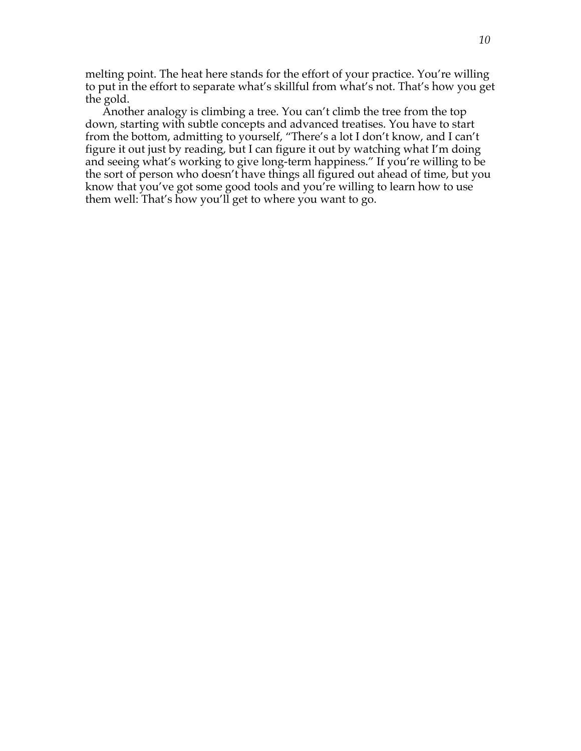melting point. The heat here stands for the effort of your practice. You're willing to put in the effort to separate what's skillful from what's not. That's how you get the gold.

Another analogy is climbing a tree. You can't climb the tree from the top down, starting with subtle concepts and advanced treatises. You have to start from the bottom, admitting to yourself, "There's a lot I don't know, and I can't figure it out just by reading, but I can figure it out by watching what I'm doing and seeing what's working to give long-term happiness." If you're willing to be the sort of person who doesn't have things all figured out ahead of time, but you know that you've got some good tools and you're willing to learn how to use them well: That's how you'll get to where you want to go.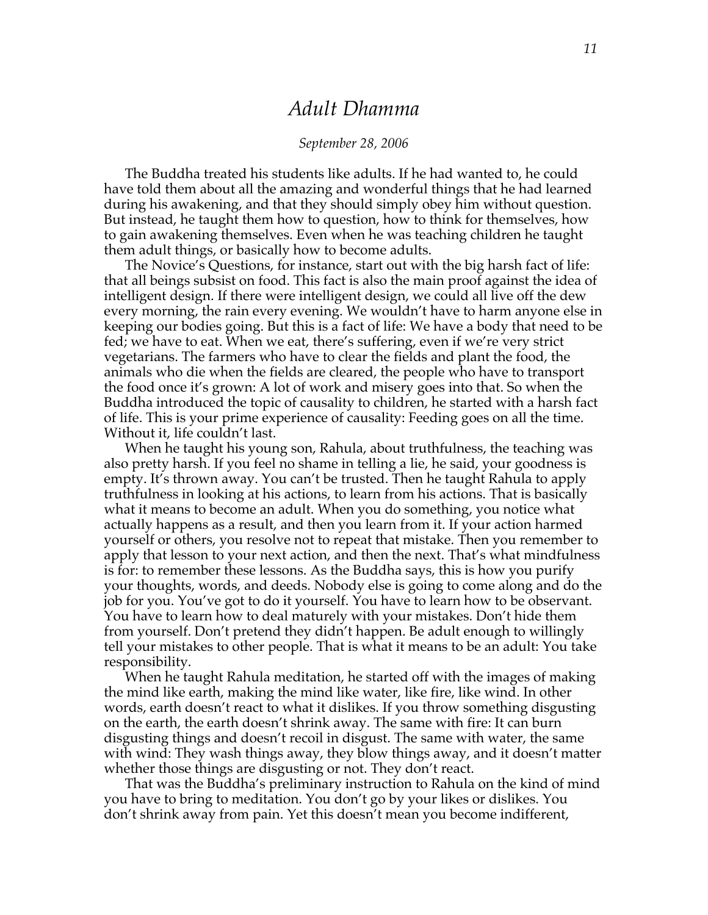# *Adult Dhamma*

*September 28, 2006*

The Buddha treated his students like adults. If he had wanted to, he could have told them about all the amazing and wonderful things that he had learned during his awakening, and that they should simply obey him without question. But instead, he taught them how to question, how to think for themselves, how to gain awakening themselves. Even when he was teaching children he taught them adult things, or basically how to become adults.

The Novice's Questions, for instance, start out with the big harsh fact of life: that all beings subsist on food. This fact is also the main proof against the idea of intelligent design. If there were intelligent design, we could all live off the dew every morning, the rain every evening. We wouldn't have to harm anyone else in keeping our bodies going. But this is a fact of life: We have a body that need to be fed; we have to eat. When we eat, there's suffering, even if we're very strict vegetarians. The farmers who have to clear the fields and plant the food, the animals who die when the fields are cleared, the people who have to transport the food once it's grown: A lot of work and misery goes into that. So when the Buddha introduced the topic of causality to children, he started with a harsh fact of life. This is your prime experience of causality: Feeding goes on all the time. Without it, life couldn't last.

When he taught his young son, Rahula, about truthfulness, the teaching was also pretty harsh. If you feel no shame in telling a lie, he said, your goodness is empty. It's thrown away. You can't be trusted. Then he taught Rahula to apply truthfulness in looking at his actions, to learn from his actions. That is basically what it means to become an adult. When you do something, you notice what actually happens as a result, and then you learn from it. If your action harmed yourself or others, you resolve not to repeat that mistake. Then you remember to apply that lesson to your next action, and then the next. That's what mindfulness is for: to remember these lessons. As the Buddha says, this is how you purify your thoughts, words, and deeds. Nobody else is going to come along and do the job for you. You've got to do it yourself. You have to learn how to be observant. You have to learn how to deal maturely with your mistakes. Don't hide them from yourself. Don't pretend they didn't happen. Be adult enough to willingly tell your mistakes to other people. That is what it means to be an adult: You take responsibility.

When he taught Rahula meditation, he started off with the images of making the mind like earth, making the mind like water, like fire, like wind. In other words, earth doesn't react to what it dislikes. If you throw something disgusting on the earth, the earth doesn't shrink away. The same with fire: It can burn disgusting things and doesn't recoil in disgust. The same with water, the same with wind: They wash things away, they blow things away, and it doesn't matter whether those things are disgusting or not. They don't react.

That was the Buddha's preliminary instruction to Rahula on the kind of mind you have to bring to meditation. You don't go by your likes or dislikes. You don't shrink away from pain. Yet this doesn't mean you become indifferent,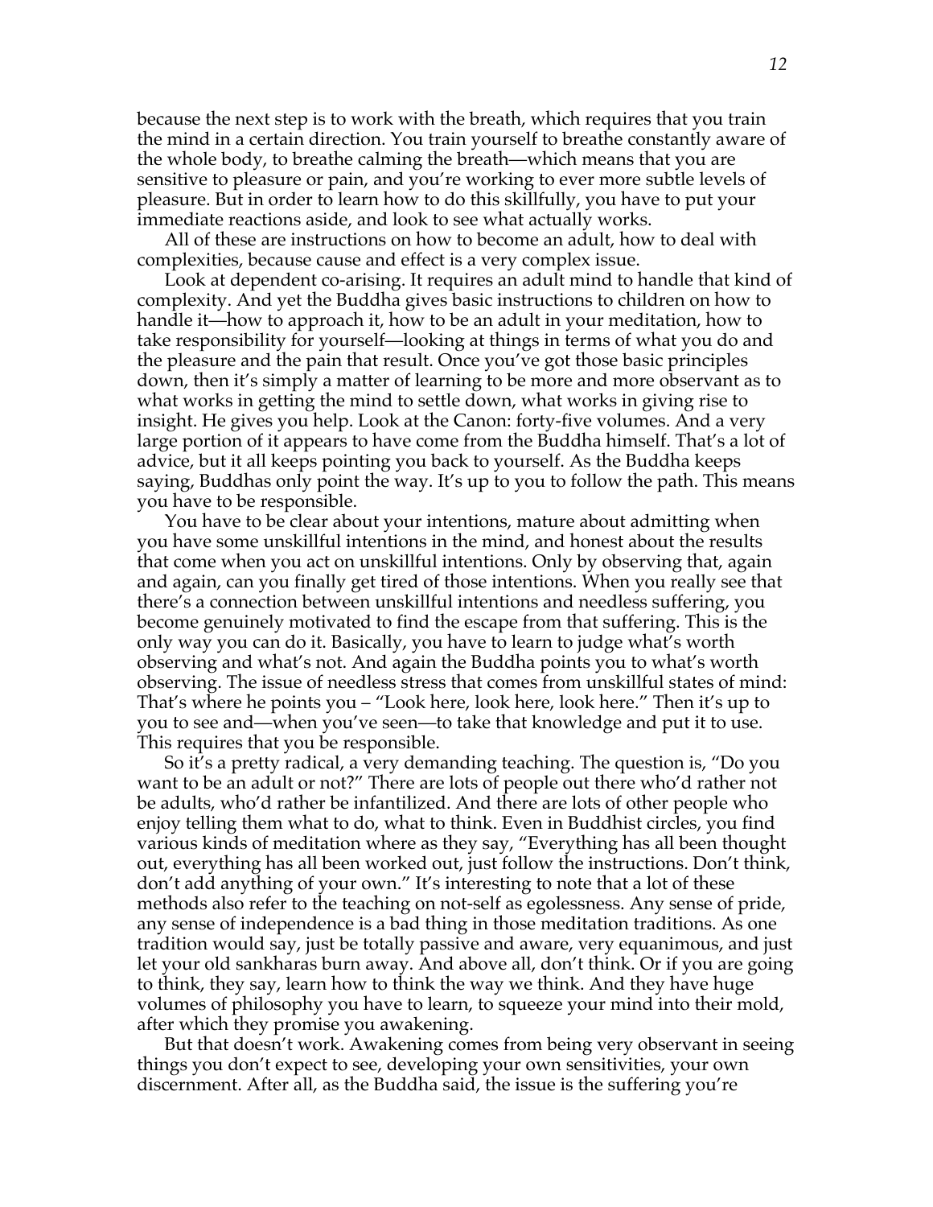because the next step is to work with the breath, which requires that you train the mind in a certain direction. You train yourself to breathe constantly aware of the whole body, to breathe calming the breath—which means that you are sensitive to pleasure or pain, and you're working to ever more subtle levels of pleasure. But in order to learn how to do this skillfully, you have to put your immediate reactions aside, and look to see what actually works.

All of these are instructions on how to become an adult, how to deal with complexities, because cause and effect is a very complex issue.

Look at dependent co-arising. It requires an adult mind to handle that kind of complexity. And yet the Buddha gives basic instructions to children on how to handle it—how to approach it, how to be an adult in your meditation, how to take responsibility for yourself—looking at things in terms of what you do and the pleasure and the pain that result. Once you've got those basic principles down, then it's simply a matter of learning to be more and more observant as to what works in getting the mind to settle down, what works in giving rise to insight. He gives you help. Look at the Canon: forty-five volumes. And a very large portion of it appears to have come from the Buddha himself. That's a lot of advice, but it all keeps pointing you back to yourself. As the Buddha keeps saying, Buddhas only point the way. It's up to you to follow the path. This means you have to be responsible.

You have to be clear about your intentions, mature about admitting when you have some unskillful intentions in the mind, and honest about the results that come when you act on unskillful intentions. Only by observing that, again and again, can you finally get tired of those intentions. When you really see that there's a connection between unskillful intentions and needless suffering, you become genuinely motivated to find the escape from that suffering. This is the only way you can do it. Basically, you have to learn to judge what's worth observing and what's not. And again the Buddha points you to what's worth observing. The issue of needless stress that comes from unskillful states of mind: That's where he points you – "Look here, look here, look here." Then it's up to you to see and—when you've seen—to take that knowledge and put it to use. This requires that you be responsible.

So it's a pretty radical, a very demanding teaching. The question is, "Do you want to be an adult or not?" There are lots of people out there who'd rather not be adults, who'd rather be infantilized. And there are lots of other people who enjoy telling them what to do, what to think. Even in Buddhist circles, you find various kinds of meditation where as they say, "Everything has all been thought out, everything has all been worked out, just follow the instructions. Don't think, don't add anything of your own." It's interesting to note that a lot of these methods also refer to the teaching on not-self as egolessness. Any sense of pride, any sense of independence is a bad thing in those meditation traditions. As one tradition would say, just be totally passive and aware, very equanimous, and just let your old sankharas burn away. And above all, don't think. Or if you are going to think, they say, learn how to think the way we think. And they have huge volumes of philosophy you have to learn, to squeeze your mind into their mold, after which they promise you awakening.

But that doesn't work. Awakening comes from being very observant in seeing things you don't expect to see, developing your own sensitivities, your own discernment. After all, as the Buddha said, the issue is the suffering you're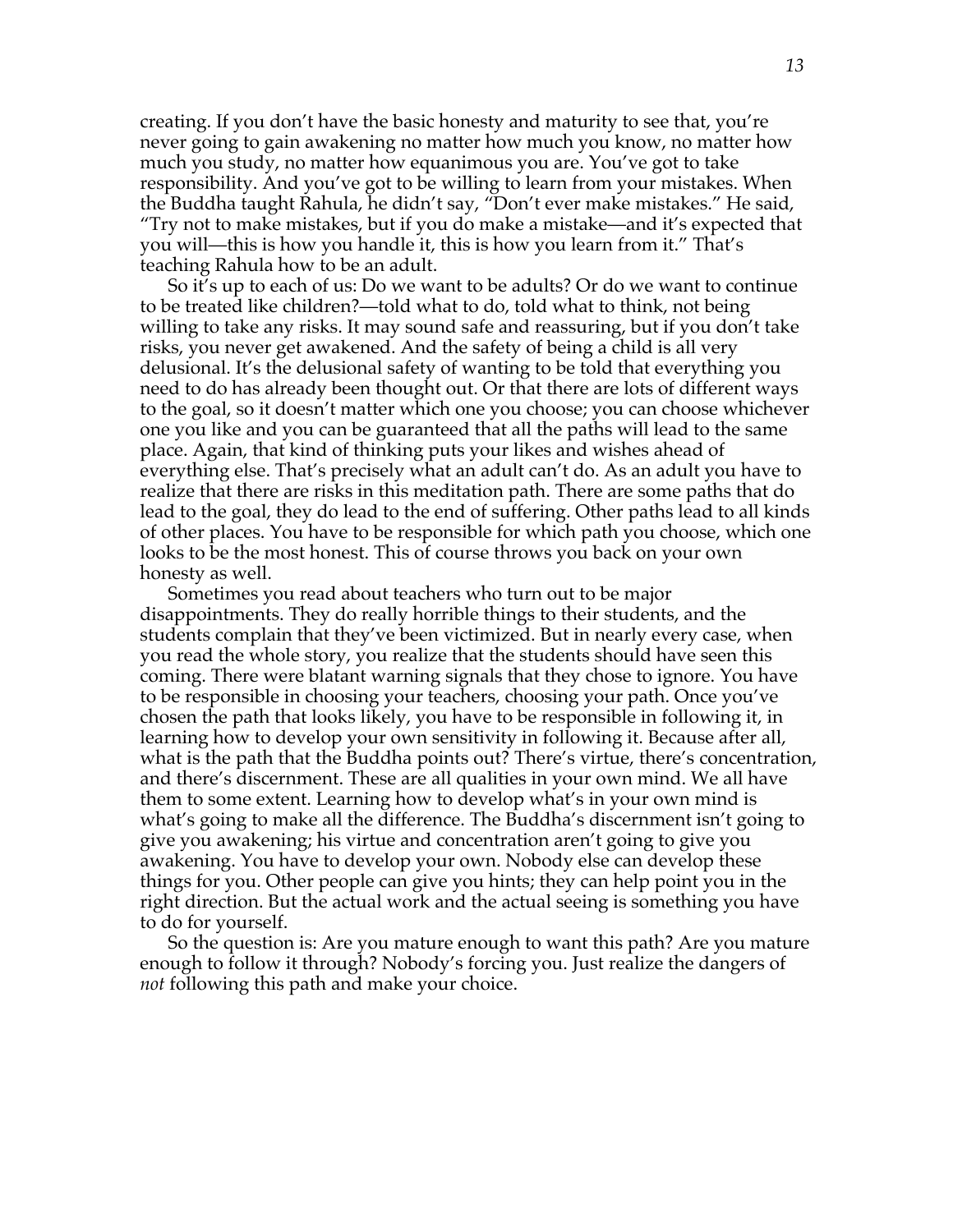creating. If you don't have the basic honesty and maturity to see that, you're never going to gain awakening no matter how much you know, no matter how much you study, no matter how equanimous you are. You've got to take responsibility. And you've got to be willing to learn from your mistakes. When the Buddha taught Rahula, he didn't say, "Don't ever make mistakes." He said, "Try not to make mistakes, but if you do make a mistake—and it's expected that you will—this is how you handle it, this is how you learn from it." That's teaching Rahula how to be an adult.

So it's up to each of us: Do we want to be adults? Or do we want to continue to be treated like children?—told what to do, told what to think, not being willing to take any risks. It may sound safe and reassuring, but if you don't take risks, you never get awakened. And the safety of being a child is all very delusional. It's the delusional safety of wanting to be told that everything you need to do has already been thought out. Or that there are lots of different ways to the goal, so it doesn't matter which one you choose; you can choose whichever one you like and you can be guaranteed that all the paths will lead to the same place. Again, that kind of thinking puts your likes and wishes ahead of everything else. That's precisely what an adult can't do. As an adult you have to realize that there are risks in this meditation path. There are some paths that do lead to the goal, they do lead to the end of suffering. Other paths lead to all kinds of other places. You have to be responsible for which path you choose, which one looks to be the most honest. This of course throws you back on your own honesty as well.

Sometimes you read about teachers who turn out to be major disappointments. They do really horrible things to their students, and the students complain that they've been victimized. But in nearly every case, when you read the whole story, you realize that the students should have seen this coming. There were blatant warning signals that they chose to ignore. You have to be responsible in choosing your teachers, choosing your path. Once you've chosen the path that looks likely, you have to be responsible in following it, in learning how to develop your own sensitivity in following it. Because after all, what is the path that the Buddha points out? There's virtue, there's concentration, and there's discernment. These are all qualities in your own mind. We all have them to some extent. Learning how to develop what's in your own mind is what's going to make all the difference. The Buddha's discernment isn't going to give you awakening; his virtue and concentration aren't going to give you awakening. You have to develop your own. Nobody else can develop these things for you. Other people can give you hints; they can help point you in the right direction. But the actual work and the actual seeing is something you have to do for yourself.

So the question is: Are you mature enough to want this path? Are you mature enough to follow it through? Nobody's forcing you. Just realize the dangers of *not* following this path and make your choice.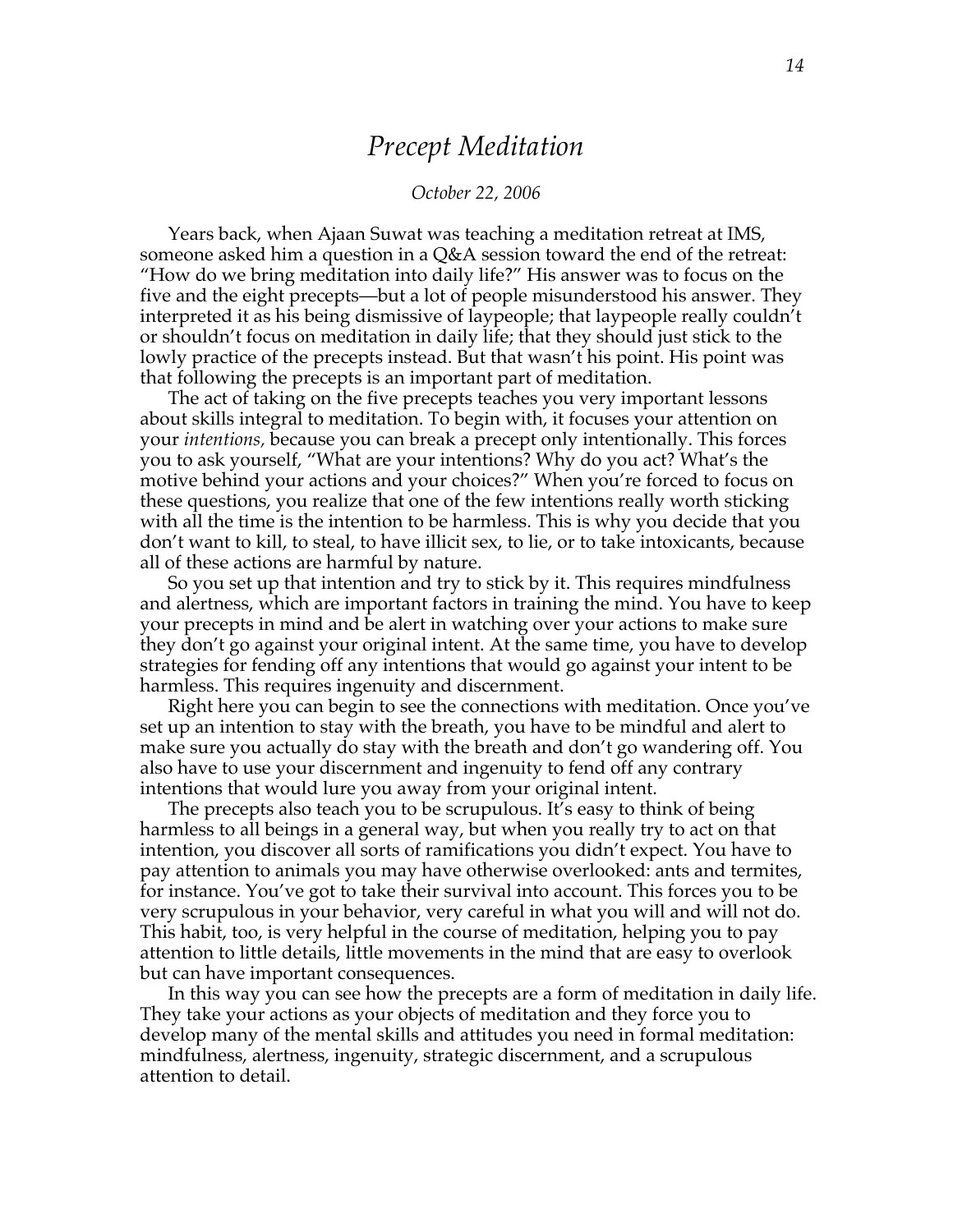# *Precept Meditation*

*October 22, 2006*

Years back, when Ajaan Suwat was teaching a meditation retreat at IMS, someone asked him a question in a Q&A session toward the end of the retreat: "How do we bring meditation into daily life?" His answer was to focus on the five and the eight precepts—but a lot of people misunderstood his answer. They interpreted it as his being dismissive of laypeople; that laypeople really couldn't or shouldn't focus on meditation in daily life; that they should just stick to the lowly practice of the precepts instead. But that wasn't his point. His point was that following the precepts is an important part of meditation.

The act of taking on the five precepts teaches you very important lessons about skills integral to meditation. To begin with, it focuses your attention on your *intentions,* because you can break a precept only intentionally. This forces you to ask yourself, "What are your intentions? Why do you act? What's the motive behind your actions and your choices?" When you're forced to focus on these questions, you realize that one of the few intentions really worth sticking with all the time is the intention to be harmless. This is why you decide that you don't want to kill, to steal, to have illicit sex, to lie, or to take intoxicants, because all of these actions are harmful by nature.

So you set up that intention and try to stick by it. This requires mindfulness and alertness, which are important factors in training the mind. You have to keep your precepts in mind and be alert in watching over your actions to make sure they don't go against your original intent. At the same time, you have to develop strategies for fending off any intentions that would go against your intent to be harmless. This requires ingenuity and discernment.

Right here you can begin to see the connections with meditation. Once you've set up an intention to stay with the breath, you have to be mindful and alert to make sure you actually do stay with the breath and don't go wandering off. You also have to use your discernment and ingenuity to fend off any contrary intentions that would lure you away from your original intent.

The precepts also teach you to be scrupulous. It's easy to think of being harmless to all beings in a general way, but when you really try to act on that intention, you discover all sorts of ramifications you didn't expect. You have to pay attention to animals you may have otherwise overlooked: ants and termites, for instance. You've got to take their survival into account. This forces you to be very scrupulous in your behavior, very careful in what you will and will not do. This habit, too, is very helpful in the course of meditation, helping you to pay attention to little details, little movements in the mind that are easy to overlook but can have important consequences.

In this way you can see how the precepts are a form of meditation in daily life. They take your actions as your objects of meditation and they force you to develop many of the mental skills and attitudes you need in formal meditation: mindfulness, alertness, ingenuity, strategic discernment, and a scrupulous attention to detail.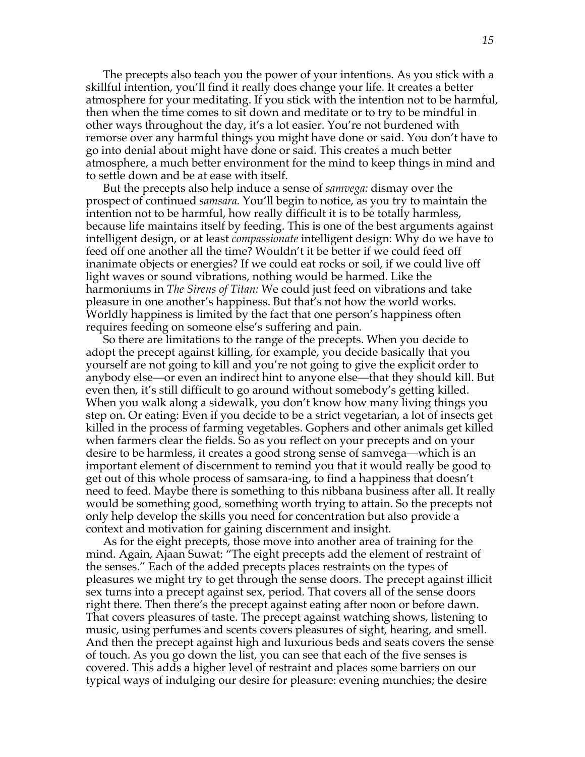The precepts also teach you the power of your intentions. As you stick with a skillful intention, you'll find it really does change your life. It creates a better atmosphere for your meditating. If you stick with the intention not to be harmful, then when the time comes to sit down and meditate or to try to be mindful in other ways throughout the day, it's a lot easier. You're not burdened with remorse over any harmful things you might have done or said. You don't have to go into denial about might have done or said. This creates a much better atmosphere, a much better environment for the mind to keep things in mind and to settle down and be at ease with itself.

But the precepts also help induce a sense of *samvega:* dismay over the prospect of continued *samsara.* You'll begin to notice, as you try to maintain the intention not to be harmful, how really difficult it is to be totally harmless, because life maintains itself by feeding. This is one of the best arguments against intelligent design, or at least *compassionate* intelligent design: Why do we have to feed off one another all the time? Wouldn't it be better if we could feed off inanimate objects or energies? If we could eat rocks or soil, if we could live off light waves or sound vibrations, nothing would be harmed. Like the harmoniums in *The Sirens of Titan:* We could just feed on vibrations and take pleasure in one another's happiness. But that's not how the world works. Worldly happiness is limited by the fact that one person's happiness often requires feeding on someone else's suffering and pain.

So there are limitations to the range of the precepts. When you decide to adopt the precept against killing, for example, you decide basically that you yourself are not going to kill and you're not going to give the explicit order to anybody else—or even an indirect hint to anyone else—that they should kill. But even then, it's still difficult to go around without somebody's getting killed. When you walk along a sidewalk, you don't know how many living things you step on. Or eating: Even if you decide to be a strict vegetarian, a lot of insects get killed in the process of farming vegetables. Gophers and other animals get killed when farmers clear the fields. So as you reflect on your precepts and on your desire to be harmless, it creates a good strong sense of samvega—which is an important element of discernment to remind you that it would really be good to get out of this whole process of samsara-ing, to find a happiness that doesn't need to feed. Maybe there is something to this nibbana business after all. It really would be something good, something worth trying to attain. So the precepts not only help develop the skills you need for concentration but also provide a context and motivation for gaining discernment and insight.

As for the eight precepts, those move into another area of training for the mind. Again, Ajaan Suwat: "The eight precepts add the element of restraint of the senses." Each of the added precepts places restraints on the types of pleasures we might try to get through the sense doors. The precept against illicit sex turns into a precept against sex, period. That covers all of the sense doors right there. Then there's the precept against eating after noon or before dawn. That covers pleasures of taste. The precept against watching shows, listening to music, using perfumes and scents covers pleasures of sight, hearing, and smell. And then the precept against high and luxurious beds and seats covers the sense of touch. As you go down the list, you can see that each of the five senses is covered. This adds a higher level of restraint and places some barriers on our typical ways of indulging our desire for pleasure: evening munchies; the desire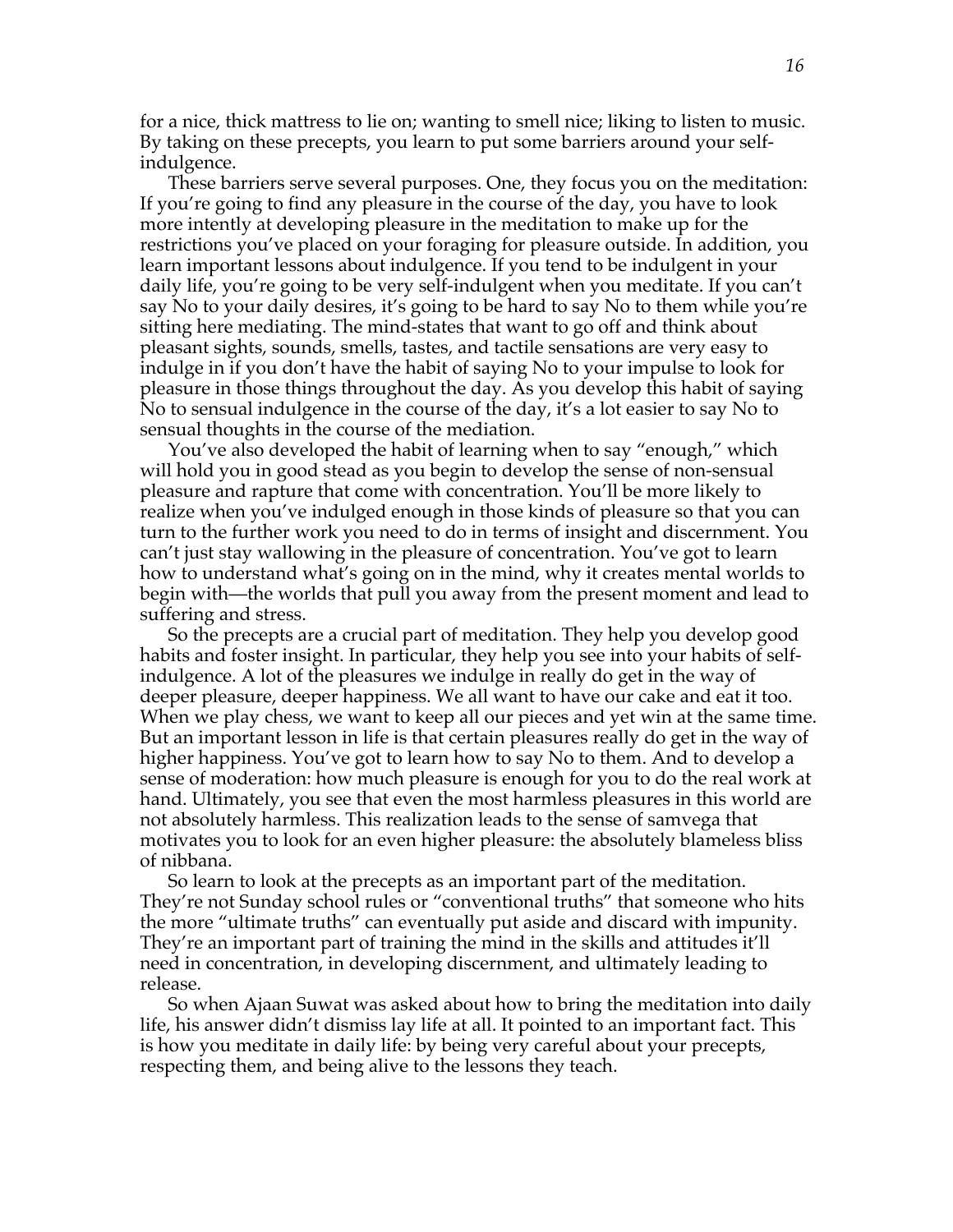for a nice, thick mattress to lie on; wanting to smell nice; liking to listen to music. By taking on these precepts, you learn to put some barriers around your self-indulgence.

These barriers serve several purposes. One, they focus you on the meditation: If you're going to find any pleasure in the course of the day, you have to look more intently at developing pleasure in the meditation to make up for the restrictions you've placed on your foraging for pleasure outside. In addition, you learn important lessons about indulgence. If you tend to be indulgent in your daily life, you're going to be very self-indulgent when you meditate. If you can't say No to your daily desires, it's going to be hard to say No to them while you're sitting here mediating. The mind-states that want to go off and think about pleasant sights, sounds, smells, tastes, and tactile sensations are very easy to indulge in if you don't have the habit of saying No to your impulse to look for pleasure in those things throughout the day. As you develop this habit of saying No to sensual indulgence in the course of the day, it's a lot easier to say No to sensual thoughts in the course of the mediation.

You've also developed the habit of learning when to say "enough," which will hold you in good stead as you begin to develop the sense of non-sensual pleasure and rapture that come with concentration. You'll be more likely to realize when you've indulged enough in those kinds of pleasure so that you can turn to the further work you need to do in terms of insight and discernment. You can't just stay wallowing in the pleasure of concentration. You've got to learn how to understand what's going on in the mind, why it creates mental worlds to begin with—the worlds that pull you away from the present moment and lead to suffering and stress.

So the precepts are a crucial part of meditation. They help you develop good habits and foster insight. In particular, they help you see into your habits of self-indulgence. A lot of the pleasures we indulge in really do get in the way of deeper pleasure, deeper happiness. We all want to have our cake and eat it too. When we play chess, we want to keep all our pieces and yet win at the same time. But an important lesson in life is that certain pleasures really do get in the way of higher happiness. You've got to learn how to say No to them. And to develop a sense of moderation: how much pleasure is enough for you to do the real work at hand. Ultimately, you see that even the most harmless pleasures in this world are not absolutely harmless. This realization leads to the sense of samvega that motivates you to look for an even higher pleasure: the absolutely blameless bliss of nibbana.

So learn to look at the precepts as an important part of the meditation. They're not Sunday school rules or "conventional truths" that someone who hits the more "ultimate truths" can eventually put aside and discard with impunity. They're an important part of training the mind in the skills and attitudes it'll need in concentration, in developing discernment, and ultimately leading to release.

So when Ajaan Suwat was asked about how to bring the meditation into daily life, his answer didn't dismiss lay life at all. It pointed to an important fact. This is how you meditate in daily life: by being very careful about your precepts, respecting them, and being alive to the lessons they teach.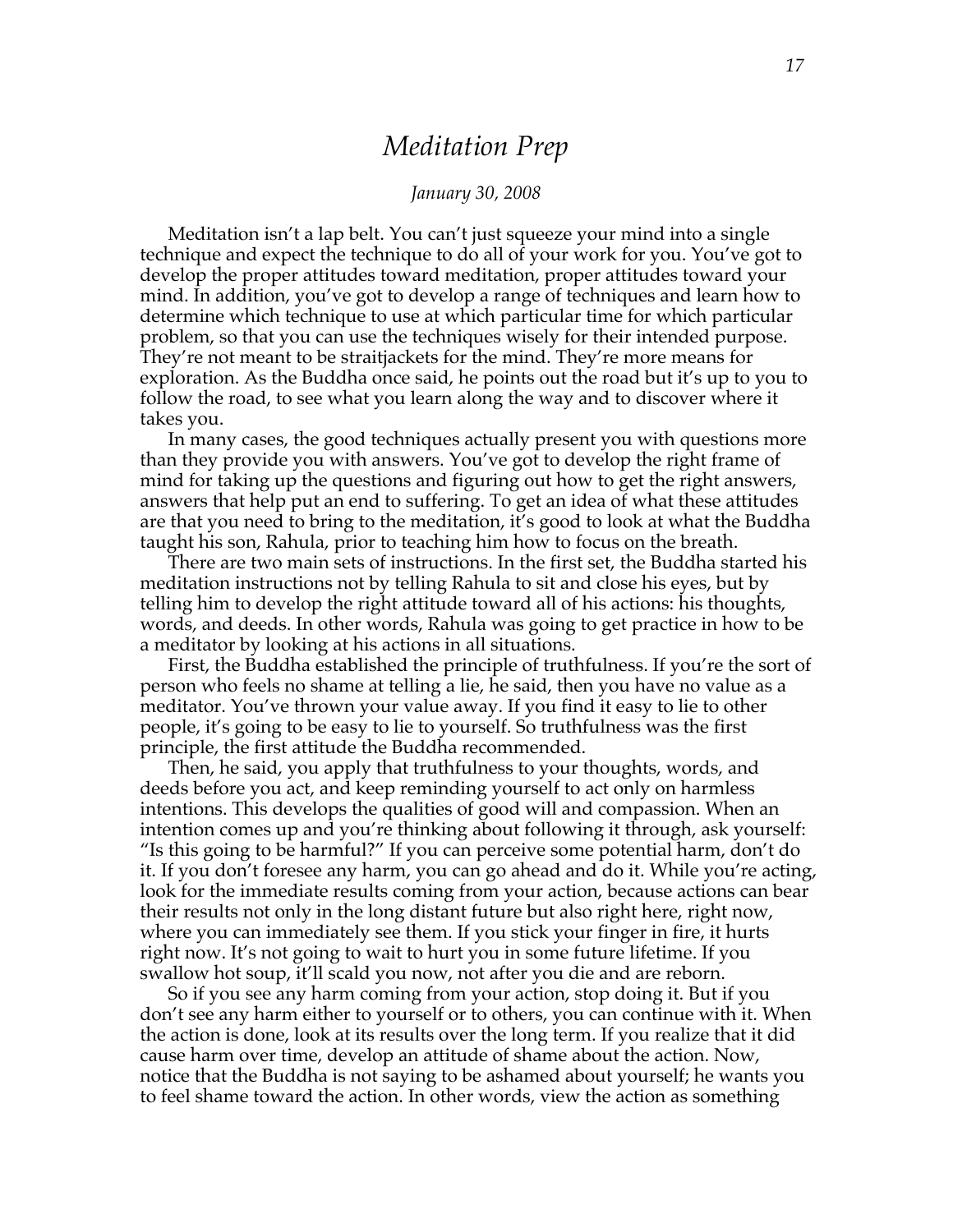# *Meditation Prep*

*January 30, 2008*

Meditation isn't a lap belt. You can't just squeeze your mind into a single technique and expect the technique to do all of your work for you. You've got to develop the proper attitudes toward meditation, proper attitudes toward your mind. In addition, you've got to develop a range of techniques and learn how to determine which technique to use at which particular time for which particular problem, so that you can use the techniques wisely for their intended purpose. They're not meant to be straitjackets for the mind. They're more means for exploration. As the Buddha once said, he points out the road but it's up to you to follow the road, to see what you learn along the way and to discover where it takes you.

In many cases, the good techniques actually present you with questions more than they provide you with answers. You've got to develop the right frame of mind for taking up the questions and figuring out how to get the right answers, answers that help put an end to suffering. To get an idea of what these attitudes are that you need to bring to the meditation, it's good to look at what the Buddha taught his son, Rahula, prior to teaching him how to focus on the breath.

There are two main sets of instructions. In the first set, the Buddha started his meditation instructions not by telling Rahula to sit and close his eyes, but by telling him to develop the right attitude toward all of his actions: his thoughts, words, and deeds. In other words, Rahula was going to get practice in how to be a meditator by looking at his actions in all situations.

First, the Buddha established the principle of truthfulness. If you're the sort of person who feels no shame at telling a lie, he said, then you have no value as a meditator. You've thrown your value away. If you find it easy to lie to other people, it's going to be easy to lie to yourself. So truthfulness was the first principle, the first attitude the Buddha recommended.

Then, he said, you apply that truthfulness to your thoughts, words, and deeds before you act, and keep reminding yourself to act only on harmless intentions. This develops the qualities of good will and compassion. When an intention comes up and you're thinking about following it through, ask yourself: "Is this going to be harmful?" If you can perceive some potential harm, don't do it. If you don't foresee any harm, you can go ahead and do it. While you're acting, look for the immediate results coming from your action, because actions can bear their results not only in the long distant future but also right here, right now, where you can immediately see them. If you stick your finger in fire, it hurts right now. It's not going to wait to hurt you in some future lifetime. If you swallow hot soup, it'll scald you now, not after you die and are reborn.

So if you see any harm coming from your action, stop doing it. But if you don't see any harm either to yourself or to others, you can continue with it. When the action is done, look at its results over the long term. If you realize that it did cause harm over time, develop an attitude of shame about the action. Now, notice that the Buddha is not saying to be ashamed about yourself; he wants you to feel shame toward the action. In other words, view the action as something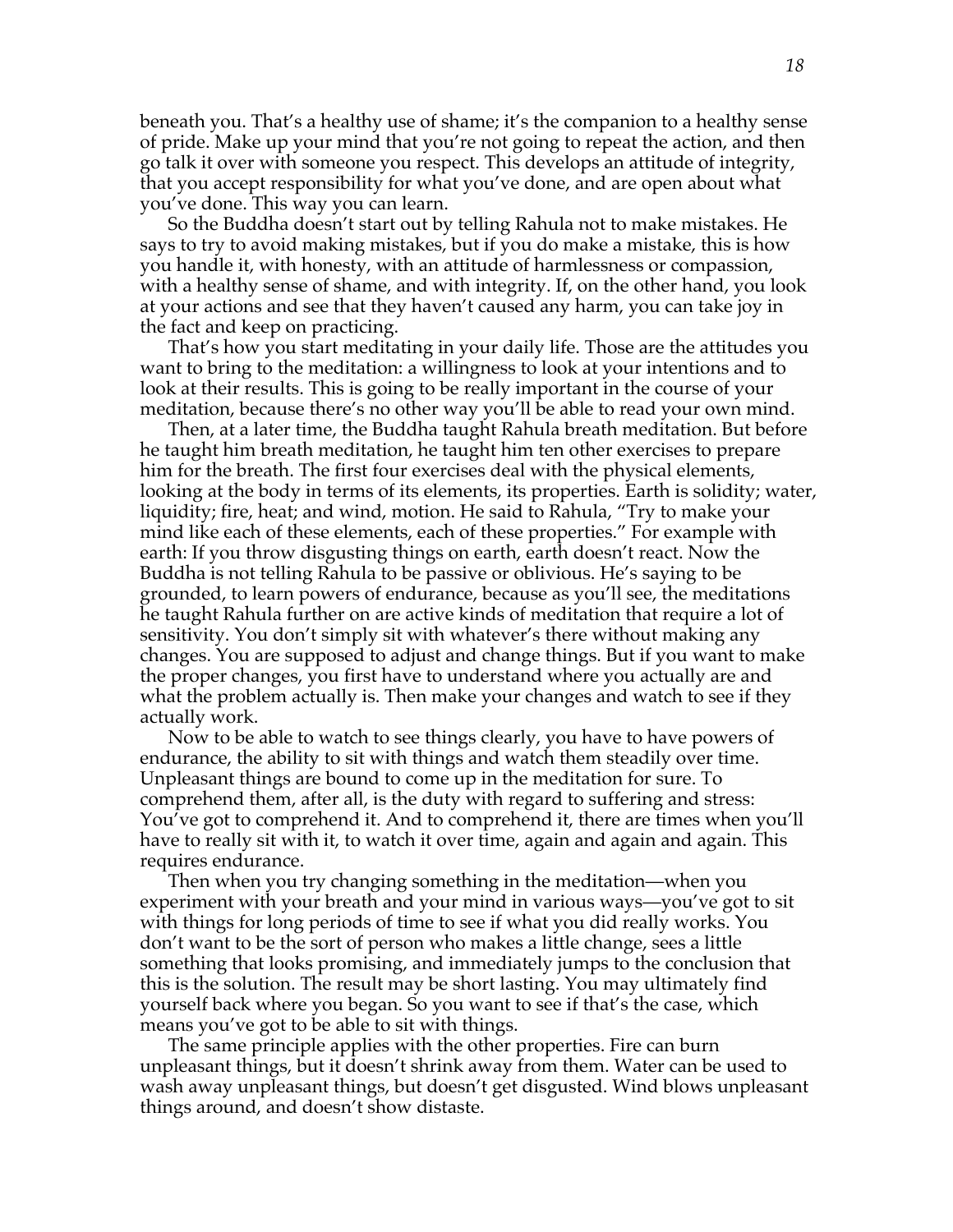beneath you. That's a healthy use of shame; it's the companion to a healthy sense of pride. Make up your mind that you're not going to repeat the action, and then go talk it over with someone you respect. This develops an attitude of integrity, that you accept responsibility for what you've done, and are open about what you've done. This way you can learn.

So the Buddha doesn't start out by telling Rahula not to make mistakes. He says to try to avoid making mistakes, but if you do make a mistake, this is how you handle it, with honesty, with an attitude of harmlessness or compassion, with a healthy sense of shame, and with integrity. If, on the other hand, you look at your actions and see that they haven't caused any harm, you can take joy in the fact and keep on practicing.

That's how you start meditating in your daily life. Those are the attitudes you want to bring to the meditation: a willingness to look at your intentions and to look at their results. This is going to be really important in the course of your meditation, because there's no other way you'll be able to read your own mind.

Then, at a later time, the Buddha taught Rahula breath meditation. But before he taught him breath meditation, he taught him ten other exercises to prepare him for the breath. The first four exercises deal with the physical elements, looking at the body in terms of its elements, its properties. Earth is solidity; water, liquidity; fire, heat; and wind, motion. He said to Rahula, "Try to make your mind like each of these elements, each of these properties." For example with earth: If you throw disgusting things on earth, earth doesn't react. Now the Buddha is not telling Rahula to be passive or oblivious. He's saying to be grounded, to learn powers of endurance, because as you'll see, the meditations he taught Rahula further on are active kinds of meditation that require a lot of sensitivity. You don't simply sit with whatever's there without making any changes. You are supposed to adjust and change things. But if you want to make the proper changes, you first have to understand where you actually are and what the problem actually is. Then make your changes and watch to see if they actually work.

Now to be able to watch to see things clearly, you have to have powers of endurance, the ability to sit with things and watch them steadily over time. Unpleasant things are bound to come up in the meditation for sure. To comprehend them, after all, is the duty with regard to suffering and stress: You've got to comprehend it. And to comprehend it, there are times when you'll have to really sit with it, to watch it over time, again and again and again. This requires endurance.

Then when you try changing something in the meditation—when you experiment with your breath and your mind in various ways—you've got to sit with things for long periods of time to see if what you did really works. You don't want to be the sort of person who makes a little change, sees a little something that looks promising, and immediately jumps to the conclusion that this is the solution. The result may be short lasting. You may ultimately find yourself back where you began. So you want to see if that's the case, which means you've got to be able to sit with things.

The same principle applies with the other properties. Fire can burn unpleasant things, but it doesn't shrink away from them. Water can be used to wash away unpleasant things, but doesn't get disgusted. Wind blows unpleasant things around, and doesn't show distaste.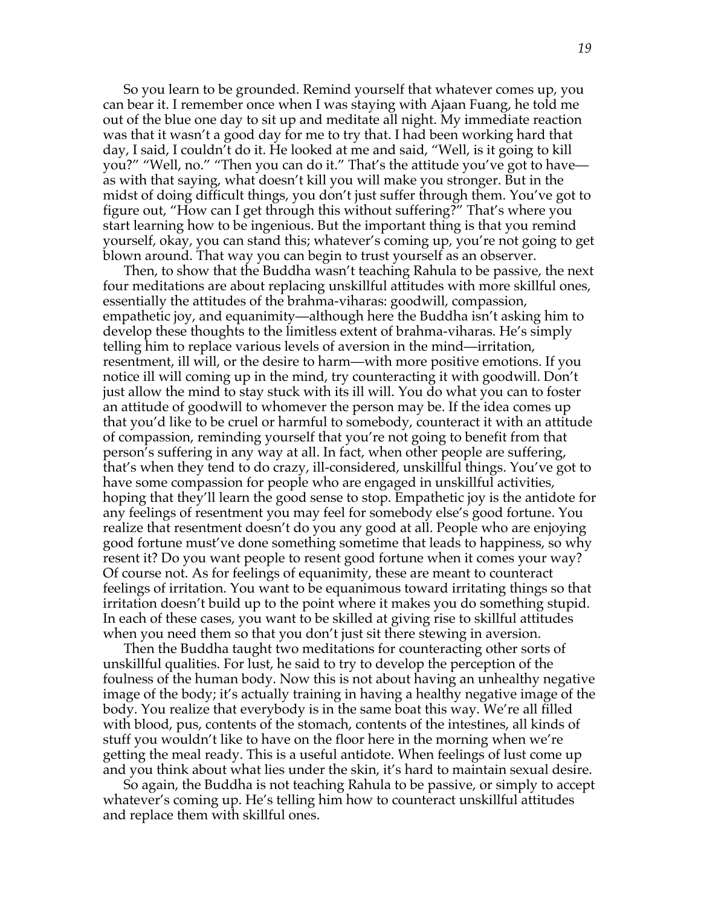So you learn to be grounded. Remind yourself that whatever comes up, you can bear it. I remember once when I was staying with Ajaan Fuang, he told me out of the blue one day to sit up and meditate all night. My immediate reaction was that it wasn't a good day for me to try that. I had been working hard that day, I said, I couldn't do it. He looked at me and said, "Well, is it going to kill you?" "Well, no." "Then you can do it." That's the attitude you've got to have—as with that saying, what doesn't kill you will make you stronger. But in the midst of doing difficult things, you don't just suffer through them. You've got to figure out, "How can I get through this without suffering?" That's where you start learning how to be ingenious. But the important thing is that you remind yourself, okay, you can stand this; whatever's coming up, you're not going to get blown around. That way you can begin to trust yourself as an observer.

Then, to show that the Buddha wasn't teaching Rahula to be passive, the next four meditations are about replacing unskillful attitudes with more skillful ones, essentially the attitudes of the brahma-viharas: goodwill, compassion, empathetic joy, and equanimity—although here the Buddha isn't asking him to develop these thoughts to the limitless extent of brahma-viharas. He's simply telling him to replace various levels of aversion in the mind—irritation, resentment, ill will, or the desire to harm—with more positive emotions. If you notice ill will coming up in the mind, try counteracting it with goodwill. Don't just allow the mind to stay stuck with its ill will. You do what you can to foster an attitude of goodwill to whomever the person may be. If the idea comes up that you'd like to be cruel or harmful to somebody, counteract it with an attitude of compassion, reminding yourself that you're not going to benefit from that person's suffering in any way at all. In fact, when other people are suffering, that's when they tend to do crazy, ill-considered, unskillful things. You've got to have some compassion for people who are engaged in unskillful activities, hoping that they'll learn the good sense to stop. Empathetic joy is the antidote for any feelings of resentment you may feel for somebody else's good fortune. You realize that resentment doesn't do you any good at all. People who are enjoying good fortune must've done something sometime that leads to happiness, so why resent it? Do you want people to resent good fortune when it comes your way? Of course not. As for feelings of equanimity, these are meant to counteract feelings of irritation. You want to be equanimous toward irritating things so that irritation doesn't build up to the point where it makes you do something stupid. In each of these cases, you want to be skilled at giving rise to skillful attitudes when you need them so that you don't just sit there stewing in aversion.

Then the Buddha taught two meditations for counteracting other sorts of unskillful qualities. For lust, he said to try to develop the perception of the foulness of the human body. Now this is not about having an unhealthy negative image of the body; it's actually training in having a healthy negative image of the body. You realize that everybody is in the same boat this way. We're all filled with blood, pus, contents of the stomach, contents of the intestines, all kinds of stuff you wouldn't like to have on the floor here in the morning when we're getting the meal ready. This is a useful antidote. When feelings of lust come up and you think about what lies under the skin, it's hard to maintain sexual desire.

So again, the Buddha is not teaching Rahula to be passive, or simply to accept whatever's coming up. He's telling him how to counteract unskillful attitudes and replace them with skillful ones.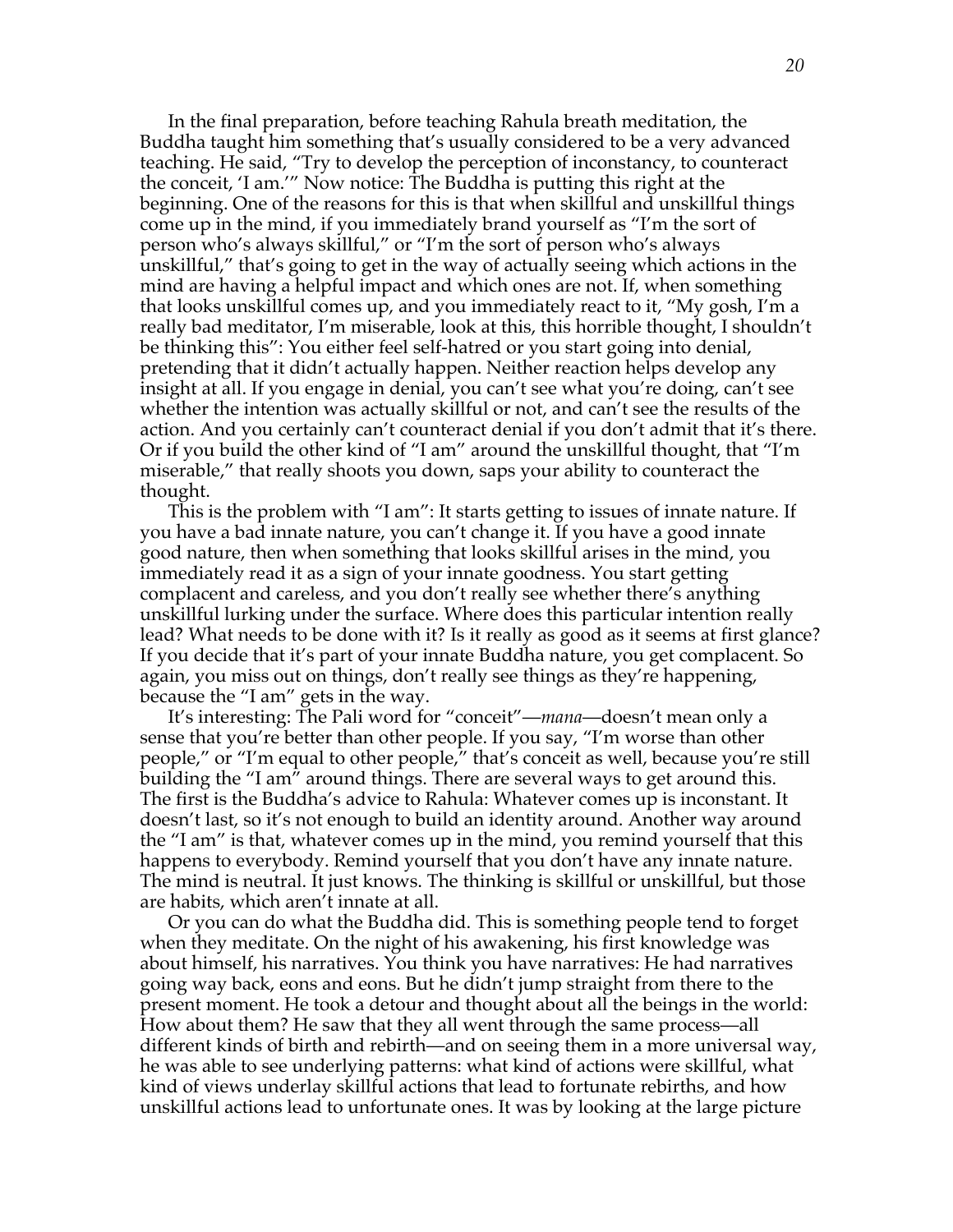In the final preparation, before teaching Rahula breath meditation, the Buddha taught him something that's usually considered to be a very advanced teaching. He said, "Try to develop the perception of inconstancy, to counteract the conceit, 'I am.'" Now notice: The Buddha is putting this right at the beginning. One of the reasons for this is that when skillful and unskillful things come up in the mind, if you immediately brand yourself as "I'm the sort of person who's always skillful," or "I'm the sort of person who's always unskillful," that's going to get in the way of actually seeing which actions in the mind are having a helpful impact and which ones are not. If, when something that looks unskillful comes up, and you immediately react to it, "My gosh, I'm a really bad meditator, I'm miserable, look at this, this horrible thought, I shouldn't be thinking this": You either feel self-hatred or you start going into denial, pretending that it didn't actually happen. Neither reaction helps develop any insight at all. If you engage in denial, you can't see what you're doing, can't see whether the intention was actually skillful or not, and can't see the results of the action. And you certainly can't counteract denial if you don't admit that it's there. Or if you build the other kind of "I am" around the unskillful thought, that "I'm miserable," that really shoots you down, saps your ability to counteract the thought.

This is the problem with "I am": It starts getting to issues of innate nature. If you have a bad innate nature, you can't change it. If you have a good innate good nature, then when something that looks skillful arises in the mind, you immediately read it as a sign of your innate goodness. You start getting complacent and careless, and you don't really see whether there's anything unskillful lurking under the surface. Where does this particular intention really lead? What needs to be done with it? Is it really as good as it seems at first glance? If you decide that it's part of your innate Buddha nature, you get complacent. So again, you miss out on things, don't really see things as they're happening, because the "I am" gets in the way.

It's interesting: The Pali word for "conceit"—*mana*—doesn't mean only a sense that you're better than other people. If you say, "I'm worse than other people," or "I'm equal to other people," that's conceit as well, because you're still building the "I am" around things. There are several ways to get around this. The first is the Buddha's advice to Rahula: Whatever comes up is inconstant. It doesn't last, so it's not enough to build an identity around. Another way around the "I am" is that, whatever comes up in the mind, you remind yourself that this happens to everybody. Remind yourself that you don't have any innate nature. The mind is neutral. It just knows. The thinking is skillful or unskillful, but those are habits, which aren't innate at all.

Or you can do what the Buddha did. This is something people tend to forget when they meditate. On the night of his awakening, his first knowledge was about himself, his narratives. You think you have narratives: He had narratives going way back, eons and eons. But he didn't jump straight from there to the present moment. He took a detour and thought about all the beings in the world: How about them? He saw that they all went through the same process—all different kinds of birth and rebirth—and on seeing them in a more universal way, he was able to see underlying patterns: what kind of actions were skillful, what kind of views underlay skillful actions that lead to fortunate rebirths, and how unskillful actions lead to unfortunate ones. It was by looking at the large picture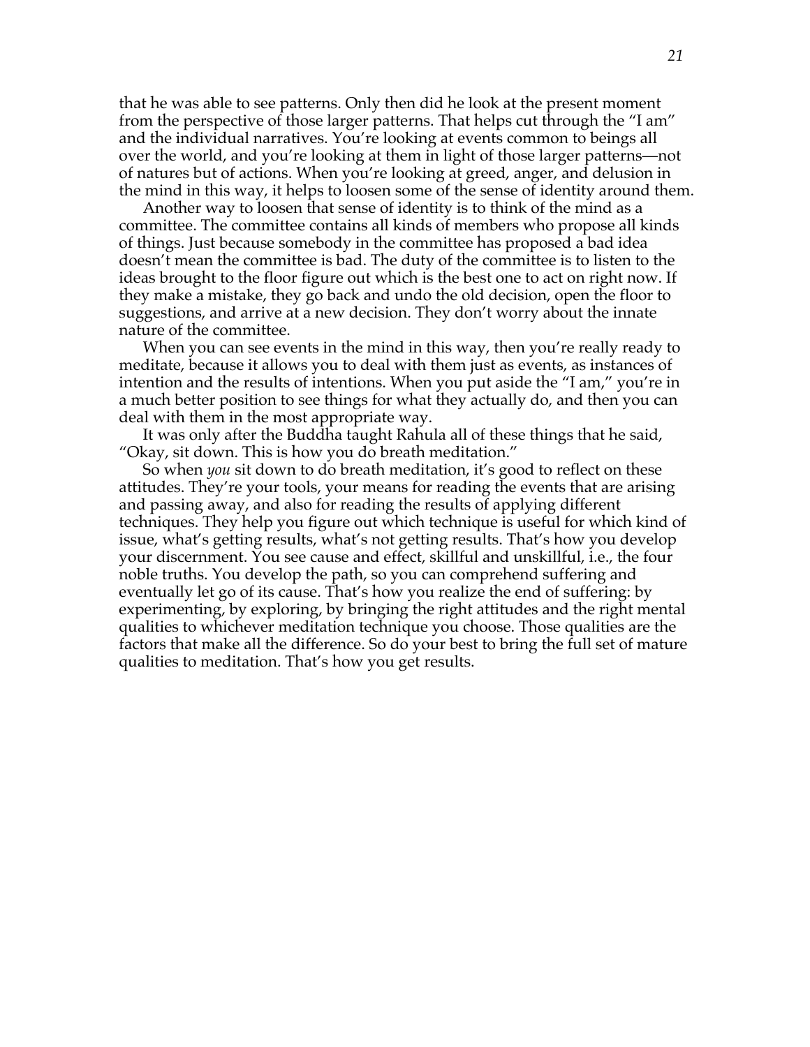that he was able to see patterns. Only then did he look at the present moment from the perspective of those larger patterns. That helps cut through the “I am” and the individual narratives. You’re looking at events common to beings all over the world, and you’re looking at them in light of those larger patterns—not of natures but of actions. When you’re looking at greed, anger, and delusion in the mind in this way, it helps to loosen some of the sense of identity around them.

Another way to loosen that sense of identity is to think of the mind as a committee. The committee contains all kinds of members who propose all kinds of things. Just because somebody in the committee has proposed a bad idea doesn’t mean the committee is bad. The duty of the committee is to listen to the ideas brought to the floor figure out which is the best one to act on right now. If they make a mistake, they go back and undo the old decision, open the floor to suggestions, and arrive at a new decision. They don’t worry about the innate nature of the committee.

When you can see events in the mind in this way, then you’re really ready to meditate, because it allows you to deal with them just as events, as instances of intention and the results of intentions. When you put aside the “I am,” you’re in a much better position to see things for what they actually do, and then you can deal with them in the most appropriate way.

It was only after the Buddha taught Rahula all of these things that he said, “Okay, sit down. This is how you do breath meditation.”

So when *you* sit down to do breath meditation, it’s good to reflect on these attitudes. They’re your tools, your means for reading the events that are arising and passing away, and also for reading the results of applying different techniques. They help you figure out which technique is useful for which kind of issue, what’s getting results, what’s not getting results. That’s how you develop your discernment. You see cause and effect, skillful and unskillful, i.e., the four noble truths. You develop the path, so you can comprehend suffering and eventually let go of its cause. That’s how you realize the end of suffering: by experimenting, by exploring, by bringing the right attitudes and the right mental qualities to whichever meditation technique you choose. Those qualities are the factors that make all the difference. So do your best to bring the full set of mature qualities to meditation. That’s how you get results.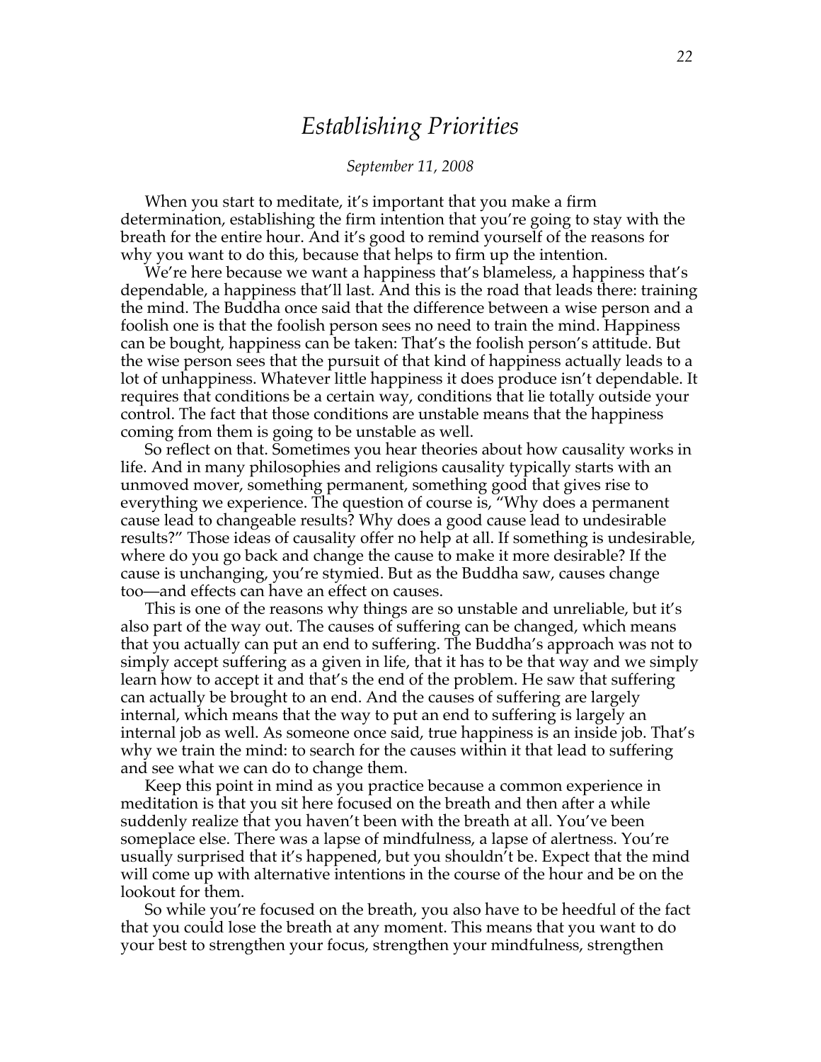# *Establishing Priorities*

*September 11, 2008*

When you start to meditate, it's important that you make a firm determination, establishing the firm intention that you're going to stay with the breath for the entire hour. And it's good to remind yourself of the reasons for why you want to do this, because that helps to firm up the intention.

We're here because we want a happiness that's blameless, a happiness that's dependable, a happiness that'll last. And this is the road that leads there: training the mind. The Buddha once said that the difference between a wise person and a foolish one is that the foolish person sees no need to train the mind. Happiness can be bought, happiness can be taken: That's the foolish person's attitude. But the wise person sees that the pursuit of that kind of happiness actually leads to a lot of unhappiness. Whatever little happiness it does produce isn't dependable. It requires that conditions be a certain way, conditions that lie totally outside your control. The fact that those conditions are unstable means that the happiness coming from them is going to be unstable as well.

So reflect on that. Sometimes you hear theories about how causality works in life. And in many philosophies and religions causality typically starts with an unmoved mover, something permanent, something good that gives rise to everything we experience. The question of course is, "Why does a permanent cause lead to changeable results? Why does a good cause lead to undesirable results?" Those ideas of causality offer no help at all. If something is undesirable, where do you go back and change the cause to make it more desirable? If the cause is unchanging, you're stymied. But as the Buddha saw, causes change too—and effects can have an effect on causes.

This is one of the reasons why things are so unstable and unreliable, but it's also part of the way out. The causes of suffering can be changed, which means that you actually can put an end to suffering. The Buddha's approach was not to simply accept suffering as a given in life, that it has to be that way and we simply learn how to accept it and that's the end of the problem. He saw that suffering can actually be brought to an end. And the causes of suffering are largely internal, which means that the way to put an end to suffering is largely an internal job as well. As someone once said, true happiness is an inside job. That's why we train the mind: to search for the causes within it that lead to suffering and see what we can do to change them.

Keep this point in mind as you practice because a common experience in meditation is that you sit here focused on the breath and then after a while suddenly realize that you haven't been with the breath at all. You've been someplace else. There was a lapse of mindfulness, a lapse of alertness. You're usually surprised that it's happened, but you shouldn't be. Expect that the mind will come up with alternative intentions in the course of the hour and be on the lookout for them.

So while you're focused on the breath, you also have to be heedful of the fact that you could lose the breath at any moment. This means that you want to do your best to strengthen your focus, strengthen your mindfulness, strengthen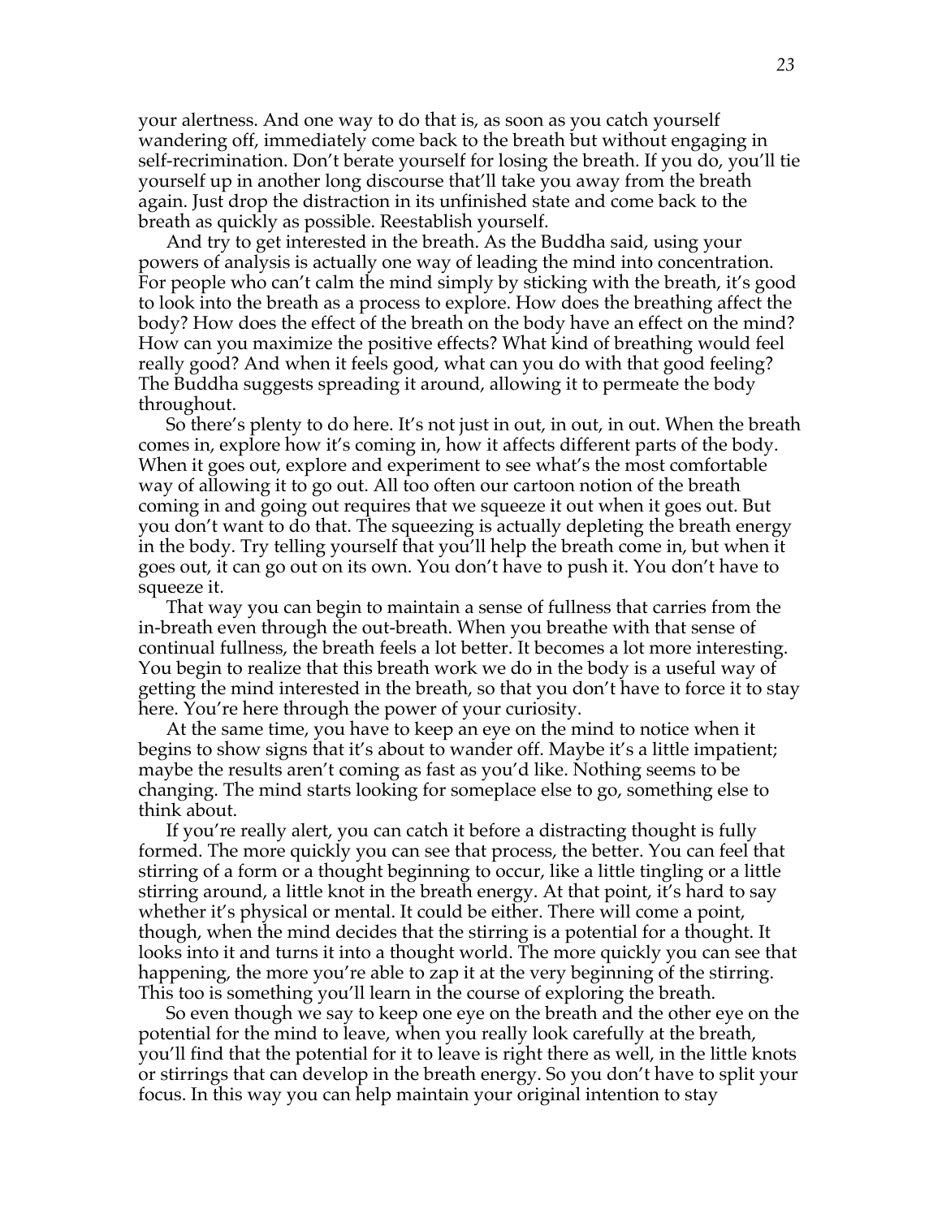your alertness. And one way to do that is, as soon as you catch yourself wandering off, immediately come back to the breath but without engaging in self-recrimination. Don't berate yourself for losing the breath. If you do, you'll tie yourself up in another long discourse that'll take you away from the breath again. Just drop the distraction in its unfinished state and come back to the breath as quickly as possible. Reestablish yourself.

And try to get interested in the breath. As the Buddha said, using your powers of analysis is actually one way of leading the mind into concentration. For people who can't calm the mind simply by sticking with the breath, it's good to look into the breath as a process to explore. How does the breathing affect the body? How does the effect of the breath on the body have an effect on the mind? How can you maximize the positive effects? What kind of breathing would feel really good? And when it feels good, what can you do with that good feeling? The Buddha suggests spreading it around, allowing it to permeate the body throughout.

So there's plenty to do here. It's not just in out, in out, in out. When the breath comes in, explore how it's coming in, how it affects different parts of the body. When it goes out, explore and experiment to see what's the most comfortable way of allowing it to go out. All too often our cartoon notion of the breath coming in and going out requires that we squeeze it out when it goes out. But you don't want to do that. The squeezing is actually depleting the breath energy in the body. Try telling yourself that you'll help the breath come in, but when it goes out, it can go out on its own. You don't have to push it. You don't have to squeeze it.

That way you can begin to maintain a sense of fullness that carries from the in-breath even through the out-breath. When you breathe with that sense of continual fullness, the breath feels a lot better. It becomes a lot more interesting. You begin to realize that this breath work we do in the body is a useful way of getting the mind interested in the breath, so that you don't have to force it to stay here. You're here through the power of your curiosity.

At the same time, you have to keep an eye on the mind to notice when it begins to show signs that it's about to wander off. Maybe it's a little impatient; maybe the results aren't coming as fast as you'd like. Nothing seems to be changing. The mind starts looking for someplace else to go, something else to think about.

If you're really alert, you can catch it before a distracting thought is fully formed. The more quickly you can see that process, the better. You can feel that stirring of a form or a thought beginning to occur, like a little tingling or a little stirring around, a little knot in the breath energy. At that point, it's hard to say whether it's physical or mental. It could be either. There will come a point, though, when the mind decides that the stirring is a potential for a thought. It looks into it and turns it into a thought world. The more quickly you can see that happening, the more you're able to zap it at the very beginning of the stirring. This too is something you'll learn in the course of exploring the breath.

So even though we say to keep one eye on the breath and the other eye on the potential for the mind to leave, when you really look carefully at the breath, you'll find that the potential for it to leave is right there as well, in the little knots or stirrings that can develop in the breath energy. So you don't have to split your focus. In this way you can help maintain your original intention to stay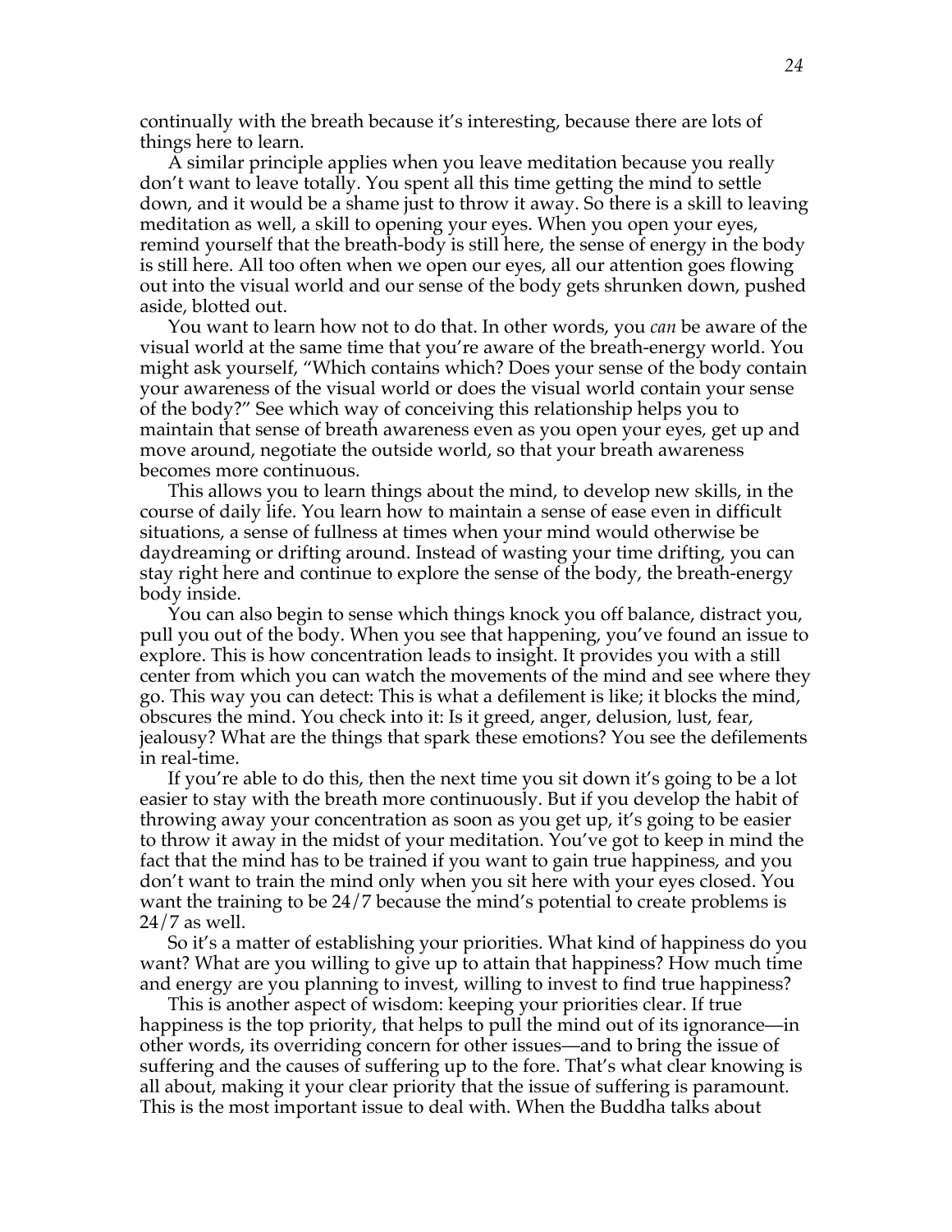continually with the breath because it's interesting, because there are lots of things here to learn.

A similar principle applies when you leave meditation because you really don't want to leave totally. You spent all this time getting the mind to settle down, and it would be a shame just to throw it away. So there is a skill to leaving meditation as well, a skill to opening your eyes. When you open your eyes, remind yourself that the breath-body is still here, the sense of energy in the body is still here. All too often when we open our eyes, all our attention goes flowing out into the visual world and our sense of the body gets shrunken down, pushed aside, blotted out.

You want to learn how not to do that. In other words, you *can* be aware of the visual world at the same time that you're aware of the breath-energy world. You might ask yourself, "Which contains which? Does your sense of the body contain your awareness of the visual world or does the visual world contain your sense of the body?" See which way of conceiving this relationship helps you to maintain that sense of breath awareness even as you open your eyes, get up and move around, negotiate the outside world, so that your breath awareness becomes more continuous.

This allows you to learn things about the mind, to develop new skills, in the course of daily life. You learn how to maintain a sense of ease even in difficult situations, a sense of fullness at times when your mind would otherwise be daydreaming or drifting around. Instead of wasting your time drifting, you can stay right here and continue to explore the sense of the body, the breath-energy body inside.

You can also begin to sense which things knock you off balance, distract you, pull you out of the body. When you see that happening, you've found an issue to explore. This is how concentration leads to insight. It provides you with a still center from which you can watch the movements of the mind and see where they go. This way you can detect: This is what a defilement is like; it blocks the mind, obscures the mind. You check into it: Is it greed, anger, delusion, lust, fear, jealousy? What are the things that spark these emotions? You see the defilements in real-time.

If you're able to do this, then the next time you sit down it's going to be a lot easier to stay with the breath more continuously. But if you develop the habit of throwing away your concentration as soon as you get up, it's going to be easier to throw it away in the midst of your meditation. You've got to keep in mind the fact that the mind has to be trained if you want to gain true happiness, and you don't want to train the mind only when you sit here with your eyes closed. You want the training to be 24/7 because the mind's potential to create problems is 24/7 as well.

So it's a matter of establishing your priorities. What kind of happiness do you want? What are you willing to give up to attain that happiness? How much time and energy are you planning to invest, willing to invest to find true happiness?

This is another aspect of wisdom: keeping your priorities clear. If true happiness is the top priority, that helps to pull the mind out of its ignorance—in other words, its overriding concern for other issues—and to bring the issue of suffering and the causes of suffering up to the fore. That's what clear knowing is all about, making it your clear priority that the issue of suffering is paramount. This is the most important issue to deal with. When the Buddha talks about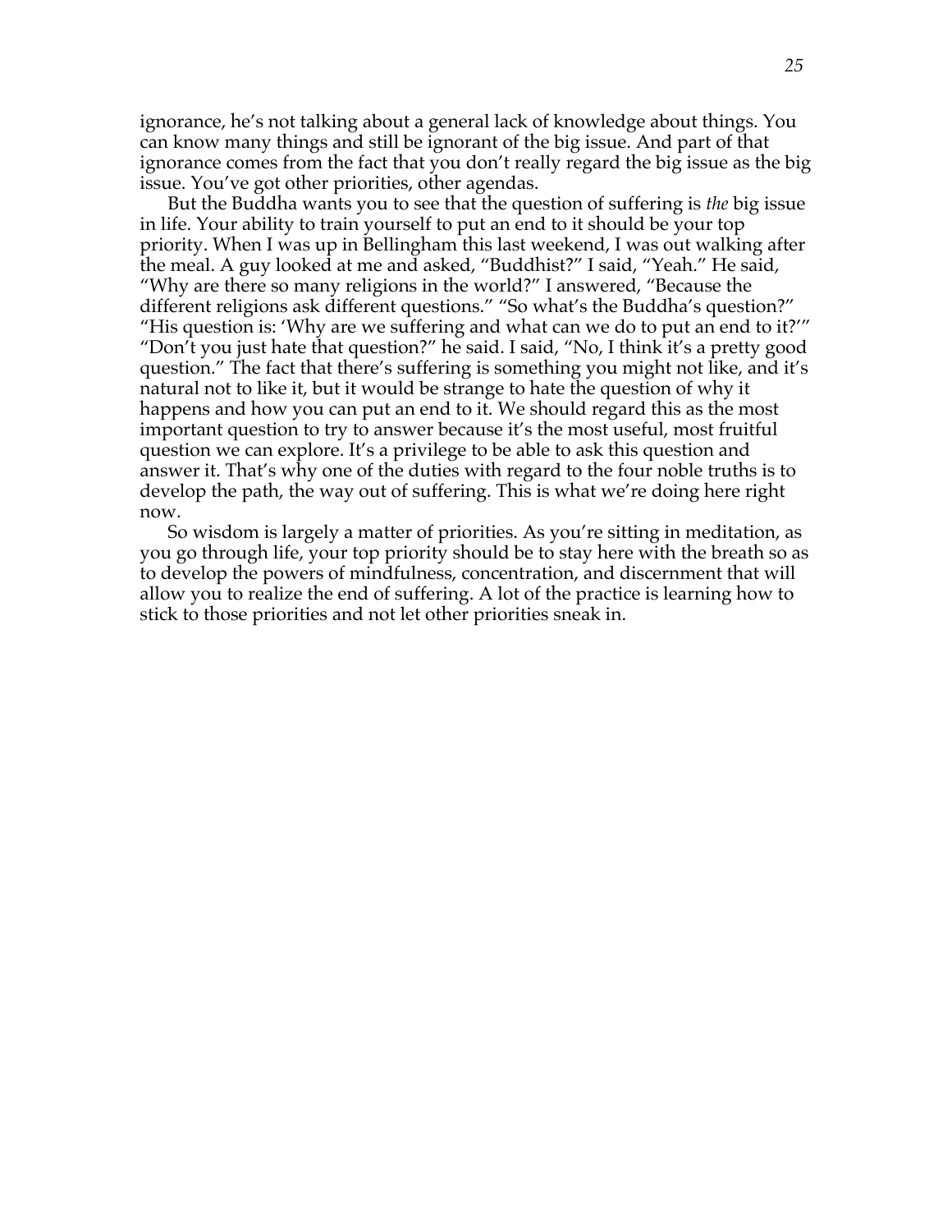ignorance, he's not talking about a general lack of knowledge about things. You can know many things and still be ignorant of the big issue. And part of that ignorance comes from the fact that you don't really regard the big issue as the big issue. You've got other priorities, other agendas.

But the Buddha wants you to see that the question of suffering is *the* big issue in life. Your ability to train yourself to put an end to it should be your top priority. When I was up in Bellingham this last weekend, I was out walking after the meal. A guy looked at me and asked, "Buddhist?" I said, "Yeah." He said, "Why are there so many religions in the world?" I answered, "Because the different religions ask different questions." "So what's the Buddha's question?" "His question is: 'Why are we suffering and what can we do to put an end to it?'" "Don't you just hate that question?" he said. I said, "No, I think it's a pretty good question." The fact that there's suffering is something you might not like, and it's natural not to like it, but it would be strange to hate the question of why it happens and how you can put an end to it. We should regard this as the most important question to try to answer because it's the most useful, most fruitful question we can explore. It's a privilege to be able to ask this question and answer it. That's why one of the duties with regard to the four noble truths is to develop the path, the way out of suffering. This is what we're doing here right now.

So wisdom is largely a matter of priorities. As you're sitting in meditation, as you go through life, your top priority should be to stay here with the breath so as to develop the powers of mindfulness, concentration, and discernment that will allow you to realize the end of suffering. A lot of the practice is learning how to stick to those priorities and not let other priorities sneak in.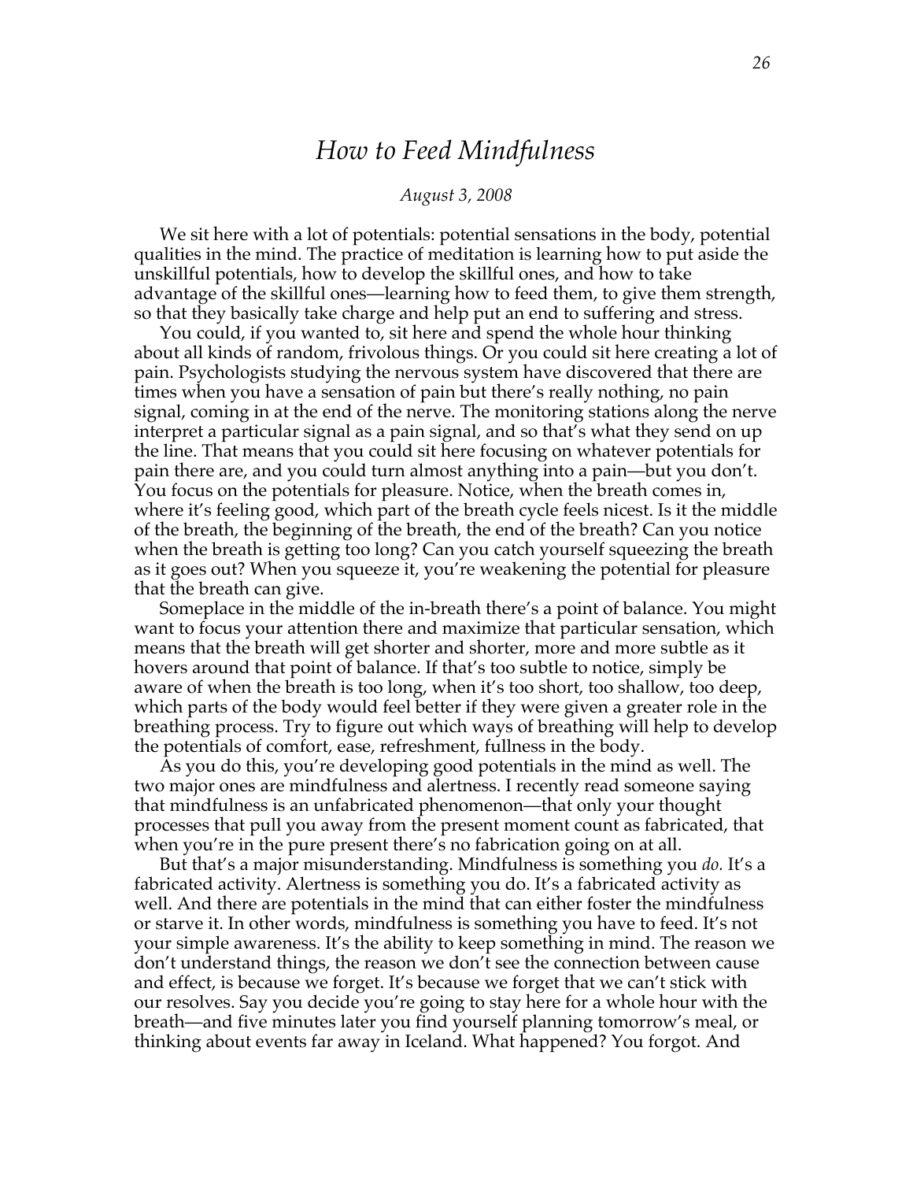# *How to Feed Mindfulness*

*August 3, 2008*

We sit here with a lot of potentials: potential sensations in the body, potential qualities in the mind. The practice of meditation is learning how to put aside the unskillful potentials, how to develop the skillful ones, and how to take advantage of the skillful ones—learning how to feed them, to give them strength, so that they basically take charge and help put an end to suffering and stress.

You could, if you wanted to, sit here and spend the whole hour thinking about all kinds of random, frivolous things. Or you could sit here creating a lot of pain. Psychologists studying the nervous system have discovered that there are times when you have a sensation of pain but there's really nothing, no pain signal, coming in at the end of the nerve. The monitoring stations along the nerve interpret a particular signal as a pain signal, and so that's what they send on up the line. That means that you could sit here focusing on whatever potentials for pain there are, and you could turn almost anything into a pain—but you don't. You focus on the potentials for pleasure. Notice, when the breath comes in, where it's feeling good, which part of the breath cycle feels nicest. Is it the middle of the breath, the beginning of the breath, the end of the breath? Can you notice when the breath is getting too long? Can you catch yourself squeezing the breath as it goes out? When you squeeze it, you're weakening the potential for pleasure that the breath can give.

Someplace in the middle of the in-breath there's a point of balance. You might want to focus your attention there and maximize that particular sensation, which means that the breath will get shorter and shorter, more and more subtle as it hovers around that point of balance. If that's too subtle to notice, simply be aware of when the breath is too long, when it's too short, too shallow, too deep, which parts of the body would feel better if they were given a greater role in the breathing process. Try to figure out which ways of breathing will help to develop the potentials of comfort, ease, refreshment, fullness in the body.

As you do this, you're developing good potentials in the mind as well. The two major ones are mindfulness and alertness. I recently read someone saying that mindfulness is an unfabricated phenomenon—that only your thought processes that pull you away from the present moment count as fabricated, that when you're in the pure present there's no fabrication going on at all.

But that's a major misunderstanding. Mindfulness is something you *do.* It's a fabricated activity. Alertness is something you do. It's a fabricated activity as well. And there are potentials in the mind that can either foster the mindfulness or starve it. In other words, mindfulness is something you have to feed. It's not your simple awareness. It's the ability to keep something in mind. The reason we don't understand things, the reason we don't see the connection between cause and effect, is because we forget. It's because we forget that we can't stick with our resolves. Say you decide you're going to stay here for a whole hour with the breath—and five minutes later you find yourself planning tomorrow's meal, or thinking about events far away in Iceland. What happened? You forgot. And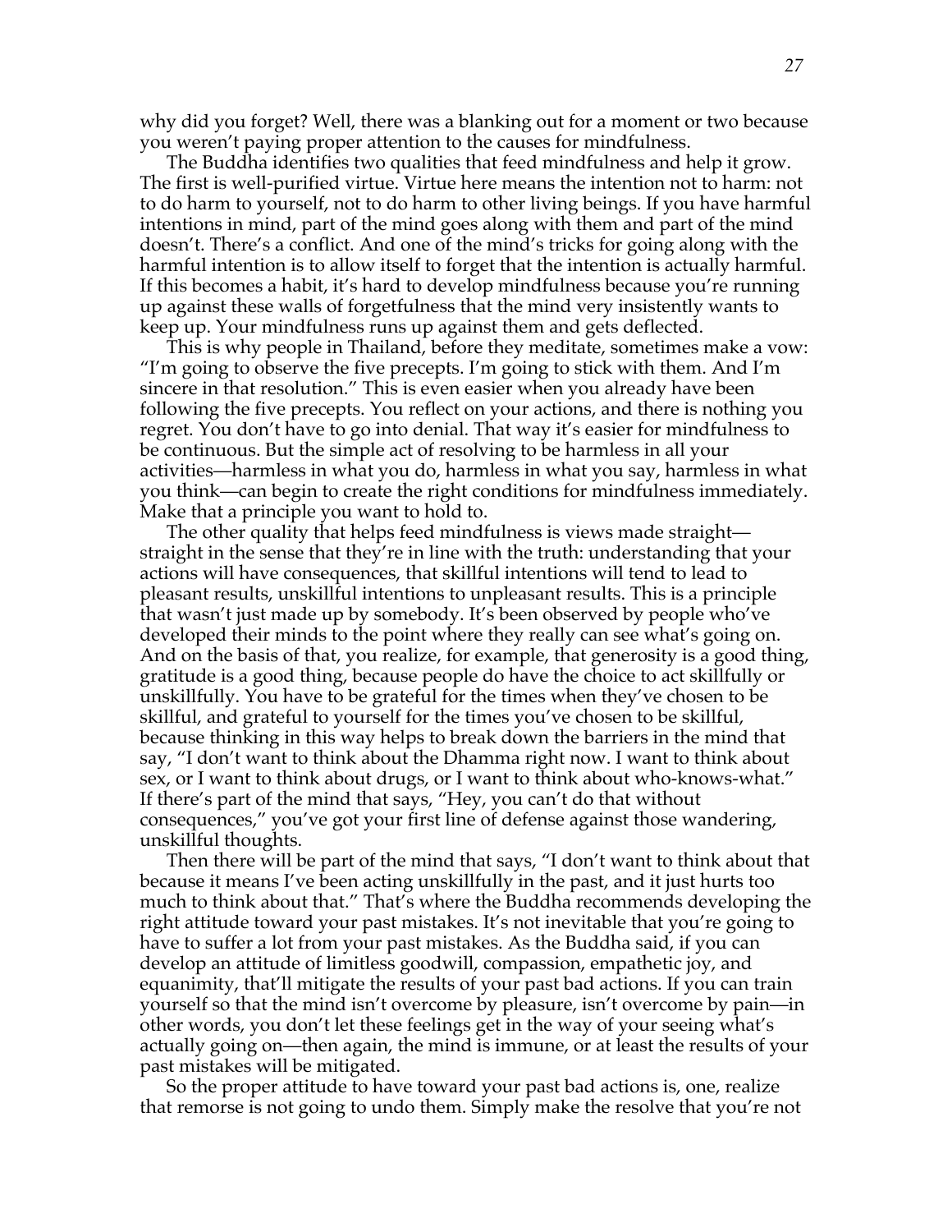why did you forget? Well, there was a blanking out for a moment or two because you weren't paying proper attention to the causes for mindfulness.

The Buddha identifies two qualities that feed mindfulness and help it grow. The first is well-purified virtue. Virtue here means the intention not to harm: not to do harm to yourself, not to do harm to other living beings. If you have harmful intentions in mind, part of the mind goes along with them and part of the mind doesn't. There's a conflict. And one of the mind's tricks for going along with the harmful intention is to allow itself to forget that the intention is actually harmful. If this becomes a habit, it's hard to develop mindfulness because you're running up against these walls of forgetfulness that the mind very insistently wants to keep up. Your mindfulness runs up against them and gets deflected.

This is why people in Thailand, before they meditate, sometimes make a vow: "I'm going to observe the five precepts. I'm going to stick with them. And I'm sincere in that resolution." This is even easier when you already have been following the five precepts. You reflect on your actions, and there is nothing you regret. You don't have to go into denial. That way it's easier for mindfulness to be continuous. But the simple act of resolving to be harmless in all your activities—harmless in what you do, harmless in what you say, harmless in what you think—can begin to create the right conditions for mindfulness immediately. Make that a principle you want to hold to.

The other quality that helps feed mindfulness is views made straight—straight in the sense that they're in line with the truth: understanding that your actions will have consequences, that skillful intentions will tend to lead to pleasant results, unskillful intentions to unpleasant results. This is a principle that wasn't just made up by somebody. It's been observed by people who've developed their minds to the point where they really can see what's going on. And on the basis of that, you realize, for example, that generosity is a good thing, gratitude is a good thing, because people do have the choice to act skillfully or unskillfully. You have to be grateful for the times when they've chosen to be skillful, and grateful to yourself for the times you've chosen to be skillful, because thinking in this way helps to break down the barriers in the mind that say, "I don't want to think about the Dhamma right now. I want to think about sex, or I want to think about drugs, or I want to think about who-knows-what." If there's part of the mind that says, "Hey, you can't do that without consequences," you've got your first line of defense against those wandering, unskillful thoughts.

Then there will be part of the mind that says, "I don't want to think about that because it means I've been acting unskillfully in the past, and it just hurts too much to think about that." That's where the Buddha recommends developing the right attitude toward your past mistakes. It's not inevitable that you're going to have to suffer a lot from your past mistakes. As the Buddha said, if you can develop an attitude of limitless goodwill, compassion, empathetic joy, and equanimity, that'll mitigate the results of your past bad actions. If you can train yourself so that the mind isn't overcome by pleasure, isn't overcome by pain—in other words, you don't let these feelings get in the way of your seeing what's actually going on—then again, the mind is immune, or at least the results of your past mistakes will be mitigated.

So the proper attitude to have toward your past bad actions is, one, realize that remorse is not going to undo them. Simply make the resolve that you're not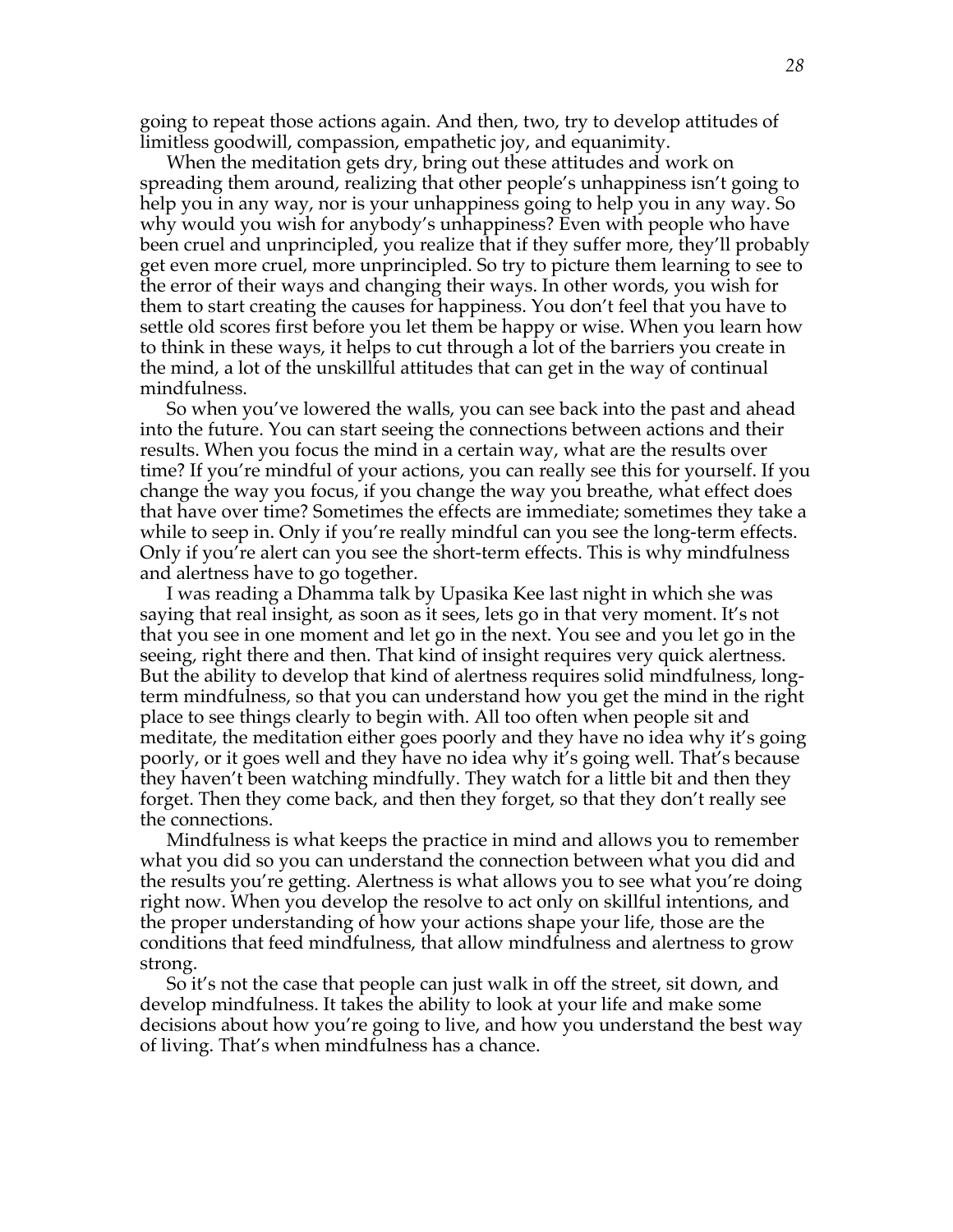going to repeat those actions again. And then, two, try to develop attitudes of limitless goodwill, compassion, empathetic joy, and equanimity.

When the meditation gets dry, bring out these attitudes and work on spreading them around, realizing that other people's unhappiness isn't going to help you in any way, nor is your unhappiness going to help you in any way. So why would you wish for anybody's unhappiness? Even with people who have been cruel and unprincipled, you realize that if they suffer more, they'll probably get even more cruel, more unprincipled. So try to picture them learning to see to the error of their ways and changing their ways. In other words, you wish for them to start creating the causes for happiness. You don't feel that you have to settle old scores first before you let them be happy or wise. When you learn how to think in these ways, it helps to cut through a lot of the barriers you create in the mind, a lot of the unskillful attitudes that can get in the way of continual mindfulness.

So when you've lowered the walls, you can see back into the past and ahead into the future. You can start seeing the connections between actions and their results. When you focus the mind in a certain way, what are the results over time? If you're mindful of your actions, you can really see this for yourself. If you change the way you focus, if you change the way you breathe, what effect does that have over time? Sometimes the effects are immediate; sometimes they take a while to seep in. Only if you're really mindful can you see the long-term effects. Only if you're alert can you see the short-term effects. This is why mindfulness and alertness have to go together.

I was reading a Dhamma talk by Upasika Kee last night in which she was saying that real insight, as soon as it sees, lets go in that very moment. It's not that you see in one moment and let go in the next. You see and you let go in the seeing, right there and then. That kind of insight requires very quick alertness. But the ability to develop that kind of alertness requires solid mindfulness, long-term mindfulness, so that you can understand how you get the mind in the right place to see things clearly to begin with. All too often when people sit and meditate, the meditation either goes poorly and they have no idea why it's going poorly, or it goes well and they have no idea why it's going well. That's because they haven't been watching mindfully. They watch for a little bit and then they forget. Then they come back, and then they forget, so that they don't really see the connections.

Mindfulness is what keeps the practice in mind and allows you to remember what you did so you can understand the connection between what you did and the results you're getting. Alertness is what allows you to see what you're doing right now. When you develop the resolve to act only on skillful intentions, and the proper understanding of how your actions shape your life, those are the conditions that feed mindfulness, that allow mindfulness and alertness to grow strong.

So it's not the case that people can just walk in off the street, sit down, and develop mindfulness. It takes the ability to look at your life and make some decisions about how you're going to live, and how you understand the best way of living. That's when mindfulness has a chance.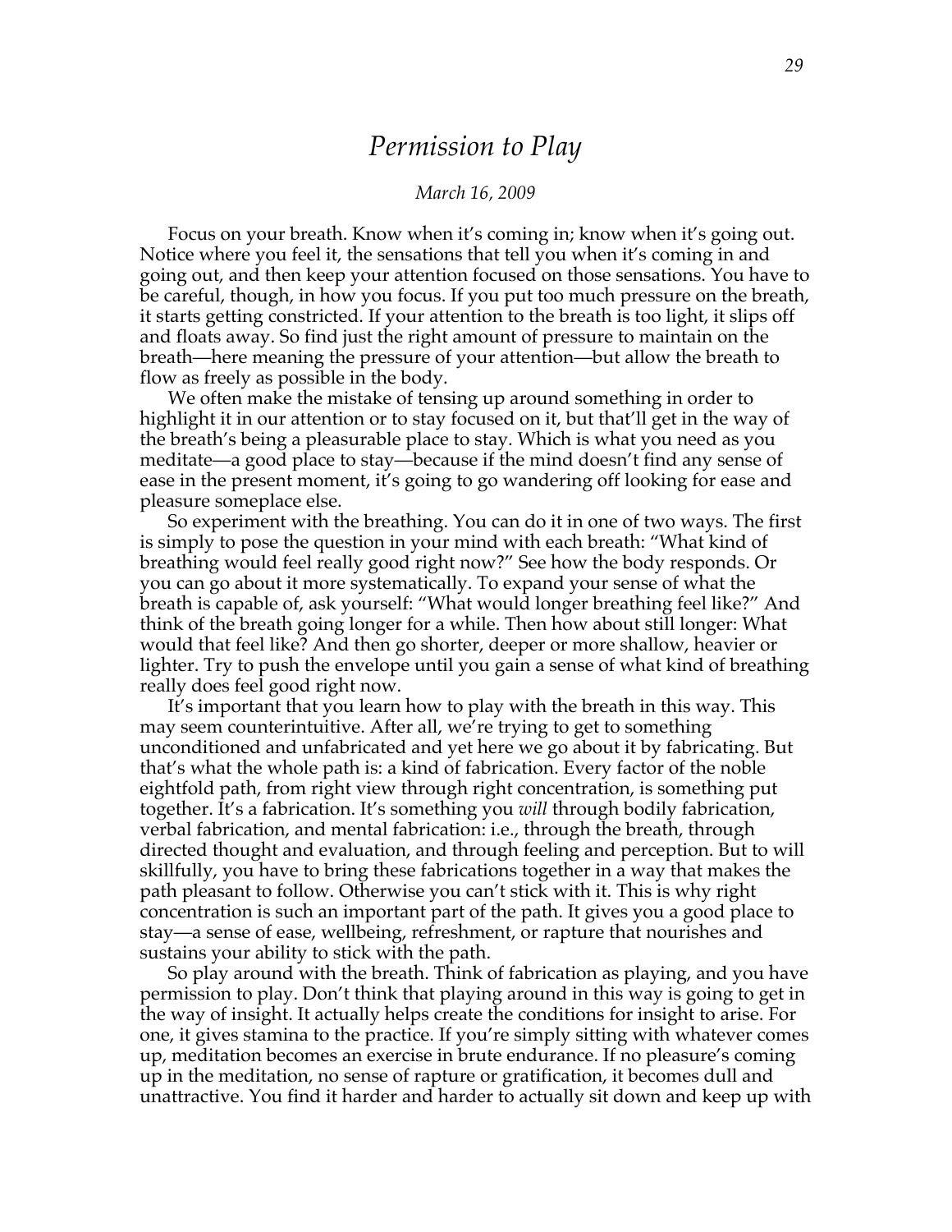# *Permission to Play*

*March 16, 2009*

Focus on your breath. Know when it's coming in; know when it's going out. Notice where you feel it, the sensations that tell you when it's coming in and going out, and then keep your attention focused on those sensations. You have to be careful, though, in how you focus. If you put too much pressure on the breath, it starts getting constricted. If your attention to the breath is too light, it slips off and floats away. So find just the right amount of pressure to maintain on the breath—here meaning the pressure of your attention—but allow the breath to flow as freely as possible in the body.

We often make the mistake of tensing up around something in order to highlight it in our attention or to stay focused on it, but that'll get in the way of the breath's being a pleasurable place to stay. Which is what you need as you meditate—a good place to stay—because if the mind doesn't find any sense of ease in the present moment, it's going to go wandering off looking for ease and pleasure someplace else.

So experiment with the breathing. You can do it in one of two ways. The first is simply to pose the question in your mind with each breath: "What kind of breathing would feel really good right now?" See how the body responds. Or you can go about it more systematically. To expand your sense of what the breath is capable of, ask yourself: "What would longer breathing feel like?" And think of the breath going longer for a while. Then how about still longer: What would that feel like? And then go shorter, deeper or more shallow, heavier or lighter. Try to push the envelope until you gain a sense of what kind of breathing really does feel good right now.

It's important that you learn how to play with the breath in this way. This may seem counterintuitive. After all, we're trying to get to something unconditioned and unfabricated and yet here we go about it by fabricating. But that's what the whole path is: a kind of fabrication. Every factor of the noble eightfold path, from right view through right concentration, is something put together. It's a fabrication. It's something you *will* through bodily fabrication, verbal fabrication, and mental fabrication: i.e., through the breath, through directed thought and evaluation, and through feeling and perception. But to will skillfully, you have to bring these fabrications together in a way that makes the path pleasant to follow. Otherwise you can't stick with it. This is why right concentration is such an important part of the path. It gives you a good place to stay—a sense of ease, wellbeing, refreshment, or rapture that nourishes and sustains your ability to stick with the path.

So play around with the breath. Think of fabrication as playing, and you have permission to play. Don't think that playing around in this way is going to get in the way of insight. It actually helps create the conditions for insight to arise. For one, it gives stamina to the practice. If you're simply sitting with whatever comes up, meditation becomes an exercise in brute endurance. If no pleasure's coming up in the meditation, no sense of rapture or gratification, it becomes dull and unattractive. You find it harder and harder to actually sit down and keep up with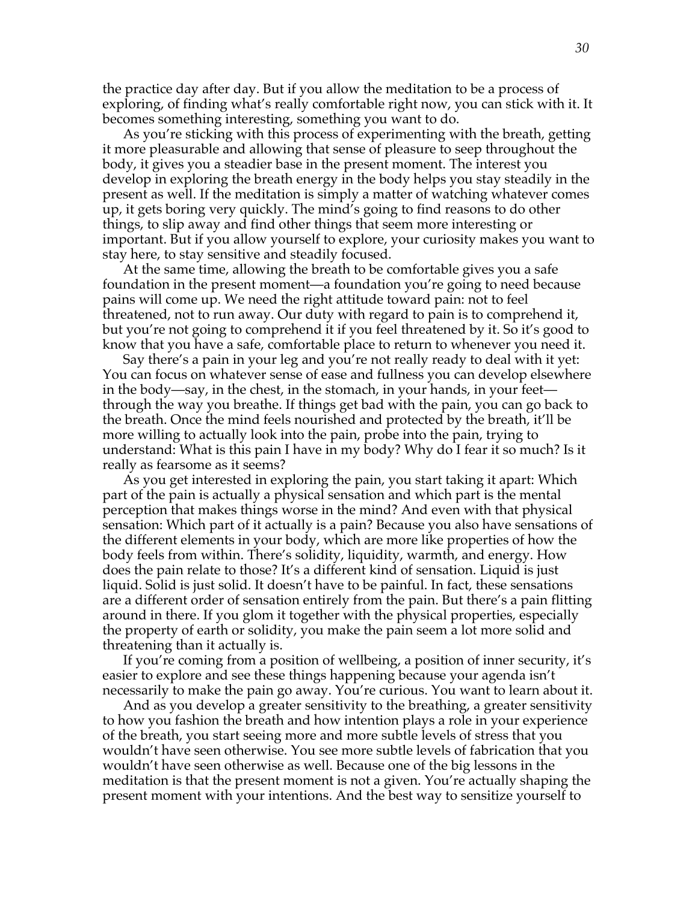the practice day after day. But if you allow the meditation to be a process of exploring, of finding what's really comfortable right now, you can stick with it. It becomes something interesting, something you want to do.

As you're sticking with this process of experimenting with the breath, getting it more pleasurable and allowing that sense of pleasure to seep throughout the body, it gives you a steadier base in the present moment. The interest you develop in exploring the breath energy in the body helps you stay steadily in the present as well. If the meditation is simply a matter of watching whatever comes up, it gets boring very quickly. The mind's going to find reasons to do other things, to slip away and find other things that seem more interesting or important. But if you allow yourself to explore, your curiosity makes you want to stay here, to stay sensitive and steadily focused.

At the same time, allowing the breath to be comfortable gives you a safe foundation in the present moment—a foundation you're going to need because pains will come up. We need the right attitude toward pain: not to feel threatened, not to run away. Our duty with regard to pain is to comprehend it, but you're not going to comprehend it if you feel threatened by it. So it's good to know that you have a safe, comfortable place to return to whenever you need it.

Say there's a pain in your leg and you're not really ready to deal with it yet: You can focus on whatever sense of ease and fullness you can develop elsewhere in the body—say, in the chest, in the stomach, in your hands, in your feet—through the way you breathe. If things get bad with the pain, you can go back to the breath. Once the mind feels nourished and protected by the breath, it'll be more willing to actually look into the pain, probe into the pain, trying to understand: What is this pain I have in my body? Why do I fear it so much? Is it really as fearsome as it seems?

As you get interested in exploring the pain, you start taking it apart: Which part of the pain is actually a physical sensation and which part is the mental perception that makes things worse in the mind? And even with that physical sensation: Which part of it actually is a pain? Because you also have sensations of the different elements in your body, which are more like properties of how the body feels from within. There's solidity, liquidity, warmth, and energy. How does the pain relate to those? It's a different kind of sensation. Liquid is just liquid. Solid is just solid. It doesn't have to be painful. In fact, these sensations are a different order of sensation entirely from the pain. But there's a pain flitting around in there. If you glom it together with the physical properties, especially the property of earth or solidity, you make the pain seem a lot more solid and threatening than it actually is.

If you're coming from a position of wellbeing, a position of inner security, it's easier to explore and see these things happening because your agenda isn't necessarily to make the pain go away. You're curious. You want to learn about it.

And as you develop a greater sensitivity to the breathing, a greater sensitivity to how you fashion the breath and how intention plays a role in your experience of the breath, you start seeing more and more subtle levels of stress that you wouldn't have seen otherwise. You see more subtle levels of fabrication that you wouldn't have seen otherwise as well. Because one of the big lessons in the meditation is that the present moment is not a given. You're actually shaping the present moment with your intentions. And the best way to sensitize yourself to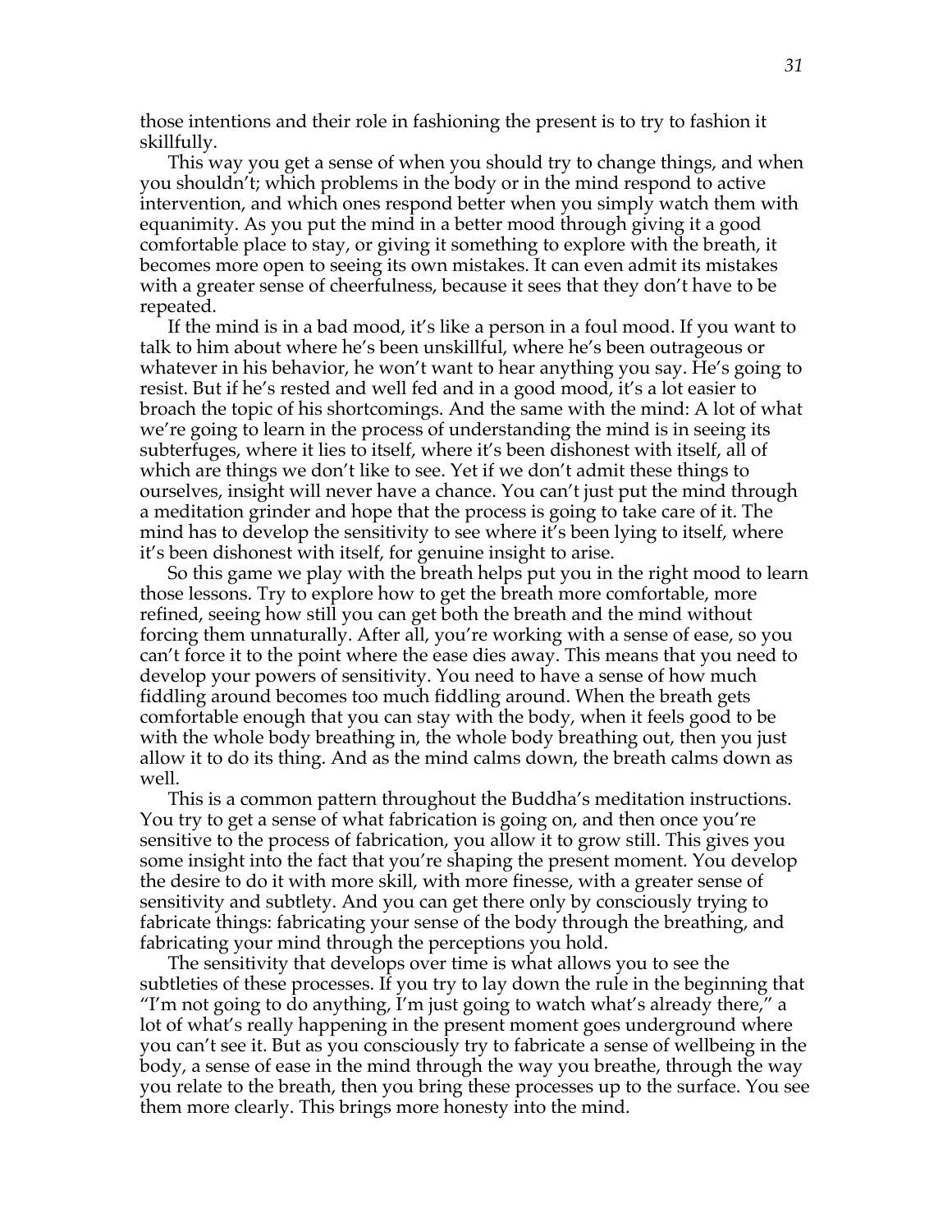those intentions and their role in fashioning the present is to try to fashion it skillfully.

This way you get a sense of when you should try to change things, and when you shouldn't; which problems in the body or in the mind respond to active intervention, and which ones respond better when you simply watch them with equanimity. As you put the mind in a better mood through giving it a good comfortable place to stay, or giving it something to explore with the breath, it becomes more open to seeing its own mistakes. It can even admit its mistakes with a greater sense of cheerfulness, because it sees that they don't have to be repeated.

If the mind is in a bad mood, it's like a person in a foul mood. If you want to talk to him about where he's been unskillful, where he's been outrageous or whatever in his behavior, he won't want to hear anything you say. He's going to resist. But if he's rested and well fed and in a good mood, it's a lot easier to broach the topic of his shortcomings. And the same with the mind: A lot of what we're going to learn in the process of understanding the mind is in seeing its subterfuges, where it lies to itself, where it's been dishonest with itself, all of which are things we don't like to see. Yet if we don't admit these things to ourselves, insight will never have a chance. You can't just put the mind through a meditation grinder and hope that the process is going to take care of it. The mind has to develop the sensitivity to see where it's been lying to itself, where it's been dishonest with itself, for genuine insight to arise.

So this game we play with the breath helps put you in the right mood to learn those lessons. Try to explore how to get the breath more comfortable, more refined, seeing how still you can get both the breath and the mind without forcing them unnaturally. After all, you're working with a sense of ease, so you can't force it to the point where the ease dies away. This means that you need to develop your powers of sensitivity. You need to have a sense of how much fiddling around becomes too much fiddling around. When the breath gets comfortable enough that you can stay with the body, when it feels good to be with the whole body breathing in, the whole body breathing out, then you just allow it to do its thing. And as the mind calms down, the breath calms down as well.

This is a common pattern throughout the Buddha's meditation instructions. You try to get a sense of what fabrication is going on, and then once you're sensitive to the process of fabrication, you allow it to grow still. This gives you some insight into the fact that you're shaping the present moment. You develop the desire to do it with more skill, with more finesse, with a greater sense of sensitivity and subtlety. And you can get there only by consciously trying to fabricate things: fabricating your sense of the body through the breathing, and fabricating your mind through the perceptions you hold.

The sensitivity that develops over time is what allows you to see the subtleties of these processes. If you try to lay down the rule in the beginning that "I'm not going to do anything, I'm just going to watch what's already there," a lot of what's really happening in the present moment goes underground where you can't see it. But as you consciously try to fabricate a sense of wellbeing in the body, a sense of ease in the mind through the way you breathe, through the way you relate to the breath, then you bring these processes up to the surface. You see them more clearly. This brings more honesty into the mind.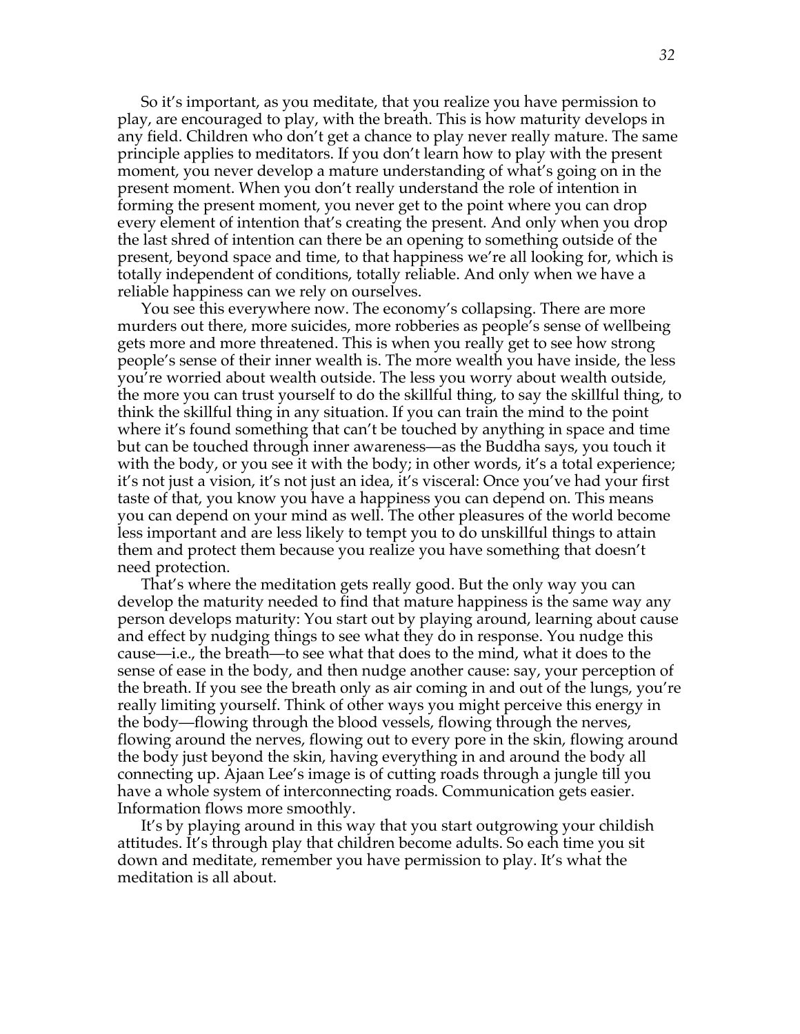So it's important, as you meditate, that you realize you have permission to play, are encouraged to play, with the breath. This is how maturity develops in any field. Children who don't get a chance to play never really mature. The same principle applies to meditators. If you don't learn how to play with the present moment, you never develop a mature understanding of what's going on in the present moment. When you don't really understand the role of intention in forming the present moment, you never get to the point where you can drop every element of intention that's creating the present. And only when you drop the last shred of intention can there be an opening to something outside of the present, beyond space and time, to that happiness we're all looking for, which is totally independent of conditions, totally reliable. And only when we have a reliable happiness can we rely on ourselves.

You see this everywhere now. The economy's collapsing. There are more murders out there, more suicides, more robberies as people's sense of wellbeing gets more and more threatened. This is when you really get to see how strong people's sense of their inner wealth is. The more wealth you have inside, the less you're worried about wealth outside. The less you worry about wealth outside, the more you can trust yourself to do the skillful thing, to say the skillful thing, to think the skillful thing in any situation. If you can train the mind to the point where it's found something that can't be touched by anything in space and time but can be touched through inner awareness—as the Buddha says, you touch it with the body, or you see it with the body; in other words, it's a total experience; it's not just a vision, it's not just an idea, it's visceral: Once you've had your first taste of that, you know you have a happiness you can depend on. This means you can depend on your mind as well. The other pleasures of the world become less important and are less likely to tempt you to do unskillful things to attain them and protect them because you realize you have something that doesn't need protection.

That's where the meditation gets really good. But the only way you can develop the maturity needed to find that mature happiness is the same way any person develops maturity: You start out by playing around, learning about cause and effect by nudging things to see what they do in response. You nudge this cause—i.e., the breath—to see what that does to the mind, what it does to the sense of ease in the body, and then nudge another cause: say, your perception of the breath. If you see the breath only as air coming in and out of the lungs, you're really limiting yourself. Think of other ways you might perceive this energy in the body—flowing through the blood vessels, flowing through the nerves, flowing around the nerves, flowing out to every pore in the skin, flowing around the body just beyond the skin, having everything in and around the body all connecting up. Ajaan Lee's image is of cutting roads through a jungle till you have a whole system of interconnecting roads. Communication gets easier. Information flows more smoothly.

It's by playing around in this way that you start outgrowing your childish attitudes. It's through play that children become adults. So each time you sit down and meditate, remember you have permission to play. It's what the meditation is all about.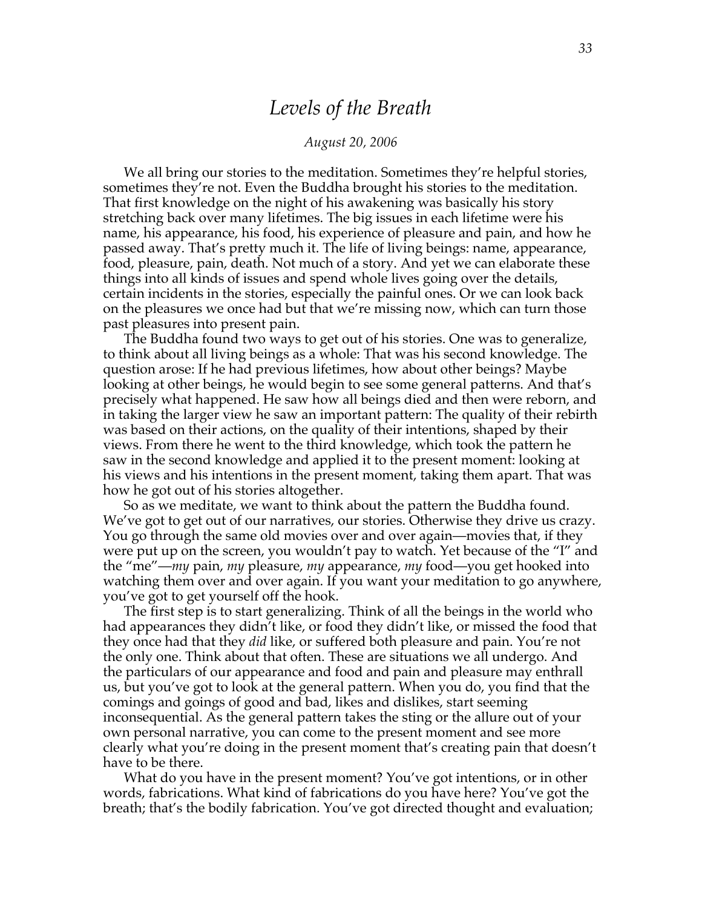# *Levels of the Breath*

*August 20, 2006*

We all bring our stories to the meditation. Sometimes they're helpful stories, sometimes they're not. Even the Buddha brought his stories to the meditation. That first knowledge on the night of his awakening was basically his story stretching back over many lifetimes. The big issues in each lifetime were his name, his appearance, his food, his experience of pleasure and pain, and how he passed away. That's pretty much it. The life of living beings: name, appearance, food, pleasure, pain, death. Not much of a story. And yet we can elaborate these things into all kinds of issues and spend whole lives going over the details, certain incidents in the stories, especially the painful ones. Or we can look back on the pleasures we once had but that we're missing now, which can turn those past pleasures into present pain.

The Buddha found two ways to get out of his stories. One was to generalize, to think about all living beings as a whole: That was his second knowledge. The question arose: If he had previous lifetimes, how about other beings? Maybe looking at other beings, he would begin to see some general patterns. And that's precisely what happened. He saw how all beings died and then were reborn, and in taking the larger view he saw an important pattern: The quality of their rebirth was based on their actions, on the quality of their intentions, shaped by their views. From there he went to the third knowledge, which took the pattern he saw in the second knowledge and applied it to the present moment: looking at his views and his intentions in the present moment, taking them apart. That was how he got out of his stories altogether.

So as we meditate, we want to think about the pattern the Buddha found. We've got to get out of our narratives, our stories. Otherwise they drive us crazy. You go through the same old movies over and over again—movies that, if they were put up on the screen, you wouldn't pay to watch. Yet because of the "I" and the "me"—*my* pain, *my* pleasure, *my* appearance, *my* food—you get hooked into watching them over and over again. If you want your meditation to go anywhere, you've got to get yourself off the hook.

The first step is to start generalizing. Think of all the beings in the world who had appearances they didn't like, or food they didn't like, or missed the food that they once had that they *did* like, or suffered both pleasure and pain. You're not the only one. Think about that often. These are situations we all undergo. And the particulars of our appearance and food and pain and pleasure may enthrall us, but you've got to look at the general pattern. When you do, you find that the comings and goings of good and bad, likes and dislikes, start seeming inconsequential. As the general pattern takes the sting or the allure out of your own personal narrative, you can come to the present moment and see more clearly what you're doing in the present moment that's creating pain that doesn't have to be there.

What do you have in the present moment? You've got intentions, or in other words, fabrications. What kind of fabrications do you have here? You've got the breath; that's the bodily fabrication. You've got directed thought and evaluation;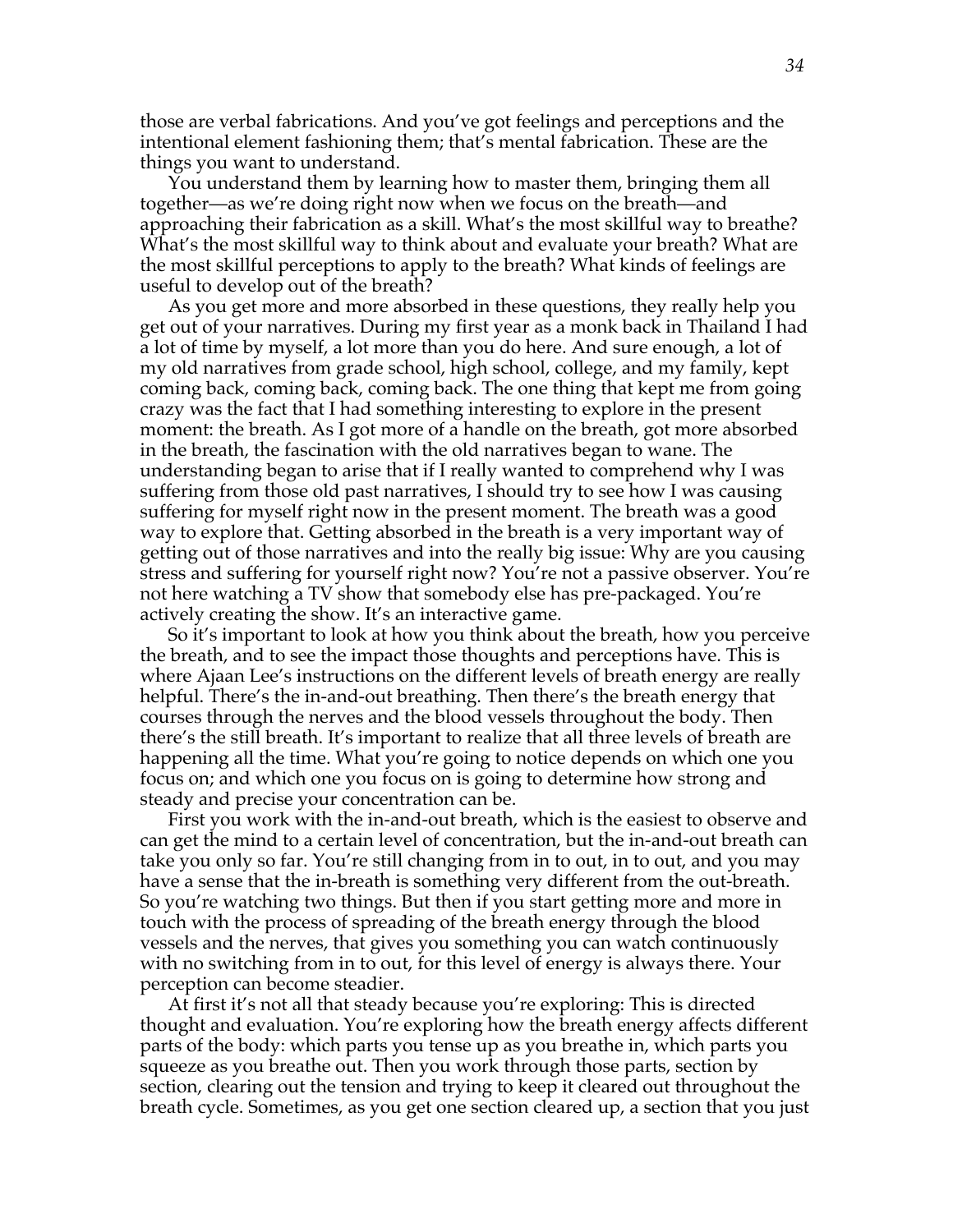those are verbal fabrications. And you've got feelings and perceptions and the intentional element fashioning them; that's mental fabrication. These are the things you want to understand.

You understand them by learning how to master them, bringing them all together—as we're doing right now when we focus on the breath—and approaching their fabrication as a skill. What's the most skillful way to breathe? What's the most skillful way to think about and evaluate your breath? What are the most skillful perceptions to apply to the breath? What kinds of feelings are useful to develop out of the breath?

As you get more and more absorbed in these questions, they really help you get out of your narratives. During my first year as a monk back in Thailand I had a lot of time by myself, a lot more than you do here. And sure enough, a lot of my old narratives from grade school, high school, college, and my family, kept coming back, coming back, coming back. The one thing that kept me from going crazy was the fact that I had something interesting to explore in the present moment: the breath. As I got more of a handle on the breath, got more absorbed in the breath, the fascination with the old narratives began to wane. The understanding began to arise that if I really wanted to comprehend why I was suffering from those old past narratives, I should try to see how I was causing suffering for myself right now in the present moment. The breath was a good way to explore that. Getting absorbed in the breath is a very important way of getting out of those narratives and into the really big issue: Why are you causing stress and suffering for yourself right now? You're not a passive observer. You're not here watching a TV show that somebody else has pre-packaged. You're actively creating the show. It's an interactive game.

So it's important to look at how you think about the breath, how you perceive the breath, and to see the impact those thoughts and perceptions have. This is where Ajaan Lee's instructions on the different levels of breath energy are really helpful. There's the in-and-out breathing. Then there's the breath energy that courses through the nerves and the blood vessels throughout the body. Then there's the still breath. It's important to realize that all three levels of breath are happening all the time. What you're going to notice depends on which one you focus on; and which one you focus on is going to determine how strong and steady and precise your concentration can be.

First you work with the in-and-out breath, which is the easiest to observe and can get the mind to a certain level of concentration, but the in-and-out breath can take you only so far. You're still changing from in to out, in to out, and you may have a sense that the in-breath is something very different from the out-breath. So you're watching two things. But then if you start getting more and more in touch with the process of spreading of the breath energy through the blood vessels and the nerves, that gives you something you can watch continuously with no switching from in to out, for this level of energy is always there. Your perception can become steadier.

At first it's not all that steady because you're exploring: This is directed thought and evaluation. You're exploring how the breath energy affects different parts of the body: which parts you tense up as you breathe in, which parts you squeeze as you breathe out. Then you work through those parts, section by section, clearing out the tension and trying to keep it cleared out throughout the breath cycle. Sometimes, as you get one section cleared up, a section that you just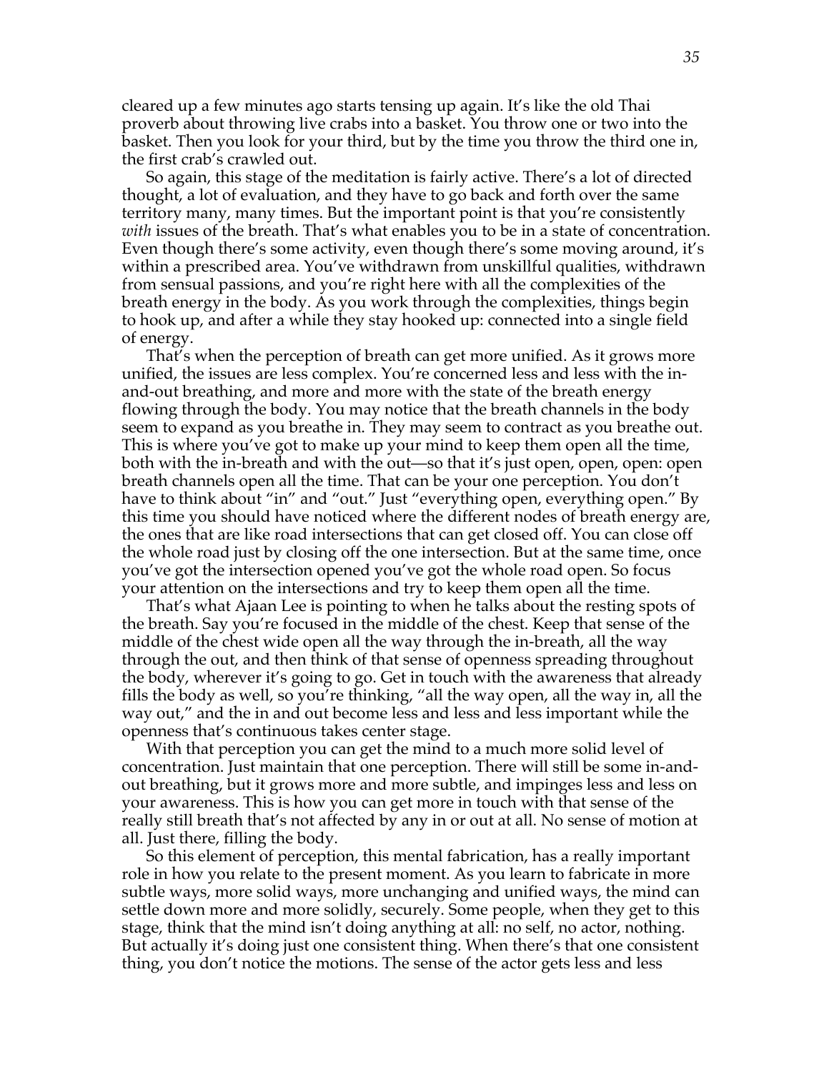cleared up a few minutes ago starts tensing up again. It's like the old Thai proverb about throwing live crabs into a basket. You throw one or two into the basket. Then you look for your third, but by the time you throw the third one in, the first crab's crawled out.

So again, this stage of the meditation is fairly active. There's a lot of directed thought, a lot of evaluation, and they have to go back and forth over the same territory many, many times. But the important point is that you're consistently *with* issues of the breath. That's what enables you to be in a state of concentration. Even though there's some activity, even though there's some moving around, it's within a prescribed area. You've withdrawn from unskillful qualities, withdrawn from sensual passions, and you're right here with all the complexities of the breath energy in the body. As you work through the complexities, things begin to hook up, and after a while they stay hooked up: connected into a single field of energy.

That's when the perception of breath can get more unified. As it grows more unified, the issues are less complex. You're concerned less and less with the in-and-out breathing, and more and more with the state of the breath energy flowing through the body. You may notice that the breath channels in the body seem to expand as you breathe in. They may seem to contract as you breathe out. This is where you've got to make up your mind to keep them open all the time, both with the in-breath and with the out—so that it's just open, open, open: open breath channels open all the time. That can be your one perception. You don't have to think about "in" and "out." Just "everything open, everything open." By this time you should have noticed where the different nodes of breath energy are, the ones that are like road intersections that can get closed off. You can close off the whole road just by closing off the one intersection. But at the same time, once you've got the intersection opened you've got the whole road open. So focus your attention on the intersections and try to keep them open all the time.

That's what Ajaan Lee is pointing to when he talks about the resting spots of the breath. Say you're focused in the middle of the chest. Keep that sense of the middle of the chest wide open all the way through the in-breath, all the way through the out, and then think of that sense of openness spreading throughout the body, wherever it's going to go. Get in touch with the awareness that already fills the body as well, so you're thinking, "all the way open, all the way in, all the way out," and the in and out become less and less and less important while the openness that's continuous takes center stage.

With that perception you can get the mind to a much more solid level of concentration. Just maintain that one perception. There will still be some in-and-out breathing, but it grows more and more subtle, and impinges less and less on your awareness. This is how you can get more in touch with that sense of the really still breath that's not affected by any in or out at all. No sense of motion at all. Just there, filling the body.

So this element of perception, this mental fabrication, has a really important role in how you relate to the present moment. As you learn to fabricate in more subtle ways, more solid ways, more unchanging and unified ways, the mind can settle down more and more solidly, securely. Some people, when they get to this stage, think that the mind isn't doing anything at all: no self, no actor, nothing. But actually it's doing just one consistent thing. When there's that one consistent thing, you don't notice the motions. The sense of the actor gets less and less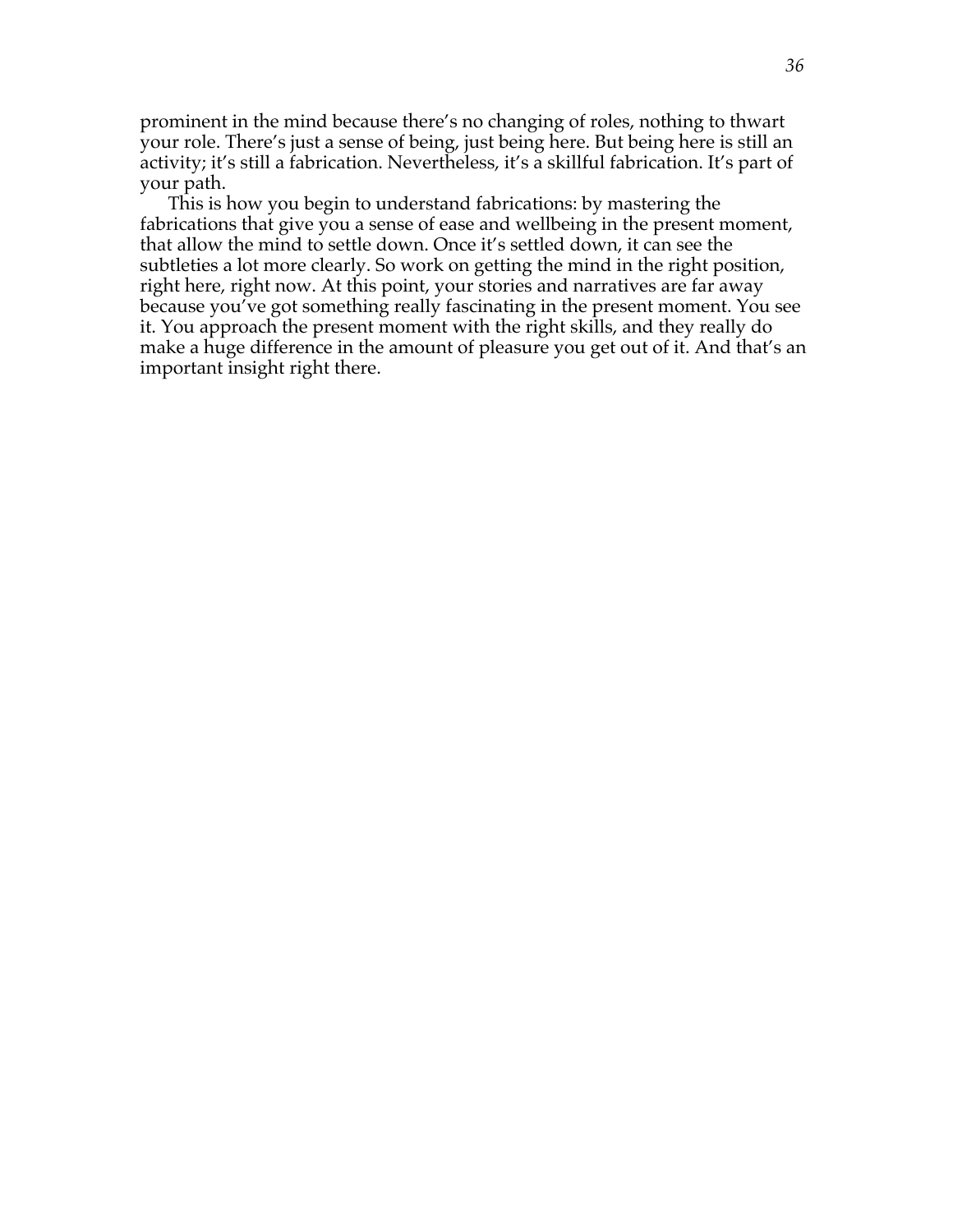prominent in the mind because there's no changing of roles, nothing to thwart your role. There's just a sense of being, just being here. But being here is still an activity; it's still a fabrication. Nevertheless, it's a skillful fabrication. It's part of your path.

This is how you begin to understand fabrications: by mastering the fabrications that give you a sense of ease and wellbeing in the present moment, that allow the mind to settle down. Once it's settled down, it can see the subtleties a lot more clearly. So work on getting the mind in the right position, right here, right now. At this point, your stories and narratives are far away because you've got something really fascinating in the present moment. You see it. You approach the present moment with the right skills, and they really do make a huge difference in the amount of pleasure you get out of it. And that's an important insight right there.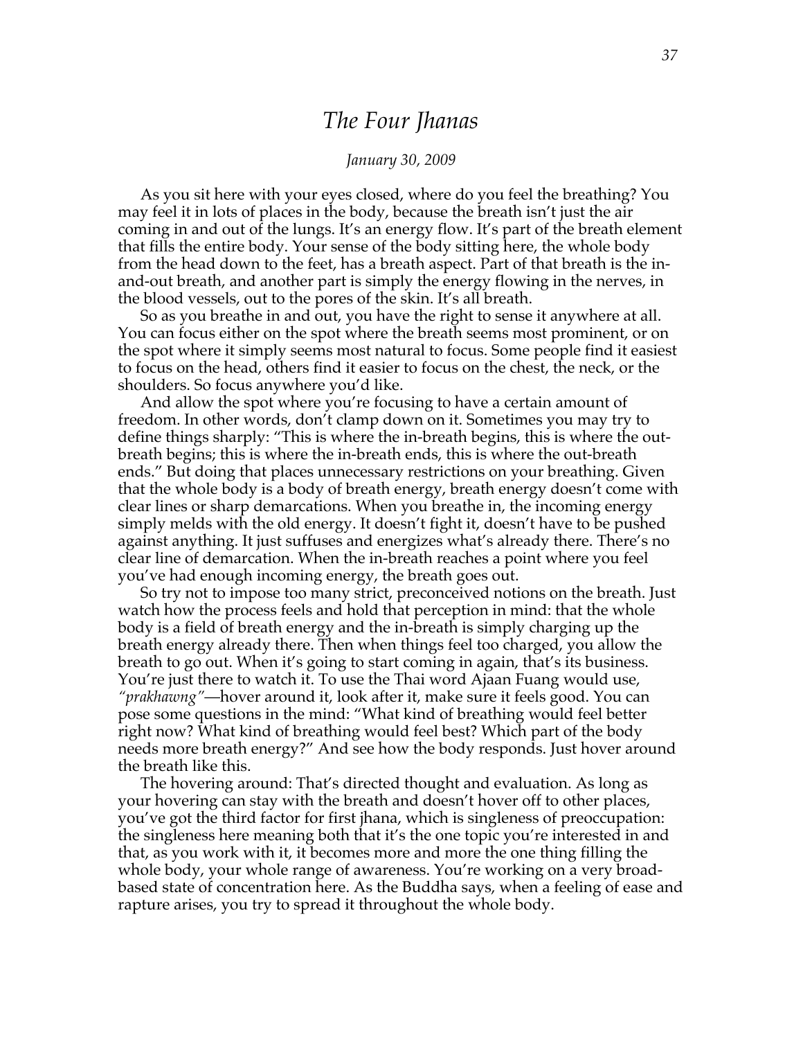# *The Four Jhanas*

*January 30, 2009*

As you sit here with your eyes closed, where do you feel the breathing? You may feel it in lots of places in the body, because the breath isn't just the air coming in and out of the lungs. It's an energy flow. It's part of the breath element that fills the entire body. Your sense of the body sitting here, the whole body from the head down to the feet, has a breath aspect. Part of that breath is the in-and-out breath, and another part is simply the energy flowing in the nerves, in the blood vessels, out to the pores of the skin. It's all breath.

So as you breathe in and out, you have the right to sense it anywhere at all. You can focus either on the spot where the breath seems most prominent, or on the spot where it simply seems most natural to focus. Some people find it easiest to focus on the head, others find it easier to focus on the chest, the neck, or the shoulders. So focus anywhere you'd like.

And allow the spot where you're focusing to have a certain amount of freedom. In other words, don't clamp down on it. Sometimes you may try to define things sharply: "This is where the in-breath begins, this is where the out-breath begins; this is where the in-breath ends, this is where the out-breath ends." But doing that places unnecessary restrictions on your breathing. Given that the whole body is a body of breath energy, breath energy doesn't come with clear lines or sharp demarcations. When you breathe in, the incoming energy simply melds with the old energy. It doesn't fight it, doesn't have to be pushed against anything. It just suffuses and energizes what's already there. There's no clear line of demarcation. When the in-breath reaches a point where you feel you've had enough incoming energy, the breath goes out.

So try not to impose too many strict, preconceived notions on the breath. Just watch how the process feels and hold that perception in mind: that the whole body is a field of breath energy and the in-breath is simply charging up the breath energy already there. Then when things feel too charged, you allow the breath to go out. When it's going to start coming in again, that's its business. You're just there to watch it. To use the Thai word Ajaan Fuang would use, *"prakhawng"*—hover around it, look after it, make sure it feels good. You can pose some questions in the mind: "What kind of breathing would feel better right now? What kind of breathing would feel best? Which part of the body needs more breath energy?" And see how the body responds. Just hover around the breath like this.

The hovering around: That's directed thought and evaluation. As long as your hovering can stay with the breath and doesn't hover off to other places, you've got the third factor for first jhana, which is singleness of preoccupation: the singleness here meaning both that it's the one topic you're interested in and that, as you work with it, it becomes more and more the one thing filling the whole body, your whole range of awareness. You're working on a very broad-based state of concentration here. As the Buddha says, when a feeling of ease and rapture arises, you try to spread it throughout the whole body.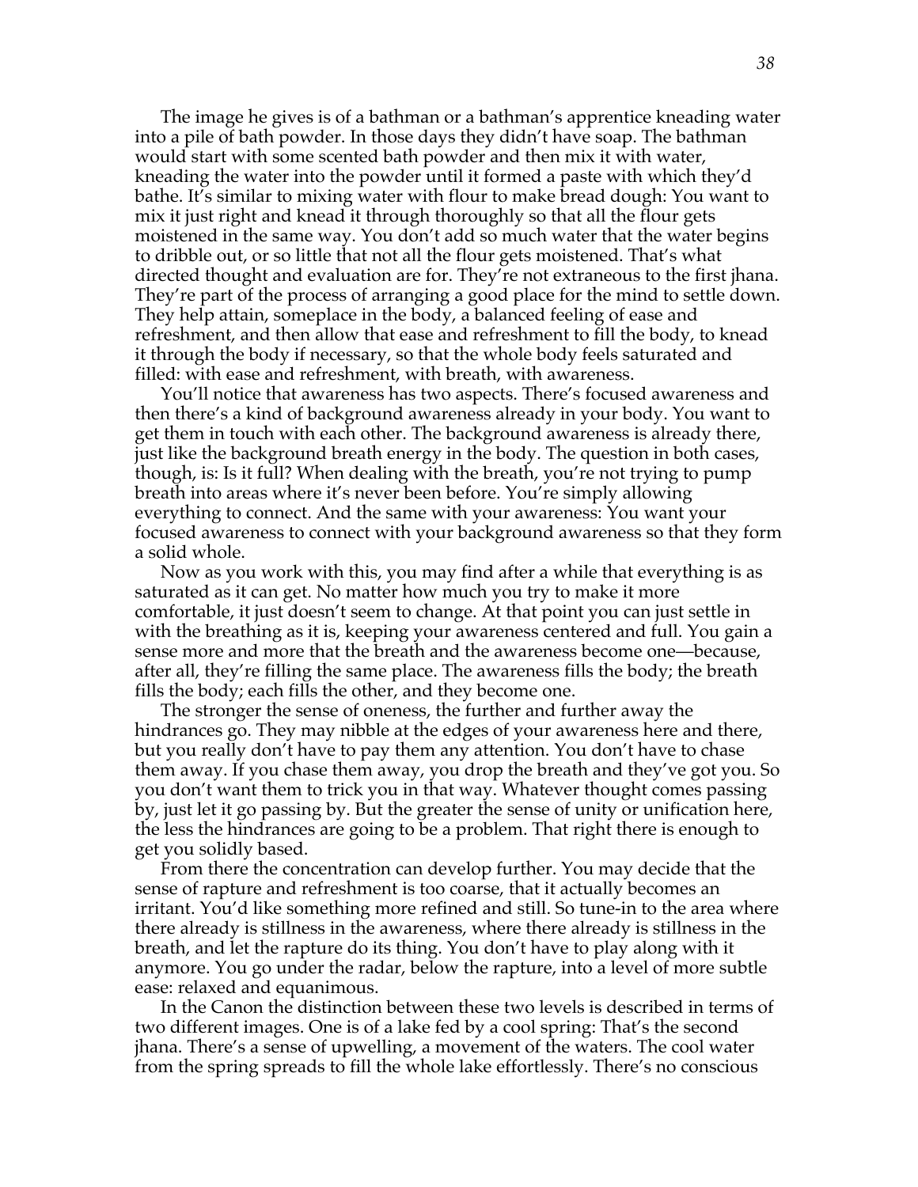The image he gives is of a bathman or a bathman's apprentice kneading water into a pile of bath powder. In those days they didn't have soap. The bathman would start with some scented bath powder and then mix it with water, kneading the water into the powder until it formed a paste with which they'd bathe. It's similar to mixing water with flour to make bread dough: You want to mix it just right and knead it through thoroughly so that all the flour gets moistened in the same way. You don't add so much water that the water begins to dribble out, or so little that not all the flour gets moistened. That's what directed thought and evaluation are for. They're not extraneous to the first jhana. They're part of the process of arranging a good place for the mind to settle down. They help attain, someplace in the body, a balanced feeling of ease and refreshment, and then allow that ease and refreshment to fill the body, to knead it through the body if necessary, so that the whole body feels saturated and filled: with ease and refreshment, with breath, with awareness.

You'll notice that awareness has two aspects. There's focused awareness and then there's a kind of background awareness already in your body. You want to get them in touch with each other. The background awareness is already there, just like the background breath energy in the body. The question in both cases, though, is: Is it full? When dealing with the breath, you're not trying to pump breath into areas where it's never been before. You're simply allowing everything to connect. And the same with your awareness: You want your focused awareness to connect with your background awareness so that they form a solid whole.

Now as you work with this, you may find after a while that everything is as saturated as it can get. No matter how much you try to make it more comfortable, it just doesn't seem to change. At that point you can just settle in with the breathing as it is, keeping your awareness centered and full. You gain a sense more and more that the breath and the awareness become one—because, after all, they're filling the same place. The awareness fills the body; the breath fills the body; each fills the other, and they become one.

The stronger the sense of oneness, the further and further away the hindrances go. They may nibble at the edges of your awareness here and there, but you really don't have to pay them any attention. You don't have to chase them away. If you chase them away, you drop the breath and they've got you. So you don't want them to trick you in that way. Whatever thought comes passing by, just let it go passing by. But the greater the sense of unity or unification here, the less the hindrances are going to be a problem. That right there is enough to get you solidly based.

From there the concentration can develop further. You may decide that the sense of rapture and refreshment is too coarse, that it actually becomes an irritant. You'd like something more refined and still. So tune-in to the area where there already is stillness in the awareness, where there already is stillness in the breath, and let the rapture do its thing. You don't have to play along with it anymore. You go under the radar, below the rapture, into a level of more subtle ease: relaxed and equanimous.

In the Canon the distinction between these two levels is described in terms of two different images. One is of a lake fed by a cool spring: That's the second jhana. There's a sense of upwelling, a movement of the waters. The cool water from the spring spreads to fill the whole lake effortlessly. There's no conscious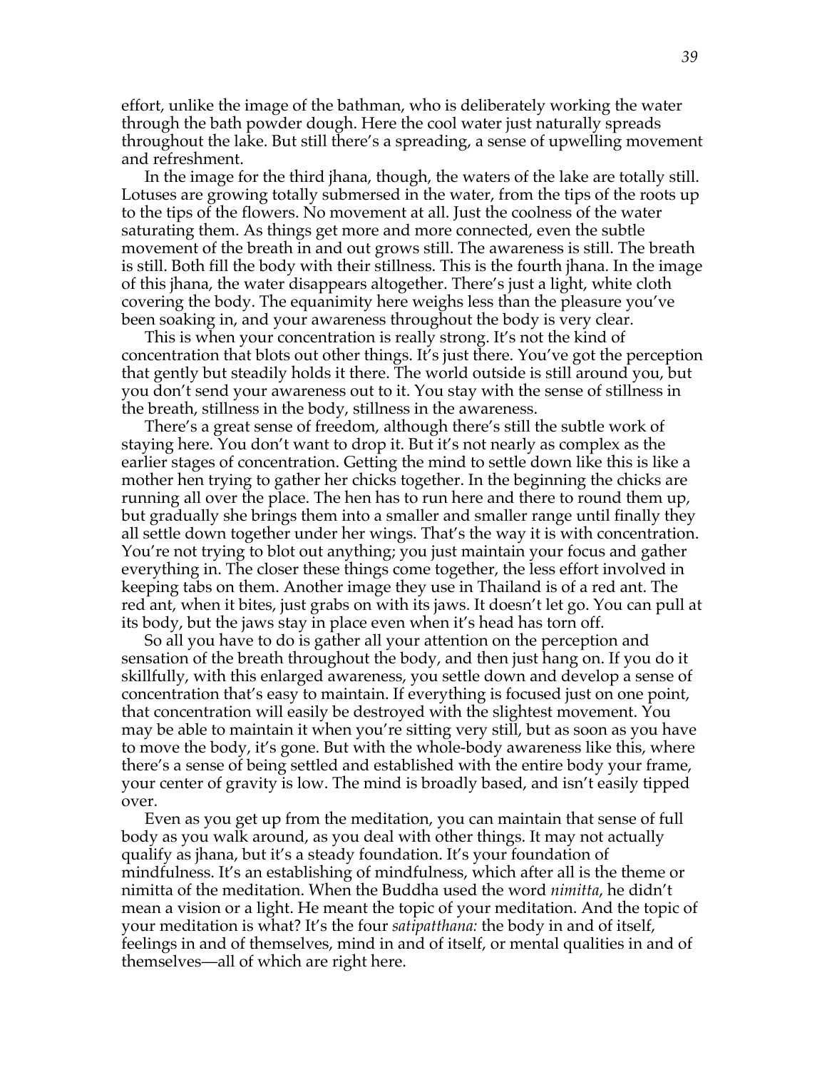effort, unlike the image of the bathman, who is deliberately working the water through the bath powder dough. Here the cool water just naturally spreads throughout the lake. But still there's a spreading, a sense of upwelling movement and refreshment.

In the image for the third jhana, though, the waters of the lake are totally still. Lotuses are growing totally submersed in the water, from the tips of the roots up to the tips of the flowers. No movement at all. Just the coolness of the water saturating them. As things get more and more connected, even the subtle movement of the breath in and out grows still. The awareness is still. The breath is still. Both fill the body with their stillness. This is the fourth jhana. In the image of this jhana, the water disappears altogether. There's just a light, white cloth covering the body. The equanimity here weighs less than the pleasure you've been soaking in, and your awareness throughout the body is very clear.

This is when your concentration is really strong. It's not the kind of concentration that blots out other things. It's just there. You've got the perception that gently but steadily holds it there. The world outside is still around you, but you don't send your awareness out to it. You stay with the sense of stillness in the breath, stillness in the body, stillness in the awareness.

There's a great sense of freedom, although there's still the subtle work of staying here. You don't want to drop it. But it's not nearly as complex as the earlier stages of concentration. Getting the mind to settle down like this is like a mother hen trying to gather her chicks together. In the beginning the chicks are running all over the place. The hen has to run here and there to round them up, but gradually she brings them into a smaller and smaller range until finally they all settle down together under her wings. That's the way it is with concentration. You're not trying to blot out anything; you just maintain your focus and gather everything in. The closer these things come together, the less effort involved in keeping tabs on them. Another image they use in Thailand is of a red ant. The red ant, when it bites, just grabs on with its jaws. It doesn't let go. You can pull at its body, but the jaws stay in place even when it's head has torn off.

So all you have to do is gather all your attention on the perception and sensation of the breath throughout the body, and then just hang on. If you do it skillfully, with this enlarged awareness, you settle down and develop a sense of concentration that's easy to maintain. If everything is focused just on one point, that concentration will easily be destroyed with the slightest movement. You may be able to maintain it when you're sitting very still, but as soon as you have to move the body, it's gone. But with the whole-body awareness like this, where there's a sense of being settled and established with the entire body your frame, your center of gravity is low. The mind is broadly based, and isn't easily tipped over.

Even as you get up from the meditation, you can maintain that sense of full body as you walk around, as you deal with other things. It may not actually qualify as jhana, but it's a steady foundation. It's your foundation of mindfulness. It's an establishing of mindfulness, which after all is the theme or nimitta of the meditation. When the Buddha used the word *nimitta*, he didn't mean a vision or a light. He meant the topic of your meditation. And the topic of your meditation is what? It's the four *satipatthana:* the body in and of itself, feelings in and of themselves, mind in and of itself, or mental qualities in and of themselves—all of which are right here.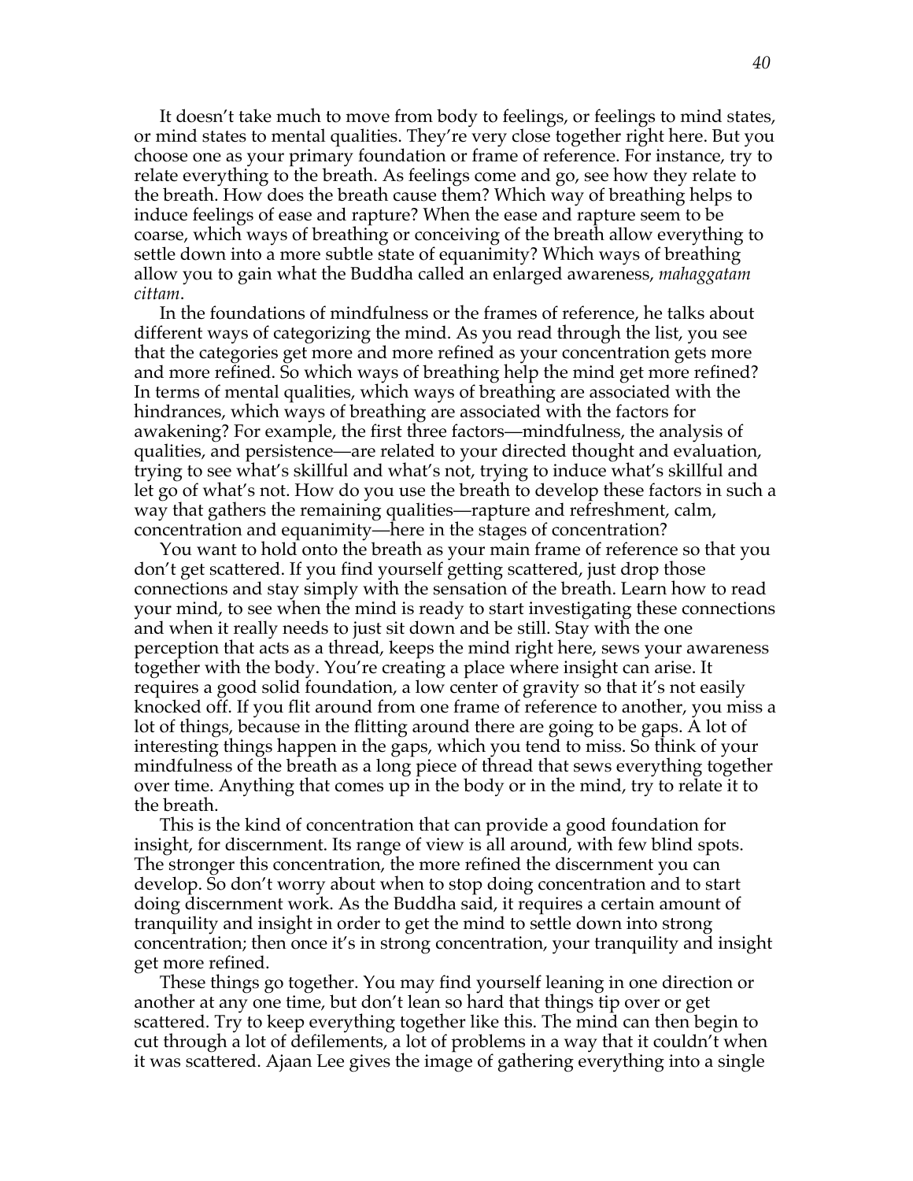It doesn't take much to move from body to feelings, or feelings to mind states, or mind states to mental qualities. They're very close together right here. But you choose one as your primary foundation or frame of reference. For instance, try to relate everything to the breath. As feelings come and go, see how they relate to the breath. How does the breath cause them? Which way of breathing helps to induce feelings of ease and rapture? When the ease and rapture seem to be coarse, which ways of breathing or conceiving of the breath allow everything to settle down into a more subtle state of equanimity? Which ways of breathing allow you to gain what the Buddha called an enlarged awareness, *mahaggatam cittam*.

In the foundations of mindfulness or the frames of reference, he talks about different ways of categorizing the mind. As you read through the list, you see that the categories get more and more refined as your concentration gets more and more refined. So which ways of breathing help the mind get more refined? In terms of mental qualities, which ways of breathing are associated with the hindrances, which ways of breathing are associated with the factors for awakening? For example, the first three factors—mindfulness, the analysis of qualities, and persistence—are related to your directed thought and evaluation, trying to see what's skillful and what's not, trying to induce what's skillful and let go of what's not. How do you use the breath to develop these factors in such a way that gathers the remaining qualities—rapture and refreshment, calm, concentration and equanimity—here in the stages of concentration?

You want to hold onto the breath as your main frame of reference so that you don't get scattered. If you find yourself getting scattered, just drop those connections and stay simply with the sensation of the breath. Learn how to read your mind, to see when the mind is ready to start investigating these connections and when it really needs to just sit down and be still. Stay with the one perception that acts as a thread, keeps the mind right here, sews your awareness together with the body. You're creating a place where insight can arise. It requires a good solid foundation, a low center of gravity so that it's not easily knocked off. If you flit around from one frame of reference to another, you miss a lot of things, because in the flitting around there are going to be gaps. A lot of interesting things happen in the gaps, which you tend to miss. So think of your mindfulness of the breath as a long piece of thread that sews everything together over time. Anything that comes up in the body or in the mind, try to relate it to the breath.

This is the kind of concentration that can provide a good foundation for insight, for discernment. Its range of view is all around, with few blind spots. The stronger this concentration, the more refined the discernment you can develop. So don't worry about when to stop doing concentration and to start doing discernment work. As the Buddha said, it requires a certain amount of tranquility and insight in order to get the mind to settle down into strong concentration; then once it's in strong concentration, your tranquility and insight get more refined.

These things go together. You may find yourself leaning in one direction or another at any one time, but don't lean so hard that things tip over or get scattered. Try to keep everything together like this. The mind can then begin to cut through a lot of defilements, a lot of problems in a way that it couldn't when it was scattered. Ajaan Lee gives the image of gathering everything into a single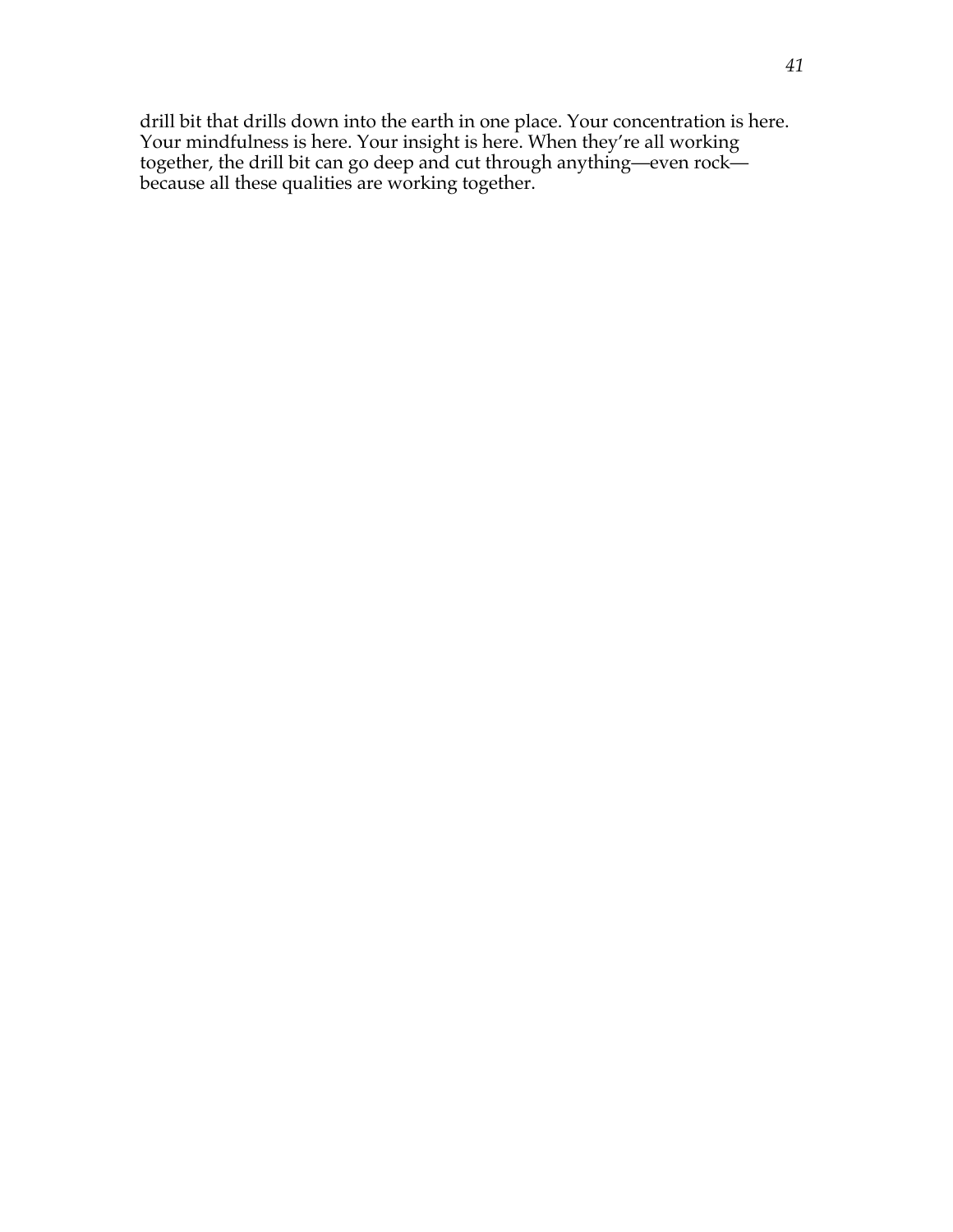drill bit that drills down into the earth in one place. Your concentration is here. Your mindfulness is here. Your insight is here. When they're all working together, the drill bit can go deep and cut through anything—even rock—because all these qualities are working together.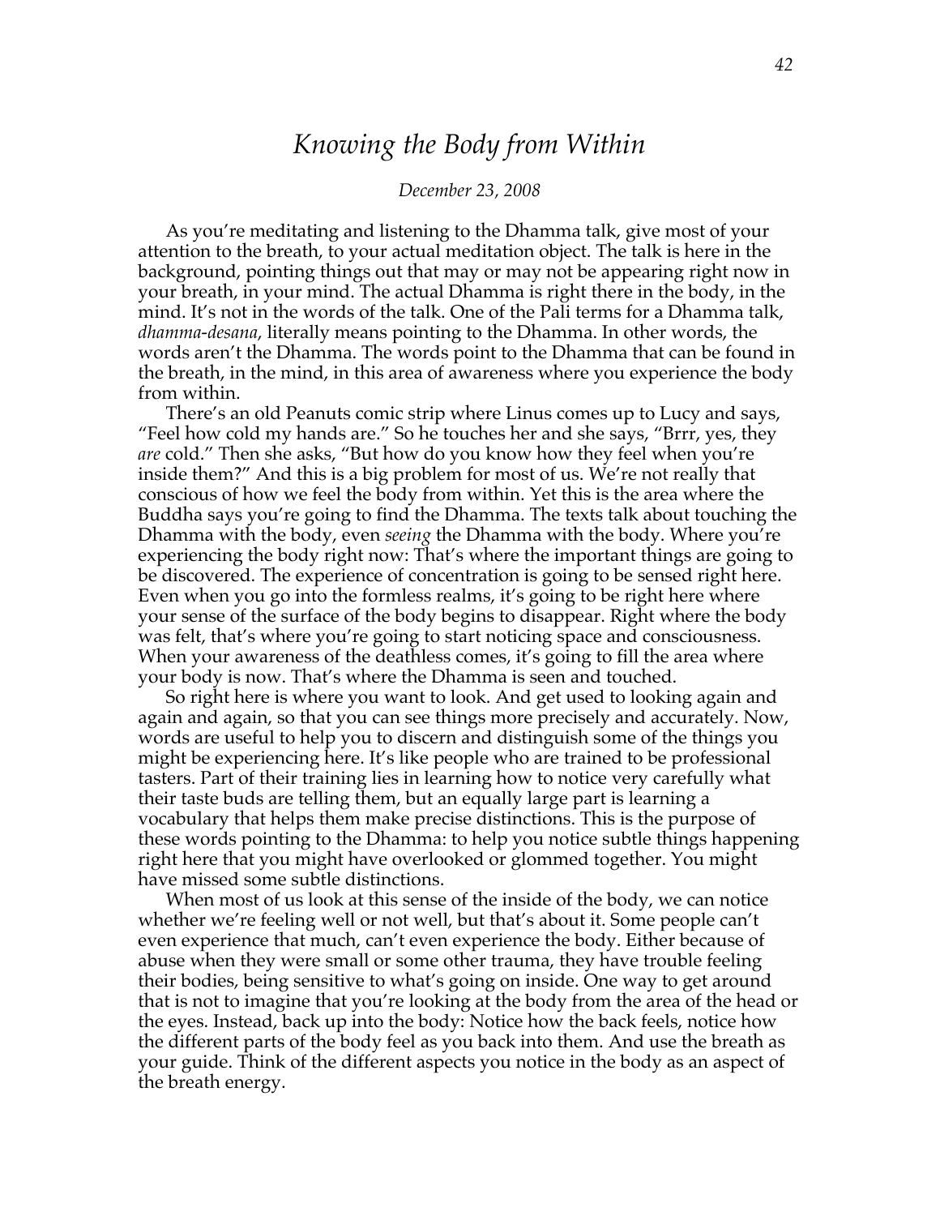# *Knowing the Body from Within*

*December 23, 2008*

As you're meditating and listening to the Dhamma talk, give most of your attention to the breath, to your actual meditation object. The talk is here in the background, pointing things out that may or may not be appearing right now in your breath, in your mind. The actual Dhamma is right there in the body, in the mind. It's not in the words of the talk. One of the Pali terms for a Dhamma talk, *dhamma-desana*, literally means pointing to the Dhamma. In other words, the words aren't the Dhamma. The words point to the Dhamma that can be found in the breath, in the mind, in this area of awareness where you experience the body from within.

There's an old Peanuts comic strip where Linus comes up to Lucy and says, "Feel how cold my hands are." So he touches her and she says, "Brrr, yes, they *are* cold." Then she asks, "But how do you know how they feel when you're inside them?" And this is a big problem for most of us. We're not really that conscious of how we feel the body from within. Yet this is the area where the Buddha says you're going to find the Dhamma. The texts talk about touching the Dhamma with the body, even *seeing* the Dhamma with the body. Where you're experiencing the body right now: That's where the important things are going to be discovered. The experience of concentration is going to be sensed right here. Even when you go into the formless realms, it's going to be right here where your sense of the surface of the body begins to disappear. Right where the body was felt, that's where you're going to start noticing space and consciousness. When your awareness of the deathless comes, it's going to fill the area where your body is now. That's where the Dhamma is seen and touched.

So right here is where you want to look. And get used to looking again and again and again, so that you can see things more precisely and accurately. Now, words are useful to help you to discern and distinguish some of the things you might be experiencing here. It's like people who are trained to be professional tasters. Part of their training lies in learning how to notice very carefully what their taste buds are telling them, but an equally large part is learning a vocabulary that helps them make precise distinctions. This is the purpose of these words pointing to the Dhamma: to help you notice subtle things happening right here that you might have overlooked or glommed together. You might have missed some subtle distinctions.

When most of us look at this sense of the inside of the body, we can notice whether we're feeling well or not well, but that's about it. Some people can't even experience that much, can't even experience the body. Either because of abuse when they were small or some other trauma, they have trouble feeling their bodies, being sensitive to what's going on inside. One way to get around that is not to imagine that you're looking at the body from the area of the head or the eyes. Instead, back up into the body: Notice how the back feels, notice how the different parts of the body feel as you back into them. And use the breath as your guide. Think of the different aspects you notice in the body as an aspect of the breath energy.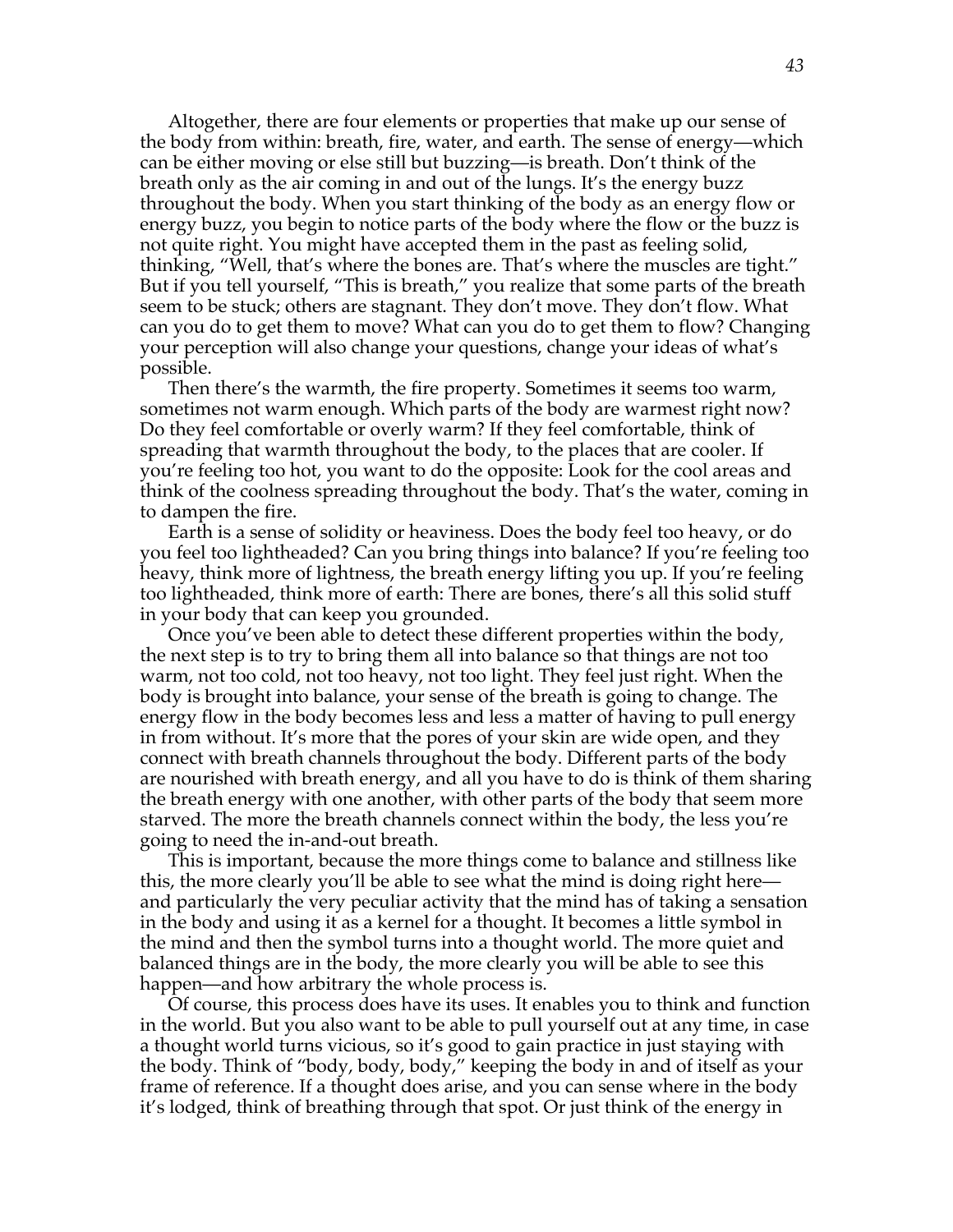Altogether, there are four elements or properties that make up our sense of the body from within: breath, fire, water, and earth. The sense of energy—which can be either moving or else still but buzzing—is breath. Don't think of the breath only as the air coming in and out of the lungs. It's the energy buzz throughout the body. When you start thinking of the body as an energy flow or energy buzz, you begin to notice parts of the body where the flow or the buzz is not quite right. You might have accepted them in the past as feeling solid, thinking, "Well, that's where the bones are. That's where the muscles are tight." But if you tell yourself, "This is breath," you realize that some parts of the breath seem to be stuck; others are stagnant. They don't move. They don't flow. What can you do to get them to move? What can you do to get them to flow? Changing your perception will also change your questions, change your ideas of what's possible.

Then there's the warmth, the fire property. Sometimes it seems too warm, sometimes not warm enough. Which parts of the body are warmest right now? Do they feel comfortable or overly warm? If they feel comfortable, think of spreading that warmth throughout the body, to the places that are cooler. If you're feeling too hot, you want to do the opposite: Look for the cool areas and think of the coolness spreading throughout the body. That's the water, coming in to dampen the fire.

Earth is a sense of solidity or heaviness. Does the body feel too heavy, or do you feel too lightheaded? Can you bring things into balance? If you're feeling too heavy, think more of lightness, the breath energy lifting you up. If you're feeling too lightheaded, think more of earth: There are bones, there's all this solid stuff in your body that can keep you grounded.

Once you've been able to detect these different properties within the body, the next step is to try to bring them all into balance so that things are not too warm, not too cold, not too heavy, not too light. They feel just right. When the body is brought into balance, your sense of the breath is going to change. The energy flow in the body becomes less and less a matter of having to pull energy in from without. It's more that the pores of your skin are wide open, and they connect with breath channels throughout the body. Different parts of the body are nourished with breath energy, and all you have to do is think of them sharing the breath energy with one another, with other parts of the body that seem more starved. The more the breath channels connect within the body, the less you're going to need the in-and-out breath.

This is important, because the more things come to balance and stillness like this, the more clearly you'll be able to see what the mind is doing right here—and particularly the very peculiar activity that the mind has of taking a sensation in the body and using it as a kernel for a thought. It becomes a little symbol in the mind and then the symbol turns into a thought world. The more quiet and balanced things are in the body, the more clearly you will be able to see this happen—and how arbitrary the whole process is.

Of course, this process does have its uses. It enables you to think and function in the world. But you also want to be able to pull yourself out at any time, in case a thought world turns vicious, so it's good to gain practice in just staying with the body. Think of "body, body, body," keeping the body in and of itself as your frame of reference. If a thought does arise, and you can sense where in the body it's lodged, think of breathing through that spot. Or just think of the energy in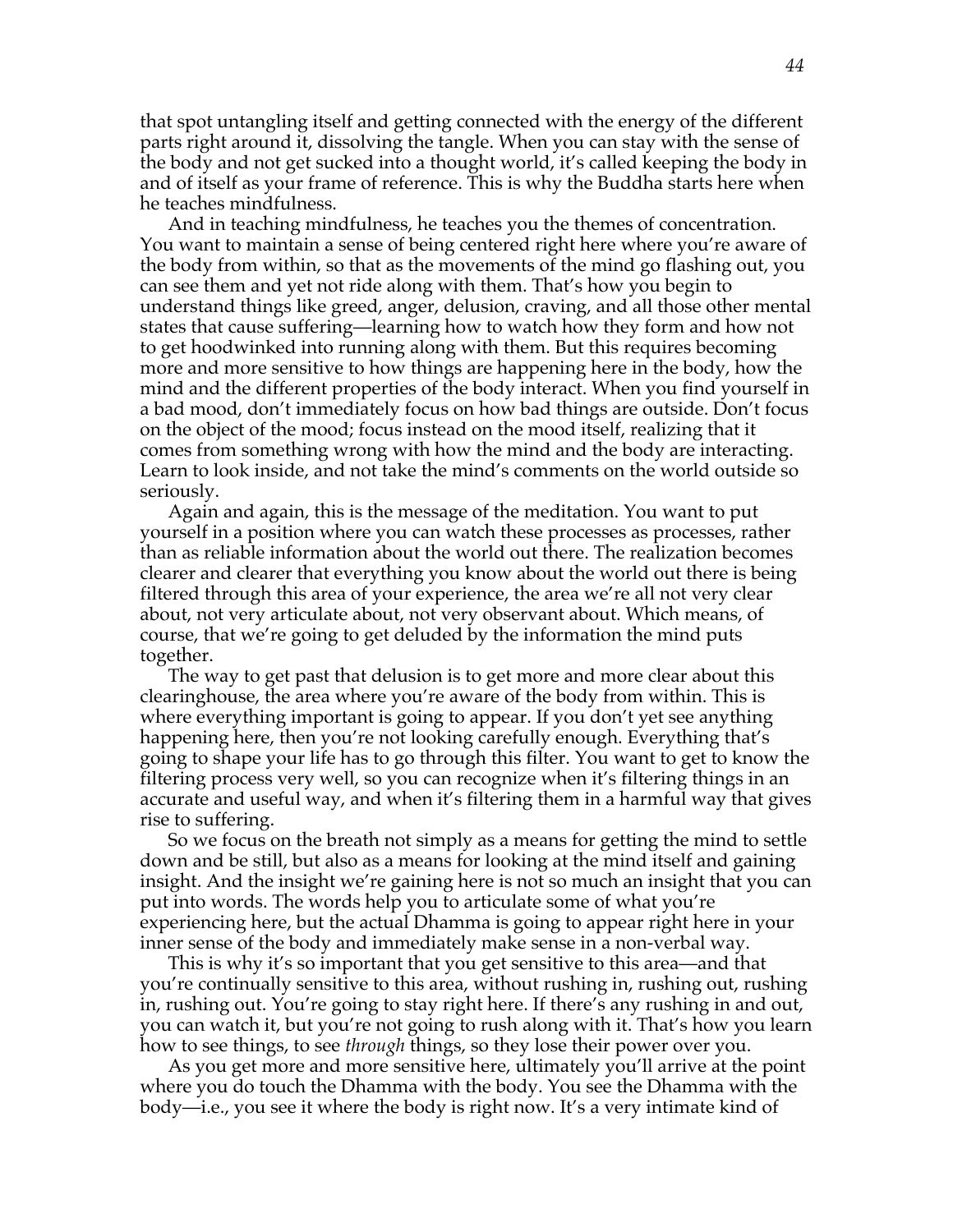that spot untangling itself and getting connected with the energy of the different parts right around it, dissolving the tangle. When you can stay with the sense of the body and not get sucked into a thought world, it's called keeping the body in and of itself as your frame of reference. This is why the Buddha starts here when he teaches mindfulness.

And in teaching mindfulness, he teaches you the themes of concentration. You want to maintain a sense of being centered right here where you're aware of the body from within, so that as the movements of the mind go flashing out, you can see them and yet not ride along with them. That's how you begin to understand things like greed, anger, delusion, craving, and all those other mental states that cause suffering—learning how to watch how they form and how not to get hoodwinked into running along with them. But this requires becoming more and more sensitive to how things are happening here in the body, how the mind and the different properties of the body interact. When you find yourself in a bad mood, don't immediately focus on how bad things are outside. Don't focus on the object of the mood; focus instead on the mood itself, realizing that it comes from something wrong with how the mind and the body are interacting. Learn to look inside, and not take the mind's comments on the world outside so seriously.

Again and again, this is the message of the meditation. You want to put yourself in a position where you can watch these processes as processes, rather than as reliable information about the world out there. The realization becomes clearer and clearer that everything you know about the world out there is being filtered through this area of your experience, the area we're all not very clear about, not very articulate about, not very observant about. Which means, of course, that we're going to get deluded by the information the mind puts together.

The way to get past that delusion is to get more and more clear about this clearinghouse, the area where you're aware of the body from within. This is where everything important is going to appear. If you don't yet see anything happening here, then you're not looking carefully enough. Everything that's going to shape your life has to go through this filter. You want to get to know the filtering process very well, so you can recognize when it's filtering things in an accurate and useful way, and when it's filtering them in a harmful way that gives rise to suffering.

So we focus on the breath not simply as a means for getting the mind to settle down and be still, but also as a means for looking at the mind itself and gaining insight. And the insight we're gaining here is not so much an insight that you can put into words. The words help you to articulate some of what you're experiencing here, but the actual Dhamma is going to appear right here in your inner sense of the body and immediately make sense in a non-verbal way.

This is why it's so important that you get sensitive to this area—and that you're continually sensitive to this area, without rushing in, rushing out, rushing in, rushing out. You're going to stay right here. If there's any rushing in and out, you can watch it, but you're not going to rush along with it. That's how you learn how to see things, to see *through* things, so they lose their power over you.

As you get more and more sensitive here, ultimately you'll arrive at the point where you do touch the Dhamma with the body. You see the Dhamma with the body—i.e., you see it where the body is right now. It's a very intimate kind of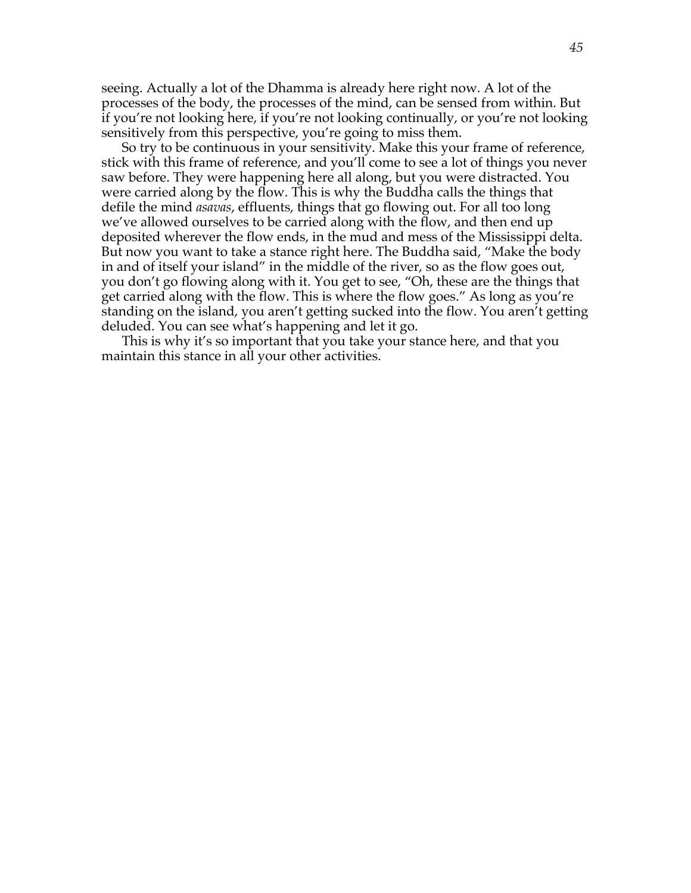seeing. Actually a lot of the Dhamma is already here right now. A lot of the processes of the body, the processes of the mind, can be sensed from within. But if you're not looking here, if you're not looking continually, or you're not looking sensitively from this perspective, you're going to miss them.

So try to be continuous in your sensitivity. Make this your frame of reference, stick with this frame of reference, and you'll come to see a lot of things you never saw before. They were happening here all along, but you were distracted. You were carried along by the flow. This is why the Buddha calls the things that defile the mind *asavas*, effluents, things that go flowing out. For all too long we've allowed ourselves to be carried along with the flow, and then end up deposited wherever the flow ends, in the mud and mess of the Mississippi delta. But now you want to take a stance right here. The Buddha said, "Make the body in and of itself your island" in the middle of the river, so as the flow goes out, you don't go flowing along with it. You get to see, "Oh, these are the things that get carried along with the flow. This is where the flow goes." As long as you're standing on the island, you aren't getting sucked into the flow. You aren't getting deluded. You can see what's happening and let it go.

This is why it's so important that you take your stance here, and that you maintain this stance in all your other activities.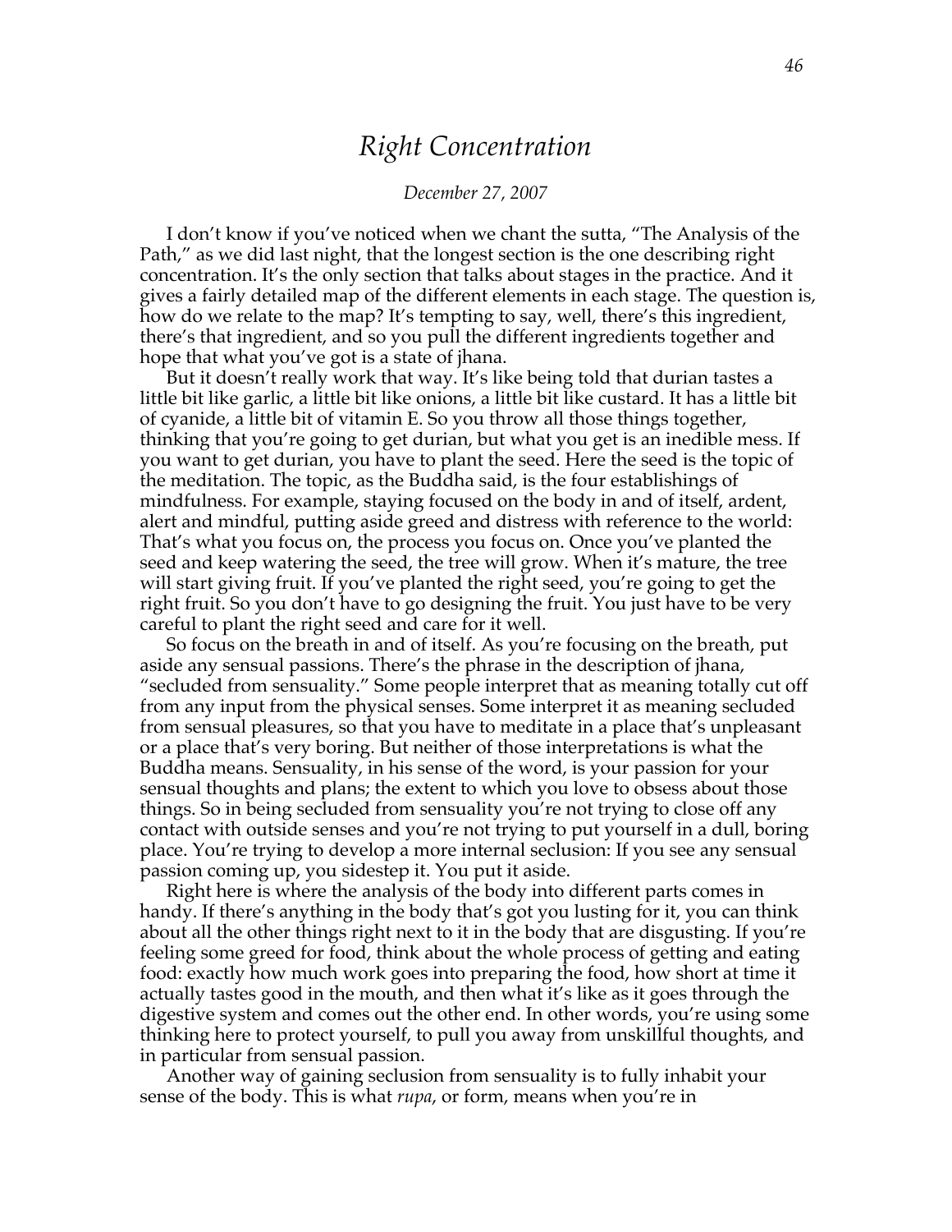# *Right Concentration*

*December 27, 2007*

I don't know if you've noticed when we chant the sutta, "The Analysis of the Path," as we did last night, that the longest section is the one describing right concentration. It's the only section that talks about stages in the practice. And it gives a fairly detailed map of the different elements in each stage. The question is, how do we relate to the map? It's tempting to say, well, there's this ingredient, there's that ingredient, and so you pull the different ingredients together and hope that what you've got is a state of jhana.

But it doesn't really work that way. It's like being told that durian tastes a little bit like garlic, a little bit like onions, a little bit like custard. It has a little bit of cyanide, a little bit of vitamin E. So you throw all those things together, thinking that you're going to get durian, but what you get is an inedible mess. If you want to get durian, you have to plant the seed. Here the seed is the topic of the meditation. The topic, as the Buddha said, is the four establishings of mindfulness. For example, staying focused on the body in and of itself, ardent, alert and mindful, putting aside greed and distress with reference to the world: That's what you focus on, the process you focus on. Once you've planted the seed and keep watering the seed, the tree will grow. When it's mature, the tree will start giving fruit. If you've planted the right seed, you're going to get the right fruit. So you don't have to go designing the fruit. You just have to be very careful to plant the right seed and care for it well.

So focus on the breath in and of itself. As you're focusing on the breath, put aside any sensual passions. There's the phrase in the description of jhana, "secluded from sensuality." Some people interpret that as meaning totally cut off from any input from the physical senses. Some interpret it as meaning secluded from sensual pleasures, so that you have to meditate in a place that's unpleasant or a place that's very boring. But neither of those interpretations is what the Buddha means. Sensuality, in his sense of the word, is your passion for your sensual thoughts and plans; the extent to which you love to obsess about those things. So in being secluded from sensuality you're not trying to close off any contact with outside senses and you're not trying to put yourself in a dull, boring place. You're trying to develop a more internal seclusion: If you see any sensual passion coming up, you sidestep it. You put it aside.

Right here is where the analysis of the body into different parts comes in handy. If there's anything in the body that's got you lusting for it, you can think about all the other things right next to it in the body that are disgusting. If you're feeling some greed for food, think about the whole process of getting and eating food: exactly how much work goes into preparing the food, how short at time it actually tastes good in the mouth, and then what it's like as it goes through the digestive system and comes out the other end. In other words, you're using some thinking here to protect yourself, to pull you away from unskillful thoughts, and in particular from sensual passion.

Another way of gaining seclusion from sensuality is to fully inhabit your sense of the body. This is what *rupa*, or form, means when you're in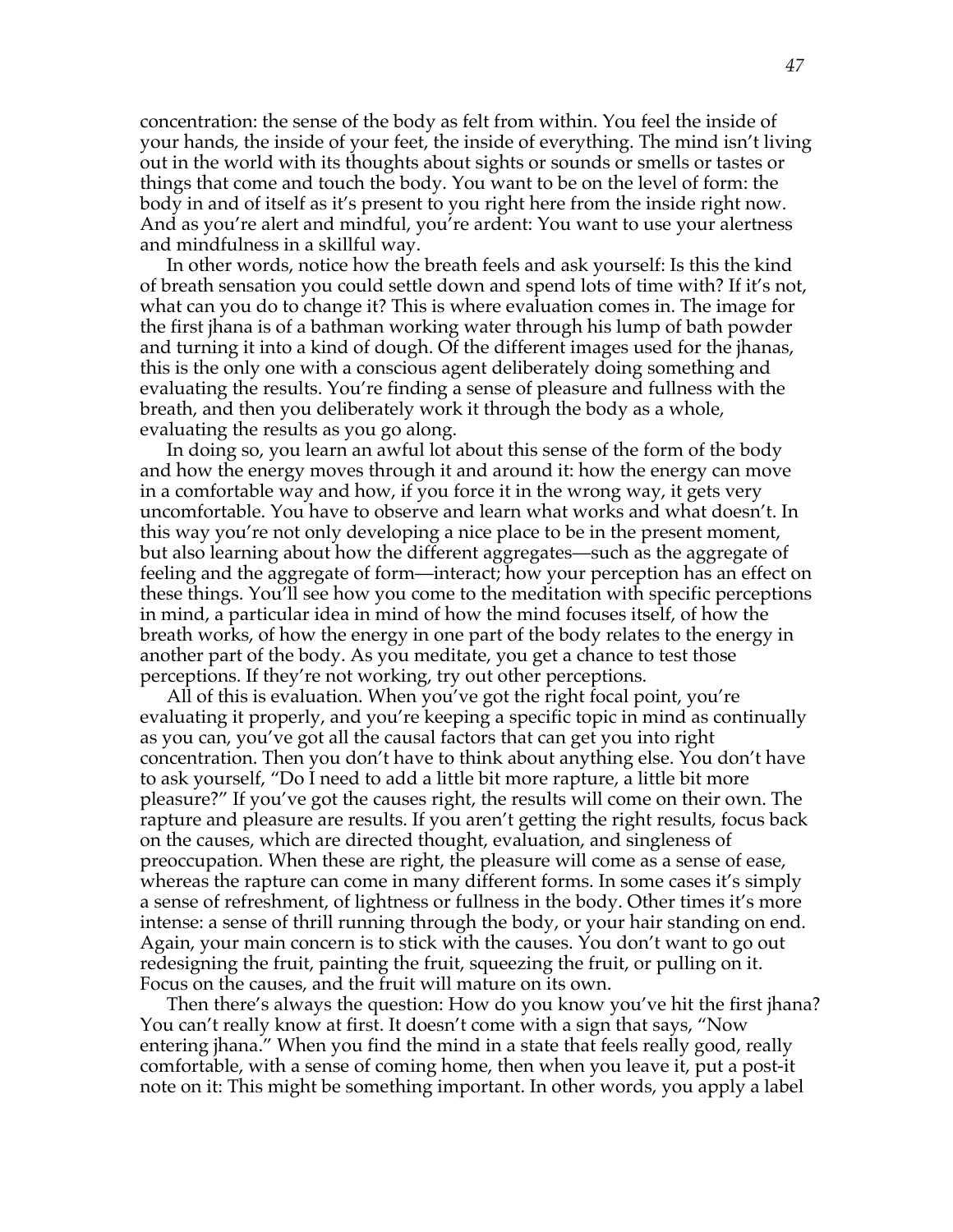concentration: the sense of the body as felt from within. You feel the inside of your hands, the inside of your feet, the inside of everything. The mind isn't living out in the world with its thoughts about sights or sounds or smells or tastes or things that come and touch the body. You want to be on the level of form: the body in and of itself as it's present to you right here from the inside right now. And as you're alert and mindful, you're ardent: You want to use your alertness and mindfulness in a skillful way.

In other words, notice how the breath feels and ask yourself: Is this the kind of breath sensation you could settle down and spend lots of time with? If it's not, what can you do to change it? This is where evaluation comes in. The image for the first jhana is of a bathman working water through his lump of bath powder and turning it into a kind of dough. Of the different images used for the jhanas, this is the only one with a conscious agent deliberately doing something and evaluating the results. You're finding a sense of pleasure and fullness with the breath, and then you deliberately work it through the body as a whole, evaluating the results as you go along.

In doing so, you learn an awful lot about this sense of the form of the body and how the energy moves through it and around it: how the energy can move in a comfortable way and how, if you force it in the wrong way, it gets very uncomfortable. You have to observe and learn what works and what doesn't. In this way you're not only developing a nice place to be in the present moment, but also learning about how the different aggregates—such as the aggregate of feeling and the aggregate of form—interact; how your perception has an effect on these things. You'll see how you come to the meditation with specific perceptions in mind, a particular idea in mind of how the mind focuses itself, of how the breath works, of how the energy in one part of the body relates to the energy in another part of the body. As you meditate, you get a chance to test those perceptions. If they're not working, try out other perceptions.

All of this is evaluation. When you've got the right focal point, you're evaluating it properly, and you're keeping a specific topic in mind as continually as you can, you've got all the causal factors that can get you into right concentration. Then you don't have to think about anything else. You don't have to ask yourself, "Do I need to add a little bit more rapture, a little bit more pleasure?" If you've got the causes right, the results will come on their own. The rapture and pleasure are results. If you aren't getting the right results, focus back on the causes, which are directed thought, evaluation, and singleness of preoccupation. When these are right, the pleasure will come as a sense of ease, whereas the rapture can come in many different forms. In some cases it's simply a sense of refreshment, of lightness or fullness in the body. Other times it's more intense: a sense of thrill running through the body, or your hair standing on end. Again, your main concern is to stick with the causes. You don't want to go out redesigning the fruit, painting the fruit, squeezing the fruit, or pulling on it. Focus on the causes, and the fruit will mature on its own.

Then there's always the question: How do you know you've hit the first jhana? You can't really know at first. It doesn't come with a sign that says, "Now entering jhana." When you find the mind in a state that feels really good, really comfortable, with a sense of coming home, then when you leave it, put a post-it note on it: This might be something important. In other words, you apply a label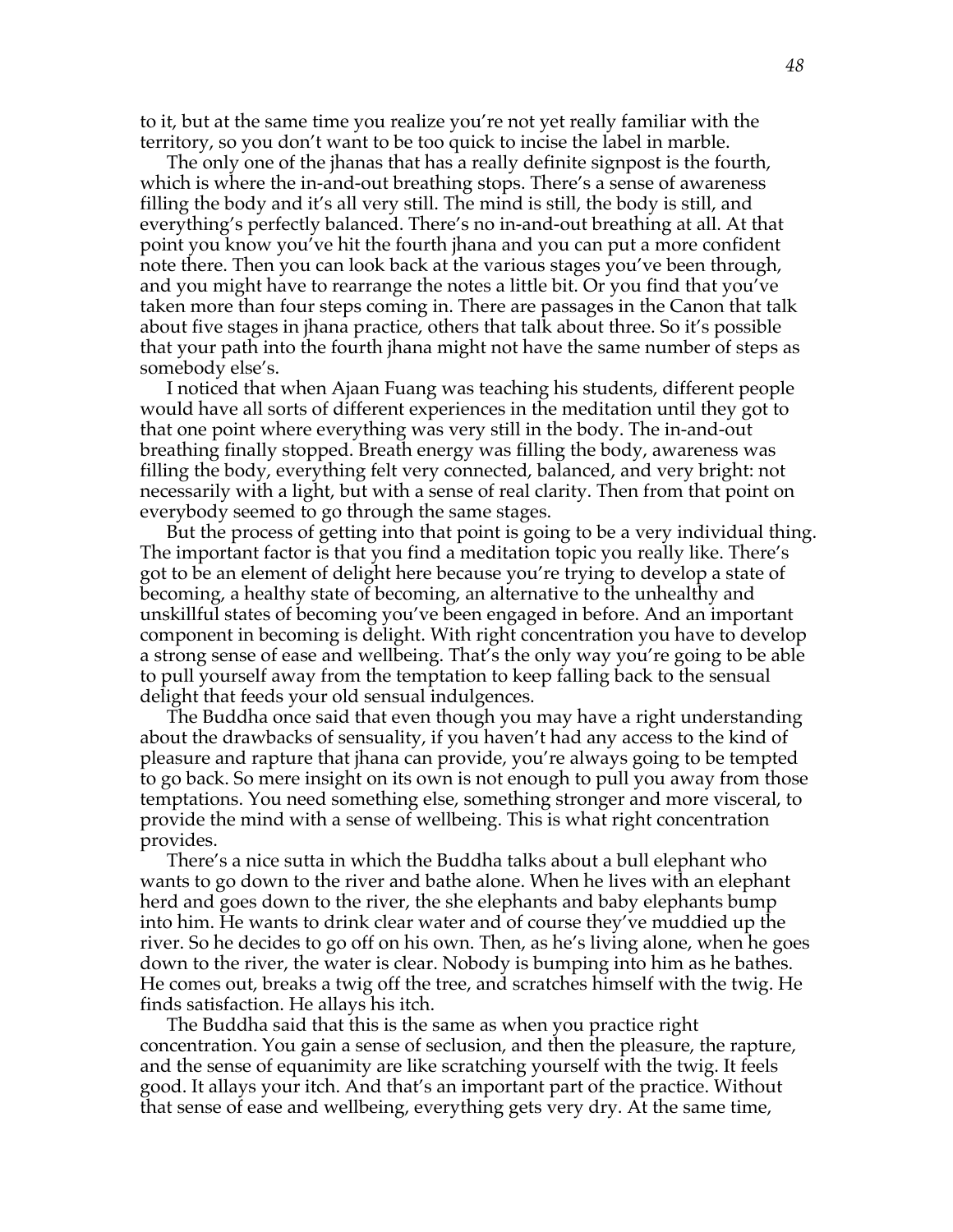to it, but at the same time you realize you're not yet really familiar with the territory, so you don't want to be too quick to incise the label in marble.

The only one of the jhanas that has a really definite signpost is the fourth, which is where the in-and-out breathing stops. There's a sense of awareness filling the body and it's all very still. The mind is still, the body is still, and everything's perfectly balanced. There's no in-and-out breathing at all. At that point you know you've hit the fourth jhana and you can put a more confident note there. Then you can look back at the various stages you've been through, and you might have to rearrange the notes a little bit. Or you find that you've taken more than four steps coming in. There are passages in the Canon that talk about five stages in jhana practice, others that talk about three. So it's possible that your path into the fourth jhana might not have the same number of steps as somebody else's.

I noticed that when Ajaan Fuang was teaching his students, different people would have all sorts of different experiences in the meditation until they got to that one point where everything was very still in the body. The in-and-out breathing finally stopped. Breath energy was filling the body, awareness was filling the body, everything felt very connected, balanced, and very bright: not necessarily with a light, but with a sense of real clarity. Then from that point on everybody seemed to go through the same stages.

But the process of getting into that point is going to be a very individual thing. The important factor is that you find a meditation topic you really like. There's got to be an element of delight here because you're trying to develop a state of becoming, a healthy state of becoming, an alternative to the unhealthy and unskillful states of becoming you've been engaged in before. And an important component in becoming is delight. With right concentration you have to develop a strong sense of ease and wellbeing. That's the only way you're going to be able to pull yourself away from the temptation to keep falling back to the sensual delight that feeds your old sensual indulgences.

The Buddha once said that even though you may have a right understanding about the drawbacks of sensuality, if you haven't had any access to the kind of pleasure and rapture that jhana can provide, you're always going to be tempted to go back. So mere insight on its own is not enough to pull you away from those temptations. You need something else, something stronger and more visceral, to provide the mind with a sense of wellbeing. This is what right concentration provides.

There's a nice sutta in which the Buddha talks about a bull elephant who wants to go down to the river and bathe alone. When he lives with an elephant herd and goes down to the river, the she elephants and baby elephants bump into him. He wants to drink clear water and of course they've muddied up the river. So he decides to go off on his own. Then, as he's living alone, when he goes down to the river, the water is clear. Nobody is bumping into him as he bathes. He comes out, breaks a twig off the tree, and scratches himself with the twig. He finds satisfaction. He allays his itch.

The Buddha said that this is the same as when you practice right concentration. You gain a sense of seclusion, and then the pleasure, the rapture, and the sense of equanimity are like scratching yourself with the twig. It feels good. It allays your itch. And that's an important part of the practice. Without that sense of ease and wellbeing, everything gets very dry. At the same time,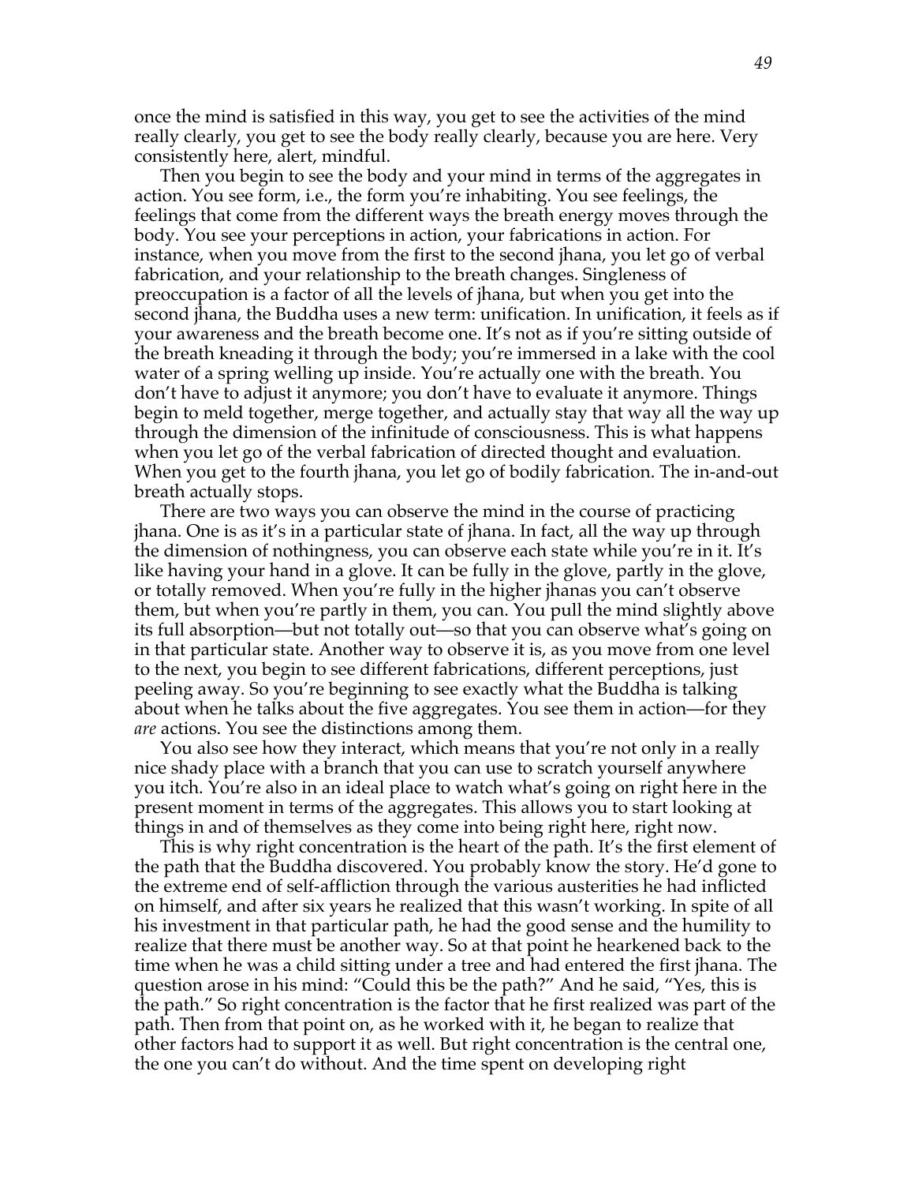once the mind is satisfied in this way, you get to see the activities of the mind really clearly, you get to see the body really clearly, because you are here. Very consistently here, alert, mindful.

Then you begin to see the body and your mind in terms of the aggregates in action. You see form, i.e., the form you're inhabiting. You see feelings, the feelings that come from the different ways the breath energy moves through the body. You see your perceptions in action, your fabrications in action. For instance, when you move from the first to the second jhana, you let go of verbal fabrication, and your relationship to the breath changes. Singleness of preoccupation is a factor of all the levels of jhana, but when you get into the second jhana, the Buddha uses a new term: unification. In unification, it feels as if your awareness and the breath become one. It's not as if you're sitting outside of the breath kneading it through the body; you're immersed in a lake with the cool water of a spring welling up inside. You're actually one with the breath. You don't have to adjust it anymore; you don't have to evaluate it anymore. Things begin to meld together, merge together, and actually stay that way all the way up through the dimension of the infinitude of consciousness. This is what happens when you let go of the verbal fabrication of directed thought and evaluation. When you get to the fourth jhana, you let go of bodily fabrication. The in-and-out breath actually stops.

There are two ways you can observe the mind in the course of practicing jhana. One is as it's in a particular state of jhana. In fact, all the way up through the dimension of nothingness, you can observe each state while you're in it. It's like having your hand in a glove. It can be fully in the glove, partly in the glove, or totally removed. When you're fully in the higher jhanas you can't observe them, but when you're partly in them, you can. You pull the mind slightly above its full absorption—but not totally out—so that you can observe what's going on in that particular state. Another way to observe it is, as you move from one level to the next, you begin to see different fabrications, different perceptions, just peeling away. So you're beginning to see exactly what the Buddha is talking about when he talks about the five aggregates. You see them in action—for they *are* actions. You see the distinctions among them.

You also see how they interact, which means that you're not only in a really nice shady place with a branch that you can use to scratch yourself anywhere you itch. You're also in an ideal place to watch what's going on right here in the present moment in terms of the aggregates. This allows you to start looking at things in and of themselves as they come into being right here, right now.

This is why right concentration is the heart of the path. It's the first element of the path that the Buddha discovered. You probably know the story. He'd gone to the extreme end of self-affliction through the various austerities he had inflicted on himself, and after six years he realized that this wasn't working. In spite of all his investment in that particular path, he had the good sense and the humility to realize that there must be another way. So at that point he hearkened back to the time when he was a child sitting under a tree and had entered the first jhana. The question arose in his mind: "Could this be the path?" And he said, "Yes, this is the path." So right concentration is the factor that he first realized was part of the path. Then from that point on, as he worked with it, he began to realize that other factors had to support it as well. But right concentration is the central one, the one you can't do without. And the time spent on developing right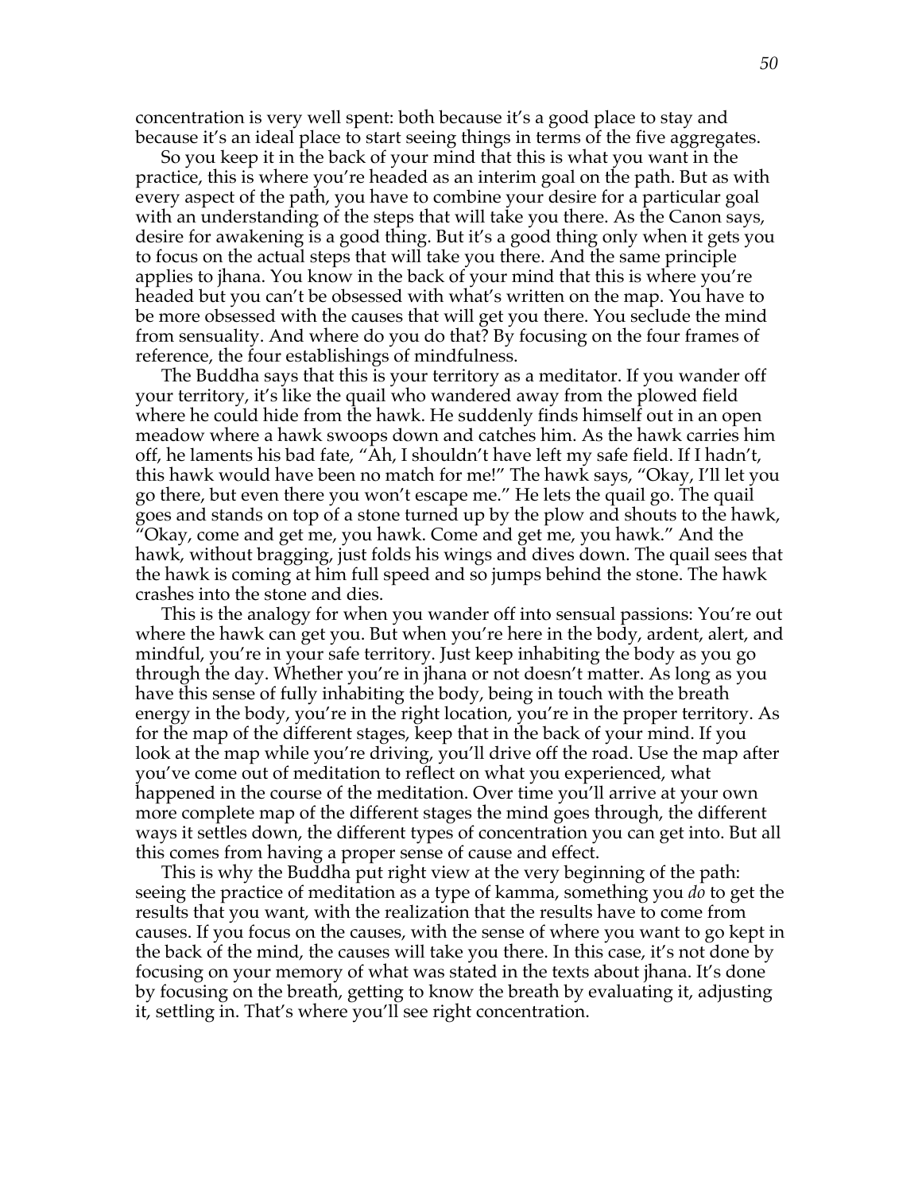concentration is very well spent: both because it's a good place to stay and because it's an ideal place to start seeing things in terms of the five aggregates.

So you keep it in the back of your mind that this is what you want in the practice, this is where you're headed as an interim goal on the path. But as with every aspect of the path, you have to combine your desire for a particular goal with an understanding of the steps that will take you there. As the Canon says, desire for awakening is a good thing. But it's a good thing only when it gets you to focus on the actual steps that will take you there. And the same principle applies to jhana. You know in the back of your mind that this is where you're headed but you can't be obsessed with what's written on the map. You have to be more obsessed with the causes that will get you there. You seclude the mind from sensuality. And where do you do that? By focusing on the four frames of reference, the four establishings of mindfulness.

The Buddha says that this is your territory as a meditator. If you wander off your territory, it's like the quail who wandered away from the plowed field where he could hide from the hawk. He suddenly finds himself out in an open meadow where a hawk swoops down and catches him. As the hawk carries him off, he laments his bad fate, "Ah, I shouldn't have left my safe field. If I hadn't, this hawk would have been no match for me!" The hawk says, "Okay, I'll let you go there, but even there you won't escape me." He lets the quail go. The quail goes and stands on top of a stone turned up by the plow and shouts to the hawk, "Okay, come and get me, you hawk. Come and get me, you hawk." And the hawk, without bragging, just folds his wings and dives down. The quail sees that the hawk is coming at him full speed and so jumps behind the stone. The hawk crashes into the stone and dies.

This is the analogy for when you wander off into sensual passions: You're out where the hawk can get you. But when you're here in the body, ardent, alert, and mindful, you're in your safe territory. Just keep inhabiting the body as you go through the day. Whether you're in jhana or not doesn't matter. As long as you have this sense of fully inhabiting the body, being in touch with the breath energy in the body, you're in the right location, you're in the proper territory. As for the map of the different stages, keep that in the back of your mind. If you look at the map while you're driving, you'll drive off the road. Use the map after you've come out of meditation to reflect on what you experienced, what happened in the course of the meditation. Over time you'll arrive at your own more complete map of the different stages the mind goes through, the different ways it settles down, the different types of concentration you can get into. But all this comes from having a proper sense of cause and effect.

This is why the Buddha put right view at the very beginning of the path: seeing the practice of meditation as a type of kamma, something you *do* to get the results that you want, with the realization that the results have to come from causes. If you focus on the causes, with the sense of where you want to go kept in the back of the mind, the causes will take you there. In this case, it's not done by focusing on your memory of what was stated in the texts about jhana. It's done by focusing on the breath, getting to know the breath by evaluating it, adjusting it, settling in. That's where you'll see right concentration.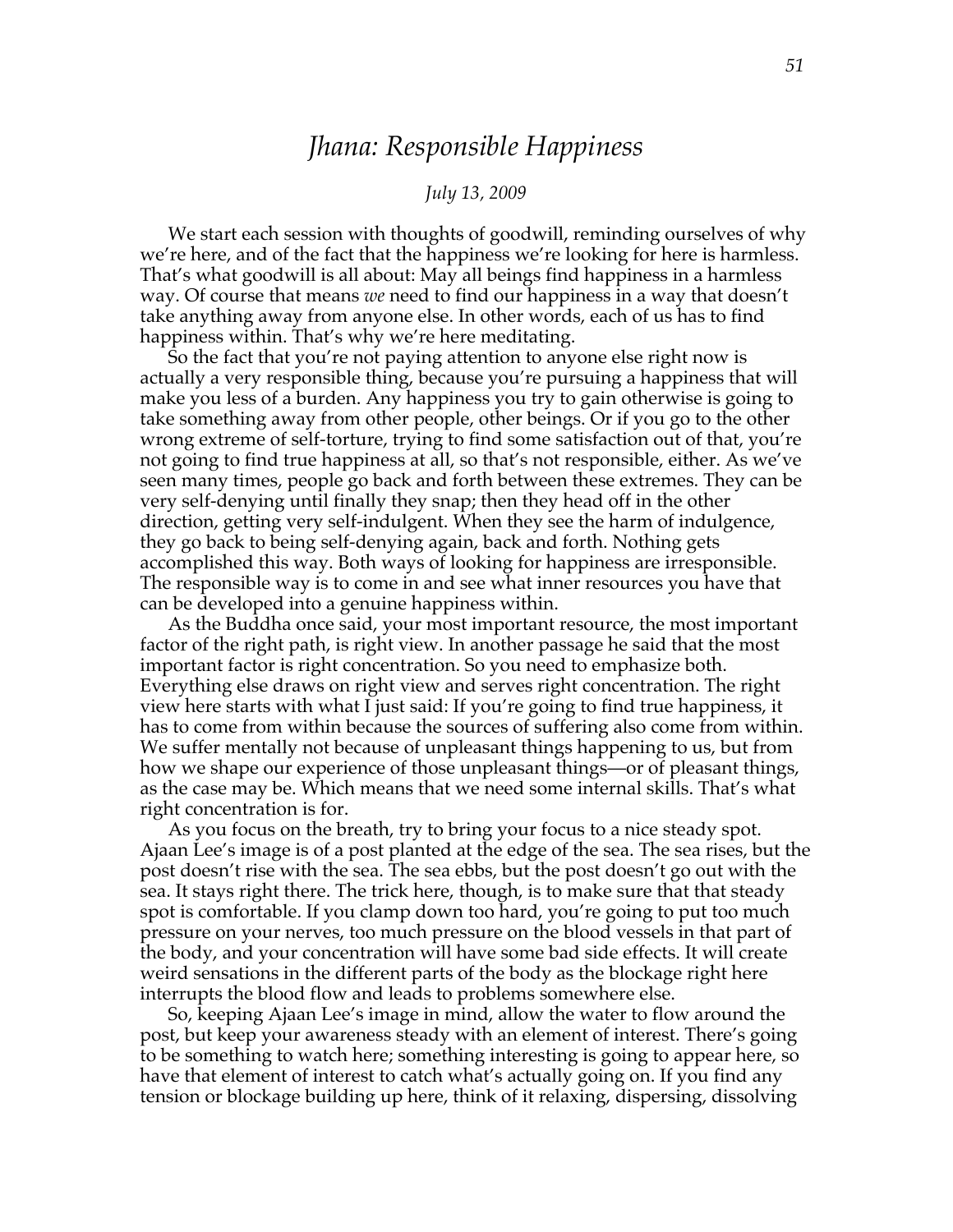# *Jhana: Responsible Happiness*

*July 13, 2009*

We start each session with thoughts of goodwill, reminding ourselves of why we're here, and of the fact that the happiness we're looking for here is harmless. That's what goodwill is all about: May all beings find happiness in a harmless way. Of course that means *we* need to find our happiness in a way that doesn't take anything away from anyone else. In other words, each of us has to find happiness within. That's why we're here meditating.

So the fact that you're not paying attention to anyone else right now is actually a very responsible thing, because you're pursuing a happiness that will make you less of a burden. Any happiness you try to gain otherwise is going to take something away from other people, other beings. Or if you go to the other wrong extreme of self-torture, trying to find some satisfaction out of that, you're not going to find true happiness at all, so that's not responsible, either. As we've seen many times, people go back and forth between these extremes. They can be very self-denying until finally they snap; then they head off in the other direction, getting very self-indulgent. When they see the harm of indulgence, they go back to being self-denying again, back and forth. Nothing gets accomplished this way. Both ways of looking for happiness are irresponsible. The responsible way is to come in and see what inner resources you have that can be developed into a genuine happiness within.

As the Buddha once said, your most important resource, the most important factor of the right path, is right view. In another passage he said that the most important factor is right concentration. So you need to emphasize both. Everything else draws on right view and serves right concentration. The right view here starts with what I just said: If you're going to find true happiness, it has to come from within because the sources of suffering also come from within. We suffer mentally not because of unpleasant things happening to us, but from how we shape our experience of those unpleasant things—or of pleasant things, as the case may be. Which means that we need some internal skills. That's what right concentration is for.

As you focus on the breath, try to bring your focus to a nice steady spot. Ajaan Lee's image is of a post planted at the edge of the sea. The sea rises, but the post doesn't rise with the sea. The sea ebbs, but the post doesn't go out with the sea. It stays right there. The trick here, though, is to make sure that that steady spot is comfortable. If you clamp down too hard, you're going to put too much pressure on your nerves, too much pressure on the blood vessels in that part of the body, and your concentration will have some bad side effects. It will create weird sensations in the different parts of the body as the blockage right here interrupts the blood flow and leads to problems somewhere else.

So, keeping Ajaan Lee's image in mind, allow the water to flow around the post, but keep your awareness steady with an element of interest. There's going to be something to watch here; something interesting is going to appear here, so have that element of interest to catch what's actually going on. If you find any tension or blockage building up here, think of it relaxing, dispersing, dissolving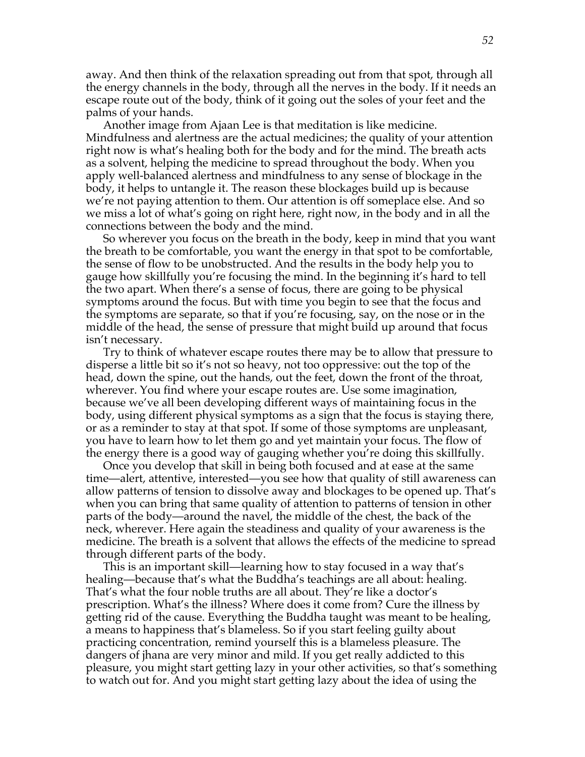away. And then think of the relaxation spreading out from that spot, through all the energy channels in the body, through all the nerves in the body. If it needs an escape route out of the body, think of it going out the soles of your feet and the palms of your hands.

Another image from Ajaan Lee is that meditation is like medicine. Mindfulness and alertness are the actual medicines; the quality of your attention right now is what's healing both for the body and for the mind. The breath acts as a solvent, helping the medicine to spread throughout the body. When you apply well-balanced alertness and mindfulness to any sense of blockage in the body, it helps to untangle it. The reason these blockages build up is because we're not paying attention to them. Our attention is off someplace else. And so we miss a lot of what's going on right here, right now, in the body and in all the connections between the body and the mind.

So wherever you focus on the breath in the body, keep in mind that you want the breath to be comfortable, you want the energy in that spot to be comfortable, the sense of flow to be unobstructed. And the results in the body help you to gauge how skillfully you're focusing the mind. In the beginning it's hard to tell the two apart. When there's a sense of focus, there are going to be physical symptoms around the focus. But with time you begin to see that the focus and the symptoms are separate, so that if you're focusing, say, on the nose or in the middle of the head, the sense of pressure that might build up around that focus isn't necessary.

Try to think of whatever escape routes there may be to allow that pressure to disperse a little bit so it's not so heavy, not too oppressive: out the top of the head, down the spine, out the hands, out the feet, down the front of the throat, wherever. You find where your escape routes are. Use some imagination, because we've all been developing different ways of maintaining focus in the body, using different physical symptoms as a sign that the focus is staying there, or as a reminder to stay at that spot. If some of those symptoms are unpleasant, you have to learn how to let them go and yet maintain your focus. The flow of the energy there is a good way of gauging whether you're doing this skillfully.

Once you develop that skill in being both focused and at ease at the same time—alert, attentive, interested—you see how that quality of still awareness can allow patterns of tension to dissolve away and blockages to be opened up. That's when you can bring that same quality of attention to patterns of tension in other parts of the body—around the navel, the middle of the chest, the back of the neck, wherever. Here again the steadiness and quality of your awareness is the medicine. The breath is a solvent that allows the effects of the medicine to spread through different parts of the body.

This is an important skill—learning how to stay focused in a way that's healing—because that's what the Buddha's teachings are all about: healing. That's what the four noble truths are all about. They're like a doctor's prescription. What's the illness? Where does it come from? Cure the illness by getting rid of the cause. Everything the Buddha taught was meant to be healing, a means to happiness that's blameless. So if you start feeling guilty about practicing concentration, remind yourself this is a blameless pleasure. The dangers of jhana are very minor and mild. If you get really addicted to this pleasure, you might start getting lazy in your other activities, so that's something to watch out for. And you might start getting lazy about the idea of using the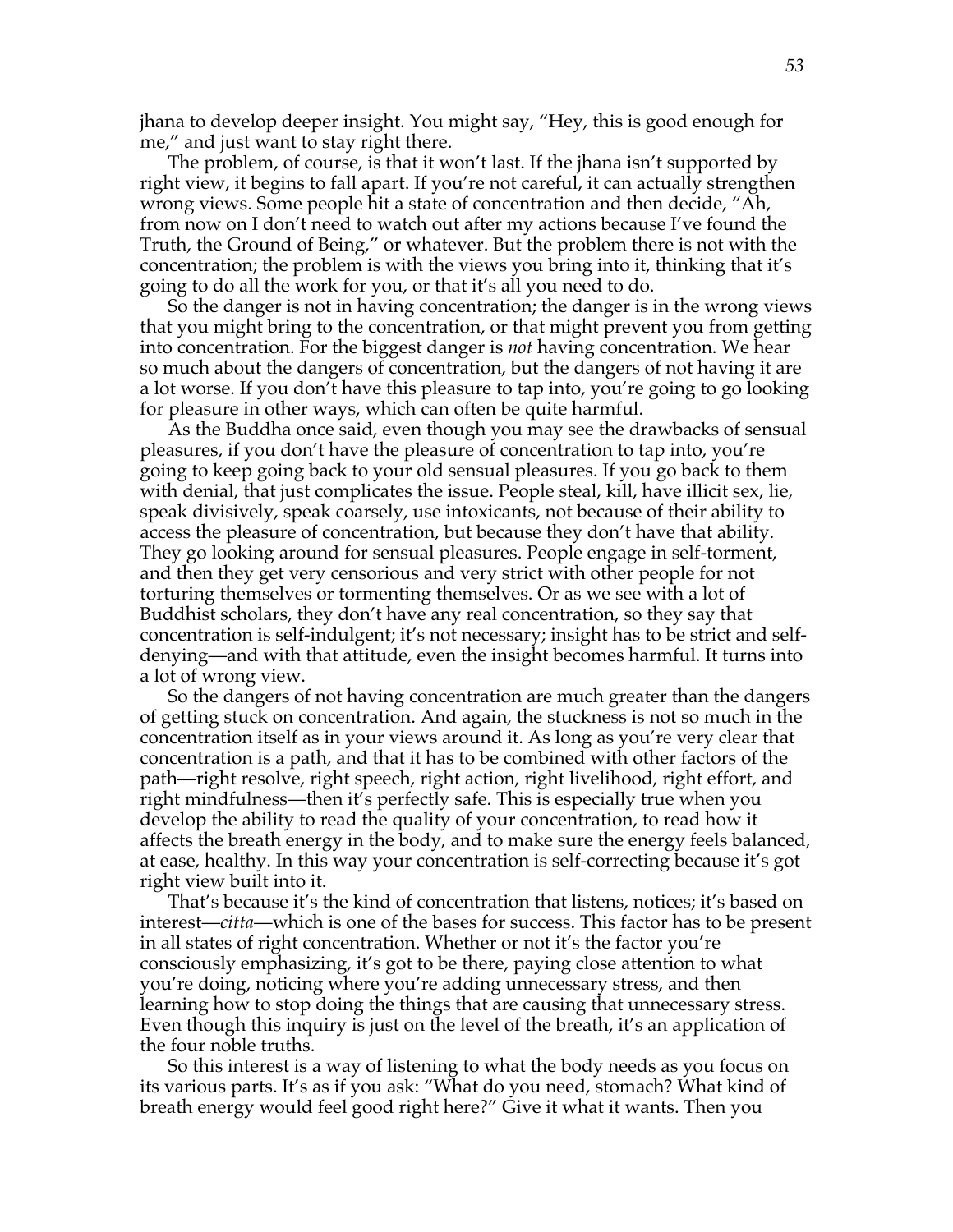jhana to develop deeper insight. You might say, "Hey, this is good enough for me," and just want to stay right there.

The problem, of course, is that it won't last. If the jhana isn't supported by right view, it begins to fall apart. If you're not careful, it can actually strengthen wrong views. Some people hit a state of concentration and then decide, "Ah, from now on I don't need to watch out after my actions because I've found the Truth, the Ground of Being," or whatever. But the problem there is not with the concentration; the problem is with the views you bring into it, thinking that it's going to do all the work for you, or that it's all you need to do.

So the danger is not in having concentration; the danger is in the wrong views that you might bring to the concentration, or that might prevent you from getting into concentration. For the biggest danger is *not* having concentration. We hear so much about the dangers of concentration, but the dangers of not having it are a lot worse. If you don't have this pleasure to tap into, you're going to go looking for pleasure in other ways, which can often be quite harmful.

As the Buddha once said, even though you may see the drawbacks of sensual pleasures, if you don't have the pleasure of concentration to tap into, you're going to keep going back to your old sensual pleasures. If you go back to them with denial, that just complicates the issue. People steal, kill, have illicit sex, lie, speak divisively, speak coarsely, use intoxicants, not because of their ability to access the pleasure of concentration, but because they don't have that ability. They go looking around for sensual pleasures. People engage in self-torment, and then they get very censorious and very strict with other people for not torturing themselves or tormenting themselves. Or as we see with a lot of Buddhist scholars, they don't have any real concentration, so they say that concentration is self-indulgent; it's not necessary; insight has to be strict and self-denying—and with that attitude, even the insight becomes harmful. It turns into a lot of wrong view.

So the dangers of not having concentration are much greater than the dangers of getting stuck on concentration. And again, the stuckness is not so much in the concentration itself as in your views around it. As long as you're very clear that concentration is a path, and that it has to be combined with other factors of the path—right resolve, right speech, right action, right livelihood, right effort, and right mindfulness—then it's perfectly safe. This is especially true when you develop the ability to read the quality of your concentration, to read how it affects the breath energy in the body, and to make sure the energy feels balanced, at ease, healthy. In this way your concentration is self-correcting because it's got right view built into it.

That's because it's the kind of concentration that listens, notices; it's based on interest—*citta*—which is one of the bases for success. This factor has to be present in all states of right concentration. Whether or not it's the factor you're consciously emphasizing, it's got to be there, paying close attention to what you're doing, noticing where you're adding unnecessary stress, and then learning how to stop doing the things that are causing that unnecessary stress. Even though this inquiry is just on the level of the breath, it's an application of the four noble truths.

So this interest is a way of listening to what the body needs as you focus on its various parts. It's as if you ask: "What do you need, stomach? What kind of breath energy would feel good right here?" Give it what it wants. Then you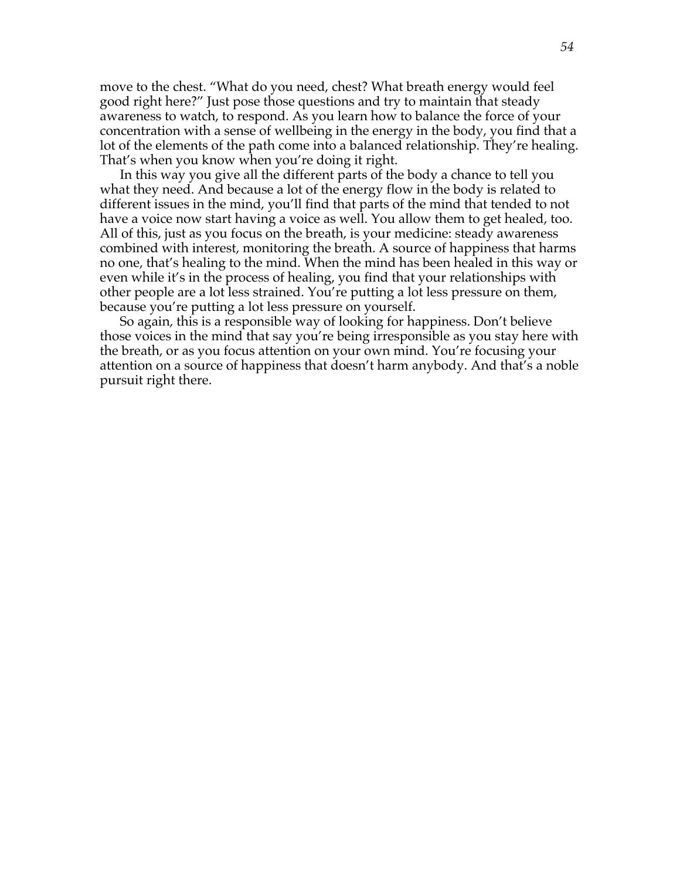move to the chest. "What do you need, chest? What breath energy would feel good right here?" Just pose those questions and try to maintain that steady awareness to watch, to respond. As you learn how to balance the force of your concentration with a sense of wellbeing in the energy in the body, you find that a lot of the elements of the path come into a balanced relationship. They're healing. That's when you know when you're doing it right.

In this way you give all the different parts of the body a chance to tell you what they need. And because a lot of the energy flow in the body is related to different issues in the mind, you'll find that parts of the mind that tended to not have a voice now start having a voice as well. You allow them to get healed, too. All of this, just as you focus on the breath, is your medicine: steady awareness combined with interest, monitoring the breath. A source of happiness that harms no one, that's healing to the mind. When the mind has been healed in this way or even while it's in the process of healing, you find that your relationships with other people are a lot less strained. You're putting a lot less pressure on them, because you're putting a lot less pressure on yourself.

So again, this is a responsible way of looking for happiness. Don't believe those voices in the mind that say you're being irresponsible as you stay here with the breath, or as you focus attention on your own mind. You're focusing your attention on a source of happiness that doesn't harm anybody. And that's a noble pursuit right there.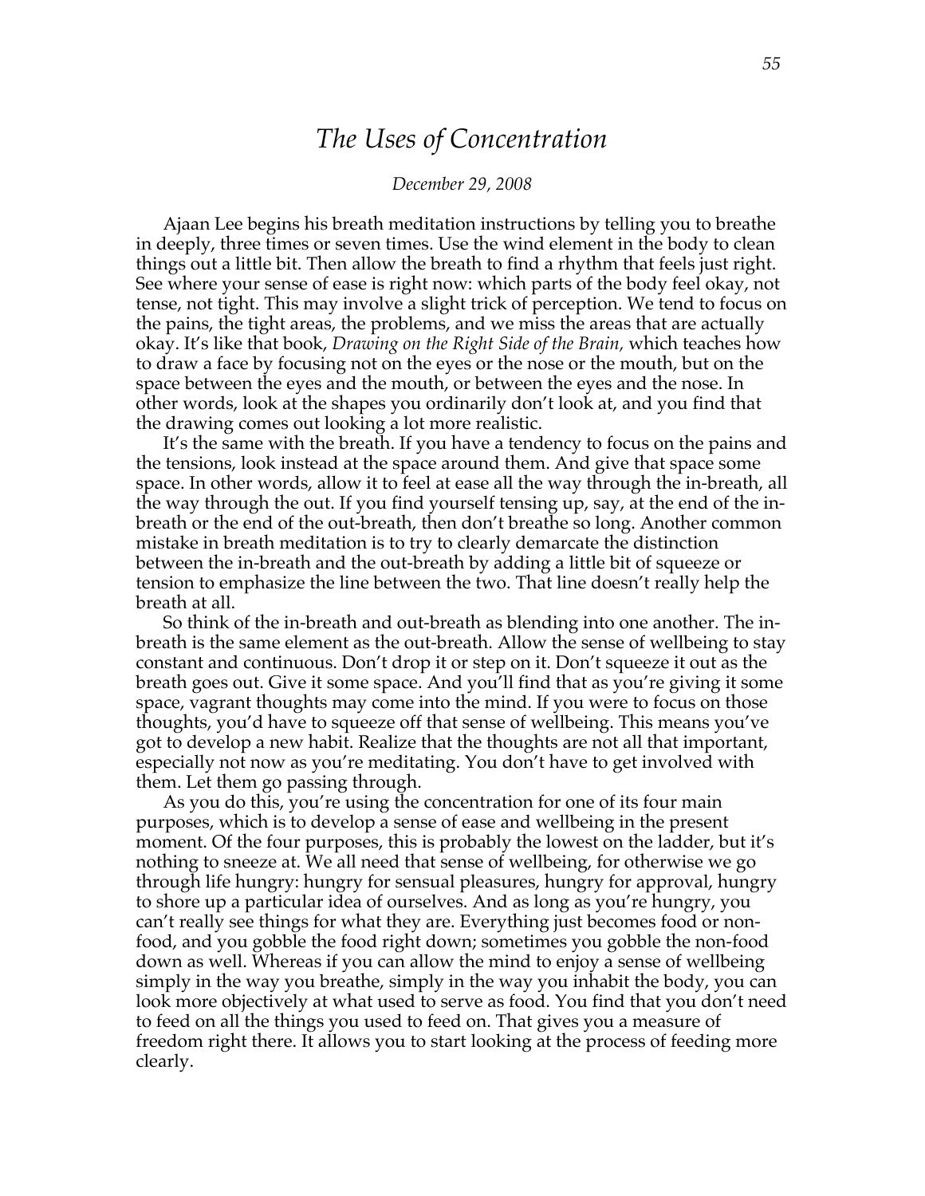# *The Uses of Concentration*

*December 29, 2008*

Ajaan Lee begins his breath meditation instructions by telling you to breathe in deeply, three times or seven times. Use the wind element in the body to clean things out a little bit. Then allow the breath to find a rhythm that feels just right. See where your sense of ease is right now: which parts of the body feel okay, not tense, not tight. This may involve a slight trick of perception. We tend to focus on the pains, the tight areas, the problems, and we miss the areas that are actually okay. It's like that book, *Drawing on the Right Side of the Brain,* which teaches how to draw a face by focusing not on the eyes or the nose or the mouth, but on the space between the eyes and the mouth, or between the eyes and the nose. In other words, look at the shapes you ordinarily don't look at, and you find that the drawing comes out looking a lot more realistic.

It's the same with the breath. If you have a tendency to focus on the pains and the tensions, look instead at the space around them. And give that space some space. In other words, allow it to feel at ease all the way through the in-breath, all the way through the out. If you find yourself tensing up, say, at the end of the in-breath or the end of the out-breath, then don't breathe so long. Another common mistake in breath meditation is to try to clearly demarcate the distinction between the in-breath and the out-breath by adding a little bit of squeeze or tension to emphasize the line between the two. That line doesn't really help the breath at all.

So think of the in-breath and out-breath as blending into one another. The in-breath is the same element as the out-breath. Allow the sense of wellbeing to stay constant and continuous. Don't drop it or step on it. Don't squeeze it out as the breath goes out. Give it some space. And you'll find that as you're giving it some space, vagrant thoughts may come into the mind. If you were to focus on those thoughts, you'd have to squeeze off that sense of wellbeing. This means you've got to develop a new habit. Realize that the thoughts are not all that important, especially not now as you're meditating. You don't have to get involved with them. Let them go passing through.

As you do this, you're using the concentration for one of its four main purposes, which is to develop a sense of ease and wellbeing in the present moment. Of the four purposes, this is probably the lowest on the ladder, but it's nothing to sneeze at. We all need that sense of wellbeing, for otherwise we go through life hungry: hungry for sensual pleasures, hungry for approval, hungry to shore up a particular idea of ourselves. And as long as you're hungry, you can't really see things for what they are. Everything just becomes food or non-food, and you gobble the food right down; sometimes you gobble the non-food down as well. Whereas if you can allow the mind to enjoy a sense of wellbeing simply in the way you breathe, simply in the way you inhabit the body, you can look more objectively at what used to serve as food. You find that you don't need to feed on all the things you used to feed on. That gives you a measure of freedom right there. It allows you to start looking at the process of feeding more clearly.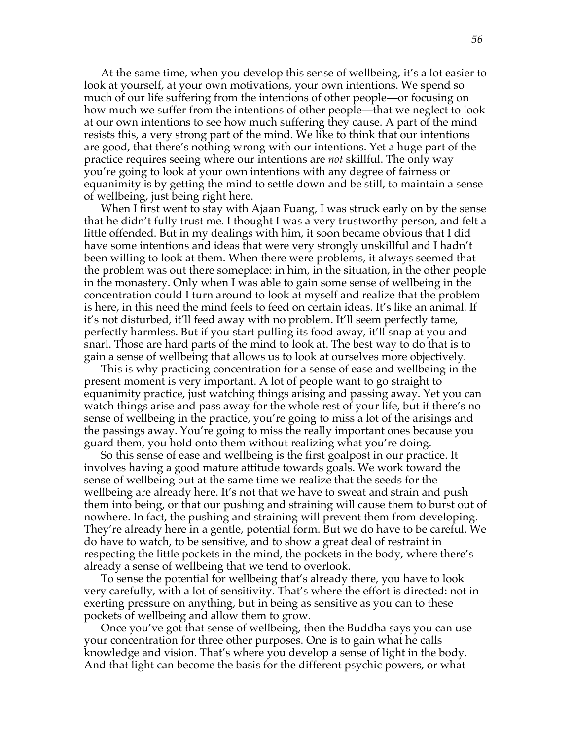At the same time, when you develop this sense of wellbeing, it's a lot easier to look at yourself, at your own motivations, your own intentions. We spend so much of our life suffering from the intentions of other people—or focusing on how much we suffer from the intentions of other people—that we neglect to look at our own intentions to see how much suffering they cause. A part of the mind resists this, a very strong part of the mind. We like to think that our intentions are good, that there's nothing wrong with our intentions. Yet a huge part of the practice requires seeing where our intentions are *not* skillful. The only way you're going to look at your own intentions with any degree of fairness or equanimity is by getting the mind to settle down and be still, to maintain a sense of wellbeing, just being right here.

When I first went to stay with Ajaan Fuang, I was struck early on by the sense that he didn't fully trust me. I thought I was a very trustworthy person, and felt a little offended. But in my dealings with him, it soon became obvious that I did have some intentions and ideas that were very strongly unskillful and I hadn't been willing to look at them. When there were problems, it always seemed that the problem was out there someplace: in him, in the situation, in the other people in the monastery. Only when I was able to gain some sense of wellbeing in the concentration could I turn around to look at myself and realize that the problem is here, in this need the mind feels to feed on certain ideas. It's like an animal. If it's not disturbed, it'll feed away with no problem. It'll seem perfectly tame, perfectly harmless. But if you start pulling its food away, it'll snap at you and snarl. Those are hard parts of the mind to look at. The best way to do that is to gain a sense of wellbeing that allows us to look at ourselves more objectively.

This is why practicing concentration for a sense of ease and wellbeing in the present moment is very important. A lot of people want to go straight to equanimity practice, just watching things arising and passing away. Yet you can watch things arise and pass away for the whole rest of your life, but if there's no sense of wellbeing in the practice, you're going to miss a lot of the arisings and the passings away. You're going to miss the really important ones because you guard them, you hold onto them without realizing what you're doing.

So this sense of ease and wellbeing is the first goalpost in our practice. It involves having a good mature attitude towards goals. We work toward the sense of wellbeing but at the same time we realize that the seeds for the wellbeing are already here. It's not that we have to sweat and strain and push them into being, or that our pushing and straining will cause them to burst out of nowhere. In fact, the pushing and straining will prevent them from developing. They're already here in a gentle, potential form. But we do have to be careful. We do have to watch, to be sensitive, and to show a great deal of restraint in respecting the little pockets in the mind, the pockets in the body, where there's already a sense of wellbeing that we tend to overlook.

To sense the potential for wellbeing that's already there, you have to look very carefully, with a lot of sensitivity. That's where the effort is directed: not in exerting pressure on anything, but in being as sensitive as you can to these pockets of wellbeing and allow them to grow.

Once you've got that sense of wellbeing, then the Buddha says you can use your concentration for three other purposes. One is to gain what he calls knowledge and vision. That's where you develop a sense of light in the body. And that light can become the basis for the different psychic powers, or what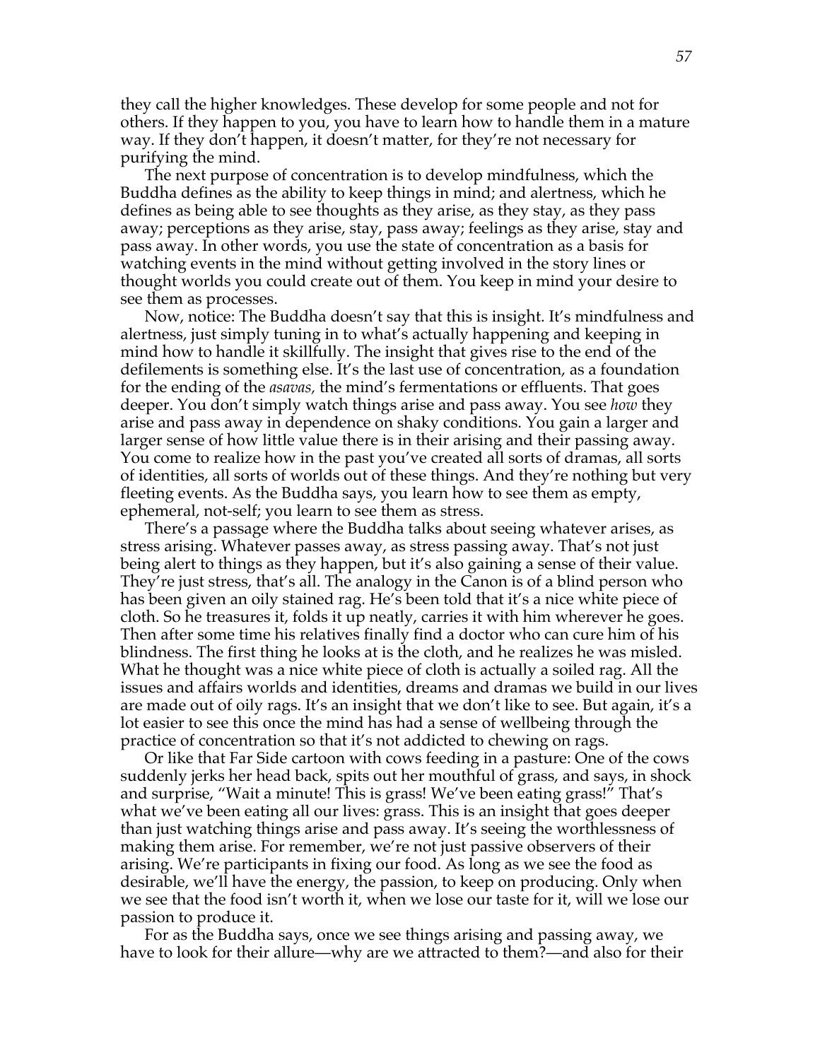they call the higher knowledges. These develop for some people and not for others. If they happen to you, you have to learn how to handle them in a mature way. If they don't happen, it doesn't matter, for they're not necessary for purifying the mind.

The next purpose of concentration is to develop mindfulness, which the Buddha defines as the ability to keep things in mind; and alertness, which he defines as being able to see thoughts as they arise, as they stay, as they pass away; perceptions as they arise, stay, pass away; feelings as they arise, stay and pass away. In other words, you use the state of concentration as a basis for watching events in the mind without getting involved in the story lines or thought worlds you could create out of them. You keep in mind your desire to see them as processes.

Now, notice: The Buddha doesn't say that this is insight. It's mindfulness and alertness, just simply tuning in to what's actually happening and keeping in mind how to handle it skillfully. The insight that gives rise to the end of the defilements is something else. It's the last use of concentration, as a foundation for the ending of the *asavas,* the mind's fermentations or effluents. That goes deeper. You don't simply watch things arise and pass away. You see *how* they arise and pass away in dependence on shaky conditions. You gain a larger and larger sense of how little value there is in their arising and their passing away. You come to realize how in the past you've created all sorts of dramas, all sorts of identities, all sorts of worlds out of these things. And they're nothing but very fleeting events. As the Buddha says, you learn how to see them as empty, ephemeral, not-self; you learn to see them as stress.

There's a passage where the Buddha talks about seeing whatever arises, as stress arising. Whatever passes away, as stress passing away. That's not just being alert to things as they happen, but it's also gaining a sense of their value. They're just stress, that's all. The analogy in the Canon is of a blind person who has been given an oily stained rag. He's been told that it's a nice white piece of cloth. So he treasures it, folds it up neatly, carries it with him wherever he goes. Then after some time his relatives finally find a doctor who can cure him of his blindness. The first thing he looks at is the cloth, and he realizes he was misled. What he thought was a nice white piece of cloth is actually a soiled rag. All the issues and affairs worlds and identities, dreams and dramas we build in our lives are made out of oily rags. It's an insight that we don't like to see. But again, it's a lot easier to see this once the mind has had a sense of wellbeing through the practice of concentration so that it's not addicted to chewing on rags.

Or like that Far Side cartoon with cows feeding in a pasture: One of the cows suddenly jerks her head back, spits out her mouthful of grass, and says, in shock and surprise, "Wait a minute! This is grass! We've been eating grass!" That's what we've been eating all our lives: grass. This is an insight that goes deeper than just watching things arise and pass away. It's seeing the worthlessness of making them arise. For remember, we're not just passive observers of their arising. We're participants in fixing our food. As long as we see the food as desirable, we'll have the energy, the passion, to keep on producing. Only when we see that the food isn't worth it, when we lose our taste for it, will we lose our passion to produce it.

For as the Buddha says, once we see things arising and passing away, we have to look for their allure—why are we attracted to them?—and also for their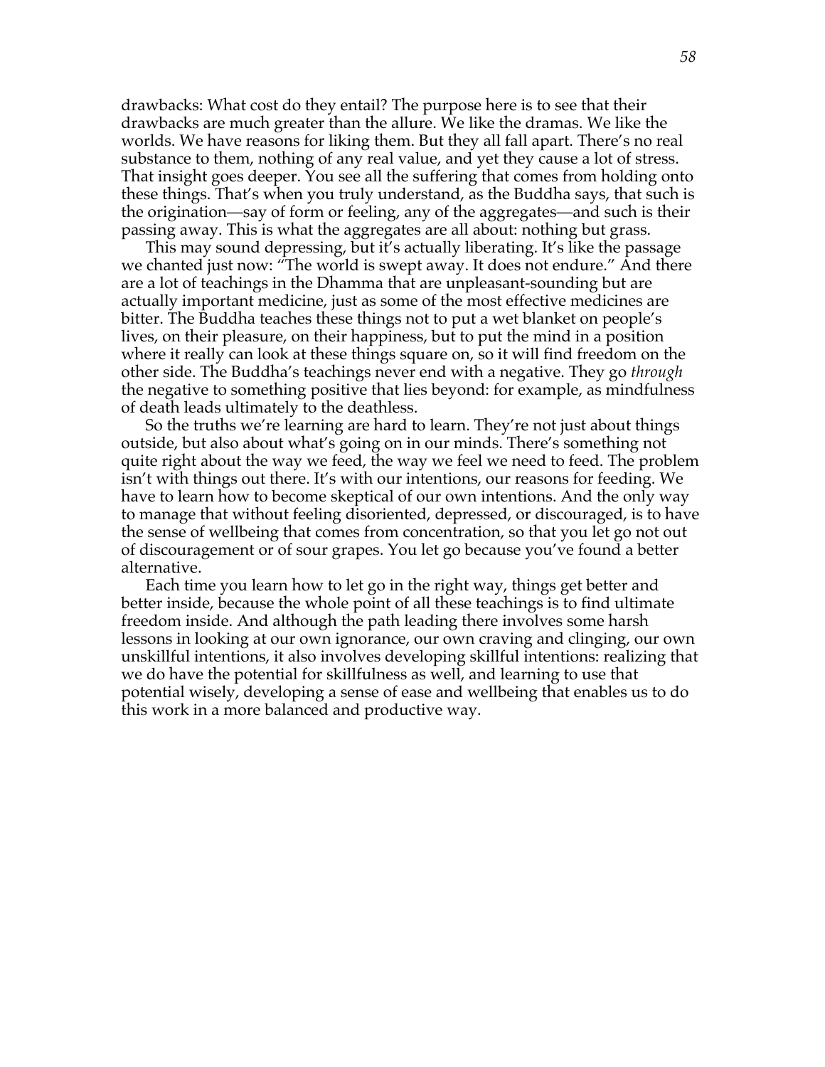drawbacks: What cost do they entail? The purpose here is to see that their drawbacks are much greater than the allure. We like the dramas. We like the worlds. We have reasons for liking them. But they all fall apart. There's no real substance to them, nothing of any real value, and yet they cause a lot of stress. That insight goes deeper. You see all the suffering that comes from holding onto these things. That's when you truly understand, as the Buddha says, that such is the origination—say of form or feeling, any of the aggregates—and such is their passing away. This is what the aggregates are all about: nothing but grass.

This may sound depressing, but it's actually liberating. It's like the passage we chanted just now: "The world is swept away. It does not endure." And there are a lot of teachings in the Dhamma that are unpleasant-sounding but are actually important medicine, just as some of the most effective medicines are bitter. The Buddha teaches these things not to put a wet blanket on people's lives, on their pleasure, on their happiness, but to put the mind in a position where it really can look at these things square on, so it will find freedom on the other side. The Buddha's teachings never end with a negative. They go *through* the negative to something positive that lies beyond: for example, as mindfulness of death leads ultimately to the deathless.

So the truths we're learning are hard to learn. They're not just about things outside, but also about what's going on in our minds. There's something not quite right about the way we feed, the way we feel we need to feed. The problem isn't with things out there. It's with our intentions, our reasons for feeding. We have to learn how to become skeptical of our own intentions. And the only way to manage that without feeling disoriented, depressed, or discouraged, is to have the sense of wellbeing that comes from concentration, so that you let go not out of discouragement or of sour grapes. You let go because you've found a better alternative.

Each time you learn how to let go in the right way, things get better and better inside, because the whole point of all these teachings is to find ultimate freedom inside. And although the path leading there involves some harsh lessons in looking at our own ignorance, our own craving and clinging, our own unskillful intentions, it also involves developing skillful intentions: realizing that we do have the potential for skillfulness as well, and learning to use that potential wisely, developing a sense of ease and wellbeing that enables us to do this work in a more balanced and productive way.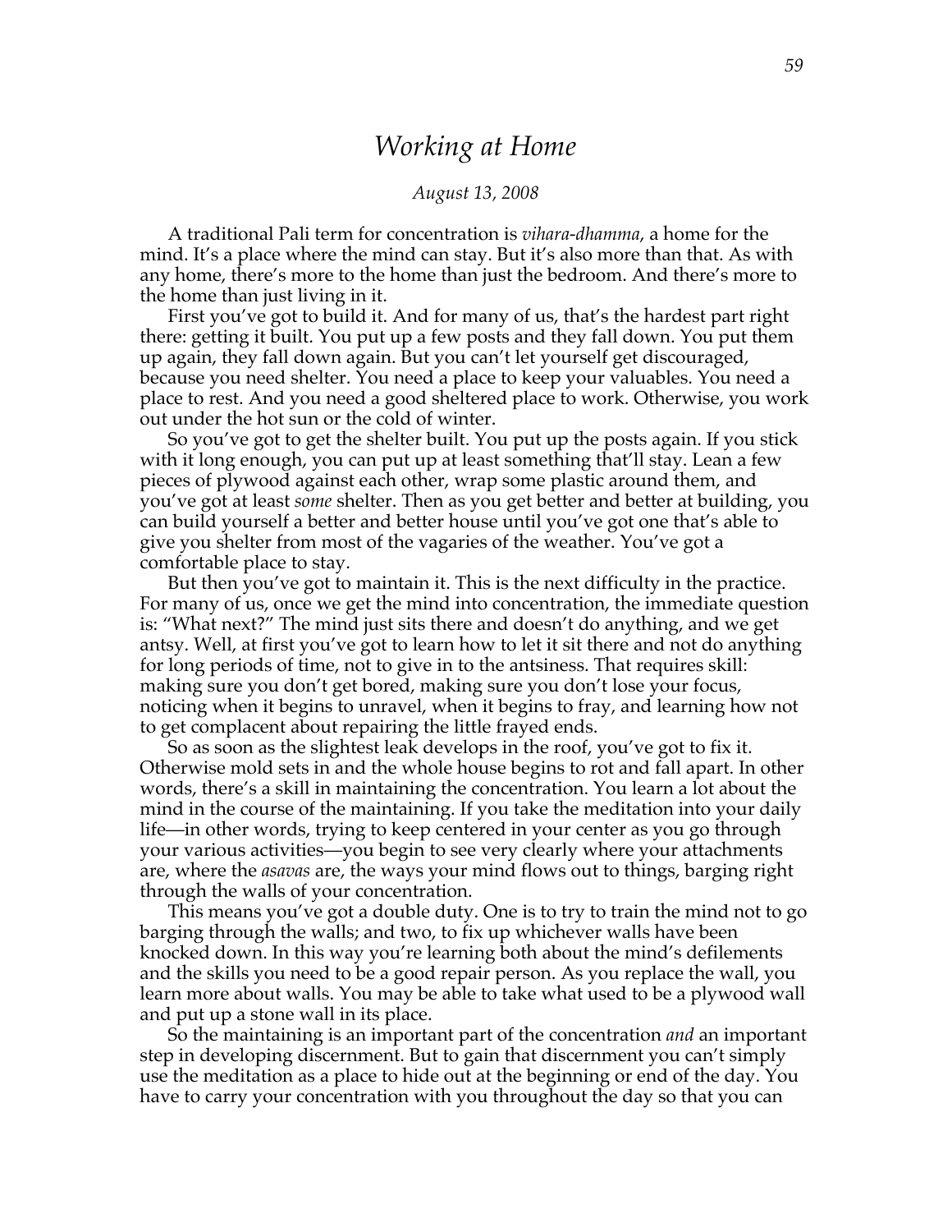# *Working at Home*

*August 13, 2008*

A traditional Pali term for concentration is *vihara-dhamma*, a home for the mind. It's a place where the mind can stay. But it's also more than that. As with any home, there's more to the home than just the bedroom. And there's more to the home than just living in it.

First you've got to build it. And for many of us, that's the hardest part right there: getting it built. You put up a few posts and they fall down. You put them up again, they fall down again. But you can't let yourself get discouraged, because you need shelter. You need a place to keep your valuables. You need a place to rest. And you need a good sheltered place to work. Otherwise, you work out under the hot sun or the cold of winter.

So you've got to get the shelter built. You put up the posts again. If you stick with it long enough, you can put up at least something that'll stay. Lean a few pieces of plywood against each other, wrap some plastic around them, and you've got at least *some* shelter. Then as you get better and better at building, you can build yourself a better and better house until you've got one that's able to give you shelter from most of the vagaries of the weather. You've got a comfortable place to stay.

But then you've got to maintain it. This is the next difficulty in the practice. For many of us, once we get the mind into concentration, the immediate question is: "What next?" The mind just sits there and doesn't do anything, and we get antsy. Well, at first you've got to learn how to let it sit there and not do anything for long periods of time, not to give in to the antsiness. That requires skill: making sure you don't get bored, making sure you don't lose your focus, noticing when it begins to unravel, when it begins to fray, and learning how not to get complacent about repairing the little frayed ends.

So as soon as the slightest leak develops in the roof, you've got to fix it. Otherwise mold sets in and the whole house begins to rot and fall apart. In other words, there's a skill in maintaining the concentration. You learn a lot about the mind in the course of the maintaining. If you take the meditation into your daily life—in other words, trying to keep centered in your center as you go through your various activities—you begin to see very clearly where your attachments are, where the *asavas* are, the ways your mind flows out to things, barging right through the walls of your concentration.

This means you've got a double duty. One is to try to train the mind not to go barging through the walls; and two, to fix up whichever walls have been knocked down. In this way you're learning both about the mind's defilements and the skills you need to be a good repair person. As you replace the wall, you learn more about walls. You may be able to take what used to be a plywood wall and put up a stone wall in its place.

So the maintaining is an important part of the concentration *and* an important step in developing discernment. But to gain that discernment you can't simply use the meditation as a place to hide out at the beginning or end of the day. You have to carry your concentration with you throughout the day so that you can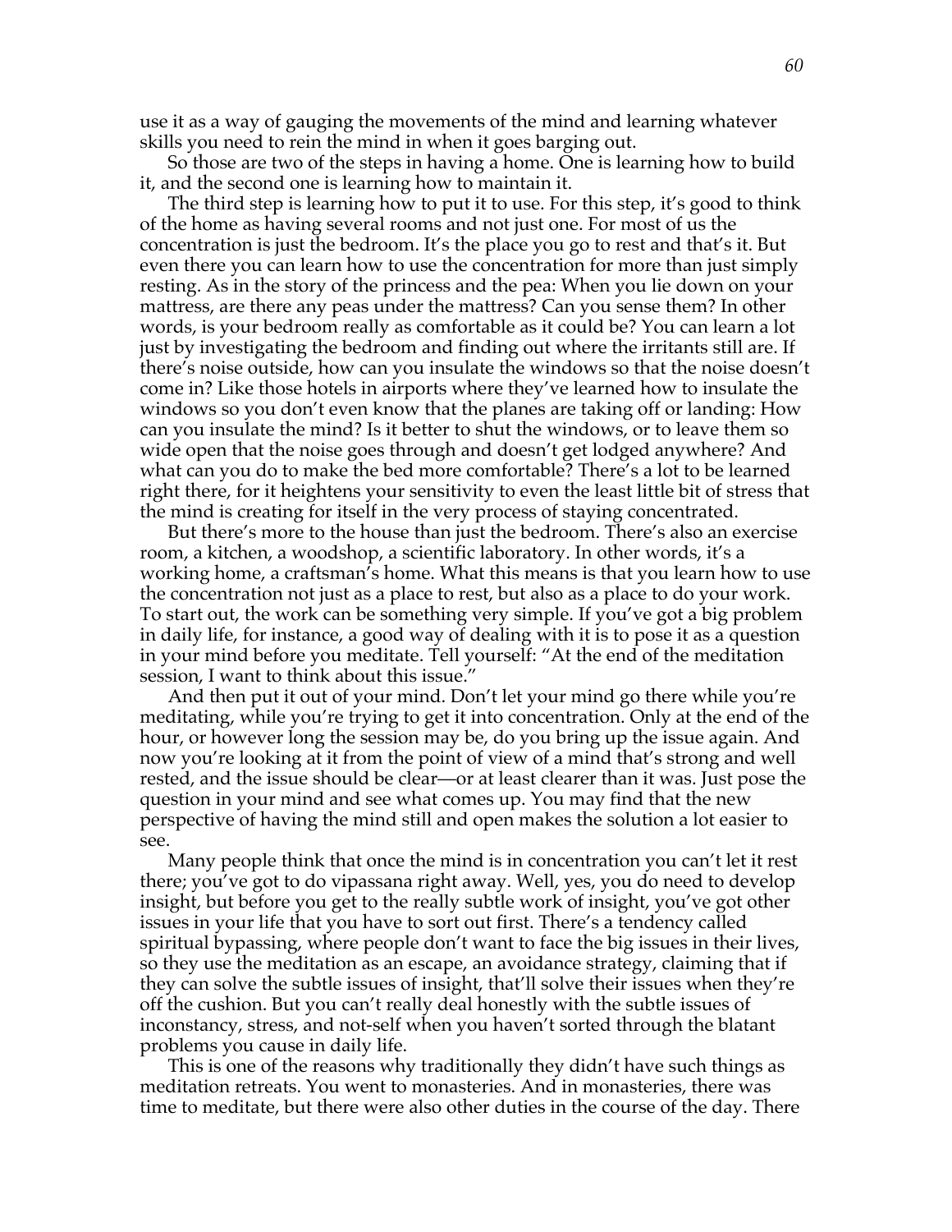use it as a way of gauging the movements of the mind and learning whatever skills you need to rein the mind in when it goes barging out.

So those are two of the steps in having a home. One is learning how to build it, and the second one is learning how to maintain it.

The third step is learning how to put it to use. For this step, it's good to think of the home as having several rooms and not just one. For most of us the concentration is just the bedroom. It's the place you go to rest and that's it. But even there you can learn how to use the concentration for more than just simply resting. As in the story of the princess and the pea: When you lie down on your mattress, are there any peas under the mattress? Can you sense them? In other words, is your bedroom really as comfortable as it could be? You can learn a lot just by investigating the bedroom and finding out where the irritants still are. If there's noise outside, how can you insulate the windows so that the noise doesn't come in? Like those hotels in airports where they've learned how to insulate the windows so you don't even know that the planes are taking off or landing: How can you insulate the mind? Is it better to shut the windows, or to leave them so wide open that the noise goes through and doesn't get lodged anywhere? And what can you do to make the bed more comfortable? There's a lot to be learned right there, for it heightens your sensitivity to even the least little bit of stress that the mind is creating for itself in the very process of staying concentrated.

But there's more to the house than just the bedroom. There's also an exercise room, a kitchen, a woodshop, a scientific laboratory. In other words, it's a working home, a craftsman's home. What this means is that you learn how to use the concentration not just as a place to rest, but also as a place to do your work. To start out, the work can be something very simple. If you've got a big problem in daily life, for instance, a good way of dealing with it is to pose it as a question in your mind before you meditate. Tell yourself: "At the end of the meditation session, I want to think about this issue."

And then put it out of your mind. Don't let your mind go there while you're meditating, while you're trying to get it into concentration. Only at the end of the hour, or however long the session may be, do you bring up the issue again. And now you're looking at it from the point of view of a mind that's strong and well rested, and the issue should be clear—or at least clearer than it was. Just pose the question in your mind and see what comes up. You may find that the new perspective of having the mind still and open makes the solution a lot easier to see.

Many people think that once the mind is in concentration you can't let it rest there; you've got to do vipassana right away. Well, yes, you do need to develop insight, but before you get to the really subtle work of insight, you've got other issues in your life that you have to sort out first. There's a tendency called spiritual bypassing, where people don't want to face the big issues in their lives, so they use the meditation as an escape, an avoidance strategy, claiming that if they can solve the subtle issues of insight, that'll solve their issues when they're off the cushion. But you can't really deal honestly with the subtle issues of inconstancy, stress, and not-self when you haven't sorted through the blatant problems you cause in daily life.

This is one of the reasons why traditionally they didn't have such things as meditation retreats. You went to monasteries. And in monasteries, there was time to meditate, but there were also other duties in the course of the day. There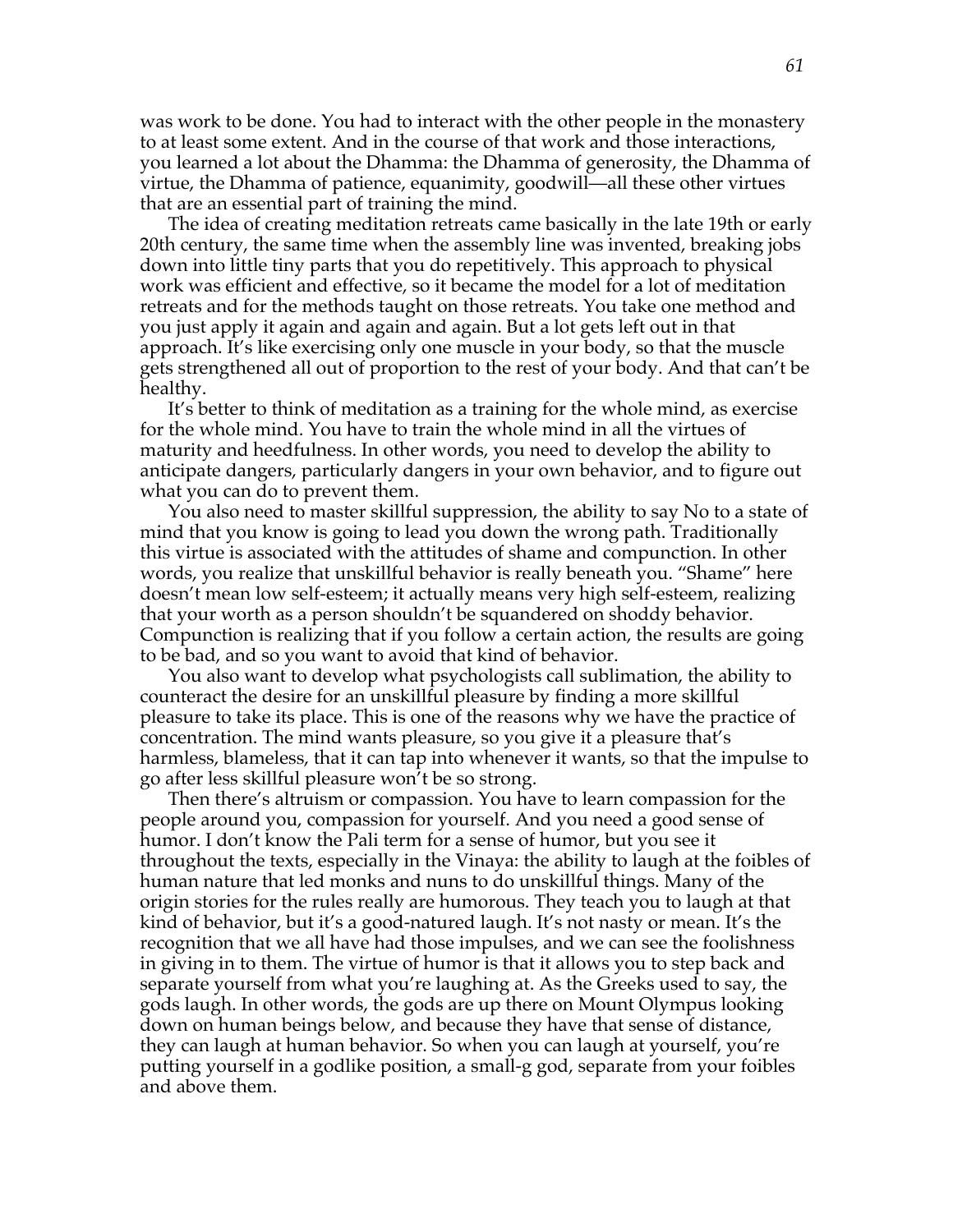was work to be done. You had to interact with the other people in the monastery to at least some extent. And in the course of that work and those interactions, you learned a lot about the Dhamma: the Dhamma of generosity, the Dhamma of virtue, the Dhamma of patience, equanimity, goodwill—all these other virtues that are an essential part of training the mind.

The idea of creating meditation retreats came basically in the late 19th or early 20th century, the same time when the assembly line was invented, breaking jobs down into little tiny parts that you do repetitively. This approach to physical work was efficient and effective, so it became the model for a lot of meditation retreats and for the methods taught on those retreats. You take one method and you just apply it again and again and again. But a lot gets left out in that approach. It's like exercising only one muscle in your body, so that the muscle gets strengthened all out of proportion to the rest of your body. And that can't be healthy.

It's better to think of meditation as a training for the whole mind, as exercise for the whole mind. You have to train the whole mind in all the virtues of maturity and heedfulness. In other words, you need to develop the ability to anticipate dangers, particularly dangers in your own behavior, and to figure out what you can do to prevent them.

You also need to master skillful suppression, the ability to say No to a state of mind that you know is going to lead you down the wrong path. Traditionally this virtue is associated with the attitudes of shame and compunction. In other words, you realize that unskillful behavior is really beneath you. "Shame" here doesn't mean low self-esteem; it actually means very high self-esteem, realizing that your worth as a person shouldn't be squandered on shoddy behavior. Compunction is realizing that if you follow a certain action, the results are going to be bad, and so you want to avoid that kind of behavior.

You also want to develop what psychologists call sublimation, the ability to counteract the desire for an unskillful pleasure by finding a more skillful pleasure to take its place. This is one of the reasons why we have the practice of concentration. The mind wants pleasure, so you give it a pleasure that's harmless, blameless, that it can tap into whenever it wants, so that the impulse to go after less skillful pleasure won't be so strong.

Then there's altruism or compassion. You have to learn compassion for the people around you, compassion for yourself. And you need a good sense of humor. I don't know the Pali term for a sense of humor, but you see it throughout the texts, especially in the Vinaya: the ability to laugh at the foibles of human nature that led monks and nuns to do unskillful things. Many of the origin stories for the rules really are humorous. They teach you to laugh at that kind of behavior, but it's a good-natured laugh. It's not nasty or mean. It's the recognition that we all have had those impulses, and we can see the foolishness in giving in to them. The virtue of humor is that it allows you to step back and separate yourself from what you're laughing at. As the Greeks used to say, the gods laugh. In other words, the gods are up there on Mount Olympus looking down on human beings below, and because they have that sense of distance, they can laugh at human behavior. So when you can laugh at yourself, you're putting yourself in a godlike position, a small-g god, separate from your foibles and above them.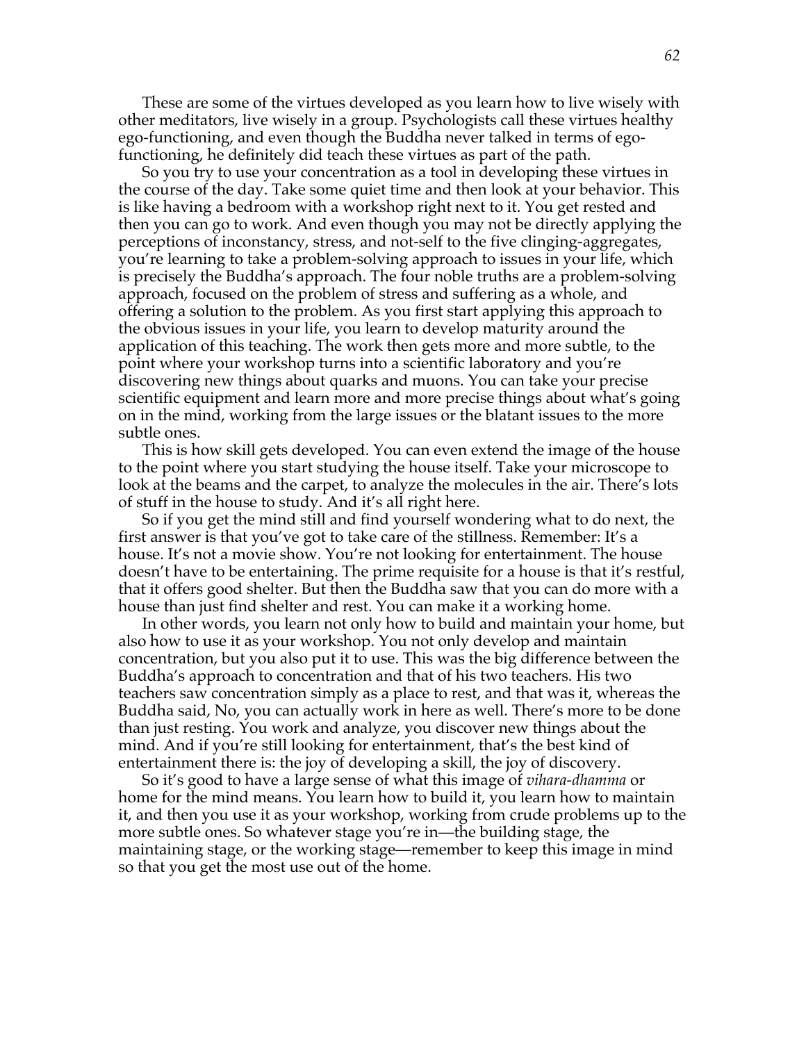These are some of the virtues developed as you learn how to live wisely with other meditators, live wisely in a group. Psychologists call these virtues healthy ego-functioning, and even though the Buddha never talked in terms of ego-functioning, he definitely did teach these virtues as part of the path.

So you try to use your concentration as a tool in developing these virtues in the course of the day. Take some quiet time and then look at your behavior. This is like having a bedroom with a workshop right next to it. You get rested and then you can go to work. And even though you may not be directly applying the perceptions of inconstancy, stress, and not-self to the five clinging-aggregates, you're learning to take a problem-solving approach to issues in your life, which is precisely the Buddha's approach. The four noble truths are a problem-solving approach, focused on the problem of stress and suffering as a whole, and offering a solution to the problem. As you first start applying this approach to the obvious issues in your life, you learn to develop maturity around the application of this teaching. The work then gets more and more subtle, to the point where your workshop turns into a scientific laboratory and you're discovering new things about quarks and muons. You can take your precise scientific equipment and learn more and more precise things about what's going on in the mind, working from the large issues or the blatant issues to the more subtle ones.

This is how skill gets developed. You can even extend the image of the house to the point where you start studying the house itself. Take your microscope to look at the beams and the carpet, to analyze the molecules in the air. There's lots of stuff in the house to study. And it's all right here.

So if you get the mind still and find yourself wondering what to do next, the first answer is that you've got to take care of the stillness. Remember: It's a house. It's not a movie show. You're not looking for entertainment. The house doesn't have to be entertaining. The prime requisite for a house is that it's restful, that it offers good shelter. But then the Buddha saw that you can do more with a house than just find shelter and rest. You can make it a working home.

In other words, you learn not only how to build and maintain your home, but also how to use it as your workshop. You not only develop and maintain concentration, but you also put it to use. This was the big difference between the Buddha's approach to concentration and that of his two teachers. His two teachers saw concentration simply as a place to rest, and that was it, whereas the Buddha said, No, you can actually work in here as well. There's more to be done than just resting. You work and analyze, you discover new things about the mind. And if you're still looking for entertainment, that's the best kind of entertainment there is: the joy of developing a skill, the joy of discovery.

So it's good to have a large sense of what this image of *vihara-dhamma* or home for the mind means. You learn how to build it, you learn how to maintain it, and then you use it as your workshop, working from crude problems up to the more subtle ones. So whatever stage you're in—the building stage, the maintaining stage, or the working stage—remember to keep this image in mind so that you get the most use out of the home.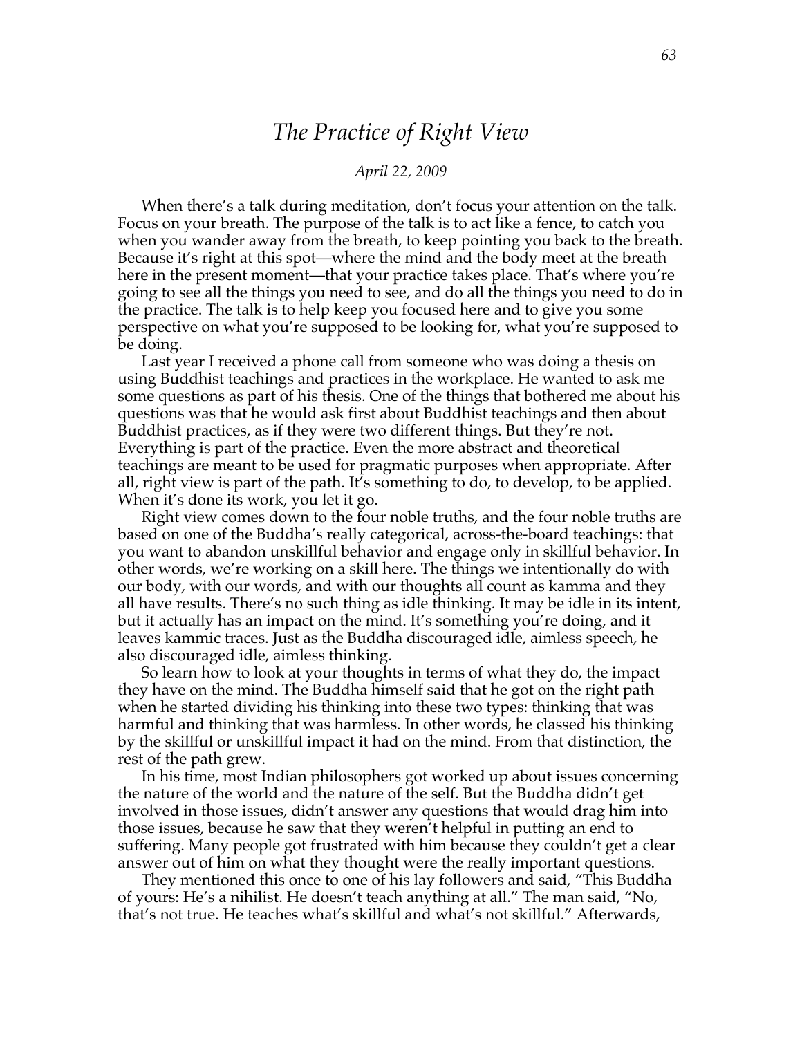# *The Practice of Right View*

*April 22, 2009*

When there's a talk during meditation, don't focus your attention on the talk. Focus on your breath. The purpose of the talk is to act like a fence, to catch you when you wander away from the breath, to keep pointing you back to the breath. Because it's right at this spot—where the mind and the body meet at the breath here in the present moment—that your practice takes place. That's where you're going to see all the things you need to see, and do all the things you need to do in the practice. The talk is to help keep you focused here and to give you some perspective on what you're supposed to be looking for, what you're supposed to be doing.

Last year I received a phone call from someone who was doing a thesis on using Buddhist teachings and practices in the workplace. He wanted to ask me some questions as part of his thesis. One of the things that bothered me about his questions was that he would ask first about Buddhist teachings and then about Buddhist practices, as if they were two different things. But they're not. Everything is part of the practice. Even the more abstract and theoretical teachings are meant to be used for pragmatic purposes when appropriate. After all, right view is part of the path. It's something to do, to develop, to be applied. When it's done its work, you let it go.

Right view comes down to the four noble truths, and the four noble truths are based on one of the Buddha's really categorical, across-the-board teachings: that you want to abandon unskillful behavior and engage only in skillful behavior. In other words, we're working on a skill here. The things we intentionally do with our body, with our words, and with our thoughts all count as kamma and they all have results. There's no such thing as idle thinking. It may be idle in its intent, but it actually has an impact on the mind. It's something you're doing, and it leaves kammic traces. Just as the Buddha discouraged idle, aimless speech, he also discouraged idle, aimless thinking.

So learn how to look at your thoughts in terms of what they do, the impact they have on the mind. The Buddha himself said that he got on the right path when he started dividing his thinking into these two types: thinking that was harmful and thinking that was harmless. In other words, he classed his thinking by the skillful or unskillful impact it had on the mind. From that distinction, the rest of the path grew.

In his time, most Indian philosophers got worked up about issues concerning the nature of the world and the nature of the self. But the Buddha didn't get involved in those issues, didn't answer any questions that would drag him into those issues, because he saw that they weren't helpful in putting an end to suffering. Many people got frustrated with him because they couldn't get a clear answer out of him on what they thought were the really important questions.

They mentioned this once to one of his lay followers and said, "This Buddha of yours: He's a nihilist. He doesn't teach anything at all." The man said, "No, that's not true. He teaches what's skillful and what's not skillful." Afterwards,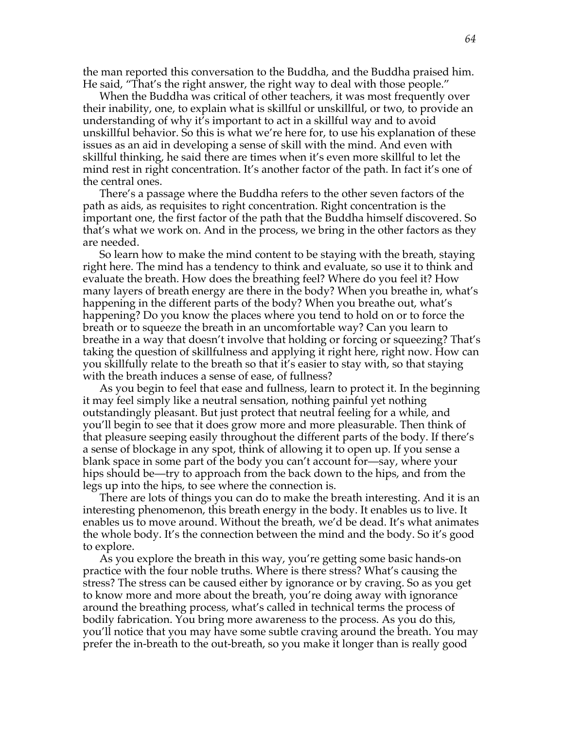the man reported this conversation to the Buddha, and the Buddha praised him. He said, "That's the right answer, the right way to deal with those people."

When the Buddha was critical of other teachers, it was most frequently over their inability, one, to explain what is skillful or unskillful, or two, to provide an understanding of why it's important to act in a skillful way and to avoid unskillful behavior. So this is what we're here for, to use his explanation of these issues as an aid in developing a sense of skill with the mind. And even with skillful thinking, he said there are times when it's even more skillful to let the mind rest in right concentration. It's another factor of the path. In fact it's one of the central ones.

There's a passage where the Buddha refers to the other seven factors of the path as aids, as requisites to right concentration. Right concentration is the important one, the first factor of the path that the Buddha himself discovered. So that's what we work on. And in the process, we bring in the other factors as they are needed.

So learn how to make the mind content to be staying with the breath, staying right here. The mind has a tendency to think and evaluate, so use it to think and evaluate the breath. How does the breathing feel? Where do you feel it? How many layers of breath energy are there in the body? When you breathe in, what's happening in the different parts of the body? When you breathe out, what's happening? Do you know the places where you tend to hold on or to force the breath or to squeeze the breath in an uncomfortable way? Can you learn to breathe in a way that doesn't involve that holding or forcing or squeezing? That's taking the question of skillfulness and applying it right here, right now. How can you skillfully relate to the breath so that it's easier to stay with, so that staying with the breath induces a sense of ease, of fullness?

As you begin to feel that ease and fullness, learn to protect it. In the beginning it may feel simply like a neutral sensation, nothing painful yet nothing outstandingly pleasant. But just protect that neutral feeling for a while, and you'll begin to see that it does grow more and more pleasurable. Then think of that pleasure seeping easily throughout the different parts of the body. If there's a sense of blockage in any spot, think of allowing it to open up. If you sense a blank space in some part of the body you can't account for—say, where your hips should be—try to approach from the back down to the hips, and from the legs up into the hips, to see where the connection is.

There are lots of things you can do to make the breath interesting. And it is an interesting phenomenon, this breath energy in the body. It enables us to live. It enables us to move around. Without the breath, we'd be dead. It's what animates the whole body. It's the connection between the mind and the body. So it's good to explore.

As you explore the breath in this way, you're getting some basic hands-on practice with the four noble truths. Where is there stress? What's causing the stress? The stress can be caused either by ignorance or by craving. So as you get to know more and more about the breath, you're doing away with ignorance around the breathing process, what's called in technical terms the process of bodily fabrication. You bring more awareness to the process. As you do this, you'll notice that you may have some subtle craving around the breath. You may prefer the in-breath to the out-breath, so you make it longer than is really good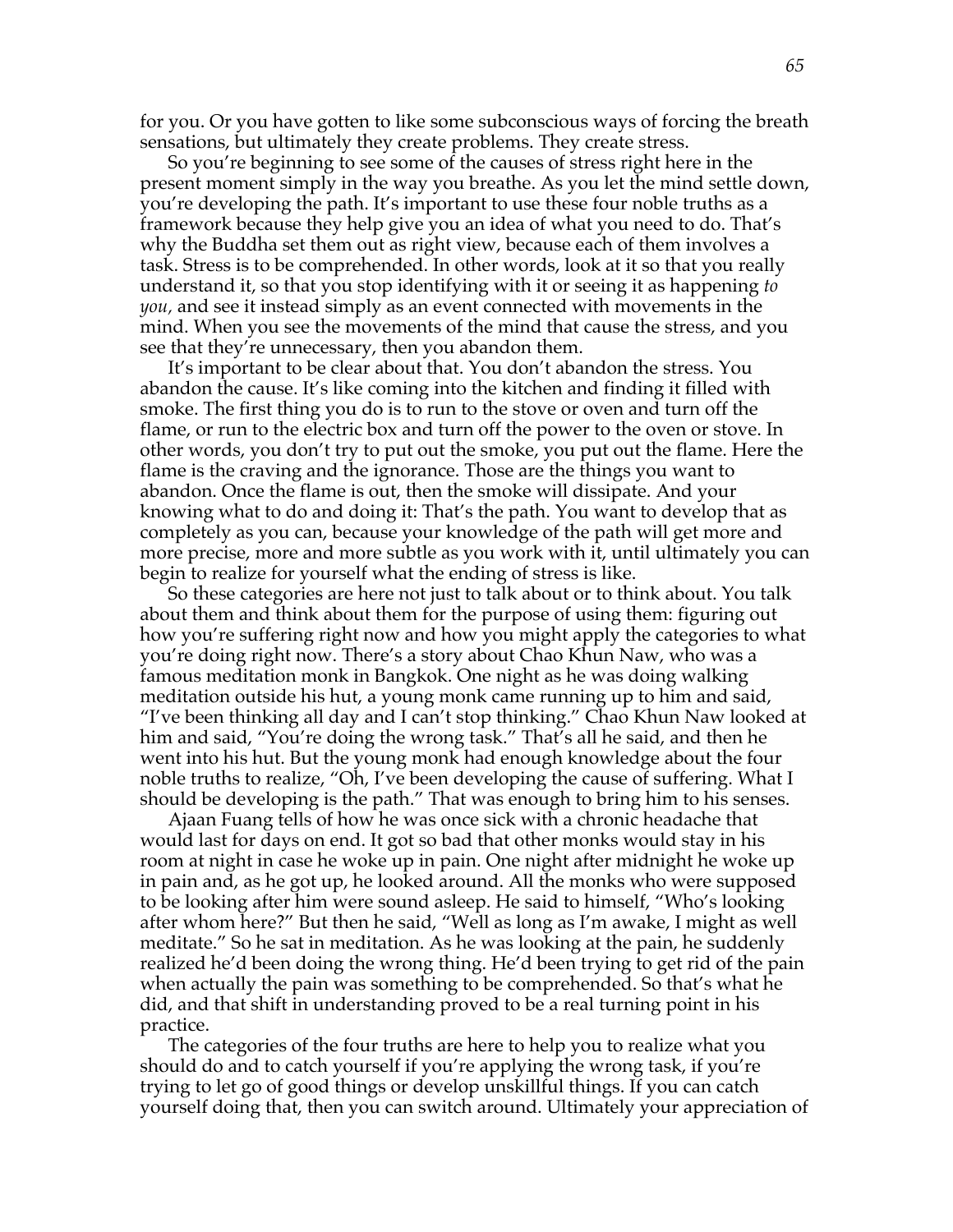for you. Or you have gotten to like some subconscious ways of forcing the breath sensations, but ultimately they create problems. They create stress.

So you're beginning to see some of the causes of stress right here in the present moment simply in the way you breathe. As you let the mind settle down, you're developing the path. It's important to use these four noble truths as a framework because they help give you an idea of what you need to do. That's why the Buddha set them out as right view, because each of them involves a task. Stress is to be comprehended. In other words, look at it so that you really understand it, so that you stop identifying with it or seeing it as happening *to you*, and see it instead simply as an event connected with movements in the mind. When you see the movements of the mind that cause the stress, and you see that they're unnecessary, then you abandon them.

It's important to be clear about that. You don't abandon the stress. You abandon the cause. It's like coming into the kitchen and finding it filled with smoke. The first thing you do is to run to the stove or oven and turn off the flame, or run to the electric box and turn off the power to the oven or stove. In other words, you don't try to put out the smoke, you put out the flame. Here the flame is the craving and the ignorance. Those are the things you want to abandon. Once the flame is out, then the smoke will dissipate. And your knowing what to do and doing it: That's the path. You want to develop that as completely as you can, because your knowledge of the path will get more and more precise, more and more subtle as you work with it, until ultimately you can begin to realize for yourself what the ending of stress is like.

So these categories are here not just to talk about or to think about. You talk about them and think about them for the purpose of using them: figuring out how you're suffering right now and how you might apply the categories to what you're doing right now. There's a story about Chao Khun Naw, who was a famous meditation monk in Bangkok. One night as he was doing walking meditation outside his hut, a young monk came running up to him and said, "I've been thinking all day and I can't stop thinking." Chao Khun Naw looked at him and said, "You're doing the wrong task." That's all he said, and then he went into his hut. But the young monk had enough knowledge about the four noble truths to realize, "Oh, I've been developing the cause of suffering. What I should be developing is the path." That was enough to bring him to his senses.

Ajaan Fuang tells of how he was once sick with a chronic headache that would last for days on end. It got so bad that other monks would stay in his room at night in case he woke up in pain. One night after midnight he woke up in pain and, as he got up, he looked around. All the monks who were supposed to be looking after him were sound asleep. He said to himself, "Who's looking after whom here?" But then he said, "Well as long as I'm awake, I might as well meditate." So he sat in meditation. As he was looking at the pain, he suddenly realized he'd been doing the wrong thing. He'd been trying to get rid of the pain when actually the pain was something to be comprehended. So that's what he did, and that shift in understanding proved to be a real turning point in his practice.

The categories of the four truths are here to help you to realize what you should do and to catch yourself if you're applying the wrong task, if you're trying to let go of good things or develop unskillful things. If you can catch yourself doing that, then you can switch around. Ultimately your appreciation of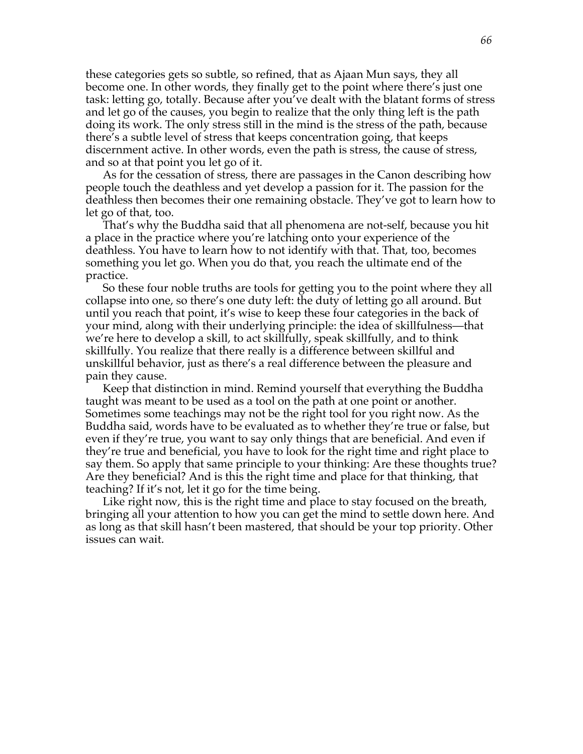these categories gets so subtle, so refined, that as Ajaan Mun says, they all become one. In other words, they finally get to the point where there's just one task: letting go, totally. Because after you've dealt with the blatant forms of stress and let go of the causes, you begin to realize that the only thing left is the path doing its work. The only stress still in the mind is the stress of the path, because there's a subtle level of stress that keeps concentration going, that keeps discernment active. In other words, even the path is stress, the cause of stress, and so at that point you let go of it.

As for the cessation of stress, there are passages in the Canon describing how people touch the deathless and yet develop a passion for it. The passion for the deathless then becomes their one remaining obstacle. They've got to learn how to let go of that, too.

That's why the Buddha said that all phenomena are not-self, because you hit a place in the practice where you're latching onto your experience of the deathless. You have to learn how to not identify with that. That, too, becomes something you let go. When you do that, you reach the ultimate end of the practice.

So these four noble truths are tools for getting you to the point where they all collapse into one, so there's one duty left: the duty of letting go all around. But until you reach that point, it's wise to keep these four categories in the back of your mind, along with their underlying principle: the idea of skillfulness—that we're here to develop a skill, to act skillfully, speak skillfully, and to think skillfully. You realize that there really is a difference between skillful and unskillful behavior, just as there's a real difference between the pleasure and pain they cause.

Keep that distinction in mind. Remind yourself that everything the Buddha taught was meant to be used as a tool on the path at one point or another. Sometimes some teachings may not be the right tool for you right now. As the Buddha said, words have to be evaluated as to whether they're true or false, but even if they're true, you want to say only things that are beneficial. And even if they're true and beneficial, you have to look for the right time and right place to say them. So apply that same principle to your thinking: Are these thoughts true? Are they beneficial? And is this the right time and place for that thinking, that teaching? If it's not, let it go for the time being.

Like right now, this is the right time and place to stay focused on the breath, bringing all your attention to how you can get the mind to settle down here. And as long as that skill hasn't been mastered, that should be your top priority. Other issues can wait.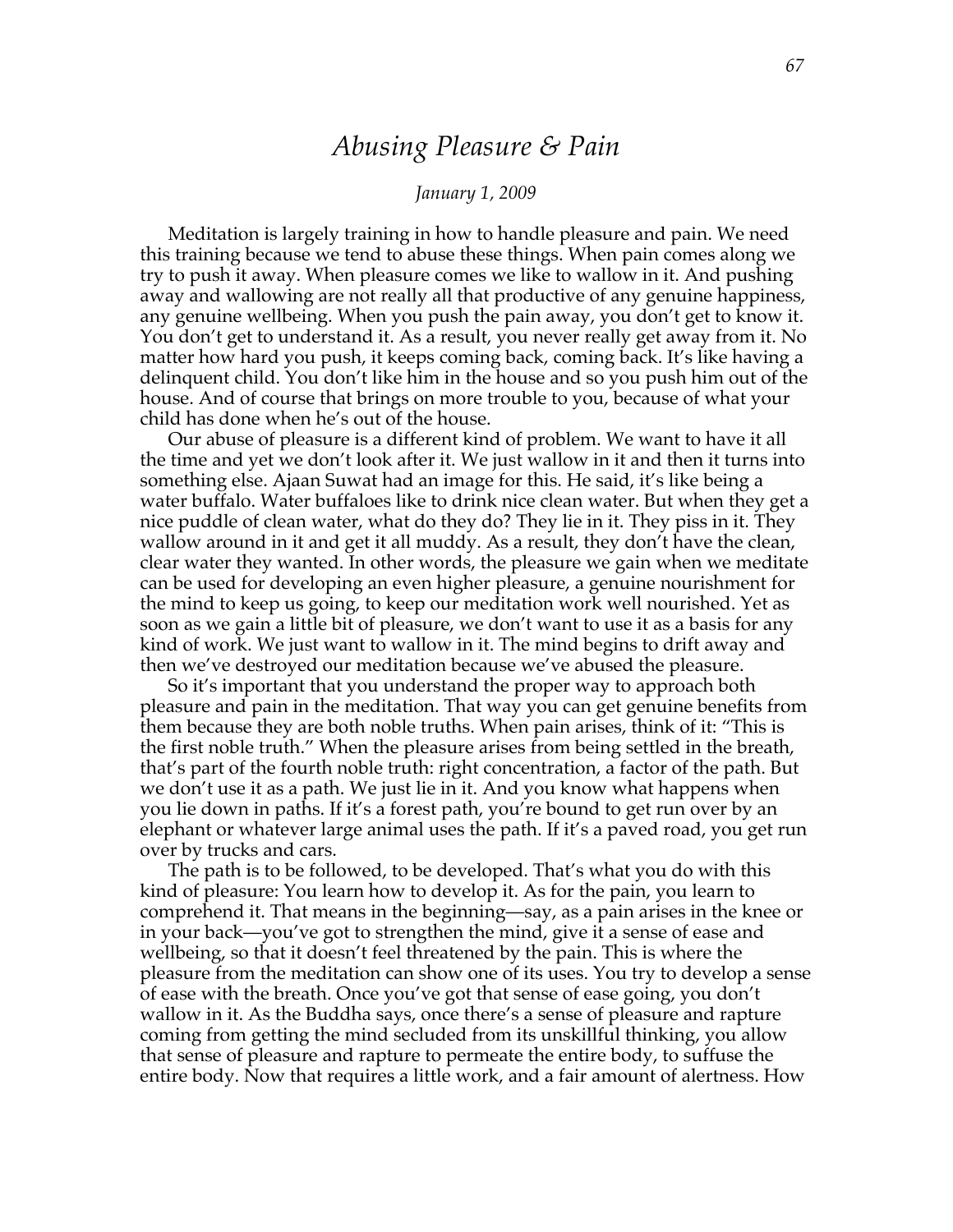# *Abusing Pleasure & Pain*

*January 1, 2009*

Meditation is largely training in how to handle pleasure and pain. We need this training because we tend to abuse these things. When pain comes along we try to push it away. When pleasure comes we like to wallow in it. And pushing away and wallowing are not really all that productive of any genuine happiness, any genuine wellbeing. When you push the pain away, you don't get to know it. You don't get to understand it. As a result, you never really get away from it. No matter how hard you push, it keeps coming back, coming back. It's like having a delinquent child. You don't like him in the house and so you push him out of the house. And of course that brings on more trouble to you, because of what your child has done when he's out of the house.

Our abuse of pleasure is a different kind of problem. We want to have it all the time and yet we don't look after it. We just wallow in it and then it turns into something else. Ajaan Suwat had an image for this. He said, it's like being a water buffalo. Water buffaloes like to drink nice clean water. But when they get a nice puddle of clean water, what do they do? They lie in it. They piss in it. They wallow around in it and get it all muddy. As a result, they don't have the clean, clear water they wanted. In other words, the pleasure we gain when we meditate can be used for developing an even higher pleasure, a genuine nourishment for the mind to keep us going, to keep our meditation work well nourished. Yet as soon as we gain a little bit of pleasure, we don't want to use it as a basis for any kind of work. We just want to wallow in it. The mind begins to drift away and then we've destroyed our meditation because we've abused the pleasure.

So it's important that you understand the proper way to approach both pleasure and pain in the meditation. That way you can get genuine benefits from them because they are both noble truths. When pain arises, think of it: "This is the first noble truth." When the pleasure arises from being settled in the breath, that's part of the fourth noble truth: right concentration, a factor of the path. But we don't use it as a path. We just lie in it. And you know what happens when you lie down in paths. If it's a forest path, you're bound to get run over by an elephant or whatever large animal uses the path. If it's a paved road, you get run over by trucks and cars.

The path is to be followed, to be developed. That's what you do with this kind of pleasure: You learn how to develop it. As for the pain, you learn to comprehend it. That means in the beginning—say, as a pain arises in the knee or in your back—you've got to strengthen the mind, give it a sense of ease and wellbeing, so that it doesn't feel threatened by the pain. This is where the pleasure from the meditation can show one of its uses. You try to develop a sense of ease with the breath. Once you've got that sense of ease going, you don't wallow in it. As the Buddha says, once there's a sense of pleasure and rapture coming from getting the mind secluded from its unskillful thinking, you allow that sense of pleasure and rapture to permeate the entire body, to suffuse the entire body. Now that requires a little work, and a fair amount of alertness. How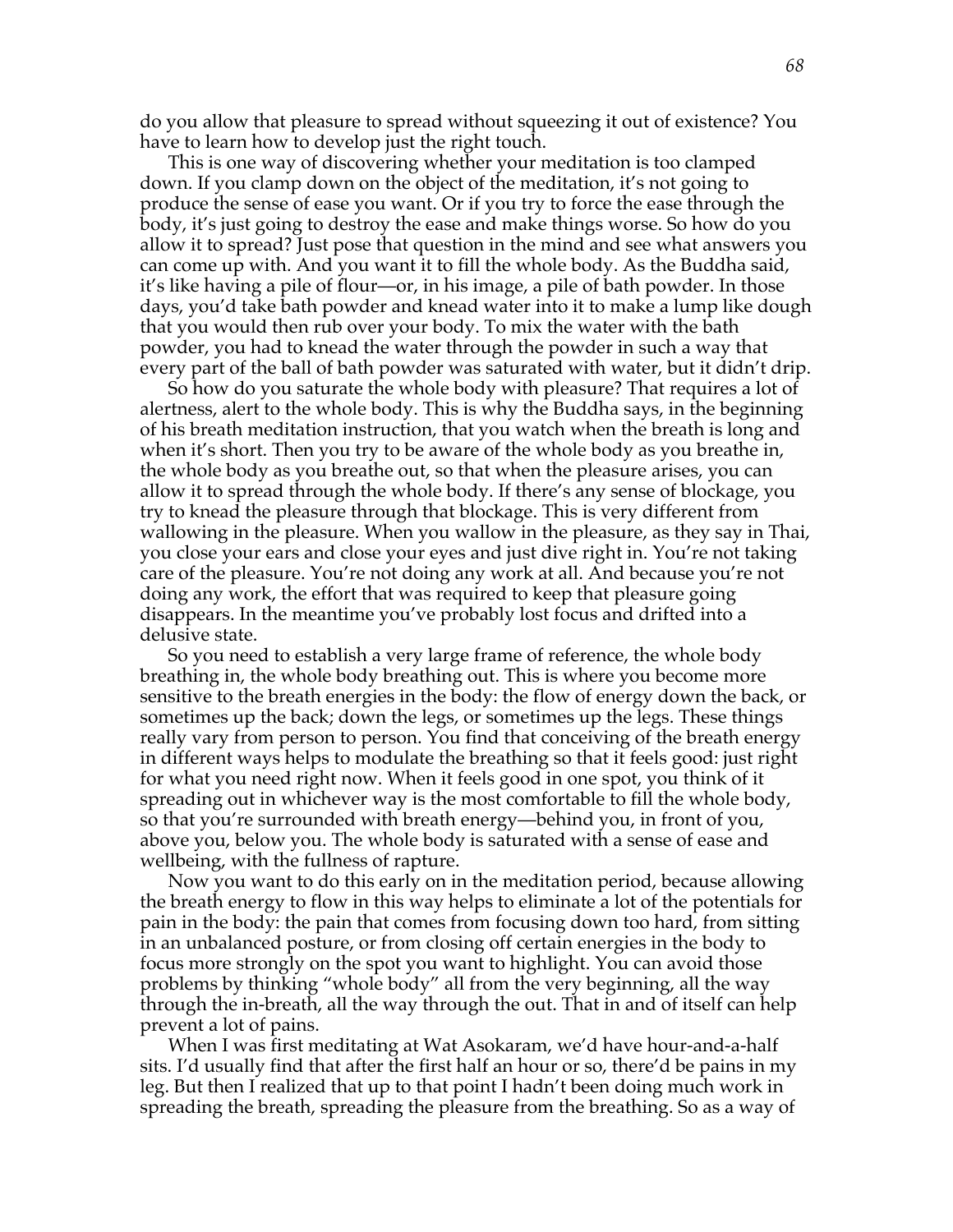do you allow that pleasure to spread without squeezing it out of existence? You have to learn how to develop just the right touch.

This is one way of discovering whether your meditation is too clamped down. If you clamp down on the object of the meditation, it's not going to produce the sense of ease you want. Or if you try to force the ease through the body, it's just going to destroy the ease and make things worse. So how do you allow it to spread? Just pose that question in the mind and see what answers you can come up with. And you want it to fill the whole body. As the Buddha said, it's like having a pile of flour—or, in his image, a pile of bath powder. In those days, you'd take bath powder and knead water into it to make a lump like dough that you would then rub over your body. To mix the water with the bath powder, you had to knead the water through the powder in such a way that every part of the ball of bath powder was saturated with water, but it didn't drip.

So how do you saturate the whole body with pleasure? That requires a lot of alertness, alert to the whole body. This is why the Buddha says, in the beginning of his breath meditation instruction, that you watch when the breath is long and when it's short. Then you try to be aware of the whole body as you breathe in, the whole body as you breathe out, so that when the pleasure arises, you can allow it to spread through the whole body. If there's any sense of blockage, you try to knead the pleasure through that blockage. This is very different from wallowing in the pleasure. When you wallow in the pleasure, as they say in Thai, you close your ears and close your eyes and just dive right in. You're not taking care of the pleasure. You're not doing any work at all. And because you're not doing any work, the effort that was required to keep that pleasure going disappears. In the meantime you've probably lost focus and drifted into a delusive state.

So you need to establish a very large frame of reference, the whole body breathing in, the whole body breathing out. This is where you become more sensitive to the breath energies in the body: the flow of energy down the back, or sometimes up the back; down the legs, or sometimes up the legs. These things really vary from person to person. You find that conceiving of the breath energy in different ways helps to modulate the breathing so that it feels good: just right for what you need right now. When it feels good in one spot, you think of it spreading out in whichever way is the most comfortable to fill the whole body, so that you're surrounded with breath energy—behind you, in front of you, above you, below you. The whole body is saturated with a sense of ease and wellbeing, with the fullness of rapture.

Now you want to do this early on in the meditation period, because allowing the breath energy to flow in this way helps to eliminate a lot of the potentials for pain in the body: the pain that comes from focusing down too hard, from sitting in an unbalanced posture, or from closing off certain energies in the body to focus more strongly on the spot you want to highlight. You can avoid those problems by thinking "whole body" all from the very beginning, all the way through the in-breath, all the way through the out. That in and of itself can help prevent a lot of pains.

When I was first meditating at Wat Asokaram, we'd have hour-and-a-half sits. I'd usually find that after the first half an hour or so, there'd be pains in my leg. But then I realized that up to that point I hadn't been doing much work in spreading the breath, spreading the pleasure from the breathing. So as a way of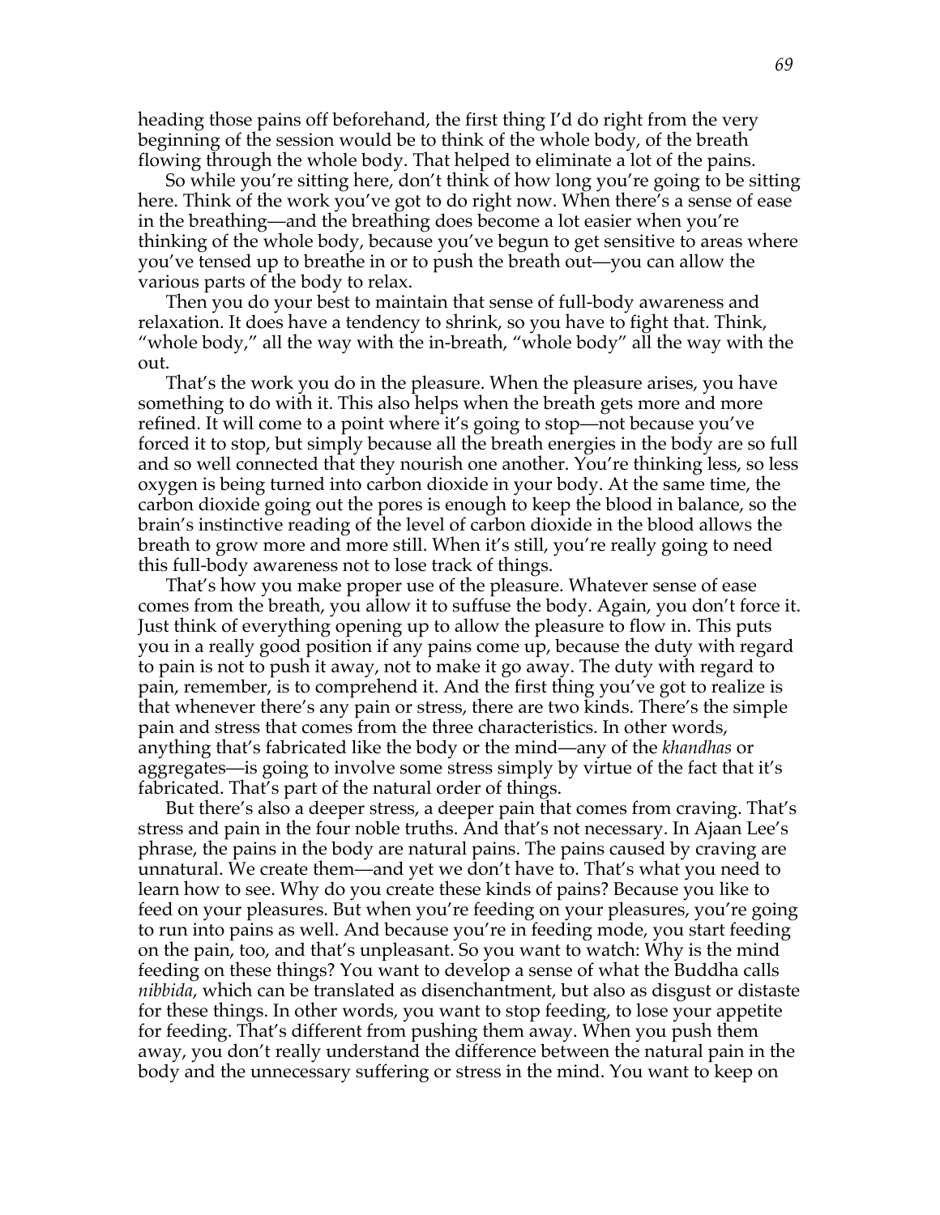heading those pains off beforehand, the first thing I'd do right from the very beginning of the session would be to think of the whole body, of the breath flowing through the whole body. That helped to eliminate a lot of the pains.

So while you're sitting here, don't think of how long you're going to be sitting here. Think of the work you've got to do right now. When there's a sense of ease in the breathing—and the breathing does become a lot easier when you're thinking of the whole body, because you've begun to get sensitive to areas where you've tensed up to breathe in or to push the breath out—you can allow the various parts of the body to relax.

Then you do your best to maintain that sense of full-body awareness and relaxation. It does have a tendency to shrink, so you have to fight that. Think, "whole body," all the way with the in-breath, "whole body" all the way with the out.

That's the work you do in the pleasure. When the pleasure arises, you have something to do with it. This also helps when the breath gets more and more refined. It will come to a point where it's going to stop—not because you've forced it to stop, but simply because all the breath energies in the body are so full and so well connected that they nourish one another. You're thinking less, so less oxygen is being turned into carbon dioxide in your body. At the same time, the carbon dioxide going out the pores is enough to keep the blood in balance, so the brain's instinctive reading of the level of carbon dioxide in the blood allows the breath to grow more and more still. When it's still, you're really going to need this full-body awareness not to lose track of things.

That's how you make proper use of the pleasure. Whatever sense of ease comes from the breath, you allow it to suffuse the body. Again, you don't force it. Just think of everything opening up to allow the pleasure to flow in. This puts you in a really good position if any pains come up, because the duty with regard to pain is not to push it away, not to make it go away. The duty with regard to pain, remember, is to comprehend it. And the first thing you've got to realize is that whenever there's any pain or stress, there are two kinds. There's the simple pain and stress that comes from the three characteristics. In other words, anything that's fabricated like the body or the mind—any of the *khandhas* or aggregates—is going to involve some stress simply by virtue of the fact that it's fabricated. That's part of the natural order of things.

But there's also a deeper stress, a deeper pain that comes from craving. That's stress and pain in the four noble truths. And that's not necessary. In Ajaan Lee's phrase, the pains in the body are natural pains. The pains caused by craving are unnatural. We create them—and yet we don't have to. That's what you need to learn how to see. Why do you create these kinds of pains? Because you like to feed on your pleasures. But when you're feeding on your pleasures, you're going to run into pains as well. And because you're in feeding mode, you start feeding on the pain, too, and that's unpleasant. So you want to watch: Why is the mind feeding on these things? You want to develop a sense of what the Buddha calls *nibbida*, which can be translated as disenchantment, but also as disgust or distaste for these things. In other words, you want to stop feeding, to lose your appetite for feeding. That's different from pushing them away. When you push them away, you don't really understand the difference between the natural pain in the body and the unnecessary suffering or stress in the mind. You want to keep on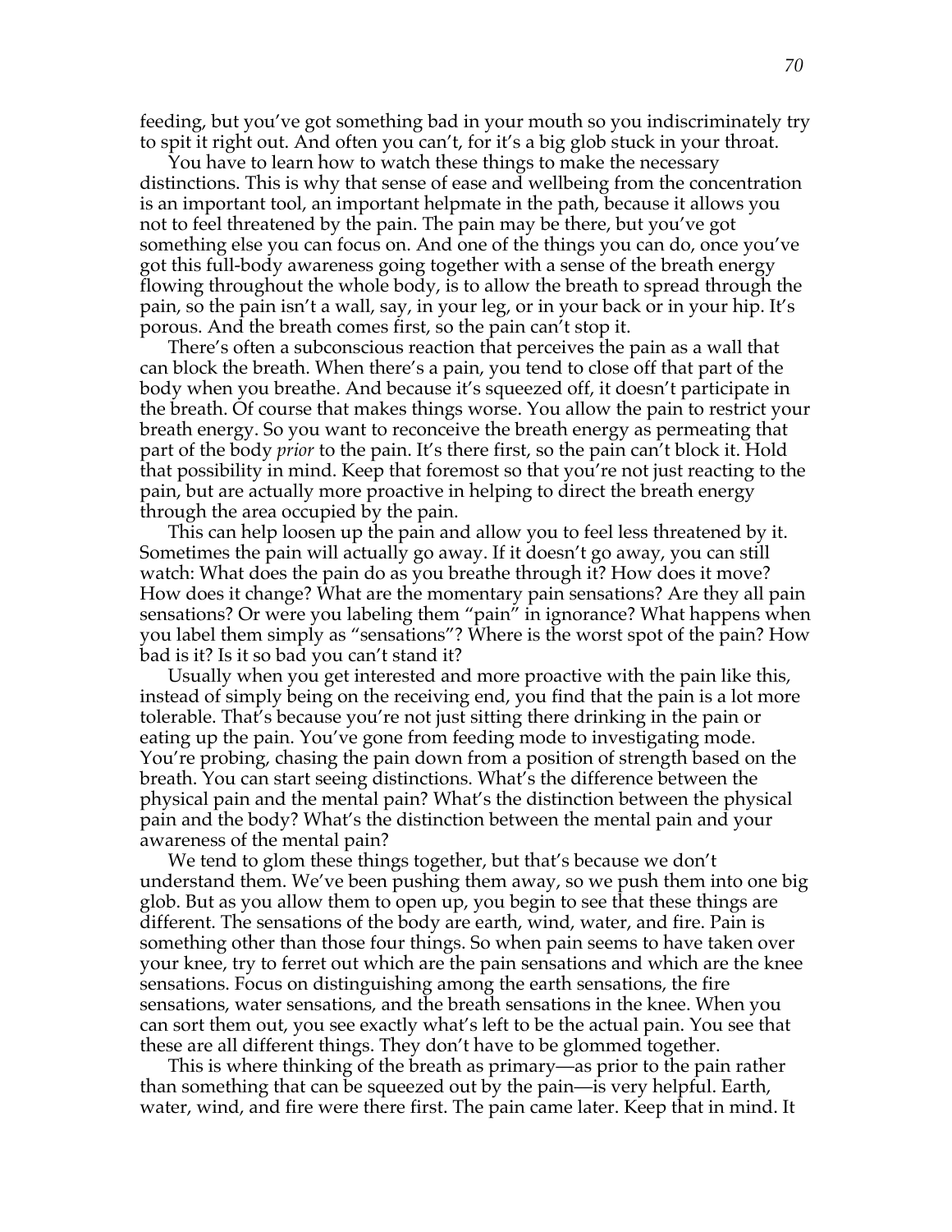feeding, but you've got something bad in your mouth so you indiscriminately try to spit it right out. And often you can't, for it's a big glob stuck in your throat.

You have to learn how to watch these things to make the necessary distinctions. This is why that sense of ease and wellbeing from the concentration is an important tool, an important helpmate in the path, because it allows you not to feel threatened by the pain. The pain may be there, but you've got something else you can focus on. And one of the things you can do, once you've got this full-body awareness going together with a sense of the breath energy flowing throughout the whole body, is to allow the breath to spread through the pain, so the pain isn't a wall, say, in your leg, or in your back or in your hip. It's porous. And the breath comes first, so the pain can't stop it.

There's often a subconscious reaction that perceives the pain as a wall that can block the breath. When there's a pain, you tend to close off that part of the body when you breathe. And because it's squeezed off, it doesn't participate in the breath. Of course that makes things worse. You allow the pain to restrict your breath energy. So you want to reconceive the breath energy as permeating that part of the body *prior* to the pain. It's there first, so the pain can't block it. Hold that possibility in mind. Keep that foremost so that you're not just reacting to the pain, but are actually more proactive in helping to direct the breath energy through the area occupied by the pain.

This can help loosen up the pain and allow you to feel less threatened by it. Sometimes the pain will actually go away. If it doesn't go away, you can still watch: What does the pain do as you breathe through it? How does it move? How does it change? What are the momentary pain sensations? Are they all pain sensations? Or were you labeling them "pain" in ignorance? What happens when you label them simply as "sensations"? Where is the worst spot of the pain? How bad is it? Is it so bad you can't stand it?

Usually when you get interested and more proactive with the pain like this, instead of simply being on the receiving end, you find that the pain is a lot more tolerable. That's because you're not just sitting there drinking in the pain or eating up the pain. You've gone from feeding mode to investigating mode. You're probing, chasing the pain down from a position of strength based on the breath. You can start seeing distinctions. What's the difference between the physical pain and the mental pain? What's the distinction between the physical pain and the body? What's the distinction between the mental pain and your awareness of the mental pain?

We tend to glom these things together, but that's because we don't understand them. We've been pushing them away, so we push them into one big glob. But as you allow them to open up, you begin to see that these things are different. The sensations of the body are earth, wind, water, and fire. Pain is something other than those four things. So when pain seems to have taken over your knee, try to ferret out which are the pain sensations and which are the knee sensations. Focus on distinguishing among the earth sensations, the fire sensations, water sensations, and the breath sensations in the knee. When you can sort them out, you see exactly what's left to be the actual pain. You see that these are all different things. They don't have to be glommed together.

This is where thinking of the breath as primary—as prior to the pain rather than something that can be squeezed out by the pain—is very helpful. Earth, water, wind, and fire were there first. The pain came later. Keep that in mind. It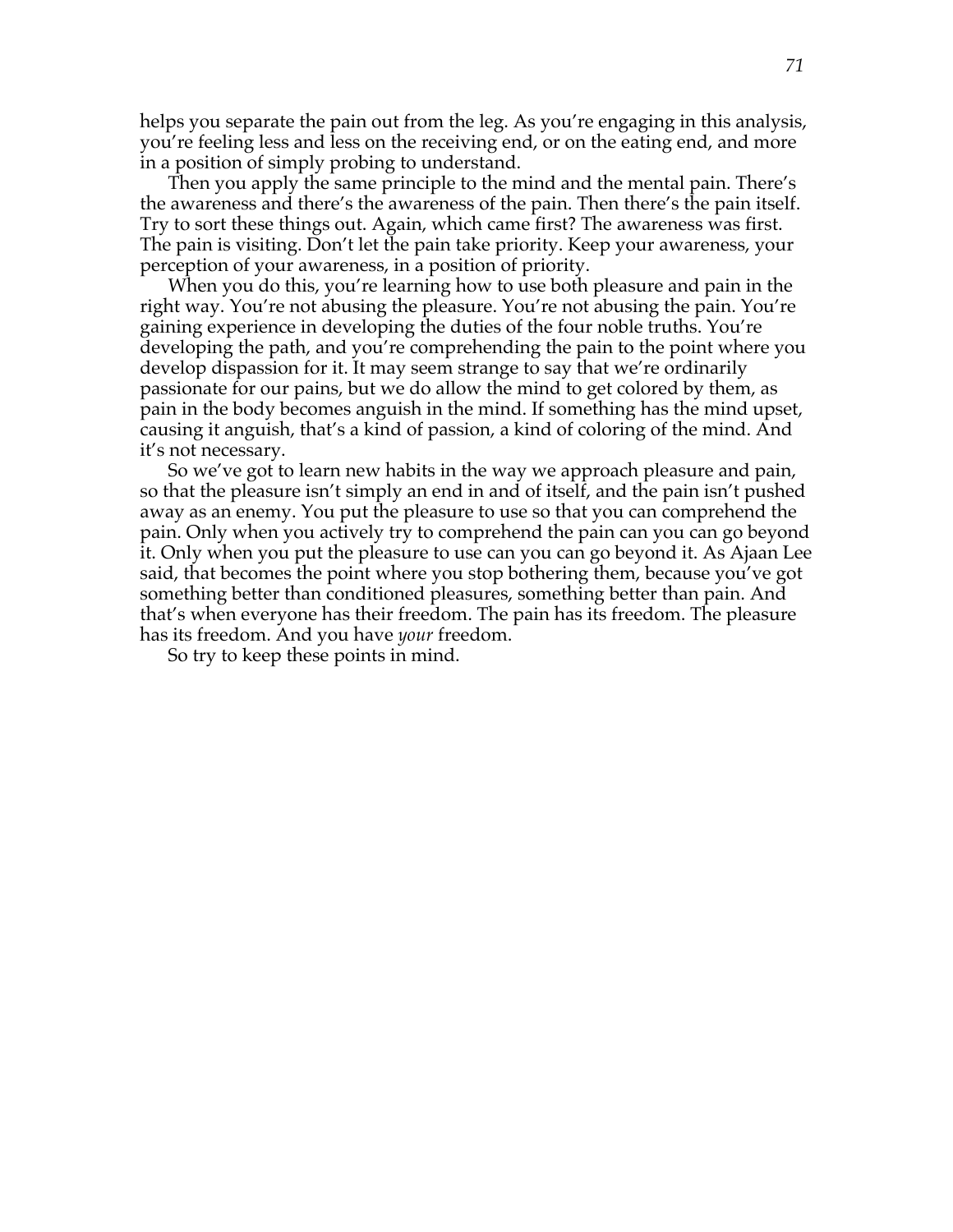helps you separate the pain out from the leg. As you're engaging in this analysis, you're feeling less and less on the receiving end, or on the eating end, and more in a position of simply probing to understand.

Then you apply the same principle to the mind and the mental pain. There's the awareness and there's the awareness of the pain. Then there's the pain itself. Try to sort these things out. Again, which came first? The awareness was first. The pain is visiting. Don't let the pain take priority. Keep your awareness, your perception of your awareness, in a position of priority.

When you do this, you're learning how to use both pleasure and pain in the right way. You're not abusing the pleasure. You're not abusing the pain. You're gaining experience in developing the duties of the four noble truths. You're developing the path, and you're comprehending the pain to the point where you develop dispassion for it. It may seem strange to say that we're ordinarily passionate for our pains, but we do allow the mind to get colored by them, as pain in the body becomes anguish in the mind. If something has the mind upset, causing it anguish, that's a kind of passion, a kind of coloring of the mind. And it's not necessary.

So we've got to learn new habits in the way we approach pleasure and pain, so that the pleasure isn't simply an end in and of itself, and the pain isn't pushed away as an enemy. You put the pleasure to use so that you can comprehend the pain. Only when you actively try to comprehend the pain can you can go beyond it. Only when you put the pleasure to use can you can go beyond it. As Ajaan Lee said, that becomes the point where you stop bothering them, because you've got something better than conditioned pleasures, something better than pain. And that's when everyone has their freedom. The pain has its freedom. The pleasure has its freedom. And you have *your* freedom.

So try to keep these points in mind.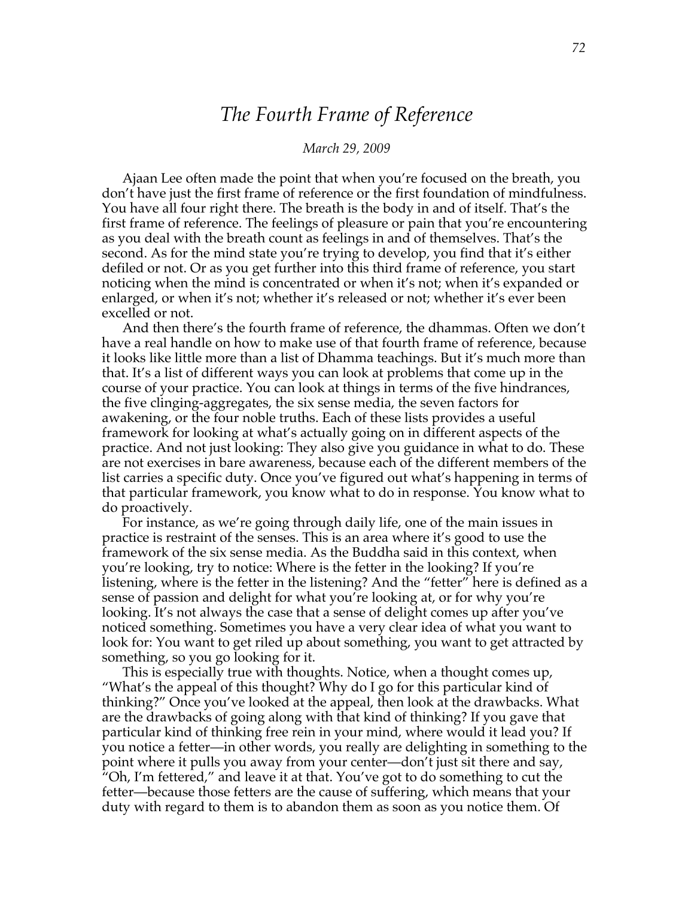# *The Fourth Frame of Reference*

*March 29, 2009*

Ajaan Lee often made the point that when you're focused on the breath, you don't have just the first frame of reference or the first foundation of mindfulness. You have all four right there. The breath is the body in and of itself. That's the first frame of reference. The feelings of pleasure or pain that you're encountering as you deal with the breath count as feelings in and of themselves. That's the second. As for the mind state you're trying to develop, you find that it's either defiled or not. Or as you get further into this third frame of reference, you start noticing when the mind is concentrated or when it's not; when it's expanded or enlarged, or when it's not; whether it's released or not; whether it's ever been excelled or not.

And then there's the fourth frame of reference, the dhammas. Often we don't have a real handle on how to make use of that fourth frame of reference, because it looks like little more than a list of Dhamma teachings. But it's much more than that. It's a list of different ways you can look at problems that come up in the course of your practice. You can look at things in terms of the five hindrances, the five clinging-aggregates, the six sense media, the seven factors for awakening, or the four noble truths. Each of these lists provides a useful framework for looking at what's actually going on in different aspects of the practice. And not just looking: They also give you guidance in what to do. These are not exercises in bare awareness, because each of the different members of the list carries a specific duty. Once you've figured out what's happening in terms of that particular framework, you know what to do in response. You know what to do proactively.

For instance, as we're going through daily life, one of the main issues in practice is restraint of the senses. This is an area where it's good to use the framework of the six sense media. As the Buddha said in this context, when you're looking, try to notice: Where is the fetter in the looking? If you're listening, where is the fetter in the listening? And the "fetter" here is defined as a sense of passion and delight for what you're looking at, or for why you're looking. It's not always the case that a sense of delight comes up after you've noticed something. Sometimes you have a very clear idea of what you want to look for: You want to get riled up about something, you want to get attracted by something, so you go looking for it.

This is especially true with thoughts. Notice, when a thought comes up, "What's the appeal of this thought? Why do I go for this particular kind of thinking?" Once you've looked at the appeal, then look at the drawbacks. What are the drawbacks of going along with that kind of thinking? If you gave that particular kind of thinking free rein in your mind, where would it lead you? If you notice a fetter—in other words, you really are delighting in something to the point where it pulls you away from your center—don't just sit there and say, "Oh, I'm fettered," and leave it at that. You've got to do something to cut the fetter—because those fetters are the cause of suffering, which means that your duty with regard to them is to abandon them as soon as you notice them. Of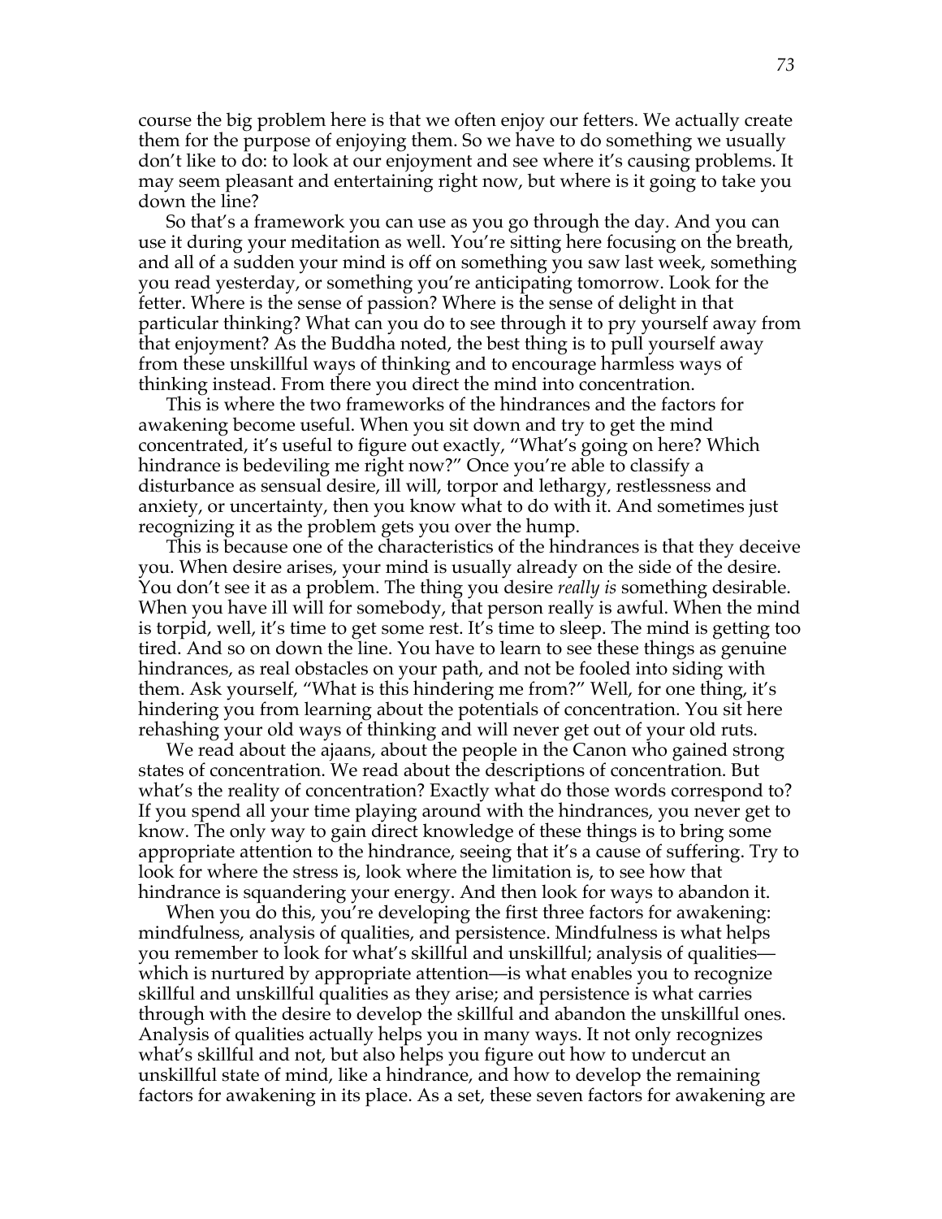course the big problem here is that we often enjoy our fetters. We actually create them for the purpose of enjoying them. So we have to do something we usually don't like to do: to look at our enjoyment and see where it's causing problems. It may seem pleasant and entertaining right now, but where is it going to take you down the line?

So that's a framework you can use as you go through the day. And you can use it during your meditation as well. You're sitting here focusing on the breath, and all of a sudden your mind is off on something you saw last week, something you read yesterday, or something you're anticipating tomorrow. Look for the fetter. Where is the sense of passion? Where is the sense of delight in that particular thinking? What can you do to see through it to pry yourself away from that enjoyment? As the Buddha noted, the best thing is to pull yourself away from these unskillful ways of thinking and to encourage harmless ways of thinking instead. From there you direct the mind into concentration.

This is where the two frameworks of the hindrances and the factors for awakening become useful. When you sit down and try to get the mind concentrated, it's useful to figure out exactly, "What's going on here? Which hindrance is bedeviling me right now?" Once you're able to classify a disturbance as sensual desire, ill will, torpor and lethargy, restlessness and anxiety, or uncertainty, then you know what to do with it. And sometimes just recognizing it as the problem gets you over the hump.

This is because one of the characteristics of the hindrances is that they deceive you. When desire arises, your mind is usually already on the side of the desire. You don't see it as a problem. The thing you desire *really is* something desirable. When you have ill will for somebody, that person really is awful. When the mind is torpid, well, it's time to get some rest. It's time to sleep. The mind is getting too tired. And so on down the line. You have to learn to see these things as genuine hindrances, as real obstacles on your path, and not be fooled into siding with them. Ask yourself, "What is this hindering me from?" Well, for one thing, it's hindering you from learning about the potentials of concentration. You sit here rehashing your old ways of thinking and will never get out of your old ruts.

We read about the ajaans, about the people in the Canon who gained strong states of concentration. We read about the descriptions of concentration. But what's the reality of concentration? Exactly what do those words correspond to? If you spend all your time playing around with the hindrances, you never get to know. The only way to gain direct knowledge of these things is to bring some appropriate attention to the hindrance, seeing that it's a cause of suffering. Try to look for where the stress is, look where the limitation is, to see how that hindrance is squandering your energy. And then look for ways to abandon it.

When you do this, you're developing the first three factors for awakening: mindfulness, analysis of qualities, and persistence. Mindfulness is what helps you remember to look for what's skillful and unskillful; analysis of qualities—which is nurtured by appropriate attention—is what enables you to recognize skillful and unskillful qualities as they arise; and persistence is what carries through with the desire to develop the skillful and abandon the unskillful ones. Analysis of qualities actually helps you in many ways. It not only recognizes what's skillful and not, but also helps you figure out how to undercut an unskillful state of mind, like a hindrance, and how to develop the remaining factors for awakening in its place. As a set, these seven factors for awakening are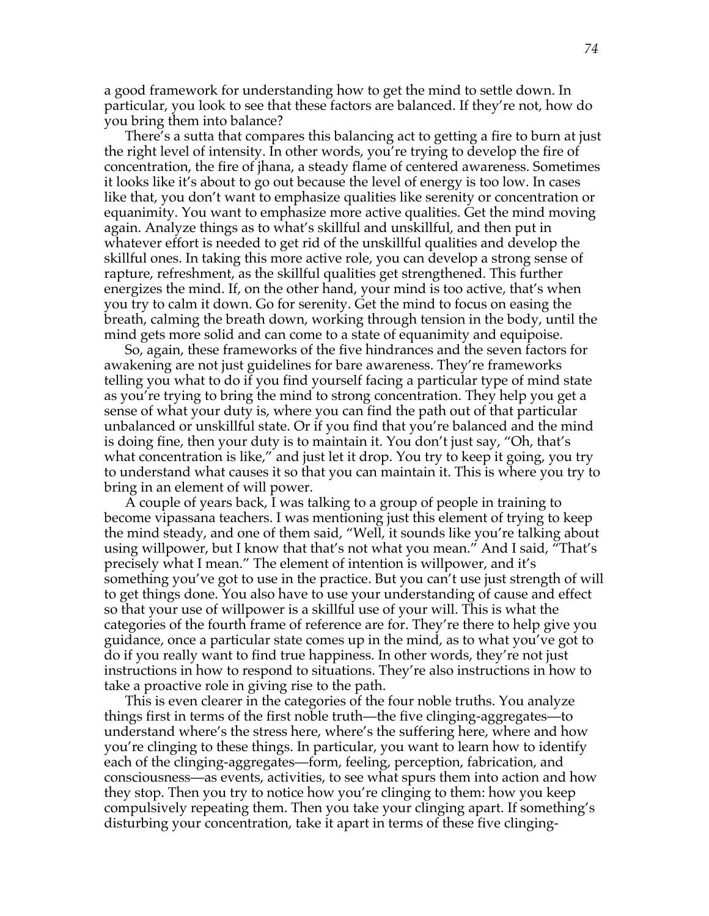a good framework for understanding how to get the mind to settle down. In particular, you look to see that these factors are balanced. If they're not, how do you bring them into balance?

There's a sutta that compares this balancing act to getting a fire to burn at just the right level of intensity. In other words, you're trying to develop the fire of concentration, the fire of jhana, a steady flame of centered awareness. Sometimes it looks like it's about to go out because the level of energy is too low. In cases like that, you don't want to emphasize qualities like serenity or concentration or equanimity. You want to emphasize more active qualities. Get the mind moving again. Analyze things as to what's skillful and unskillful, and then put in whatever effort is needed to get rid of the unskillful qualities and develop the skillful ones. In taking this more active role, you can develop a strong sense of rapture, refreshment, as the skillful qualities get strengthened. This further energizes the mind. If, on the other hand, your mind is too active, that's when you try to calm it down. Go for serenity. Get the mind to focus on easing the breath, calming the breath down, working through tension in the body, until the mind gets more solid and can come to a state of equanimity and equipoise.

So, again, these frameworks of the five hindrances and the seven factors for awakening are not just guidelines for bare awareness. They're frameworks telling you what to do if you find yourself facing a particular type of mind state as you're trying to bring the mind to strong concentration. They help you get a sense of what your duty is, where you can find the path out of that particular unbalanced or unskillful state. Or if you find that you're balanced and the mind is doing fine, then your duty is to maintain it. You don't just say, "Oh, that's what concentration is like," and just let it drop. You try to keep it going, you try to understand what causes it so that you can maintain it. This is where you try to bring in an element of will power.

A couple of years back, I was talking to a group of people in training to become vipassana teachers. I was mentioning just this element of trying to keep the mind steady, and one of them said, "Well, it sounds like you're talking about using willpower, but I know that that's not what you mean." And I said, "That's precisely what I mean." The element of intention is willpower, and it's something you've got to use in the practice. But you can't use just strength of will to get things done. You also have to use your understanding of cause and effect so that your use of willpower is a skillful use of your will. This is what the categories of the fourth frame of reference are for. They're there to help give you guidance, once a particular state comes up in the mind, as to what you've got to do if you really want to find true happiness. In other words, they're not just instructions in how to respond to situations. They're also instructions in how to take a proactive role in giving rise to the path.

This is even clearer in the categories of the four noble truths. You analyze things first in terms of the first noble truth—the five clinging-aggregates—to understand where's the stress here, where's the suffering here, where and how you're clinging to these things. In particular, you want to learn how to identify each of the clinging-aggregates—form, feeling, perception, fabrication, and consciousness—as events, activities, to see what spurs them into action and how they stop. Then you try to notice how you're clinging to them: how you keep compulsively repeating them. Then you take your clinging apart. If something's disturbing your concentration, take it apart in terms of these five clinging-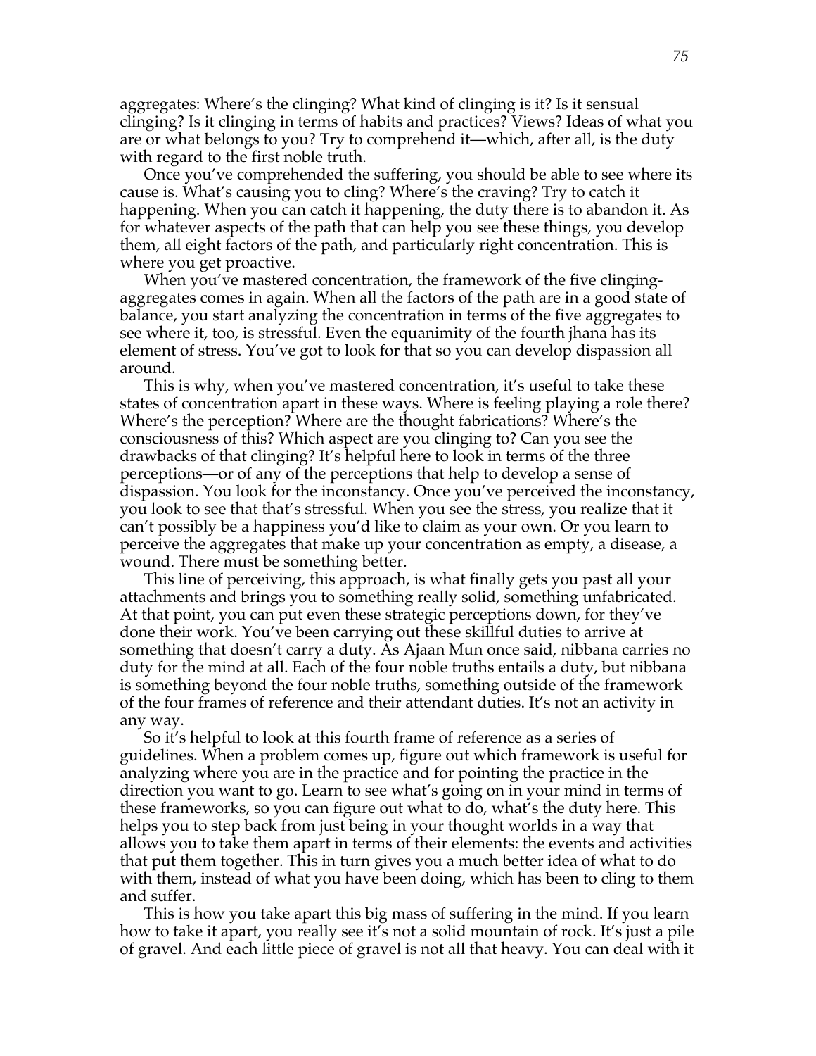aggregates: Where's the clinging? What kind of clinging is it? Is it sensual clinging? Is it clinging in terms of habits and practices? Views? Ideas of what you are or what belongs to you? Try to comprehend it—which, after all, is the duty with regard to the first noble truth.

Once you've comprehended the suffering, you should be able to see where its cause is. What's causing you to cling? Where's the craving? Try to catch it happening. When you can catch it happening, the duty there is to abandon it. As for whatever aspects of the path that can help you see these things, you develop them, all eight factors of the path, and particularly right concentration. This is where you get proactive.

When you've mastered concentration, the framework of the five clinging-aggregates comes in again. When all the factors of the path are in a good state of balance, you start analyzing the concentration in terms of the five aggregates to see where it, too, is stressful. Even the equanimity of the fourth jhana has its element of stress. You've got to look for that so you can develop dispassion all around.

This is why, when you've mastered concentration, it's useful to take these states of concentration apart in these ways. Where is feeling playing a role there? Where's the perception? Where are the thought fabrications? Where's the consciousness of this? Which aspect are you clinging to? Can you see the drawbacks of that clinging? It's helpful here to look in terms of the three perceptions—or of any of the perceptions that help to develop a sense of dispassion. You look for the inconstancy. Once you've perceived the inconstancy, you look to see that that's stressful. When you see the stress, you realize that it can't possibly be a happiness you'd like to claim as your own. Or you learn to perceive the aggregates that make up your concentration as empty, a disease, a wound. There must be something better.

This line of perceiving, this approach, is what finally gets you past all your attachments and brings you to something really solid, something unfabricated. At that point, you can put even these strategic perceptions down, for they've done their work. You've been carrying out these skillful duties to arrive at something that doesn't carry a duty. As Ajaan Mun once said, nibbana carries no duty for the mind at all. Each of the four noble truths entails a duty, but nibbana is something beyond the four noble truths, something outside of the framework of the four frames of reference and their attendant duties. It's not an activity in any way.

So it's helpful to look at this fourth frame of reference as a series of guidelines. When a problem comes up, figure out which framework is useful for analyzing where you are in the practice and for pointing the practice in the direction you want to go. Learn to see what's going on in your mind in terms of these frameworks, so you can figure out what to do, what's the duty here. This helps you to step back from just being in your thought worlds in a way that allows you to take them apart in terms of their elements: the events and activities that put them together. This in turn gives you a much better idea of what to do with them, instead of what you have been doing, which has been to cling to them and suffer.

This is how you take apart this big mass of suffering in the mind. If you learn how to take it apart, you really see it's not a solid mountain of rock. It's just a pile of gravel. And each little piece of gravel is not all that heavy. You can deal with it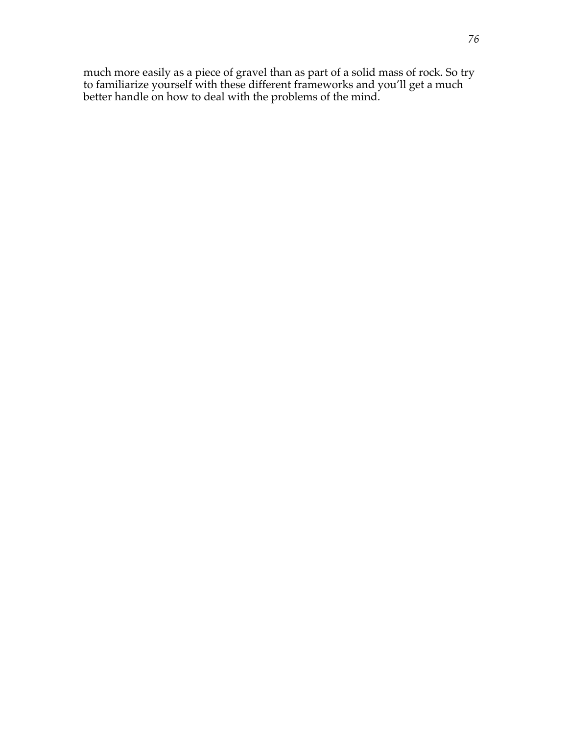much more easily as a piece of gravel than as part of a solid mass of rock. So try to familiarize yourself with these different frameworks and you'll get a much better handle on how to deal with the problems of the mind.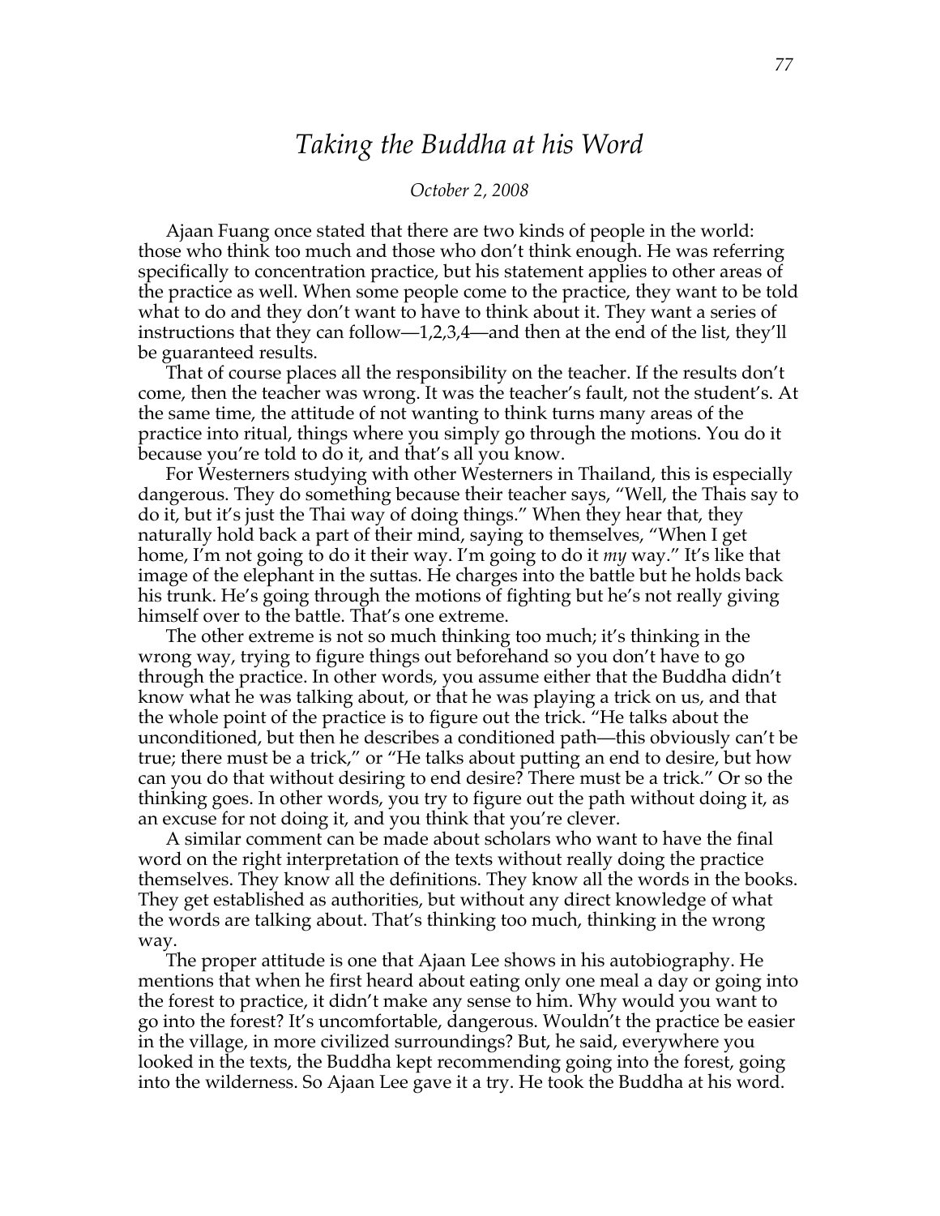# *Taking the Buddha at his Word*

*October 2, 2008*

Ajaan Fuang once stated that there are two kinds of people in the world: those who think too much and those who don't think enough. He was referring specifically to concentration practice, but his statement applies to other areas of the practice as well. When some people come to the practice, they want to be told what to do and they don't want to have to think about it. They want a series of instructions that they can follow—1,2,3,4—and then at the end of the list, they'll be guaranteed results.

That of course places all the responsibility on the teacher. If the results don't come, then the teacher was wrong. It was the teacher's fault, not the student's. At the same time, the attitude of not wanting to think turns many areas of the practice into ritual, things where you simply go through the motions. You do it because you're told to do it, and that's all you know.

For Westerners studying with other Westerners in Thailand, this is especially dangerous. They do something because their teacher says, "Well, the Thais say to do it, but it's just the Thai way of doing things." When they hear that, they naturally hold back a part of their mind, saying to themselves, "When I get home, I'm not going to do it their way. I'm going to do it *my* way." It's like that image of the elephant in the suttas. He charges into the battle but he holds back his trunk. He's going through the motions of fighting but he's not really giving himself over to the battle. That's one extreme.

The other extreme is not so much thinking too much; it's thinking in the wrong way, trying to figure things out beforehand so you don't have to go through the practice. In other words, you assume either that the Buddha didn't know what he was talking about, or that he was playing a trick on us, and that the whole point of the practice is to figure out the trick. "He talks about the unconditioned, but then he describes a conditioned path—this obviously can't be true; there must be a trick," or "He talks about putting an end to desire, but how can you do that without desiring to end desire? There must be a trick." Or so the thinking goes. In other words, you try to figure out the path without doing it, as an excuse for not doing it, and you think that you're clever.

A similar comment can be made about scholars who want to have the final word on the right interpretation of the texts without really doing the practice themselves. They know all the definitions. They know all the words in the books. They get established as authorities, but without any direct knowledge of what the words are talking about. That's thinking too much, thinking in the wrong way.

The proper attitude is one that Ajaan Lee shows in his autobiography. He mentions that when he first heard about eating only one meal a day or going into the forest to practice, it didn't make any sense to him. Why would you want to go into the forest? It's uncomfortable, dangerous. Wouldn't the practice be easier in the village, in more civilized surroundings? But, he said, everywhere you looked in the texts, the Buddha kept recommending going into the forest, going into the wilderness. So Ajaan Lee gave it a try. He took the Buddha at his word.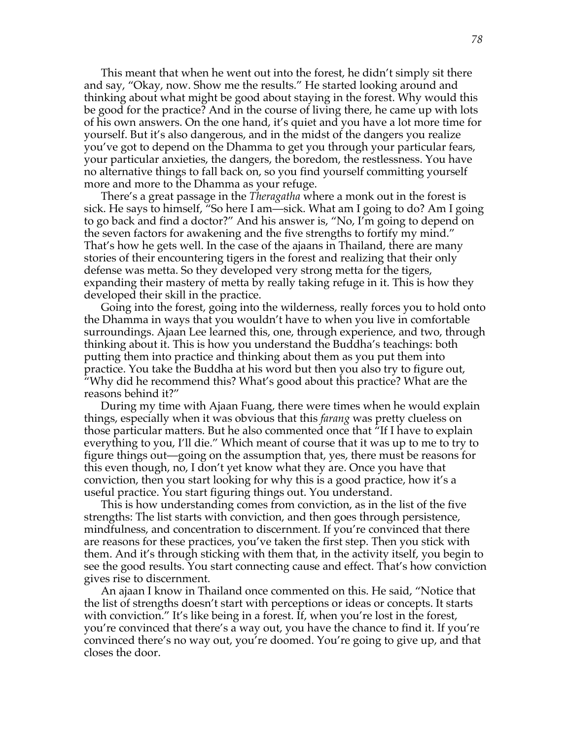This meant that when he went out into the forest, he didn't simply sit there and say, "Okay, now. Show me the results." He started looking around and thinking about what might be good about staying in the forest. Why would this be good for the practice? And in the course of living there, he came up with lots of his own answers. On the one hand, it's quiet and you have a lot more time for yourself. But it's also dangerous, and in the midst of the dangers you realize you've got to depend on the Dhamma to get you through your particular fears, your particular anxieties, the dangers, the boredom, the restlessness. You have no alternative things to fall back on, so you find yourself committing yourself more and more to the Dhamma as your refuge.

There's a great passage in the *Theragatha* where a monk out in the forest is sick. He says to himself, "So here I am—sick. What am I going to do? Am I going to go back and find a doctor?" And his answer is, "No, I'm going to depend on the seven factors for awakening and the five strengths to fortify my mind." That's how he gets well. In the case of the ajaans in Thailand, there are many stories of their encountering tigers in the forest and realizing that their only defense was metta. So they developed very strong metta for the tigers, expanding their mastery of metta by really taking refuge in it. This is how they developed their skill in the practice.

Going into the forest, going into the wilderness, really forces you to hold onto the Dhamma in ways that you wouldn't have to when you live in comfortable surroundings. Ajaan Lee learned this, one, through experience, and two, through thinking about it. This is how you understand the Buddha's teachings: both putting them into practice and thinking about them as you put them into practice. You take the Buddha at his word but then you also try to figure out, "Why did he recommend this? What's good about this practice? What are the reasons behind it?"

During my time with Ajaan Fuang, there were times when he would explain things, especially when it was obvious that this *farang* was pretty clueless on those particular matters. But he also commented once that "If I have to explain everything to you, I'll die." Which meant of course that it was up to me to try to figure things out—going on the assumption that, yes, there must be reasons for this even though, no, I don't yet know what they are. Once you have that conviction, then you start looking for why this is a good practice, how it's a useful practice. You start figuring things out. You understand.

This is how understanding comes from conviction, as in the list of the five strengths: The list starts with conviction, and then goes through persistence, mindfulness, and concentration to discernment. If you're convinced that there are reasons for these practices, you've taken the first step. Then you stick with them. And it's through sticking with them that, in the activity itself, you begin to see the good results. You start connecting cause and effect. That's how conviction gives rise to discernment.

An ajaan I know in Thailand once commented on this. He said, "Notice that the list of strengths doesn't start with perceptions or ideas or concepts. It starts with conviction." It's like being in a forest. If, when you're lost in the forest, you're convinced that there's a way out, you have the chance to find it. If you're convinced there's no way out, you're doomed. You're going to give up, and that closes the door.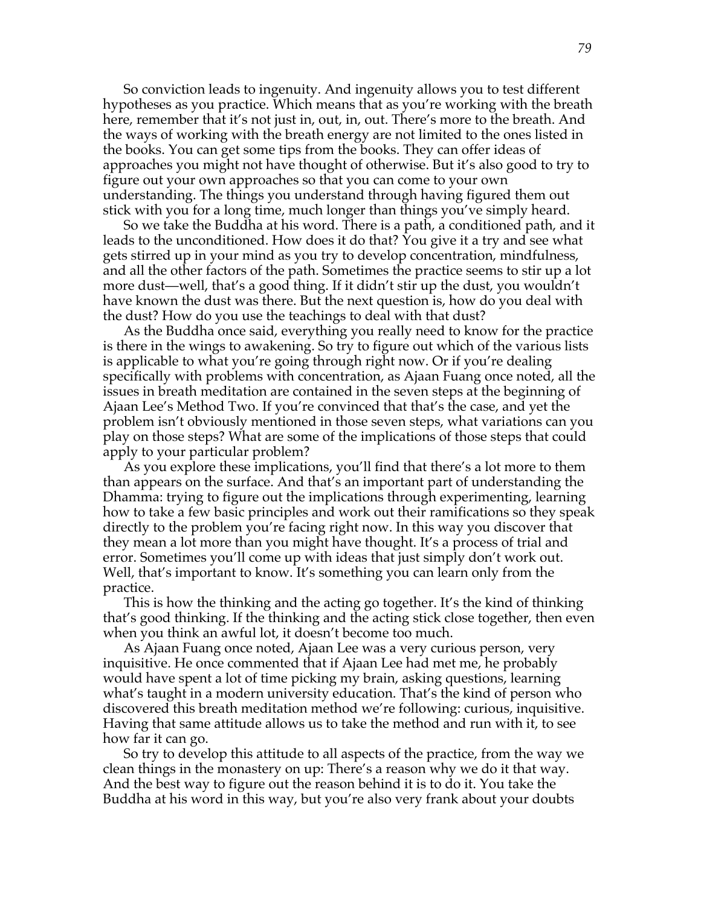So conviction leads to ingenuity. And ingenuity allows you to test different hypotheses as you practice. Which means that as you're working with the breath here, remember that it's not just in, out, in, out. There's more to the breath. And the ways of working with the breath energy are not limited to the ones listed in the books. You can get some tips from the books. They can offer ideas of approaches you might not have thought of otherwise. But it's also good to try to figure out your own approaches so that you can come to your own understanding. The things you understand through having figured them out stick with you for a long time, much longer than things you've simply heard.

So we take the Buddha at his word. There is a path, a conditioned path, and it leads to the unconditioned. How does it do that? You give it a try and see what gets stirred up in your mind as you try to develop concentration, mindfulness, and all the other factors of the path. Sometimes the practice seems to stir up a lot more dust—well, that's a good thing. If it didn't stir up the dust, you wouldn't have known the dust was there. But the next question is, how do you deal with the dust? How do you use the teachings to deal with that dust?

As the Buddha once said, everything you really need to know for the practice is there in the wings to awakening. So try to figure out which of the various lists is applicable to what you're going through right now. Or if you're dealing specifically with problems with concentration, as Ajaan Fuang once noted, all the issues in breath meditation are contained in the seven steps at the beginning of Ajaan Lee's Method Two. If you're convinced that that's the case, and yet the problem isn't obviously mentioned in those seven steps, what variations can you play on those steps? What are some of the implications of those steps that could apply to your particular problem?

As you explore these implications, you'll find that there's a lot more to them than appears on the surface. And that's an important part of understanding the Dhamma: trying to figure out the implications through experimenting, learning how to take a few basic principles and work out their ramifications so they speak directly to the problem you're facing right now. In this way you discover that they mean a lot more than you might have thought. It's a process of trial and error. Sometimes you'll come up with ideas that just simply don't work out. Well, that's important to know. It's something you can learn only from the practice.

This is how the thinking and the acting go together. It's the kind of thinking that's good thinking. If the thinking and the acting stick close together, then even when you think an awful lot, it doesn't become too much.

As Ajaan Fuang once noted, Ajaan Lee was a very curious person, very inquisitive. He once commented that if Ajaan Lee had met me, he probably would have spent a lot of time picking my brain, asking questions, learning what's taught in a modern university education. That's the kind of person who discovered this breath meditation method we're following: curious, inquisitive. Having that same attitude allows us to take the method and run with it, to see how far it can go.

So try to develop this attitude to all aspects of the practice, from the way we clean things in the monastery on up: There's a reason why we do it that way. And the best way to figure out the reason behind it is to do it. You take the Buddha at his word in this way, but you're also very frank about your doubts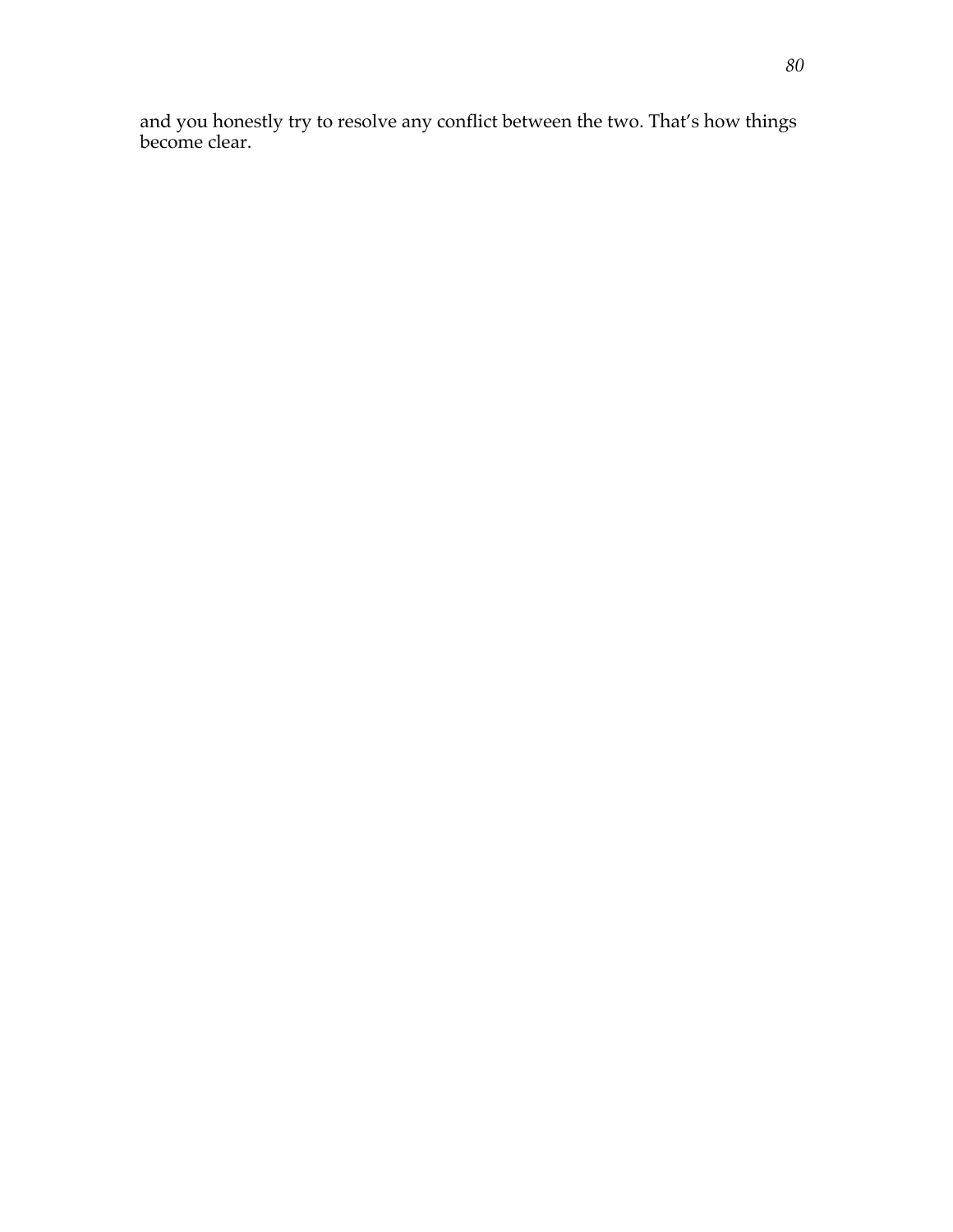and you honestly try to resolve any conflict between the two. That's how things become clear.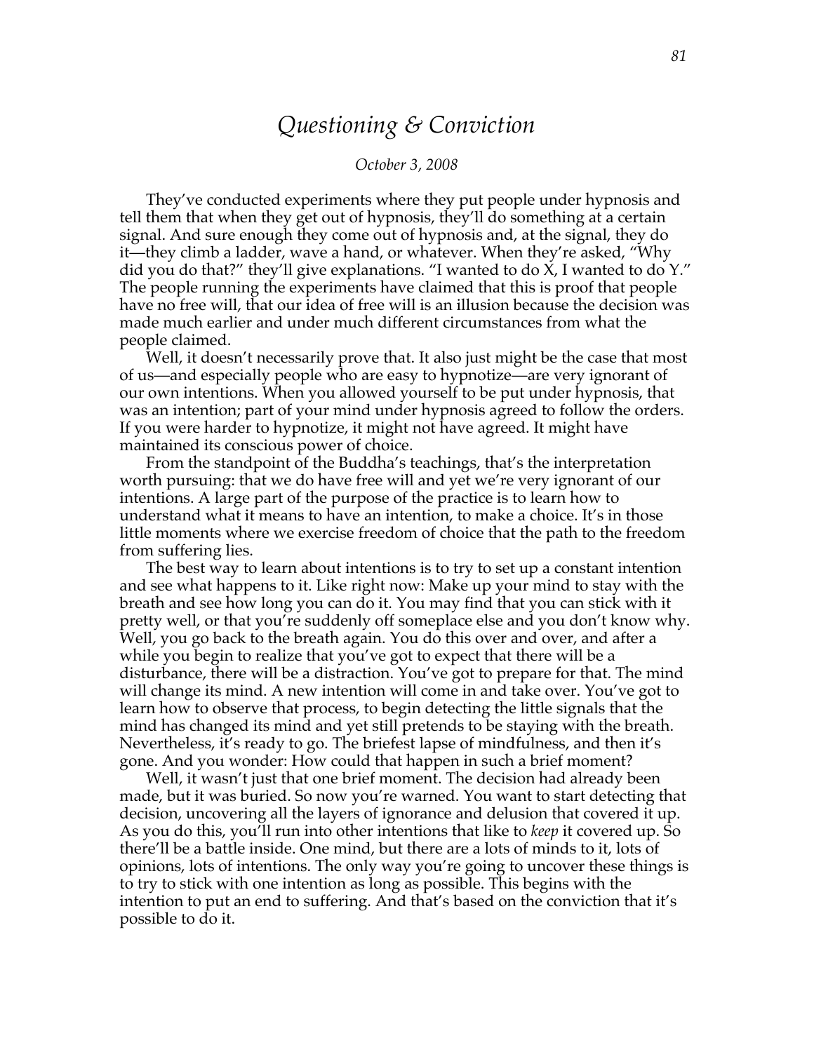# *Questioning & Conviction*

*October 3, 2008*

They've conducted experiments where they put people under hypnosis and tell them that when they get out of hypnosis, they'll do something at a certain signal. And sure enough they come out of hypnosis and, at the signal, they do it—they climb a ladder, wave a hand, or whatever. When they're asked, "Why did you do that?" they'll give explanations. "I wanted to do X, I wanted to do Y." The people running the experiments have claimed that this is proof that people have no free will, that our idea of free will is an illusion because the decision was made much earlier and under much different circumstances from what the people claimed.

Well, it doesn't necessarily prove that. It also just might be the case that most of us—and especially people who are easy to hypnotize—are very ignorant of our own intentions. When you allowed yourself to be put under hypnosis, that was an intention; part of your mind under hypnosis agreed to follow the orders. If you were harder to hypnotize, it might not have agreed. It might have maintained its conscious power of choice.

From the standpoint of the Buddha's teachings, that's the interpretation worth pursuing: that we do have free will and yet we're very ignorant of our intentions. A large part of the purpose of the practice is to learn how to understand what it means to have an intention, to make a choice. It's in those little moments where we exercise freedom of choice that the path to the freedom from suffering lies.

The best way to learn about intentions is to try to set up a constant intention and see what happens to it. Like right now: Make up your mind to stay with the breath and see how long you can do it. You may find that you can stick with it pretty well, or that you're suddenly off someplace else and you don't know why. Well, you go back to the breath again. You do this over and over, and after a while you begin to realize that you've got to expect that there will be a disturbance, there will be a distraction. You've got to prepare for that. The mind will change its mind. A new intention will come in and take over. You've got to learn how to observe that process, to begin detecting the little signals that the mind has changed its mind and yet still pretends to be staying with the breath. Nevertheless, it's ready to go. The briefest lapse of mindfulness, and then it's gone. And you wonder: How could that happen in such a brief moment?

Well, it wasn't just that one brief moment. The decision had already been made, but it was buried. So now you're warned. You want to start detecting that decision, uncovering all the layers of ignorance and delusion that covered it up. As you do this, you'll run into other intentions that like to *keep* it covered up. So there'll be a battle inside. One mind, but there are a lots of minds to it, lots of opinions, lots of intentions. The only way you're going to uncover these things is to try to stick with one intention as long as possible. This begins with the intention to put an end to suffering. And that's based on the conviction that it's possible to do it.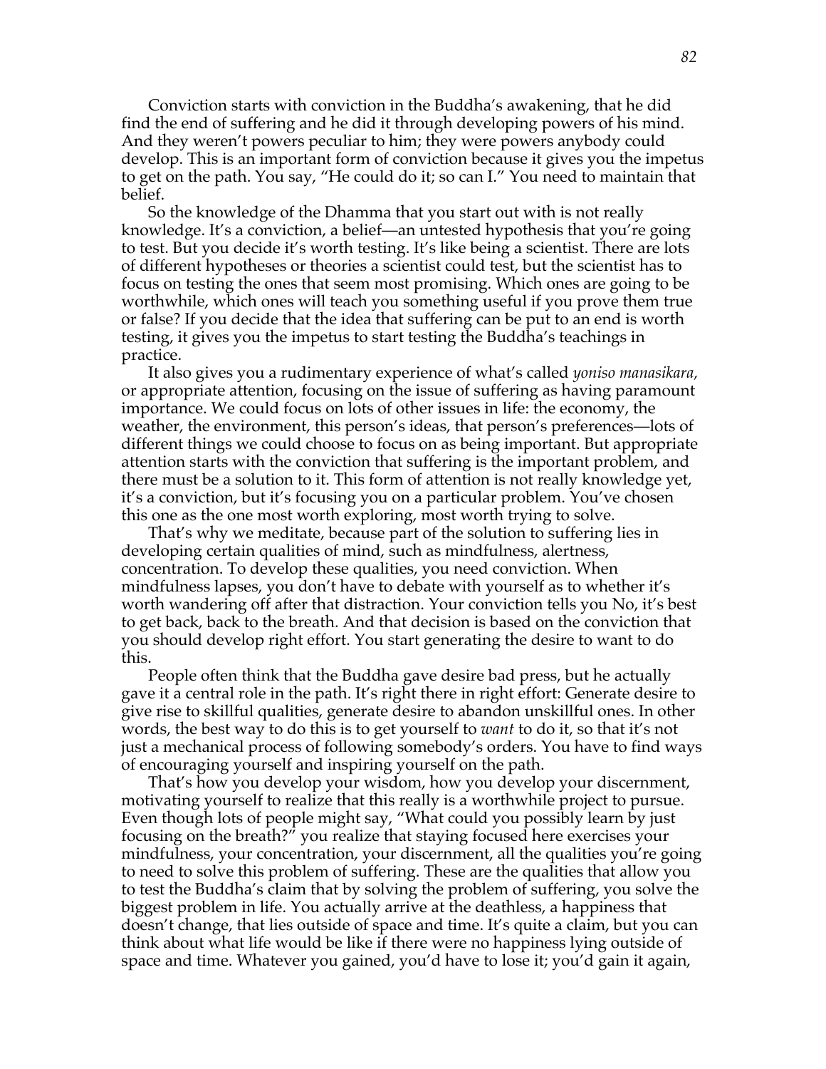Conviction starts with conviction in the Buddha's awakening, that he did find the end of suffering and he did it through developing powers of his mind. And they weren't powers peculiar to him; they were powers anybody could develop. This is an important form of conviction because it gives you the impetus to get on the path. You say, "He could do it; so can I." You need to maintain that belief.

So the knowledge of the Dhamma that you start out with is not really knowledge. It's a conviction, a belief—an untested hypothesis that you're going to test. But you decide it's worth testing. It's like being a scientist. There are lots of different hypotheses or theories a scientist could test, but the scientist has to focus on testing the ones that seem most promising. Which ones are going to be worthwhile, which ones will teach you something useful if you prove them true or false? If you decide that the idea that suffering can be put to an end is worth testing, it gives you the impetus to start testing the Buddha's teachings in practice.

It also gives you a rudimentary experience of what's called *yoniso manasikara,* or appropriate attention, focusing on the issue of suffering as having paramount importance. We could focus on lots of other issues in life: the economy, the weather, the environment, this person's ideas, that person's preferences—lots of different things we could choose to focus on as being important. But appropriate attention starts with the conviction that suffering is the important problem, and there must be a solution to it. This form of attention is not really knowledge yet, it's a conviction, but it's focusing you on a particular problem. You've chosen this one as the one most worth exploring, most worth trying to solve.

That's why we meditate, because part of the solution to suffering lies in developing certain qualities of mind, such as mindfulness, alertness, concentration. To develop these qualities, you need conviction. When mindfulness lapses, you don't have to debate with yourself as to whether it's worth wandering off after that distraction. Your conviction tells you No, it's best to get back, back to the breath. And that decision is based on the conviction that you should develop right effort. You start generating the desire to want to do this.

People often think that the Buddha gave desire bad press, but he actually gave it a central role in the path. It's right there in right effort: Generate desire to give rise to skillful qualities, generate desire to abandon unskillful ones. In other words, the best way to do this is to get yourself to *want* to do it, so that it's not just a mechanical process of following somebody's orders. You have to find ways of encouraging yourself and inspiring yourself on the path.

That's how you develop your wisdom, how you develop your discernment, motivating yourself to realize that this really is a worthwhile project to pursue. Even though lots of people might say, "What could you possibly learn by just focusing on the breath?" you realize that staying focused here exercises your mindfulness, your concentration, your discernment, all the qualities you're going to need to solve this problem of suffering. These are the qualities that allow you to test the Buddha's claim that by solving the problem of suffering, you solve the biggest problem in life. You actually arrive at the deathless, a happiness that doesn't change, that lies outside of space and time. It's quite a claim, but you can think about what life would be like if there were no happiness lying outside of space and time. Whatever you gained, you'd have to lose it; you'd gain it again,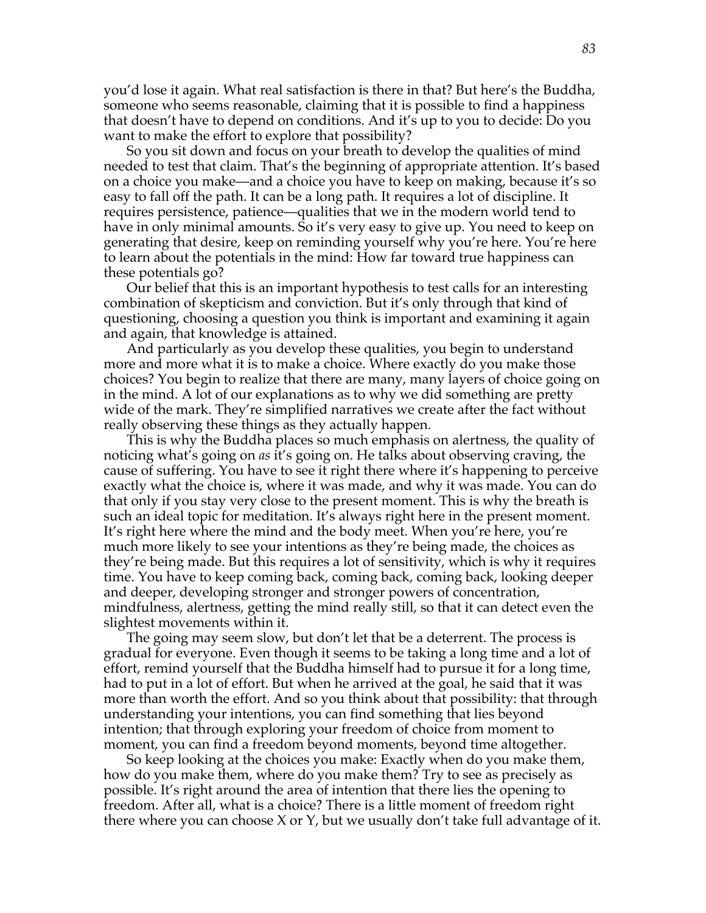you'd lose it again. What real satisfaction is there in that? But here's the Buddha, someone who seems reasonable, claiming that it is possible to find a happiness that doesn't have to depend on conditions. And it's up to you to decide: Do you want to make the effort to explore that possibility?

So you sit down and focus on your breath to develop the qualities of mind needed to test that claim. That's the beginning of appropriate attention. It's based on a choice you make—and a choice you have to keep on making, because it's so easy to fall off the path. It can be a long path. It requires a lot of discipline. It requires persistence, patience—qualities that we in the modern world tend to have in only minimal amounts. So it's very easy to give up. You need to keep on generating that desire, keep on reminding yourself why you're here. You're here to learn about the potentials in the mind: How far toward true happiness can these potentials go?

Our belief that this is an important hypothesis to test calls for an interesting combination of skepticism and conviction. But it's only through that kind of questioning, choosing a question you think is important and examining it again and again, that knowledge is attained.

And particularly as you develop these qualities, you begin to understand more and more what it is to make a choice. Where exactly do you make those choices? You begin to realize that there are many, many layers of choice going on in the mind. A lot of our explanations as to why we did something are pretty wide of the mark. They're simplified narratives we create after the fact without really observing these things as they actually happen.

This is why the Buddha places so much emphasis on alertness, the quality of noticing what's going on *as* it's going on. He talks about observing craving, the cause of suffering. You have to see it right there where it's happening to perceive exactly what the choice is, where it was made, and why it was made. You can do that only if you stay very close to the present moment. This is why the breath is such an ideal topic for meditation. It's always right here in the present moment. It's right here where the mind and the body meet. When you're here, you're much more likely to see your intentions as they're being made, the choices as they're being made. But this requires a lot of sensitivity, which is why it requires time. You have to keep coming back, coming back, coming back, looking deeper and deeper, developing stronger and stronger powers of concentration, mindfulness, alertness, getting the mind really still, so that it can detect even the slightest movements within it.

The going may seem slow, but don't let that be a deterrent. The process is gradual for everyone. Even though it seems to be taking a long time and a lot of effort, remind yourself that the Buddha himself had to pursue it for a long time, had to put in a lot of effort. But when he arrived at the goal, he said that it was more than worth the effort. And so you think about that possibility: that through understanding your intentions, you can find something that lies beyond intention; that through exploring your freedom of choice from moment to moment, you can find a freedom beyond moments, beyond time altogether.

So keep looking at the choices you make: Exactly when do you make them, how do you make them, where do you make them? Try to see as precisely as possible. It's right around the area of intention that there lies the opening to freedom. After all, what is a choice? There is a little moment of freedom right there where you can choose X or Y, but we usually don't take full advantage of it.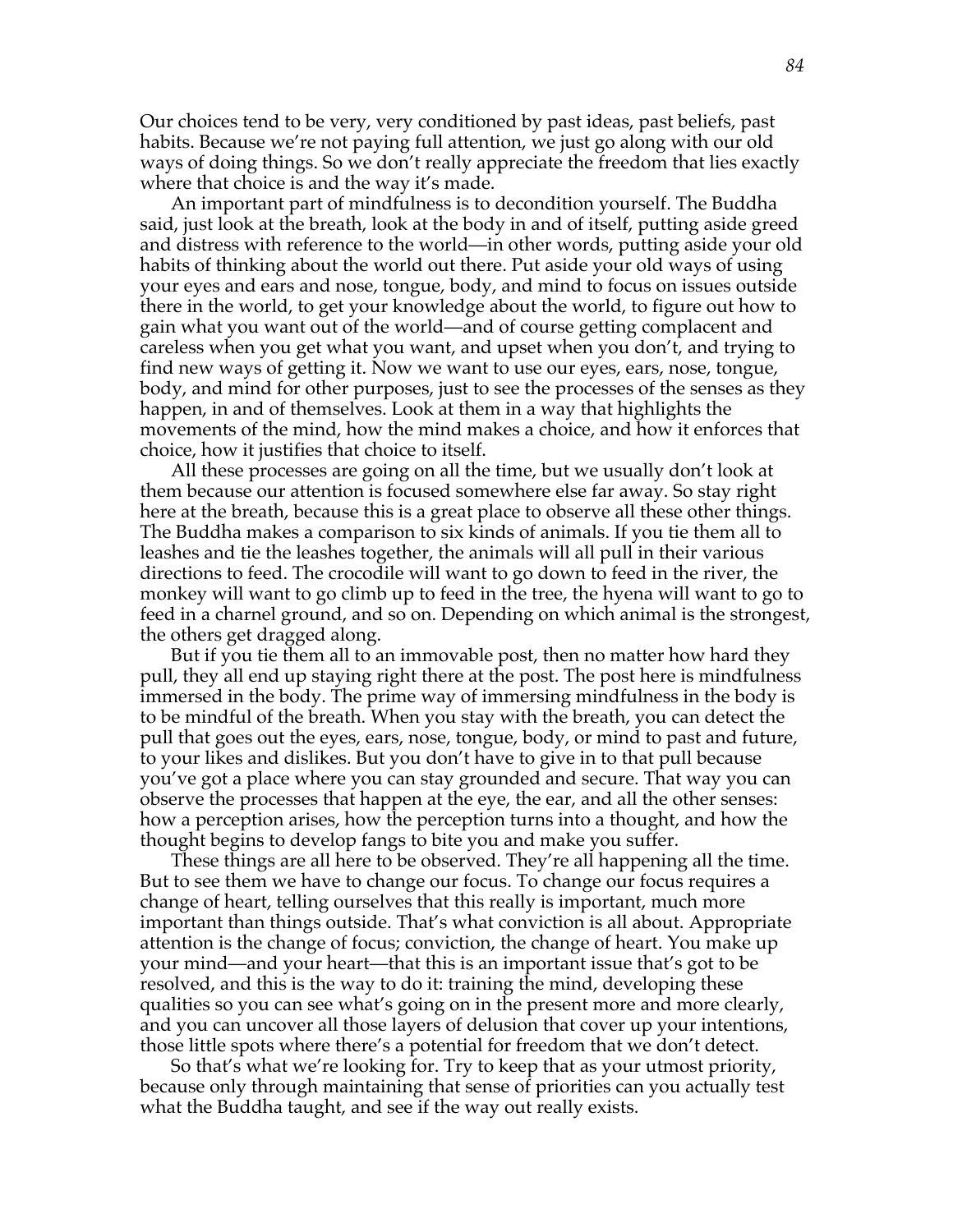Our choices tend to be very, very conditioned by past ideas, past beliefs, past habits. Because we're not paying full attention, we just go along with our old ways of doing things. So we don't really appreciate the freedom that lies exactly where that choice is and the way it's made.

An important part of mindfulness is to decondition yourself. The Buddha said, just look at the breath, look at the body in and of itself, putting aside greed and distress with reference to the world—in other words, putting aside your old habits of thinking about the world out there. Put aside your old ways of using your eyes and ears and nose, tongue, body, and mind to focus on issues outside there in the world, to get your knowledge about the world, to figure out how to gain what you want out of the world—and of course getting complacent and careless when you get what you want, and upset when you don't, and trying to find new ways of getting it. Now we want to use our eyes, ears, nose, tongue, body, and mind for other purposes, just to see the processes of the senses as they happen, in and of themselves. Look at them in a way that highlights the movements of the mind, how the mind makes a choice, and how it enforces that choice, how it justifies that choice to itself.

All these processes are going on all the time, but we usually don't look at them because our attention is focused somewhere else far away. So stay right here at the breath, because this is a great place to observe all these other things. The Buddha makes a comparison to six kinds of animals. If you tie them all to leashes and tie the leashes together, the animals will all pull in their various directions to feed. The crocodile will want to go down to feed in the river, the monkey will want to go climb up to feed in the tree, the hyena will want to go to feed in a charnel ground, and so on. Depending on which animal is the strongest, the others get dragged along.

But if you tie them all to an immovable post, then no matter how hard they pull, they all end up staying right there at the post. The post here is mindfulness immersed in the body. The prime way of immersing mindfulness in the body is to be mindful of the breath. When you stay with the breath, you can detect the pull that goes out the eyes, ears, nose, tongue, body, or mind to past and future, to your likes and dislikes. But you don't have to give in to that pull because you've got a place where you can stay grounded and secure. That way you can observe the processes that happen at the eye, the ear, and all the other senses: how a perception arises, how the perception turns into a thought, and how the thought begins to develop fangs to bite you and make you suffer.

These things are all here to be observed. They're all happening all the time. But to see them we have to change our focus. To change our focus requires a change of heart, telling ourselves that this really is important, much more important than things outside. That's what conviction is all about. Appropriate attention is the change of focus; conviction, the change of heart. You make up your mind—and your heart—that this is an important issue that's got to be resolved, and this is the way to do it: training the mind, developing these qualities so you can see what's going on in the present more and more clearly, and you can uncover all those layers of delusion that cover up your intentions, those little spots where there's a potential for freedom that we don't detect.

So that's what we're looking for. Try to keep that as your utmost priority, because only through maintaining that sense of priorities can you actually test what the Buddha taught, and see if the way out really exists.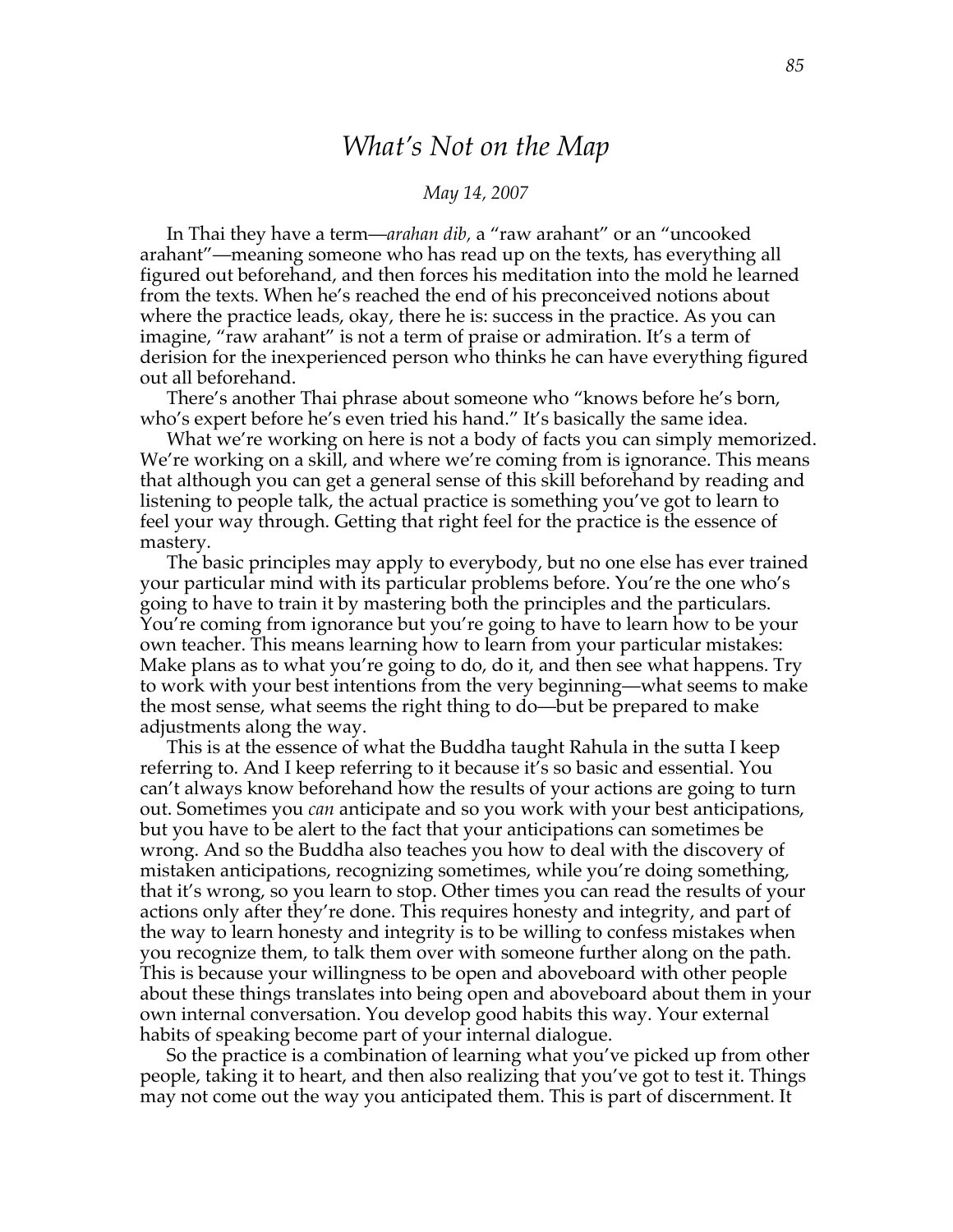# *What's Not on the Map*

*May 14, 2007*

In Thai they have a term—*arahan dib,* a "raw arahant" or an "uncooked arahant"—meaning someone who has read up on the texts, has everything all figured out beforehand, and then forces his meditation into the mold he learned from the texts. When he's reached the end of his preconceived notions about where the practice leads, okay, there he is: success in the practice. As you can imagine, "raw arahant" is not a term of praise or admiration. It's a term of derision for the inexperienced person who thinks he can have everything figured out all beforehand.

There's another Thai phrase about someone who "knows before he's born, who's expert before he's even tried his hand." It's basically the same idea.

What we're working on here is not a body of facts you can simply memorized. We're working on a skill, and where we're coming from is ignorance. This means that although you can get a general sense of this skill beforehand by reading and listening to people talk, the actual practice is something you've got to learn to feel your way through. Getting that right feel for the practice is the essence of mastery.

The basic principles may apply to everybody, but no one else has ever trained your particular mind with its particular problems before. You're the one who's going to have to train it by mastering both the principles and the particulars. You're coming from ignorance but you're going to have to learn how to be your own teacher. This means learning how to learn from your particular mistakes: Make plans as to what you're going to do, do it, and then see what happens. Try to work with your best intentions from the very beginning—what seems to make the most sense, what seems the right thing to do—but be prepared to make adjustments along the way.

This is at the essence of what the Buddha taught Rahula in the sutta I keep referring to. And I keep referring to it because it's so basic and essential. You can't always know beforehand how the results of your actions are going to turn out. Sometimes you *can* anticipate and so you work with your best anticipations, but you have to be alert to the fact that your anticipations can sometimes be wrong. And so the Buddha also teaches you how to deal with the discovery of mistaken anticipations, recognizing sometimes, while you're doing something, that it's wrong, so you learn to stop. Other times you can read the results of your actions only after they're done. This requires honesty and integrity, and part of the way to learn honesty and integrity is to be willing to confess mistakes when you recognize them, to talk them over with someone further along on the path. This is because your willingness to be open and aboveboard with other people about these things translates into being open and aboveboard about them in your own internal conversation. You develop good habits this way. Your external habits of speaking become part of your internal dialogue.

So the practice is a combination of learning what you've picked up from other people, taking it to heart, and then also realizing that you've got to test it. Things may not come out the way you anticipated them. This is part of discernment. It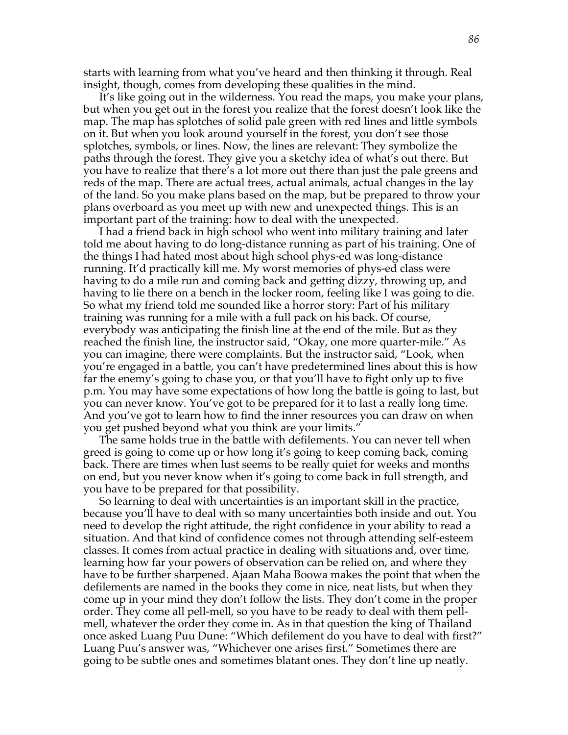starts with learning from what you've heard and then thinking it through. Real insight, though, comes from developing these qualities in the mind.

It's like going out in the wilderness. You read the maps, you make your plans, but when you get out in the forest you realize that the forest doesn't look like the map. The map has splotches of solid pale green with red lines and little symbols on it. But when you look around yourself in the forest, you don't see those splotches, symbols, or lines. Now, the lines are relevant: They symbolize the paths through the forest. They give you a sketchy idea of what's out there. But you have to realize that there's a lot more out there than just the pale greens and reds of the map. There are actual trees, actual animals, actual changes in the lay of the land. So you make plans based on the map, but be prepared to throw your plans overboard as you meet up with new and unexpected things. This is an important part of the training: how to deal with the unexpected.

I had a friend back in high school who went into military training and later told me about having to do long-distance running as part of his training. One of the things I had hated most about high school phys-ed was long-distance running. It'd practically kill me. My worst memories of phys-ed class were having to do a mile run and coming back and getting dizzy, throwing up, and having to lie there on a bench in the locker room, feeling like I was going to die. So what my friend told me sounded like a horror story: Part of his military training was running for a mile with a full pack on his back. Of course, everybody was anticipating the finish line at the end of the mile. But as they reached the finish line, the instructor said, "Okay, one more quarter-mile." As you can imagine, there were complaints. But the instructor said, "Look, when you're engaged in a battle, you can't have predetermined lines about this is how far the enemy's going to chase you, or that you'll have to fight only up to five p.m. You may have some expectations of how long the battle is going to last, but you can never know. You've got to be prepared for it to last a really long time. And you've got to learn how to find the inner resources you can draw on when you get pushed beyond what you think are your limits."

The same holds true in the battle with defilements. You can never tell when greed is going to come up or how long it's going to keep coming back, coming back. There are times when lust seems to be really quiet for weeks and months on end, but you never know when it's going to come back in full strength, and you have to be prepared for that possibility.

So learning to deal with uncertainties is an important skill in the practice, because you'll have to deal with so many uncertainties both inside and out. You need to develop the right attitude, the right confidence in your ability to read a situation. And that kind of confidence comes not through attending self-esteem classes. It comes from actual practice in dealing with situations and, over time, learning how far your powers of observation can be relied on, and where they have to be further sharpened. Ajaan Maha Boowa makes the point that when the defilements are named in the books they come in nice, neat lists, but when they come up in your mind they don't follow the lists. They don't come in the proper order. They come all pell-mell, so you have to be ready to deal with them pell-mell, whatever the order they come in. As in that question the king of Thailand once asked Luang Puu Dune: "Which defilement do you have to deal with first?" Luang Puu's answer was, "Whichever one arises first." Sometimes there are going to be subtle ones and sometimes blatant ones. They don't line up neatly.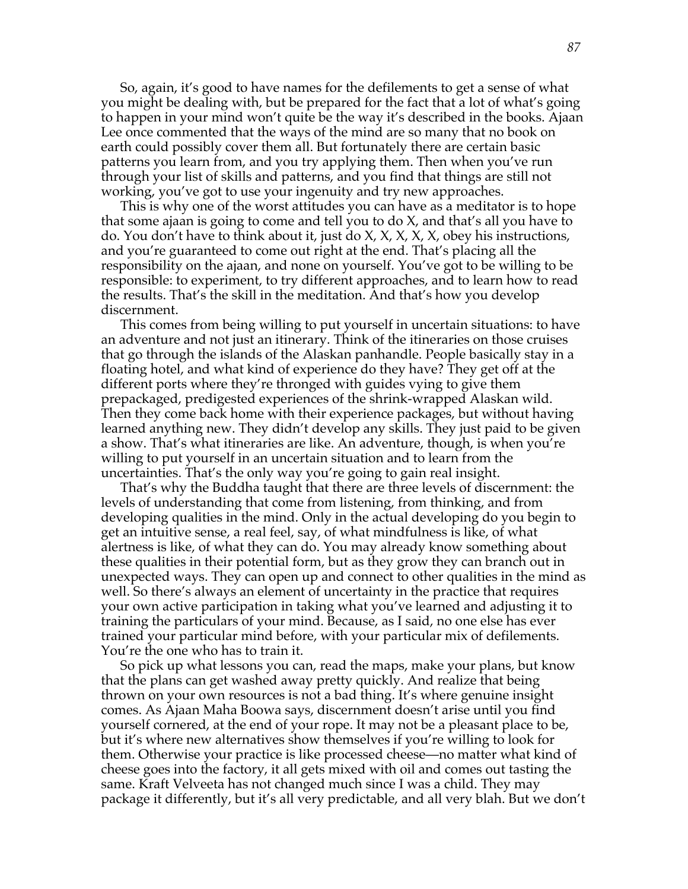So, again, it's good to have names for the defilements to get a sense of what you might be dealing with, but be prepared for the fact that a lot of what's going to happen in your mind won't quite be the way it's described in the books. Ajaan Lee once commented that the ways of the mind are so many that no book on earth could possibly cover them all. But fortunately there are certain basic patterns you learn from, and you try applying them. Then when you've run through your list of skills and patterns, and you find that things are still not working, you've got to use your ingenuity and try new approaches.

This is why one of the worst attitudes you can have as a meditator is to hope that some ajaan is going to come and tell you to do X, and that's all you have to do. You don't have to think about it, just do X, X, X, X, X, obey his instructions, and you're guaranteed to come out right at the end. That's placing all the responsibility on the ajaan, and none on yourself. You've got to be willing to be responsible: to experiment, to try different approaches, and to learn how to read the results. That's the skill in the meditation. And that's how you develop discernment.

This comes from being willing to put yourself in uncertain situations: to have an adventure and not just an itinerary. Think of the itineraries on those cruises that go through the islands of the Alaskan panhandle. People basically stay in a floating hotel, and what kind of experience do they have? They get off at the different ports where they're thronged with guides vying to give them prepackaged, predigested experiences of the shrink-wrapped Alaskan wild. Then they come back home with their experience packages, but without having learned anything new. They didn't develop any skills. They just paid to be given a show. That's what itineraries are like. An adventure, though, is when you're willing to put yourself in an uncertain situation and to learn from the uncertainties. That's the only way you're going to gain real insight.

That's why the Buddha taught that there are three levels of discernment: the levels of understanding that come from listening, from thinking, and from developing qualities in the mind. Only in the actual developing do you begin to get an intuitive sense, a real feel, say, of what mindfulness is like, of what alertness is like, of what they can do. You may already know something about these qualities in their potential form, but as they grow they can branch out in unexpected ways. They can open up and connect to other qualities in the mind as well. So there's always an element of uncertainty in the practice that requires your own active participation in taking what you've learned and adjusting it to training the particulars of your mind. Because, as I said, no one else has ever trained your particular mind before, with your particular mix of defilements. You're the one who has to train it.

So pick up what lessons you can, read the maps, make your plans, but know that the plans can get washed away pretty quickly. And realize that being thrown on your own resources is not a bad thing. It's where genuine insight comes. As Ajaan Maha Boowa says, discernment doesn't arise until you find yourself cornered, at the end of your rope. It may not be a pleasant place to be, but it's where new alternatives show themselves if you're willing to look for them. Otherwise your practice is like processed cheese—no matter what kind of cheese goes into the factory, it all gets mixed with oil and comes out tasting the same. Kraft Velveeta has not changed much since I was a child. They may package it differently, but it's all very predictable, and all very blah. But we don't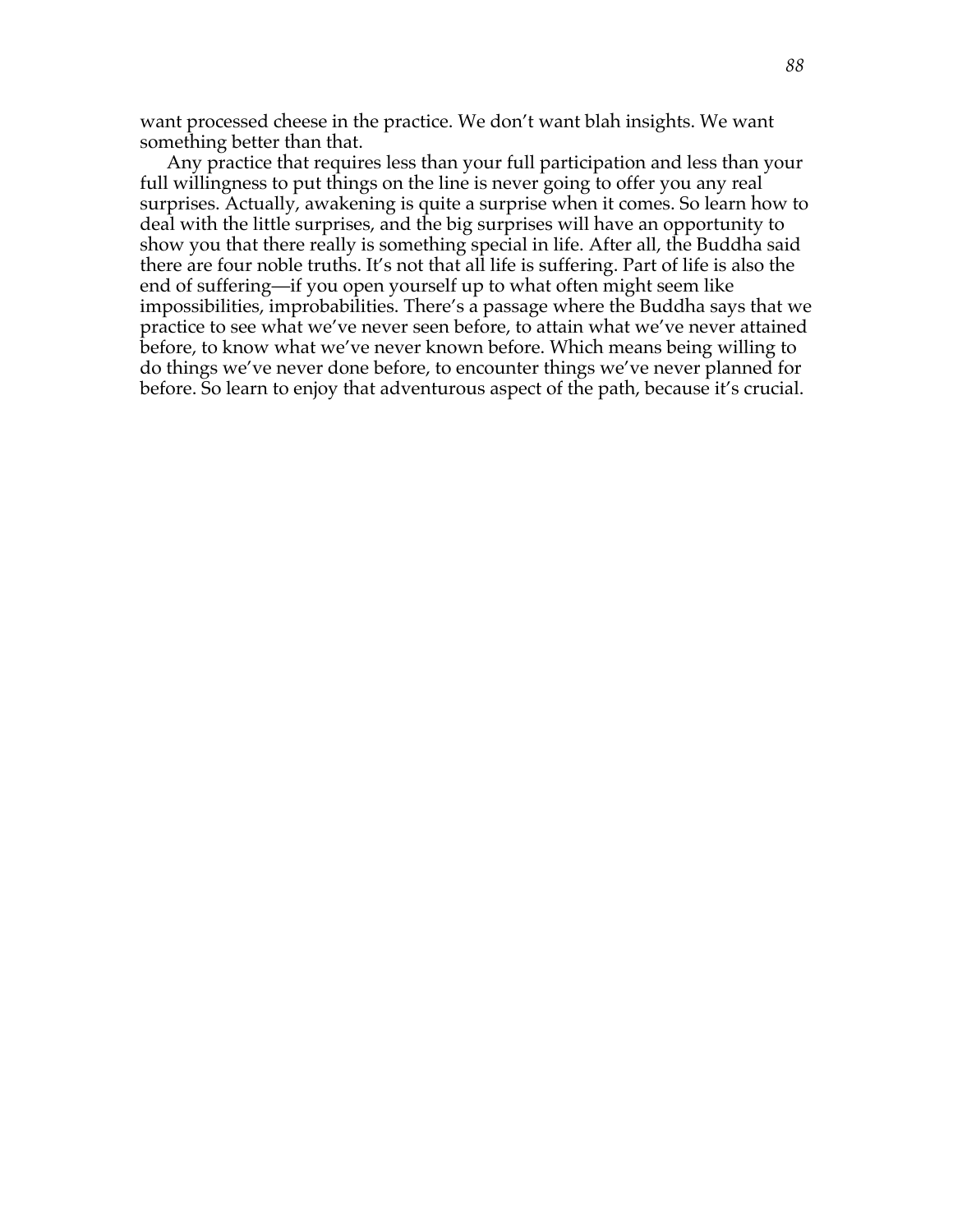want processed cheese in the practice. We don’t want blah insights. We want something better than that.

Any practice that requires less than your full participation and less than your full willingness to put things on the line is never going to offer you any real surprises. Actually, awakening is quite a surprise when it comes. So learn how to deal with the little surprises, and the big surprises will have an opportunity to show you that there really is something special in life. After all, the Buddha said there are four noble truths. It’s not that all life is suffering. Part of life is also the end of suffering—if you open yourself up to what often might seem like impossibilities, improbabilities. There’s a passage where the Buddha says that we practice to see what we’ve never seen before, to attain what we’ve never attained before, to know what we’ve never known before. Which means being willing to do things we’ve never done before, to encounter things we’ve never planned for before. So learn to enjoy that adventurous aspect of the path, because it’s crucial.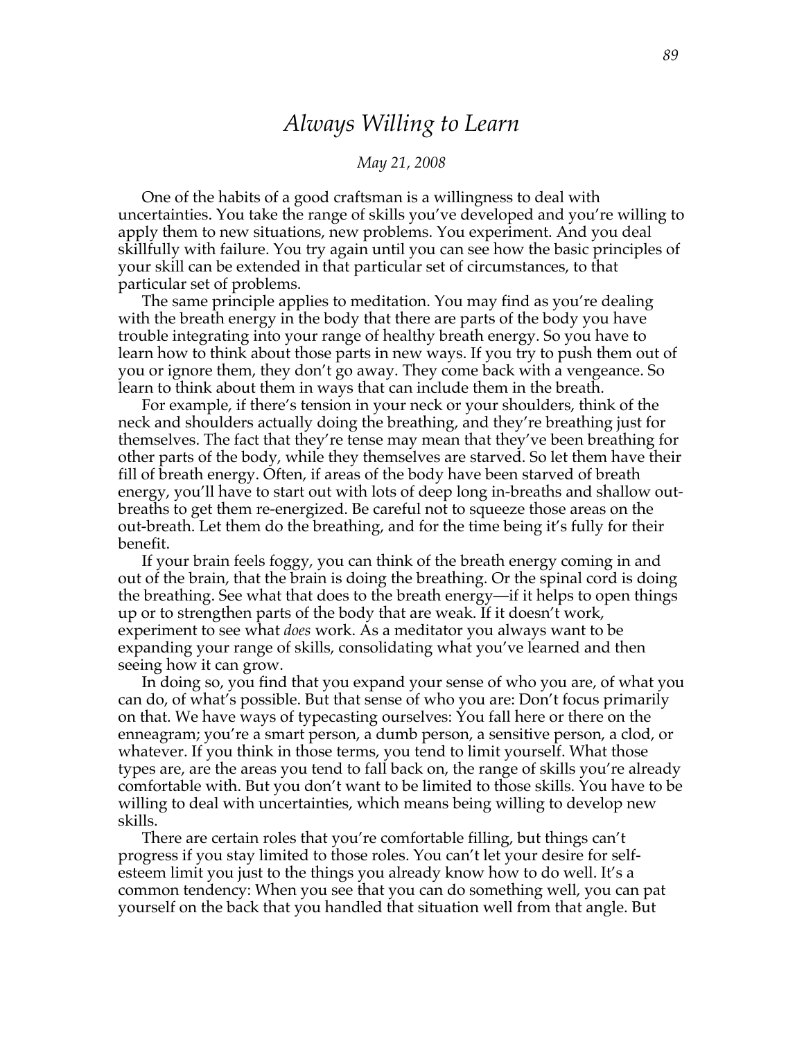# *Always Willing to Learn*

*May 21, 2008*

One of the habits of a good craftsman is a willingness to deal with uncertainties. You take the range of skills you've developed and you're willing to apply them to new situations, new problems. You experiment. And you deal skillfully with failure. You try again until you can see how the basic principles of your skill can be extended in that particular set of circumstances, to that particular set of problems.

The same principle applies to meditation. You may find as you're dealing with the breath energy in the body that there are parts of the body you have trouble integrating into your range of healthy breath energy. So you have to learn how to think about those parts in new ways. If you try to push them out of you or ignore them, they don't go away. They come back with a vengeance. So learn to think about them in ways that can include them in the breath.

For example, if there's tension in your neck or your shoulders, think of the neck and shoulders actually doing the breathing, and they're breathing just for themselves. The fact that they're tense may mean that they've been breathing for other parts of the body, while they themselves are starved. So let them have their fill of breath energy. Often, if areas of the body have been starved of breath energy, you'll have to start out with lots of deep long in-breaths and shallow out-breaths to get them re-energized. Be careful not to squeeze those areas on the out-breath. Let them do the breathing, and for the time being it's fully for their benefit.

If your brain feels foggy, you can think of the breath energy coming in and out of the brain, that the brain is doing the breathing. Or the spinal cord is doing the breathing. See what that does to the breath energy—if it helps to open things up or to strengthen parts of the body that are weak. If it doesn't work, experiment to see what *does* work. As a meditator you always want to be expanding your range of skills, consolidating what you've learned and then seeing how it can grow.

In doing so, you find that you expand your sense of who you are, of what you can do, of what's possible. But that sense of who you are: Don't focus primarily on that. We have ways of typecasting ourselves: You fall here or there on the enneagram; you're a smart person, a dumb person, a sensitive person, a clod, or whatever. If you think in those terms, you tend to limit yourself. What those types are, are the areas you tend to fall back on, the range of skills you're already comfortable with. But you don't want to be limited to those skills. You have to be willing to deal with uncertainties, which means being willing to develop new skills.

There are certain roles that you're comfortable filling, but things can't progress if you stay limited to those roles. You can't let your desire for self-esteem limit you just to the things you already know how to do well. It's a common tendency: When you see that you can do something well, you can pat yourself on the back that you handled that situation well from that angle. But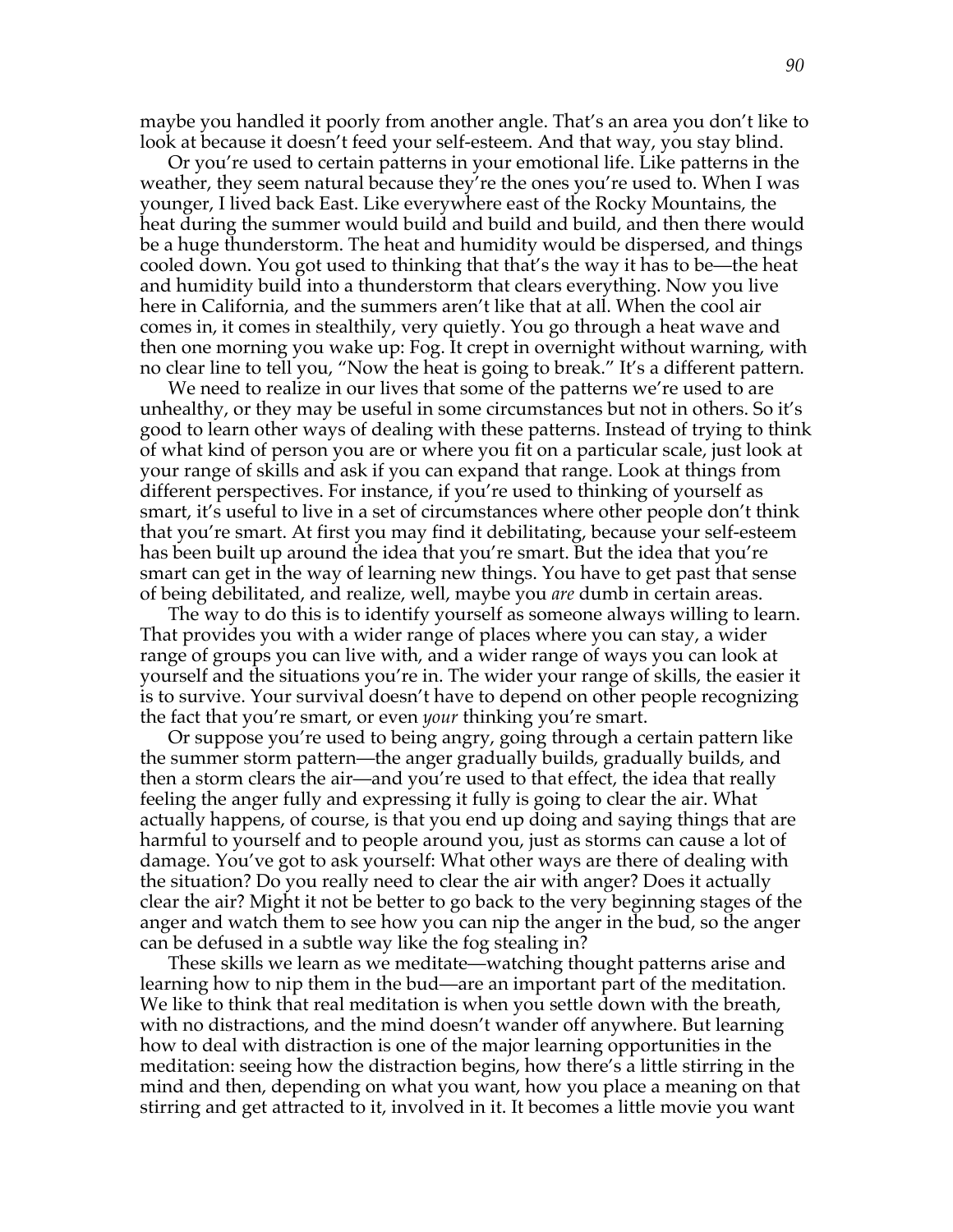maybe you handled it poorly from another angle. That's an area you don't like to look at because it doesn't feed your self-esteem. And that way, you stay blind.

Or you're used to certain patterns in your emotional life. Like patterns in the weather, they seem natural because they're the ones you're used to. When I was younger, I lived back East. Like everywhere east of the Rocky Mountains, the heat during the summer would build and build and build, and then there would be a huge thunderstorm. The heat and humidity would be dispersed, and things cooled down. You got used to thinking that that's the way it has to be—the heat and humidity build into a thunderstorm that clears everything. Now you live here in California, and the summers aren't like that at all. When the cool air comes in, it comes in stealthily, very quietly. You go through a heat wave and then one morning you wake up: Fog. It crept in overnight without warning, with no clear line to tell you, "Now the heat is going to break." It's a different pattern.

We need to realize in our lives that some of the patterns we're used to are unhealthy, or they may be useful in some circumstances but not in others. So it's good to learn other ways of dealing with these patterns. Instead of trying to think of what kind of person you are or where you fit on a particular scale, just look at your range of skills and ask if you can expand that range. Look at things from different perspectives. For instance, if you're used to thinking of yourself as smart, it's useful to live in a set of circumstances where other people don't think that you're smart. At first you may find it debilitating, because your self-esteem has been built up around the idea that you're smart. But the idea that you're smart can get in the way of learning new things. You have to get past that sense of being debilitated, and realize, well, maybe you *are* dumb in certain areas.

The way to do this is to identify yourself as someone always willing to learn. That provides you with a wider range of places where you can stay, a wider range of groups you can live with, and a wider range of ways you can look at yourself and the situations you're in. The wider your range of skills, the easier it is to survive. Your survival doesn't have to depend on other people recognizing the fact that you're smart, or even *your* thinking you're smart.

Or suppose you're used to being angry, going through a certain pattern like the summer storm pattern—the anger gradually builds, gradually builds, and then a storm clears the air—and you're used to that effect, the idea that really feeling the anger fully and expressing it fully is going to clear the air. What actually happens, of course, is that you end up doing and saying things that are harmful to yourself and to people around you, just as storms can cause a lot of damage. You've got to ask yourself: What other ways are there of dealing with the situation? Do you really need to clear the air with anger? Does it actually clear the air? Might it not be better to go back to the very beginning stages of the anger and watch them to see how you can nip the anger in the bud, so the anger can be defused in a subtle way like the fog stealing in?

These skills we learn as we meditate—watching thought patterns arise and learning how to nip them in the bud—are an important part of the meditation. We like to think that real meditation is when you settle down with the breath, with no distractions, and the mind doesn't wander off anywhere. But learning how to deal with distraction is one of the major learning opportunities in the meditation: seeing how the distraction begins, how there's a little stirring in the mind and then, depending on what you want, how you place a meaning on that stirring and get attracted to it, involved in it. It becomes a little movie you want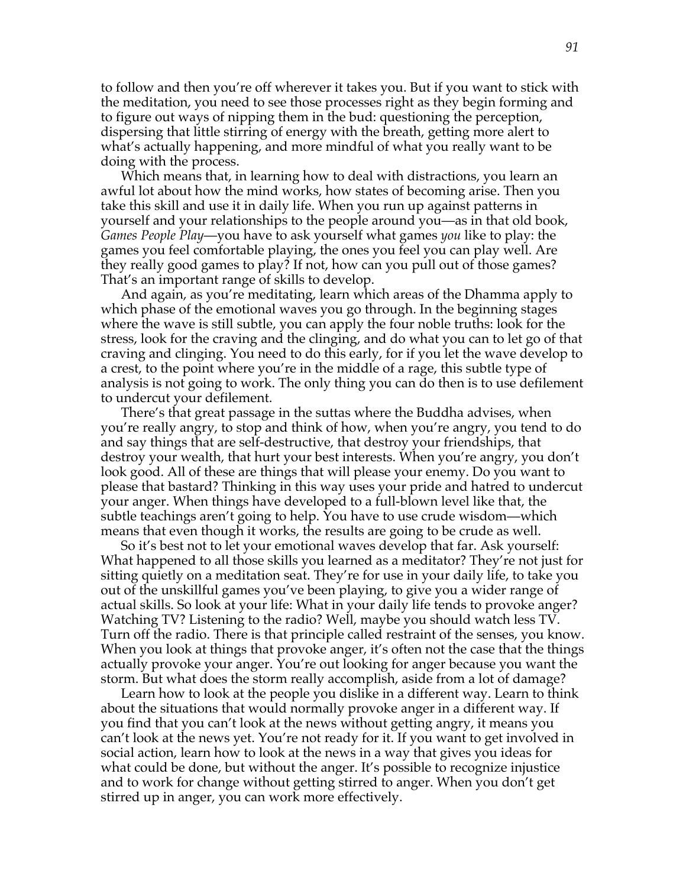to follow and then you're off wherever it takes you. But if you want to stick with the meditation, you need to see those processes right as they begin forming and to figure out ways of nipping them in the bud: questioning the perception, dispersing that little stirring of energy with the breath, getting more alert to what's actually happening, and more mindful of what you really want to be doing with the process.

Which means that, in learning how to deal with distractions, you learn an awful lot about how the mind works, how states of becoming arise. Then you take this skill and use it in daily life. When you run up against patterns in yourself and your relationships to the people around you—as in that old book, *Games People Play*—you have to ask yourself what games *you* like to play: the games you feel comfortable playing, the ones you feel you can play well. Are they really good games to play? If not, how can you pull out of those games? That's an important range of skills to develop.

And again, as you're meditating, learn which areas of the Dhamma apply to which phase of the emotional waves you go through. In the beginning stages where the wave is still subtle, you can apply the four noble truths: look for the stress, look for the craving and the clinging, and do what you can to let go of that craving and clinging. You need to do this early, for if you let the wave develop to a crest, to the point where you're in the middle of a rage, this subtle type of analysis is not going to work. The only thing you can do then is to use defilement to undercut your defilement.

There's that great passage in the suttas where the Buddha advises, when you're really angry, to stop and think of how, when you're angry, you tend to do and say things that are self-destructive, that destroy your friendships, that destroy your wealth, that hurt your best interests. When you're angry, you don't look good. All of these are things that will please your enemy. Do you want to please that bastard? Thinking in this way uses your pride and hatred to undercut your anger. When things have developed to a full-blown level like that, the subtle teachings aren't going to help. You have to use crude wisdom—which means that even though it works, the results are going to be crude as well.

So it's best not to let your emotional waves develop that far. Ask yourself: What happened to all those skills you learned as a meditator? They're not just for sitting quietly on a meditation seat. They're for use in your daily life, to take you out of the unskillful games you've been playing, to give you a wider range of actual skills. So look at your life: What in your daily life tends to provoke anger? Watching TV? Listening to the radio? Well, maybe you should watch less TV. Turn off the radio. There is that principle called restraint of the senses, you know. When you look at things that provoke anger, it's often not the case that the things actually provoke your anger. You're out looking for anger because you want the storm. But what does the storm really accomplish, aside from a lot of damage?

Learn how to look at the people you dislike in a different way. Learn to think about the situations that would normally provoke anger in a different way. If you find that you can't look at the news without getting angry, it means you can't look at the news yet. You're not ready for it. If you want to get involved in social action, learn how to look at the news in a way that gives you ideas for what could be done, but without the anger. It's possible to recognize injustice and to work for change without getting stirred to anger. When you don't get stirred up in anger, you can work more effectively.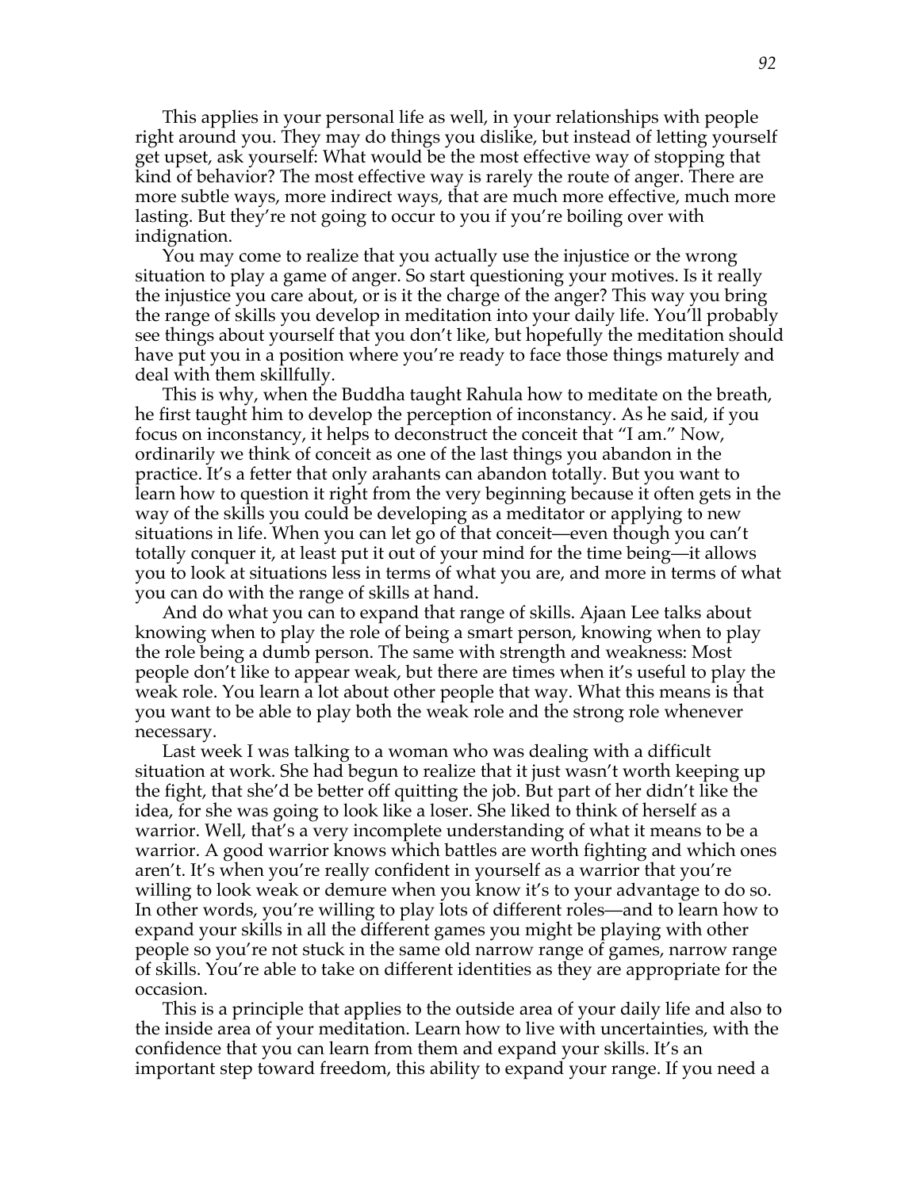This applies in your personal life as well, in your relationships with people right around you. They may do things you dislike, but instead of letting yourself get upset, ask yourself: What would be the most effective way of stopping that kind of behavior? The most effective way is rarely the route of anger. There are more subtle ways, more indirect ways, that are much more effective, much more lasting. But they're not going to occur to you if you're boiling over with indignation.

You may come to realize that you actually use the injustice or the wrong situation to play a game of anger. So start questioning your motives. Is it really the injustice you care about, or is it the charge of the anger? This way you bring the range of skills you develop in meditation into your daily life. You'll probably see things about yourself that you don't like, but hopefully the meditation should have put you in a position where you're ready to face those things maturely and deal with them skillfully.

This is why, when the Buddha taught Rahula how to meditate on the breath, he first taught him to develop the perception of inconstancy. As he said, if you focus on inconstancy, it helps to deconstruct the conceit that "I am." Now, ordinarily we think of conceit as one of the last things you abandon in the practice. It's a fetter that only arahants can abandon totally. But you want to learn how to question it right from the very beginning because it often gets in the way of the skills you could be developing as a meditator or applying to new situations in life. When you can let go of that conceit—even though you can't totally conquer it, at least put it out of your mind for the time being—it allows you to look at situations less in terms of what you are, and more in terms of what you can do with the range of skills at hand.

And do what you can to expand that range of skills. Ajaan Lee talks about knowing when to play the role of being a smart person, knowing when to play the role being a dumb person. The same with strength and weakness: Most people don't like to appear weak, but there are times when it's useful to play the weak role. You learn a lot about other people that way. What this means is that you want to be able to play both the weak role and the strong role whenever necessary.

Last week I was talking to a woman who was dealing with a difficult situation at work. She had begun to realize that it just wasn't worth keeping up the fight, that she'd be better off quitting the job. But part of her didn't like the idea, for she was going to look like a loser. She liked to think of herself as a warrior. Well, that's a very incomplete understanding of what it means to be a warrior. A good warrior knows which battles are worth fighting and which ones aren't. It's when you're really confident in yourself as a warrior that you're willing to look weak or demure when you know it's to your advantage to do so. In other words, you're willing to play lots of different roles—and to learn how to expand your skills in all the different games you might be playing with other people so you're not stuck in the same old narrow range of games, narrow range of skills. You're able to take on different identities as they are appropriate for the occasion.

This is a principle that applies to the outside area of your daily life and also to the inside area of your meditation. Learn how to live with uncertainties, with the confidence that you can learn from them and expand your skills. It's an important step toward freedom, this ability to expand your range. If you need a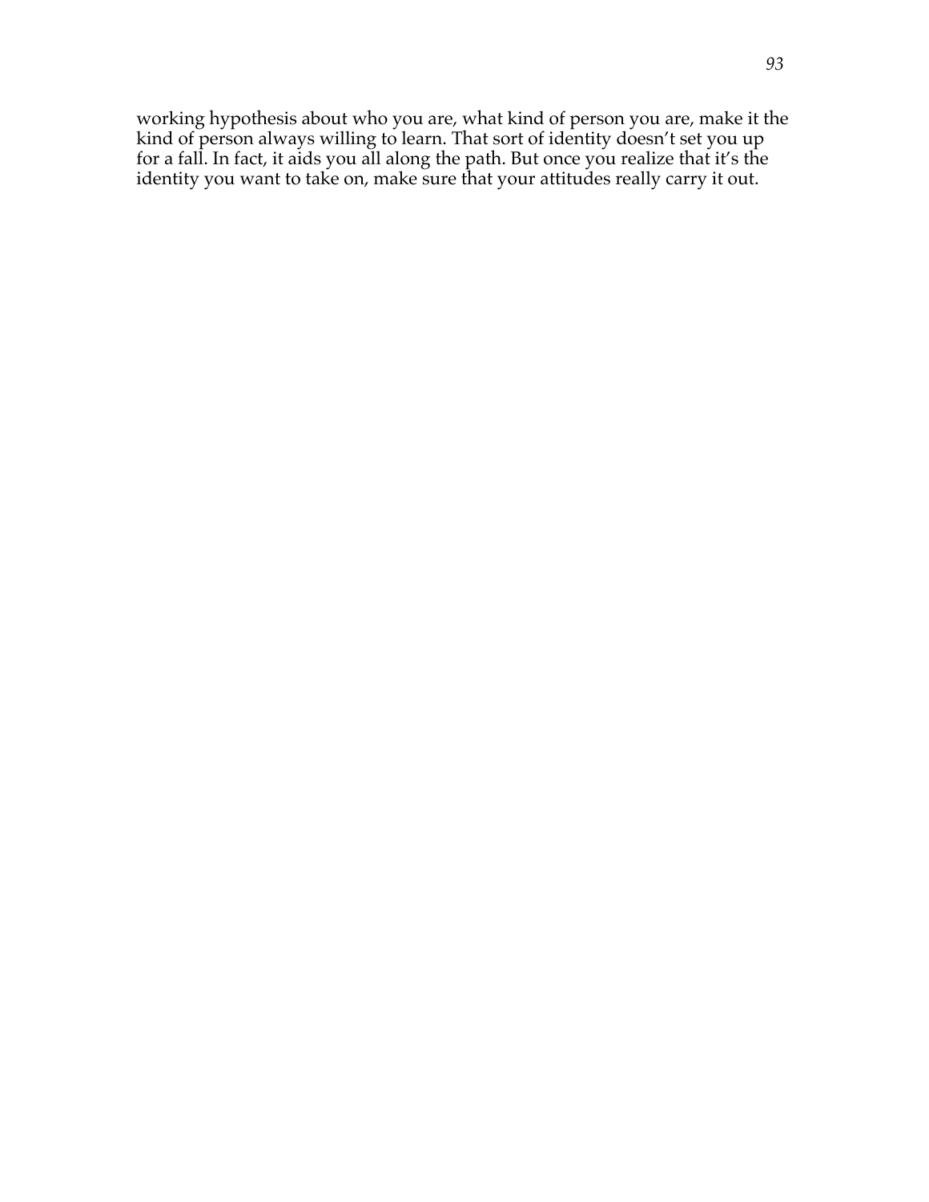working hypothesis about who you are, what kind of person you are, make it the kind of person always willing to learn. That sort of identity doesn't set you up for a fall. In fact, it aids you all along the path. But once you realize that it's the identity you want to take on, make sure that your attitudes really carry it out.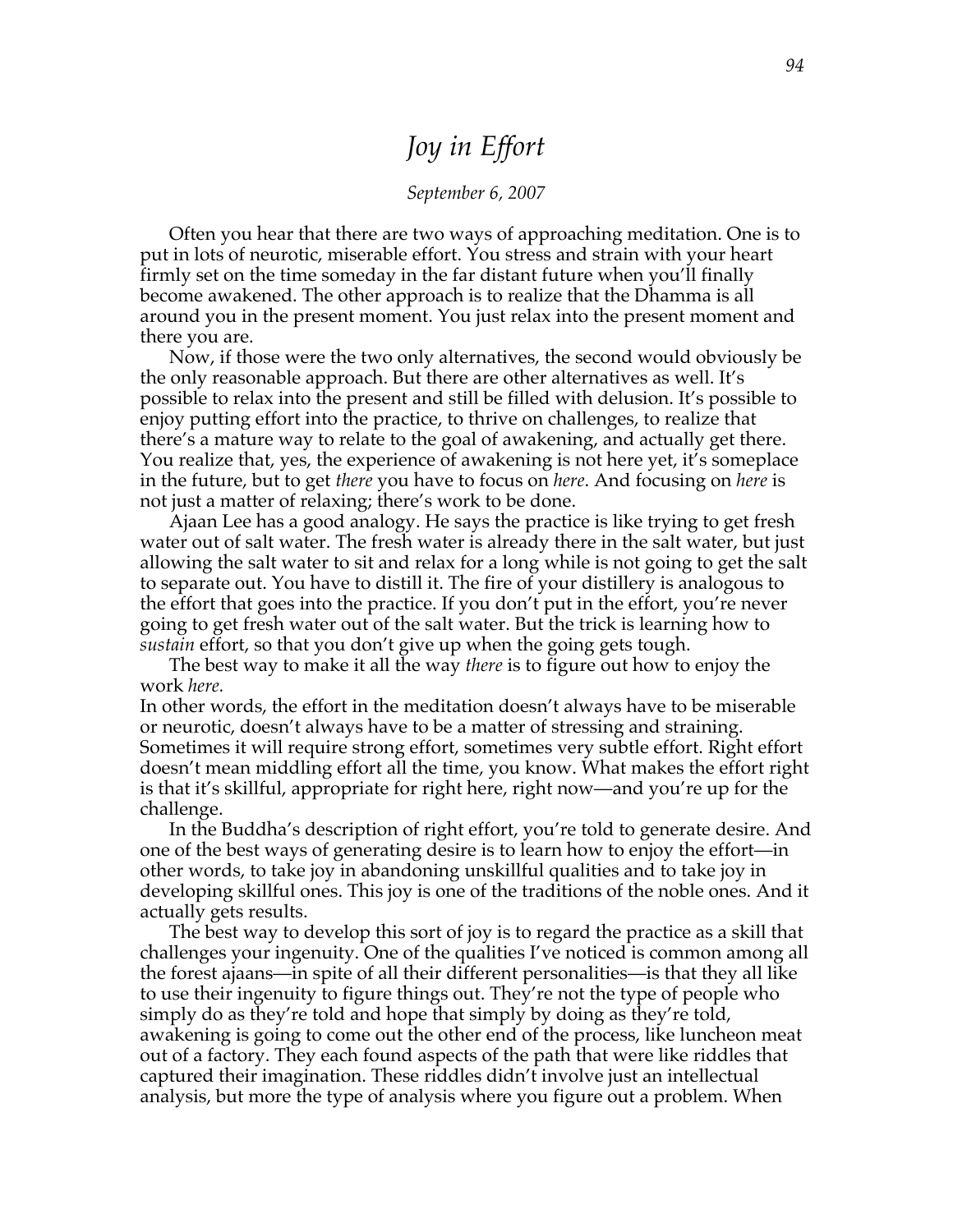# *Joy in Effort*

*September 6, 2007*

Often you hear that there are two ways of approaching meditation. One is to put in lots of neurotic, miserable effort. You stress and strain with your heart firmly set on the time someday in the far distant future when you'll finally become awakened. The other approach is to realize that the Dhamma is all around you in the present moment. You just relax into the present moment and there you are.

Now, if those were the two only alternatives, the second would obviously be the only reasonable approach. But there are other alternatives as well. It's possible to relax into the present and still be filled with delusion. It's possible to enjoy putting effort into the practice, to thrive on challenges, to realize that there's a mature way to relate to the goal of awakening, and actually get there. You realize that, yes, the experience of awakening is not here yet, it's someplace in the future, but to get *there* you have to focus on *here*. And focusing on *here* is not just a matter of relaxing; there's work to be done.

Ajaan Lee has a good analogy. He says the practice is like trying to get fresh water out of salt water. The fresh water is already there in the salt water, but just allowing the salt water to sit and relax for a long while is not going to get the salt to separate out. You have to distill it. The fire of your distillery is analogous to the effort that goes into the practice. If you don't put in the effort, you're never going to get fresh water out of the salt water. But the trick is learning how to *sustain* effort, so that you don't give up when the going gets tough.

The best way to make it all the way *there* is to figure out how to enjoy the work *here.*

In other words, the effort in the meditation doesn't always have to be miserable or neurotic, doesn't always have to be a matter of stressing and straining. Sometimes it will require strong effort, sometimes very subtle effort. Right effort doesn't mean middling effort all the time, you know. What makes the effort right is that it's skillful, appropriate for right here, right now—and you're up for the challenge.

In the Buddha's description of right effort, you're told to generate desire. And one of the best ways of generating desire is to learn how to enjoy the effort—in other words, to take joy in abandoning unskillful qualities and to take joy in developing skillful ones. This joy is one of the traditions of the noble ones. And it actually gets results.

The best way to develop this sort of joy is to regard the practice as a skill that challenges your ingenuity. One of the qualities I've noticed is common among all the forest ajaans—in spite of all their different personalities—is that they all like to use their ingenuity to figure things out. They're not the type of people who simply do as they're told and hope that simply by doing as they're told, awakening is going to come out the other end of the process, like luncheon meat out of a factory. They each found aspects of the path that were like riddles that captured their imagination. These riddles didn't involve just an intellectual analysis, but more the type of analysis where you figure out a problem. When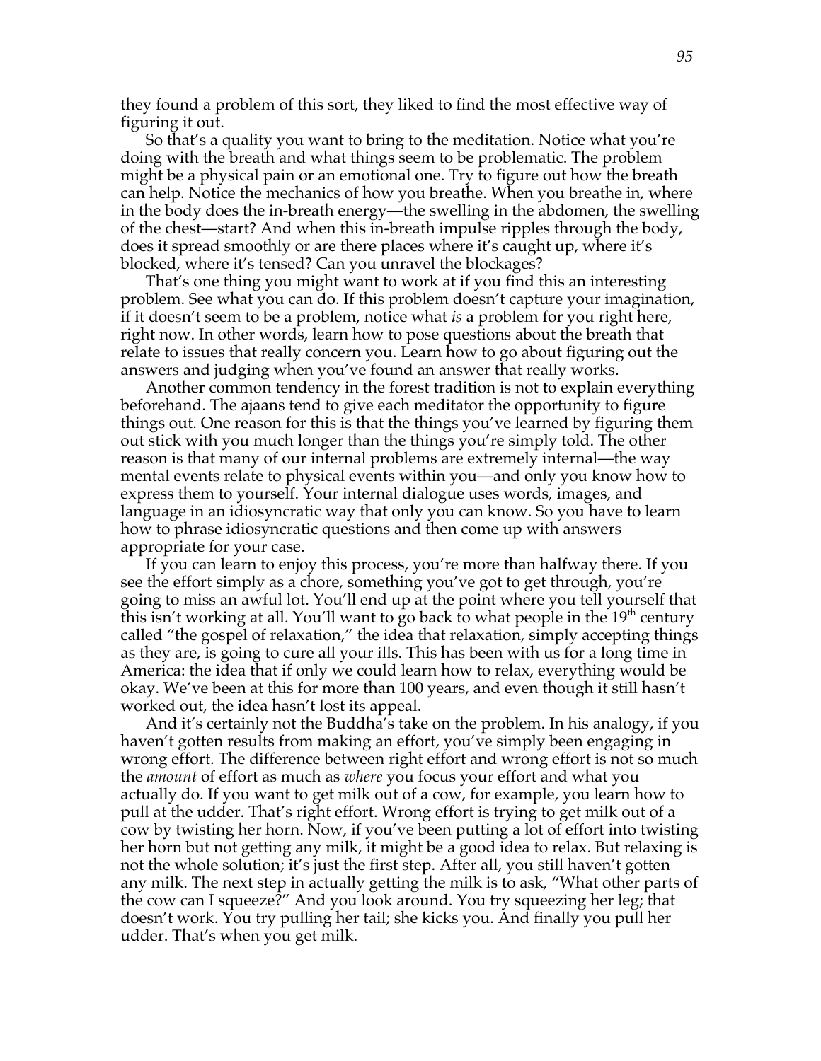they found a problem of this sort, they liked to find the most effective way of figuring it out.

So that's a quality you want to bring to the meditation. Notice what you're doing with the breath and what things seem to be problematic. The problem might be a physical pain or an emotional one. Try to figure out how the breath can help. Notice the mechanics of how you breathe. When you breathe in, where in the body does the in-breath energy—the swelling in the abdomen, the swelling of the chest—start? And when this in-breath impulse ripples through the body, does it spread smoothly or are there places where it's caught up, where it's blocked, where it's tensed? Can you unravel the blockages?

That's one thing you might want to work at if you find this an interesting problem. See what you can do. If this problem doesn't capture your imagination, if it doesn't seem to be a problem, notice what *is* a problem for you right here, right now. In other words, learn how to pose questions about the breath that relate to issues that really concern you. Learn how to go about figuring out the answers and judging when you've found an answer that really works.

Another common tendency in the forest tradition is not to explain everything beforehand. The ajaans tend to give each meditator the opportunity to figure things out. One reason for this is that the things you've learned by figuring them out stick with you much longer than the things you're simply told. The other reason is that many of our internal problems are extremely internal—the way mental events relate to physical events within you—and only you know how to express them to yourself. Your internal dialogue uses words, images, and language in an idiosyncratic way that only you can know. So you have to learn how to phrase idiosyncratic questions and then come up with answers appropriate for your case.

If you can learn to enjoy this process, you're more than halfway there. If you see the effort simply as a chore, something you've got to get through, you're going to miss an awful lot. You'll end up at the point where you tell yourself that this isn't working at all. You'll want to go back to what people in the 19th century called "the gospel of relaxation," the idea that relaxation, simply accepting things as they are, is going to cure all your ills. This has been with us for a long time in America: the idea that if only we could learn how to relax, everything would be okay. We've been at this for more than 100 years, and even though it still hasn't worked out, the idea hasn't lost its appeal.

And it's certainly not the Buddha's take on the problem. In his analogy, if you haven't gotten results from making an effort, you've simply been engaging in wrong effort. The difference between right effort and wrong effort is not so much the *amount* of effort as much as *where* you focus your effort and what you actually do. If you want to get milk out of a cow, for example, you learn how to pull at the udder. That's right effort. Wrong effort is trying to get milk out of a cow by twisting her horn. Now, if you've been putting a lot of effort into twisting her horn but not getting any milk, it might be a good idea to relax. But relaxing is not the whole solution; it's just the first step. After all, you still haven't gotten any milk. The next step in actually getting the milk is to ask, "What other parts of the cow can I squeeze?" And you look around. You try squeezing her leg; that doesn't work. You try pulling her tail; she kicks you. And finally you pull her udder. That's when you get milk.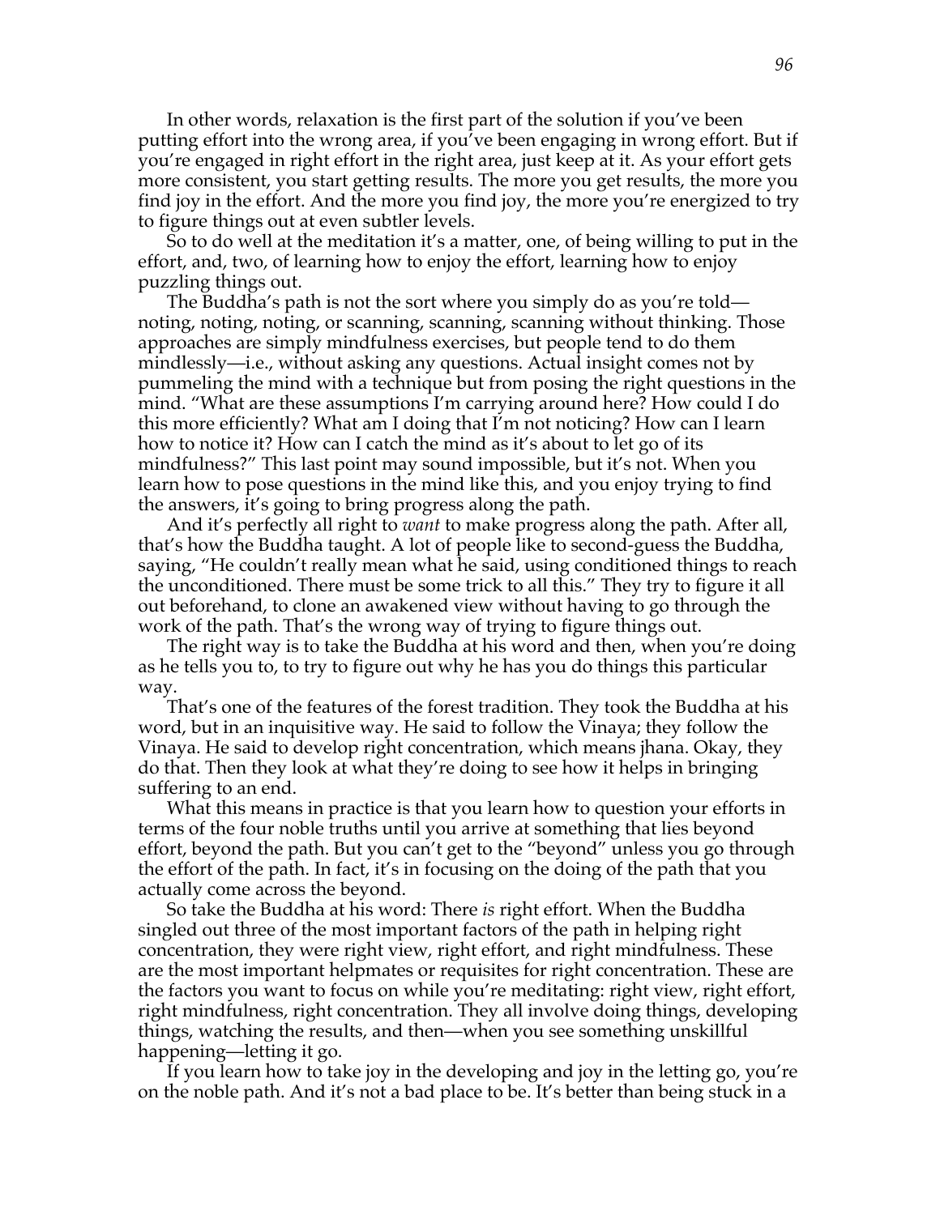In other words, relaxation is the first part of the solution if you've been putting effort into the wrong area, if you've been engaging in wrong effort. But if you're engaged in right effort in the right area, just keep at it. As your effort gets more consistent, you start getting results. The more you get results, the more you find joy in the effort. And the more you find joy, the more you're energized to try to figure things out at even subtler levels.

So to do well at the meditation it's a matter, one, of being willing to put in the effort, and, two, of learning how to enjoy the effort, learning how to enjoy puzzling things out.

The Buddha's path is not the sort where you simply do as you're told—noting, noting, noting, or scanning, scanning, scanning without thinking. Those approaches are simply mindfulness exercises, but people tend to do them mindlessly—i.e., without asking any questions. Actual insight comes not by pummeling the mind with a technique but from posing the right questions in the mind. "What are these assumptions I'm carrying around here? How could I do this more efficiently? What am I doing that I'm not noticing? How can I learn how to notice it? How can I catch the mind as it's about to let go of its mindfulness?" This last point may sound impossible, but it's not. When you learn how to pose questions in the mind like this, and you enjoy trying to find the answers, it's going to bring progress along the path.

And it's perfectly all right to *want* to make progress along the path. After all, that's how the Buddha taught. A lot of people like to second-guess the Buddha, saying, "He couldn't really mean what he said, using conditioned things to reach the unconditioned. There must be some trick to all this." They try to figure it all out beforehand, to clone an awakened view without having to go through the work of the path. That's the wrong way of trying to figure things out.

The right way is to take the Buddha at his word and then, when you're doing as he tells you to, to try to figure out why he has you do things this particular way.

That's one of the features of the forest tradition. They took the Buddha at his word, but in an inquisitive way. He said to follow the Vinaya; they follow the Vinaya. He said to develop right concentration, which means jhana. Okay, they do that. Then they look at what they're doing to see how it helps in bringing suffering to an end.

What this means in practice is that you learn how to question your efforts in terms of the four noble truths until you arrive at something that lies beyond effort, beyond the path. But you can't get to the "beyond" unless you go through the effort of the path. In fact, it's in focusing on the doing of the path that you actually come across the beyond.

So take the Buddha at his word: There *is* right effort. When the Buddha singled out three of the most important factors of the path in helping right concentration, they were right view, right effort, and right mindfulness. These are the most important helpmates or requisites for right concentration. These are the factors you want to focus on while you're meditating: right view, right effort, right mindfulness, right concentration. They all involve doing things, developing things, watching the results, and then—when you see something unskillful happening—letting it go.

If you learn how to take joy in the developing and joy in the letting go, you're on the noble path. And it's not a bad place to be. It's better than being stuck in a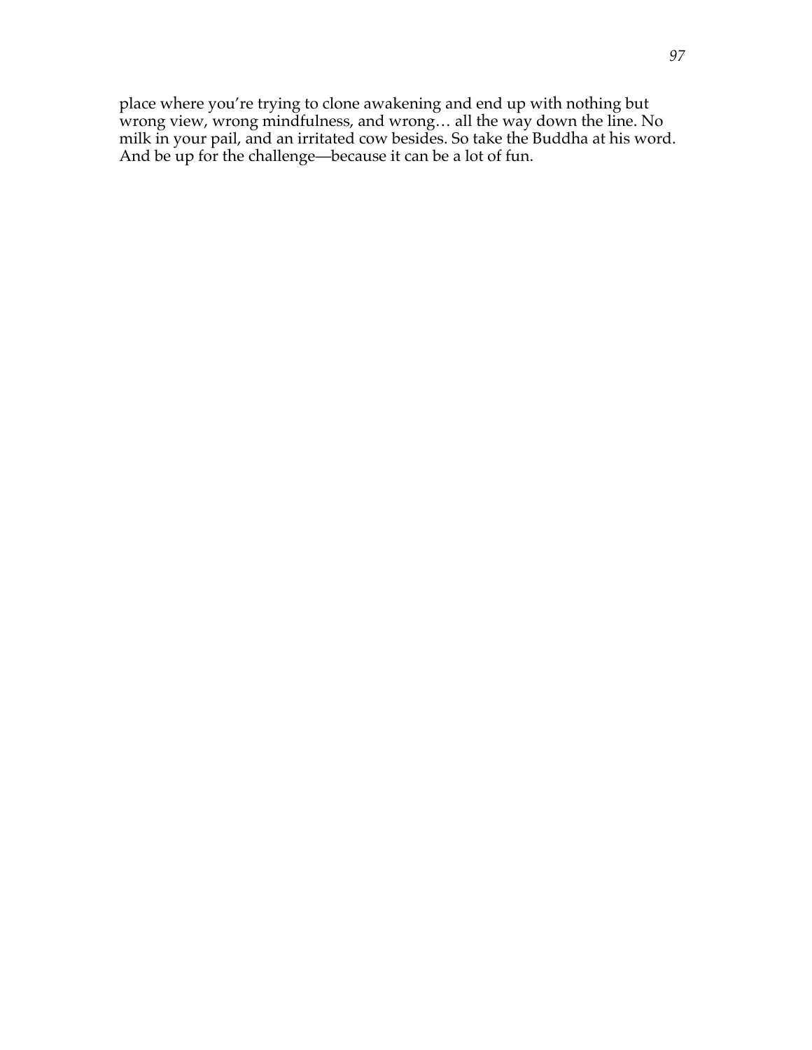place where you're trying to clone awakening and end up with nothing but wrong view, wrong mindfulness, and wrong… all the way down the line. No milk in your pail, and an irritated cow besides. So take the Buddha at his word. And be up for the challenge—because it can be a lot of fun.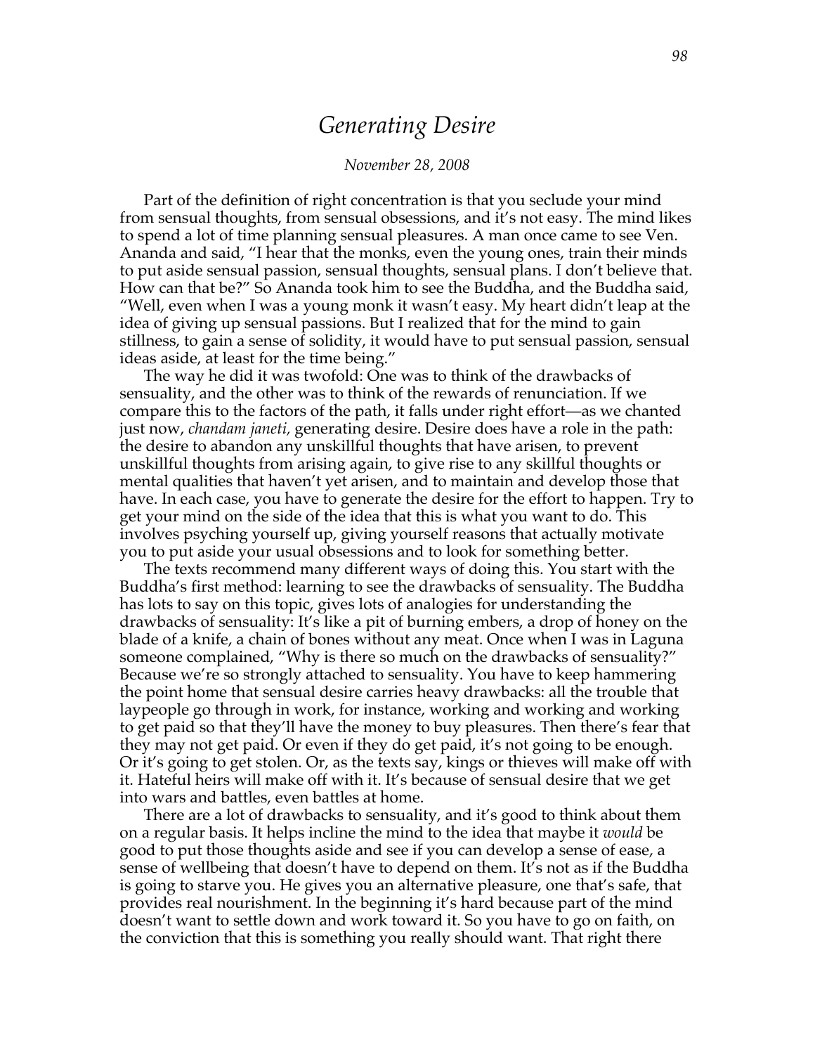# *Generating Desire*

*November 28, 2008*

Part of the definition of right concentration is that you seclude your mind from sensual thoughts, from sensual obsessions, and it's not easy. The mind likes to spend a lot of time planning sensual pleasures. A man once came to see Ven. Ananda and said, "I hear that the monks, even the young ones, train their minds to put aside sensual passion, sensual thoughts, sensual plans. I don't believe that. How can that be?" So Ananda took him to see the Buddha, and the Buddha said, "Well, even when I was a young monk it wasn't easy. My heart didn't leap at the idea of giving up sensual passions. But I realized that for the mind to gain stillness, to gain a sense of solidity, it would have to put sensual passion, sensual ideas aside, at least for the time being."

The way he did it was twofold: One was to think of the drawbacks of sensuality, and the other was to think of the rewards of renunciation. If we compare this to the factors of the path, it falls under right effort—as we chanted just now, *chandam janeti,* generating desire. Desire does have a role in the path: the desire to abandon any unskillful thoughts that have arisen, to prevent unskillful thoughts from arising again, to give rise to any skillful thoughts or mental qualities that haven't yet arisen, and to maintain and develop those that have. In each case, you have to generate the desire for the effort to happen. Try to get your mind on the side of the idea that this is what you want to do. This involves psyching yourself up, giving yourself reasons that actually motivate you to put aside your usual obsessions and to look for something better.

The texts recommend many different ways of doing this. You start with the Buddha's first method: learning to see the drawbacks of sensuality. The Buddha has lots to say on this topic, gives lots of analogies for understanding the drawbacks of sensuality: It's like a pit of burning embers, a drop of honey on the blade of a knife, a chain of bones without any meat. Once when I was in Laguna someone complained, "Why is there so much on the drawbacks of sensuality?" Because we're so strongly attached to sensuality. You have to keep hammering the point home that sensual desire carries heavy drawbacks: all the trouble that laypeople go through in work, for instance, working and working and working to get paid so that they'll have the money to buy pleasures. Then there's fear that they may not get paid. Or even if they do get paid, it's not going to be enough. Or it's going to get stolen. Or, as the texts say, kings or thieves will make off with it. Hateful heirs will make off with it. It's because of sensual desire that we get into wars and battles, even battles at home.

There are a lot of drawbacks to sensuality, and it's good to think about them on a regular basis. It helps incline the mind to the idea that maybe it *would* be good to put those thoughts aside and see if you can develop a sense of ease, a sense of wellbeing that doesn't have to depend on them. It's not as if the Buddha is going to starve you. He gives you an alternative pleasure, one that's safe, that provides real nourishment. In the beginning it's hard because part of the mind doesn't want to settle down and work toward it. So you have to go on faith, on the conviction that this is something you really should want. That right there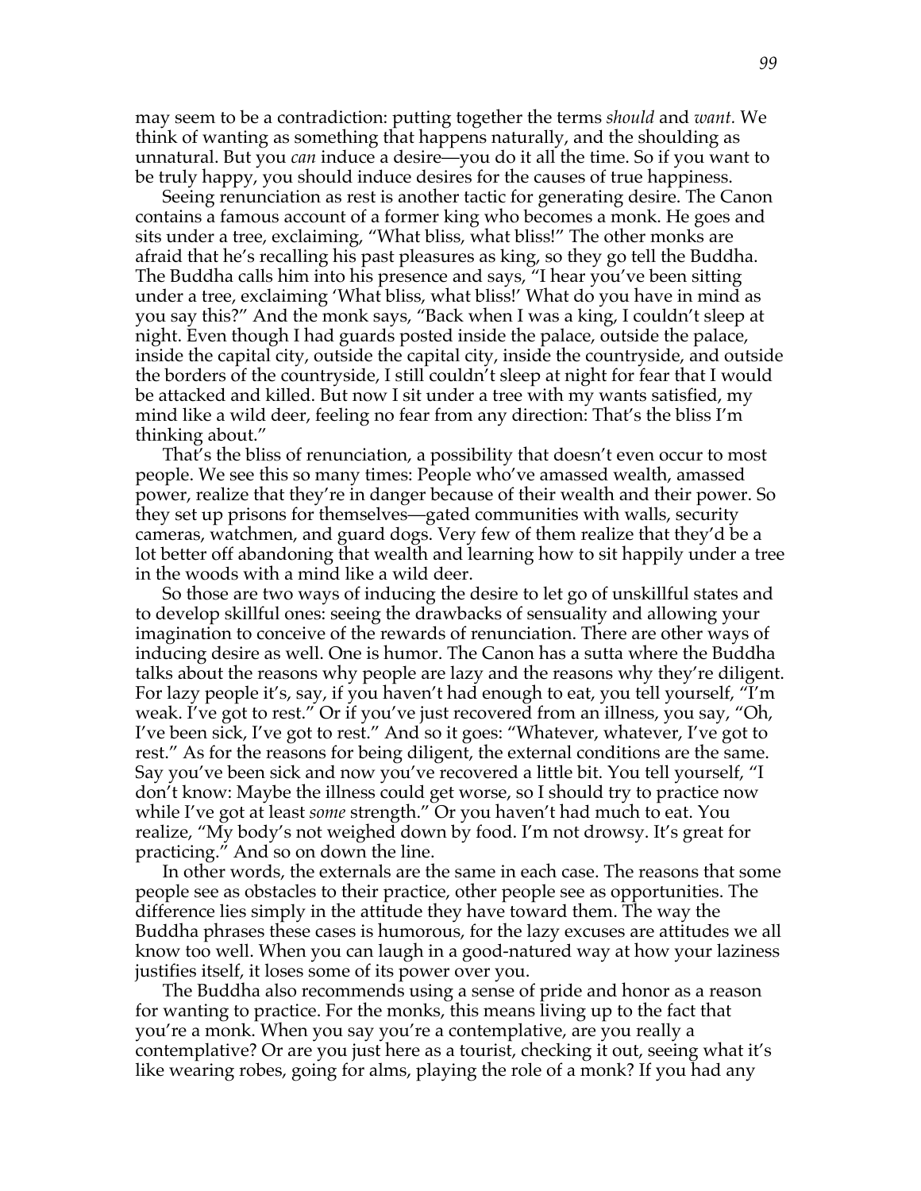may seem to be a contradiction: putting together the terms *should* and *want.* We think of wanting as something that happens naturally, and the shoulding as unnatural. But you *can* induce a desire—you do it all the time. So if you want to be truly happy, you should induce desires for the causes of true happiness.

Seeing renunciation as rest is another tactic for generating desire. The Canon contains a famous account of a former king who becomes a monk. He goes and sits under a tree, exclaiming, "What bliss, what bliss!" The other monks are afraid that he's recalling his past pleasures as king, so they go tell the Buddha. The Buddha calls him into his presence and says, "I hear you've been sitting under a tree, exclaiming 'What bliss, what bliss!' What do you have in mind as you say this?" And the monk says, "Back when I was a king, I couldn't sleep at night. Even though I had guards posted inside the palace, outside the palace, inside the capital city, outside the capital city, inside the countryside, and outside the borders of the countryside, I still couldn't sleep at night for fear that I would be attacked and killed. But now I sit under a tree with my wants satisfied, my mind like a wild deer, feeling no fear from any direction: That's the bliss I'm thinking about."

That's the bliss of renunciation, a possibility that doesn't even occur to most people. We see this so many times: People who've amassed wealth, amassed power, realize that they're in danger because of their wealth and their power. So they set up prisons for themselves—gated communities with walls, security cameras, watchmen, and guard dogs. Very few of them realize that they'd be a lot better off abandoning that wealth and learning how to sit happily under a tree in the woods with a mind like a wild deer.

So those are two ways of inducing the desire to let go of unskillful states and to develop skillful ones: seeing the drawbacks of sensuality and allowing your imagination to conceive of the rewards of renunciation. There are other ways of inducing desire as well. One is humor. The Canon has a sutta where the Buddha talks about the reasons why people are lazy and the reasons why they're diligent. For lazy people it's, say, if you haven't had enough to eat, you tell yourself, "I'm weak. I've got to rest." Or if you've just recovered from an illness, you say, "Oh, I've been sick, I've got to rest." And so it goes: "Whatever, whatever, I've got to rest." As for the reasons for being diligent, the external conditions are the same. Say you've been sick and now you've recovered a little bit. You tell yourself, "I don't know: Maybe the illness could get worse, so I should try to practice now while I've got at least *some* strength." Or you haven't had much to eat. You realize, "My body's not weighed down by food. I'm not drowsy. It's great for practicing." And so on down the line.

In other words, the externals are the same in each case. The reasons that some people see as obstacles to their practice, other people see as opportunities. The difference lies simply in the attitude they have toward them. The way the Buddha phrases these cases is humorous, for the lazy excuses are attitudes we all know too well. When you can laugh in a good-natured way at how your laziness justifies itself, it loses some of its power over you.

The Buddha also recommends using a sense of pride and honor as a reason for wanting to practice. For the monks, this means living up to the fact that you're a monk. When you say you're a contemplative, are you really a contemplative? Or are you just here as a tourist, checking it out, seeing what it's like wearing robes, going for alms, playing the role of a monk? If you had any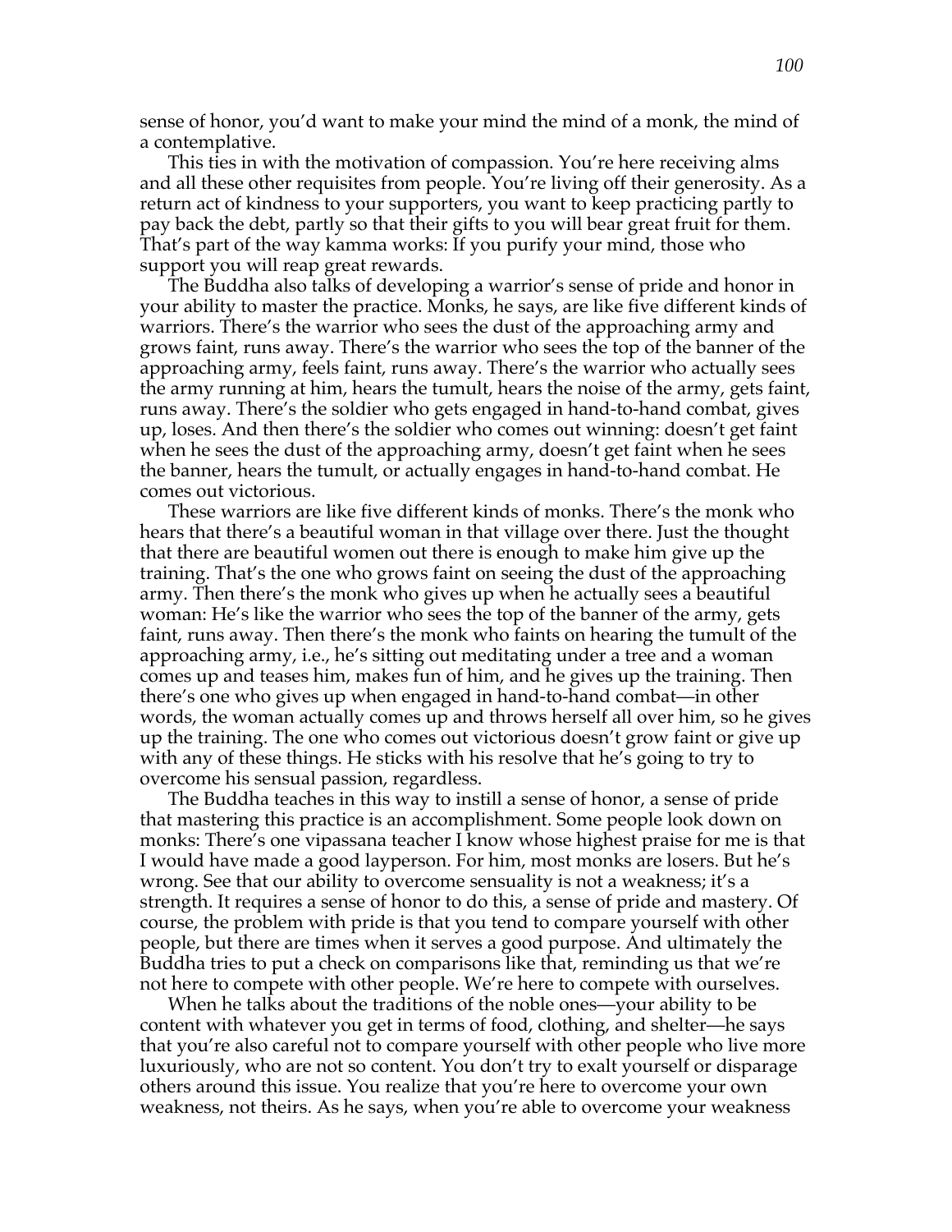sense of honor, you'd want to make your mind the mind of a monk, the mind of a contemplative.

This ties in with the motivation of compassion. You're here receiving alms and all these other requisites from people. You're living off their generosity. As a return act of kindness to your supporters, you want to keep practicing partly to pay back the debt, partly so that their gifts to you will bear great fruit for them. That's part of the way kamma works: If you purify your mind, those who support you will reap great rewards.

The Buddha also talks of developing a warrior's sense of pride and honor in your ability to master the practice. Monks, he says, are like five different kinds of warriors. There's the warrior who sees the dust of the approaching army and grows faint, runs away. There's the warrior who sees the top of the banner of the approaching army, feels faint, runs away. There's the warrior who actually sees the army running at him, hears the tumult, hears the noise of the army, gets faint, runs away. There's the soldier who gets engaged in hand-to-hand combat, gives up, loses. And then there's the soldier who comes out winning: doesn't get faint when he sees the dust of the approaching army, doesn't get faint when he sees the banner, hears the tumult, or actually engages in hand-to-hand combat. He comes out victorious.

These warriors are like five different kinds of monks. There's the monk who hears that there's a beautiful woman in that village over there. Just the thought that there are beautiful women out there is enough to make him give up the training. That's the one who grows faint on seeing the dust of the approaching army. Then there's the monk who gives up when he actually sees a beautiful woman: He's like the warrior who sees the top of the banner of the army, gets faint, runs away. Then there's the monk who faints on hearing the tumult of the approaching army, i.e., he's sitting out meditating under a tree and a woman comes up and teases him, makes fun of him, and he gives up the training. Then there's one who gives up when engaged in hand-to-hand combat—in other words, the woman actually comes up and throws herself all over him, so he gives up the training. The one who comes out victorious doesn't grow faint or give up with any of these things. He sticks with his resolve that he's going to try to overcome his sensual passion, regardless.

The Buddha teaches in this way to instill a sense of honor, a sense of pride that mastering this practice is an accomplishment. Some people look down on monks: There's one vipassana teacher I know whose highest praise for me is that I would have made a good layperson. For him, most monks are losers. But he's wrong. See that our ability to overcome sensuality is not a weakness; it's a strength. It requires a sense of honor to do this, a sense of pride and mastery. Of course, the problem with pride is that you tend to compare yourself with other people, but there are times when it serves a good purpose. And ultimately the Buddha tries to put a check on comparisons like that, reminding us that we're not here to compete with other people. We're here to compete with ourselves.

When he talks about the traditions of the noble ones—your ability to be content with whatever you get in terms of food, clothing, and shelter—he says that you're also careful not to compare yourself with other people who live more luxuriously, who are not so content. You don't try to exalt yourself or disparage others around this issue. You realize that you're here to overcome your own weakness, not theirs. As he says, when you're able to overcome your weakness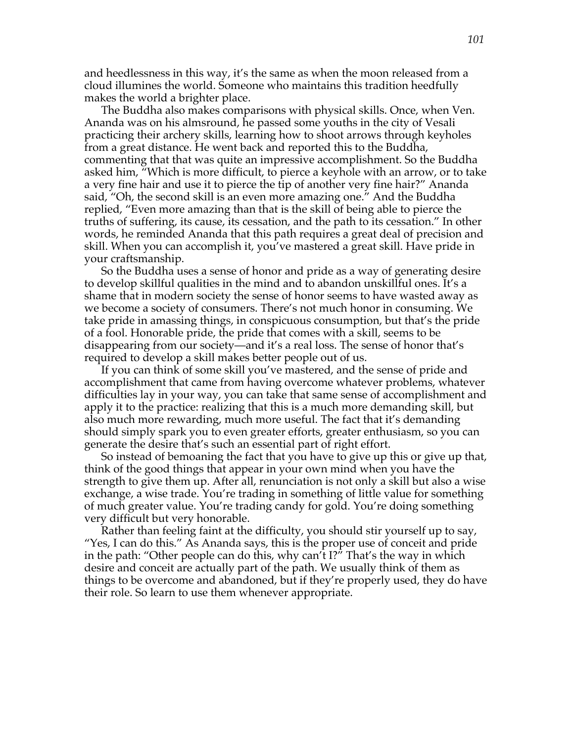and heedlessness in this way, it's the same as when the moon released from a cloud illumines the world. Someone who maintains this tradition heedfully makes the world a brighter place.

The Buddha also makes comparisons with physical skills. Once, when Ven. Ananda was on his almsround, he passed some youths in the city of Vesali practicing their archery skills, learning how to shoot arrows through keyholes from a great distance. He went back and reported this to the Buddha, commenting that that was quite an impressive accomplishment. So the Buddha asked him, "Which is more difficult, to pierce a keyhole with an arrow, or to take a very fine hair and use it to pierce the tip of another very fine hair?" Ananda said, "Oh, the second skill is an even more amazing one." And the Buddha replied, "Even more amazing than that is the skill of being able to pierce the truths of suffering, its cause, its cessation, and the path to its cessation." In other words, he reminded Ananda that this path requires a great deal of precision and skill. When you can accomplish it, you've mastered a great skill. Have pride in your craftsmanship.

So the Buddha uses a sense of honor and pride as a way of generating desire to develop skillful qualities in the mind and to abandon unskillful ones. It's a shame that in modern society the sense of honor seems to have wasted away as we become a society of consumers. There's not much honor in consuming. We take pride in amassing things, in conspicuous consumption, but that's the pride of a fool. Honorable pride, the pride that comes with a skill, seems to be disappearing from our society—and it's a real loss. The sense of honor that's required to develop a skill makes better people out of us.

If you can think of some skill you've mastered, and the sense of pride and accomplishment that came from having overcome whatever problems, whatever difficulties lay in your way, you can take that same sense of accomplishment and apply it to the practice: realizing that this is a much more demanding skill, but also much more rewarding, much more useful. The fact that it's demanding should simply spark you to even greater efforts, greater enthusiasm, so you can generate the desire that's such an essential part of right effort.

So instead of bemoaning the fact that you have to give up this or give up that, think of the good things that appear in your own mind when you have the strength to give them up. After all, renunciation is not only a skill but also a wise exchange, a wise trade. You're trading in something of little value for something of much greater value. You're trading candy for gold. You're doing something very difficult but very honorable.

Rather than feeling faint at the difficulty, you should stir yourself up to say, "Yes, I can do this." As Ananda says, this is the proper use of conceit and pride in the path: "Other people can do this, why can't I?" That's the way in which desire and conceit are actually part of the path. We usually think of them as things to be overcome and abandoned, but if they're properly used, they do have their role. So learn to use them whenever appropriate.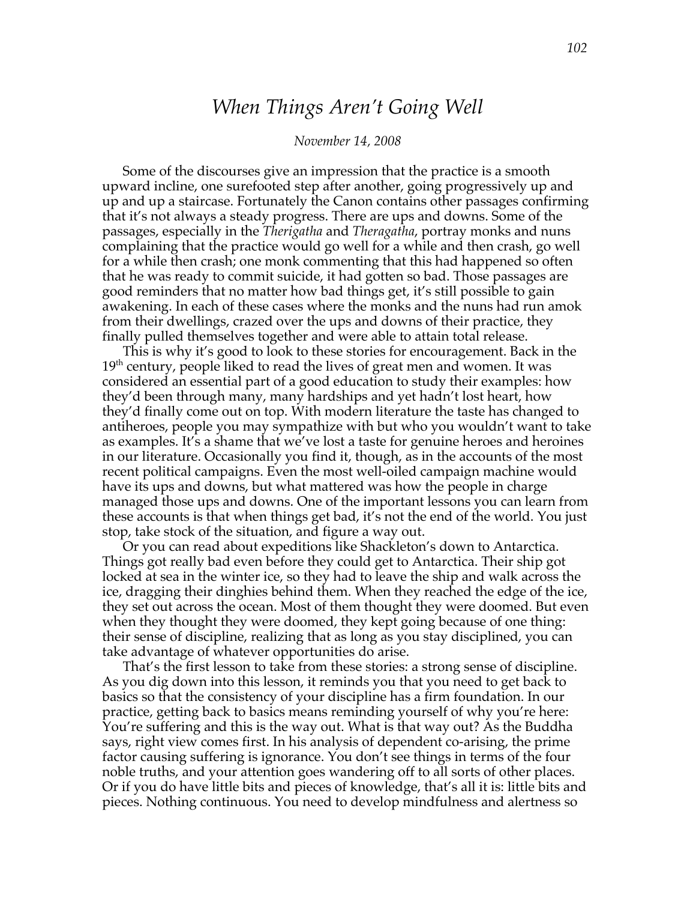# *When Things Aren't Going Well*

*November 14, 2008*

Some of the discourses give an impression that the practice is a smooth upward incline, one surefooted step after another, going progressively up and up and up a staircase. Fortunately the Canon contains other passages confirming that it's not always a steady progress. There are ups and downs. Some of the passages, especially in the *Therigatha* and *Theragatha*, portray monks and nuns complaining that the practice would go well for a while and then crash, go well for a while then crash; one monk commenting that this had happened so often that he was ready to commit suicide, it had gotten so bad. Those passages are good reminders that no matter how bad things get, it's still possible to gain awakening. In each of these cases where the monks and the nuns had run amok from their dwellings, crazed over the ups and downs of their practice, they finally pulled themselves together and were able to attain total release.

This is why it's good to look to these stories for encouragement. Back in the 19th century, people liked to read the lives of great men and women. It was considered an essential part of a good education to study their examples: how they'd been through many, many hardships and yet hadn't lost heart, how they'd finally come out on top. With modern literature the taste has changed to antiheroes, people you may sympathize with but who you wouldn't want to take as examples. It's a shame that we've lost a taste for genuine heroes and heroines in our literature. Occasionally you find it, though, as in the accounts of the most recent political campaigns. Even the most well-oiled campaign machine would have its ups and downs, but what mattered was how the people in charge managed those ups and downs. One of the important lessons you can learn from these accounts is that when things get bad, it's not the end of the world. You just stop, take stock of the situation, and figure a way out.

Or you can read about expeditions like Shackleton's down to Antarctica. Things got really bad even before they could get to Antarctica. Their ship got locked at sea in the winter ice, so they had to leave the ship and walk across the ice, dragging their dinghies behind them. When they reached the edge of the ice, they set out across the ocean. Most of them thought they were doomed. But even when they thought they were doomed, they kept going because of one thing: their sense of discipline, realizing that as long as you stay disciplined, you can take advantage of whatever opportunities do arise.

That's the first lesson to take from these stories: a strong sense of discipline. As you dig down into this lesson, it reminds you that you need to get back to basics so that the consistency of your discipline has a firm foundation. In our practice, getting back to basics means reminding yourself of why you're here: You're suffering and this is the way out. What is that way out? As the Buddha says, right view comes first. In his analysis of dependent co-arising, the prime factor causing suffering is ignorance. You don't see things in terms of the four noble truths, and your attention goes wandering off to all sorts of other places. Or if you do have little bits and pieces of knowledge, that's all it is: little bits and pieces. Nothing continuous. You need to develop mindfulness and alertness so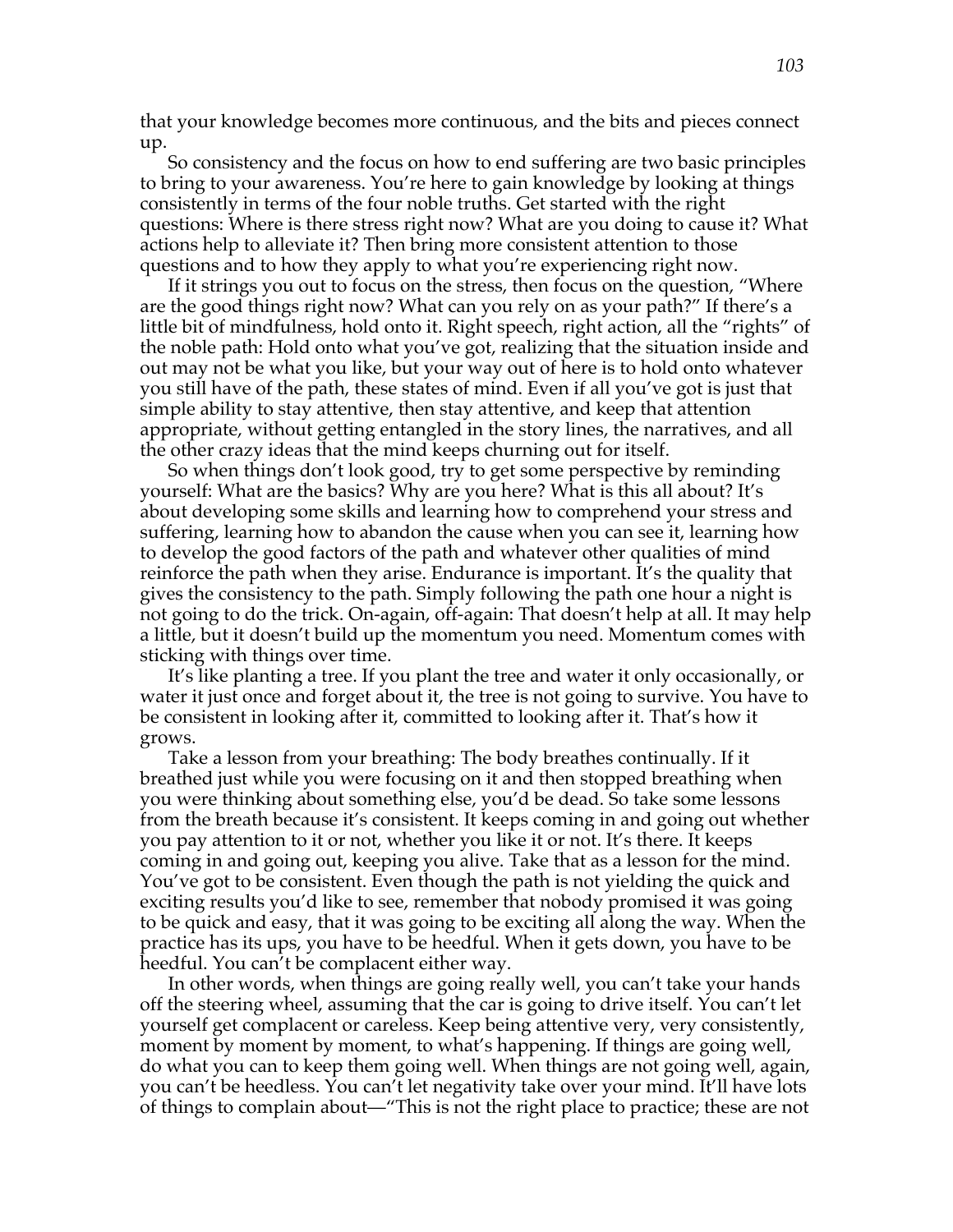that your knowledge becomes more continuous, and the bits and pieces connect up.

So consistency and the focus on how to end suffering are two basic principles to bring to your awareness. You're here to gain knowledge by looking at things consistently in terms of the four noble truths. Get started with the right questions: Where is there stress right now? What are you doing to cause it? What actions help to alleviate it? Then bring more consistent attention to those questions and to how they apply to what you're experiencing right now.

If it strings you out to focus on the stress, then focus on the question, "Where are the good things right now? What can you rely on as your path?" If there's a little bit of mindfulness, hold onto it. Right speech, right action, all the "rights" of the noble path: Hold onto what you've got, realizing that the situation inside and out may not be what you like, but your way out of here is to hold onto whatever you still have of the path, these states of mind. Even if all you've got is just that simple ability to stay attentive, then stay attentive, and keep that attention appropriate, without getting entangled in the story lines, the narratives, and all the other crazy ideas that the mind keeps churning out for itself.

So when things don't look good, try to get some perspective by reminding yourself: What are the basics? Why are you here? What is this all about? It's about developing some skills and learning how to comprehend your stress and suffering, learning how to abandon the cause when you can see it, learning how to develop the good factors of the path and whatever other qualities of mind reinforce the path when they arise. Endurance is important. It's the quality that gives the consistency to the path. Simply following the path one hour a night is not going to do the trick. On-again, off-again: That doesn't help at all. It may help a little, but it doesn't build up the momentum you need. Momentum comes with sticking with things over time.

It's like planting a tree. If you plant the tree and water it only occasionally, or water it just once and forget about it, the tree is not going to survive. You have to be consistent in looking after it, committed to looking after it. That's how it grows.

Take a lesson from your breathing: The body breathes continually. If it breathed just while you were focusing on it and then stopped breathing when you were thinking about something else, you'd be dead. So take some lessons from the breath because it's consistent. It keeps coming in and going out whether you pay attention to it or not, whether you like it or not. It's there. It keeps coming in and going out, keeping you alive. Take that as a lesson for the mind. You've got to be consistent. Even though the path is not yielding the quick and exciting results you'd like to see, remember that nobody promised it was going to be quick and easy, that it was going to be exciting all along the way. When the practice has its ups, you have to be heedful. When it gets down, you have to be heedful. You can't be complacent either way.

In other words, when things are going really well, you can't take your hands off the steering wheel, assuming that the car is going to drive itself. You can't let yourself get complacent or careless. Keep being attentive very, very consistently, moment by moment by moment, to what's happening. If things are going well, do what you can to keep them going well. When things are not going well, again, you can't be heedless. You can't let negativity take over your mind. It'll have lots of things to complain about—"This is not the right place to practice; these are not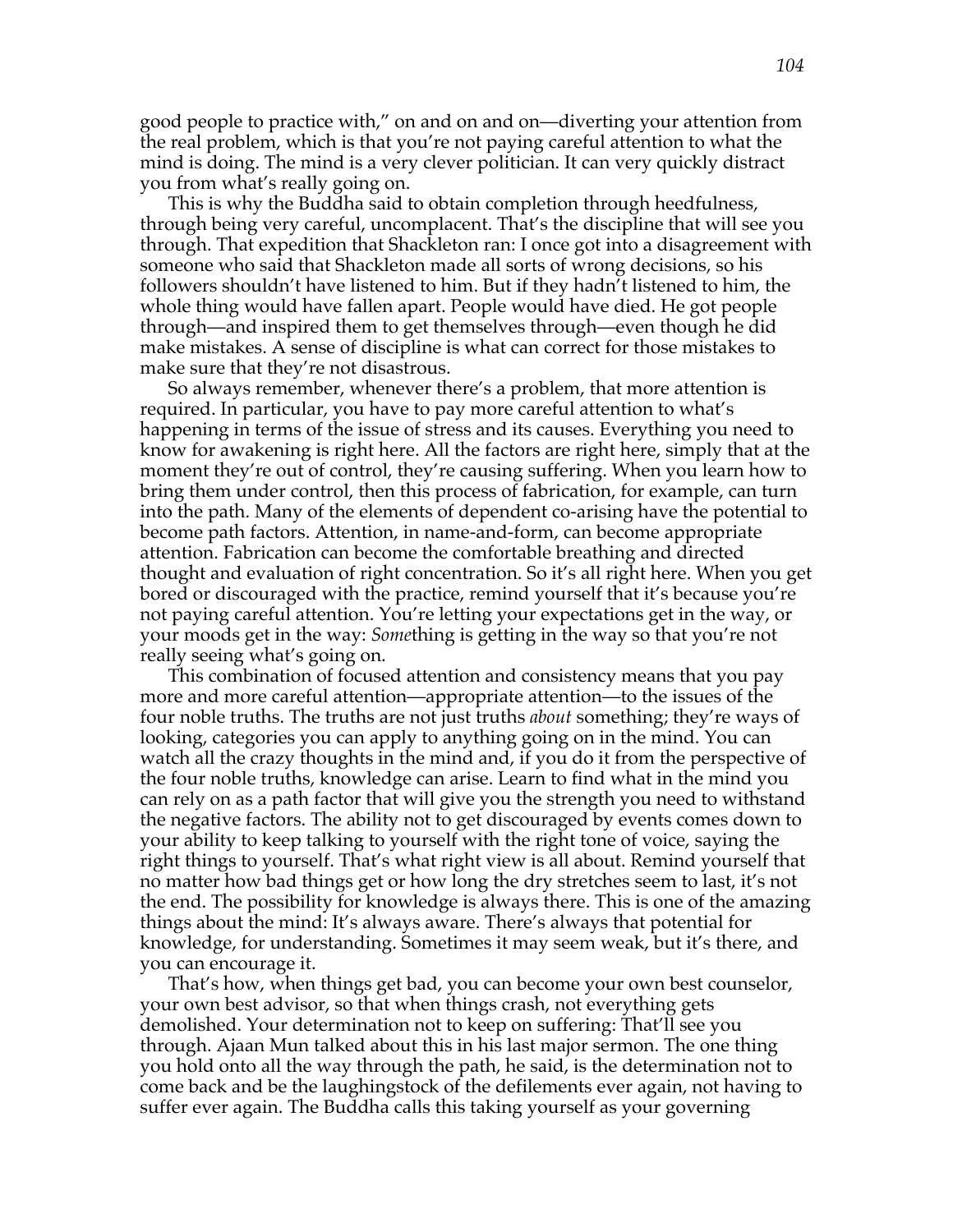good people to practice with," on and on and on—diverting your attention from the real problem, which is that you're not paying careful attention to what the mind is doing. The mind is a very clever politician. It can very quickly distract you from what's really going on.

This is why the Buddha said to obtain completion through heedfulness, through being very careful, uncomplacent. That's the discipline that will see you through. That expedition that Shackleton ran: I once got into a disagreement with someone who said that Shackleton made all sorts of wrong decisions, so his followers shouldn't have listened to him. But if they hadn't listened to him, the whole thing would have fallen apart. People would have died. He got people through—and inspired them to get themselves through—even though he did make mistakes. A sense of discipline is what can correct for those mistakes to make sure that they're not disastrous.

So always remember, whenever there's a problem, that more attention is required. In particular, you have to pay more careful attention to what's happening in terms of the issue of stress and its causes. Everything you need to know for awakening is right here. All the factors are right here, simply that at the moment they're out of control, they're causing suffering. When you learn how to bring them under control, then this process of fabrication, for example, can turn into the path. Many of the elements of dependent co-arising have the potential to become path factors. Attention, in name-and-form, can become appropriate attention. Fabrication can become the comfortable breathing and directed thought and evaluation of right concentration. So it's all right here. When you get bored or discouraged with the practice, remind yourself that it's because you're not paying careful attention. You're letting your expectations get in the way, or your moods get in the way: *Some*thing is getting in the way so that you're not really seeing what's going on.

This combination of focused attention and consistency means that you pay more and more careful attention—appropriate attention—to the issues of the four noble truths. The truths are not just truths *about* something; they're ways of looking, categories you can apply to anything going on in the mind. You can watch all the crazy thoughts in the mind and, if you do it from the perspective of the four noble truths, knowledge can arise. Learn to find what in the mind you can rely on as a path factor that will give you the strength you need to withstand the negative factors. The ability not to get discouraged by events comes down to your ability to keep talking to yourself with the right tone of voice, saying the right things to yourself. That's what right view is all about. Remind yourself that no matter how bad things get or how long the dry stretches seem to last, it's not the end. The possibility for knowledge is always there. This is one of the amazing things about the mind: It's always aware. There's always that potential for knowledge, for understanding. Sometimes it may seem weak, but it's there, and you can encourage it.

That's how, when things get bad, you can become your own best counselor, your own best advisor, so that when things crash, not everything gets demolished. Your determination not to keep on suffering: That'll see you through. Ajaan Mun talked about this in his last major sermon. The one thing you hold onto all the way through the path, he said, is the determination not to come back and be the laughingstock of the defilements ever again, not having to suffer ever again. The Buddha calls this taking yourself as your governing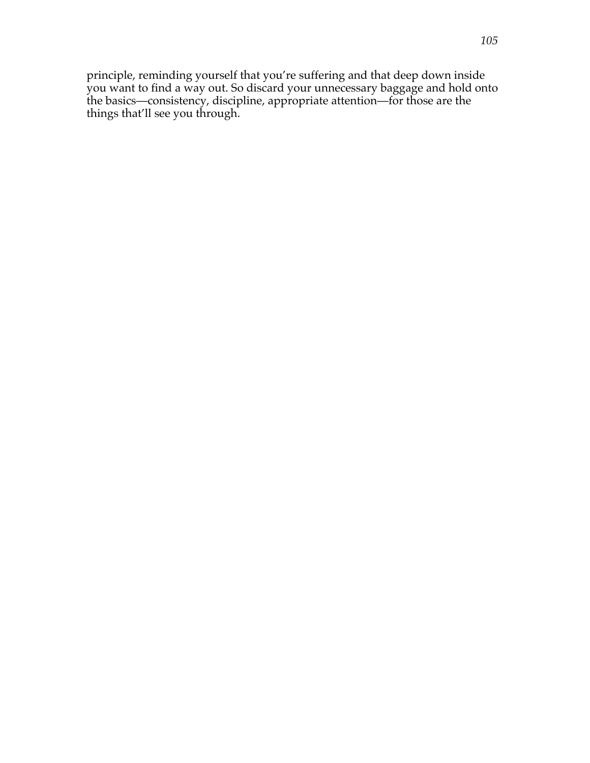principle, reminding yourself that you're suffering and that deep down inside you want to find a way out. So discard your unnecessary baggage and hold onto the basics—consistency, discipline, appropriate attention—for those are the things that'll see you through.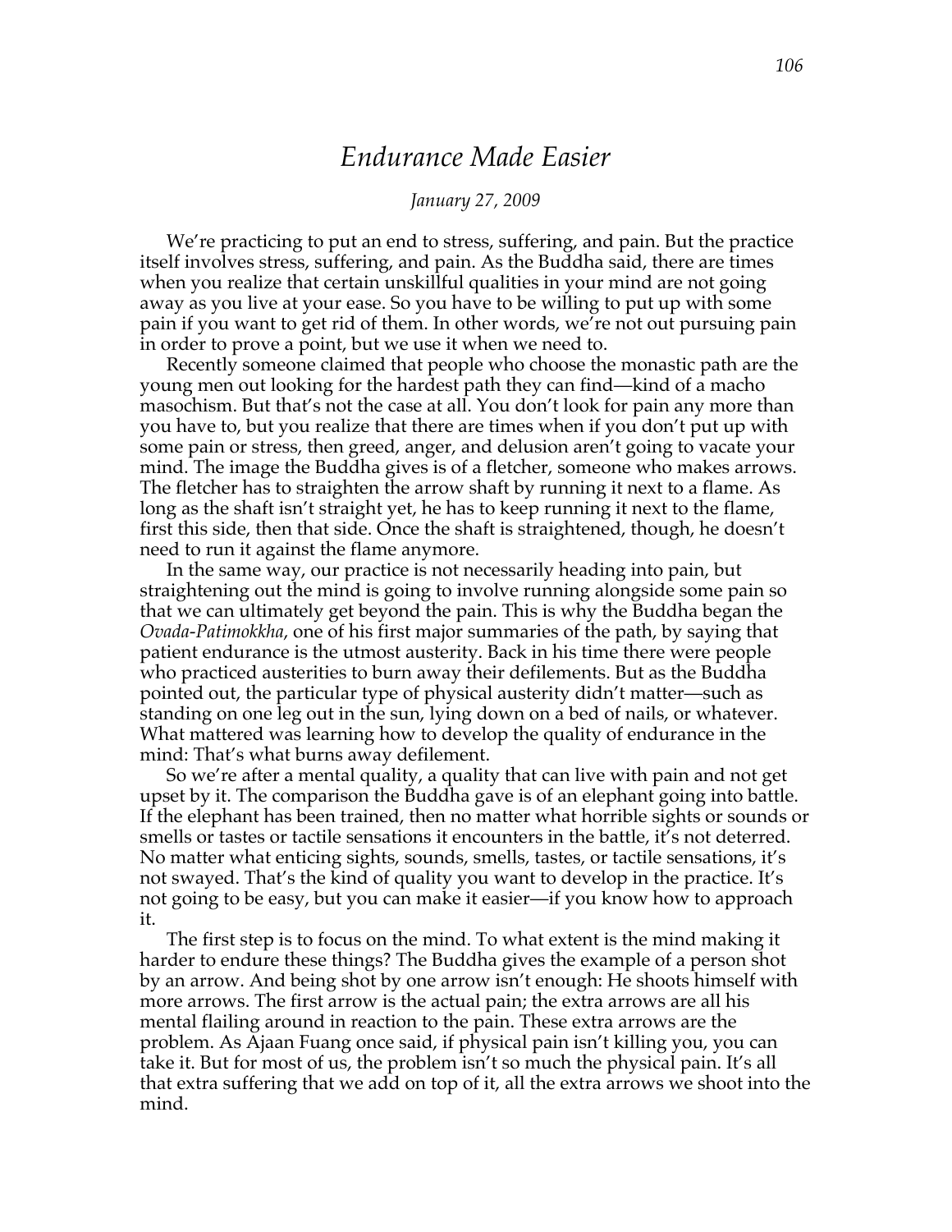# *Endurance Made Easier*

*January 27, 2009*

We're practicing to put an end to stress, suffering, and pain. But the practice itself involves stress, suffering, and pain. As the Buddha said, there are times when you realize that certain unskillful qualities in your mind are not going away as you live at your ease. So you have to be willing to put up with some pain if you want to get rid of them. In other words, we're not out pursuing pain in order to prove a point, but we use it when we need to.

Recently someone claimed that people who choose the monastic path are the young men out looking for the hardest path they can find—kind of a macho masochism. But that's not the case at all. You don't look for pain any more than you have to, but you realize that there are times when if you don't put up with some pain or stress, then greed, anger, and delusion aren't going to vacate your mind. The image the Buddha gives is of a fletcher, someone who makes arrows. The fletcher has to straighten the arrow shaft by running it next to a flame. As long as the shaft isn't straight yet, he has to keep running it next to the flame, first this side, then that side. Once the shaft is straightened, though, he doesn't need to run it against the flame anymore.

In the same way, our practice is not necessarily heading into pain, but straightening out the mind is going to involve running alongside some pain so that we can ultimately get beyond the pain. This is why the Buddha began the *Ovada-Patimokkha*, one of his first major summaries of the path, by saying that patient endurance is the utmost austerity. Back in his time there were people who practiced austerities to burn away their defilements. But as the Buddha pointed out, the particular type of physical austerity didn't matter—such as standing on one leg out in the sun, lying down on a bed of nails, or whatever. What mattered was learning how to develop the quality of endurance in the mind: That's what burns away defilement.

So we're after a mental quality, a quality that can live with pain and not get upset by it. The comparison the Buddha gave is of an elephant going into battle. If the elephant has been trained, then no matter what horrible sights or sounds or smells or tastes or tactile sensations it encounters in the battle, it's not deterred. No matter what enticing sights, sounds, smells, tastes, or tactile sensations, it's not swayed. That's the kind of quality you want to develop in the practice. It's not going to be easy, but you can make it easier—if you know how to approach it.

The first step is to focus on the mind. To what extent is the mind making it harder to endure these things? The Buddha gives the example of a person shot by an arrow. And being shot by one arrow isn't enough: He shoots himself with more arrows. The first arrow is the actual pain; the extra arrows are all his mental flailing around in reaction to the pain. These extra arrows are the problem. As Ajaan Fuang once said, if physical pain isn't killing you, you can take it. But for most of us, the problem isn't so much the physical pain. It's all that extra suffering that we add on top of it, all the extra arrows we shoot into the mind.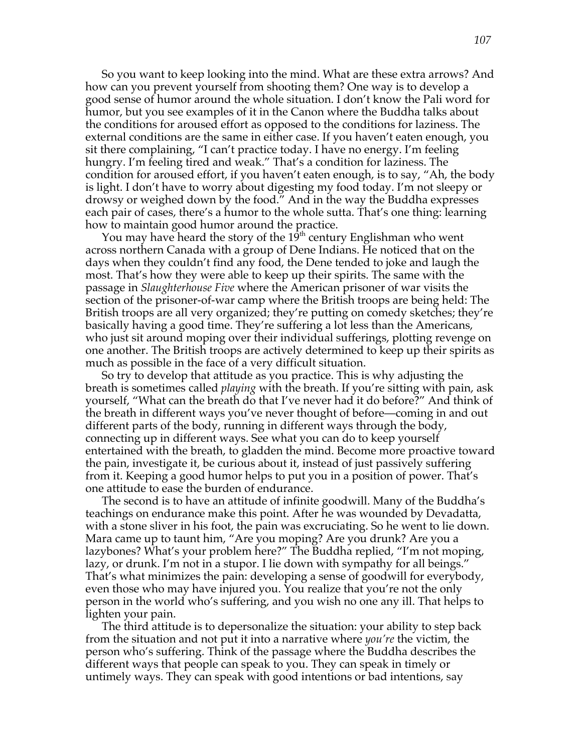So you want to keep looking into the mind. What are these extra arrows? And how can you prevent yourself from shooting them? One way is to develop a good sense of humor around the whole situation. I don't know the Pali word for humor, but you see examples of it in the Canon where the Buddha talks about the conditions for aroused effort as opposed to the conditions for laziness. The external conditions are the same in either case. If you haven't eaten enough, you sit there complaining, "I can't practice today. I have no energy. I'm feeling hungry. I'm feeling tired and weak." That's a condition for laziness. The condition for aroused effort, if you haven't eaten enough, is to say, "Ah, the body is light. I don't have to worry about digesting my food today. I'm not sleepy or drowsy or weighed down by the food." And in the way the Buddha expresses each pair of cases, there's a humor to the whole sutta. That's one thing: learning how to maintain good humor around the practice.

You may have heard the story of the 19th century Englishman who went across northern Canada with a group of Dene Indians. He noticed that on the days when they couldn't find any food, the Dene tended to joke and laugh the most. That's how they were able to keep up their spirits. The same with the passage in *Slaughterhouse Five* where the American prisoner of war visits the section of the prisoner-of-war camp where the British troops are being held: The British troops are all very organized; they're putting on comedy sketches; they're basically having a good time. They're suffering a lot less than the Americans, who just sit around moping over their individual sufferings, plotting revenge on one another. The British troops are actively determined to keep up their spirits as much as possible in the face of a very difficult situation.

So try to develop that attitude as you practice. This is why adjusting the breath is sometimes called *playing* with the breath. If you're sitting with pain, ask yourself, "What can the breath do that I've never had it do before?" And think of the breath in different ways you've never thought of before—coming in and out different parts of the body, running in different ways through the body, connecting up in different ways. See what you can do to keep yourself entertained with the breath, to gladden the mind. Become more proactive toward the pain, investigate it, be curious about it, instead of just passively suffering from it. Keeping a good humor helps to put you in a position of power. That's one attitude to ease the burden of endurance.

The second is to have an attitude of infinite goodwill. Many of the Buddha's teachings on endurance make this point. After he was wounded by Devadatta, with a stone sliver in his foot, the pain was excruciating. So he went to lie down. Mara came up to taunt him, "Are you moping? Are you drunk? Are you a lazybones? What's your problem here?" The Buddha replied, "I'm not moping, lazy, or drunk. I'm not in a stupor. I lie down with sympathy for all beings." That's what minimizes the pain: developing a sense of goodwill for everybody, even those who may have injured you. You realize that you're not the only person in the world who's suffering, and you wish no one any ill. That helps to lighten your pain.

The third attitude is to depersonalize the situation: your ability to step back from the situation and not put it into a narrative where *you're* the victim, the person who's suffering. Think of the passage where the Buddha describes the different ways that people can speak to you. They can speak in timely or untimely ways. They can speak with good intentions or bad intentions, say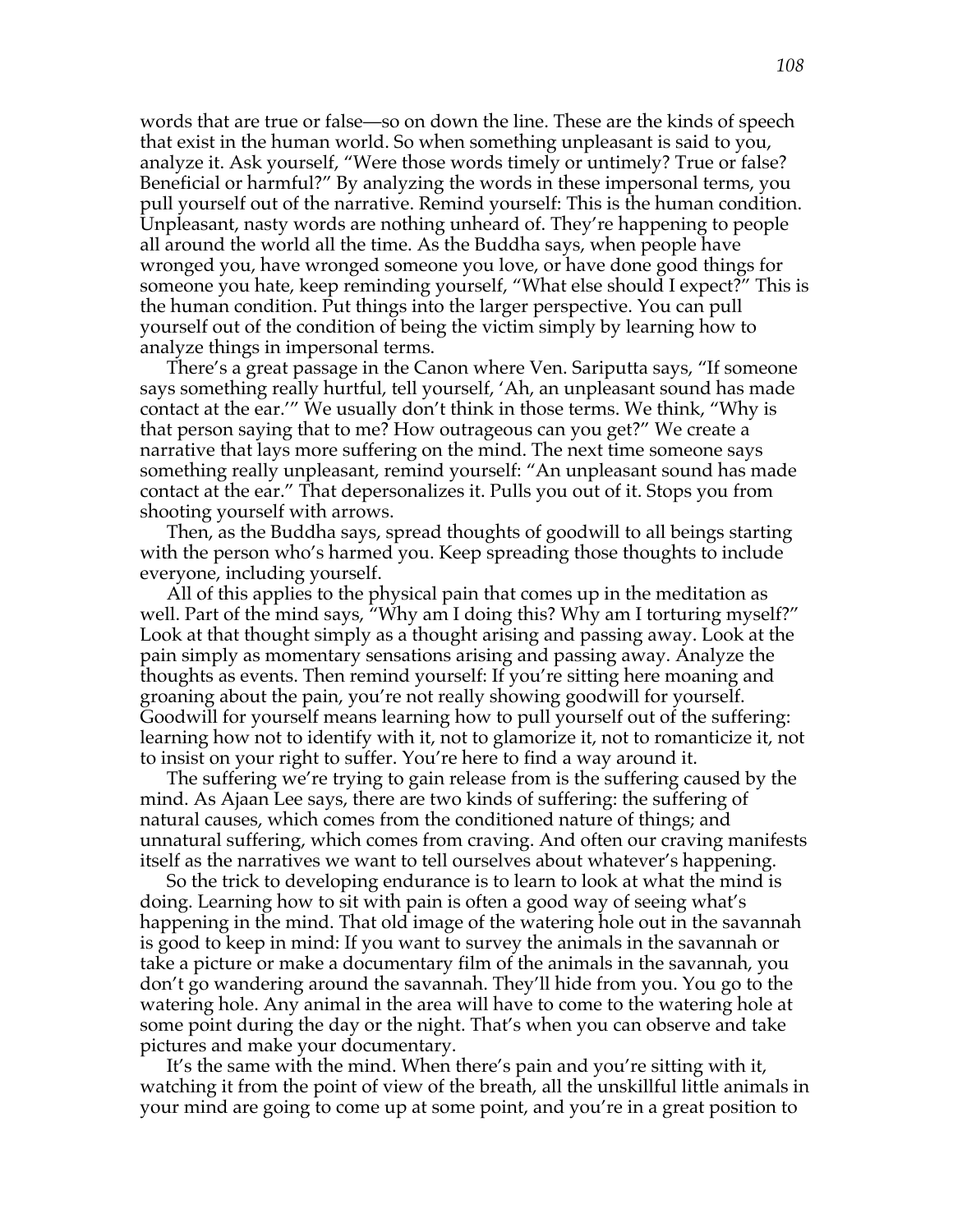words that are true or false—so on down the line. These are the kinds of speech that exist in the human world. So when something unpleasant is said to you, analyze it. Ask yourself, "Were those words timely or untimely? True or false? Beneficial or harmful?" By analyzing the words in these impersonal terms, you pull yourself out of the narrative. Remind yourself: This is the human condition. Unpleasant, nasty words are nothing unheard of. They're happening to people all around the world all the time. As the Buddha says, when people have wronged you, have wronged someone you love, or have done good things for someone you hate, keep reminding yourself, "What else should I expect?" This is the human condition. Put things into the larger perspective. You can pull yourself out of the condition of being the victim simply by learning how to analyze things in impersonal terms.

There's a great passage in the Canon where Ven. Sariputta says, "If someone says something really hurtful, tell yourself, 'Ah, an unpleasant sound has made contact at the ear.'" We usually don't think in those terms. We think, "Why is that person saying that to me? How outrageous can you get?" We create a narrative that lays more suffering on the mind. The next time someone says something really unpleasant, remind yourself: "An unpleasant sound has made contact at the ear." That depersonalizes it. Pulls you out of it. Stops you from shooting yourself with arrows.

Then, as the Buddha says, spread thoughts of goodwill to all beings starting with the person who's harmed you. Keep spreading those thoughts to include everyone, including yourself.

All of this applies to the physical pain that comes up in the meditation as well. Part of the mind says, "Why am I doing this? Why am I torturing myself?" Look at that thought simply as a thought arising and passing away. Look at the pain simply as momentary sensations arising and passing away. Analyze the thoughts as events. Then remind yourself: If you're sitting here moaning and groaning about the pain, you're not really showing goodwill for yourself. Goodwill for yourself means learning how to pull yourself out of the suffering: learning how not to identify with it, not to glamorize it, not to romanticize it, not to insist on your right to suffer. You're here to find a way around it.

The suffering we're trying to gain release from is the suffering caused by the mind. As Ajaan Lee says, there are two kinds of suffering: the suffering of natural causes, which comes from the conditioned nature of things; and unnatural suffering, which comes from craving. And often our craving manifests itself as the narratives we want to tell ourselves about whatever's happening.

So the trick to developing endurance is to learn to look at what the mind is doing. Learning how to sit with pain is often a good way of seeing what's happening in the mind. That old image of the watering hole out in the savannah is good to keep in mind: If you want to survey the animals in the savannah or take a picture or make a documentary film of the animals in the savannah, you don't go wandering around the savannah. They'll hide from you. You go to the watering hole. Any animal in the area will have to come to the watering hole at some point during the day or the night. That's when you can observe and take pictures and make your documentary.

It's the same with the mind. When there's pain and you're sitting with it, watching it from the point of view of the breath, all the unskillful little animals in your mind are going to come up at some point, and you're in a great position to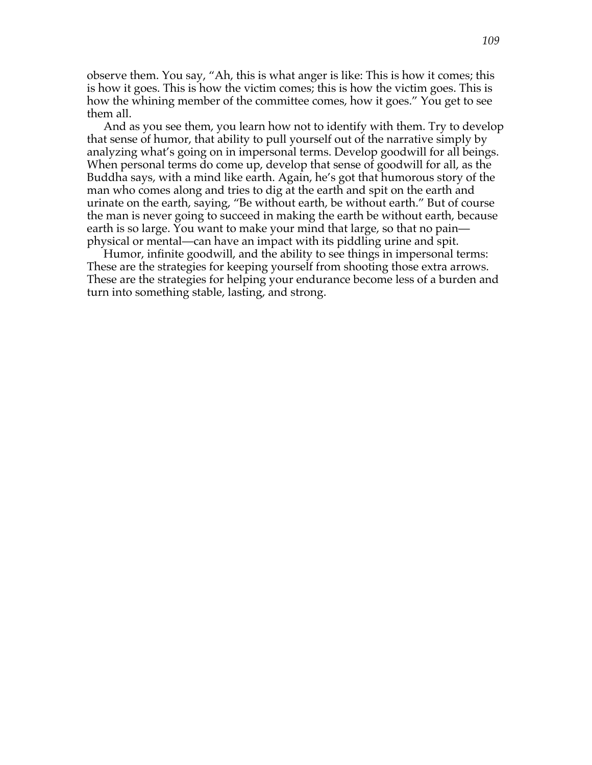observe them. You say, "Ah, this is what anger is like: This is how it comes; this is how it goes. This is how the victim comes; this is how the victim goes. This is how the whining member of the committee comes, how it goes." You get to see them all.

And as you see them, you learn how not to identify with them. Try to develop that sense of humor, that ability to pull yourself out of the narrative simply by analyzing what's going on in impersonal terms. Develop goodwill for all beings. When personal terms do come up, develop that sense of goodwill for all, as the Buddha says, with a mind like earth. Again, he's got that humorous story of the man who comes along and tries to dig at the earth and spit on the earth and urinate on the earth, saying, "Be without earth, be without earth." But of course the man is never going to succeed in making the earth be without earth, because earth is so large. You want to make your mind that large, so that no pain—physical or mental—can have an impact with its piddling urine and spit.

Humor, infinite goodwill, and the ability to see things in impersonal terms: These are the strategies for keeping yourself from shooting those extra arrows. These are the strategies for helping your endurance become less of a burden and turn into something stable, lasting, and strong.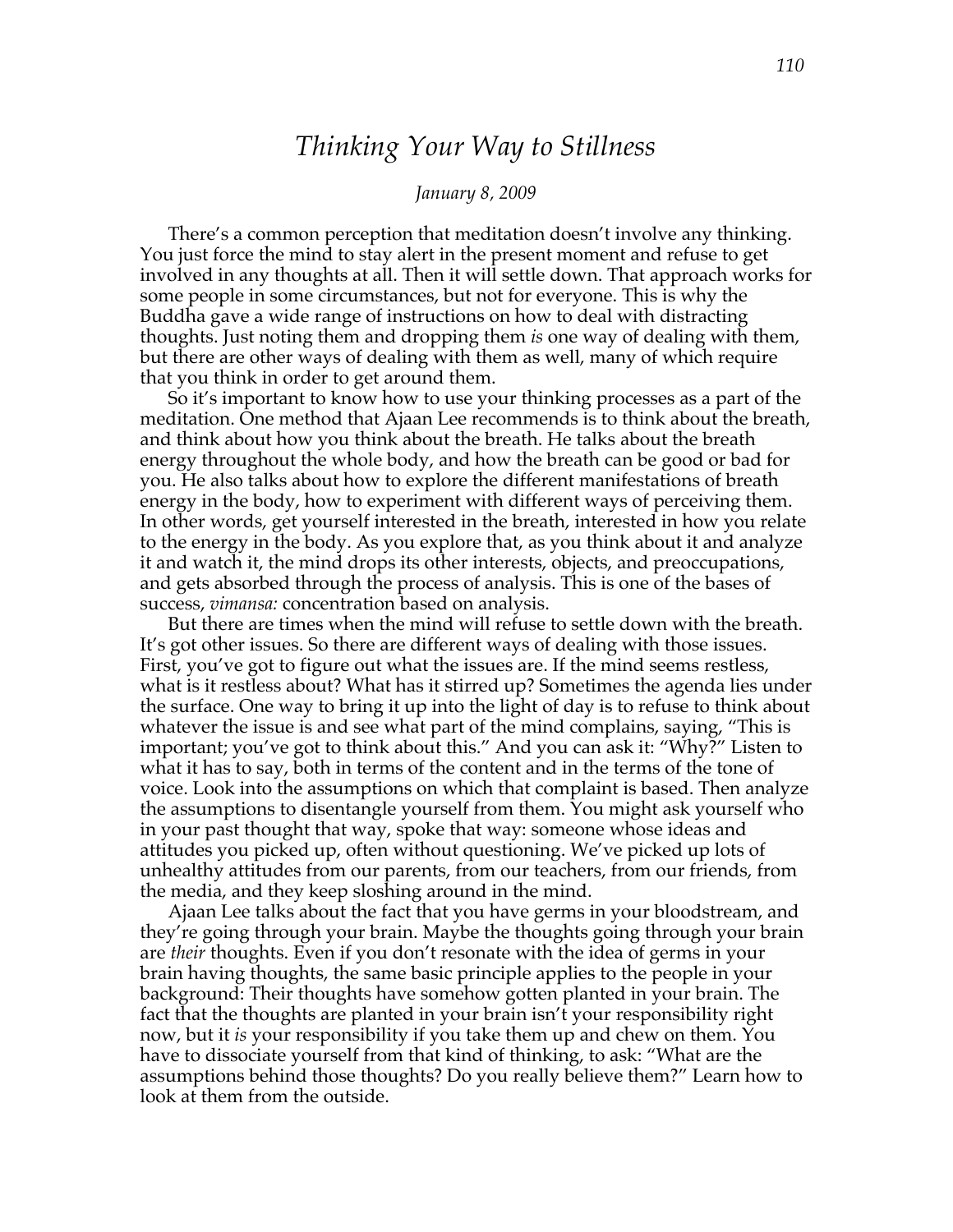# *Thinking Your Way to Stillness*

*January 8, 2009*

There's a common perception that meditation doesn't involve any thinking. You just force the mind to stay alert in the present moment and refuse to get involved in any thoughts at all. Then it will settle down. That approach works for some people in some circumstances, but not for everyone. This is why the Buddha gave a wide range of instructions on how to deal with distracting thoughts. Just noting them and dropping them *is* one way of dealing with them, but there are other ways of dealing with them as well, many of which require that you think in order to get around them.

So it's important to know how to use your thinking processes as a part of the meditation. One method that Ajaan Lee recommends is to think about the breath, and think about how you think about the breath. He talks about the breath energy throughout the whole body, and how the breath can be good or bad for you. He also talks about how to explore the different manifestations of breath energy in the body, how to experiment with different ways of perceiving them. In other words, get yourself interested in the breath, interested in how you relate to the energy in the body. As you explore that, as you think about it and analyze it and watch it, the mind drops its other interests, objects, and preoccupations, and gets absorbed through the process of analysis. This is one of the bases of success, *vimansa:* concentration based on analysis.

But there are times when the mind will refuse to settle down with the breath. It's got other issues. So there are different ways of dealing with those issues. First, you've got to figure out what the issues are. If the mind seems restless, what is it restless about? What has it stirred up? Sometimes the agenda lies under the surface. One way to bring it up into the light of day is to refuse to think about whatever the issue is and see what part of the mind complains, saying, "This is important; you've got to think about this." And you can ask it: "Why?" Listen to what it has to say, both in terms of the content and in the terms of the tone of voice. Look into the assumptions on which that complaint is based. Then analyze the assumptions to disentangle yourself from them. You might ask yourself who in your past thought that way, spoke that way: someone whose ideas and attitudes you picked up, often without questioning. We've picked up lots of unhealthy attitudes from our parents, from our teachers, from our friends, from the media, and they keep sloshing around in the mind.

Ajaan Lee talks about the fact that you have germs in your bloodstream, and they're going through your brain. Maybe the thoughts going through your brain are *their* thoughts. Even if you don't resonate with the idea of germs in your brain having thoughts, the same basic principle applies to the people in your background: Their thoughts have somehow gotten planted in your brain. The fact that the thoughts are planted in your brain isn't your responsibility right now, but it *is* your responsibility if you take them up and chew on them. You have to dissociate yourself from that kind of thinking, to ask: "What are the assumptions behind those thoughts? Do you really believe them?" Learn how to look at them from the outside.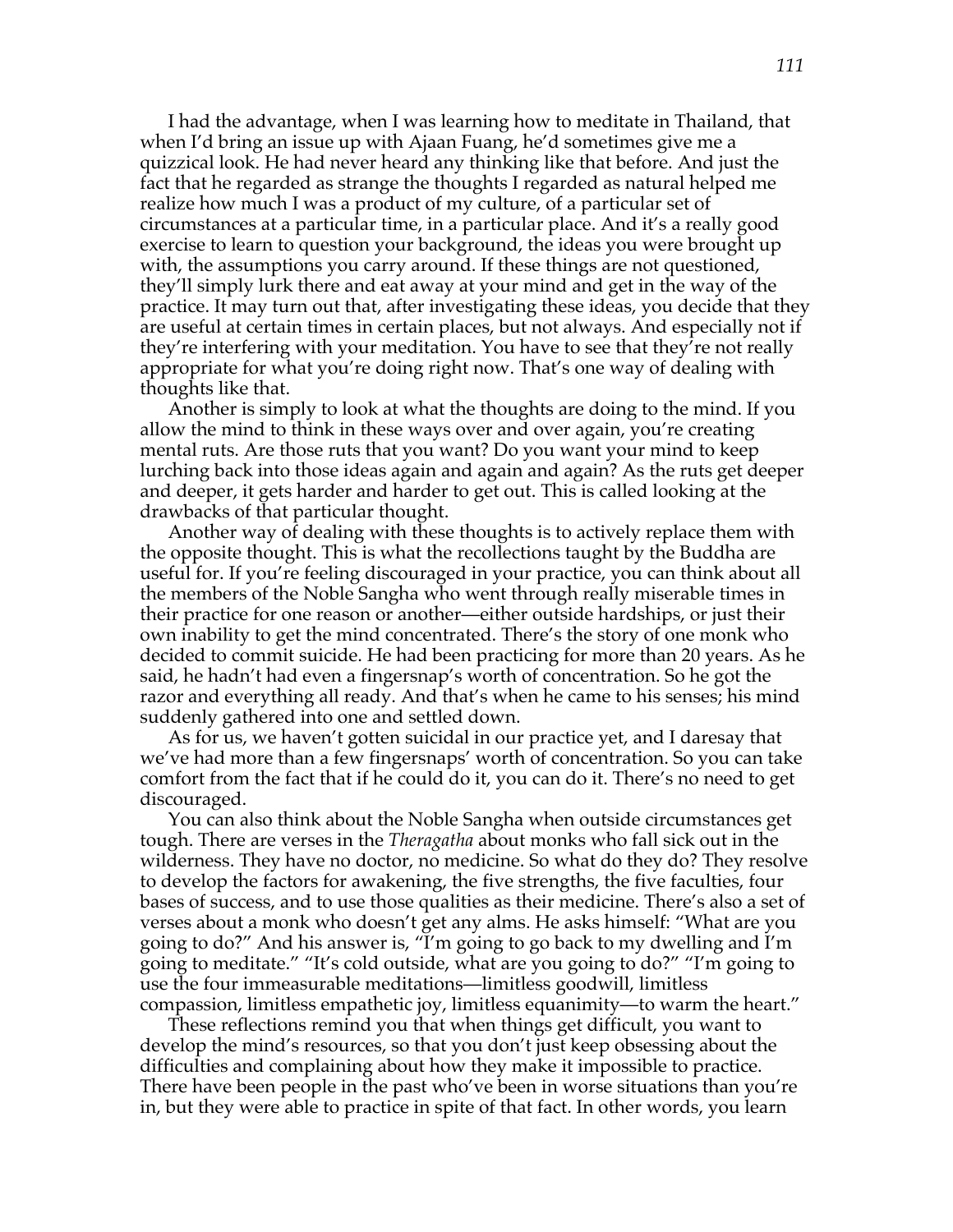I had the advantage, when I was learning how to meditate in Thailand, that when I'd bring an issue up with Ajaan Fuang, he'd sometimes give me a quizzical look. He had never heard any thinking like that before. And just the fact that he regarded as strange the thoughts I regarded as natural helped me realize how much I was a product of my culture, of a particular set of circumstances at a particular time, in a particular place. And it's a really good exercise to learn to question your background, the ideas you were brought up with, the assumptions you carry around. If these things are not questioned, they'll simply lurk there and eat away at your mind and get in the way of the practice. It may turn out that, after investigating these ideas, you decide that they are useful at certain times in certain places, but not always. And especially not if they're interfering with your meditation. You have to see that they're not really appropriate for what you're doing right now. That's one way of dealing with thoughts like that.

Another is simply to look at what the thoughts are doing to the mind. If you allow the mind to think in these ways over and over again, you're creating mental ruts. Are those ruts that you want? Do you want your mind to keep lurching back into those ideas again and again and again? As the ruts get deeper and deeper, it gets harder and harder to get out. This is called looking at the drawbacks of that particular thought.

Another way of dealing with these thoughts is to actively replace them with the opposite thought. This is what the recollections taught by the Buddha are useful for. If you're feeling discouraged in your practice, you can think about all the members of the Noble Sangha who went through really miserable times in their practice for one reason or another—either outside hardships, or just their own inability to get the mind concentrated. There's the story of one monk who decided to commit suicide. He had been practicing for more than 20 years. As he said, he hadn't had even a fingersnap's worth of concentration. So he got the razor and everything all ready. And that's when he came to his senses; his mind suddenly gathered into one and settled down.

As for us, we haven't gotten suicidal in our practice yet, and I daresay that we've had more than a few fingersnaps' worth of concentration. So you can take comfort from the fact that if he could do it, you can do it. There's no need to get discouraged.

You can also think about the Noble Sangha when outside circumstances get tough. There are verses in the *Theragatha* about monks who fall sick out in the wilderness. They have no doctor, no medicine. So what do they do? They resolve to develop the factors for awakening, the five strengths, the five faculties, four bases of success, and to use those qualities as their medicine. There's also a set of verses about a monk who doesn't get any alms. He asks himself: "What are you going to do?" And his answer is, "I'm going to go back to my dwelling and I'm going to meditate." "It's cold outside, what are you going to do?" "I'm going to use the four immeasurable meditations—limitless goodwill, limitless compassion, limitless empathetic joy, limitless equanimity—to warm the heart."

These reflections remind you that when things get difficult, you want to develop the mind's resources, so that you don't just keep obsessing about the difficulties and complaining about how they make it impossible to practice. There have been people in the past who've been in worse situations than you're in, but they were able to practice in spite of that fact. In other words, you learn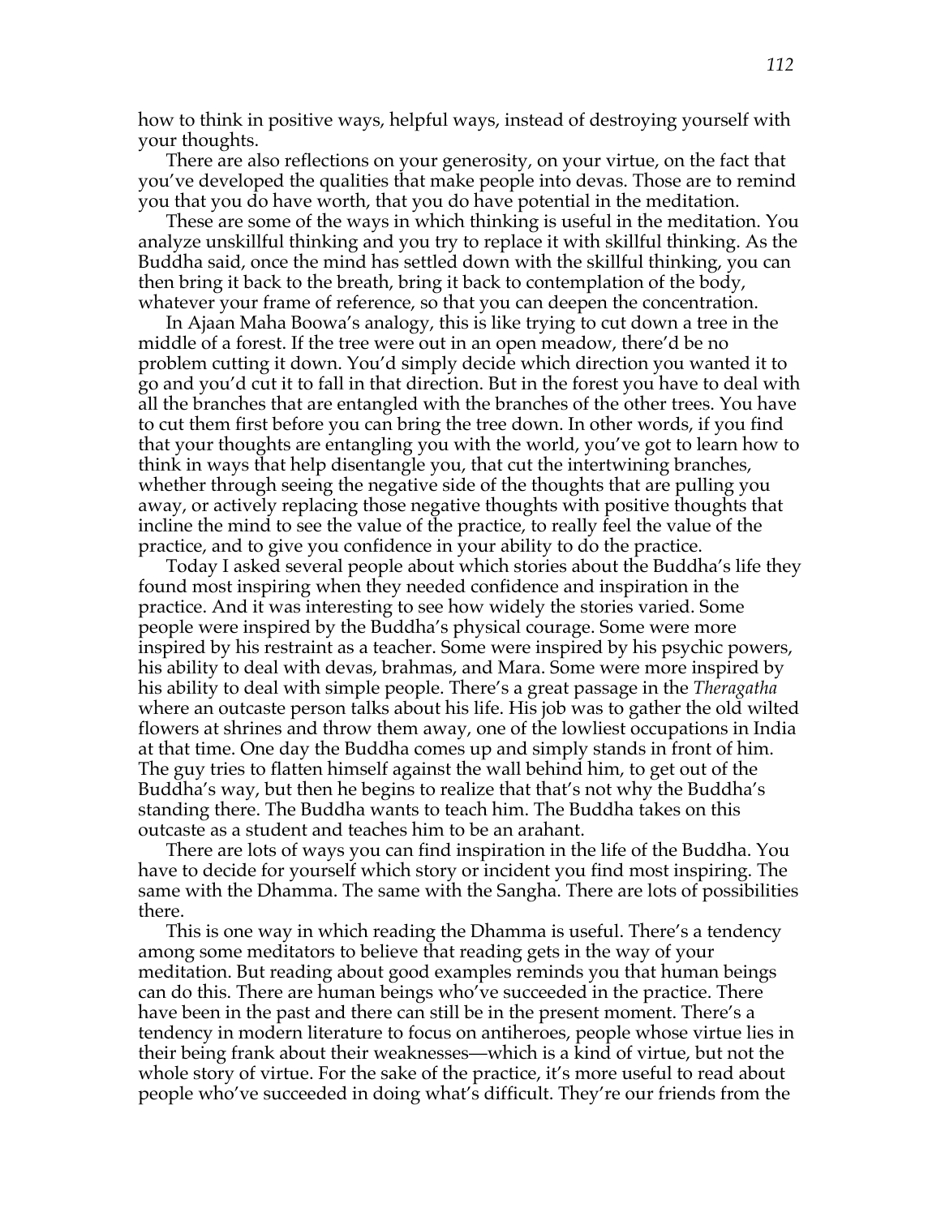how to think in positive ways, helpful ways, instead of destroying yourself with your thoughts.

There are also reflections on your generosity, on your virtue, on the fact that you've developed the qualities that make people into devas. Those are to remind you that you do have worth, that you do have potential in the meditation.

These are some of the ways in which thinking is useful in the meditation. You analyze unskillful thinking and you try to replace it with skillful thinking. As the Buddha said, once the mind has settled down with the skillful thinking, you can then bring it back to the breath, bring it back to contemplation of the body, whatever your frame of reference, so that you can deepen the concentration.

In Ajaan Maha Boowa's analogy, this is like trying to cut down a tree in the middle of a forest. If the tree were out in an open meadow, there'd be no problem cutting it down. You'd simply decide which direction you wanted it to go and you'd cut it to fall in that direction. But in the forest you have to deal with all the branches that are entangled with the branches of the other trees. You have to cut them first before you can bring the tree down. In other words, if you find that your thoughts are entangling you with the world, you've got to learn how to think in ways that help disentangle you, that cut the intertwining branches, whether through seeing the negative side of the thoughts that are pulling you away, or actively replacing those negative thoughts with positive thoughts that incline the mind to see the value of the practice, to really feel the value of the practice, and to give you confidence in your ability to do the practice.

Today I asked several people about which stories about the Buddha's life they found most inspiring when they needed confidence and inspiration in the practice. And it was interesting to see how widely the stories varied. Some people were inspired by the Buddha's physical courage. Some were more inspired by his restraint as a teacher. Some were inspired by his psychic powers, his ability to deal with devas, brahmas, and Mara. Some were more inspired by his ability to deal with simple people. There's a great passage in the *Theragatha* where an outcaste person talks about his life. His job was to gather the old wilted flowers at shrines and throw them away, one of the lowliest occupations in India at that time. One day the Buddha comes up and simply stands in front of him. The guy tries to flatten himself against the wall behind him, to get out of the Buddha's way, but then he begins to realize that that's not why the Buddha's standing there. The Buddha wants to teach him. The Buddha takes on this outcaste as a student and teaches him to be an arahant.

There are lots of ways you can find inspiration in the life of the Buddha. You have to decide for yourself which story or incident you find most inspiring. The same with the Dhamma. The same with the Sangha. There are lots of possibilities there.

This is one way in which reading the Dhamma is useful. There's a tendency among some meditators to believe that reading gets in the way of your meditation. But reading about good examples reminds you that human beings can do this. There are human beings who've succeeded in the practice. There have been in the past and there can still be in the present moment. There's a tendency in modern literature to focus on antiheroes, people whose virtue lies in their being frank about their weaknesses—which is a kind of virtue, but not the whole story of virtue. For the sake of the practice, it's more useful to read about people who've succeeded in doing what's difficult. They're our friends from the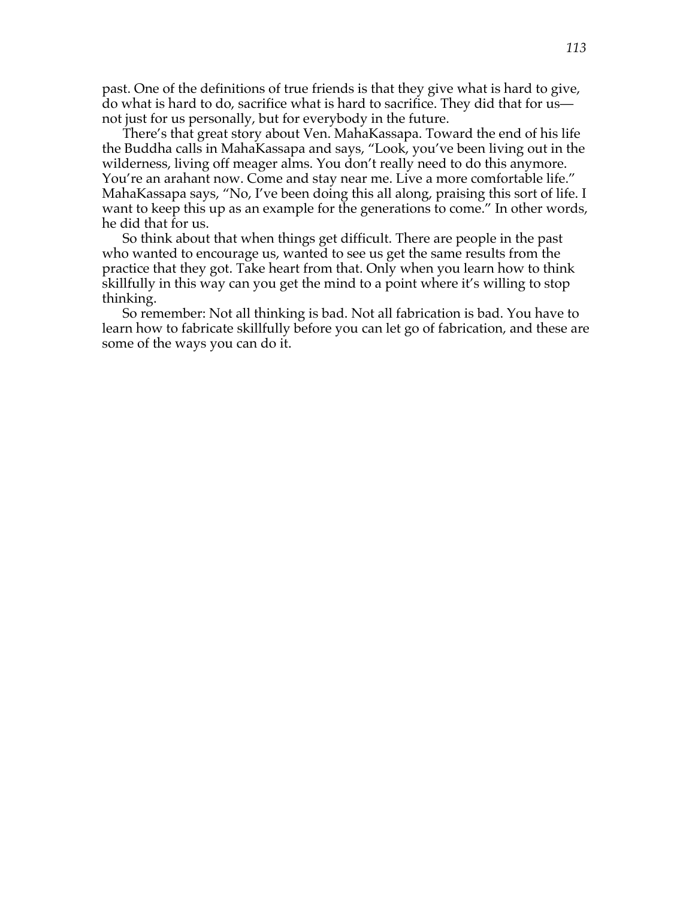past. One of the definitions of true friends is that they give what is hard to give, do what is hard to do, sacrifice what is hard to sacrifice. They did that for us—not just for us personally, but for everybody in the future.

There's that great story about Ven. MahaKassapa. Toward the end of his life the Buddha calls in MahaKassapa and says, "Look, you've been living out in the wilderness, living off meager alms. You don't really need to do this anymore. You're an arahant now. Come and stay near me. Live a more comfortable life." MahaKassapa says, "No, I've been doing this all along, praising this sort of life. I want to keep this up as an example for the generations to come." In other words, he did that for us.

So think about that when things get difficult. There are people in the past who wanted to encourage us, wanted to see us get the same results from the practice that they got. Take heart from that. Only when you learn how to think skillfully in this way can you get the mind to a point where it's willing to stop thinking.

So remember: Not all thinking is bad. Not all fabrication is bad. You have to learn how to fabricate skillfully before you can let go of fabrication, and these are some of the ways you can do it.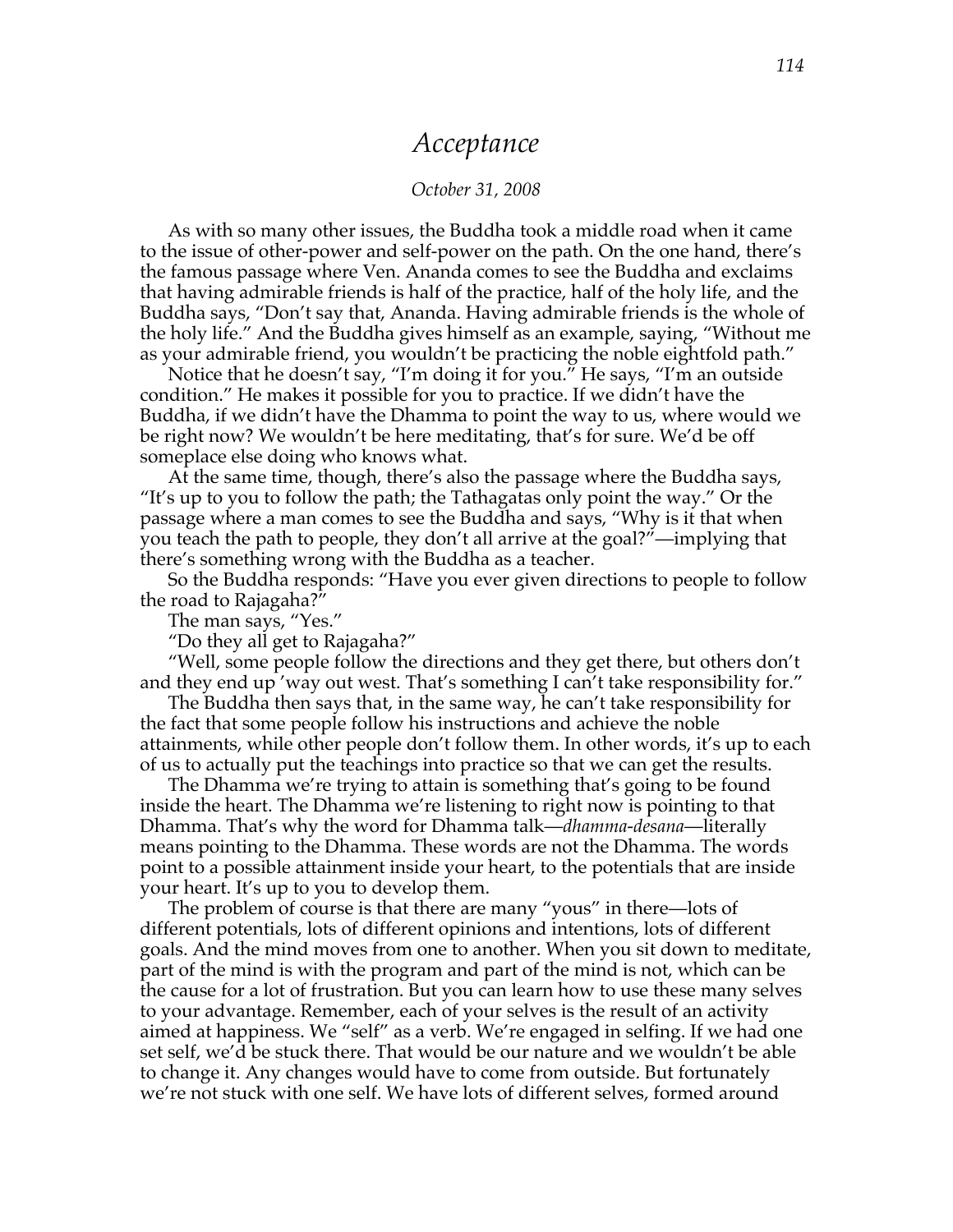# *Acceptance*

*October 31, 2008*

As with so many other issues, the Buddha took a middle road when it came to the issue of other-power and self-power on the path. On the one hand, there's the famous passage where Ven. Ananda comes to see the Buddha and exclaims that having admirable friends is half of the practice, half of the holy life, and the Buddha says, "Don't say that, Ananda. Having admirable friends is the whole of the holy life." And the Buddha gives himself as an example, saying, "Without me as your admirable friend, you wouldn't be practicing the noble eightfold path."

Notice that he doesn't say, "I'm doing it for you." He says, "I'm an outside condition." He makes it possible for you to practice. If we didn't have the Buddha, if we didn't have the Dhamma to point the way to us, where would we be right now? We wouldn't be here meditating, that's for sure. We'd be off someplace else doing who knows what.

At the same time, though, there's also the passage where the Buddha says, "It's up to you to follow the path; the Tathagatas only point the way." Or the passage where a man comes to see the Buddha and says, "Why is it that when you teach the path to people, they don't all arrive at the goal?"—implying that there's something wrong with the Buddha as a teacher.

So the Buddha responds: "Have you ever given directions to people to follow the road to Rajagaha?"

The man says, "Yes."

"Do they all get to Rajagaha?"

"Well, some people follow the directions and they get there, but others don't and they end up 'way out west. That's something I can't take responsibility for."

The Buddha then says that, in the same way, he can't take responsibility for the fact that some people follow his instructions and achieve the noble attainments, while other people don't follow them. In other words, it's up to each of us to actually put the teachings into practice so that we can get the results.

The Dhamma we're trying to attain is something that's going to be found inside the heart. The Dhamma we're listening to right now is pointing to that Dhamma. That's why the word for Dhamma talk—*dhamma-desana*—literally means pointing to the Dhamma. These words are not the Dhamma. The words point to a possible attainment inside your heart, to the potentials that are inside your heart. It's up to you to develop them.

The problem of course is that there are many "yous" in there—lots of different potentials, lots of different opinions and intentions, lots of different goals. And the mind moves from one to another. When you sit down to meditate, part of the mind is with the program and part of the mind is not, which can be the cause for a lot of frustration. But you can learn how to use these many selves to your advantage. Remember, each of your selves is the result of an activity aimed at happiness. We "self" as a verb. We're engaged in selfing. If we had one set self, we'd be stuck there. That would be our nature and we wouldn't be able to change it. Any changes would have to come from outside. But fortunately we're not stuck with one self. We have lots of different selves, formed around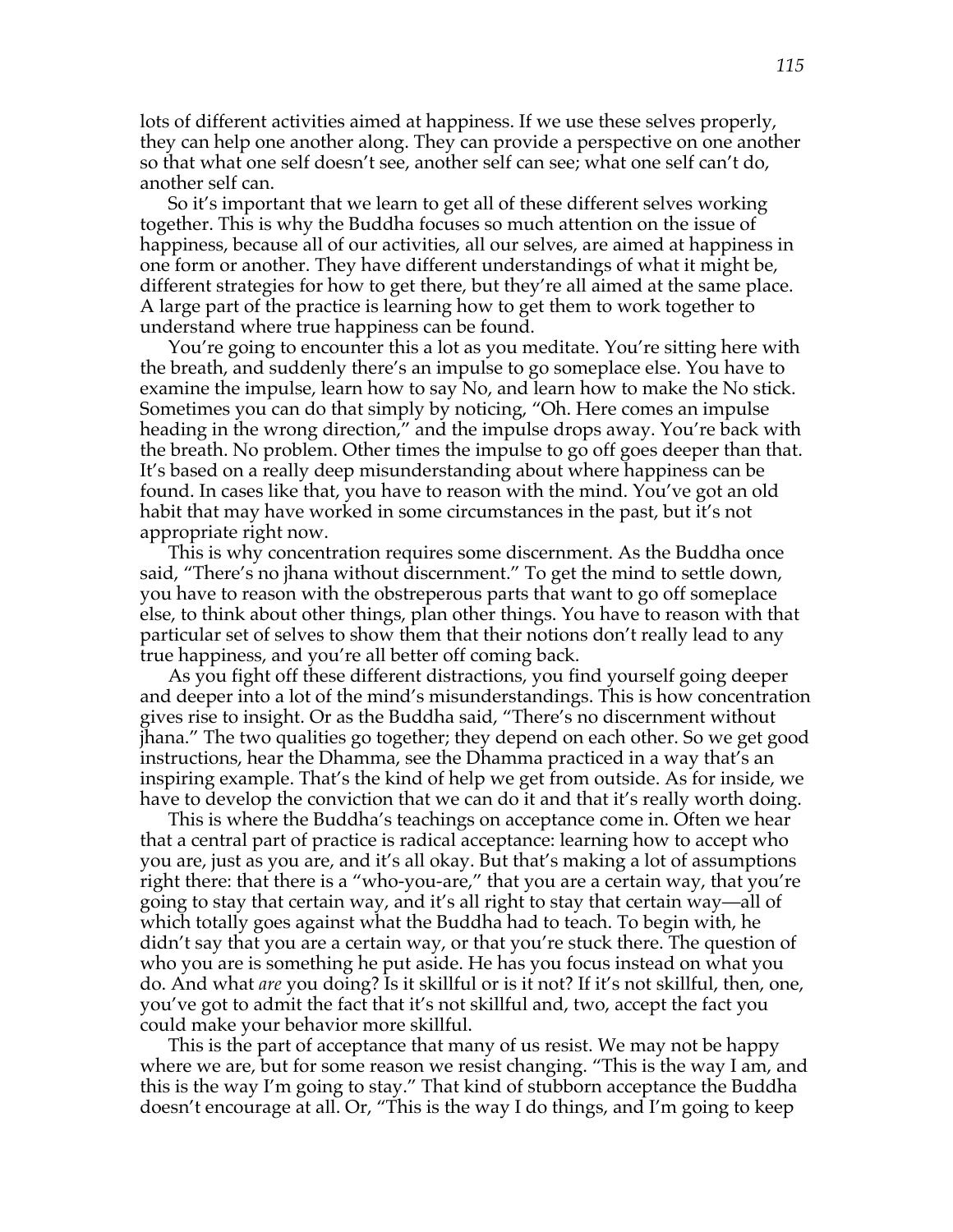lots of different activities aimed at happiness. If we use these selves properly, they can help one another along. They can provide a perspective on one another so that what one self doesn't see, another self can see; what one self can't do, another self can.

So it's important that we learn to get all of these different selves working together. This is why the Buddha focuses so much attention on the issue of happiness, because all of our activities, all our selves, are aimed at happiness in one form or another. They have different understandings of what it might be, different strategies for how to get there, but they're all aimed at the same place. A large part of the practice is learning how to get them to work together to understand where true happiness can be found.

You're going to encounter this a lot as you meditate. You're sitting here with the breath, and suddenly there's an impulse to go someplace else. You have to examine the impulse, learn how to say No, and learn how to make the No stick. Sometimes you can do that simply by noticing, "Oh. Here comes an impulse heading in the wrong direction," and the impulse drops away. You're back with the breath. No problem. Other times the impulse to go off goes deeper than that. It's based on a really deep misunderstanding about where happiness can be found. In cases like that, you have to reason with the mind. You've got an old habit that may have worked in some circumstances in the past, but it's not appropriate right now.

This is why concentration requires some discernment. As the Buddha once said, "There's no jhana without discernment." To get the mind to settle down, you have to reason with the obstreperous parts that want to go off someplace else, to think about other things, plan other things. You have to reason with that particular set of selves to show them that their notions don't really lead to any true happiness, and you're all better off coming back.

As you fight off these different distractions, you find yourself going deeper and deeper into a lot of the mind's misunderstandings. This is how concentration gives rise to insight. Or as the Buddha said, "There's no discernment without jhana." The two qualities go together; they depend on each other. So we get good instructions, hear the Dhamma, see the Dhamma practiced in a way that's an inspiring example. That's the kind of help we get from outside. As for inside, we have to develop the conviction that we can do it and that it's really worth doing.

This is where the Buddha's teachings on acceptance come in. Often we hear that a central part of practice is radical acceptance: learning how to accept who you are, just as you are, and it's all okay. But that's making a lot of assumptions right there: that there is a "who-you-are," that you are a certain way, that you're going to stay that certain way, and it's all right to stay that certain way—all of which totally goes against what the Buddha had to teach. To begin with, he didn't say that you are a certain way, or that you're stuck there. The question of who you are is something he put aside. He has you focus instead on what you do. And what *are* you doing? Is it skillful or is it not? If it's not skillful, then, one, you've got to admit the fact that it's not skillful and, two, accept the fact you could make your behavior more skillful.

This is the part of acceptance that many of us resist. We may not be happy where we are, but for some reason we resist changing. "This is the way I am, and this is the way I'm going to stay." That kind of stubborn acceptance the Buddha doesn't encourage at all. Or, "This is the way I do things, and I'm going to keep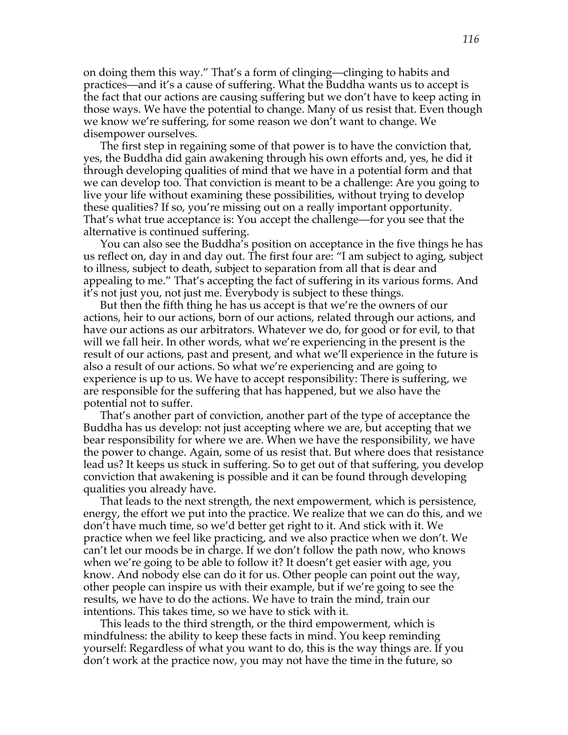on doing them this way." That's a form of clinging—clinging to habits and practices—and it's a cause of suffering. What the Buddha wants us to accept is the fact that our actions are causing suffering but we don't have to keep acting in those ways. We have the potential to change. Many of us resist that. Even though we know we're suffering, for some reason we don't want to change. We disempower ourselves.

The first step in regaining some of that power is to have the conviction that, yes, the Buddha did gain awakening through his own efforts and, yes, he did it through developing qualities of mind that we have in a potential form and that we can develop too. That conviction is meant to be a challenge: Are you going to live your life without examining these possibilities, without trying to develop these qualities? If so, you're missing out on a really important opportunity. That's what true acceptance is: You accept the challenge—for you see that the alternative is continued suffering.

You can also see the Buddha's position on acceptance in the five things he has us reflect on, day in and day out. The first four are: "I am subject to aging, subject to illness, subject to death, subject to separation from all that is dear and appealing to me." That's accepting the fact of suffering in its various forms. And it's not just you, not just me. Everybody is subject to these things.

But then the fifth thing he has us accept is that we're the owners of our actions, heir to our actions, born of our actions, related through our actions, and have our actions as our arbitrators. Whatever we do, for good or for evil, to that will we fall heir. In other words, what we're experiencing in the present is the result of our actions, past and present, and what we'll experience in the future is also a result of our actions. So what we're experiencing and are going to experience is up to us. We have to accept responsibility: There is suffering, we are responsible for the suffering that has happened, but we also have the potential not to suffer.

That's another part of conviction, another part of the type of acceptance the Buddha has us develop: not just accepting where we are, but accepting that we bear responsibility for where we are. When we have the responsibility, we have the power to change. Again, some of us resist that. But where does that resistance lead us? It keeps us stuck in suffering. So to get out of that suffering, you develop conviction that awakening is possible and it can be found through developing qualities you already have.

That leads to the next strength, the next empowerment, which is persistence, energy, the effort we put into the practice. We realize that we can do this, and we don't have much time, so we'd better get right to it. And stick with it. We practice when we feel like practicing, and we also practice when we don't. We can't let our moods be in charge. If we don't follow the path now, who knows when we're going to be able to follow it? It doesn't get easier with age, you know. And nobody else can do it for us. Other people can point out the way, other people can inspire us with their example, but if we're going to see the results, we have to do the actions. We have to train the mind, train our intentions. This takes time, so we have to stick with it.

This leads to the third strength, or the third empowerment, which is mindfulness: the ability to keep these facts in mind. You keep reminding yourself: Regardless of what you want to do, this is the way things are. If you don't work at the practice now, you may not have the time in the future, so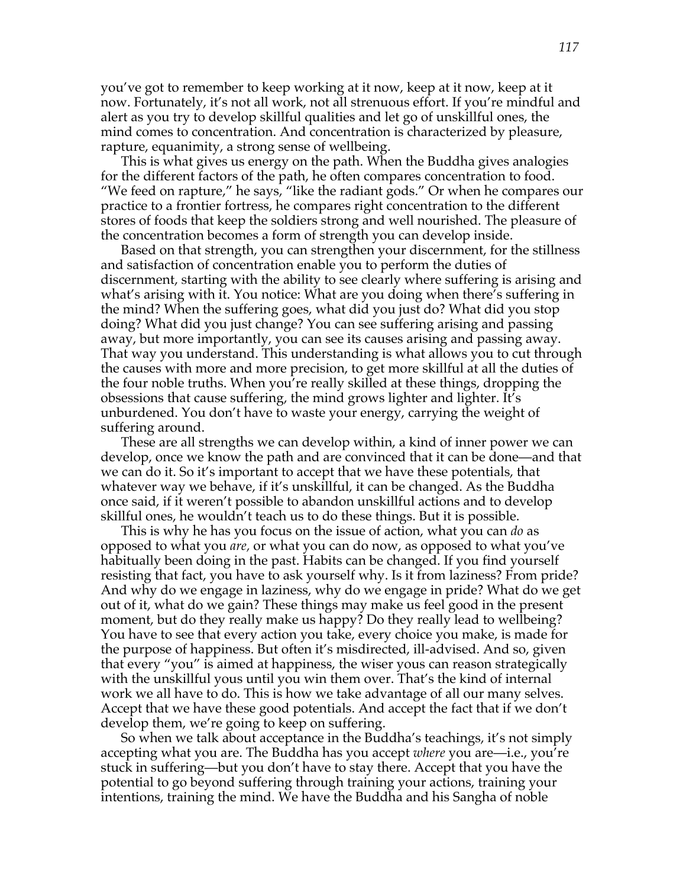you've got to remember to keep working at it now, keep at it now, keep at it now. Fortunately, it's not all work, not all strenuous effort. If you're mindful and alert as you try to develop skillful qualities and let go of unskillful ones, the mind comes to concentration. And concentration is characterized by pleasure, rapture, equanimity, a strong sense of wellbeing.

This is what gives us energy on the path. When the Buddha gives analogies for the different factors of the path, he often compares concentration to food. "We feed on rapture," he says, "like the radiant gods." Or when he compares our practice to a frontier fortress, he compares right concentration to the different stores of foods that keep the soldiers strong and well nourished. The pleasure of the concentration becomes a form of strength you can develop inside.

Based on that strength, you can strengthen your discernment, for the stillness and satisfaction of concentration enable you to perform the duties of discernment, starting with the ability to see clearly where suffering is arising and what's arising with it. You notice: What are you doing when there's suffering in the mind? When the suffering goes, what did you just do? What did you stop doing? What did you just change? You can see suffering arising and passing away, but more importantly, you can see its causes arising and passing away. That way you understand. This understanding is what allows you to cut through the causes with more and more precision, to get more skillful at all the duties of the four noble truths. When you're really skilled at these things, dropping the obsessions that cause suffering, the mind grows lighter and lighter. It's unburdened. You don't have to waste your energy, carrying the weight of suffering around.

These are all strengths we can develop within, a kind of inner power we can develop, once we know the path and are convinced that it can be done—and that we can do it. So it's important to accept that we have these potentials, that whatever way we behave, if it's unskillful, it can be changed. As the Buddha once said, if it weren't possible to abandon unskillful actions and to develop skillful ones, he wouldn't teach us to do these things. But it is possible.

This is why he has you focus on the issue of action, what you can *do* as opposed to what you *are*, or what you can do now, as opposed to what you've habitually been doing in the past. Habits can be changed. If you find yourself resisting that fact, you have to ask yourself why. Is it from laziness? From pride? And why do we engage in laziness, why do we engage in pride? What do we get out of it, what do we gain? These things may make us feel good in the present moment, but do they really make us happy? Do they really lead to wellbeing? You have to see that every action you take, every choice you make, is made for the purpose of happiness. But often it's misdirected, ill-advised. And so, given that every "you" is aimed at happiness, the wiser yous can reason strategically with the unskillful yous until you win them over. That's the kind of internal work we all have to do. This is how we take advantage of all our many selves. Accept that we have these good potentials. And accept the fact that if we don't develop them, we're going to keep on suffering.

So when we talk about acceptance in the Buddha's teachings, it's not simply accepting what you are. The Buddha has you accept *where* you are—i.e., you're stuck in suffering—but you don't have to stay there. Accept that you have the potential to go beyond suffering through training your actions, training your intentions, training the mind. We have the Buddha and his Sangha of noble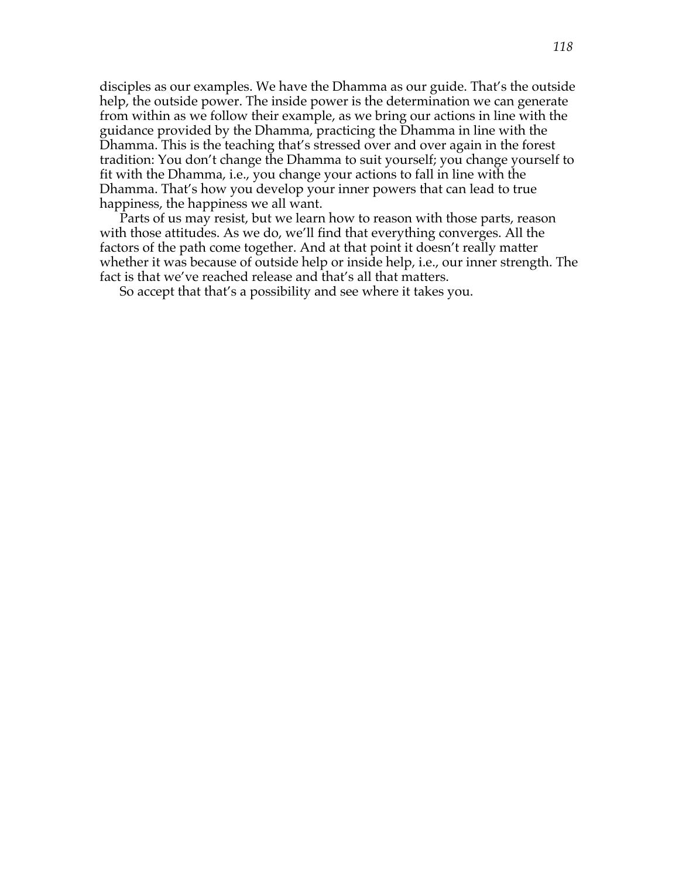disciples as our examples. We have the Dhamma as our guide. That's the outside help, the outside power. The inside power is the determination we can generate from within as we follow their example, as we bring our actions in line with the guidance provided by the Dhamma, practicing the Dhamma in line with the Dhamma. This is the teaching that's stressed over and over again in the forest tradition: You don't change the Dhamma to suit yourself; you change yourself to fit with the Dhamma, i.e., you change your actions to fall in line with the Dhamma. That's how you develop your inner powers that can lead to true happiness, the happiness we all want.

Parts of us may resist, but we learn how to reason with those parts, reason with those attitudes. As we do, we'll find that everything converges. All the factors of the path come together. And at that point it doesn't really matter whether it was because of outside help or inside help, i.e., our inner strength. The fact is that we've reached release and that's all that matters.

So accept that that's a possibility and see where it takes you.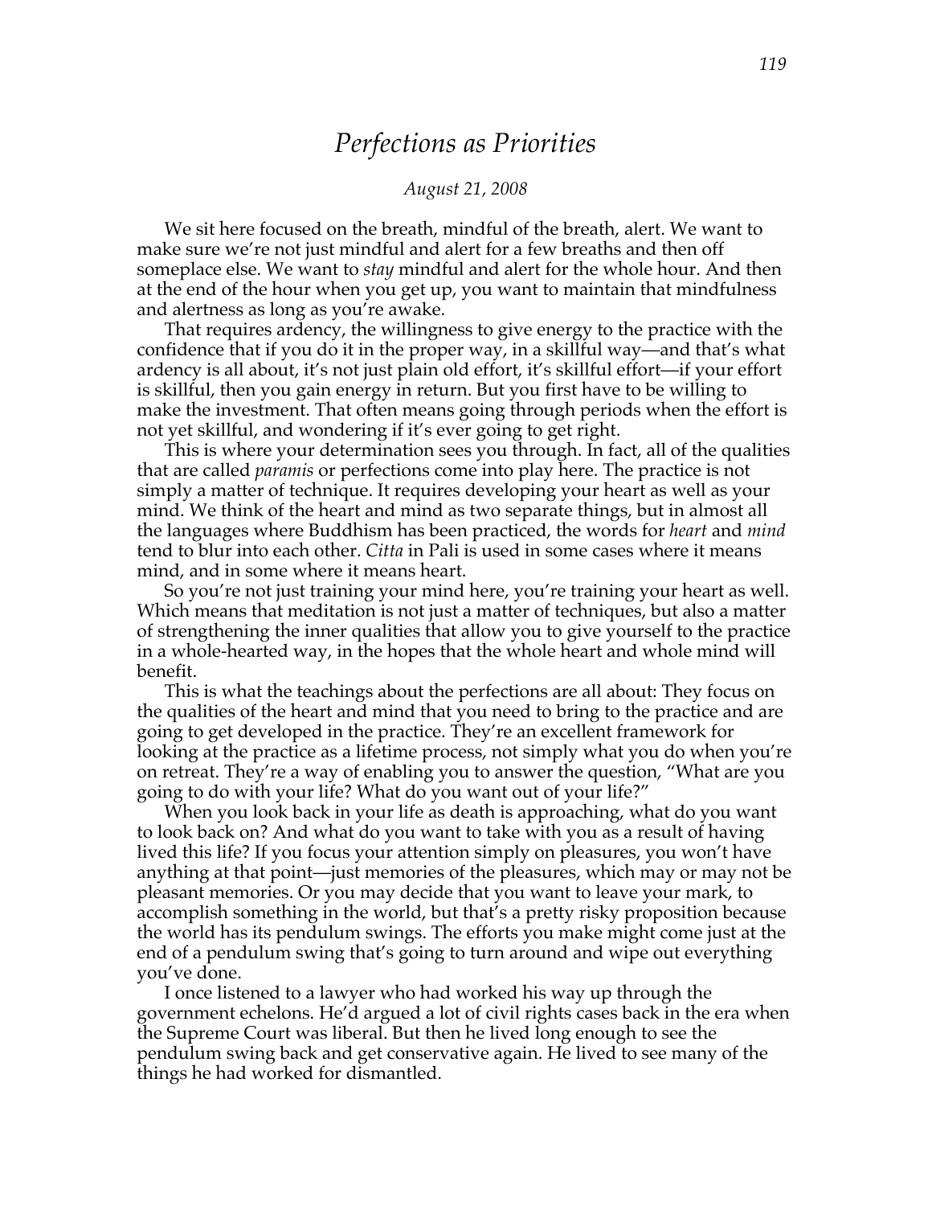# *Perfections as Priorities*

*August 21, 2008*

We sit here focused on the breath, mindful of the breath, alert. We want to make sure we're not just mindful and alert for a few breaths and then off someplace else. We want to *stay* mindful and alert for the whole hour. And then at the end of the hour when you get up, you want to maintain that mindfulness and alertness as long as you're awake.

That requires ardency, the willingness to give energy to the practice with the confidence that if you do it in the proper way, in a skillful way—and that's what ardency is all about, it's not just plain old effort, it's skillful effort—if your effort is skillful, then you gain energy in return. But you first have to be willing to make the investment. That often means going through periods when the effort is not yet skillful, and wondering if it's ever going to get right.

This is where your determination sees you through. In fact, all of the qualities that are called *paramis* or perfections come into play here. The practice is not simply a matter of technique. It requires developing your heart as well as your mind. We think of the heart and mind as two separate things, but in almost all the languages where Buddhism has been practiced, the words for *heart* and *mind* tend to blur into each other. *Citta* in Pali is used in some cases where it means mind, and in some where it means heart.

So you're not just training your mind here, you're training your heart as well. Which means that meditation is not just a matter of techniques, but also a matter of strengthening the inner qualities that allow you to give yourself to the practice in a whole-hearted way, in the hopes that the whole heart and whole mind will benefit.

This is what the teachings about the perfections are all about: They focus on the qualities of the heart and mind that you need to bring to the practice and are going to get developed in the practice. They're an excellent framework for looking at the practice as a lifetime process, not simply what you do when you're on retreat. They're a way of enabling you to answer the question, "What are you going to do with your life? What do you want out of your life?"

When you look back in your life as death is approaching, what do you want to look back on? And what do you want to take with you as a result of having lived this life? If you focus your attention simply on pleasures, you won't have anything at that point—just memories of the pleasures, which may or may not be pleasant memories. Or you may decide that you want to leave your mark, to accomplish something in the world, but that's a pretty risky proposition because the world has its pendulum swings. The efforts you make might come just at the end of a pendulum swing that's going to turn around and wipe out everything you've done.

I once listened to a lawyer who had worked his way up through the government echelons. He'd argued a lot of civil rights cases back in the era when the Supreme Court was liberal. But then he lived long enough to see the pendulum swing back and get conservative again. He lived to see many of the things he had worked for dismantled.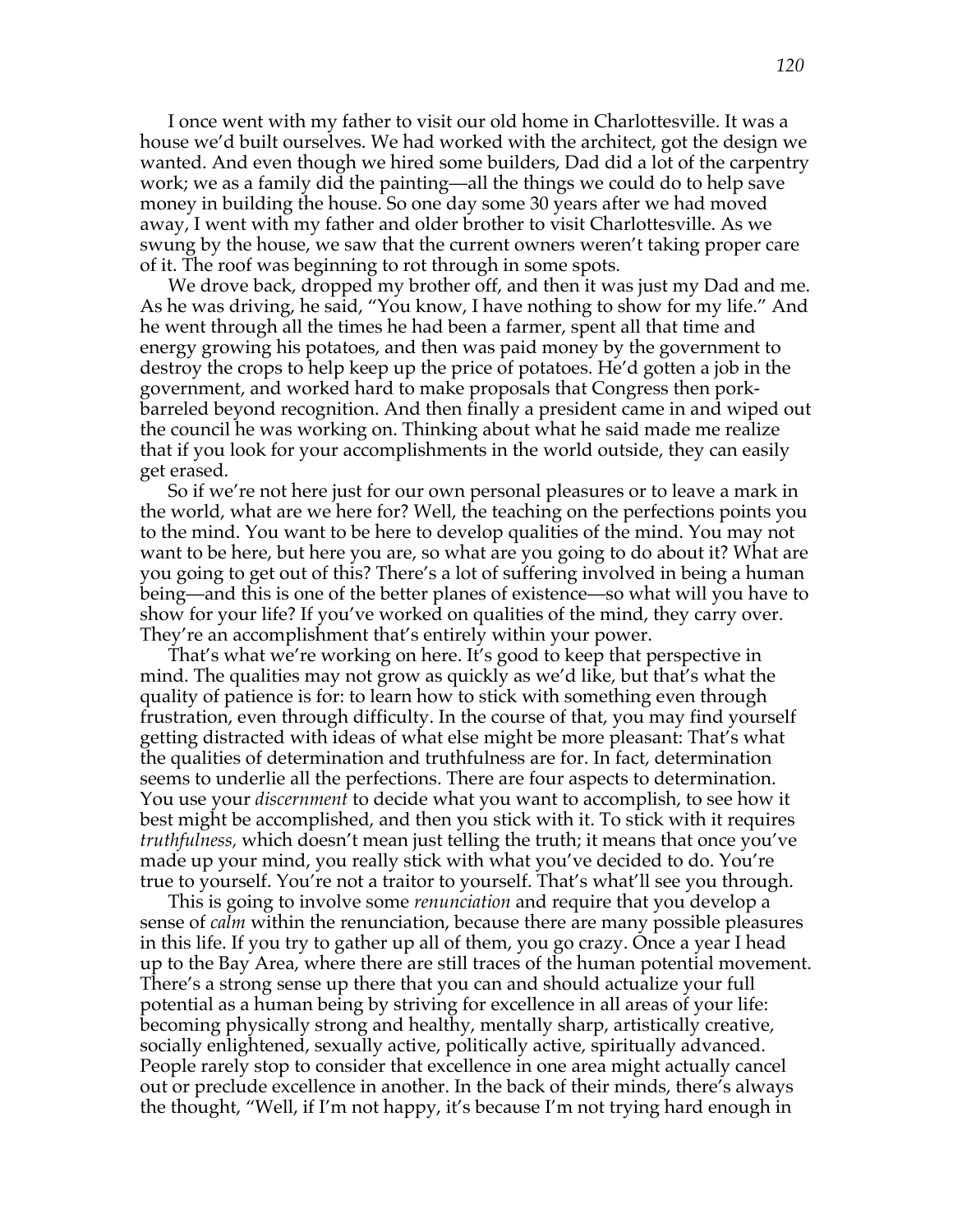I once went with my father to visit our old home in Charlottesville. It was a house we'd built ourselves. We had worked with the architect, got the design we wanted. And even though we hired some builders, Dad did a lot of the carpentry work; we as a family did the painting—all the things we could do to help save money in building the house. So one day some 30 years after we had moved away, I went with my father and older brother to visit Charlottesville. As we swung by the house, we saw that the current owners weren't taking proper care of it. The roof was beginning to rot through in some spots.

We drove back, dropped my brother off, and then it was just my Dad and me. As he was driving, he said, "You know, I have nothing to show for my life." And he went through all the times he had been a farmer, spent all that time and energy growing his potatoes, and then was paid money by the government to destroy the crops to help keep up the price of potatoes. He'd gotten a job in the government, and worked hard to make proposals that Congress then pork-barreled beyond recognition. And then finally a president came in and wiped out the council he was working on. Thinking about what he said made me realize that if you look for your accomplishments in the world outside, they can easily get erased.

So if we're not here just for our own personal pleasures or to leave a mark in the world, what are we here for? Well, the teaching on the perfections points you to the mind. You want to be here to develop qualities of the mind. You may not want to be here, but here you are, so what are you going to do about it? What are you going to get out of this? There's a lot of suffering involved in being a human being—and this is one of the better planes of existence—so what will you have to show for your life? If you've worked on qualities of the mind, they carry over. They're an accomplishment that's entirely within your power.

That's what we're working on here. It's good to keep that perspective in mind. The qualities may not grow as quickly as we'd like, but that's what the quality of patience is for: to learn how to stick with something even through frustration, even through difficulty. In the course of that, you may find yourself getting distracted with ideas of what else might be more pleasant: That's what the qualities of determination and truthfulness are for. In fact, determination seems to underlie all the perfections. There are four aspects to determination. You use your *discernment* to decide what you want to accomplish, to see how it best might be accomplished, and then you stick with it. To stick with it requires *truthfulness,* which doesn't mean just telling the truth; it means that once you've made up your mind, you really stick with what you've decided to do. You're true to yourself. You're not a traitor to yourself. That's what'll see you through.

This is going to involve some *renunciation* and require that you develop a sense of *calm* within the renunciation, because there are many possible pleasures in this life. If you try to gather up all of them, you go crazy. Once a year I head up to the Bay Area, where there are still traces of the human potential movement. There's a strong sense up there that you can and should actualize your full potential as a human being by striving for excellence in all areas of your life: becoming physically strong and healthy, mentally sharp, artistically creative, socially enlightened, sexually active, politically active, spiritually advanced. People rarely stop to consider that excellence in one area might actually cancel out or preclude excellence in another. In the back of their minds, there's always the thought, "Well, if I'm not happy, it's because I'm not trying hard enough in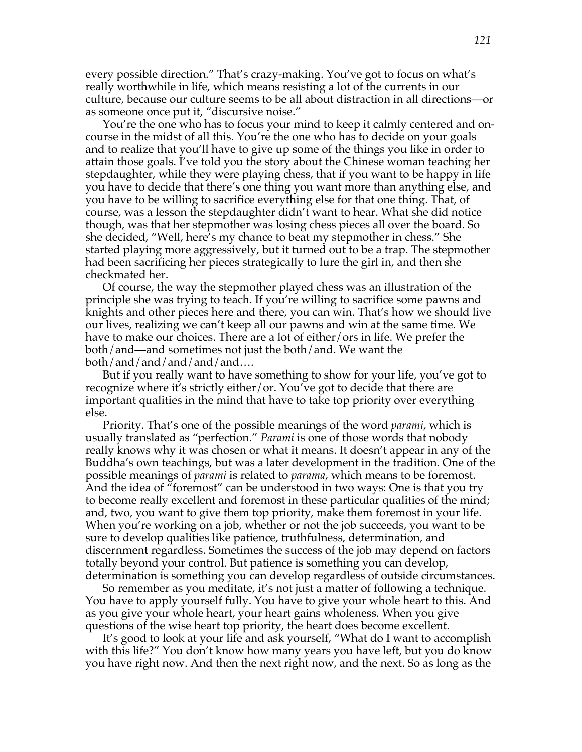every possible direction." That's crazy-making. You've got to focus on what's really worthwhile in life, which means resisting a lot of the currents in our culture, because our culture seems to be all about distraction in all directions—or as someone once put it, "discursive noise."

You're the one who has to focus your mind to keep it calmly centered and on-course in the midst of all this. You're the one who has to decide on your goals and to realize that you'll have to give up some of the things you like in order to attain those goals. I've told you the story about the Chinese woman teaching her stepdaughter, while they were playing chess, that if you want to be happy in life you have to decide that there's one thing you want more than anything else, and you have to be willing to sacrifice everything else for that one thing. That, of course, was a lesson the stepdaughter didn't want to hear. What she did notice though, was that her stepmother was losing chess pieces all over the board. So she decided, "Well, here's my chance to beat my stepmother in chess." She started playing more aggressively, but it turned out to be a trap. The stepmother had been sacrificing her pieces strategically to lure the girl in, and then she checkmated her.

Of course, the way the stepmother played chess was an illustration of the principle she was trying to teach. If you're willing to sacrifice some pawns and knights and other pieces here and there, you can win. That's how we should live our lives, realizing we can't keep all our pawns and win at the same time. We have to make our choices. There are a lot of either/ors in life. We prefer the both/and—and sometimes not just the both/and. We want the both/and/and/and/and/and….

But if you really want to have something to show for your life, you've got to recognize where it's strictly either/or. You've got to decide that there are important qualities in the mind that have to take top priority over everything else.

Priority. That's one of the possible meanings of the word *parami*, which is usually translated as "perfection." *Parami* is one of those words that nobody really knows why it was chosen or what it means. It doesn't appear in any of the Buddha's own teachings, but was a later development in the tradition. One of the possible meanings of *parami* is related to *parama*, which means to be foremost. And the idea of "foremost" can be understood in two ways: One is that you try to become really excellent and foremost in these particular qualities of the mind; and, two, you want to give them top priority, make them foremost in your life. When you're working on a job, whether or not the job succeeds, you want to be sure to develop qualities like patience, truthfulness, determination, and discernment regardless. Sometimes the success of the job may depend on factors totally beyond your control. But patience is something you can develop, determination is something you can develop regardless of outside circumstances.

So remember as you meditate, it's not just a matter of following a technique. You have to apply yourself fully. You have to give your whole heart to this. And as you give your whole heart, your heart gains wholeness. When you give questions of the wise heart top priority, the heart does become excellent.

It's good to look at your life and ask yourself, "What do I want to accomplish with this life?" You don't know how many years you have left, but you do know you have right now. And then the next right now, and the next. So as long as the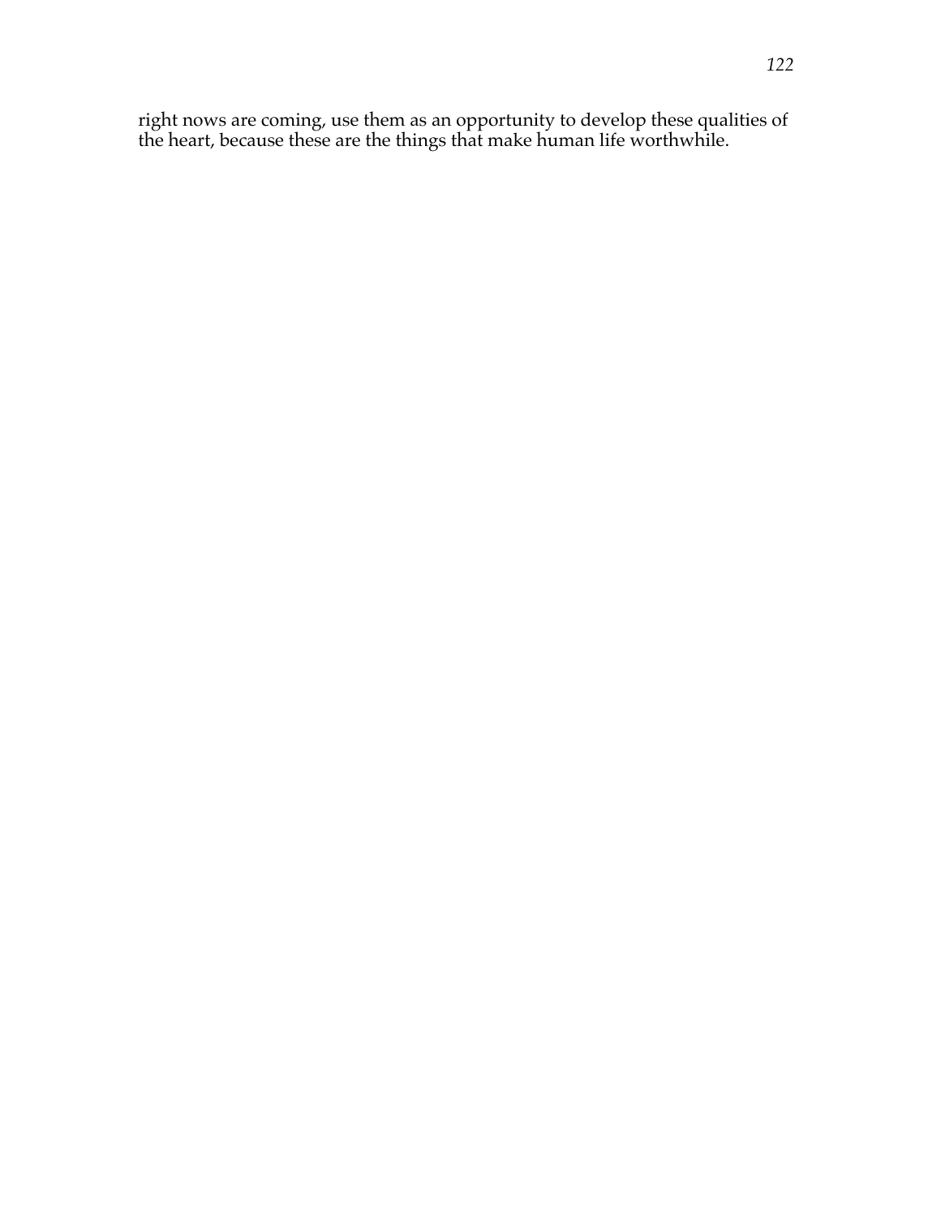right nows are coming, use them as an opportunity to develop these qualities of the heart, because these are the things that make human life worthwhile.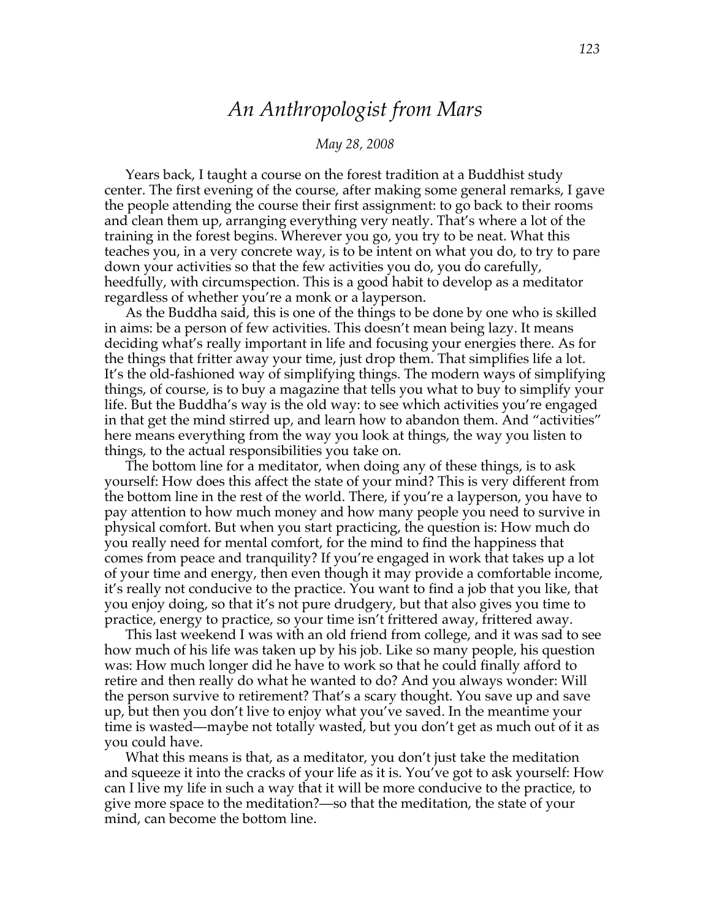# *An Anthropologist from Mars*

*May 28, 2008*

Years back, I taught a course on the forest tradition at a Buddhist study center. The first evening of the course, after making some general remarks, I gave the people attending the course their first assignment: to go back to their rooms and clean them up, arranging everything very neatly. That's where a lot of the training in the forest begins. Wherever you go, you try to be neat. What this teaches you, in a very concrete way, is to be intent on what you do, to try to pare down your activities so that the few activities you do, you do carefully, heedfully, with circumspection. This is a good habit to develop as a meditator regardless of whether you're a monk or a layperson.

As the Buddha said, this is one of the things to be done by one who is skilled in aims: be a person of few activities. This doesn't mean being lazy. It means deciding what's really important in life and focusing your energies there. As for the things that fritter away your time, just drop them. That simplifies life a lot. It's the old-fashioned way of simplifying things. The modern ways of simplifying things, of course, is to buy a magazine that tells you what to buy to simplify your life. But the Buddha's way is the old way: to see which activities you're engaged in that get the mind stirred up, and learn how to abandon them. And "activities" here means everything from the way you look at things, the way you listen to things, to the actual responsibilities you take on.

The bottom line for a meditator, when doing any of these things, is to ask yourself: How does this affect the state of your mind? This is very different from the bottom line in the rest of the world. There, if you're a layperson, you have to pay attention to how much money and how many people you need to survive in physical comfort. But when you start practicing, the question is: How much do you really need for mental comfort, for the mind to find the happiness that comes from peace and tranquility? If you're engaged in work that takes up a lot of your time and energy, then even though it may provide a comfortable income, it's really not conducive to the practice. You want to find a job that you like, that you enjoy doing, so that it's not pure drudgery, but that also gives you time to practice, energy to practice, so your time isn't frittered away, frittered away.

This last weekend I was with an old friend from college, and it was sad to see how much of his life was taken up by his job. Like so many people, his question was: How much longer did he have to work so that he could finally afford to retire and then really do what he wanted to do? And you always wonder: Will the person survive to retirement? That's a scary thought. You save up and save up, but then you don't live to enjoy what you've saved. In the meantime your time is wasted—maybe not totally wasted, but you don't get as much out of it as you could have.

What this means is that, as a meditator, you don't just take the meditation and squeeze it into the cracks of your life as it is. You've got to ask yourself: How can I live my life in such a way that it will be more conducive to the practice, to give more space to the meditation?—so that the meditation, the state of your mind, can become the bottom line.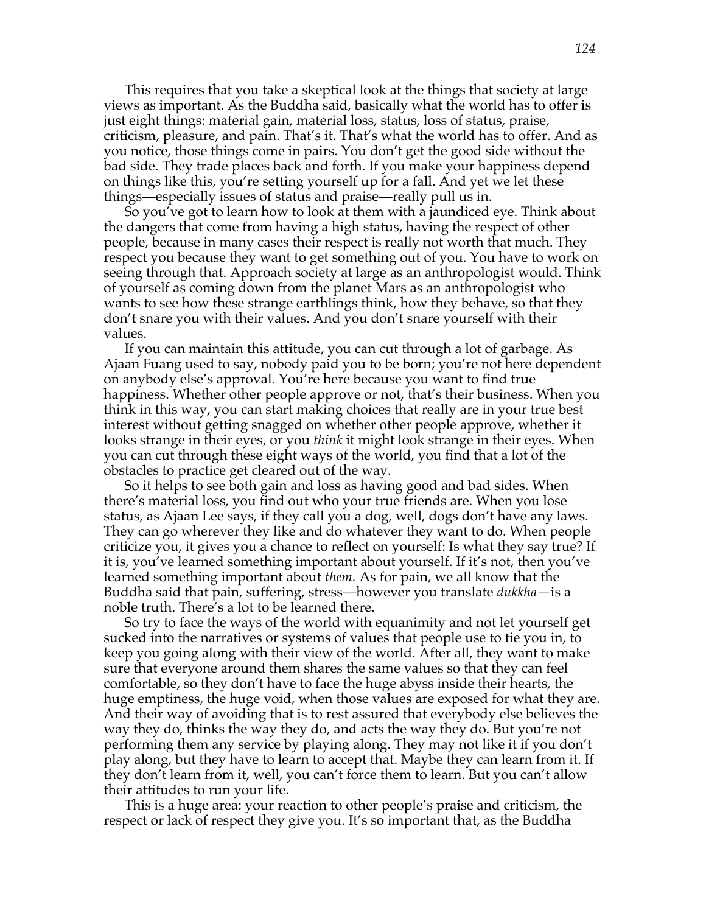This requires that you take a skeptical look at the things that society at large views as important. As the Buddha said, basically what the world has to offer is just eight things: material gain, material loss, status, loss of status, praise, criticism, pleasure, and pain. That's it. That's what the world has to offer. And as you notice, those things come in pairs. You don't get the good side without the bad side. They trade places back and forth. If you make your happiness depend on things like this, you're setting yourself up for a fall. And yet we let these things—especially issues of status and praise—really pull us in.

So you've got to learn how to look at them with a jaundiced eye. Think about the dangers that come from having a high status, having the respect of other people, because in many cases their respect is really not worth that much. They respect you because they want to get something out of you. You have to work on seeing through that. Approach society at large as an anthropologist would. Think of yourself as coming down from the planet Mars as an anthropologist who wants to see how these strange earthlings think, how they behave, so that they don't snare you with their values. And you don't snare yourself with their values.

If you can maintain this attitude, you can cut through a lot of garbage. As Ajaan Fuang used to say, nobody paid you to be born; you're not here dependent on anybody else's approval. You're here because you want to find true happiness. Whether other people approve or not, that's their business. When you think in this way, you can start making choices that really are in your true best interest without getting snagged on whether other people approve, whether it looks strange in their eyes, or you *think* it might look strange in their eyes. When you can cut through these eight ways of the world, you find that a lot of the obstacles to practice get cleared out of the way.

So it helps to see both gain and loss as having good and bad sides. When there's material loss, you find out who your true friends are. When you lose status, as Ajaan Lee says, if they call you a dog, well, dogs don't have any laws. They can go wherever they like and do whatever they want to do. When people criticize you, it gives you a chance to reflect on yourself: Is what they say true? If it is, you've learned something important about yourself. If it's not, then you've learned something important about *them.* As for pain, we all know that the Buddha said that pain, suffering, stress—however you translate *dukkha*—is a noble truth. There's a lot to be learned there.

So try to face the ways of the world with equanimity and not let yourself get sucked into the narratives or systems of values that people use to tie you in, to keep you going along with their view of the world. After all, they want to make sure that everyone around them shares the same values so that they can feel comfortable, so they don't have to face the huge abyss inside their hearts, the huge emptiness, the huge void, when those values are exposed for what they are. And their way of avoiding that is to rest assured that everybody else believes the way they do, thinks the way they do, and acts the way they do. But you're not performing them any service by playing along. They may not like it if you don't play along, but they have to learn to accept that. Maybe they can learn from it. If they don't learn from it, well, you can't force them to learn. But you can't allow their attitudes to run your life.

This is a huge area: your reaction to other people's praise and criticism, the respect or lack of respect they give you. It's so important that, as the Buddha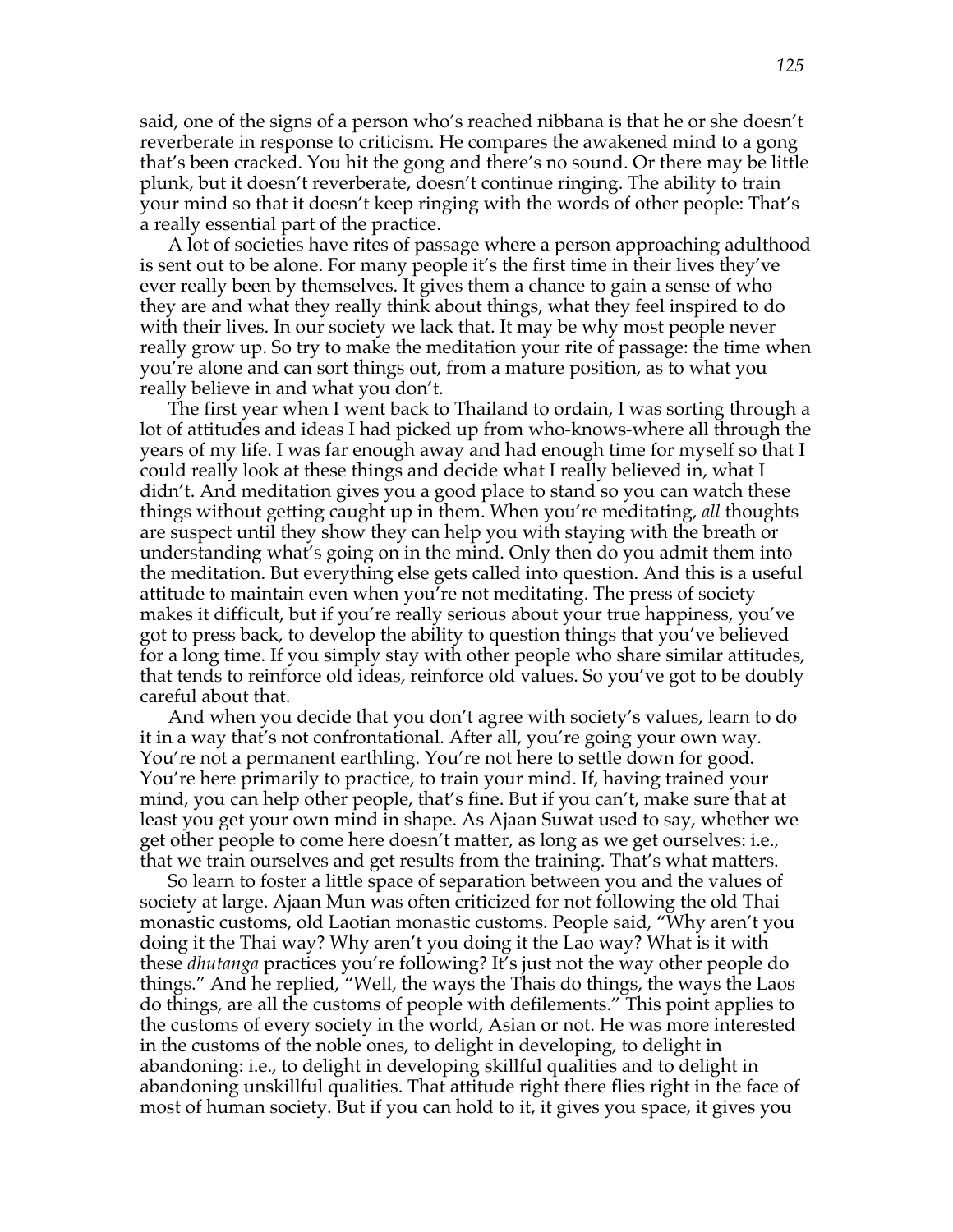said, one of the signs of a person who's reached nibbana is that he or she doesn't reverberate in response to criticism. He compares the awakened mind to a gong that's been cracked. You hit the gong and there's no sound. Or there may be little plunk, but it doesn't reverberate, doesn't continue ringing. The ability to train your mind so that it doesn't keep ringing with the words of other people: That's a really essential part of the practice.

A lot of societies have rites of passage where a person approaching adulthood is sent out to be alone. For many people it's the first time in their lives they've ever really been by themselves. It gives them a chance to gain a sense of who they are and what they really think about things, what they feel inspired to do with their lives. In our society we lack that. It may be why most people never really grow up. So try to make the meditation your rite of passage: the time when you're alone and can sort things out, from a mature position, as to what you really believe in and what you don't.

The first year when I went back to Thailand to ordain, I was sorting through a lot of attitudes and ideas I had picked up from who-knows-where all through the years of my life. I was far enough away and had enough time for myself so that I could really look at these things and decide what I really believed in, what I didn't. And meditation gives you a good place to stand so you can watch these things without getting caught up in them. When you're meditating, *all* thoughts are suspect until they show they can help you with staying with the breath or understanding what's going on in the mind. Only then do you admit them into the meditation. But everything else gets called into question. And this is a useful attitude to maintain even when you're not meditating. The press of society makes it difficult, but if you're really serious about your true happiness, you've got to press back, to develop the ability to question things that you've believed for a long time. If you simply stay with other people who share similar attitudes, that tends to reinforce old ideas, reinforce old values. So you've got to be doubly careful about that.

And when you decide that you don't agree with society's values, learn to do it in a way that's not confrontational. After all, you're going your own way. You're not a permanent earthling. You're not here to settle down for good. You're here primarily to practice, to train your mind. If, having trained your mind, you can help other people, that's fine. But if you can't, make sure that at least you get your own mind in shape. As Ajaan Suwat used to say, whether we get other people to come here doesn't matter, as long as we get ourselves: i.e., that we train ourselves and get results from the training. That's what matters.

So learn to foster a little space of separation between you and the values of society at large. Ajaan Mun was often criticized for not following the old Thai monastic customs, old Laotian monastic customs. People said, "Why aren't you doing it the Thai way? Why aren't you doing it the Lao way? What is it with these *dhutanga* practices you're following? It's just not the way other people do things." And he replied, "Well, the ways the Thais do things, the ways the Laos do things, are all the customs of people with defilements." This point applies to the customs of every society in the world, Asian or not. He was more interested in the customs of the noble ones, to delight in developing, to delight in abandoning: i.e., to delight in developing skillful qualities and to delight in abandoning unskillful qualities. That attitude right there flies right in the face of most of human society. But if you can hold to it, it gives you space, it gives you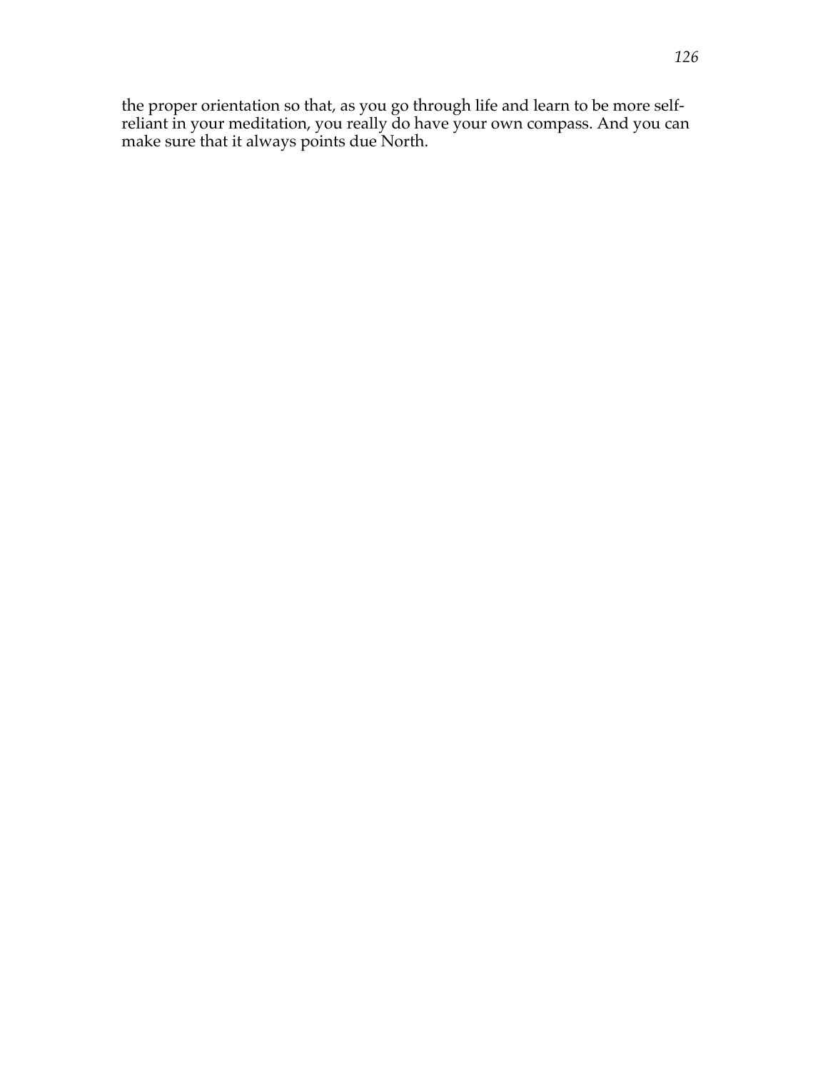the proper orientation so that, as you go through life and learn to be more self-reliant in your meditation, you really do have your own compass. And you can make sure that it always points due North.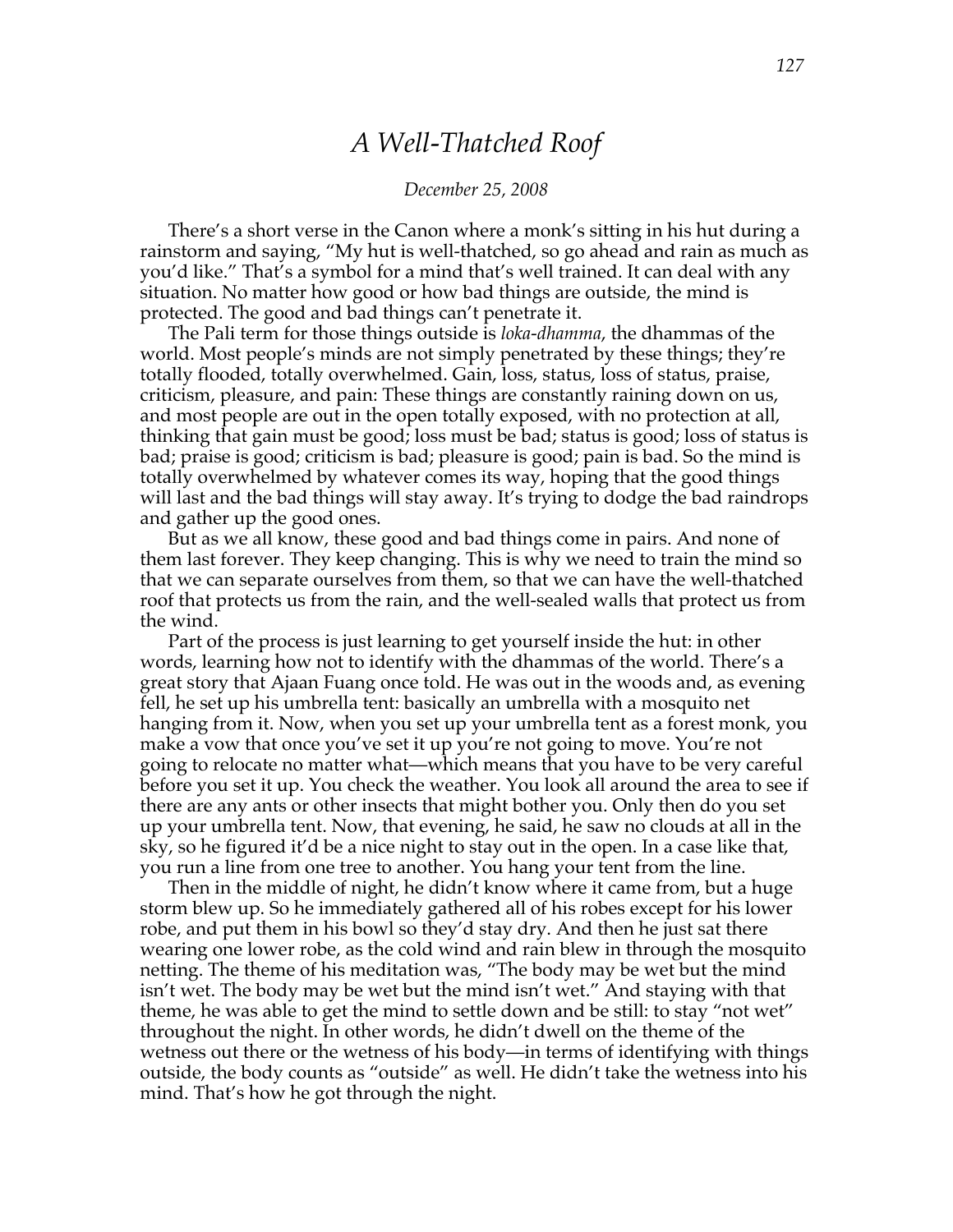# *A Well-Thatched Roof*

*December 25, 2008*

There's a short verse in the Canon where a monk's sitting in his hut during a rainstorm and saying, "My hut is well-thatched, so go ahead and rain as much as you'd like." That's a symbol for a mind that's well trained. It can deal with any situation. No matter how good or how bad things are outside, the mind is protected. The good and bad things can't penetrate it.

The Pali term for those things outside is *loka-dhamma*, the dhammas of the world. Most people's minds are not simply penetrated by these things; they're totally flooded, totally overwhelmed. Gain, loss, status, loss of status, praise, criticism, pleasure, and pain: These things are constantly raining down on us, and most people are out in the open totally exposed, with no protection at all, thinking that gain must be good; loss must be bad; status is good; loss of status is bad; praise is good; criticism is bad; pleasure is good; pain is bad. So the mind is totally overwhelmed by whatever comes its way, hoping that the good things will last and the bad things will stay away. It's trying to dodge the bad raindrops and gather up the good ones.

But as we all know, these good and bad things come in pairs. And none of them last forever. They keep changing. This is why we need to train the mind so that we can separate ourselves from them, so that we can have the well-thatched roof that protects us from the rain, and the well-sealed walls that protect us from the wind.

Part of the process is just learning to get yourself inside the hut: in other words, learning how not to identify with the dhammas of the world. There's a great story that Ajaan Fuang once told. He was out in the woods and, as evening fell, he set up his umbrella tent: basically an umbrella with a mosquito net hanging from it. Now, when you set up your umbrella tent as a forest monk, you make a vow that once you've set it up you're not going to move. You're not going to relocate no matter what—which means that you have to be very careful before you set it up. You check the weather. You look all around the area to see if there are any ants or other insects that might bother you. Only then do you set up your umbrella tent. Now, that evening, he said, he saw no clouds at all in the sky, so he figured it'd be a nice night to stay out in the open. In a case like that, you run a line from one tree to another. You hang your tent from the line.

Then in the middle of night, he didn't know where it came from, but a huge storm blew up. So he immediately gathered all of his robes except for his lower robe, and put them in his bowl so they'd stay dry. And then he just sat there wearing one lower robe, as the cold wind and rain blew in through the mosquito netting. The theme of his meditation was, "The body may be wet but the mind isn't wet. The body may be wet but the mind isn't wet." And staying with that theme, he was able to get the mind to settle down and be still: to stay "not wet" throughout the night. In other words, he didn't dwell on the theme of the wetness out there or the wetness of his body—in terms of identifying with things outside, the body counts as "outside" as well. He didn't take the wetness into his mind. That's how he got through the night.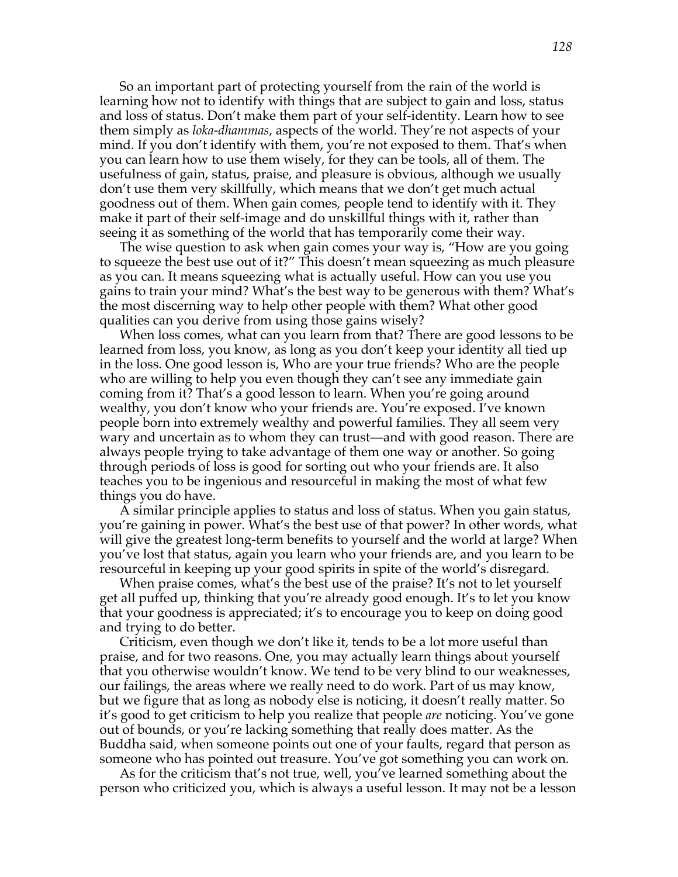So an important part of protecting yourself from the rain of the world is learning how not to identify with things that are subject to gain and loss, status and loss of status. Don't make them part of your self-identity. Learn how to see them simply as *loka-dhammas*, aspects of the world. They're not aspects of your mind. If you don't identify with them, you're not exposed to them. That's when you can learn how to use them wisely, for they can be tools, all of them. The usefulness of gain, status, praise, and pleasure is obvious, although we usually don't use them very skillfully, which means that we don't get much actual goodness out of them. When gain comes, people tend to identify with it. They make it part of their self-image and do unskillful things with it, rather than seeing it as something of the world that has temporarily come their way.

The wise question to ask when gain comes your way is, "How are you going to squeeze the best use out of it?" This doesn't mean squeezing as much pleasure as you can. It means squeezing what is actually useful. How can you use you gains to train your mind? What's the best way to be generous with them? What's the most discerning way to help other people with them? What other good qualities can you derive from using those gains wisely?

When loss comes, what can you learn from that? There are good lessons to be learned from loss, you know, as long as you don't keep your identity all tied up in the loss. One good lesson is, Who are your true friends? Who are the people who are willing to help you even though they can't see any immediate gain coming from it? That's a good lesson to learn. When you're going around wealthy, you don't know who your friends are. You're exposed. I've known people born into extremely wealthy and powerful families. They all seem very wary and uncertain as to whom they can trust—and with good reason. There are always people trying to take advantage of them one way or another. So going through periods of loss is good for sorting out who your friends are. It also teaches you to be ingenious and resourceful in making the most of what few things you do have.

A similar principle applies to status and loss of status. When you gain status, you're gaining in power. What's the best use of that power? In other words, what will give the greatest long-term benefits to yourself and the world at large? When you've lost that status, again you learn who your friends are, and you learn to be resourceful in keeping up your good spirits in spite of the world's disregard.

When praise comes, what's the best use of the praise? It's not to let yourself get all puffed up, thinking that you're already good enough. It's to let you know that your goodness is appreciated; it's to encourage you to keep on doing good and trying to do better.

Criticism, even though we don't like it, tends to be a lot more useful than praise, and for two reasons. One, you may actually learn things about yourself that you otherwise wouldn't know. We tend to be very blind to our weaknesses, our failings, the areas where we really need to do work. Part of us may know, but we figure that as long as nobody else is noticing, it doesn't really matter. So it's good to get criticism to help you realize that people *are* noticing. You've gone out of bounds, or you're lacking something that really does matter. As the Buddha said, when someone points out one of your faults, regard that person as someone who has pointed out treasure. You've got something you can work on.

As for the criticism that's not true, well, you've learned something about the person who criticized you, which is always a useful lesson. It may not be a lesson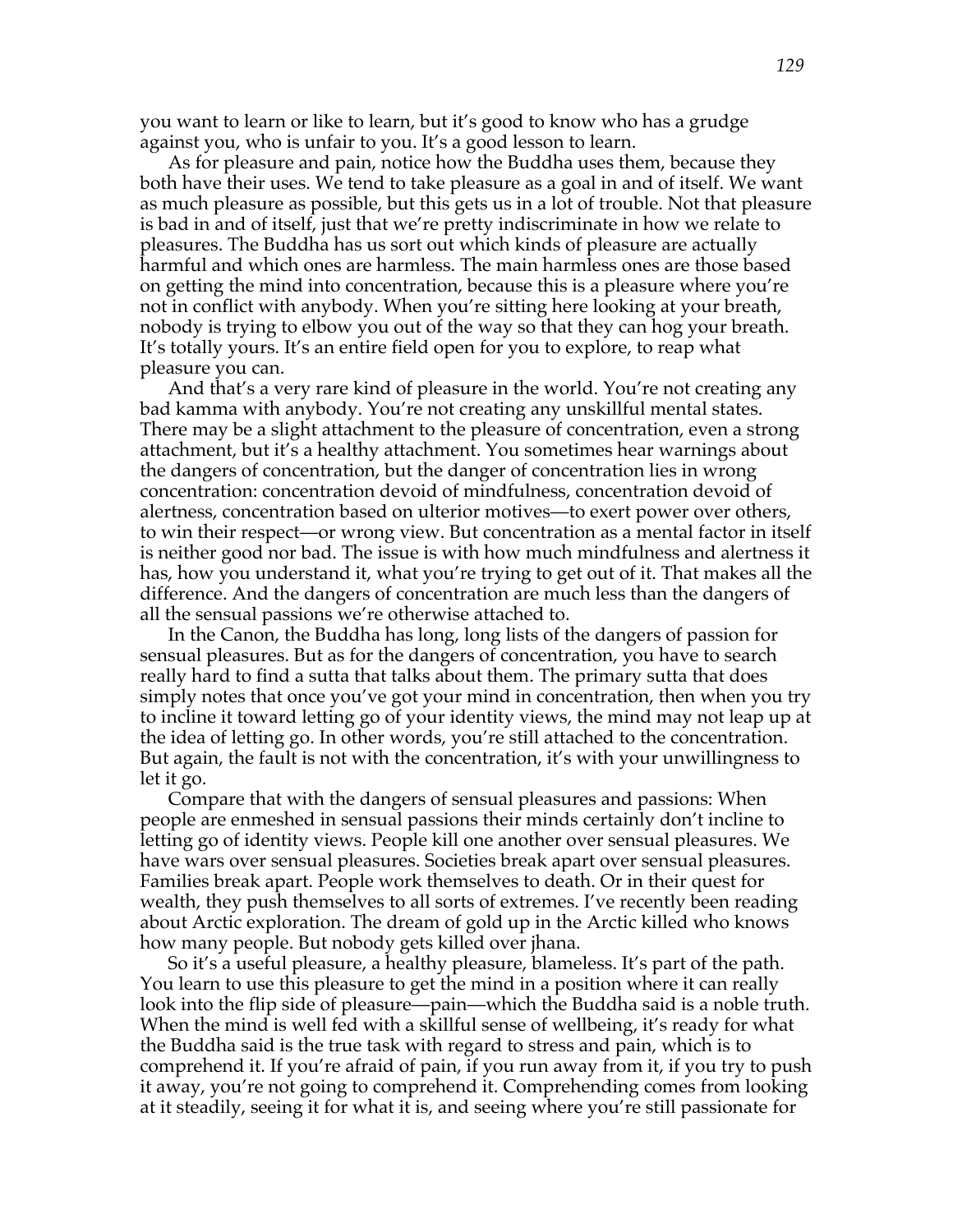you want to learn or like to learn, but it's good to know who has a grudge against you, who is unfair to you. It's a good lesson to learn.

As for pleasure and pain, notice how the Buddha uses them, because they both have their uses. We tend to take pleasure as a goal in and of itself. We want as much pleasure as possible, but this gets us in a lot of trouble. Not that pleasure is bad in and of itself, just that we're pretty indiscriminate in how we relate to pleasures. The Buddha has us sort out which kinds of pleasure are actually harmful and which ones are harmless. The main harmless ones are those based on getting the mind into concentration, because this is a pleasure where you're not in conflict with anybody. When you're sitting here looking at your breath, nobody is trying to elbow you out of the way so that they can hog your breath. It's totally yours. It's an entire field open for you to explore, to reap what pleasure you can.

And that's a very rare kind of pleasure in the world. You're not creating any bad kamma with anybody. You're not creating any unskillful mental states. There may be a slight attachment to the pleasure of concentration, even a strong attachment, but it's a healthy attachment. You sometimes hear warnings about the dangers of concentration, but the danger of concentration lies in wrong concentration: concentration devoid of mindfulness, concentration devoid of alertness, concentration based on ulterior motives—to exert power over others, to win their respect—or wrong view. But concentration as a mental factor in itself is neither good nor bad. The issue is with how much mindfulness and alertness it has, how you understand it, what you're trying to get out of it. That makes all the difference. And the dangers of concentration are much less than the dangers of all the sensual passions we're otherwise attached to.

In the Canon, the Buddha has long, long lists of the dangers of passion for sensual pleasures. But as for the dangers of concentration, you have to search really hard to find a sutta that talks about them. The primary sutta that does simply notes that once you've got your mind in concentration, then when you try to incline it toward letting go of your identity views, the mind may not leap up at the idea of letting go. In other words, you're still attached to the concentration. But again, the fault is not with the concentration, it's with your unwillingness to let it go.

Compare that with the dangers of sensual pleasures and passions: When people are enmeshed in sensual passions their minds certainly don't incline to letting go of identity views. People kill one another over sensual pleasures. We have wars over sensual pleasures. Societies break apart over sensual pleasures. Families break apart. People work themselves to death. Or in their quest for wealth, they push themselves to all sorts of extremes. I've recently been reading about Arctic exploration. The dream of gold up in the Arctic killed who knows how many people. But nobody gets killed over jhana.

So it's a useful pleasure, a healthy pleasure, blameless. It's part of the path. You learn to use this pleasure to get the mind in a position where it can really look into the flip side of pleasure—pain—which the Buddha said is a noble truth. When the mind is well fed with a skillful sense of wellbeing, it's ready for what the Buddha said is the true task with regard to stress and pain, which is to comprehend it. If you're afraid of pain, if you run away from it, if you try to push it away, you're not going to comprehend it. Comprehending comes from looking at it steadily, seeing it for what it is, and seeing where you're still passionate for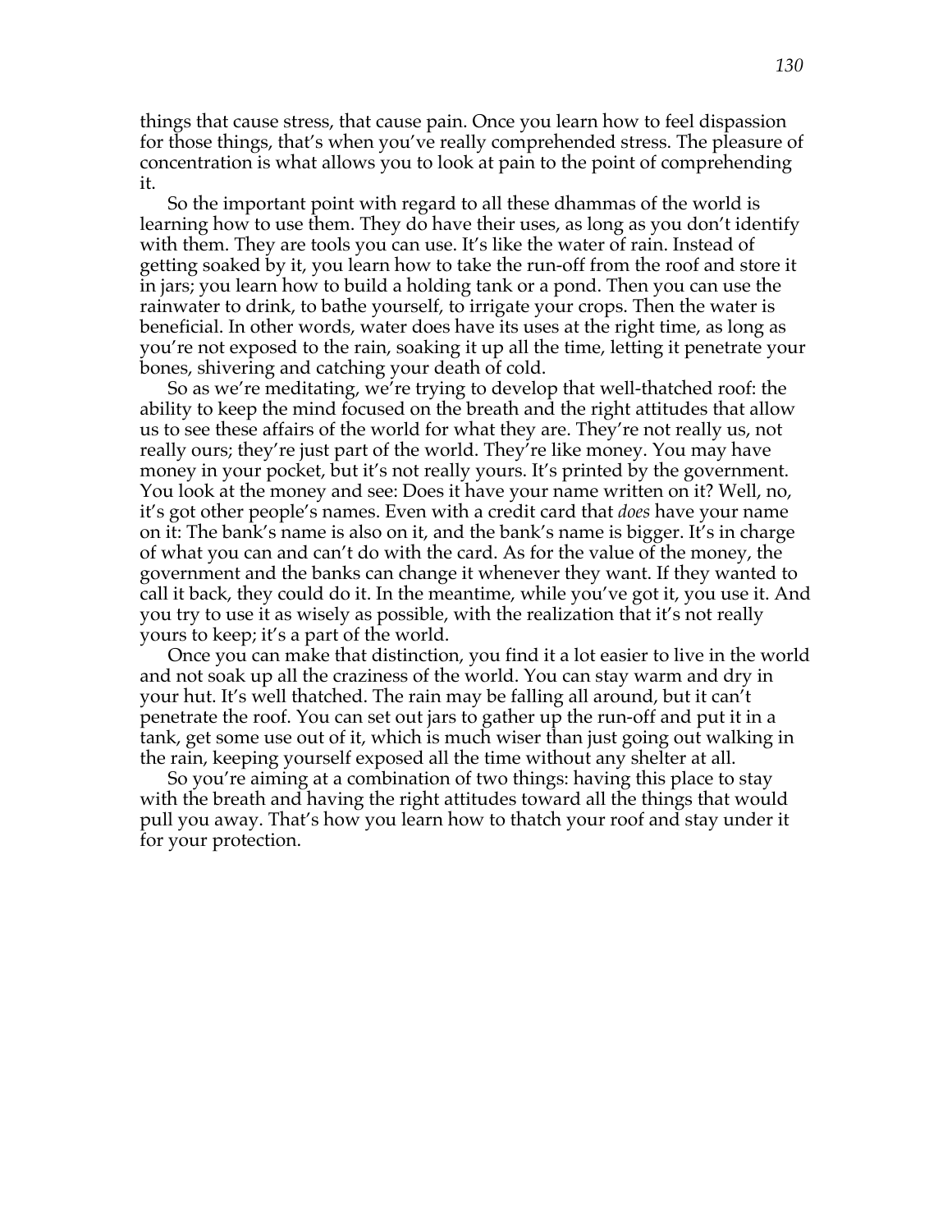things that cause stress, that cause pain. Once you learn how to feel dispassion for those things, that's when you've really comprehended stress. The pleasure of concentration is what allows you to look at pain to the point of comprehending it.

So the important point with regard to all these dhammas of the world is learning how to use them. They do have their uses, as long as you don't identify with them. They are tools you can use. It's like the water of rain. Instead of getting soaked by it, you learn how to take the run-off from the roof and store it in jars; you learn how to build a holding tank or a pond. Then you can use the rainwater to drink, to bathe yourself, to irrigate your crops. Then the water is beneficial. In other words, water does have its uses at the right time, as long as you're not exposed to the rain, soaking it up all the time, letting it penetrate your bones, shivering and catching your death of cold.

So as we're meditating, we're trying to develop that well-thatched roof: the ability to keep the mind focused on the breath and the right attitudes that allow us to see these affairs of the world for what they are. They're not really us, not really ours; they're just part of the world. They're like money. You may have money in your pocket, but it's not really yours. It's printed by the government. You look at the money and see: Does it have your name written on it? Well, no, it's got other people's names. Even with a credit card that *does* have your name on it: The bank's name is also on it, and the bank's name is bigger. It's in charge of what you can and can't do with the card. As for the value of the money, the government and the banks can change it whenever they want. If they wanted to call it back, they could do it. In the meantime, while you've got it, you use it. And you try to use it as wisely as possible, with the realization that it's not really yours to keep; it's a part of the world.

Once you can make that distinction, you find it a lot easier to live in the world and not soak up all the craziness of the world. You can stay warm and dry in your hut. It's well thatched. The rain may be falling all around, but it can't penetrate the roof. You can set out jars to gather up the run-off and put it in a tank, get some use out of it, which is much wiser than just going out walking in the rain, keeping yourself exposed all the time without any shelter at all.

So you're aiming at a combination of two things: having this place to stay with the breath and having the right attitudes toward all the things that would pull you away. That's how you learn how to thatch your roof and stay under it for your protection.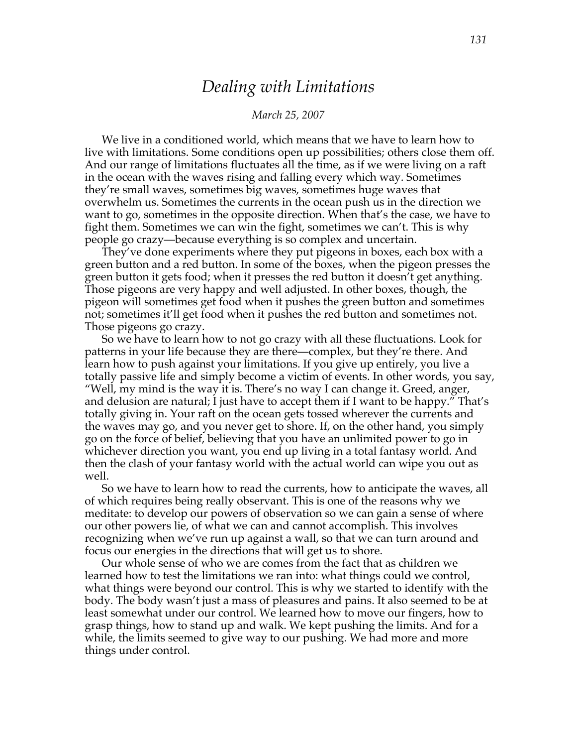# *Dealing with Limitations*

*March 25, 2007*

We live in a conditioned world, which means that we have to learn how to live with limitations. Some conditions open up possibilities; others close them off. And our range of limitations fluctuates all the time, as if we were living on a raft in the ocean with the waves rising and falling every which way. Sometimes they're small waves, sometimes big waves, sometimes huge waves that overwhelm us. Sometimes the currents in the ocean push us in the direction we want to go, sometimes in the opposite direction. When that's the case, we have to fight them. Sometimes we can win the fight, sometimes we can't. This is why people go crazy—because everything is so complex and uncertain.

They've done experiments where they put pigeons in boxes, each box with a green button and a red button. In some of the boxes, when the pigeon presses the green button it gets food; when it presses the red button it doesn't get anything. Those pigeons are very happy and well adjusted. In other boxes, though, the pigeon will sometimes get food when it pushes the green button and sometimes not; sometimes it'll get food when it pushes the red button and sometimes not. Those pigeons go crazy.

So we have to learn how to not go crazy with all these fluctuations. Look for patterns in your life because they are there—complex, but they're there. And learn how to push against your limitations. If you give up entirely, you live a totally passive life and simply become a victim of events. In other words, you say, "Well, my mind is the way it is. There's no way I can change it. Greed, anger, and delusion are natural; I just have to accept them if I want to be happy." That's totally giving in. Your raft on the ocean gets tossed wherever the currents and the waves may go, and you never get to shore. If, on the other hand, you simply go on the force of belief, believing that you have an unlimited power to go in whichever direction you want, you end up living in a total fantasy world. And then the clash of your fantasy world with the actual world can wipe you out as well.

So we have to learn how to read the currents, how to anticipate the waves, all of which requires being really observant. This is one of the reasons why we meditate: to develop our powers of observation so we can gain a sense of where our other powers lie, of what we can and cannot accomplish. This involves recognizing when we've run up against a wall, so that we can turn around and focus our energies in the directions that will get us to shore.

Our whole sense of who we are comes from the fact that as children we learned how to test the limitations we ran into: what things could we control, what things were beyond our control. This is why we started to identify with the body. The body wasn't just a mass of pleasures and pains. It also seemed to be at least somewhat under our control. We learned how to move our fingers, how to grasp things, how to stand up and walk. We kept pushing the limits. And for a while, the limits seemed to give way to our pushing. We had more and more things under control.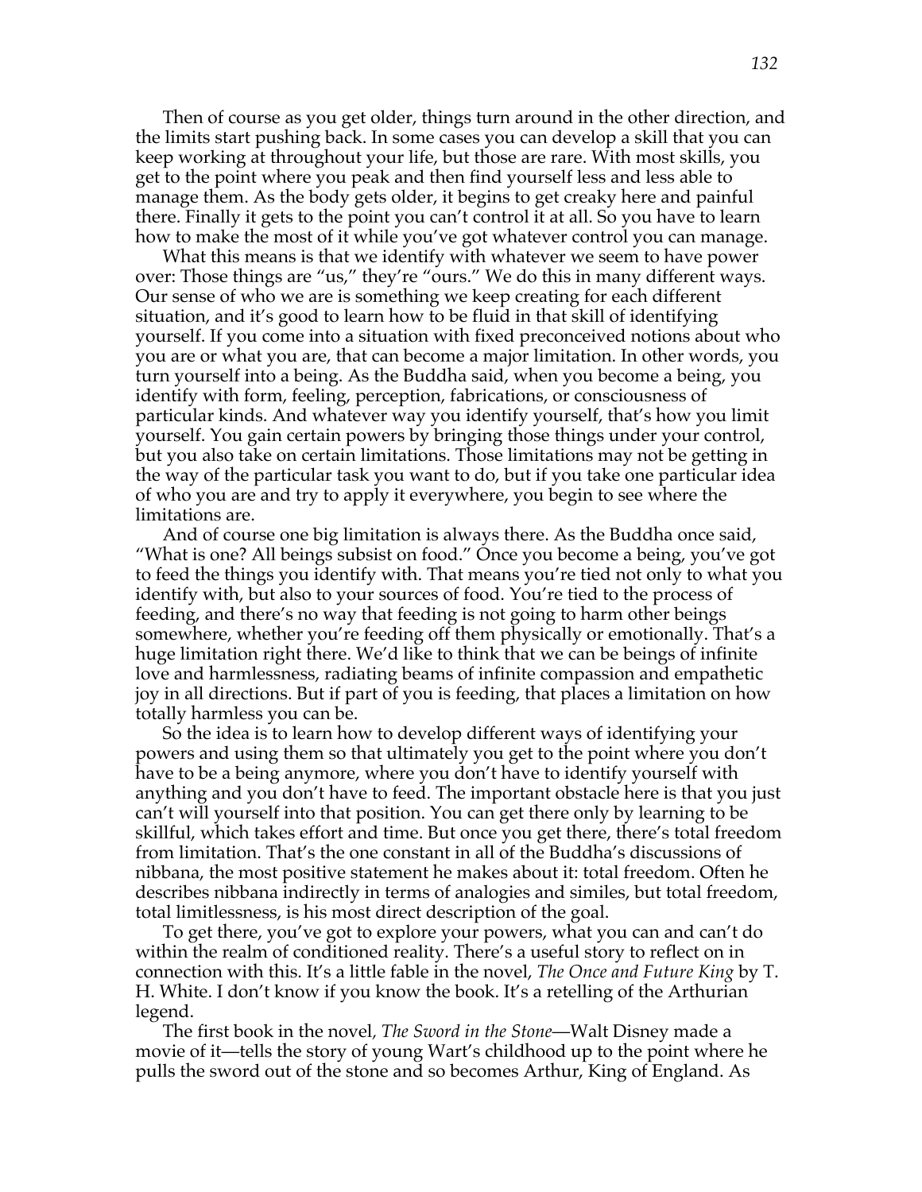Then of course as you get older, things turn around in the other direction, and the limits start pushing back. In some cases you can develop a skill that you can keep working at throughout your life, but those are rare. With most skills, you get to the point where you peak and then find yourself less and less able to manage them. As the body gets older, it begins to get creaky here and painful there. Finally it gets to the point you can't control it at all. So you have to learn how to make the most of it while you've got whatever control you can manage.

What this means is that we identify with whatever we seem to have power over: Those things are "us," they're "ours." We do this in many different ways. Our sense of who we are is something we keep creating for each different situation, and it's good to learn how to be fluid in that skill of identifying yourself. If you come into a situation with fixed preconceived notions about who you are or what you are, that can become a major limitation. In other words, you turn yourself into a being. As the Buddha said, when you become a being, you identify with form, feeling, perception, fabrications, or consciousness of particular kinds. And whatever way you identify yourself, that's how you limit yourself. You gain certain powers by bringing those things under your control, but you also take on certain limitations. Those limitations may not be getting in the way of the particular task you want to do, but if you take one particular idea of who you are and try to apply it everywhere, you begin to see where the limitations are.

And of course one big limitation is always there. As the Buddha once said, "What is one? All beings subsist on food." Once you become a being, you've got to feed the things you identify with. That means you're tied not only to what you identify with, but also to your sources of food. You're tied to the process of feeding, and there's no way that feeding is not going to harm other beings somewhere, whether you're feeding off them physically or emotionally. That's a huge limitation right there. We'd like to think that we can be beings of infinite love and harmlessness, radiating beams of infinite compassion and empathetic joy in all directions. But if part of you is feeding, that places a limitation on how totally harmless you can be.

So the idea is to learn how to develop different ways of identifying your powers and using them so that ultimately you get to the point where you don't have to be a being anymore, where you don't have to identify yourself with anything and you don't have to feed. The important obstacle here is that you just can't will yourself into that position. You can get there only by learning to be skillful, which takes effort and time. But once you get there, there's total freedom from limitation. That's the one constant in all of the Buddha's discussions of nibbana, the most positive statement he makes about it: total freedom. Often he describes nibbana indirectly in terms of analogies and similes, but total freedom, total limitlessness, is his most direct description of the goal.

To get there, you've got to explore your powers, what you can and can't do within the realm of conditioned reality. There's a useful story to reflect on in connection with this. It's a little fable in the novel, *The Once and Future King* by T. H. White. I don't know if you know the book. It's a retelling of the Arthurian legend.

The first book in the novel, *The Sword in the Stone*—Walt Disney made a movie of it—tells the story of young Wart's childhood up to the point where he pulls the sword out of the stone and so becomes Arthur, King of England. As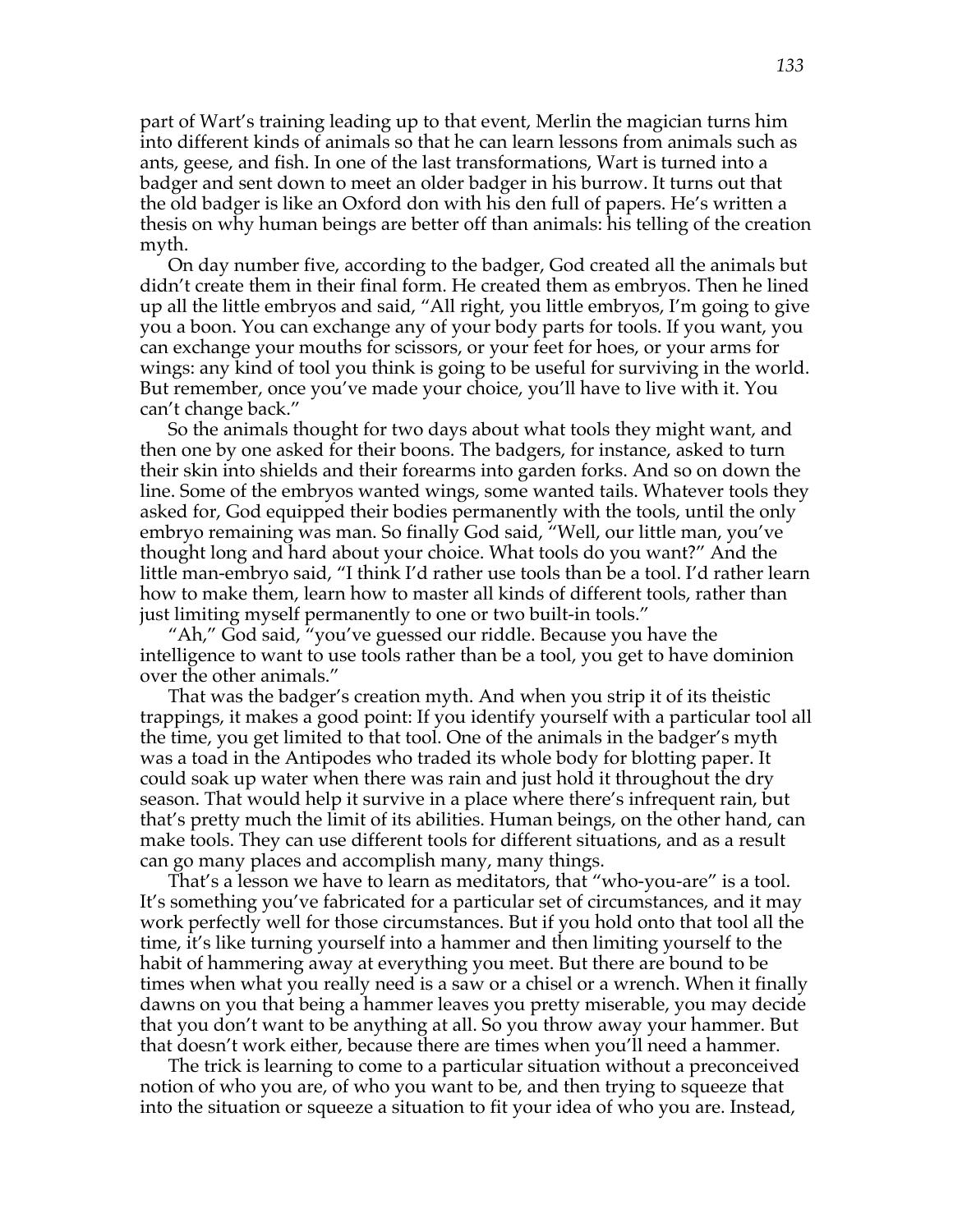part of Wart's training leading up to that event, Merlin the magician turns him into different kinds of animals so that he can learn lessons from animals such as ants, geese, and fish. In one of the last transformations, Wart is turned into a badger and sent down to meet an older badger in his burrow. It turns out that the old badger is like an Oxford don with his den full of papers. He's written a thesis on why human beings are better off than animals: his telling of the creation myth.

On day number five, according to the badger, God created all the animals but didn't create them in their final form. He created them as embryos. Then he lined up all the little embryos and said, "All right, you little embryos, I'm going to give you a boon. You can exchange any of your body parts for tools. If you want, you can exchange your mouths for scissors, or your feet for hoes, or your arms for wings: any kind of tool you think is going to be useful for surviving in the world. But remember, once you've made your choice, you'll have to live with it. You can't change back."

So the animals thought for two days about what tools they might want, and then one by one asked for their boons. The badgers, for instance, asked to turn their skin into shields and their forearms into garden forks. And so on down the line. Some of the embryos wanted wings, some wanted tails. Whatever tools they asked for, God equipped their bodies permanently with the tools, until the only embryo remaining was man. So finally God said, "Well, our little man, you've thought long and hard about your choice. What tools do you want?" And the little man-embryo said, "I think I'd rather use tools than be a tool. I'd rather learn how to make them, learn how to master all kinds of different tools, rather than just limiting myself permanently to one or two built-in tools."

"Ah," God said, "you've guessed our riddle. Because you have the intelligence to want to use tools rather than be a tool, you get to have dominion over the other animals."

That was the badger's creation myth. And when you strip it of its theistic trappings, it makes a good point: If you identify yourself with a particular tool all the time, you get limited to that tool. One of the animals in the badger's myth was a toad in the Antipodes who traded its whole body for blotting paper. It could soak up water when there was rain and just hold it throughout the dry season. That would help it survive in a place where there's infrequent rain, but that's pretty much the limit of its abilities. Human beings, on the other hand, can make tools. They can use different tools for different situations, and as a result can go many places and accomplish many, many things.

That's a lesson we have to learn as meditators, that "who-you-are" is a tool. It's something you've fabricated for a particular set of circumstances, and it may work perfectly well for those circumstances. But if you hold onto that tool all the time, it's like turning yourself into a hammer and then limiting yourself to the habit of hammering away at everything you meet. But there are bound to be times when what you really need is a saw or a chisel or a wrench. When it finally dawns on you that being a hammer leaves you pretty miserable, you may decide that you don't want to be anything at all. So you throw away your hammer. But that doesn't work either, because there are times when you'll need a hammer.

The trick is learning to come to a particular situation without a preconceived notion of who you are, of who you want to be, and then trying to squeeze that into the situation or squeeze a situation to fit your idea of who you are. Instead,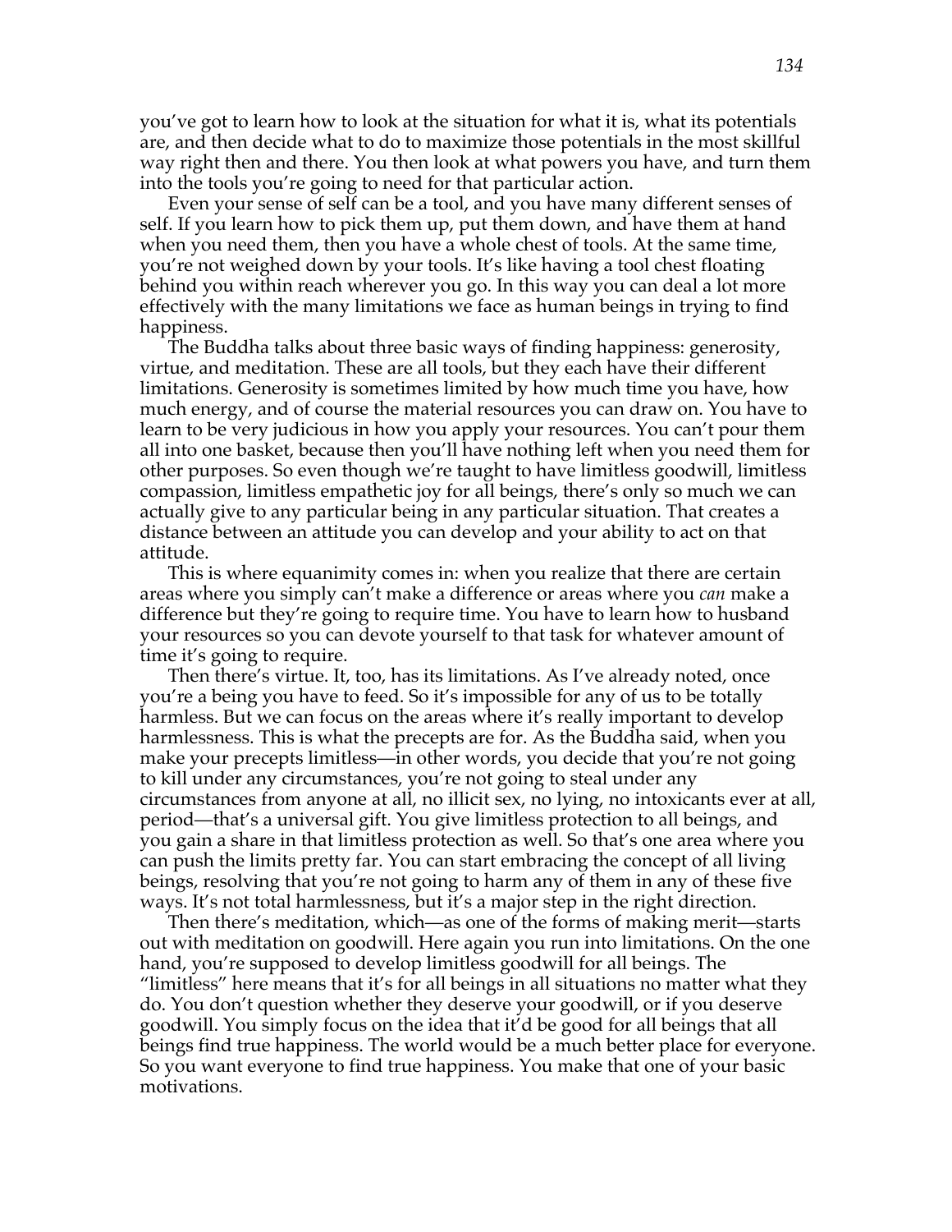you've got to learn how to look at the situation for what it is, what its potentials are, and then decide what to do to maximize those potentials in the most skillful way right then and there. You then look at what powers you have, and turn them into the tools you're going to need for that particular action.

Even your sense of self can be a tool, and you have many different senses of self. If you learn how to pick them up, put them down, and have them at hand when you need them, then you have a whole chest of tools. At the same time, you're not weighed down by your tools. It's like having a tool chest floating behind you within reach wherever you go. In this way you can deal a lot more effectively with the many limitations we face as human beings in trying to find happiness.

The Buddha talks about three basic ways of finding happiness: generosity, virtue, and meditation. These are all tools, but they each have their different limitations. Generosity is sometimes limited by how much time you have, how much energy, and of course the material resources you can draw on. You have to learn to be very judicious in how you apply your resources. You can't pour them all into one basket, because then you'll have nothing left when you need them for other purposes. So even though we're taught to have limitless goodwill, limitless compassion, limitless empathetic joy for all beings, there's only so much we can actually give to any particular being in any particular situation. That creates a distance between an attitude you can develop and your ability to act on that attitude.

This is where equanimity comes in: when you realize that there are certain areas where you simply can't make a difference or areas where you *can* make a difference but they're going to require time. You have to learn how to husband your resources so you can devote yourself to that task for whatever amount of time it's going to require.

Then there's virtue. It, too, has its limitations. As I've already noted, once you're a being you have to feed. So it's impossible for any of us to be totally harmless. But we can focus on the areas where it's really important to develop harmlessness. This is what the precepts are for. As the Buddha said, when you make your precepts limitless—in other words, you decide that you're not going to kill under any circumstances, you're not going to steal under any circumstances from anyone at all, no illicit sex, no lying, no intoxicants ever at all, period—that's a universal gift. You give limitless protection to all beings, and you gain a share in that limitless protection as well. So that's one area where you can push the limits pretty far. You can start embracing the concept of all living beings, resolving that you're not going to harm any of them in any of these five ways. It's not total harmlessness, but it's a major step in the right direction.

Then there's meditation, which—as one of the forms of making merit—starts out with meditation on goodwill. Here again you run into limitations. On the one hand, you're supposed to develop limitless goodwill for all beings. The "limitless" here means that it's for all beings in all situations no matter what they do. You don't question whether they deserve your goodwill, or if you deserve goodwill. You simply focus on the idea that it'd be good for all beings that all beings find true happiness. The world would be a much better place for everyone. So you want everyone to find true happiness. You make that one of your basic motivations.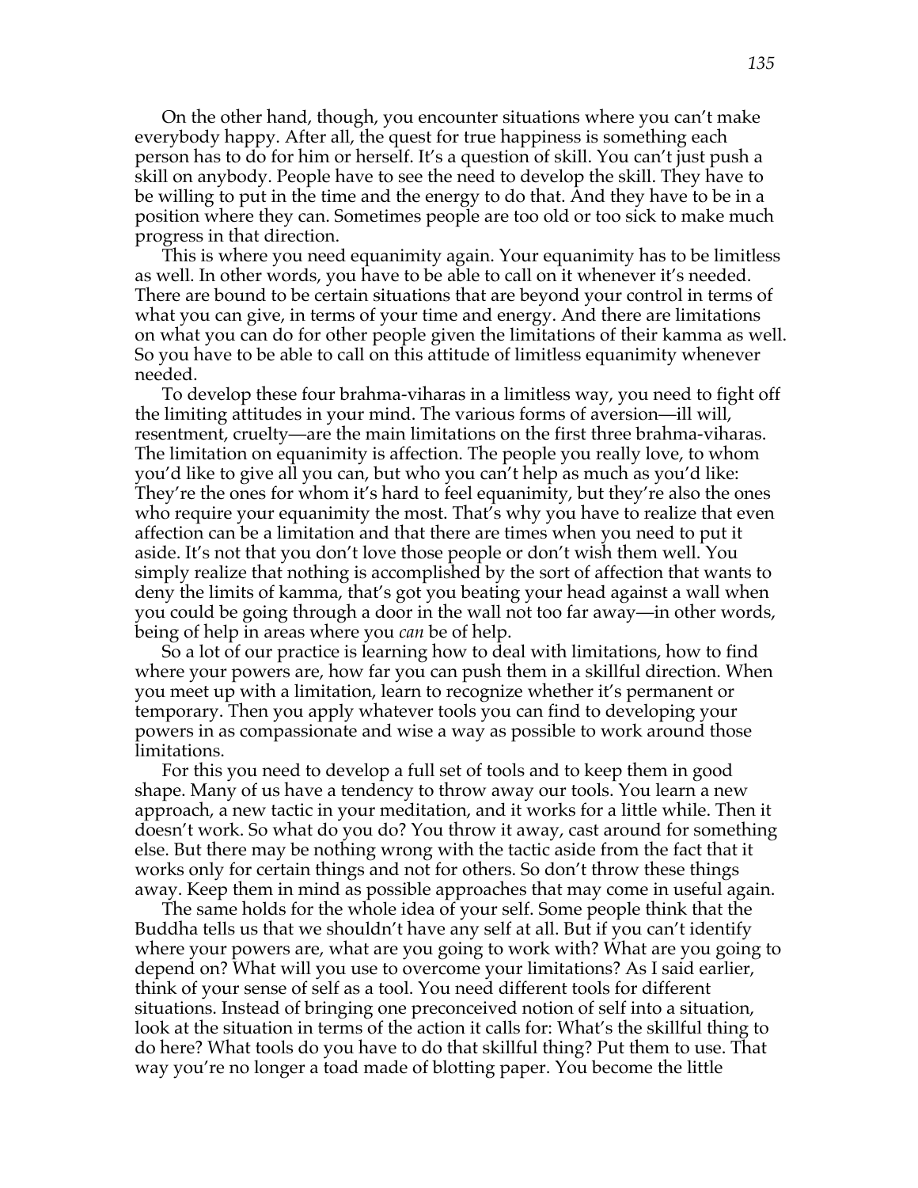On the other hand, though, you encounter situations where you can't make everybody happy. After all, the quest for true happiness is something each person has to do for him or herself. It's a question of skill. You can't just push a skill on anybody. People have to see the need to develop the skill. They have to be willing to put in the time and the energy to do that. And they have to be in a position where they can. Sometimes people are too old or too sick to make much progress in that direction.

This is where you need equanimity again. Your equanimity has to be limitless as well. In other words, you have to be able to call on it whenever it's needed. There are bound to be certain situations that are beyond your control in terms of what you can give, in terms of your time and energy. And there are limitations on what you can do for other people given the limitations of their kamma as well. So you have to be able to call on this attitude of limitless equanimity whenever needed.

To develop these four brahma-viharas in a limitless way, you need to fight off the limiting attitudes in your mind. The various forms of aversion—ill will, resentment, cruelty—are the main limitations on the first three brahma-viharas. The limitation on equanimity is affection. The people you really love, to whom you'd like to give all you can, but who you can't help as much as you'd like: They're the ones for whom it's hard to feel equanimity, but they're also the ones who require your equanimity the most. That's why you have to realize that even affection can be a limitation and that there are times when you need to put it aside. It's not that you don't love those people or don't wish them well. You simply realize that nothing is accomplished by the sort of affection that wants to deny the limits of kamma, that's got you beating your head against a wall when you could be going through a door in the wall not too far away—in other words, being of help in areas where you *can* be of help.

So a lot of our practice is learning how to deal with limitations, how to find where your powers are, how far you can push them in a skillful direction. When you meet up with a limitation, learn to recognize whether it's permanent or temporary. Then you apply whatever tools you can find to developing your powers in as compassionate and wise a way as possible to work around those limitations.

For this you need to develop a full set of tools and to keep them in good shape. Many of us have a tendency to throw away our tools. You learn a new approach, a new tactic in your meditation, and it works for a little while. Then it doesn't work. So what do you do? You throw it away, cast around for something else. But there may be nothing wrong with the tactic aside from the fact that it works only for certain things and not for others. So don't throw these things away. Keep them in mind as possible approaches that may come in useful again.

The same holds for the whole idea of your self. Some people think that the Buddha tells us that we shouldn't have any self at all. But if you can't identify where your powers are, what are you going to work with? What are you going to depend on? What will you use to overcome your limitations? As I said earlier, think of your sense of self as a tool. You need different tools for different situations. Instead of bringing one preconceived notion of self into a situation, look at the situation in terms of the action it calls for: What's the skillful thing to do here? What tools do you have to do that skillful thing? Put them to use. That way you're no longer a toad made of blotting paper. You become the little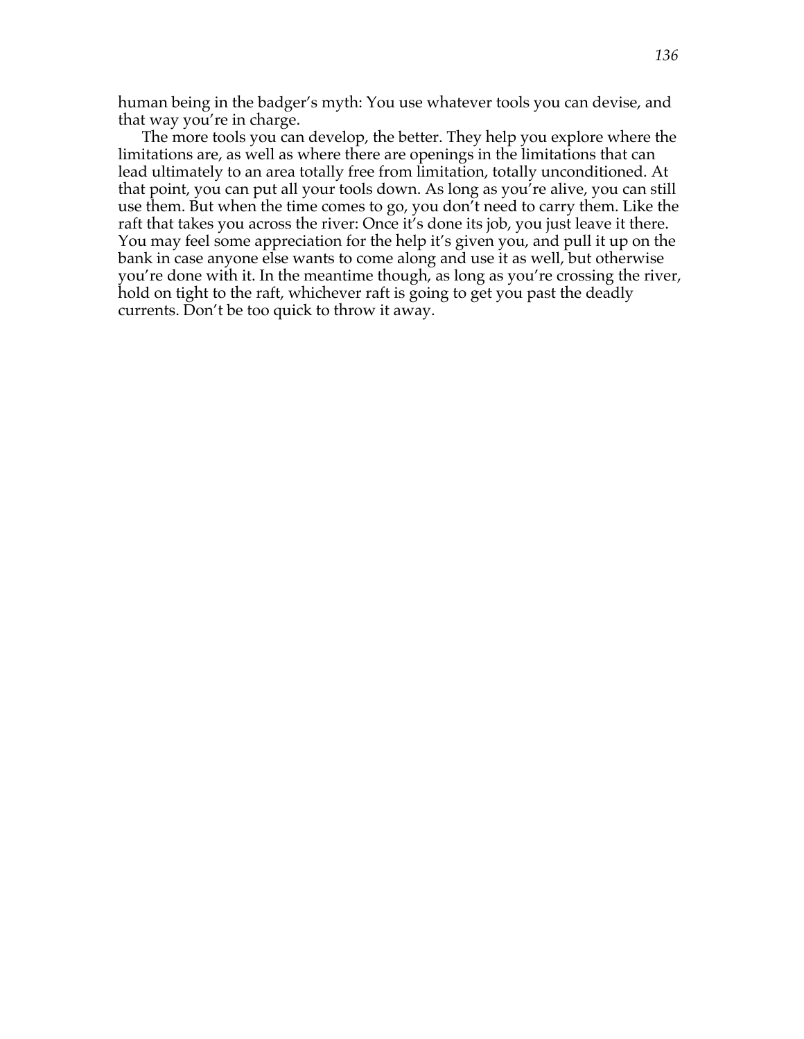human being in the badger's myth: You use whatever tools you can devise, and that way you're in charge.

The more tools you can develop, the better. They help you explore where the limitations are, as well as where there are openings in the limitations that can lead ultimately to an area totally free from limitation, totally unconditioned. At that point, you can put all your tools down. As long as you're alive, you can still use them. But when the time comes to go, you don't need to carry them. Like the raft that takes you across the river: Once it's done its job, you just leave it there. You may feel some appreciation for the help it's given you, and pull it up on the bank in case anyone else wants to come along and use it as well, but otherwise you're done with it. In the meantime though, as long as you're crossing the river, hold on tight to the raft, whichever raft is going to get you past the deadly currents. Don't be too quick to throw it away.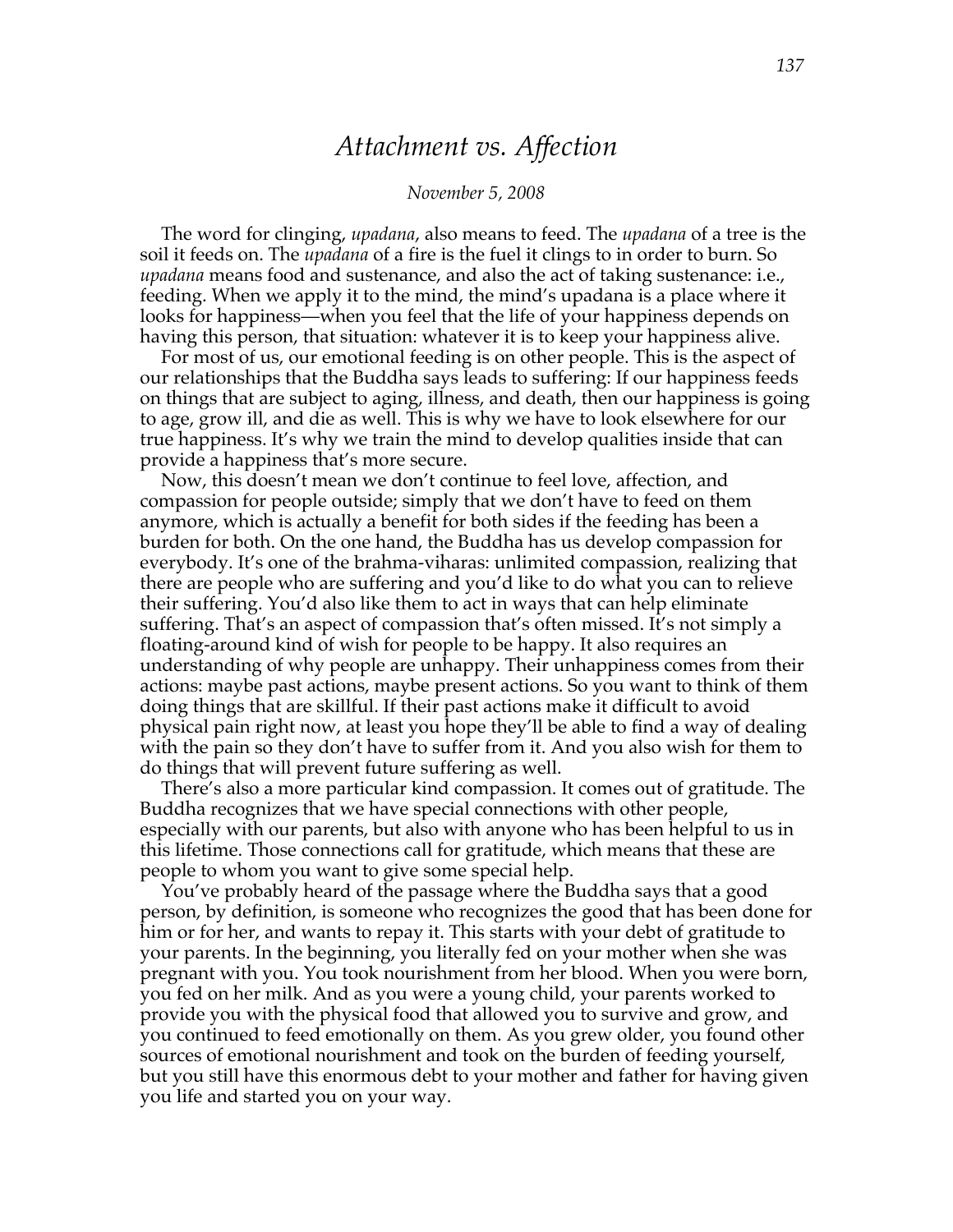# *Attachment vs. Affection*

*November 5, 2008*

The word for clinging, *upadana*, also means to feed. The *upadana* of a tree is the soil it feeds on. The *upadana* of a fire is the fuel it clings to in order to burn. So *upadana* means food and sustenance, and also the act of taking sustenance: i.e., feeding. When we apply it to the mind, the mind's upadana is a place where it looks for happiness—when you feel that the life of your happiness depends on having this person, that situation: whatever it is to keep your happiness alive.

For most of us, our emotional feeding is on other people. This is the aspect of our relationships that the Buddha says leads to suffering: If our happiness feeds on things that are subject to aging, illness, and death, then our happiness is going to age, grow ill, and die as well. This is why we have to look elsewhere for our true happiness. It's why we train the mind to develop qualities inside that can provide a happiness that's more secure.

Now, this doesn't mean we don't continue to feel love, affection, and compassion for people outside; simply that we don't have to feed on them anymore, which is actually a benefit for both sides if the feeding has been a burden for both. On the one hand, the Buddha has us develop compassion for everybody. It's one of the brahma-viharas: unlimited compassion, realizing that there are people who are suffering and you'd like to do what you can to relieve their suffering. You'd also like them to act in ways that can help eliminate suffering. That's an aspect of compassion that's often missed. It's not simply a floating-around kind of wish for people to be happy. It also requires an understanding of why people are unhappy. Their unhappiness comes from their actions: maybe past actions, maybe present actions. So you want to think of them doing things that are skillful. If their past actions make it difficult to avoid physical pain right now, at least you hope they'll be able to find a way of dealing with the pain so they don't have to suffer from it. And you also wish for them to do things that will prevent future suffering as well.

There's also a more particular kind compassion. It comes out of gratitude. The Buddha recognizes that we have special connections with other people, especially with our parents, but also with anyone who has been helpful to us in this lifetime. Those connections call for gratitude, which means that these are people to whom you want to give some special help.

You've probably heard of the passage where the Buddha says that a good person, by definition, is someone who recognizes the good that has been done for him or for her, and wants to repay it. This starts with your debt of gratitude to your parents. In the beginning, you literally fed on your mother when she was pregnant with you. You took nourishment from her blood. When you were born, you fed on her milk. And as you were a young child, your parents worked to provide you with the physical food that allowed you to survive and grow, and you continued to feed emotionally on them. As you grew older, you found other sources of emotional nourishment and took on the burden of feeding yourself, but you still have this enormous debt to your mother and father for having given you life and started you on your way.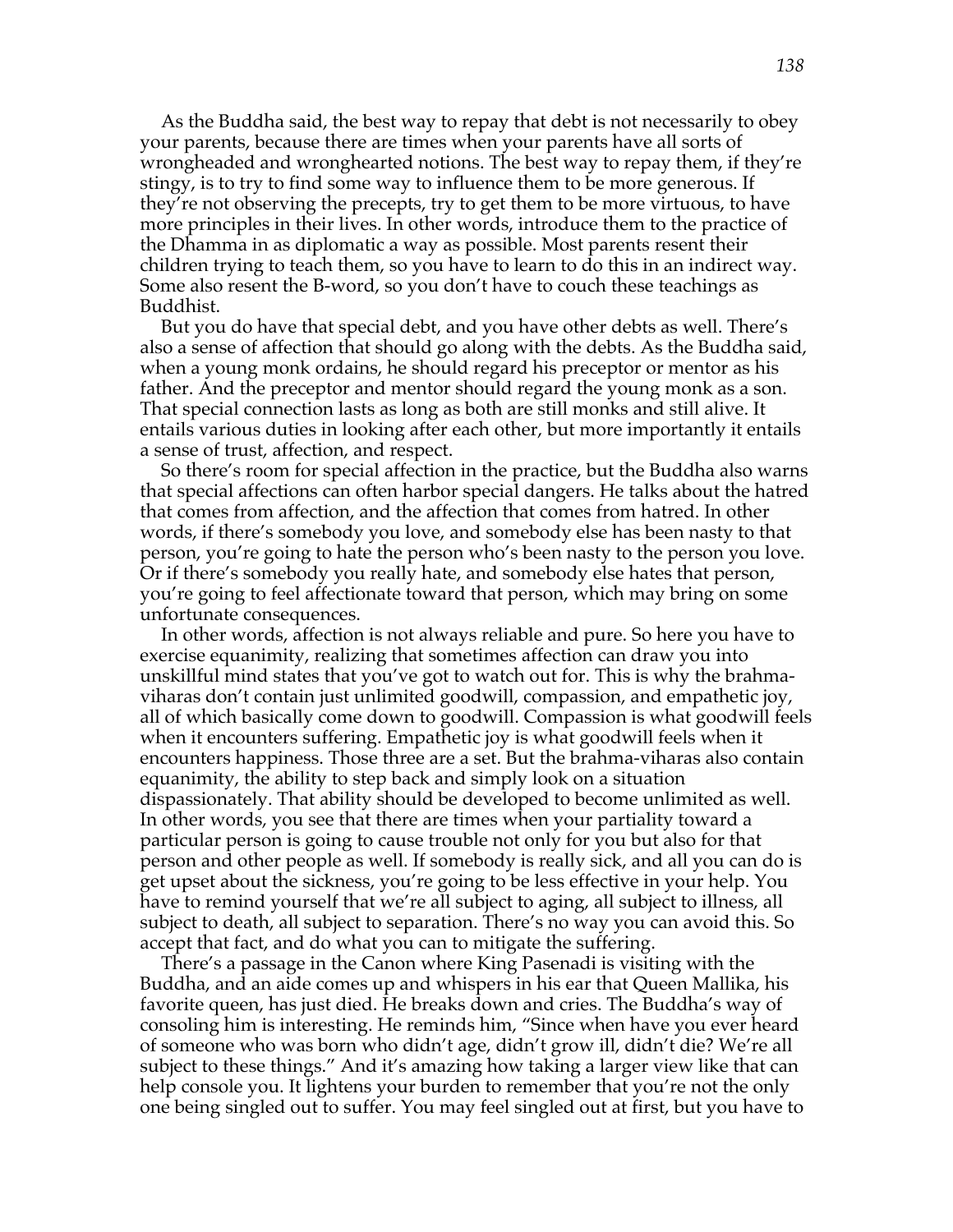As the Buddha said, the best way to repay that debt is not necessarily to obey your parents, because there are times when your parents have all sorts of wrongheaded and wronghearted notions. The best way to repay them, if they're stingy, is to try to find some way to influence them to be more generous. If they're not observing the precepts, try to get them to be more virtuous, to have more principles in their lives. In other words, introduce them to the practice of the Dhamma in as diplomatic a way as possible. Most parents resent their children trying to teach them, so you have to learn to do this in an indirect way. Some also resent the B-word, so you don't have to couch these teachings as Buddhist.

But you do have that special debt, and you have other debts as well. There's also a sense of affection that should go along with the debts. As the Buddha said, when a young monk ordains, he should regard his preceptor or mentor as his father. And the preceptor and mentor should regard the young monk as a son. That special connection lasts as long as both are still monks and still alive. It entails various duties in looking after each other, but more importantly it entails a sense of trust, affection, and respect.

So there's room for special affection in the practice, but the Buddha also warns that special affections can often harbor special dangers. He talks about the hatred that comes from affection, and the affection that comes from hatred. In other words, if there's somebody you love, and somebody else has been nasty to that person, you're going to hate the person who's been nasty to the person you love. Or if there's somebody you really hate, and somebody else hates that person, you're going to feel affectionate toward that person, which may bring on some unfortunate consequences.

In other words, affection is not always reliable and pure. So here you have to exercise equanimity, realizing that sometimes affection can draw you into unskillful mind states that you've got to watch out for. This is why the brahma-viharas don't contain just unlimited goodwill, compassion, and empathetic joy, all of which basically come down to goodwill. Compassion is what goodwill feels when it encounters suffering. Empathetic joy is what goodwill feels when it encounters happiness. Those three are a set. But the brahma-viharas also contain equanimity, the ability to step back and simply look on a situation dispassionately. That ability should be developed to become unlimited as well. In other words, you see that there are times when your partiality toward a particular person is going to cause trouble not only for you but also for that person and other people as well. If somebody is really sick, and all you can do is get upset about the sickness, you're going to be less effective in your help. You have to remind yourself that we're all subject to aging, all subject to illness, all subject to death, all subject to separation. There's no way you can avoid this. So accept that fact, and do what you can to mitigate the suffering.

There's a passage in the Canon where King Pasenadi is visiting with the Buddha, and an aide comes up and whispers in his ear that Queen Mallika, his favorite queen, has just died. He breaks down and cries. The Buddha's way of consoling him is interesting. He reminds him, "Since when have you ever heard of someone who was born who didn't age, didn't grow ill, didn't die? We're all subject to these things." And it's amazing how taking a larger view like that can help console you. It lightens your burden to remember that you're not the only one being singled out to suffer. You may feel singled out at first, but you have to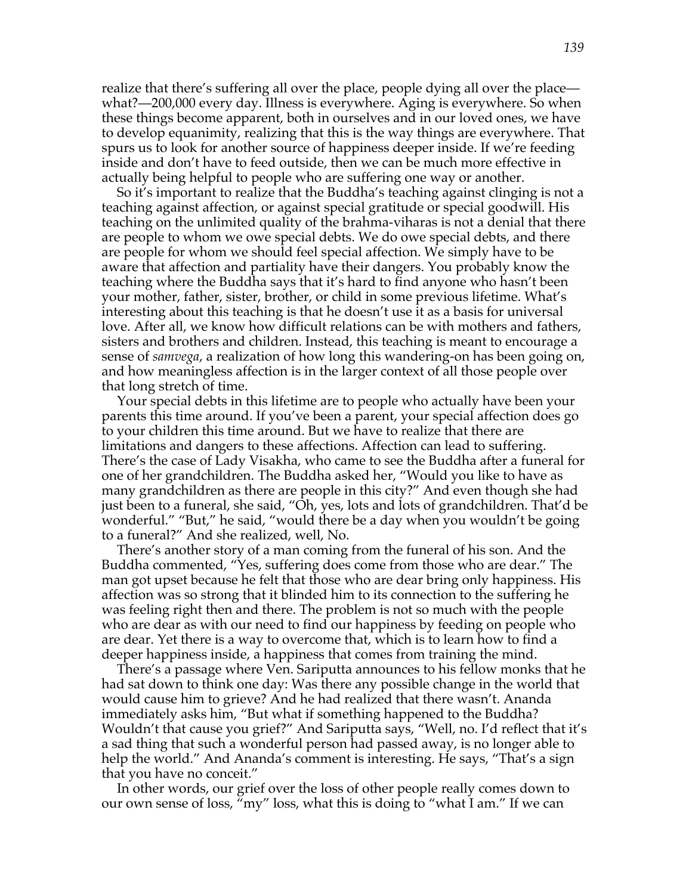realize that there's suffering all over the place, people dying all over the place—what?—200,000 every day. Illness is everywhere. Aging is everywhere. So when these things become apparent, both in ourselves and in our loved ones, we have to develop equanimity, realizing that this is the way things are everywhere. That spurs us to look for another source of happiness deeper inside. If we're feeding inside and don't have to feed outside, then we can be much more effective in actually being helpful to people who are suffering one way or another.

So it's important to realize that the Buddha's teaching against clinging is not a teaching against affection, or against special gratitude or special goodwill. His teaching on the unlimited quality of the brahma-viharas is not a denial that there are people to whom we owe special debts. We do owe special debts, and there are people for whom we should feel special affection. We simply have to be aware that affection and partiality have their dangers. You probably know the teaching where the Buddha says that it's hard to find anyone who hasn't been your mother, father, sister, brother, or child in some previous lifetime. What's interesting about this teaching is that he doesn't use it as a basis for universal love. After all, we know how difficult relations can be with mothers and fathers, sisters and brothers and children. Instead, this teaching is meant to encourage a sense of *samvega*, a realization of how long this wandering-on has been going on, and how meaningless affection is in the larger context of all those people over that long stretch of time.

Your special debts in this lifetime are to people who actually have been your parents this time around. If you've been a parent, your special affection does go to your children this time around. But we have to realize that there are limitations and dangers to these affections. Affection can lead to suffering. There's the case of Lady Visakha, who came to see the Buddha after a funeral for one of her grandchildren. The Buddha asked her, "Would you like to have as many grandchildren as there are people in this city?" And even though she had just been to a funeral, she said, "Oh, yes, lots and lots of grandchildren. That'd be wonderful." "But," he said, "would there be a day when you wouldn't be going to a funeral?" And she realized, well, No.

There's another story of a man coming from the funeral of his son. And the Buddha commented, "Yes, suffering does come from those who are dear." The man got upset because he felt that those who are dear bring only happiness. His affection was so strong that it blinded him to its connection to the suffering he was feeling right then and there. The problem is not so much with the people who are dear as with our need to find our happiness by feeding on people who are dear. Yet there is a way to overcome that, which is to learn how to find a deeper happiness inside, a happiness that comes from training the mind.

There's a passage where Ven. Sariputta announces to his fellow monks that he had sat down to think one day: Was there any possible change in the world that would cause him to grieve? And he had realized that there wasn't. Ananda immediately asks him, "But what if something happened to the Buddha? Wouldn't that cause you grief?" And Sariputta says, "Well, no. I'd reflect that it's a sad thing that such a wonderful person had passed away, is no longer able to help the world." And Ananda's comment is interesting. He says, "That's a sign that you have no conceit."

In other words, our grief over the loss of other people really comes down to our own sense of loss, "my" loss, what this is doing to "what I am." If we can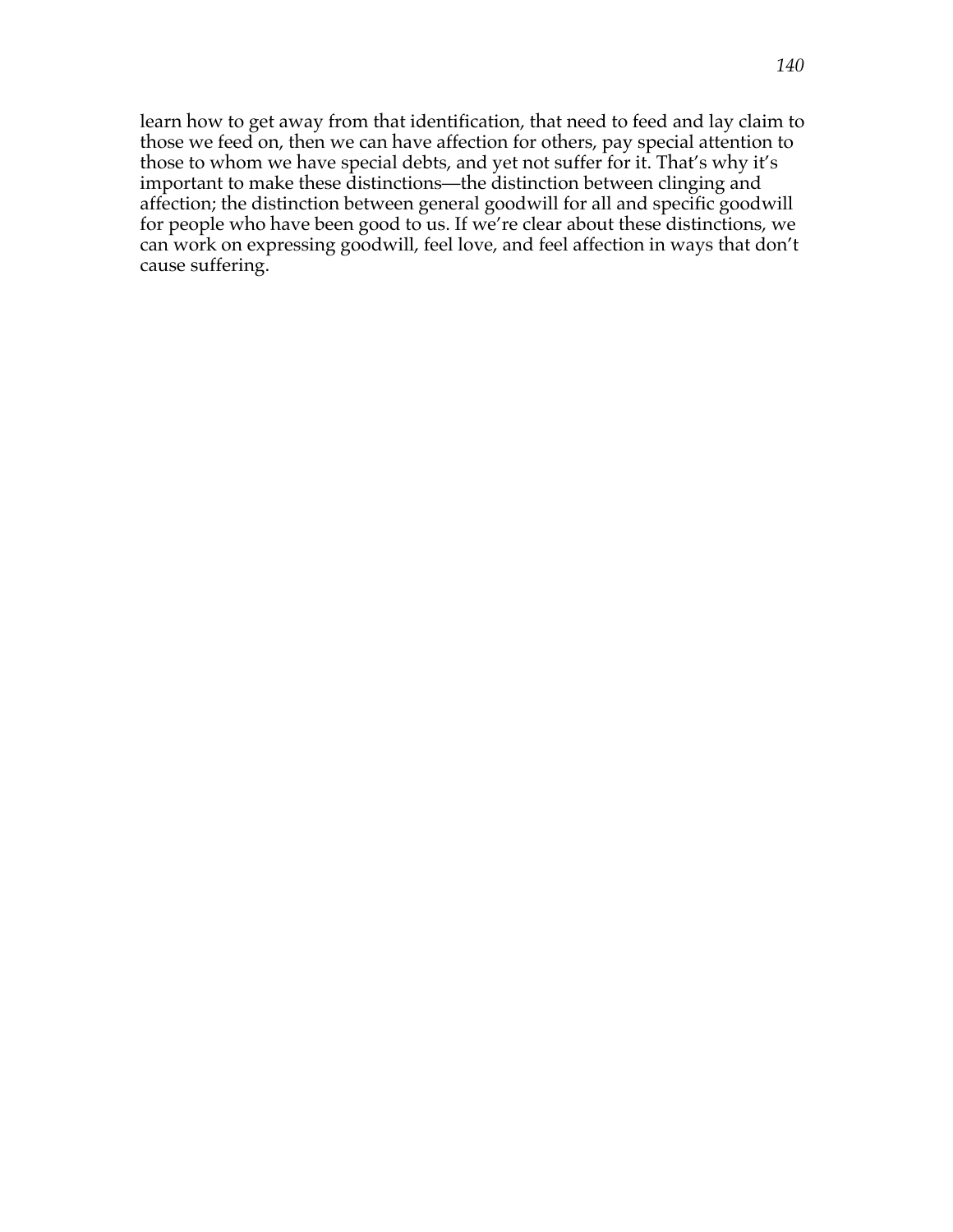learn how to get away from that identification, that need to feed and lay claim to those we feed on, then we can have affection for others, pay special attention to those to whom we have special debts, and yet not suffer for it. That's why it's important to make these distinctions—the distinction between clinging and affection; the distinction between general goodwill for all and specific goodwill for people who have been good to us. If we're clear about these distinctions, we can work on expressing goodwill, feel love, and feel affection in ways that don't cause suffering.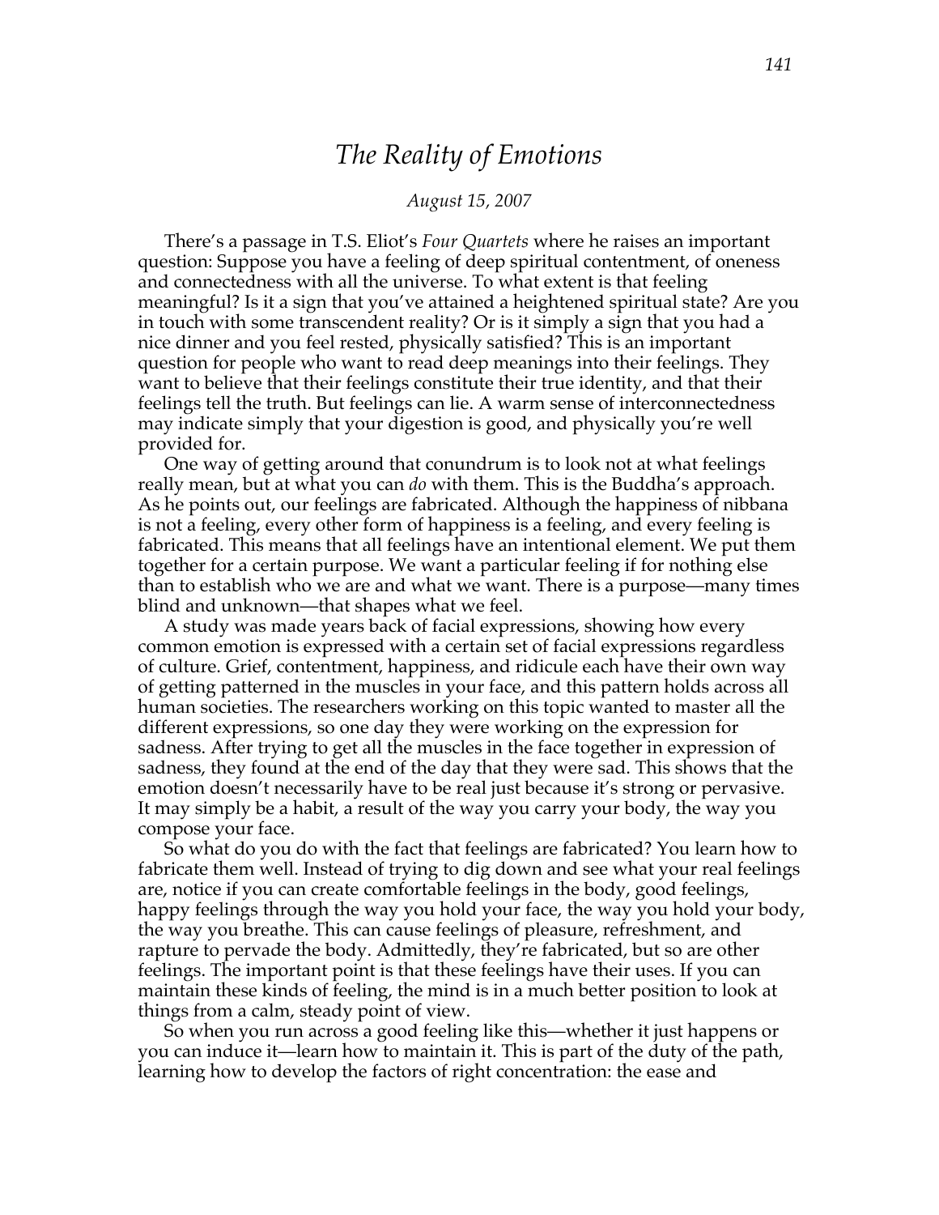# *The Reality of Emotions*

*August 15, 2007*

There's a passage in T.S. Eliot's *Four Quartets* where he raises an important question: Suppose you have a feeling of deep spiritual contentment, of oneness and connectedness with all the universe. To what extent is that feeling meaningful? Is it a sign that you've attained a heightened spiritual state? Are you in touch with some transcendent reality? Or is it simply a sign that you had a nice dinner and you feel rested, physically satisfied? This is an important question for people who want to read deep meanings into their feelings. They want to believe that their feelings constitute their true identity, and that their feelings tell the truth. But feelings can lie. A warm sense of interconnectedness may indicate simply that your digestion is good, and physically you're well provided for.

One way of getting around that conundrum is to look not at what feelings really mean, but at what you can *do* with them. This is the Buddha's approach. As he points out, our feelings are fabricated. Although the happiness of nibbana is not a feeling, every other form of happiness is a feeling, and every feeling is fabricated. This means that all feelings have an intentional element. We put them together for a certain purpose. We want a particular feeling if for nothing else than to establish who we are and what we want. There is a purpose—many times blind and unknown—that shapes what we feel.

A study was made years back of facial expressions, showing how every common emotion is expressed with a certain set of facial expressions regardless of culture. Grief, contentment, happiness, and ridicule each have their own way of getting patterned in the muscles in your face, and this pattern holds across all human societies. The researchers working on this topic wanted to master all the different expressions, so one day they were working on the expression for sadness. After trying to get all the muscles in the face together in expression of sadness, they found at the end of the day that they were sad. This shows that the emotion doesn't necessarily have to be real just because it's strong or pervasive. It may simply be a habit, a result of the way you carry your body, the way you compose your face.

So what do you do with the fact that feelings are fabricated? You learn how to fabricate them well. Instead of trying to dig down and see what your real feelings are, notice if you can create comfortable feelings in the body, good feelings, happy feelings through the way you hold your face, the way you hold your body, the way you breathe. This can cause feelings of pleasure, refreshment, and rapture to pervade the body. Admittedly, they're fabricated, but so are other feelings. The important point is that these feelings have their uses. If you can maintain these kinds of feeling, the mind is in a much better position to look at things from a calm, steady point of view.

So when you run across a good feeling like this—whether it just happens or you can induce it—learn how to maintain it. This is part of the duty of the path, learning how to develop the factors of right concentration: the ease and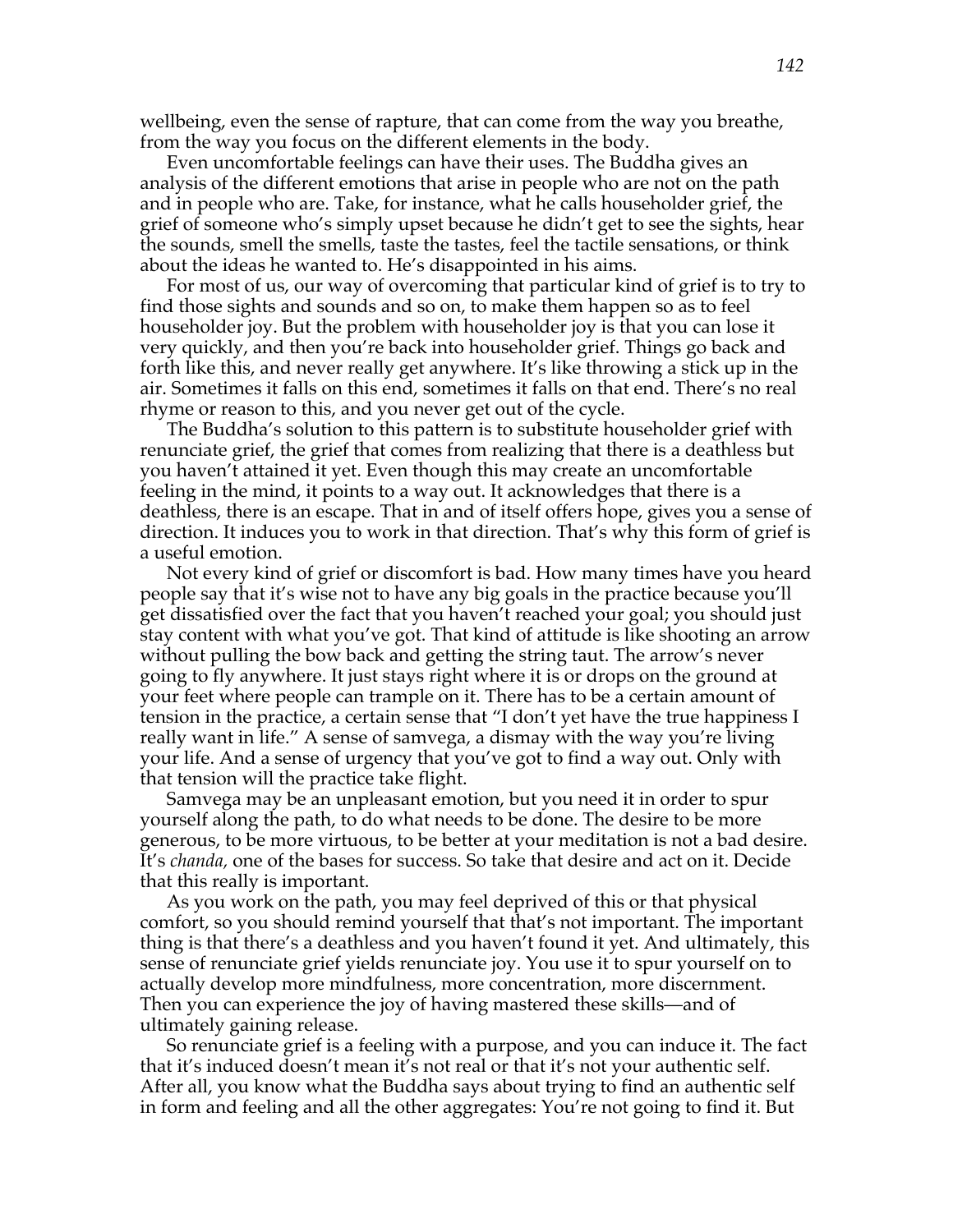wellbeing, even the sense of rapture, that can come from the way you breathe, from the way you focus on the different elements in the body.

Even uncomfortable feelings can have their uses. The Buddha gives an analysis of the different emotions that arise in people who are not on the path and in people who are. Take, for instance, what he calls householder grief, the grief of someone who's simply upset because he didn't get to see the sights, hear the sounds, smell the smells, taste the tastes, feel the tactile sensations, or think about the ideas he wanted to. He's disappointed in his aims.

For most of us, our way of overcoming that particular kind of grief is to try to find those sights and sounds and so on, to make them happen so as to feel householder joy. But the problem with householder joy is that you can lose it very quickly, and then you're back into householder grief. Things go back and forth like this, and never really get anywhere. It's like throwing a stick up in the air. Sometimes it falls on this end, sometimes it falls on that end. There's no real rhyme or reason to this, and you never get out of the cycle.

The Buddha's solution to this pattern is to substitute householder grief with renunciate grief, the grief that comes from realizing that there is a deathless but you haven't attained it yet. Even though this may create an uncomfortable feeling in the mind, it points to a way out. It acknowledges that there is a deathless, there is an escape. That in and of itself offers hope, gives you a sense of direction. It induces you to work in that direction. That's why this form of grief is a useful emotion.

Not every kind of grief or discomfort is bad. How many times have you heard people say that it's wise not to have any big goals in the practice because you'll get dissatisfied over the fact that you haven't reached your goal; you should just stay content with what you've got. That kind of attitude is like shooting an arrow without pulling the bow back and getting the string taut. The arrow's never going to fly anywhere. It just stays right where it is or drops on the ground at your feet where people can trample on it. There has to be a certain amount of tension in the practice, a certain sense that "I don't yet have the true happiness I really want in life." A sense of samvega, a dismay with the way you're living your life. And a sense of urgency that you've got to find a way out. Only with that tension will the practice take flight.

Samvega may be an unpleasant emotion, but you need it in order to spur yourself along the path, to do what needs to be done. The desire to be more generous, to be more virtuous, to be better at your meditation is not a bad desire. It's *chanda,* one of the bases for success. So take that desire and act on it. Decide that this really is important.

As you work on the path, you may feel deprived of this or that physical comfort, so you should remind yourself that that's not important. The important thing is that there's a deathless and you haven't found it yet. And ultimately, this sense of renunciate grief yields renunciate joy. You use it to spur yourself on to actually develop more mindfulness, more concentration, more discernment. Then you can experience the joy of having mastered these skills—and of ultimately gaining release.

So renunciate grief is a feeling with a purpose, and you can induce it. The fact that it's induced doesn't mean it's not real or that it's not your authentic self. After all, you know what the Buddha says about trying to find an authentic self in form and feeling and all the other aggregates: You're not going to find it. But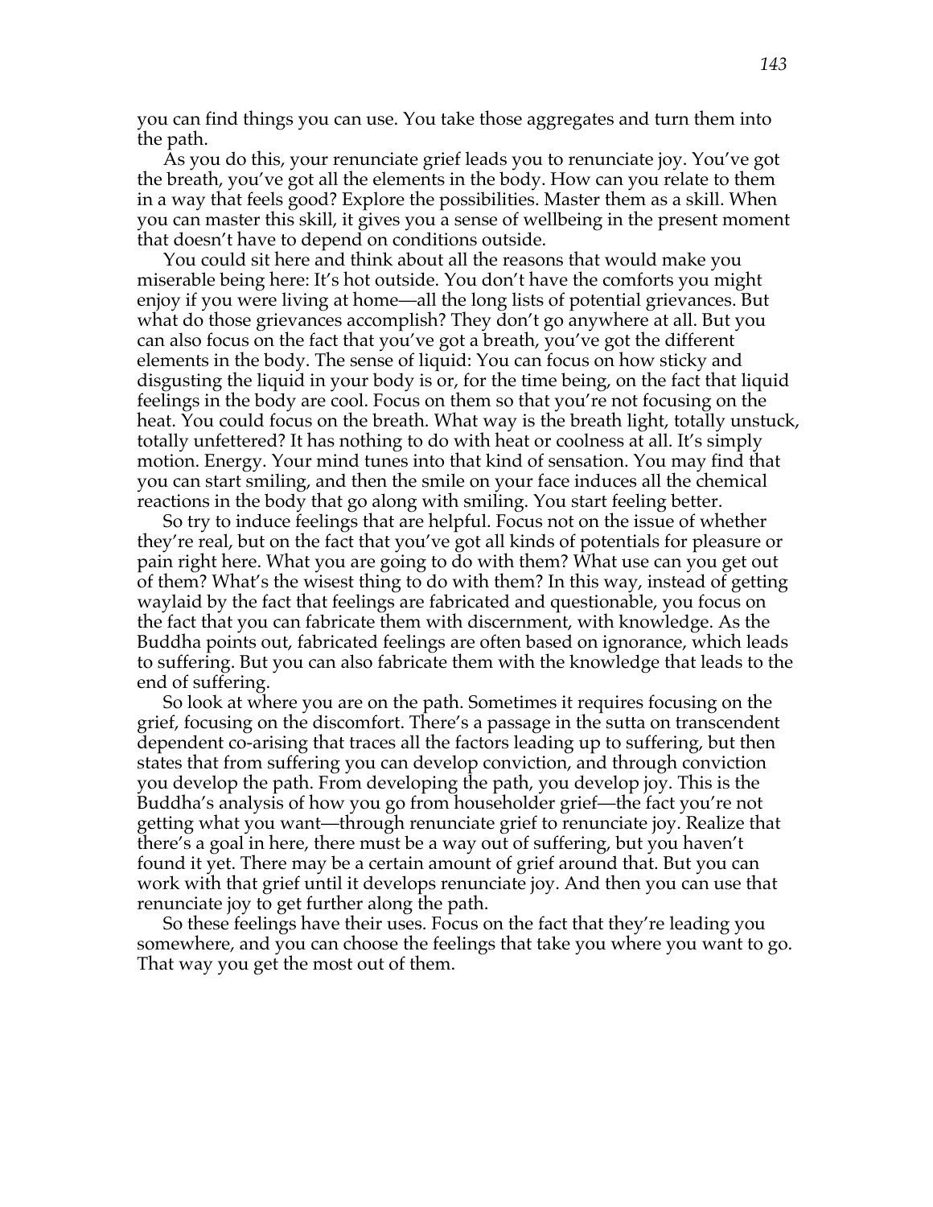you can find things you can use. You take those aggregates and turn them into the path.

As you do this, your renunciate grief leads you to renunciate joy. You've got the breath, you've got all the elements in the body. How can you relate to them in a way that feels good? Explore the possibilities. Master them as a skill. When you can master this skill, it gives you a sense of wellbeing in the present moment that doesn't have to depend on conditions outside.

You could sit here and think about all the reasons that would make you miserable being here: It's hot outside. You don't have the comforts you might enjoy if you were living at home—all the long lists of potential grievances. But what do those grievances accomplish? They don't go anywhere at all. But you can also focus on the fact that you've got a breath, you've got the different elements in the body. The sense of liquid: You can focus on how sticky and disgusting the liquid in your body is or, for the time being, on the fact that liquid feelings in the body are cool. Focus on them so that you're not focusing on the heat. You could focus on the breath. What way is the breath light, totally unstuck, totally unfettered? It has nothing to do with heat or coolness at all. It's simply motion. Energy. Your mind tunes into that kind of sensation. You may find that you can start smiling, and then the smile on your face induces all the chemical reactions in the body that go along with smiling. You start feeling better.

So try to induce feelings that are helpful. Focus not on the issue of whether they're real, but on the fact that you've got all kinds of potentials for pleasure or pain right here. What you are going to do with them? What use can you get out of them? What's the wisest thing to do with them? In this way, instead of getting waylaid by the fact that feelings are fabricated and questionable, you focus on the fact that you can fabricate them with discernment, with knowledge. As the Buddha points out, fabricated feelings are often based on ignorance, which leads to suffering. But you can also fabricate them with the knowledge that leads to the end of suffering.

So look at where you are on the path. Sometimes it requires focusing on the grief, focusing on the discomfort. There's a passage in the sutta on transcendent dependent co-arising that traces all the factors leading up to suffering, but then states that from suffering you can develop conviction, and through conviction you develop the path. From developing the path, you develop joy. This is the Buddha's analysis of how you go from householder grief—the fact you're not getting what you want—through renunciate grief to renunciate joy. Realize that there's a goal in here, there must be a way out of suffering, but you haven't found it yet. There may be a certain amount of grief around that. But you can work with that grief until it develops renunciate joy. And then you can use that renunciate joy to get further along the path.

So these feelings have their uses. Focus on the fact that they're leading you somewhere, and you can choose the feelings that take you where you want to go. That way you get the most out of them.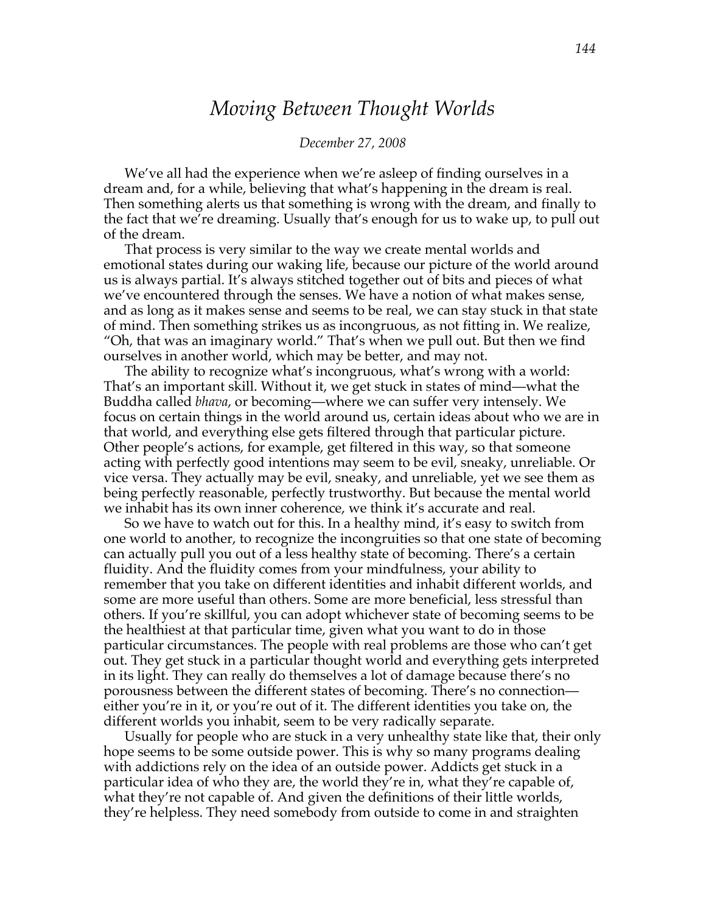# *Moving Between Thought Worlds*

*December 27, 2008*

We've all had the experience when we're asleep of finding ourselves in a dream and, for a while, believing that what's happening in the dream is real. Then something alerts us that something is wrong with the dream, and finally to the fact that we're dreaming. Usually that's enough for us to wake up, to pull out of the dream.

That process is very similar to the way we create mental worlds and emotional states during our waking life, because our picture of the world around us is always partial. It's always stitched together out of bits and pieces of what we've encountered through the senses. We have a notion of what makes sense, and as long as it makes sense and seems to be real, we can stay stuck in that state of mind. Then something strikes us as incongruous, as not fitting in. We realize, "Oh, that was an imaginary world." That's when we pull out. But then we find ourselves in another world, which may be better, and may not.

The ability to recognize what's incongruous, what's wrong with a world: That's an important skill. Without it, we get stuck in states of mind—what the Buddha called *bhava*, or becoming—where we can suffer very intensely. We focus on certain things in the world around us, certain ideas about who we are in that world, and everything else gets filtered through that particular picture. Other people's actions, for example, get filtered in this way, so that someone acting with perfectly good intentions may seem to be evil, sneaky, unreliable. Or vice versa. They actually may be evil, sneaky, and unreliable, yet we see them as being perfectly reasonable, perfectly trustworthy. But because the mental world we inhabit has its own inner coherence, we think it's accurate and real.

So we have to watch out for this. In a healthy mind, it's easy to switch from one world to another, to recognize the incongruities so that one state of becoming can actually pull you out of a less healthy state of becoming. There's a certain fluidity. And the fluidity comes from your mindfulness, your ability to remember that you take on different identities and inhabit different worlds, and some are more useful than others. Some are more beneficial, less stressful than others. If you're skillful, you can adopt whichever state of becoming seems to be the healthiest at that particular time, given what you want to do in those particular circumstances. The people with real problems are those who can't get out. They get stuck in a particular thought world and everything gets interpreted in its light. They can really do themselves a lot of damage because there's no porousness between the different states of becoming. There's no connection—either you're in it, or you're out of it. The different identities you take on, the different worlds you inhabit, seem to be very radically separate.

Usually for people who are stuck in a very unhealthy state like that, their only hope seems to be some outside power. This is why so many programs dealing with addictions rely on the idea of an outside power. Addicts get stuck in a particular idea of who they are, the world they're in, what they're capable of, what they're not capable of. And given the definitions of their little worlds, they're helpless. They need somebody from outside to come in and straighten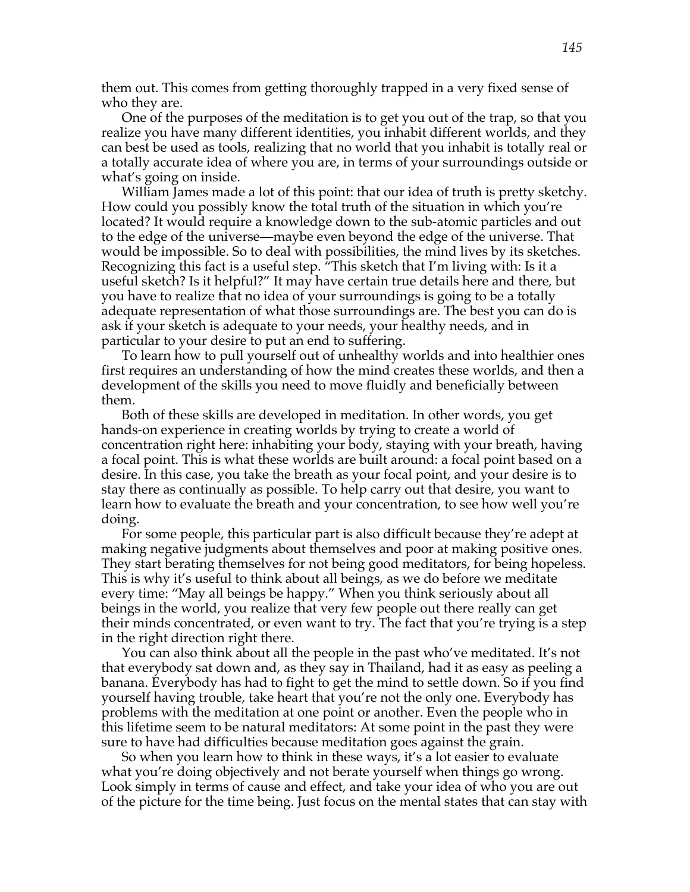them out. This comes from getting thoroughly trapped in a very fixed sense of who they are.

One of the purposes of the meditation is to get you out of the trap, so that you realize you have many different identities, you inhabit different worlds, and they can best be used as tools, realizing that no world that you inhabit is totally real or a totally accurate idea of where you are, in terms of your surroundings outside or what's going on inside.

William James made a lot of this point: that our idea of truth is pretty sketchy. How could you possibly know the total truth of the situation in which you're located? It would require a knowledge down to the sub-atomic particles and out to the edge of the universe—maybe even beyond the edge of the universe. That would be impossible. So to deal with possibilities, the mind lives by its sketches. Recognizing this fact is a useful step. "This sketch that I'm living with: Is it a useful sketch? Is it helpful?" It may have certain true details here and there, but you have to realize that no idea of your surroundings is going to be a totally adequate representation of what those surroundings are. The best you can do is ask if your sketch is adequate to your needs, your healthy needs, and in particular to your desire to put an end to suffering.

To learn how to pull yourself out of unhealthy worlds and into healthier ones first requires an understanding of how the mind creates these worlds, and then a development of the skills you need to move fluidly and beneficially between them.

Both of these skills are developed in meditation. In other words, you get hands-on experience in creating worlds by trying to create a world of concentration right here: inhabiting your body, staying with your breath, having a focal point. This is what these worlds are built around: a focal point based on a desire. In this case, you take the breath as your focal point, and your desire is to stay there as continually as possible. To help carry out that desire, you want to learn how to evaluate the breath and your concentration, to see how well you're doing.

For some people, this particular part is also difficult because they're adept at making negative judgments about themselves and poor at making positive ones. They start berating themselves for not being good meditators, for being hopeless. This is why it's useful to think about all beings, as we do before we meditate every time: "May all beings be happy." When you think seriously about all beings in the world, you realize that very few people out there really can get their minds concentrated, or even want to try. The fact that you're trying is a step in the right direction right there.

You can also think about all the people in the past who've meditated. It's not that everybody sat down and, as they say in Thailand, had it as easy as peeling a banana. Everybody has had to fight to get the mind to settle down. So if you find yourself having trouble, take heart that you're not the only one. Everybody has problems with the meditation at one point or another. Even the people who in this lifetime seem to be natural meditators: At some point in the past they were sure to have had difficulties because meditation goes against the grain.

So when you learn how to think in these ways, it's a lot easier to evaluate what you're doing objectively and not berate yourself when things go wrong. Look simply in terms of cause and effect, and take your idea of who you are out of the picture for the time being. Just focus on the mental states that can stay with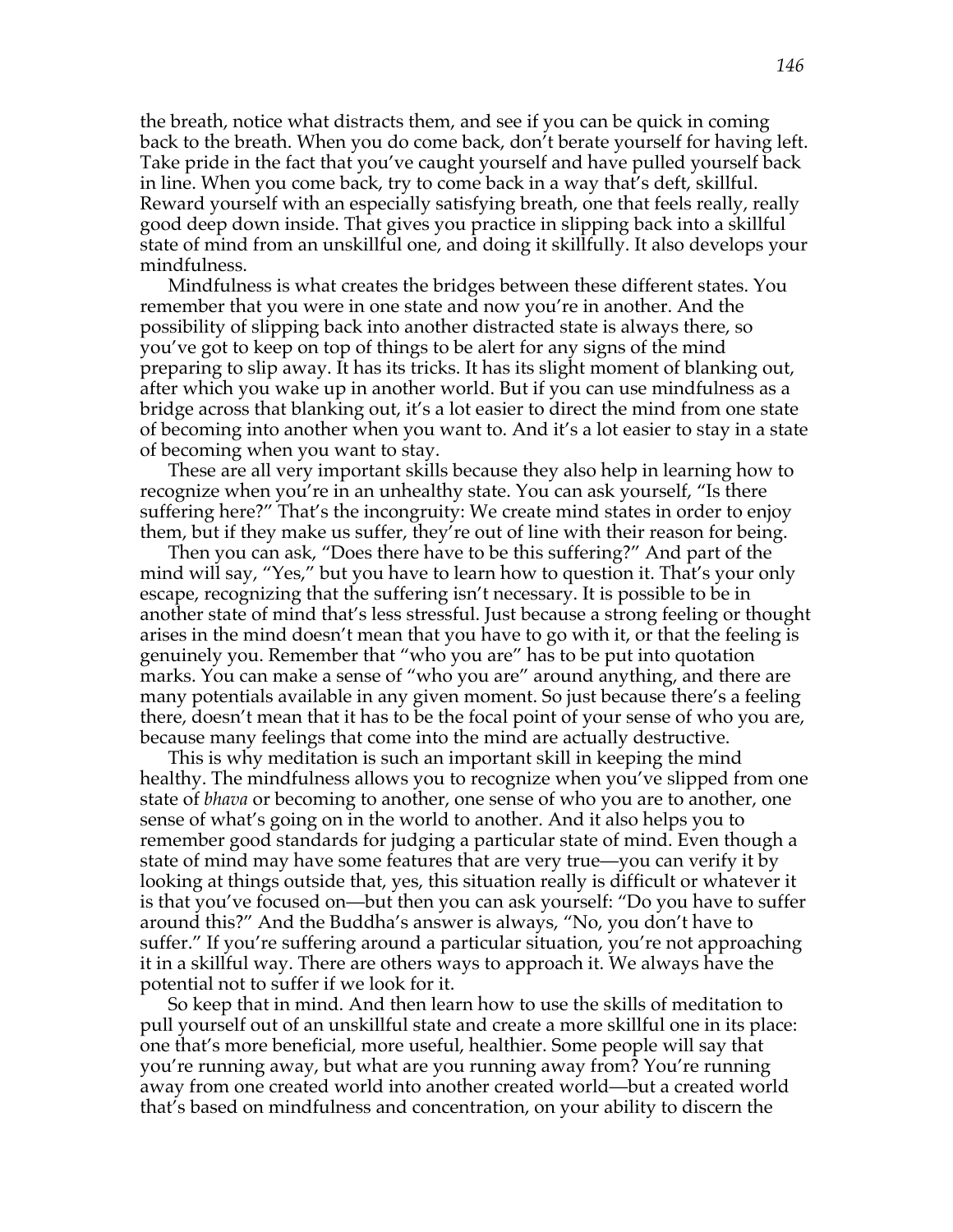the breath, notice what distracts them, and see if you can be quick in coming back to the breath. When you do come back, don't berate yourself for having left. Take pride in the fact that you've caught yourself and have pulled yourself back in line. When you come back, try to come back in a way that's deft, skillful. Reward yourself with an especially satisfying breath, one that feels really, really good deep down inside. That gives you practice in slipping back into a skillful state of mind from an unskillful one, and doing it skillfully. It also develops your mindfulness.

Mindfulness is what creates the bridges between these different states. You remember that you were in one state and now you're in another. And the possibility of slipping back into another distracted state is always there, so you've got to keep on top of things to be alert for any signs of the mind preparing to slip away. It has its tricks. It has its slight moment of blanking out, after which you wake up in another world. But if you can use mindfulness as a bridge across that blanking out, it's a lot easier to direct the mind from one state of becoming into another when you want to. And it's a lot easier to stay in a state of becoming when you want to stay.

These are all very important skills because they also help in learning how to recognize when you're in an unhealthy state. You can ask yourself, "Is there suffering here?" That's the incongruity: We create mind states in order to enjoy them, but if they make us suffer, they're out of line with their reason for being.

Then you can ask, "Does there have to be this suffering?" And part of the mind will say, "Yes," but you have to learn how to question it. That's your only escape, recognizing that the suffering isn't necessary. It is possible to be in another state of mind that's less stressful. Just because a strong feeling or thought arises in the mind doesn't mean that you have to go with it, or that the feeling is genuinely you. Remember that "who you are" has to be put into quotation marks. You can make a sense of "who you are" around anything, and there are many potentials available in any given moment. So just because there's a feeling there, doesn't mean that it has to be the focal point of your sense of who you are, because many feelings that come into the mind are actually destructive.

This is why meditation is such an important skill in keeping the mind healthy. The mindfulness allows you to recognize when you've slipped from one state of *bhava* or becoming to another, one sense of who you are to another, one sense of what's going on in the world to another. And it also helps you to remember good standards for judging a particular state of mind. Even though a state of mind may have some features that are very true—you can verify it by looking at things outside that, yes, this situation really is difficult or whatever it is that you've focused on—but then you can ask yourself: "Do you have to suffer around this?" And the Buddha's answer is always, "No, you don't have to suffer." If you're suffering around a particular situation, you're not approaching it in a skillful way. There are others ways to approach it. We always have the potential not to suffer if we look for it.

So keep that in mind. And then learn how to use the skills of meditation to pull yourself out of an unskillful state and create a more skillful one in its place: one that's more beneficial, more useful, healthier. Some people will say that you're running away, but what are you running away from? You're running away from one created world into another created world—but a created world that's based on mindfulness and concentration, on your ability to discern the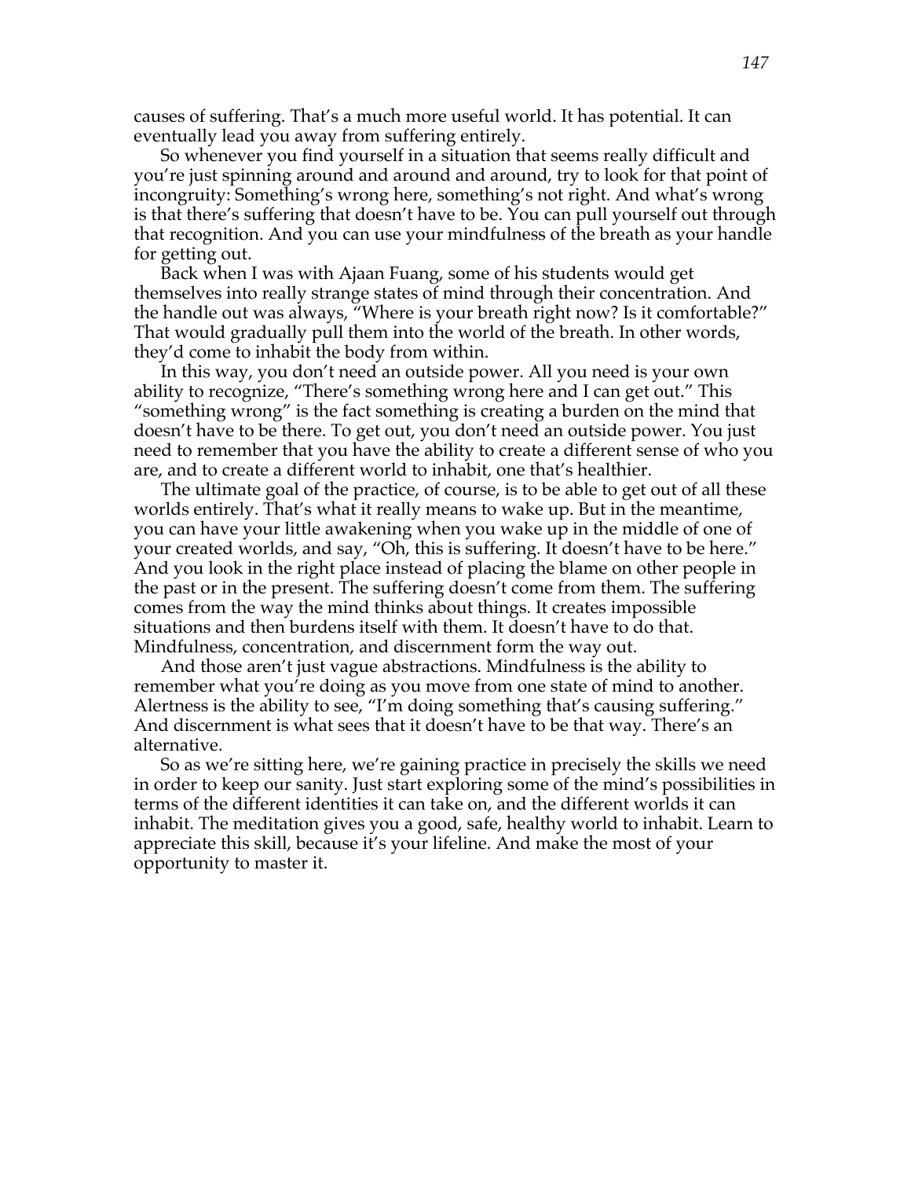causes of suffering. That's a much more useful world. It has potential. It can eventually lead you away from suffering entirely.

So whenever you find yourself in a situation that seems really difficult and you're just spinning around and around and around, try to look for that point of incongruity: Something's wrong here, something's not right. And what's wrong is that there's suffering that doesn't have to be. You can pull yourself out through that recognition. And you can use your mindfulness of the breath as your handle for getting out.

Back when I was with Ajaan Fuang, some of his students would get themselves into really strange states of mind through their concentration. And the handle out was always, "Where is your breath right now? Is it comfortable?" That would gradually pull them into the world of the breath. In other words, they'd come to inhabit the body from within.

In this way, you don't need an outside power. All you need is your own ability to recognize, "There's something wrong here and I can get out." This "something wrong" is the fact something is creating a burden on the mind that doesn't have to be there. To get out, you don't need an outside power. You just need to remember that you have the ability to create a different sense of who you are, and to create a different world to inhabit, one that's healthier.

The ultimate goal of the practice, of course, is to be able to get out of all these worlds entirely. That's what it really means to wake up. But in the meantime, you can have your little awakening when you wake up in the middle of one of your created worlds, and say, "Oh, this is suffering. It doesn't have to be here." And you look in the right place instead of placing the blame on other people in the past or in the present. The suffering doesn't come from them. The suffering comes from the way the mind thinks about things. It creates impossible situations and then burdens itself with them. It doesn't have to do that. Mindfulness, concentration, and discernment form the way out.

And those aren't just vague abstractions. Mindfulness is the ability to remember what you're doing as you move from one state of mind to another. Alertness is the ability to see, "I'm doing something that's causing suffering." And discernment is what sees that it doesn't have to be that way. There's an alternative.

So as we're sitting here, we're gaining practice in precisely the skills we need in order to keep our sanity. Just start exploring some of the mind's possibilities in terms of the different identities it can take on, and the different worlds it can inhabit. The meditation gives you a good, safe, healthy world to inhabit. Learn to appreciate this skill, because it's your lifeline. And make the most of your opportunity to master it.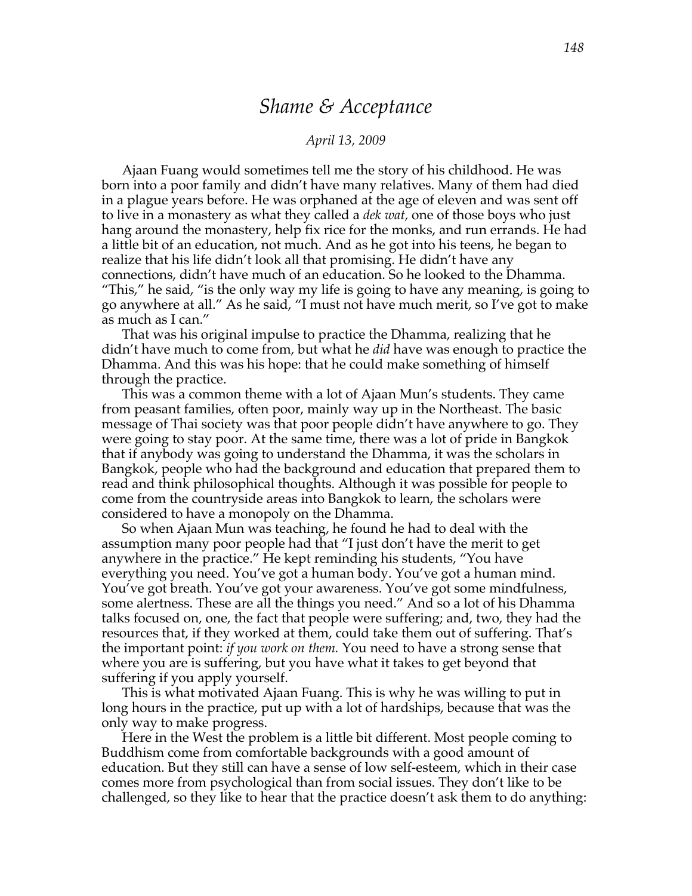# *Shame & Acceptance*

*April 13, 2009*

Ajaan Fuang would sometimes tell me the story of his childhood. He was born into a poor family and didn't have many relatives. Many of them had died in a plague years before. He was orphaned at the age of eleven and was sent off to live in a monastery as what they called a *dek wat,* one of those boys who just hang around the monastery, help fix rice for the monks, and run errands. He had a little bit of an education, not much. And as he got into his teens, he began to realize that his life didn't look all that promising. He didn't have any connections, didn't have much of an education. So he looked to the Dhamma. "This," he said, "is the only way my life is going to have any meaning, is going to go anywhere at all." As he said, "I must not have much merit, so I've got to make as much as I can."

That was his original impulse to practice the Dhamma, realizing that he didn't have much to come from, but what he *did* have was enough to practice the Dhamma. And this was his hope: that he could make something of himself through the practice.

This was a common theme with a lot of Ajaan Mun's students. They came from peasant families, often poor, mainly way up in the Northeast. The basic message of Thai society was that poor people didn't have anywhere to go. They were going to stay poor. At the same time, there was a lot of pride in Bangkok that if anybody was going to understand the Dhamma, it was the scholars in Bangkok, people who had the background and education that prepared them to read and think philosophical thoughts. Although it was possible for people to come from the countryside areas into Bangkok to learn, the scholars were considered to have a monopoly on the Dhamma.

So when Ajaan Mun was teaching, he found he had to deal with the assumption many poor people had that "I just don't have the merit to get anywhere in the practice." He kept reminding his students, "You have everything you need. You've got a human body. You've got a human mind. You've got breath. You've got your awareness. You've got some mindfulness, some alertness. These are all the things you need." And so a lot of his Dhamma talks focused on, one, the fact that people were suffering; and, two, they had the resources that, if they worked at them, could take them out of suffering. That's the important point: *if you work on them.* You need to have a strong sense that where you are is suffering, but you have what it takes to get beyond that suffering if you apply yourself.

This is what motivated Ajaan Fuang. This is why he was willing to put in long hours in the practice, put up with a lot of hardships, because that was the only way to make progress.

Here in the West the problem is a little bit different. Most people coming to Buddhism come from comfortable backgrounds with a good amount of education. But they still can have a sense of low self-esteem, which in their case comes more from psychological than from social issues. They don't like to be challenged, so they like to hear that the practice doesn't ask them to do anything: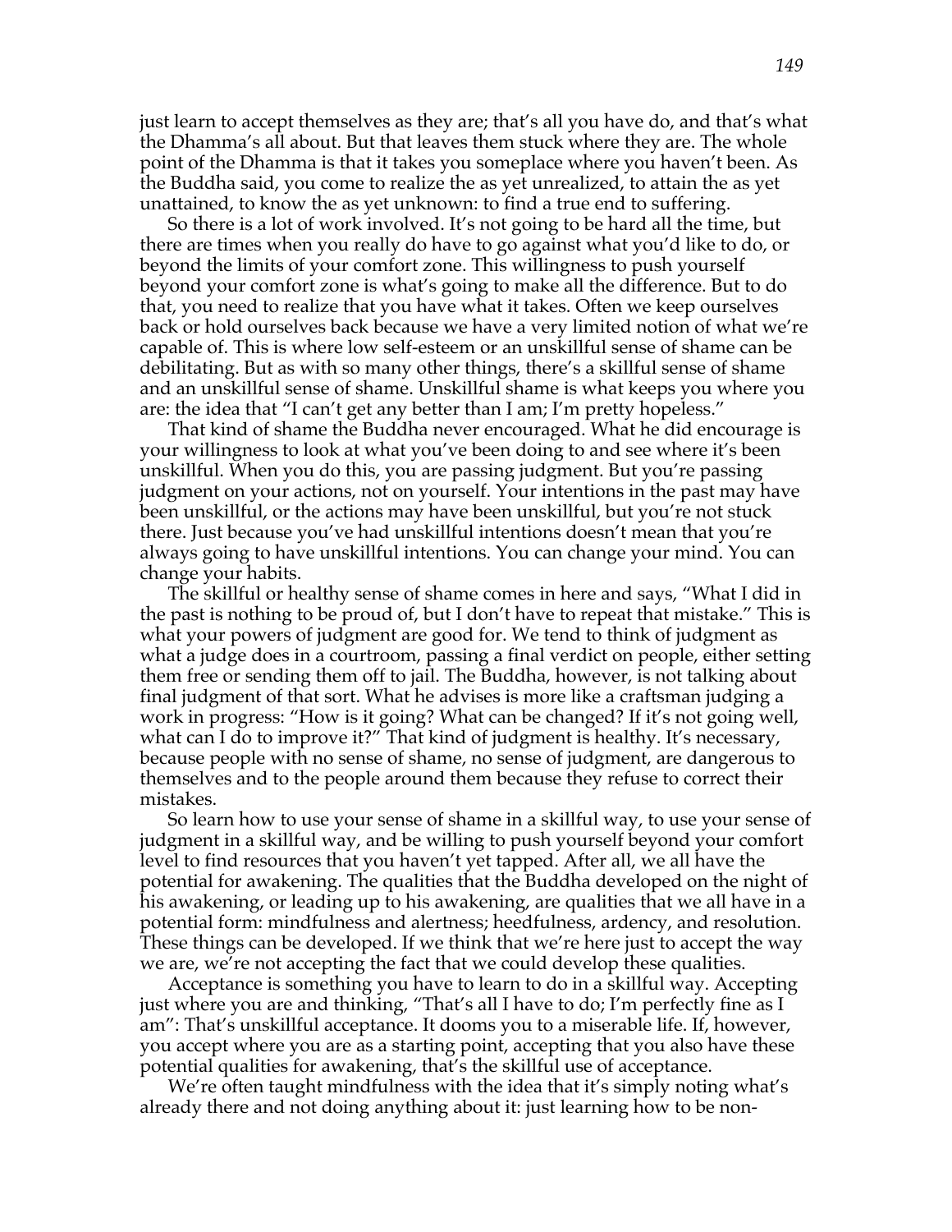just learn to accept themselves as they are; that's all you have do, and that's what the Dhamma's all about. But that leaves them stuck where they are. The whole point of the Dhamma is that it takes you someplace where you haven't been. As the Buddha said, you come to realize the as yet unrealized, to attain the as yet unattained, to know the as yet unknown: to find a true end to suffering.

So there is a lot of work involved. It's not going to be hard all the time, but there are times when you really do have to go against what you'd like to do, or beyond the limits of your comfort zone. This willingness to push yourself beyond your comfort zone is what's going to make all the difference. But to do that, you need to realize that you have what it takes. Often we keep ourselves back or hold ourselves back because we have a very limited notion of what we're capable of. This is where low self-esteem or an unskillful sense of shame can be debilitating. But as with so many other things, there's a skillful sense of shame and an unskillful sense of shame. Unskillful shame is what keeps you where you are: the idea that "I can't get any better than I am; I'm pretty hopeless."

That kind of shame the Buddha never encouraged. What he did encourage is your willingness to look at what you've been doing to and see where it's been unskillful. When you do this, you are passing judgment. But you're passing judgment on your actions, not on yourself. Your intentions in the past may have been unskillful, or the actions may have been unskillful, but you're not stuck there. Just because you've had unskillful intentions doesn't mean that you're always going to have unskillful intentions. You can change your mind. You can change your habits.

The skillful or healthy sense of shame comes in here and says, "What I did in the past is nothing to be proud of, but I don't have to repeat that mistake." This is what your powers of judgment are good for. We tend to think of judgment as what a judge does in a courtroom, passing a final verdict on people, either setting them free or sending them off to jail. The Buddha, however, is not talking about final judgment of that sort. What he advises is more like a craftsman judging a work in progress: "How is it going? What can be changed? If it's not going well, what can I do to improve it?" That kind of judgment is healthy. It's necessary, because people with no sense of shame, no sense of judgment, are dangerous to themselves and to the people around them because they refuse to correct their mistakes.

So learn how to use your sense of shame in a skillful way, to use your sense of judgment in a skillful way, and be willing to push yourself beyond your comfort level to find resources that you haven't yet tapped. After all, we all have the potential for awakening. The qualities that the Buddha developed on the night of his awakening, or leading up to his awakening, are qualities that we all have in a potential form: mindfulness and alertness; heedfulness, ardency, and resolution. These things can be developed. If we think that we're here just to accept the way we are, we're not accepting the fact that we could develop these qualities.

Acceptance is something you have to learn to do in a skillful way. Accepting just where you are and thinking, "That's all I have to do; I'm perfectly fine as I am": That's unskillful acceptance. It dooms you to a miserable life. If, however, you accept where you are as a starting point, accepting that you also have these potential qualities for awakening, that's the skillful use of acceptance.

We're often taught mindfulness with the idea that it's simply noting what's already there and not doing anything about it: just learning how to be non-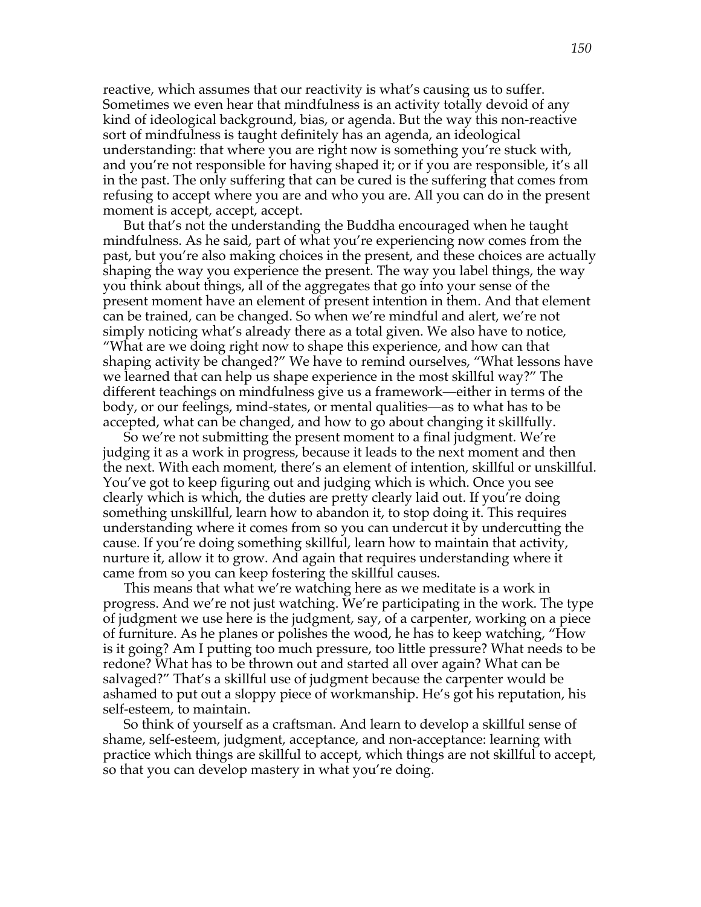reactive, which assumes that our reactivity is what's causing us to suffer. Sometimes we even hear that mindfulness is an activity totally devoid of any kind of ideological background, bias, or agenda. But the way this non-reactive sort of mindfulness is taught definitely has an agenda, an ideological understanding: that where you are right now is something you're stuck with, and you're not responsible for having shaped it; or if you are responsible, it's all in the past. The only suffering that can be cured is the suffering that comes from refusing to accept where you are and who you are. All you can do in the present moment is accept, accept, accept.

But that's not the understanding the Buddha encouraged when he taught mindfulness. As he said, part of what you're experiencing now comes from the past, but you're also making choices in the present, and these choices are actually shaping the way you experience the present. The way you label things, the way you think about things, all of the aggregates that go into your sense of the present moment have an element of present intention in them. And that element can be trained, can be changed. So when we're mindful and alert, we're not simply noticing what's already there as a total given. We also have to notice, "What are we doing right now to shape this experience, and how can that shaping activity be changed?" We have to remind ourselves, "What lessons have we learned that can help us shape experience in the most skillful way?" The different teachings on mindfulness give us a framework—either in terms of the body, or our feelings, mind-states, or mental qualities—as to what has to be accepted, what can be changed, and how to go about changing it skillfully.

So we're not submitting the present moment to a final judgment. We're judging it as a work in progress, because it leads to the next moment and then the next. With each moment, there's an element of intention, skillful or unskillful. You've got to keep figuring out and judging which is which. Once you see clearly which is which, the duties are pretty clearly laid out. If you're doing something unskillful, learn how to abandon it, to stop doing it. This requires understanding where it comes from so you can undercut it by undercutting the cause. If you're doing something skillful, learn how to maintain that activity, nurture it, allow it to grow. And again that requires understanding where it came from so you can keep fostering the skillful causes.

This means that what we're watching here as we meditate is a work in progress. And we're not just watching. We're participating in the work. The type of judgment we use here is the judgment, say, of a carpenter, working on a piece of furniture. As he planes or polishes the wood, he has to keep watching, "How is it going? Am I putting too much pressure, too little pressure? What needs to be redone? What has to be thrown out and started all over again? What can be salvaged?" That's a skillful use of judgment because the carpenter would be ashamed to put out a sloppy piece of workmanship. He's got his reputation, his self-esteem, to maintain.

So think of yourself as a craftsman. And learn to develop a skillful sense of shame, self-esteem, judgment, acceptance, and non-acceptance: learning with practice which things are skillful to accept, which things are not skillful to accept, so that you can develop mastery in what you're doing.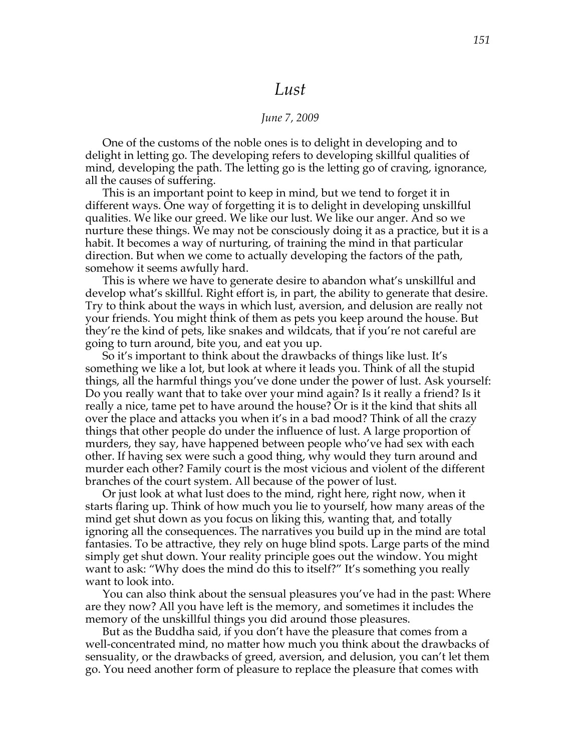# *Lust*

*June 7, 2009*

One of the customs of the noble ones is to delight in developing and to delight in letting go. The developing refers to developing skillful qualities of mind, developing the path. The letting go is the letting go of craving, ignorance, all the causes of suffering.

This is an important point to keep in mind, but we tend to forget it in different ways. One way of forgetting it is to delight in developing unskillful qualities. We like our greed. We like our lust. We like our anger. And so we nurture these things. We may not be consciously doing it as a practice, but it is a habit. It becomes a way of nurturing, of training the mind in that particular direction. But when we come to actually developing the factors of the path, somehow it seems awfully hard.

This is where we have to generate desire to abandon what's unskillful and develop what's skillful. Right effort is, in part, the ability to generate that desire. Try to think about the ways in which lust, aversion, and delusion are really not your friends. You might think of them as pets you keep around the house. But they're the kind of pets, like snakes and wildcats, that if you're not careful are going to turn around, bite you, and eat you up.

So it's important to think about the drawbacks of things like lust. It's something we like a lot, but look at where it leads you. Think of all the stupid things, all the harmful things you've done under the power of lust. Ask yourself: Do you really want that to take over your mind again? Is it really a friend? Is it really a nice, tame pet to have around the house? Or is it the kind that shits all over the place and attacks you when it's in a bad mood? Think of all the crazy things that other people do under the influence of lust. A large proportion of murders, they say, have happened between people who've had sex with each other. If having sex were such a good thing, why would they turn around and murder each other? Family court is the most vicious and violent of the different branches of the court system. All because of the power of lust.

Or just look at what lust does to the mind, right here, right now, when it starts flaring up. Think of how much you lie to yourself, how many areas of the mind get shut down as you focus on liking this, wanting that, and totally ignoring all the consequences. The narratives you build up in the mind are total fantasies. To be attractive, they rely on huge blind spots. Large parts of the mind simply get shut down. Your reality principle goes out the window. You might want to ask: "Why does the mind do this to itself?" It's something you really want to look into.

You can also think about the sensual pleasures you've had in the past: Where are they now? All you have left is the memory, and sometimes it includes the memory of the unskillful things you did around those pleasures.

But as the Buddha said, if you don't have the pleasure that comes from a well-concentrated mind, no matter how much you think about the drawbacks of sensuality, or the drawbacks of greed, aversion, and delusion, you can't let them go. You need another form of pleasure to replace the pleasure that comes with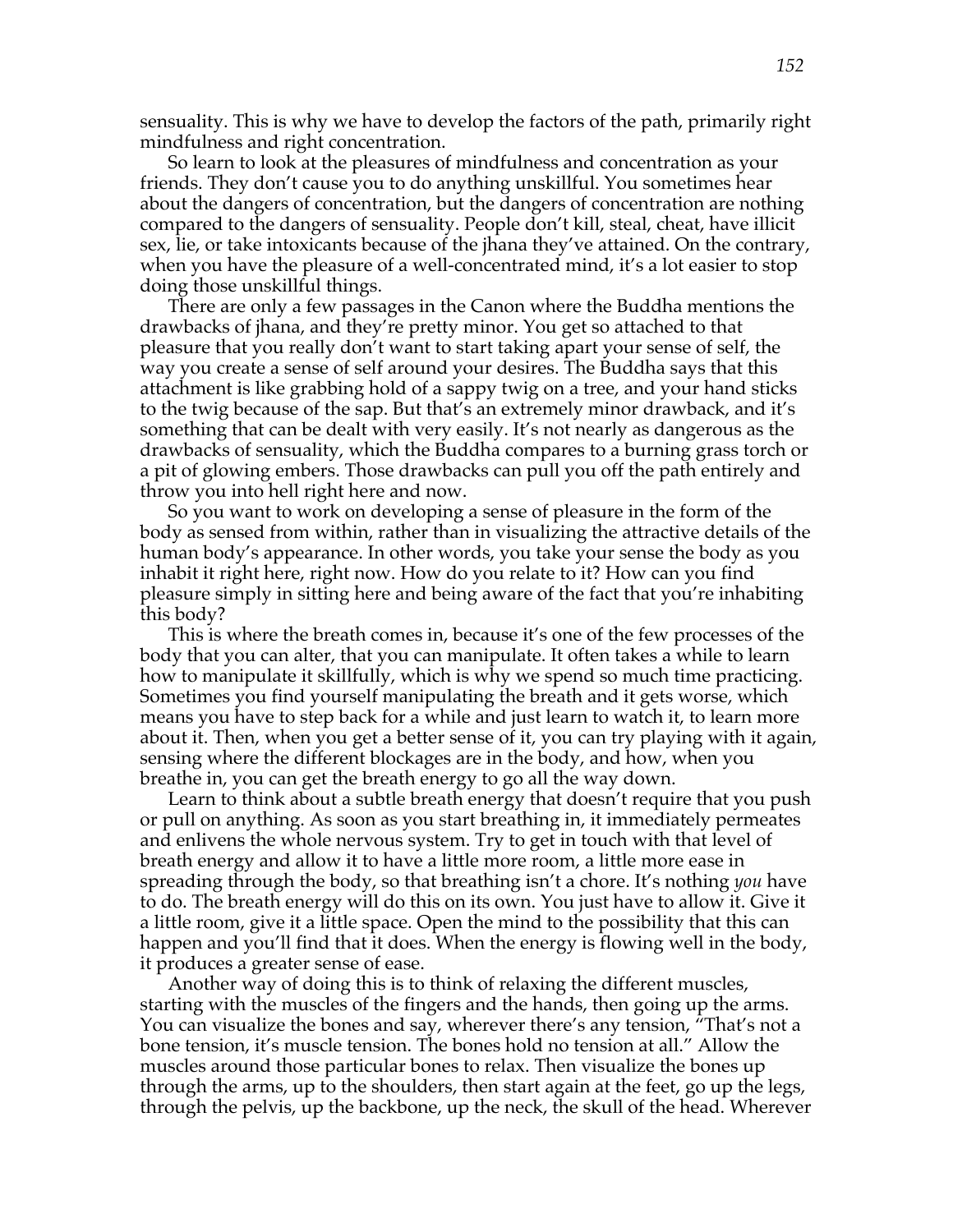sensuality. This is why we have to develop the factors of the path, primarily right mindfulness and right concentration.

So learn to look at the pleasures of mindfulness and concentration as your friends. They don't cause you to do anything unskillful. You sometimes hear about the dangers of concentration, but the dangers of concentration are nothing compared to the dangers of sensuality. People don't kill, steal, cheat, have illicit sex, lie, or take intoxicants because of the jhana they've attained. On the contrary, when you have the pleasure of a well-concentrated mind, it's a lot easier to stop doing those unskillful things.

There are only a few passages in the Canon where the Buddha mentions the drawbacks of jhana, and they're pretty minor. You get so attached to that pleasure that you really don't want to start taking apart your sense of self, the way you create a sense of self around your desires. The Buddha says that this attachment is like grabbing hold of a sappy twig on a tree, and your hand sticks to the twig because of the sap. But that's an extremely minor drawback, and it's something that can be dealt with very easily. It's not nearly as dangerous as the drawbacks of sensuality, which the Buddha compares to a burning grass torch or a pit of glowing embers. Those drawbacks can pull you off the path entirely and throw you into hell right here and now.

So you want to work on developing a sense of pleasure in the form of the body as sensed from within, rather than in visualizing the attractive details of the human body's appearance. In other words, you take your sense the body as you inhabit it right here, right now. How do you relate to it? How can you find pleasure simply in sitting here and being aware of the fact that you're inhabiting this body?

This is where the breath comes in, because it's one of the few processes of the body that you can alter, that you can manipulate. It often takes a while to learn how to manipulate it skillfully, which is why we spend so much time practicing. Sometimes you find yourself manipulating the breath and it gets worse, which means you have to step back for a while and just learn to watch it, to learn more about it. Then, when you get a better sense of it, you can try playing with it again, sensing where the different blockages are in the body, and how, when you breathe in, you can get the breath energy to go all the way down.

Learn to think about a subtle breath energy that doesn't require that you push or pull on anything. As soon as you start breathing in, it immediately permeates and enlivens the whole nervous system. Try to get in touch with that level of breath energy and allow it to have a little more room, a little more ease in spreading through the body, so that breathing isn't a chore. It's nothing *you* have to do. The breath energy will do this on its own. You just have to allow it. Give it a little room, give it a little space. Open the mind to the possibility that this can happen and you'll find that it does. When the energy is flowing well in the body, it produces a greater sense of ease.

Another way of doing this is to think of relaxing the different muscles, starting with the muscles of the fingers and the hands, then going up the arms. You can visualize the bones and say, wherever there's any tension, "That's not a bone tension, it's muscle tension. The bones hold no tension at all." Allow the muscles around those particular bones to relax. Then visualize the bones up through the arms, up to the shoulders, then start again at the feet, go up the legs, through the pelvis, up the backbone, up the neck, the skull of the head. Wherever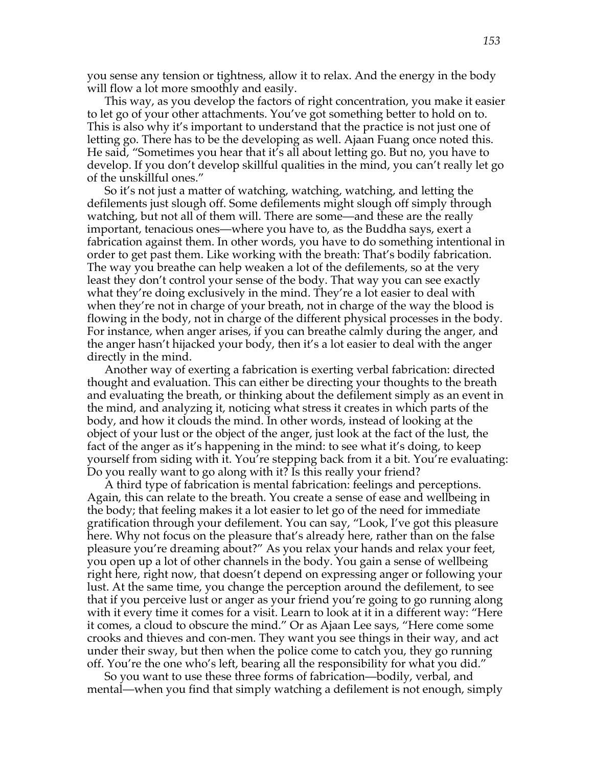you sense any tension or tightness, allow it to relax. And the energy in the body will flow a lot more smoothly and easily.

This way, as you develop the factors of right concentration, you make it easier to let go of your other attachments. You've got something better to hold on to. This is also why it's important to understand that the practice is not just one of letting go. There has to be the developing as well. Ajaan Fuang once noted this. He said, "Sometimes you hear that it's all about letting go. But no, you have to develop. If you don't develop skillful qualities in the mind, you can't really let go of the unskillful ones."

So it's not just a matter of watching, watching, watching, and letting the defilements just slough off. Some defilements might slough off simply through watching, but not all of them will. There are some—and these are the really important, tenacious ones—where you have to, as the Buddha says, exert a fabrication against them. In other words, you have to do something intentional in order to get past them. Like working with the breath: That's bodily fabrication. The way you breathe can help weaken a lot of the defilements, so at the very least they don't control your sense of the body. That way you can see exactly what they're doing exclusively in the mind. They're a lot easier to deal with when they're not in charge of your breath, not in charge of the way the blood is flowing in the body, not in charge of the different physical processes in the body. For instance, when anger arises, if you can breathe calmly during the anger, and the anger hasn't hijacked your body, then it's a lot easier to deal with the anger directly in the mind.

Another way of exerting a fabrication is exerting verbal fabrication: directed thought and evaluation. This can either be directing your thoughts to the breath and evaluating the breath, or thinking about the defilement simply as an event in the mind, and analyzing it, noticing what stress it creates in which parts of the body, and how it clouds the mind. In other words, instead of looking at the object of your lust or the object of the anger, just look at the fact of the lust, the fact of the anger as it's happening in the mind: to see what it's doing, to keep yourself from siding with it. You're stepping back from it a bit. You're evaluating: Do you really want to go along with it? Is this really your friend?

A third type of fabrication is mental fabrication: feelings and perceptions. Again, this can relate to the breath. You create a sense of ease and wellbeing in the body; that feeling makes it a lot easier to let go of the need for immediate gratification through your defilement. You can say, "Look, I've got this pleasure here. Why not focus on the pleasure that's already here, rather than on the false pleasure you're dreaming about?" As you relax your hands and relax your feet, you open up a lot of other channels in the body. You gain a sense of wellbeing right here, right now, that doesn't depend on expressing anger or following your lust. At the same time, you change the perception around the defilement, to see that if you perceive lust or anger as your friend you're going to go running along with it every time it comes for a visit. Learn to look at it in a different way: "Here it comes, a cloud to obscure the mind." Or as Ajaan Lee says, "Here come some crooks and thieves and con-men. They want you see things in their way, and act under their sway, but then when the police come to catch you, they go running off. You're the one who's left, bearing all the responsibility for what you did."

So you want to use these three forms of fabrication—bodily, verbal, and mental—when you find that simply watching a defilement is not enough, simply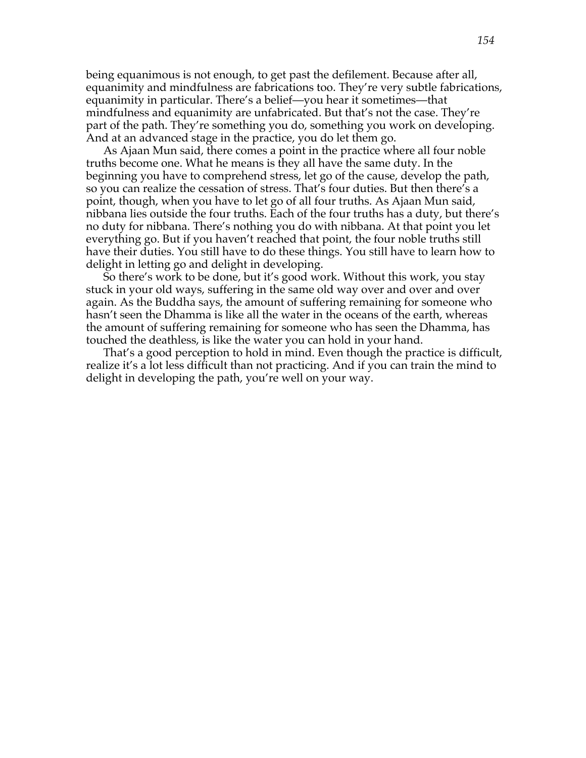being equanimous is not enough, to get past the defilement. Because after all, equanimity and mindfulness are fabrications too. They're very subtle fabrications, equanimity in particular. There's a belief—you hear it sometimes—that mindfulness and equanimity are unfabricated. But that's not the case. They're part of the path. They're something you do, something you work on developing. And at an advanced stage in the practice, you do let them go.

As Ajaan Mun said, there comes a point in the practice where all four noble truths become one. What he means is they all have the same duty. In the beginning you have to comprehend stress, let go of the cause, develop the path, so you can realize the cessation of stress. That's four duties. But then there's a point, though, when you have to let go of all four truths. As Ajaan Mun said, nibbana lies outside the four truths. Each of the four truths has a duty, but there's no duty for nibbana. There's nothing you do with nibbana. At that point you let everything go. But if you haven't reached that point, the four noble truths still have their duties. You still have to do these things. You still have to learn how to delight in letting go and delight in developing.

So there's work to be done, but it's good work. Without this work, you stay stuck in your old ways, suffering in the same old way over and over and over again. As the Buddha says, the amount of suffering remaining for someone who hasn't seen the Dhamma is like all the water in the oceans of the earth, whereas the amount of suffering remaining for someone who has seen the Dhamma, has touched the deathless, is like the water you can hold in your hand.

That's a good perception to hold in mind. Even though the practice is difficult, realize it's a lot less difficult than not practicing. And if you can train the mind to delight in developing the path, you're well on your way.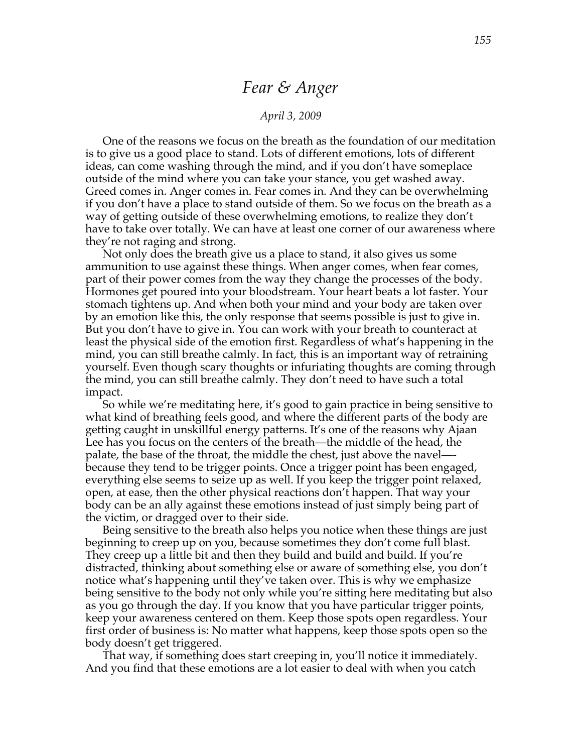# *Fear & Anger*

*April 3, 2009*

One of the reasons we focus on the breath as the foundation of our meditation is to give us a good place to stand. Lots of different emotions, lots of different ideas, can come washing through the mind, and if you don't have someplace outside of the mind where you can take your stance, you get washed away. Greed comes in. Anger comes in. Fear comes in. And they can be overwhelming if you don't have a place to stand outside of them. So we focus on the breath as a way of getting outside of these overwhelming emotions, to realize they don't have to take over totally. We can have at least one corner of our awareness where they're not raging and strong.

Not only does the breath give us a place to stand, it also gives us some ammunition to use against these things. When anger comes, when fear comes, part of their power comes from the way they change the processes of the body. Hormones get poured into your bloodstream. Your heart beats a lot faster. Your stomach tightens up. And when both your mind and your body are taken over by an emotion like this, the only response that seems possible is just to give in. But you don't have to give in. You can work with your breath to counteract at least the physical side of the emotion first. Regardless of what's happening in the mind, you can still breathe calmly. In fact, this is an important way of retraining yourself. Even though scary thoughts or infuriating thoughts are coming through the mind, you can still breathe calmly. They don't need to have such a total impact.

So while we're meditating here, it's good to gain practice in being sensitive to what kind of breathing feels good, and where the different parts of the body are getting caught in unskillful energy patterns. It's one of the reasons why Ajaan Lee has you focus on the centers of the breath—the middle of the head, the palate, the base of the throat, the middle the chest, just above the navel—-because they tend to be trigger points. Once a trigger point has been engaged, everything else seems to seize up as well. If you keep the trigger point relaxed, open, at ease, then the other physical reactions don't happen. That way your body can be an ally against these emotions instead of just simply being part of the victim, or dragged over to their side.

Being sensitive to the breath also helps you notice when these things are just beginning to creep up on you, because sometimes they don't come full blast. They creep up a little bit and then they build and build and build. If you're distracted, thinking about something else or aware of something else, you don't notice what's happening until they've taken over. This is why we emphasize being sensitive to the body not only while you're sitting here meditating but also as you go through the day. If you know that you have particular trigger points, keep your awareness centered on them. Keep those spots open regardless. Your first order of business is: No matter what happens, keep those spots open so the body doesn't get triggered.

That way, if something does start creeping in, you'll notice it immediately. And you find that these emotions are a lot easier to deal with when you catch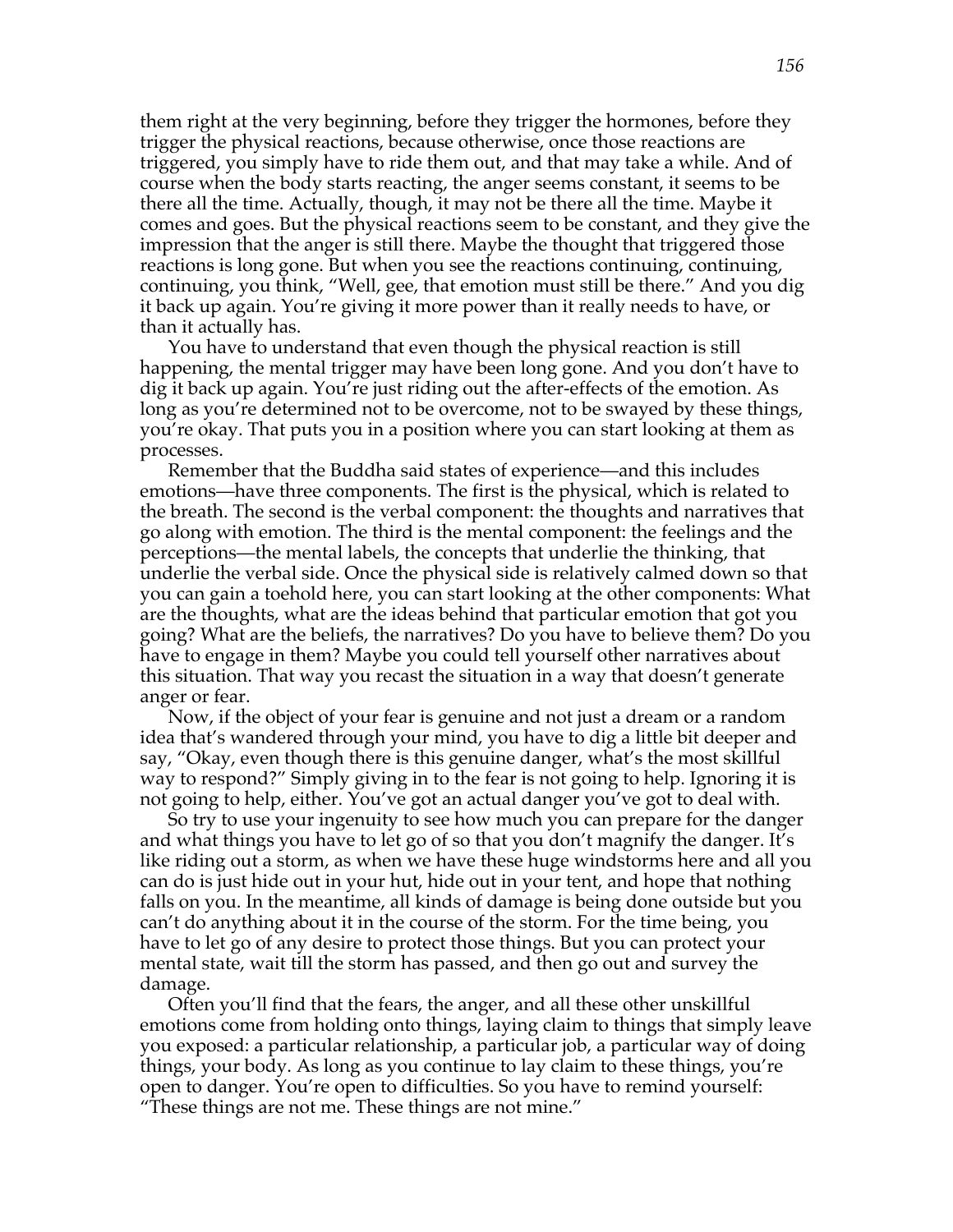them right at the very beginning, before they trigger the hormones, before they trigger the physical reactions, because otherwise, once those reactions are triggered, you simply have to ride them out, and that may take a while. And of course when the body starts reacting, the anger seems constant, it seems to be there all the time. Actually, though, it may not be there all the time. Maybe it comes and goes. But the physical reactions seem to be constant, and they give the impression that the anger is still there. Maybe the thought that triggered those reactions is long gone. But when you see the reactions continuing, continuing, continuing, you think, "Well, gee, that emotion must still be there." And you dig it back up again. You're giving it more power than it really needs to have, or than it actually has.

You have to understand that even though the physical reaction is still happening, the mental trigger may have been long gone. And you don't have to dig it back up again. You're just riding out the after-effects of the emotion. As long as you're determined not to be overcome, not to be swayed by these things, you're okay. That puts you in a position where you can start looking at them as processes.

Remember that the Buddha said states of experience—and this includes emotions—have three components. The first is the physical, which is related to the breath. The second is the verbal component: the thoughts and narratives that go along with emotion. The third is the mental component: the feelings and the perceptions—the mental labels, the concepts that underlie the thinking, that underlie the verbal side. Once the physical side is relatively calmed down so that you can gain a toehold here, you can start looking at the other components: What are the thoughts, what are the ideas behind that particular emotion that got you going? What are the beliefs, the narratives? Do you have to believe them? Do you have to engage in them? Maybe you could tell yourself other narratives about this situation. That way you recast the situation in a way that doesn't generate anger or fear.

Now, if the object of your fear is genuine and not just a dream or a random idea that's wandered through your mind, you have to dig a little bit deeper and say, "Okay, even though there is this genuine danger, what's the most skillful way to respond?" Simply giving in to the fear is not going to help. Ignoring it is not going to help, either. You've got an actual danger you've got to deal with.

So try to use your ingenuity to see how much you can prepare for the danger and what things you have to let go of so that you don't magnify the danger. It's like riding out a storm, as when we have these huge windstorms here and all you can do is just hide out in your hut, hide out in your tent, and hope that nothing falls on you. In the meantime, all kinds of damage is being done outside but you can't do anything about it in the course of the storm. For the time being, you have to let go of any desire to protect those things. But you can protect your mental state, wait till the storm has passed, and then go out and survey the damage.

Often you'll find that the fears, the anger, and all these other unskillful emotions come from holding onto things, laying claim to things that simply leave you exposed: a particular relationship, a particular job, a particular way of doing things, your body. As long as you continue to lay claim to these things, you're open to danger. You're open to difficulties. So you have to remind yourself: "These things are not me. These things are not mine."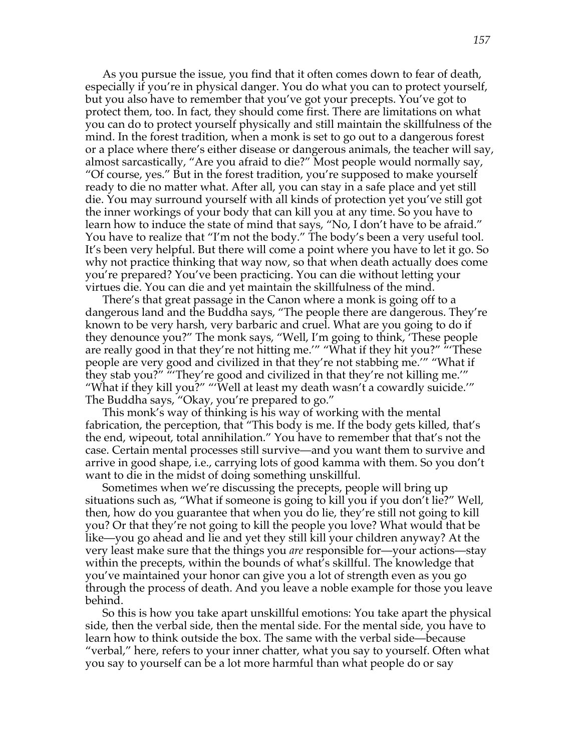As you pursue the issue, you find that it often comes down to fear of death, especially if you're in physical danger. You do what you can to protect yourself, but you also have to remember that you've got your precepts. You've got to protect them, too. In fact, they should come first. There are limitations on what you can do to protect yourself physically and still maintain the skillfulness of the mind. In the forest tradition, when a monk is set to go out to a dangerous forest or a place where there's either disease or dangerous animals, the teacher will say, almost sarcastically, "Are you afraid to die?" Most people would normally say, "Of course, yes." But in the forest tradition, you're supposed to make yourself ready to die no matter what. After all, you can stay in a safe place and yet still die. You may surround yourself with all kinds of protection yet you've still got the inner workings of your body that can kill you at any time. So you have to learn how to induce the state of mind that says, "No, I don't have to be afraid." You have to realize that "I'm not the body." The body's been a very useful tool. It's been very helpful. But there will come a point where you have to let it go. So why not practice thinking that way now, so that when death actually does come you're prepared? You've been practicing. You can die without letting your virtues die. You can die and yet maintain the skillfulness of the mind.

There's that great passage in the Canon where a monk is going off to a dangerous land and the Buddha says, "The people there are dangerous. They're known to be very harsh, very barbaric and cruel. What are you going to do if they denounce you?" The monk says, "Well, I'm going to think, 'These people are really good in that they're not hitting me.'" "What if they hit you?" "'These people are very good and civilized in that they're not stabbing me.'" "What if they stab you?" "'They're good and civilized in that they're not killing me.'" "What if they kill you?" "'Well at least my death wasn't a cowardly suicide.'" The Buddha says, "Okay, you're prepared to go."

This monk's way of thinking is his way of working with the mental fabrication, the perception, that "This body is me. If the body gets killed, that's the end, wipeout, total annihilation." You have to remember that that's not the case. Certain mental processes still survive—and you want them to survive and arrive in good shape, i.e., carrying lots of good kamma with them. So you don't want to die in the midst of doing something unskillful.

Sometimes when we're discussing the precepts, people will bring up situations such as, "What if someone is going to kill you if you don't lie?" Well, then, how do you guarantee that when you do lie, they're still not going to kill you? Or that they're not going to kill the people you love? What would that be like—you go ahead and lie and yet they still kill your children anyway? At the very least make sure that the things you *are* responsible for—your actions—stay within the precepts, within the bounds of what's skillful. The knowledge that you've maintained your honor can give you a lot of strength even as you go through the process of death. And you leave a noble example for those you leave behind.

So this is how you take apart unskillful emotions: You take apart the physical side, then the verbal side, then the mental side. For the mental side, you have to learn how to think outside the box. The same with the verbal side—because "verbal," here, refers to your inner chatter, what you say to yourself. Often what you say to yourself can be a lot more harmful than what people do or say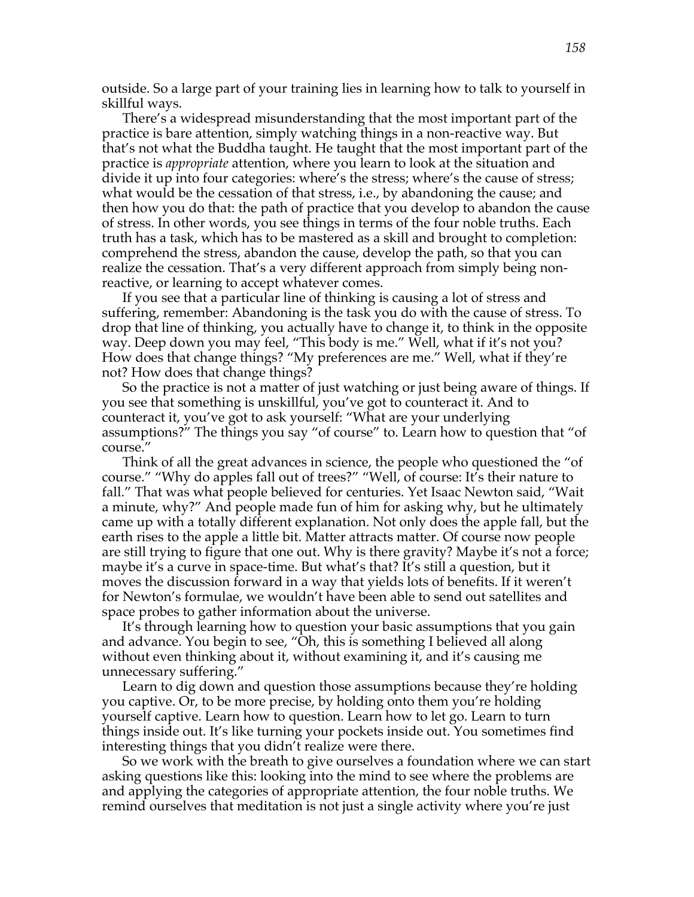outside. So a large part of your training lies in learning how to talk to yourself in skillful ways.

There's a widespread misunderstanding that the most important part of the practice is bare attention, simply watching things in a non-reactive way. But that's not what the Buddha taught. He taught that the most important part of the practice is *appropriate* attention, where you learn to look at the situation and divide it up into four categories: where's the stress; where's the cause of stress; what would be the cessation of that stress, i.e., by abandoning the cause; and then how you do that: the path of practice that you develop to abandon the cause of stress. In other words, you see things in terms of the four noble truths. Each truth has a task, which has to be mastered as a skill and brought to completion: comprehend the stress, abandon the cause, develop the path, so that you can realize the cessation. That's a very different approach from simply being non-reactive, or learning to accept whatever comes.

If you see that a particular line of thinking is causing a lot of stress and suffering, remember: Abandoning is the task you do with the cause of stress. To drop that line of thinking, you actually have to change it, to think in the opposite way. Deep down you may feel, "This body is me." Well, what if it's not you? How does that change things? "My preferences are me." Well, what if they're not? How does that change things?

So the practice is not a matter of just watching or just being aware of things. If you see that something is unskillful, you've got to counteract it. And to counteract it, you've got to ask yourself: "What are your underlying assumptions?" The things you say "of course" to. Learn how to question that "of course."

Think of all the great advances in science, the people who questioned the "of course." "Why do apples fall out of trees?" "Well, of course: It's their nature to fall." That was what people believed for centuries. Yet Isaac Newton said, "Wait a minute, why?" And people made fun of him for asking why, but he ultimately came up with a totally different explanation. Not only does the apple fall, but the earth rises to the apple a little bit. Matter attracts matter. Of course now people are still trying to figure that one out. Why is there gravity? Maybe it's not a force; maybe it's a curve in space-time. But what's that? It's still a question, but it moves the discussion forward in a way that yields lots of benefits. If it weren't for Newton's formulae, we wouldn't have been able to send out satellites and space probes to gather information about the universe.

It's through learning how to question your basic assumptions that you gain and advance. You begin to see, "Oh, this is something I believed all along without even thinking about it, without examining it, and it's causing me unnecessary suffering."

Learn to dig down and question those assumptions because they're holding you captive. Or, to be more precise, by holding onto them you're holding yourself captive. Learn how to question. Learn how to let go. Learn to turn things inside out. It's like turning your pockets inside out. You sometimes find interesting things that you didn't realize were there.

So we work with the breath to give ourselves a foundation where we can start asking questions like this: looking into the mind to see where the problems are and applying the categories of appropriate attention, the four noble truths. We remind ourselves that meditation is not just a single activity where you're just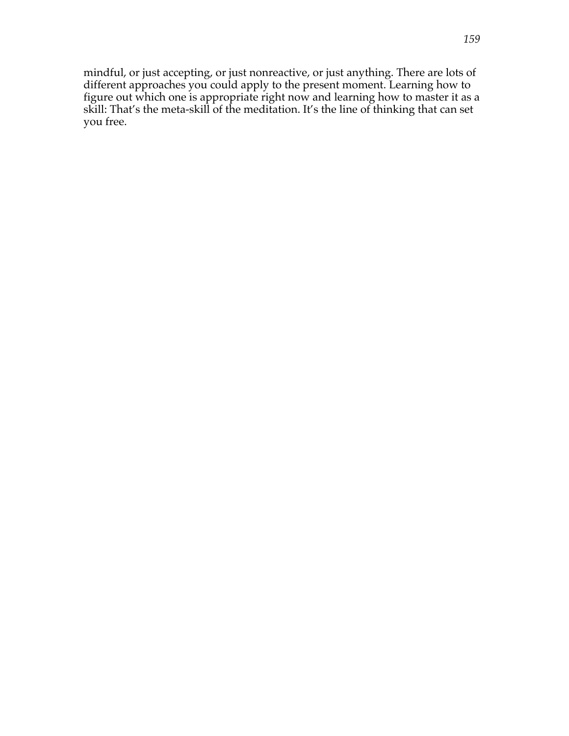mindful, or just accepting, or just nonreactive, or just anything. There are lots of different approaches you could apply to the present moment. Learning how to figure out which one is appropriate right now and learning how to master it as a skill: That's the meta-skill of the meditation. It's the line of thinking that can set you free.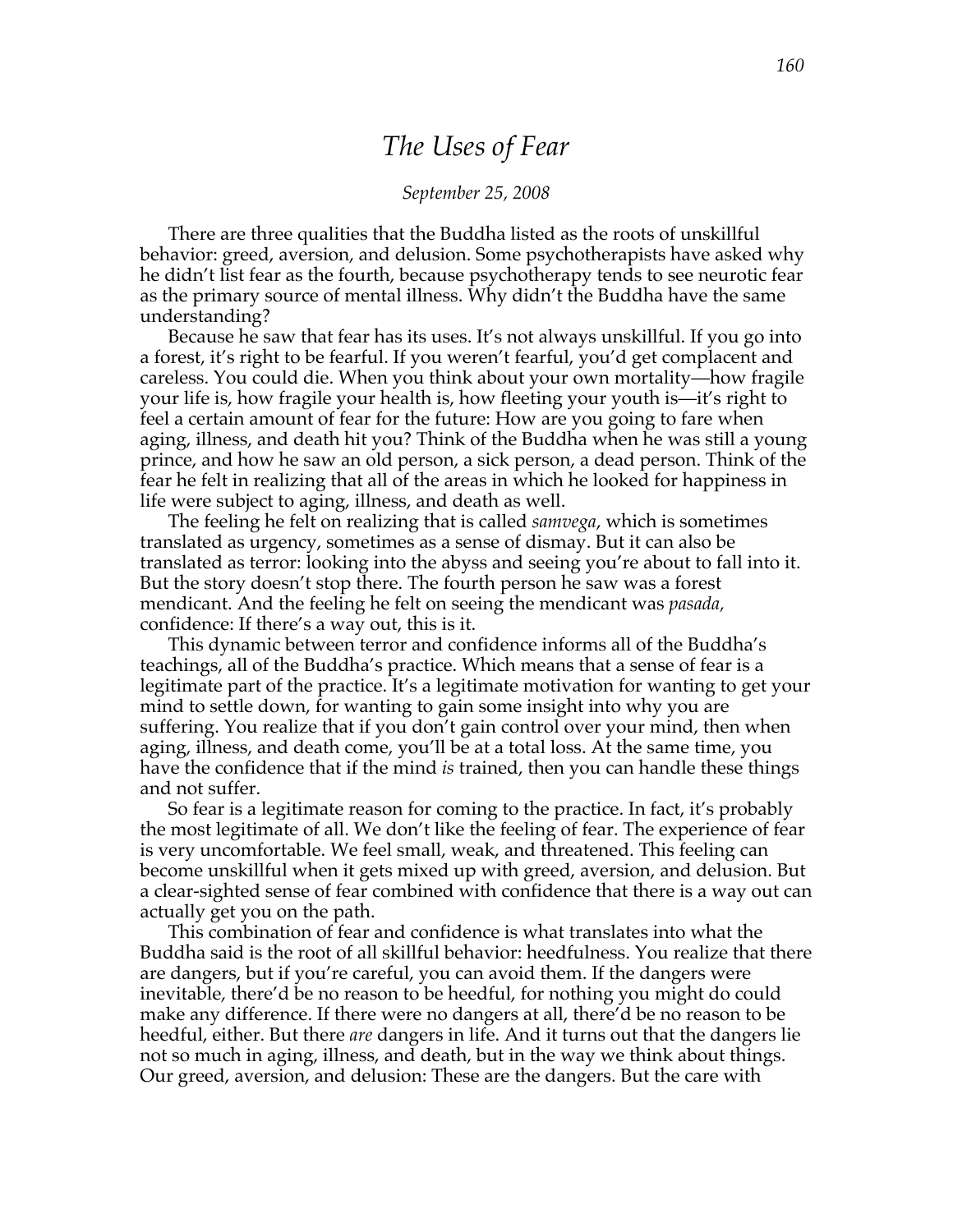# *The Uses of Fear*

*September 25, 2008*

There are three qualities that the Buddha listed as the roots of unskillful behavior: greed, aversion, and delusion. Some psychotherapists have asked why he didn't list fear as the fourth, because psychotherapy tends to see neurotic fear as the primary source of mental illness. Why didn't the Buddha have the same understanding?

Because he saw that fear has its uses. It's not always unskillful. If you go into a forest, it's right to be fearful. If you weren't fearful, you'd get complacent and careless. You could die. When you think about your own mortality—how fragile your life is, how fragile your health is, how fleeting your youth is—it's right to feel a certain amount of fear for the future: How are you going to fare when aging, illness, and death hit you? Think of the Buddha when he was still a young prince, and how he saw an old person, a sick person, a dead person. Think of the fear he felt in realizing that all of the areas in which he looked for happiness in life were subject to aging, illness, and death as well.

The feeling he felt on realizing that is called *samvega*, which is sometimes translated as urgency, sometimes as a sense of dismay. But it can also be translated as terror: looking into the abyss and seeing you're about to fall into it. But the story doesn't stop there. The fourth person he saw was a forest mendicant. And the feeling he felt on seeing the mendicant was *pasada*, confidence: If there's a way out, this is it.

This dynamic between terror and confidence informs all of the Buddha's teachings, all of the Buddha's practice. Which means that a sense of fear is a legitimate part of the practice. It's a legitimate motivation for wanting to get your mind to settle down, for wanting to gain some insight into why you are suffering. You realize that if you don't gain control over your mind, then when aging, illness, and death come, you'll be at a total loss. At the same time, you have the confidence that if the mind *is* trained, then you can handle these things and not suffer.

So fear is a legitimate reason for coming to the practice. In fact, it's probably the most legitimate of all. We don't like the feeling of fear. The experience of fear is very uncomfortable. We feel small, weak, and threatened. This feeling can become unskillful when it gets mixed up with greed, aversion, and delusion. But a clear-sighted sense of fear combined with confidence that there is a way out can actually get you on the path.

This combination of fear and confidence is what translates into what the Buddha said is the root of all skillful behavior: heedfulness. You realize that there are dangers, but if you're careful, you can avoid them. If the dangers were inevitable, there'd be no reason to be heedful, for nothing you might do could make any difference. If there were no dangers at all, there'd be no reason to be heedful, either. But there *are* dangers in life. And it turns out that the dangers lie not so much in aging, illness, and death, but in the way we think about things. Our greed, aversion, and delusion: These are the dangers. But the care with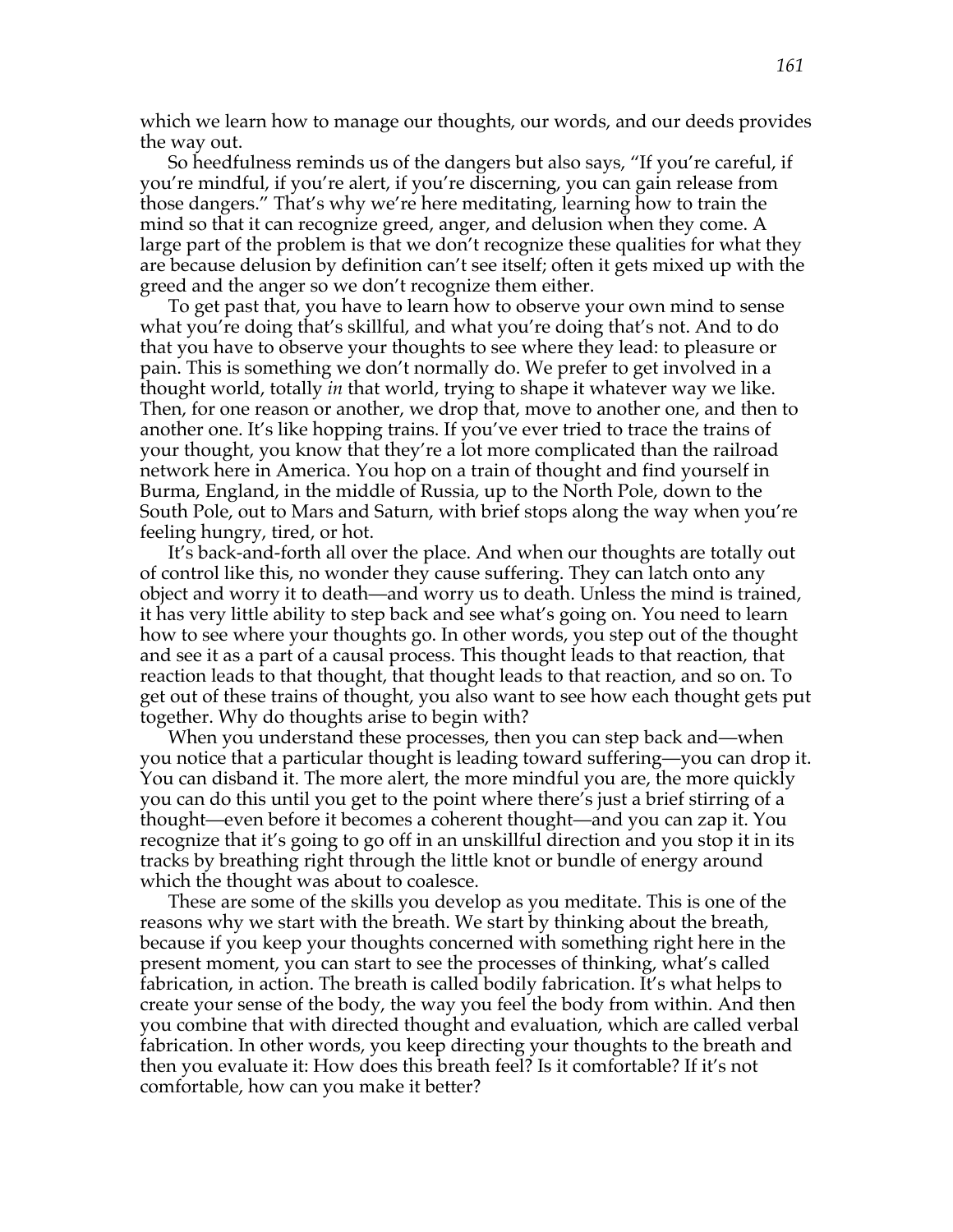which we learn how to manage our thoughts, our words, and our deeds provides the way out.

So heedfulness reminds us of the dangers but also says, "If you're careful, if you're mindful, if you're alert, if you're discerning, you can gain release from those dangers." That's why we're here meditating, learning how to train the mind so that it can recognize greed, anger, and delusion when they come. A large part of the problem is that we don't recognize these qualities for what they are because delusion by definition can't see itself; often it gets mixed up with the greed and the anger so we don't recognize them either.

To get past that, you have to learn how to observe your own mind to sense what you're doing that's skillful, and what you're doing that's not. And to do that you have to observe your thoughts to see where they lead: to pleasure or pain. This is something we don't normally do. We prefer to get involved in a thought world, totally *in* that world, trying to shape it whatever way we like. Then, for one reason or another, we drop that, move to another one, and then to another one. It's like hopping trains. If you've ever tried to trace the trains of your thought, you know that they're a lot more complicated than the railroad network here in America. You hop on a train of thought and find yourself in Burma, England, in the middle of Russia, up to the North Pole, down to the South Pole, out to Mars and Saturn, with brief stops along the way when you're feeling hungry, tired, or hot.

It's back-and-forth all over the place. And when our thoughts are totally out of control like this, no wonder they cause suffering. They can latch onto any object and worry it to death—and worry us to death. Unless the mind is trained, it has very little ability to step back and see what's going on. You need to learn how to see where your thoughts go. In other words, you step out of the thought and see it as a part of a causal process. This thought leads to that reaction, that reaction leads to that thought, that thought leads to that reaction, and so on. To get out of these trains of thought, you also want to see how each thought gets put together. Why do thoughts arise to begin with?

When you understand these processes, then you can step back and—when you notice that a particular thought is leading toward suffering—you can drop it. You can disband it. The more alert, the more mindful you are, the more quickly you can do this until you get to the point where there's just a brief stirring of a thought—even before it becomes a coherent thought—and you can zap it. You recognize that it's going to go off in an unskillful direction and you stop it in its tracks by breathing right through the little knot or bundle of energy around which the thought was about to coalesce.

These are some of the skills you develop as you meditate. This is one of the reasons why we start with the breath. We start by thinking about the breath, because if you keep your thoughts concerned with something right here in the present moment, you can start to see the processes of thinking, what's called fabrication, in action. The breath is called bodily fabrication. It's what helps to create your sense of the body, the way you feel the body from within. And then you combine that with directed thought and evaluation, which are called verbal fabrication. In other words, you keep directing your thoughts to the breath and then you evaluate it: How does this breath feel? Is it comfortable? If it's not comfortable, how can you make it better?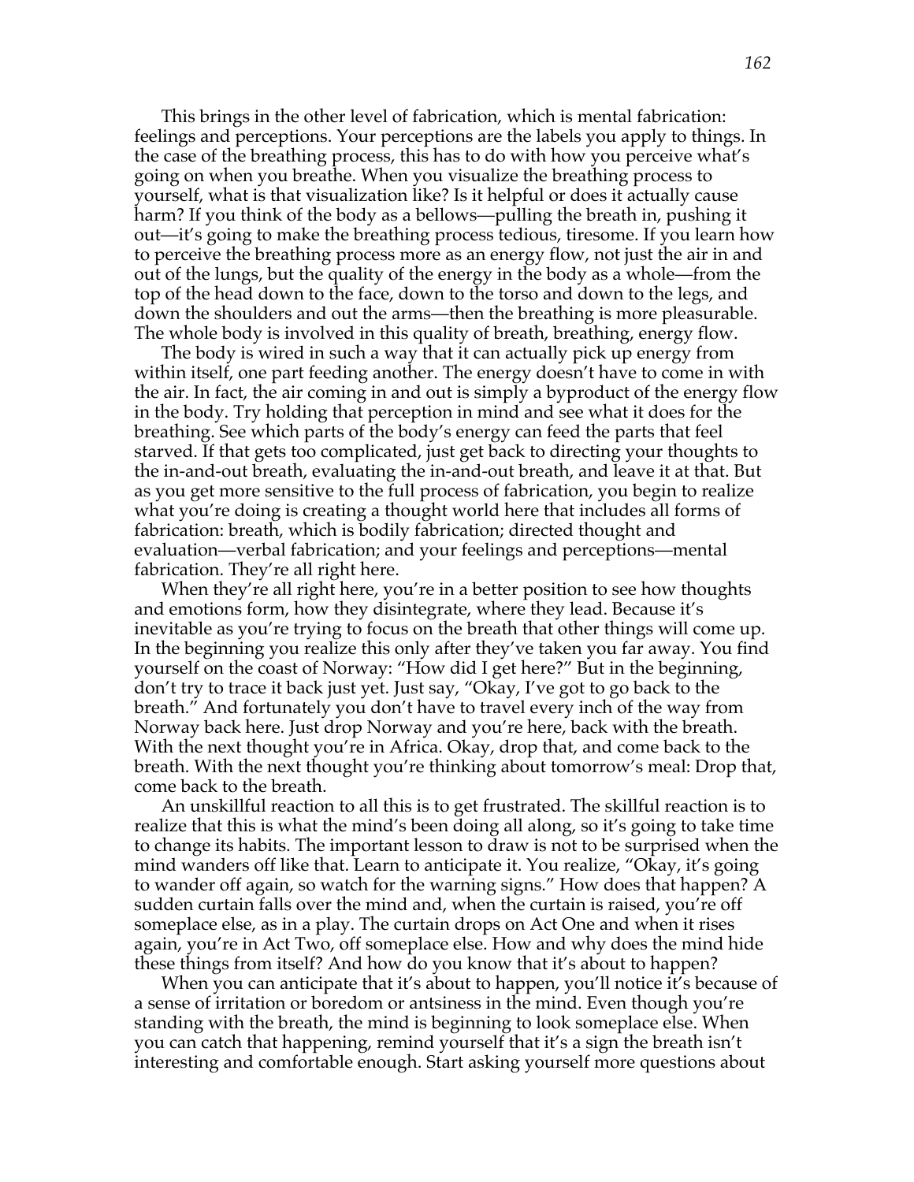This brings in the other level of fabrication, which is mental fabrication: feelings and perceptions. Your perceptions are the labels you apply to things. In the case of the breathing process, this has to do with how you perceive what's going on when you breathe. When you visualize the breathing process to yourself, what is that visualization like? Is it helpful or does it actually cause harm? If you think of the body as a bellows—pulling the breath in, pushing it out—it's going to make the breathing process tedious, tiresome. If you learn how to perceive the breathing process more as an energy flow, not just the air in and out of the lungs, but the quality of the energy in the body as a whole—from the top of the head down to the face, down to the torso and down to the legs, and down the shoulders and out the arms—then the breathing is more pleasurable. The whole body is involved in this quality of breath, breathing, energy flow.

The body is wired in such a way that it can actually pick up energy from within itself, one part feeding another. The energy doesn't have to come in with the air. In fact, the air coming in and out is simply a byproduct of the energy flow in the body. Try holding that perception in mind and see what it does for the breathing. See which parts of the body's energy can feed the parts that feel starved. If that gets too complicated, just get back to directing your thoughts to the in-and-out breath, evaluating the in-and-out breath, and leave it at that. But as you get more sensitive to the full process of fabrication, you begin to realize what you're doing is creating a thought world here that includes all forms of fabrication: breath, which is bodily fabrication; directed thought and evaluation—verbal fabrication; and your feelings and perceptions—mental fabrication. They're all right here.

When they're all right here, you're in a better position to see how thoughts and emotions form, how they disintegrate, where they lead. Because it's inevitable as you're trying to focus on the breath that other things will come up. In the beginning you realize this only after they've taken you far away. You find yourself on the coast of Norway: "How did I get here?" But in the beginning, don't try to trace it back just yet. Just say, "Okay, I've got to go back to the breath." And fortunately you don't have to travel every inch of the way from Norway back here. Just drop Norway and you're here, back with the breath. With the next thought you're in Africa. Okay, drop that, and come back to the breath. With the next thought you're thinking about tomorrow's meal: Drop that, come back to the breath.

An unskillful reaction to all this is to get frustrated. The skillful reaction is to realize that this is what the mind's been doing all along, so it's going to take time to change its habits. The important lesson to draw is not to be surprised when the mind wanders off like that. Learn to anticipate it. You realize, "Okay, it's going to wander off again, so watch for the warning signs." How does that happen? A sudden curtain falls over the mind and, when the curtain is raised, you're off someplace else, as in a play. The curtain drops on Act One and when it rises again, you're in Act Two, off someplace else. How and why does the mind hide these things from itself? And how do you know that it's about to happen?

When you can anticipate that it's about to happen, you'll notice it's because of a sense of irritation or boredom or antsiness in the mind. Even though you're standing with the breath, the mind is beginning to look someplace else. When you can catch that happening, remind yourself that it's a sign the breath isn't interesting and comfortable enough. Start asking yourself more questions about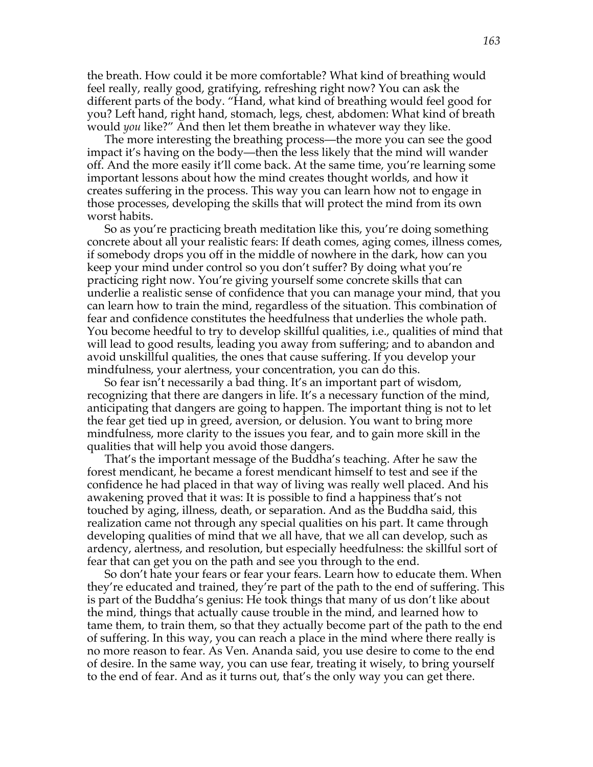the breath. How could it be more comfortable? What kind of breathing would feel really, really good, gratifying, refreshing right now? You can ask the different parts of the body. "Hand, what kind of breathing would feel good for you? Left hand, right hand, stomach, legs, chest, abdomen: What kind of breath would *you* like?" And then let them breathe in whatever way they like.

The more interesting the breathing process—the more you can see the good impact it's having on the body—then the less likely that the mind will wander off. And the more easily it'll come back. At the same time, you're learning some important lessons about how the mind creates thought worlds, and how it creates suffering in the process. This way you can learn how not to engage in those processes, developing the skills that will protect the mind from its own worst habits.

So as you're practicing breath meditation like this, you're doing something concrete about all your realistic fears: If death comes, aging comes, illness comes, if somebody drops you off in the middle of nowhere in the dark, how can you keep your mind under control so you don't suffer? By doing what you're practicing right now. You're giving yourself some concrete skills that can underlie a realistic sense of confidence that you can manage your mind, that you can learn how to train the mind, regardless of the situation. This combination of fear and confidence constitutes the heedfulness that underlies the whole path. You become heedful to try to develop skillful qualities, i.e., qualities of mind that will lead to good results, leading you away from suffering; and to abandon and avoid unskillful qualities, the ones that cause suffering. If you develop your mindfulness, your alertness, your concentration, you can do this.

So fear isn't necessarily a bad thing. It's an important part of wisdom, recognizing that there are dangers in life. It's a necessary function of the mind, anticipating that dangers are going to happen. The important thing is not to let the fear get tied up in greed, aversion, or delusion. You want to bring more mindfulness, more clarity to the issues you fear, and to gain more skill in the qualities that will help you avoid those dangers.

That's the important message of the Buddha's teaching. After he saw the forest mendicant, he became a forest mendicant himself to test and see if the confidence he had placed in that way of living was really well placed. And his awakening proved that it was: It is possible to find a happiness that's not touched by aging, illness, death, or separation. And as the Buddha said, this realization came not through any special qualities on his part. It came through developing qualities of mind that we all have, that we all can develop, such as ardency, alertness, and resolution, but especially heedfulness: the skillful sort of fear that can get you on the path and see you through to the end.

So don't hate your fears or fear your fears. Learn how to educate them. When they're educated and trained, they're part of the path to the end of suffering. This is part of the Buddha's genius: He took things that many of us don't like about the mind, things that actually cause trouble in the mind, and learned how to tame them, to train them, so that they actually become part of the path to the end of suffering. In this way, you can reach a place in the mind where there really is no more reason to fear. As Ven. Ananda said, you use desire to come to the end of desire. In the same way, you can use fear, treating it wisely, to bring yourself to the end of fear. And as it turns out, that's the only way you can get there.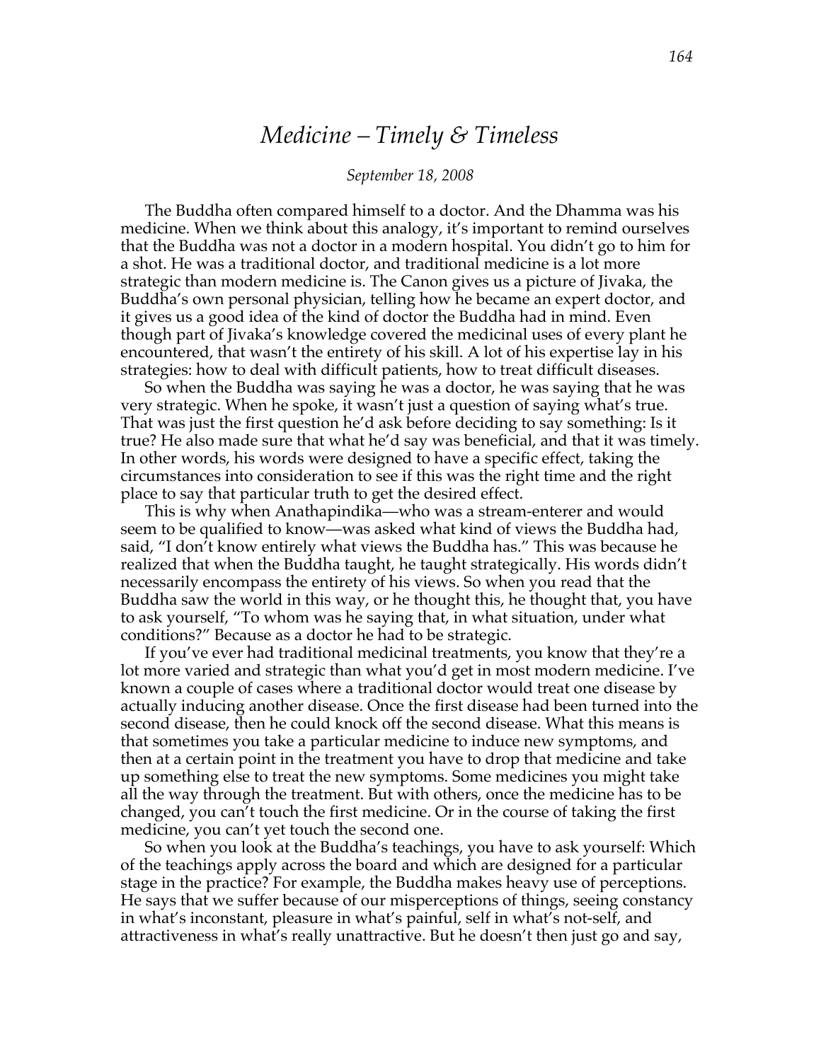# *Medicine – Timely & Timeless*

*September 18, 2008*

The Buddha often compared himself to a doctor. And the Dhamma was his medicine. When we think about this analogy, it's important to remind ourselves that the Buddha was not a doctor in a modern hospital. You didn't go to him for a shot. He was a traditional doctor, and traditional medicine is a lot more strategic than modern medicine is. The Canon gives us a picture of Jivaka, the Buddha's own personal physician, telling how he became an expert doctor, and it gives us a good idea of the kind of doctor the Buddha had in mind. Even though part of Jivaka's knowledge covered the medicinal uses of every plant he encountered, that wasn't the entirety of his skill. A lot of his expertise lay in his strategies: how to deal with difficult patients, how to treat difficult diseases.

So when the Buddha was saying he was a doctor, he was saying that he was very strategic. When he spoke, it wasn't just a question of saying what's true. That was just the first question he'd ask before deciding to say something: Is it true? He also made sure that what he'd say was beneficial, and that it was timely. In other words, his words were designed to have a specific effect, taking the circumstances into consideration to see if this was the right time and the right place to say that particular truth to get the desired effect.

This is why when Anathapindika—who was a stream-enterer and would seem to be qualified to know—was asked what kind of views the Buddha had, said, "I don't know entirely what views the Buddha has." This was because he realized that when the Buddha taught, he taught strategically. His words didn't necessarily encompass the entirety of his views. So when you read that the Buddha saw the world in this way, or he thought this, he thought that, you have to ask yourself, "To whom was he saying that, in what situation, under what conditions?" Because as a doctor he had to be strategic.

If you've ever had traditional medicinal treatments, you know that they're a lot more varied and strategic than what you'd get in most modern medicine. I've known a couple of cases where a traditional doctor would treat one disease by actually inducing another disease. Once the first disease had been turned into the second disease, then he could knock off the second disease. What this means is that sometimes you take a particular medicine to induce new symptoms, and then at a certain point in the treatment you have to drop that medicine and take up something else to treat the new symptoms. Some medicines you might take all the way through the treatment. But with others, once the medicine has to be changed, you can't touch the first medicine. Or in the course of taking the first medicine, you can't yet touch the second one.

So when you look at the Buddha's teachings, you have to ask yourself: Which of the teachings apply across the board and which are designed for a particular stage in the practice? For example, the Buddha makes heavy use of perceptions. He says that we suffer because of our misperceptions of things, seeing constancy in what's inconstant, pleasure in what's painful, self in what's not-self, and attractiveness in what's really unattractive. But he doesn't then just go and say,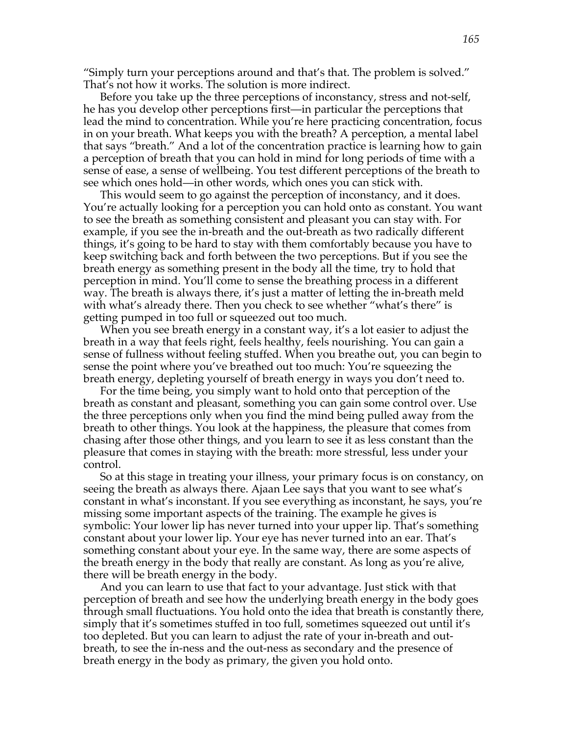"Simply turn your perceptions around and that's that. The problem is solved." That's not how it works. The solution is more indirect.

Before you take up the three perceptions of inconstancy, stress and not-self, he has you develop other perceptions first—in particular the perceptions that lead the mind to concentration. While you're here practicing concentration, focus in on your breath. What keeps you with the breath? A perception, a mental label that says "breath." And a lot of the concentration practice is learning how to gain a perception of breath that you can hold in mind for long periods of time with a sense of ease, a sense of wellbeing. You test different perceptions of the breath to see which ones hold—in other words, which ones you can stick with.

This would seem to go against the perception of inconstancy, and it does. You're actually looking for a perception you can hold onto as constant. You want to see the breath as something consistent and pleasant you can stay with. For example, if you see the in-breath and the out-breath as two radically different things, it's going to be hard to stay with them comfortably because you have to keep switching back and forth between the two perceptions. But if you see the breath energy as something present in the body all the time, try to hold that perception in mind. You'll come to sense the breathing process in a different way. The breath is always there, it's just a matter of letting the in-breath meld with what's already there. Then you check to see whether "what's there" is getting pumped in too full or squeezed out too much.

When you see breath energy in a constant way, it's a lot easier to adjust the breath in a way that feels right, feels healthy, feels nourishing. You can gain a sense of fullness without feeling stuffed. When you breathe out, you can begin to sense the point where you've breathed out too much: You're squeezing the breath energy, depleting yourself of breath energy in ways you don't need to.

For the time being, you simply want to hold onto that perception of the breath as constant and pleasant, something you can gain some control over. Use the three perceptions only when you find the mind being pulled away from the breath to other things. You look at the happiness, the pleasure that comes from chasing after those other things, and you learn to see it as less constant than the pleasure that comes in staying with the breath: more stressful, less under your control.

So at this stage in treating your illness, your primary focus is on constancy, on seeing the breath as always there. Ajaan Lee says that you want to see what's constant in what's inconstant. If you see everything as inconstant, he says, you're missing some important aspects of the training. The example he gives is symbolic: Your lower lip has never turned into your upper lip. That's something constant about your lower lip. Your eye has never turned into an ear. That's something constant about your eye. In the same way, there are some aspects of the breath energy in the body that really are constant. As long as you're alive, there will be breath energy in the body.

And you can learn to use that fact to your advantage. Just stick with that perception of breath and see how the underlying breath energy in the body goes through small fluctuations. You hold onto the idea that breath is constantly there, simply that it's sometimes stuffed in too full, sometimes squeezed out until it's too depleted. But you can learn to adjust the rate of your in-breath and out-breath, to see the in-ness and the out-ness as secondary and the presence of breath energy in the body as primary, the given you hold onto.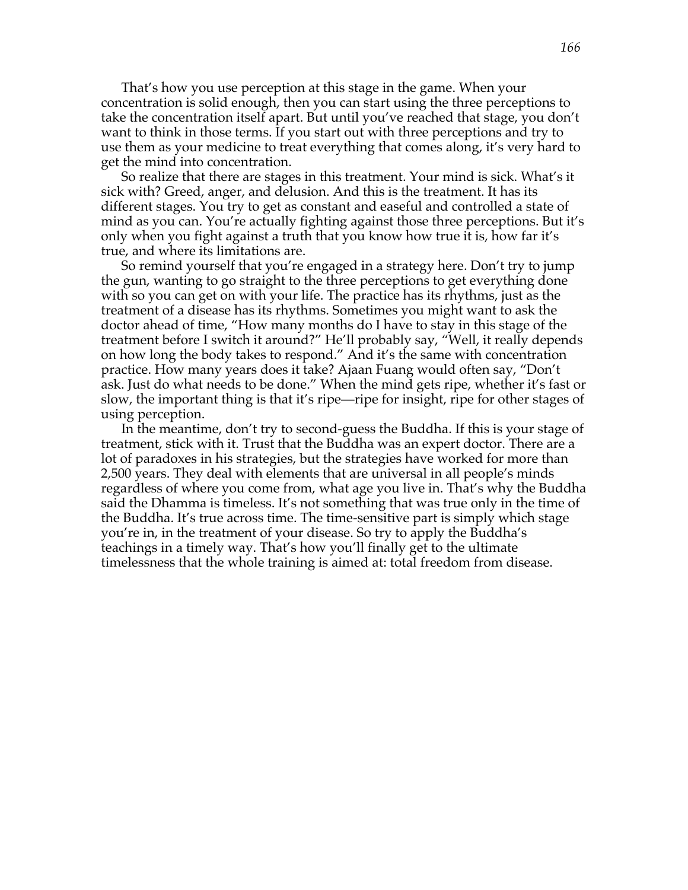That's how you use perception at this stage in the game. When your concentration is solid enough, then you can start using the three perceptions to take the concentration itself apart. But until you've reached that stage, you don't want to think in those terms. If you start out with three perceptions and try to use them as your medicine to treat everything that comes along, it's very hard to get the mind into concentration.

So realize that there are stages in this treatment. Your mind is sick. What's it sick with? Greed, anger, and delusion. And this is the treatment. It has its different stages. You try to get as constant and easeful and controlled a state of mind as you can. You're actually fighting against those three perceptions. But it's only when you fight against a truth that you know how true it is, how far it's true, and where its limitations are.

So remind yourself that you're engaged in a strategy here. Don't try to jump the gun, wanting to go straight to the three perceptions to get everything done with so you can get on with your life. The practice has its rhythms, just as the treatment of a disease has its rhythms. Sometimes you might want to ask the doctor ahead of time, "How many months do I have to stay in this stage of the treatment before I switch it around?" He'll probably say, "Well, it really depends on how long the body takes to respond." And it's the same with concentration practice. How many years does it take? Ajaan Fuang would often say, "Don't ask. Just do what needs to be done." When the mind gets ripe, whether it's fast or slow, the important thing is that it's ripe—ripe for insight, ripe for other stages of using perception.

In the meantime, don't try to second-guess the Buddha. If this is your stage of treatment, stick with it. Trust that the Buddha was an expert doctor. There are a lot of paradoxes in his strategies, but the strategies have worked for more than 2,500 years. They deal with elements that are universal in all people's minds regardless of where you come from, what age you live in. That's why the Buddha said the Dhamma is timeless. It's not something that was true only in the time of the Buddha. It's true across time. The time-sensitive part is simply which stage you're in, in the treatment of your disease. So try to apply the Buddha's teachings in a timely way. That's how you'll finally get to the ultimate timelessness that the whole training is aimed at: total freedom from disease.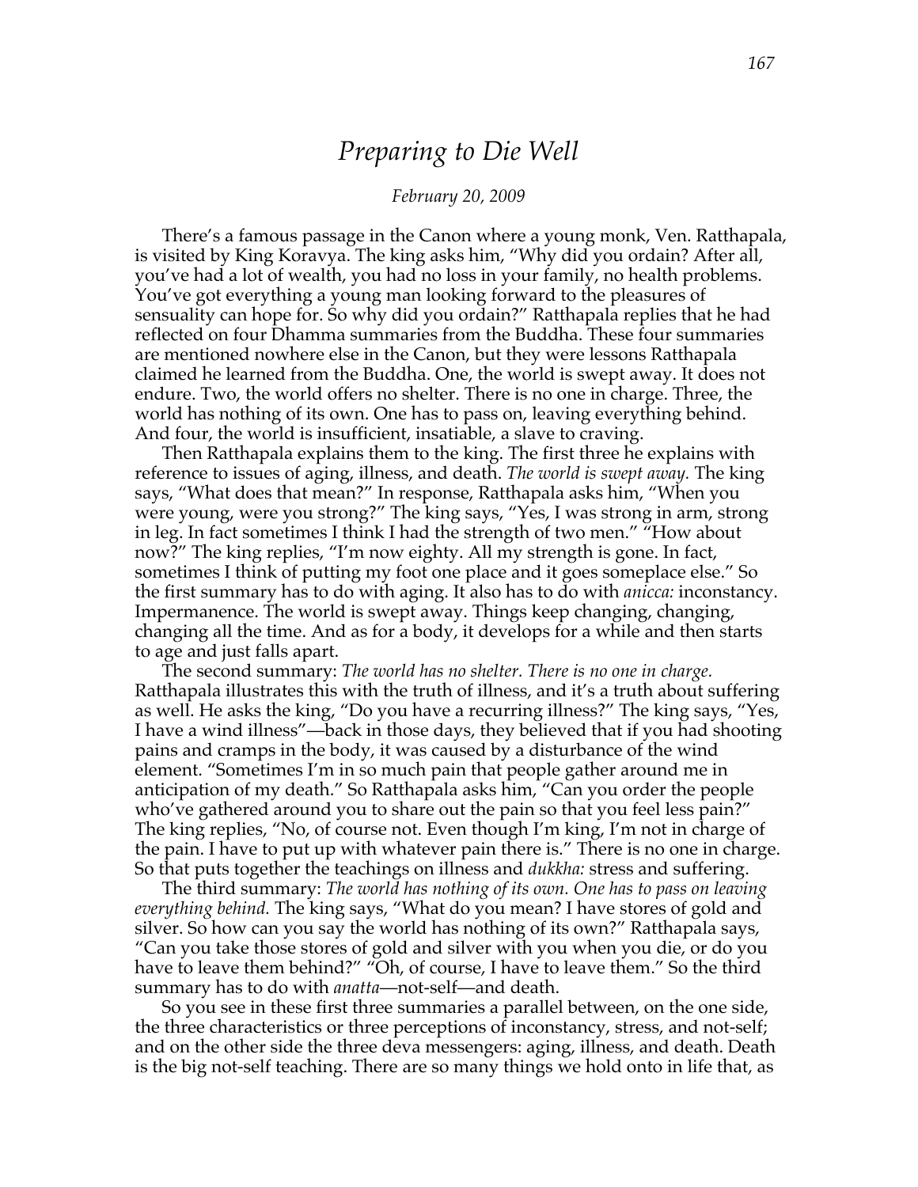# *Preparing to Die Well*

*February 20, 2009*

There's a famous passage in the Canon where a young monk, Ven. Ratthapala, is visited by King Koravya. The king asks him, "Why did you ordain? After all, you've had a lot of wealth, you had no loss in your family, no health problems. You've got everything a young man looking forward to the pleasures of sensuality can hope for. So why did you ordain?" Ratthapala replies that he had reflected on four Dhamma summaries from the Buddha. These four summaries are mentioned nowhere else in the Canon, but they were lessons Ratthapala claimed he learned from the Buddha. One, the world is swept away. It does not endure. Two, the world offers no shelter. There is no one in charge. Three, the world has nothing of its own. One has to pass on, leaving everything behind. And four, the world is insufficient, insatiable, a slave to craving.

Then Ratthapala explains them to the king. The first three he explains with reference to issues of aging, illness, and death. *The world is swept away.* The king says, "What does that mean?" In response, Ratthapala asks him, "When you were young, were you strong?" The king says, "Yes, I was strong in arm, strong in leg. In fact sometimes I think I had the strength of two men." "How about now?" The king replies, "I'm now eighty. All my strength is gone. In fact, sometimes I think of putting my foot one place and it goes someplace else." So the first summary has to do with aging. It also has to do with *anicca:* inconstancy. Impermanence. The world is swept away. Things keep changing, changing, changing all the time. And as for a body, it develops for a while and then starts to age and just falls apart.

The second summary: *The world has no shelter. There is no one in charge.* Ratthapala illustrates this with the truth of illness, and it's a truth about suffering as well. He asks the king, "Do you have a recurring illness?" The king says, "Yes, I have a wind illness"—back in those days, they believed that if you had shooting pains and cramps in the body, it was caused by a disturbance of the wind element. "Sometimes I'm in so much pain that people gather around me in anticipation of my death." So Ratthapala asks him, "Can you order the people who've gathered around you to share out the pain so that you feel less pain?" The king replies, "No, of course not. Even though I'm king, I'm not in charge of the pain. I have to put up with whatever pain there is." There is no one in charge. So that puts together the teachings on illness and *dukkha:* stress and suffering.

The third summary: *The world has nothing of its own. One has to pass on leaving everything behind.* The king says, "What do you mean? I have stores of gold and silver. So how can you say the world has nothing of its own?" Ratthapala says, "Can you take those stores of gold and silver with you when you die, or do you have to leave them behind?" "Oh, of course, I have to leave them." So the third summary has to do with *anatta*—not-self—and death.

So you see in these first three summaries a parallel between, on the one side, the three characteristics or three perceptions of inconstancy, stress, and not-self; and on the other side the three deva messengers: aging, illness, and death. Death is the big not-self teaching. There are so many things we hold onto in life that, as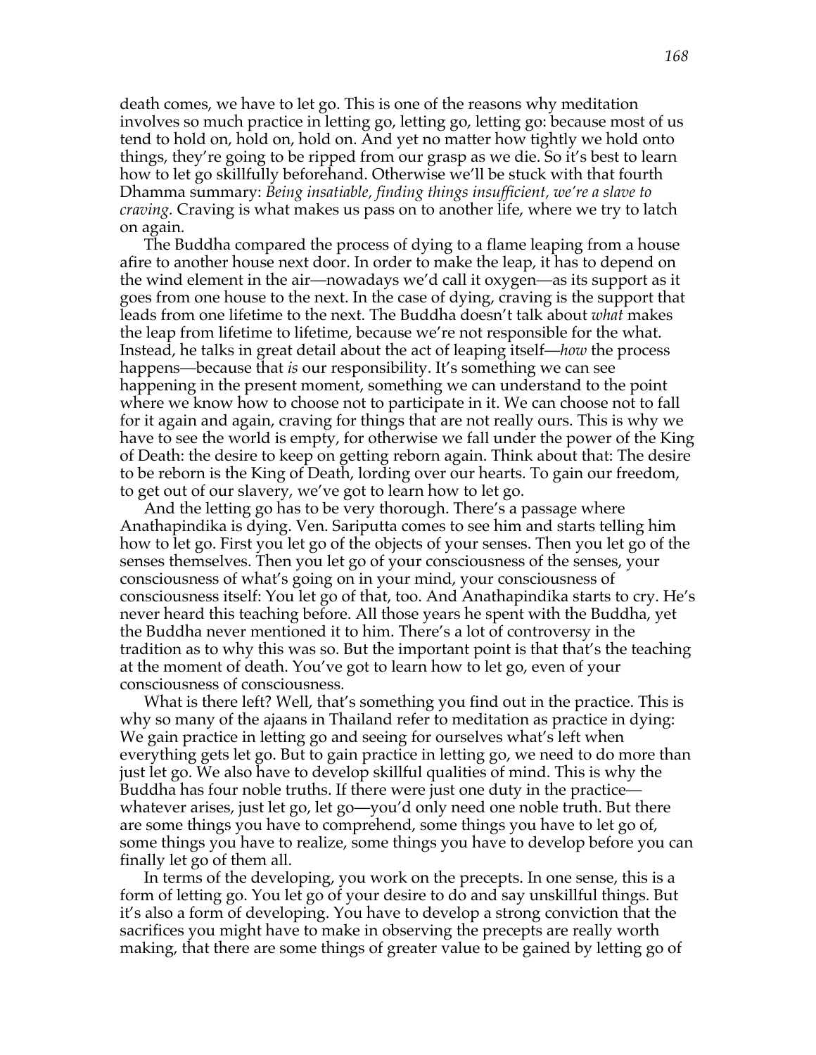death comes, we have to let go. This is one of the reasons why meditation involves so much practice in letting go, letting go, letting go: because most of us tend to hold on, hold on, hold on. And yet no matter how tightly we hold onto things, they're going to be ripped from our grasp as we die. So it's best to learn how to let go skillfully beforehand. Otherwise we'll be stuck with that fourth Dhamma summary: *Being insatiable, finding things insufficient, we're a slave to craving.* Craving is what makes us pass on to another life, where we try to latch on again.

The Buddha compared the process of dying to a flame leaping from a house afire to another house next door. In order to make the leap, it has to depend on the wind element in the air—nowadays we'd call it oxygen—as its support as it goes from one house to the next. In the case of dying, craving is the support that leads from one lifetime to the next. The Buddha doesn't talk about *what* makes the leap from lifetime to lifetime, because we're not responsible for the what. Instead, he talks in great detail about the act of leaping itself—*how* the process happens—because that *is* our responsibility. It's something we can see happening in the present moment, something we can understand to the point where we know how to choose not to participate in it. We can choose not to fall for it again and again, craving for things that are not really ours. This is why we have to see the world is empty, for otherwise we fall under the power of the King of Death: the desire to keep on getting reborn again. Think about that: The desire to be reborn is the King of Death, lording over our hearts. To gain our freedom, to get out of our slavery, we've got to learn how to let go.

And the letting go has to be very thorough. There's a passage where Anathapindika is dying. Ven. Sariputta comes to see him and starts telling him how to let go. First you let go of the objects of your senses. Then you let go of the senses themselves. Then you let go of your consciousness of the senses, your consciousness of what's going on in your mind, your consciousness of consciousness itself: You let go of that, too. And Anathapindika starts to cry. He's never heard this teaching before. All those years he spent with the Buddha, yet the Buddha never mentioned it to him. There's a lot of controversy in the tradition as to why this was so. But the important point is that that's the teaching at the moment of death. You've got to learn how to let go, even of your consciousness of consciousness.

What is there left? Well, that's something you find out in the practice. This is why so many of the ajaans in Thailand refer to meditation as practice in dying: We gain practice in letting go and seeing for ourselves what's left when everything gets let go. But to gain practice in letting go, we need to do more than just let go. We also have to develop skillful qualities of mind. This is why the Buddha has four noble truths. If there were just one duty in the practice—whatever arises, just let go, let go—you'd only need one noble truth. But there are some things you have to comprehend, some things you have to let go of, some things you have to realize, some things you have to develop before you can finally let go of them all.

In terms of the developing, you work on the precepts. In one sense, this is a form of letting go. You let go of your desire to do and say unskillful things. But it's also a form of developing. You have to develop a strong conviction that the sacrifices you might have to make in observing the precepts are really worth making, that there are some things of greater value to be gained by letting go of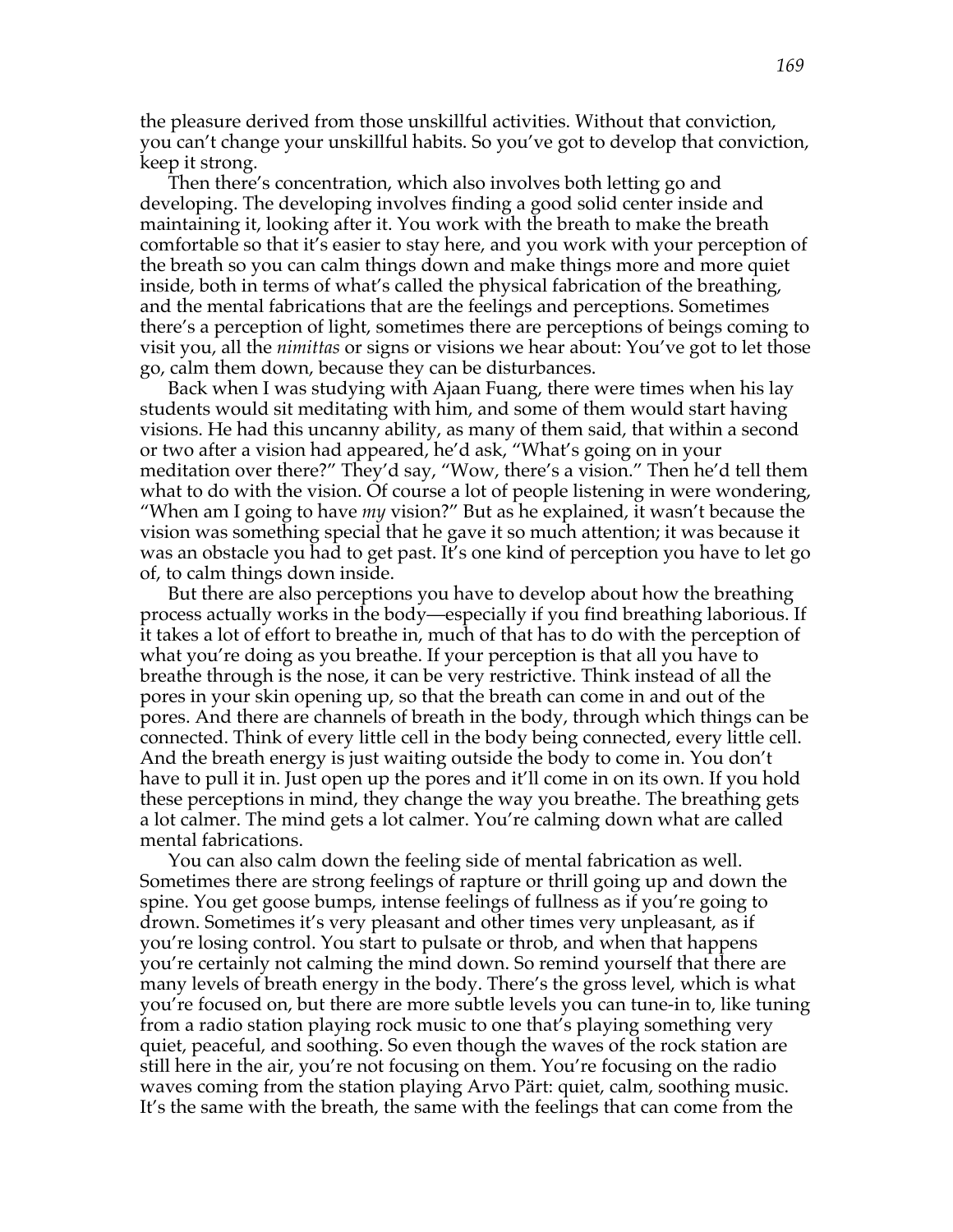the pleasure derived from those unskillful activities. Without that conviction, you can't change your unskillful habits. So you've got to develop that conviction, keep it strong.

Then there's concentration, which also involves both letting go and developing. The developing involves finding a good solid center inside and maintaining it, looking after it. You work with the breath to make the breath comfortable so that it's easier to stay here, and you work with your perception of the breath so you can calm things down and make things more and more quiet inside, both in terms of what's called the physical fabrication of the breathing, and the mental fabrications that are the feelings and perceptions. Sometimes there's a perception of light, sometimes there are perceptions of beings coming to visit you, all the *nimittas* or signs or visions we hear about: You've got to let those go, calm them down, because they can be disturbances.

Back when I was studying with Ajaan Fuang, there were times when his lay students would sit meditating with him, and some of them would start having visions. He had this uncanny ability, as many of them said, that within a second or two after a vision had appeared, he'd ask, "What's going on in your meditation over there?" They'd say, "Wow, there's a vision." Then he'd tell them what to do with the vision. Of course a lot of people listening in were wondering, "When am I going to have *my* vision?" But as he explained, it wasn't because the vision was something special that he gave it so much attention; it was because it was an obstacle you had to get past. It's one kind of perception you have to let go of, to calm things down inside.

But there are also perceptions you have to develop about how the breathing process actually works in the body—especially if you find breathing laborious. If it takes a lot of effort to breathe in, much of that has to do with the perception of what you're doing as you breathe. If your perception is that all you have to breathe through is the nose, it can be very restrictive. Think instead of all the pores in your skin opening up, so that the breath can come in and out of the pores. And there are channels of breath in the body, through which things can be connected. Think of every little cell in the body being connected, every little cell. And the breath energy is just waiting outside the body to come in. You don't have to pull it in. Just open up the pores and it'll come in on its own. If you hold these perceptions in mind, they change the way you breathe. The breathing gets a lot calmer. The mind gets a lot calmer. You're calming down what are called mental fabrications.

You can also calm down the feeling side of mental fabrication as well. Sometimes there are strong feelings of rapture or thrill going up and down the spine. You get goose bumps, intense feelings of fullness as if you're going to drown. Sometimes it's very pleasant and other times very unpleasant, as if you're losing control. You start to pulsate or throb, and when that happens you're certainly not calming the mind down. So remind yourself that there are many levels of breath energy in the body. There's the gross level, which is what you're focused on, but there are more subtle levels you can tune-in to, like tuning from a radio station playing rock music to one that's playing something very quiet, peaceful, and soothing. So even though the waves of the rock station are still here in the air, you're not focusing on them. You're focusing on the radio waves coming from the station playing Arvo Pärt: quiet, calm, soothing music. It's the same with the breath, the same with the feelings that can come from the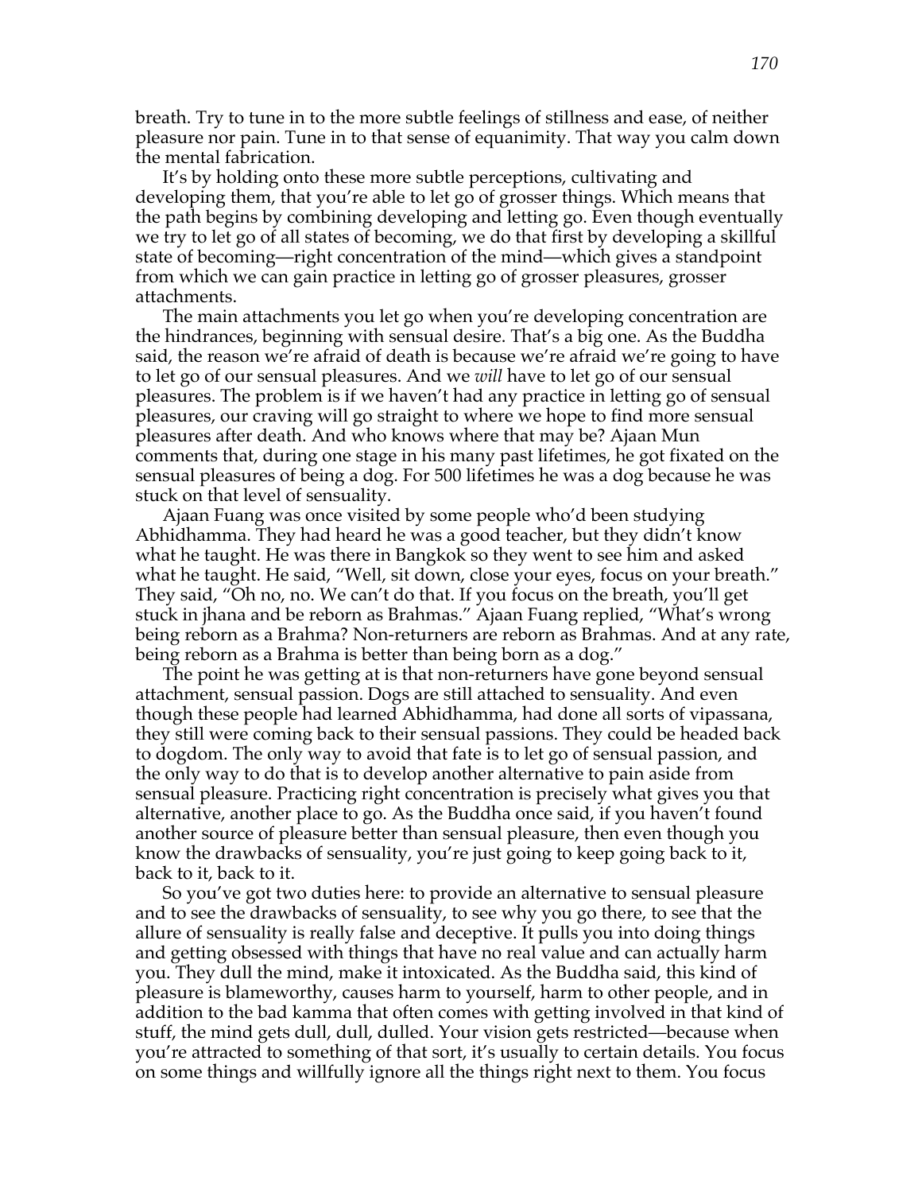breath. Try to tune in to the more subtle feelings of stillness and ease, of neither pleasure nor pain. Tune in to that sense of equanimity. That way you calm down the mental fabrication.

It's by holding onto these more subtle perceptions, cultivating and developing them, that you're able to let go of grosser things. Which means that the path begins by combining developing and letting go. Even though eventually we try to let go of all states of becoming, we do that first by developing a skillful state of becoming—right concentration of the mind—which gives a standpoint from which we can gain practice in letting go of grosser pleasures, grosser attachments.

The main attachments you let go when you're developing concentration are the hindrances, beginning with sensual desire. That's a big one. As the Buddha said, the reason we're afraid of death is because we're afraid we're going to have to let go of our sensual pleasures. And we *will* have to let go of our sensual pleasures. The problem is if we haven't had any practice in letting go of sensual pleasures, our craving will go straight to where we hope to find more sensual pleasures after death. And who knows where that may be? Ajaan Mun comments that, during one stage in his many past lifetimes, he got fixated on the sensual pleasures of being a dog. For 500 lifetimes he was a dog because he was stuck on that level of sensuality.

Ajaan Fuang was once visited by some people who'd been studying Abhidhamma. They had heard he was a good teacher, but they didn't know what he taught. He was there in Bangkok so they went to see him and asked what he taught. He said, "Well, sit down, close your eyes, focus on your breath." They said, "Oh no, no. We can't do that. If you focus on the breath, you'll get stuck in jhana and be reborn as Brahmas." Ajaan Fuang replied, "What's wrong being reborn as a Brahma? Non-returners are reborn as Brahmas. And at any rate, being reborn as a Brahma is better than being born as a dog."

The point he was getting at is that non-returners have gone beyond sensual attachment, sensual passion. Dogs are still attached to sensuality. And even though these people had learned Abhidhamma, had done all sorts of vipassana, they still were coming back to their sensual passions. They could be headed back to dogdom. The only way to avoid that fate is to let go of sensual passion, and the only way to do that is to develop another alternative to pain aside from sensual pleasure. Practicing right concentration is precisely what gives you that alternative, another place to go. As the Buddha once said, if you haven't found another source of pleasure better than sensual pleasure, then even though you know the drawbacks of sensuality, you're just going to keep going back to it, back to it, back to it.

So you've got two duties here: to provide an alternative to sensual pleasure and to see the drawbacks of sensuality, to see why you go there, to see that the allure of sensuality is really false and deceptive. It pulls you into doing things and getting obsessed with things that have no real value and can actually harm you. They dull the mind, make it intoxicated. As the Buddha said, this kind of pleasure is blameworthy, causes harm to yourself, harm to other people, and in addition to the bad kamma that often comes with getting involved in that kind of stuff, the mind gets dull, dull, dulled. Your vision gets restricted—because when you're attracted to something of that sort, it's usually to certain details. You focus on some things and willfully ignore all the things right next to them. You focus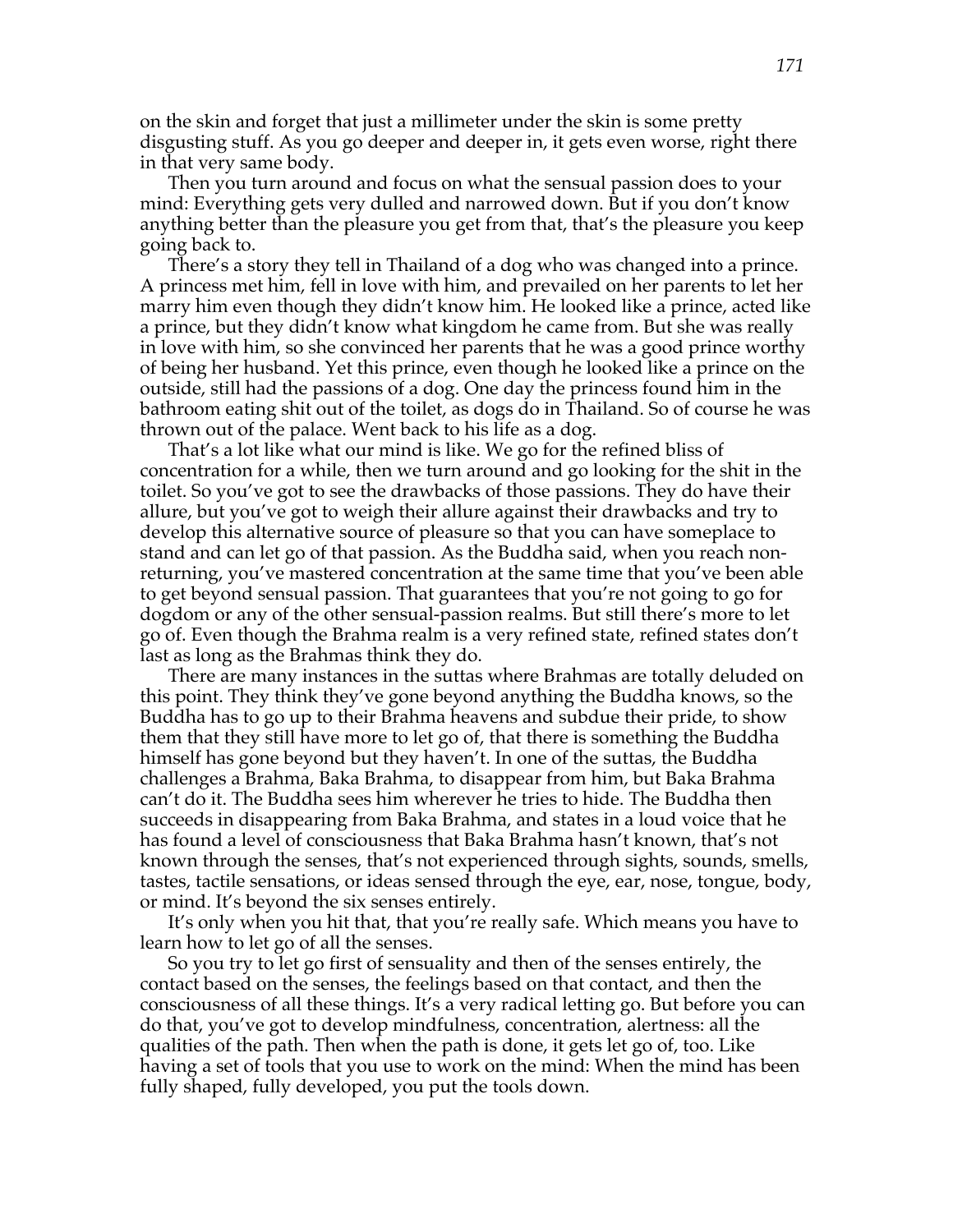on the skin and forget that just a millimeter under the skin is some pretty disgusting stuff. As you go deeper and deeper in, it gets even worse, right there in that very same body.

Then you turn around and focus on what the sensual passion does to your mind: Everything gets very dulled and narrowed down. But if you don't know anything better than the pleasure you get from that, that's the pleasure you keep going back to.

There's a story they tell in Thailand of a dog who was changed into a prince. A princess met him, fell in love with him, and prevailed on her parents to let her marry him even though they didn't know him. He looked like a prince, acted like a prince, but they didn't know what kingdom he came from. But she was really in love with him, so she convinced her parents that he was a good prince worthy of being her husband. Yet this prince, even though he looked like a prince on the outside, still had the passions of a dog. One day the princess found him in the bathroom eating shit out of the toilet, as dogs do in Thailand. So of course he was thrown out of the palace. Went back to his life as a dog.

That's a lot like what our mind is like. We go for the refined bliss of concentration for a while, then we turn around and go looking for the shit in the toilet. So you've got to see the drawbacks of those passions. They do have their allure, but you've got to weigh their allure against their drawbacks and try to develop this alternative source of pleasure so that you can have someplace to stand and can let go of that passion. As the Buddha said, when you reach non-returning, you've mastered concentration at the same time that you've been able to get beyond sensual passion. That guarantees that you're not going to go for dogdom or any of the other sensual-passion realms. But still there's more to let go of. Even though the Brahma realm is a very refined state, refined states don't last as long as the Brahmas think they do.

There are many instances in the suttas where Brahmas are totally deluded on this point. They think they've gone beyond anything the Buddha knows, so the Buddha has to go up to their Brahma heavens and subdue their pride, to show them that they still have more to let go of, that there is something the Buddha himself has gone beyond but they haven't. In one of the suttas, the Buddha challenges a Brahma, Baka Brahma, to disappear from him, but Baka Brahma can't do it. The Buddha sees him wherever he tries to hide. The Buddha then succeeds in disappearing from Baka Brahma, and states in a loud voice that he has found a level of consciousness that Baka Brahma hasn't known, that's not known through the senses, that's not experienced through sights, sounds, smells, tastes, tactile sensations, or ideas sensed through the eye, ear, nose, tongue, body, or mind. It's beyond the six senses entirely.

It's only when you hit that, that you're really safe. Which means you have to learn how to let go of all the senses.

So you try to let go first of sensuality and then of the senses entirely, the contact based on the senses, the feelings based on that contact, and then the consciousness of all these things. It's a very radical letting go. But before you can do that, you've got to develop mindfulness, concentration, alertness: all the qualities of the path. Then when the path is done, it gets let go of, too. Like having a set of tools that you use to work on the mind: When the mind has been fully shaped, fully developed, you put the tools down.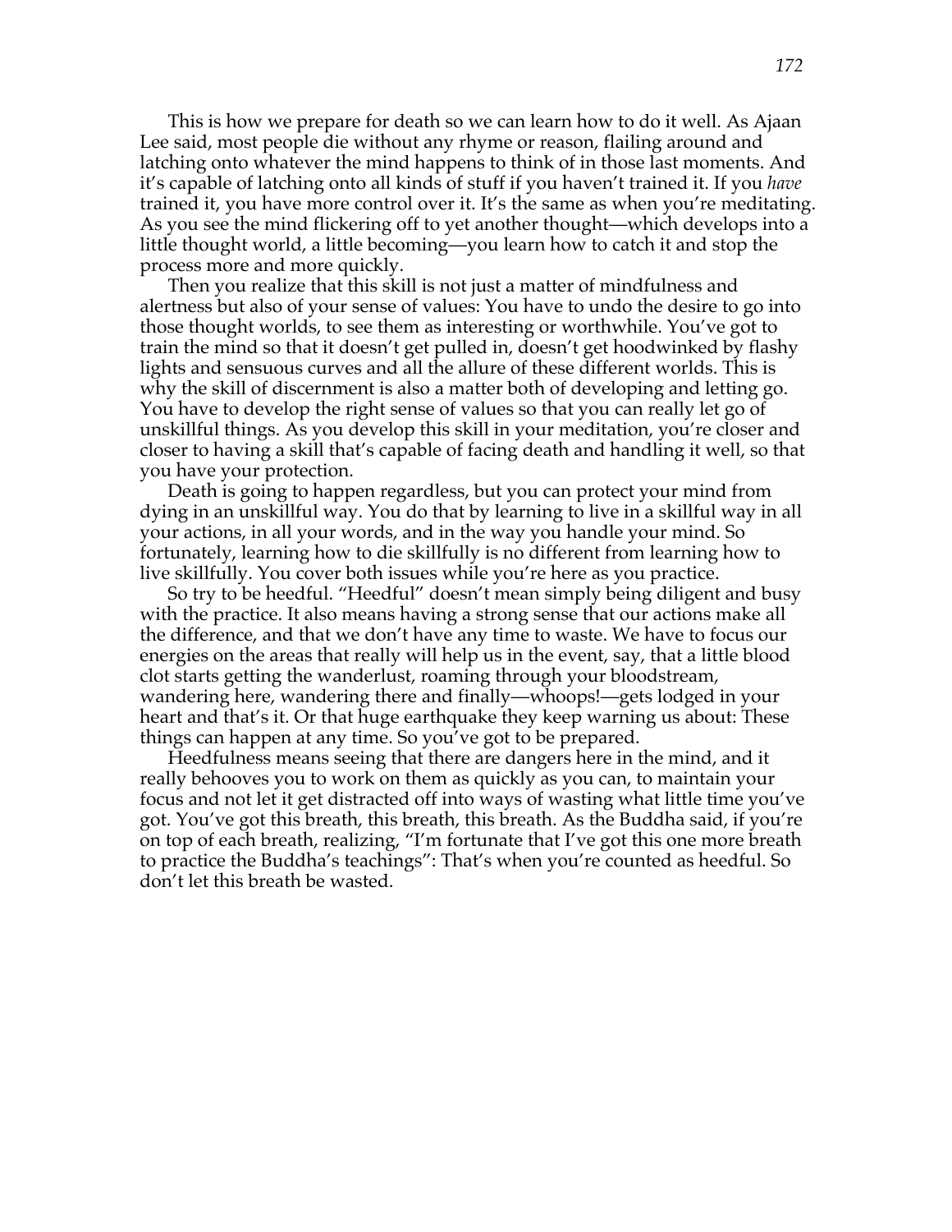This is how we prepare for death so we can learn how to do it well. As Ajaan Lee said, most people die without any rhyme or reason, flailing around and latching onto whatever the mind happens to think of in those last moments. And it's capable of latching onto all kinds of stuff if you haven't trained it. If you *have* trained it, you have more control over it. It's the same as when you're meditating. As you see the mind flickering off to yet another thought—which develops into a little thought world, a little becoming—you learn how to catch it and stop the process more and more quickly.

Then you realize that this skill is not just a matter of mindfulness and alertness but also of your sense of values: You have to undo the desire to go into those thought worlds, to see them as interesting or worthwhile. You've got to train the mind so that it doesn't get pulled in, doesn't get hoodwinked by flashy lights and sensuous curves and all the allure of these different worlds. This is why the skill of discernment is also a matter both of developing and letting go. You have to develop the right sense of values so that you can really let go of unskillful things. As you develop this skill in your meditation, you're closer and closer to having a skill that's capable of facing death and handling it well, so that you have your protection.

Death is going to happen regardless, but you can protect your mind from dying in an unskillful way. You do that by learning to live in a skillful way in all your actions, in all your words, and in the way you handle your mind. So fortunately, learning how to die skillfully is no different from learning how to live skillfully. You cover both issues while you're here as you practice.

So try to be heedful. "Heedful" doesn't mean simply being diligent and busy with the practice. It also means having a strong sense that our actions make all the difference, and that we don't have any time to waste. We have to focus our energies on the areas that really will help us in the event, say, that a little blood clot starts getting the wanderlust, roaming through your bloodstream, wandering here, wandering there and finally—whoops!—gets lodged in your heart and that's it. Or that huge earthquake they keep warning us about: These things can happen at any time. So you've got to be prepared.

Heedfulness means seeing that there are dangers here in the mind, and it really behooves you to work on them as quickly as you can, to maintain your focus and not let it get distracted off into ways of wasting what little time you've got. You've got this breath, this breath, this breath. As the Buddha said, if you're on top of each breath, realizing, "I'm fortunate that I've got this one more breath to practice the Buddha's teachings": That's when you're counted as heedful. So don't let this breath be wasted.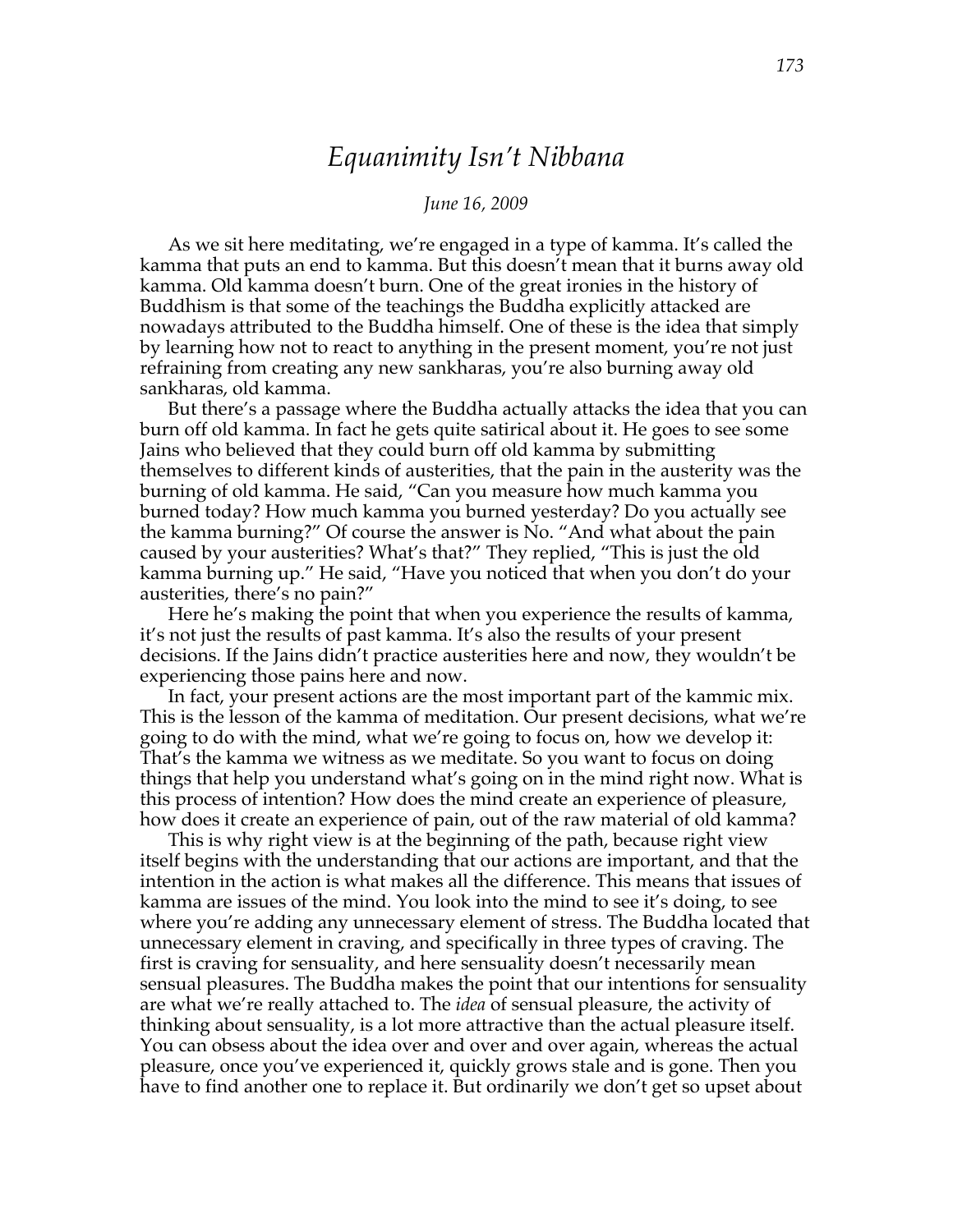# *Equanimity Isn't Nibbana*

*June 16, 2009*

As we sit here meditating, we're engaged in a type of kamma. It's called the kamma that puts an end to kamma. But this doesn't mean that it burns away old kamma. Old kamma doesn't burn. One of the great ironies in the history of Buddhism is that some of the teachings the Buddha explicitly attacked are nowadays attributed to the Buddha himself. One of these is the idea that simply by learning how not to react to anything in the present moment, you're not just refraining from creating any new sankharas, you're also burning away old sankharas, old kamma.

But there's a passage where the Buddha actually attacks the idea that you can burn off old kamma. In fact he gets quite satirical about it. He goes to see some Jains who believed that they could burn off old kamma by submitting themselves to different kinds of austerities, that the pain in the austerity was the burning of old kamma. He said, "Can you measure how much kamma you burned today? How much kamma you burned yesterday? Do you actually see the kamma burning?" Of course the answer is No. "And what about the pain caused by your austerities? What's that?" They replied, "This is just the old kamma burning up." He said, "Have you noticed that when you don't do your austerities, there's no pain?"

Here he's making the point that when you experience the results of kamma, it's not just the results of past kamma. It's also the results of your present decisions. If the Jains didn't practice austerities here and now, they wouldn't be experiencing those pains here and now.

In fact, your present actions are the most important part of the kammic mix. This is the lesson of the kamma of meditation. Our present decisions, what we're going to do with the mind, what we're going to focus on, how we develop it: That's the kamma we witness as we meditate. So you want to focus on doing things that help you understand what's going on in the mind right now. What is this process of intention? How does the mind create an experience of pleasure, how does it create an experience of pain, out of the raw material of old kamma?

This is why right view is at the beginning of the path, because right view itself begins with the understanding that our actions are important, and that the intention in the action is what makes all the difference. This means that issues of kamma are issues of the mind. You look into the mind to see it's doing, to see where you're adding any unnecessary element of stress. The Buddha located that unnecessary element in craving, and specifically in three types of craving. The first is craving for sensuality, and here sensuality doesn't necessarily mean sensual pleasures. The Buddha makes the point that our intentions for sensuality are what we're really attached to. The *idea* of sensual pleasure, the activity of thinking about sensuality, is a lot more attractive than the actual pleasure itself. You can obsess about the idea over and over and over again, whereas the actual pleasure, once you've experienced it, quickly grows stale and is gone. Then you have to find another one to replace it. But ordinarily we don't get so upset about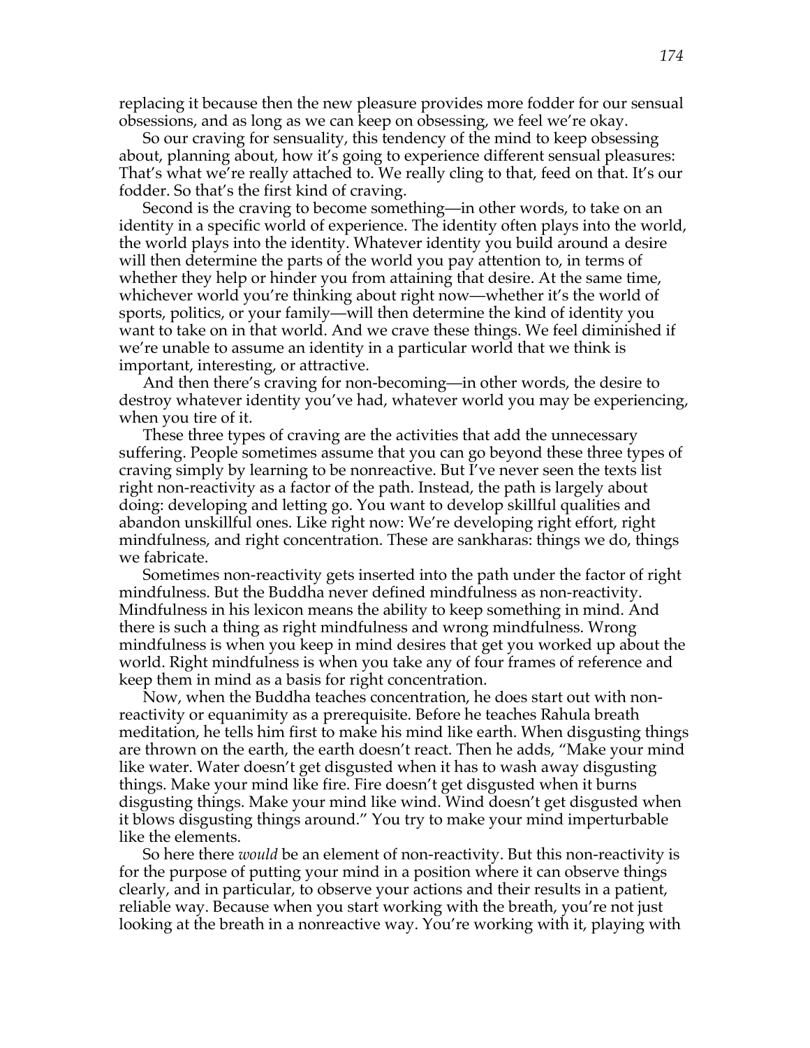replacing it because then the new pleasure provides more fodder for our sensual obsessions, and as long as we can keep on obsessing, we feel we're okay.

So our craving for sensuality, this tendency of the mind to keep obsessing about, planning about, how it's going to experience different sensual pleasures: That's what we're really attached to. We really cling to that, feed on that. It's our fodder. So that's the first kind of craving.

Second is the craving to become something—in other words, to take on an identity in a specific world of experience. The identity often plays into the world, the world plays into the identity. Whatever identity you build around a desire will then determine the parts of the world you pay attention to, in terms of whether they help or hinder you from attaining that desire. At the same time, whichever world you're thinking about right now—whether it's the world of sports, politics, or your family—will then determine the kind of identity you want to take on in that world. And we crave these things. We feel diminished if we're unable to assume an identity in a particular world that we think is important, interesting, or attractive.

And then there's craving for non-becoming—in other words, the desire to destroy whatever identity you've had, whatever world you may be experiencing, when you tire of it.

These three types of craving are the activities that add the unnecessary suffering. People sometimes assume that you can go beyond these three types of craving simply by learning to be nonreactive. But I've never seen the texts list right non-reactivity as a factor of the path. Instead, the path is largely about doing: developing and letting go. You want to develop skillful qualities and abandon unskillful ones. Like right now: We're developing right effort, right mindfulness, and right concentration. These are sankharas: things we do, things we fabricate.

Sometimes non-reactivity gets inserted into the path under the factor of right mindfulness. But the Buddha never defined mindfulness as non-reactivity. Mindfulness in his lexicon means the ability to keep something in mind. And there is such a thing as right mindfulness and wrong mindfulness. Wrong mindfulness is when you keep in mind desires that get you worked up about the world. Right mindfulness is when you take any of four frames of reference and keep them in mind as a basis for right concentration.

Now, when the Buddha teaches concentration, he does start out with non-reactivity or equanimity as a prerequisite. Before he teaches Rahula breath meditation, he tells him first to make his mind like earth. When disgusting things are thrown on the earth, the earth doesn't react. Then he adds, "Make your mind like water. Water doesn't get disgusted when it has to wash away disgusting things. Make your mind like fire. Fire doesn't get disgusted when it burns disgusting things. Make your mind like wind. Wind doesn't get disgusted when it blows disgusting things around." You try to make your mind imperturbable like the elements.

So here there *would* be an element of non-reactivity. But this non-reactivity is for the purpose of putting your mind in a position where it can observe things clearly, and in particular, to observe your actions and their results in a patient, reliable way. Because when you start working with the breath, you're not just looking at the breath in a nonreactive way. You're working with it, playing with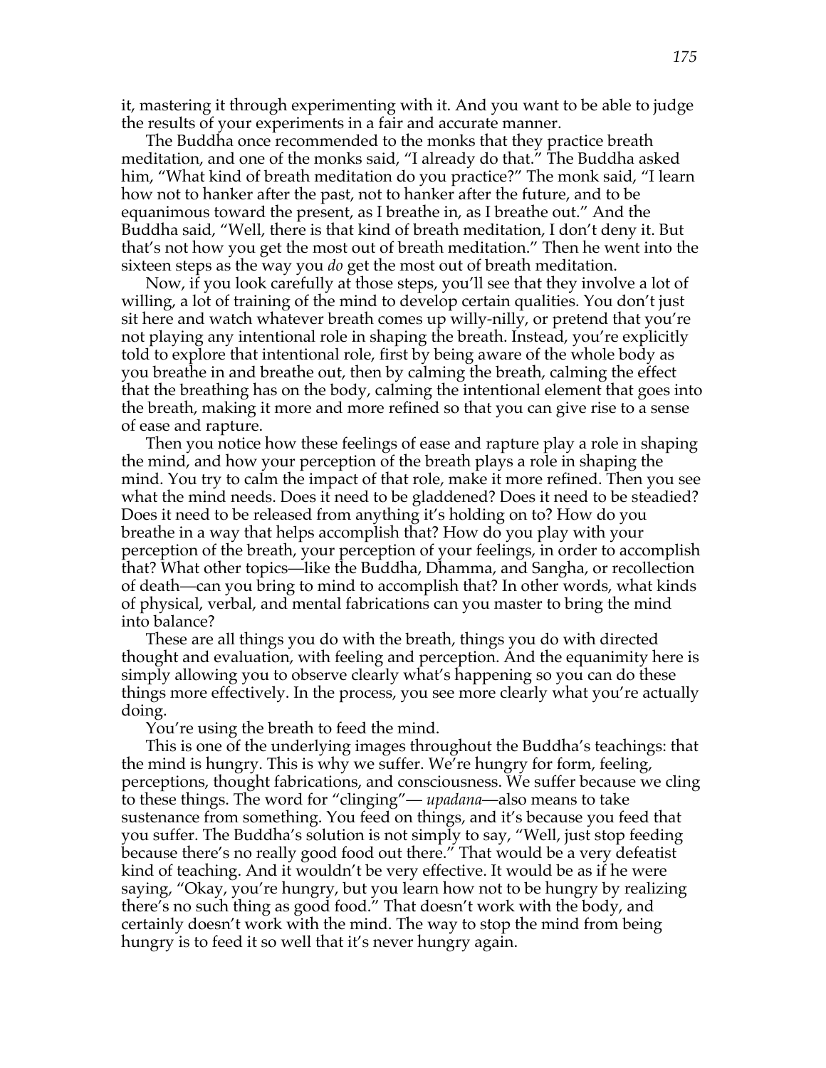it, mastering it through experimenting with it. And you want to be able to judge the results of your experiments in a fair and accurate manner.

The Buddha once recommended to the monks that they practice breath meditation, and one of the monks said, “I already do that.” The Buddha asked him, “What kind of breath meditation do you practice?” The monk said, “I learn how not to hanker after the past, not to hanker after the future, and to be equanimous toward the present, as I breathe in, as I breathe out.” And the Buddha said, “Well, there is that kind of breath meditation, I don’t deny it. But that’s not how you get the most out of breath meditation.” Then he went into the sixteen steps as the way you *do* get the most out of breath meditation.

Now, if you look carefully at those steps, you’ll see that they involve a lot of willing, a lot of training of the mind to develop certain qualities. You don’t just sit here and watch whatever breath comes up willy-nilly, or pretend that you’re not playing any intentional role in shaping the breath. Instead, you’re explicitly told to explore that intentional role, first by being aware of the whole body as you breathe in and breathe out, then by calming the breath, calming the effect that the breathing has on the body, calming the intentional element that goes into the breath, making it more and more refined so that you can give rise to a sense of ease and rapture.

Then you notice how these feelings of ease and rapture play a role in shaping the mind, and how your perception of the breath plays a role in shaping the mind. You try to calm the impact of that role, make it more refined. Then you see what the mind needs. Does it need to be gladdened? Does it need to be steadied? Does it need to be released from anything it’s holding on to? How do you breathe in a way that helps accomplish that? How do you play with your perception of the breath, your perception of your feelings, in order to accomplish that? What other topics—like the Buddha, Dhamma, and Sangha, or recollection of death—can you bring to mind to accomplish that? In other words, what kinds of physical, verbal, and mental fabrications can you master to bring the mind into balance?

These are all things you do with the breath, things you do with directed thought and evaluation, with feeling and perception. And the equanimity here is simply allowing you to observe clearly what’s happening so you can do these things more effectively. In the process, you see more clearly what you’re actually doing.

You’re using the breath to feed the mind.

This is one of the underlying images throughout the Buddha’s teachings: that the mind is hungry. This is why we suffer. We’re hungry for form, feeling, perceptions, thought fabrications, and consciousness. We suffer because we cling to these things. The word for “clinging”— *upadana*—also means to take sustenance from something. You feed on things, and it’s because you feed that you suffer. The Buddha’s solution is not simply to say, “Well, just stop feeding because there’s no really good food out there.” That would be a very defeatist kind of teaching. And it wouldn’t be very effective. It would be as if he were saying, “Okay, you’re hungry, but you learn how not to be hungry by realizing there’s no such thing as good food.” That doesn’t work with the body, and certainly doesn’t work with the mind. The way to stop the mind from being hungry is to feed it so well that it’s never hungry again.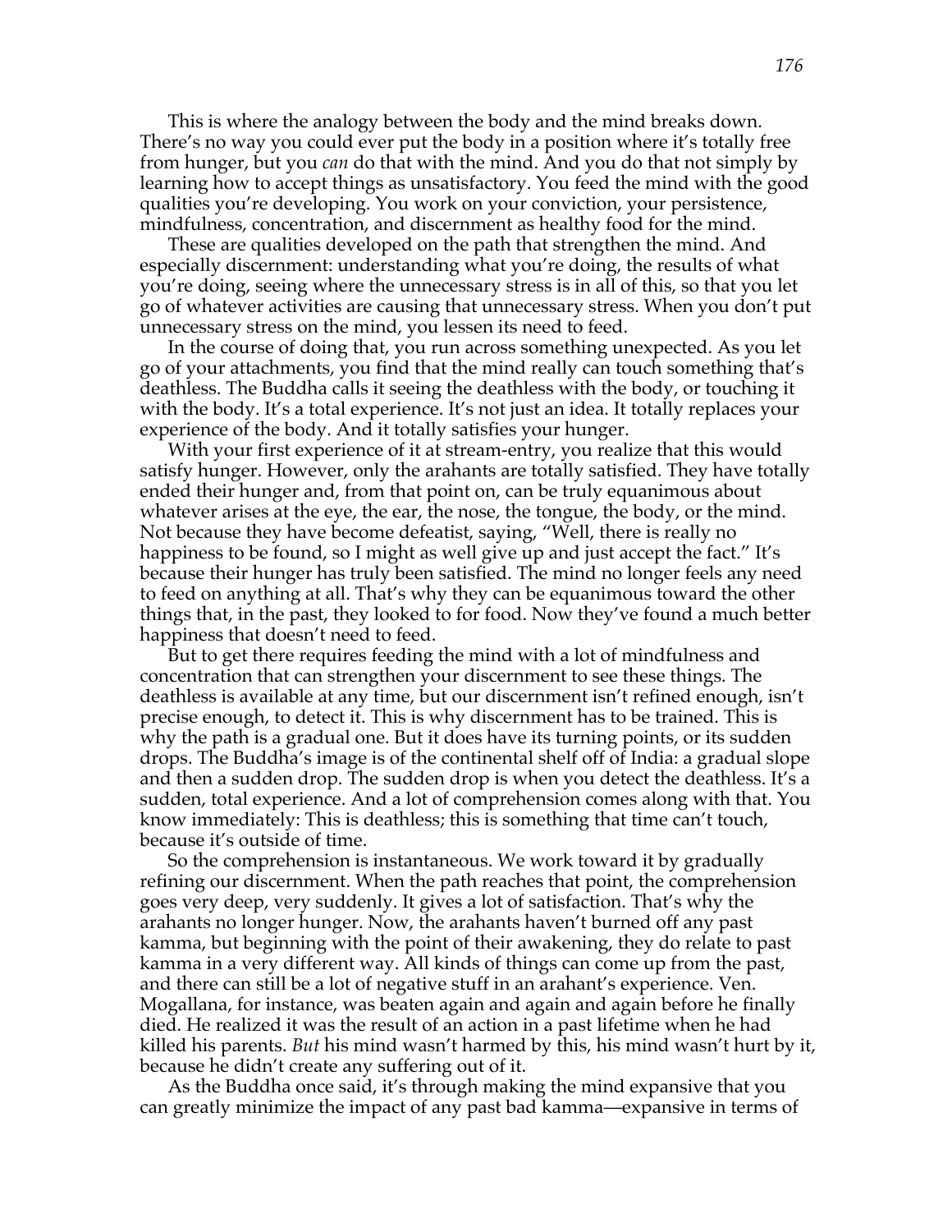This is where the analogy between the body and the mind breaks down. There's no way you could ever put the body in a position where it's totally free from hunger, but you *can* do that with the mind. And you do that not simply by learning how to accept things as unsatisfactory. You feed the mind with the good qualities you're developing. You work on your conviction, your persistence, mindfulness, concentration, and discernment as healthy food for the mind.

These are qualities developed on the path that strengthen the mind. And especially discernment: understanding what you're doing, the results of what you're doing, seeing where the unnecessary stress is in all of this, so that you let go of whatever activities are causing that unnecessary stress. When you don't put unnecessary stress on the mind, you lessen its need to feed.

In the course of doing that, you run across something unexpected. As you let go of your attachments, you find that the mind really can touch something that's deathless. The Buddha calls it seeing the deathless with the body, or touching it with the body. It's a total experience. It's not just an idea. It totally replaces your experience of the body. And it totally satisfies your hunger.

With your first experience of it at stream-entry, you realize that this would satisfy hunger. However, only the arahants are totally satisfied. They have totally ended their hunger and, from that point on, can be truly equanimous about whatever arises at the eye, the ear, the nose, the tongue, the body, or the mind. Not because they have become defeatist, saying, "Well, there is really no happiness to be found, so I might as well give up and just accept the fact." It's because their hunger has truly been satisfied. The mind no longer feels any need to feed on anything at all. That's why they can be equanimous toward the other things that, in the past, they looked to for food. Now they've found a much better happiness that doesn't need to feed.

But to get there requires feeding the mind with a lot of mindfulness and concentration that can strengthen your discernment to see these things. The deathless is available at any time, but our discernment isn't refined enough, isn't precise enough, to detect it. This is why discernment has to be trained. This is why the path is a gradual one. But it does have its turning points, or its sudden drops. The Buddha's image is of the continental shelf off of India: a gradual slope and then a sudden drop. The sudden drop is when you detect the deathless. It's a sudden, total experience. And a lot of comprehension comes along with that. You know immediately: This is deathless; this is something that time can't touch, because it's outside of time.

So the comprehension is instantaneous. We work toward it by gradually refining our discernment. When the path reaches that point, the comprehension goes very deep, very suddenly. It gives a lot of satisfaction. That's why the arahants no longer hunger. Now, the arahants haven't burned off any past kamma, but beginning with the point of their awakening, they do relate to past kamma in a very different way. All kinds of things can come up from the past, and there can still be a lot of negative stuff in an arahant's experience. Ven. Mogallana, for instance, was beaten again and again and again before he finally died. He realized it was the result of an action in a past lifetime when he had killed his parents. *But* his mind wasn't harmed by this, his mind wasn't hurt by it, because he didn't create any suffering out of it.

As the Buddha once said, it's through making the mind expansive that you can greatly minimize the impact of any past bad kamma—expansive in terms of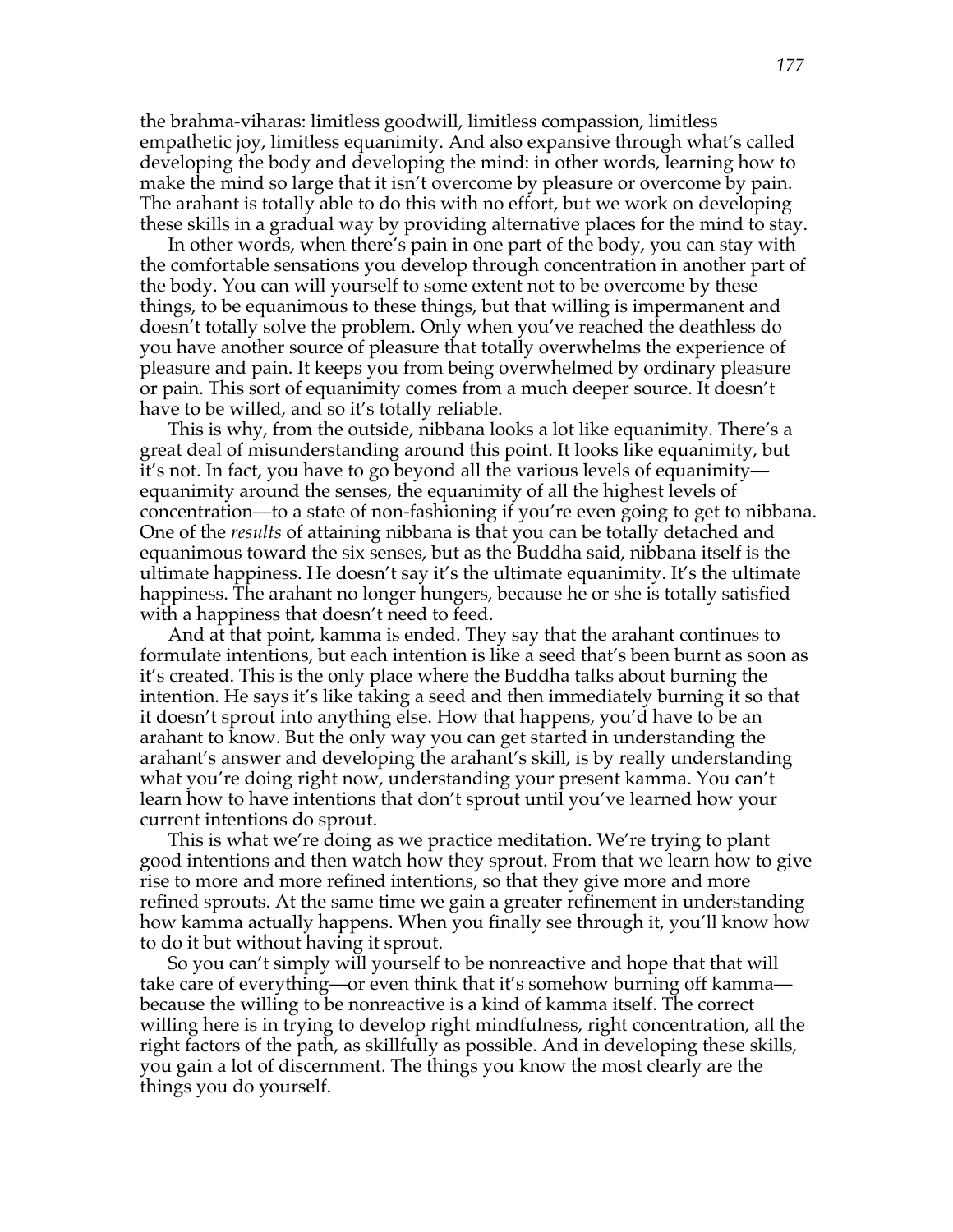the brahma-viharas: limitless goodwill, limitless compassion, limitless empathetic joy, limitless equanimity. And also expansive through what's called developing the body and developing the mind: in other words, learning how to make the mind so large that it isn't overcome by pleasure or overcome by pain. The arahant is totally able to do this with no effort, but we work on developing these skills in a gradual way by providing alternative places for the mind to stay.

In other words, when there's pain in one part of the body, you can stay with the comfortable sensations you develop through concentration in another part of the body. You can will yourself to some extent not to be overcome by these things, to be equanimous to these things, but that willing is impermanent and doesn't totally solve the problem. Only when you've reached the deathless do you have another source of pleasure that totally overwhelms the experience of pleasure and pain. It keeps you from being overwhelmed by ordinary pleasure or pain. This sort of equanimity comes from a much deeper source. It doesn't have to be willed, and so it's totally reliable.

This is why, from the outside, nibbana looks a lot like equanimity. There's a great deal of misunderstanding around this point. It looks like equanimity, but it's not. In fact, you have to go beyond all the various levels of equanimity—equanimity around the senses, the equanimity of all the highest levels of concentration—to a state of non-fashioning if you're even going to get to nibbana. One of the *results* of attaining nibbana is that you can be totally detached and equanimous toward the six senses, but as the Buddha said, nibbana itself is the ultimate happiness. He doesn't say it's the ultimate equanimity. It's the ultimate happiness. The arahant no longer hungers, because he or she is totally satisfied with a happiness that doesn't need to feed.

And at that point, kamma is ended. They say that the arahant continues to formulate intentions, but each intention is like a seed that's been burnt as soon as it's created. This is the only place where the Buddha talks about burning the intention. He says it's like taking a seed and then immediately burning it so that it doesn't sprout into anything else. How that happens, you'd have to be an arahant to know. But the only way you can get started in understanding the arahant's answer and developing the arahant's skill, is by really understanding what you're doing right now, understanding your present kamma. You can't learn how to have intentions that don't sprout until you've learned how your current intentions do sprout.

This is what we're doing as we practice meditation. We're trying to plant good intentions and then watch how they sprout. From that we learn how to give rise to more and more refined intentions, so that they give more and more refined sprouts. At the same time we gain a greater refinement in understanding how kamma actually happens. When you finally see through it, you'll know how to do it but without having it sprout.

So you can't simply will yourself to be nonreactive and hope that that will take care of everything—or even think that it's somehow burning off kamma—because the willing to be nonreactive is a kind of kamma itself. The correct willing here is in trying to develop right mindfulness, right concentration, all the right factors of the path, as skillfully as possible. And in developing these skills, you gain a lot of discernment. The things you know the most clearly are the things you do yourself.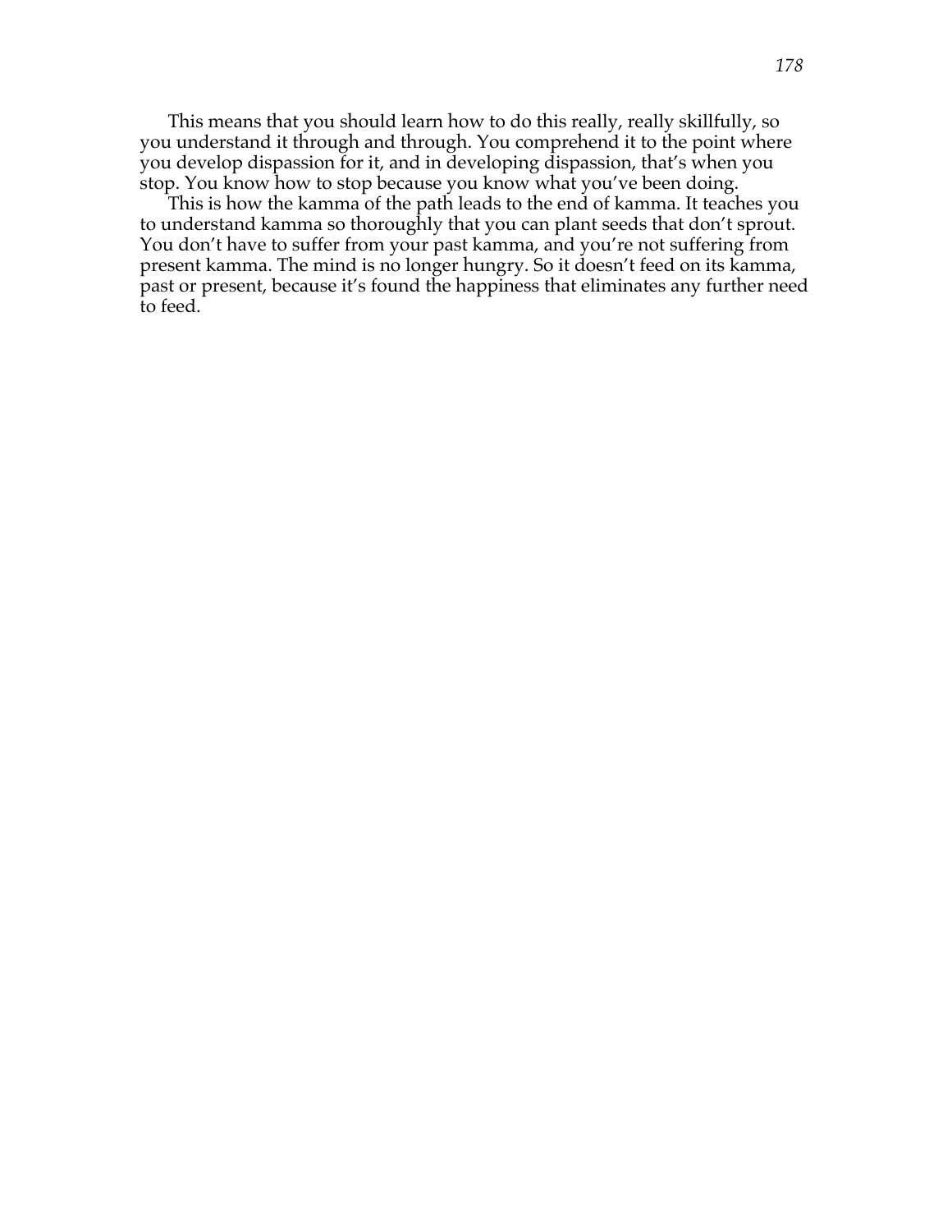This means that you should learn how to do this really, really skillfully, so you understand it through and through. You comprehend it to the point where you develop dispassion for it, and in developing dispassion, that's when you stop. You know how to stop because you know what you've been doing.

This is how the kamma of the path leads to the end of kamma. It teaches you to understand kamma so thoroughly that you can plant seeds that don't sprout. You don't have to suffer from your past kamma, and you're not suffering from present kamma. The mind is no longer hungry. So it doesn't feed on its kamma, past or present, because it's found the happiness that eliminates any further need to feed.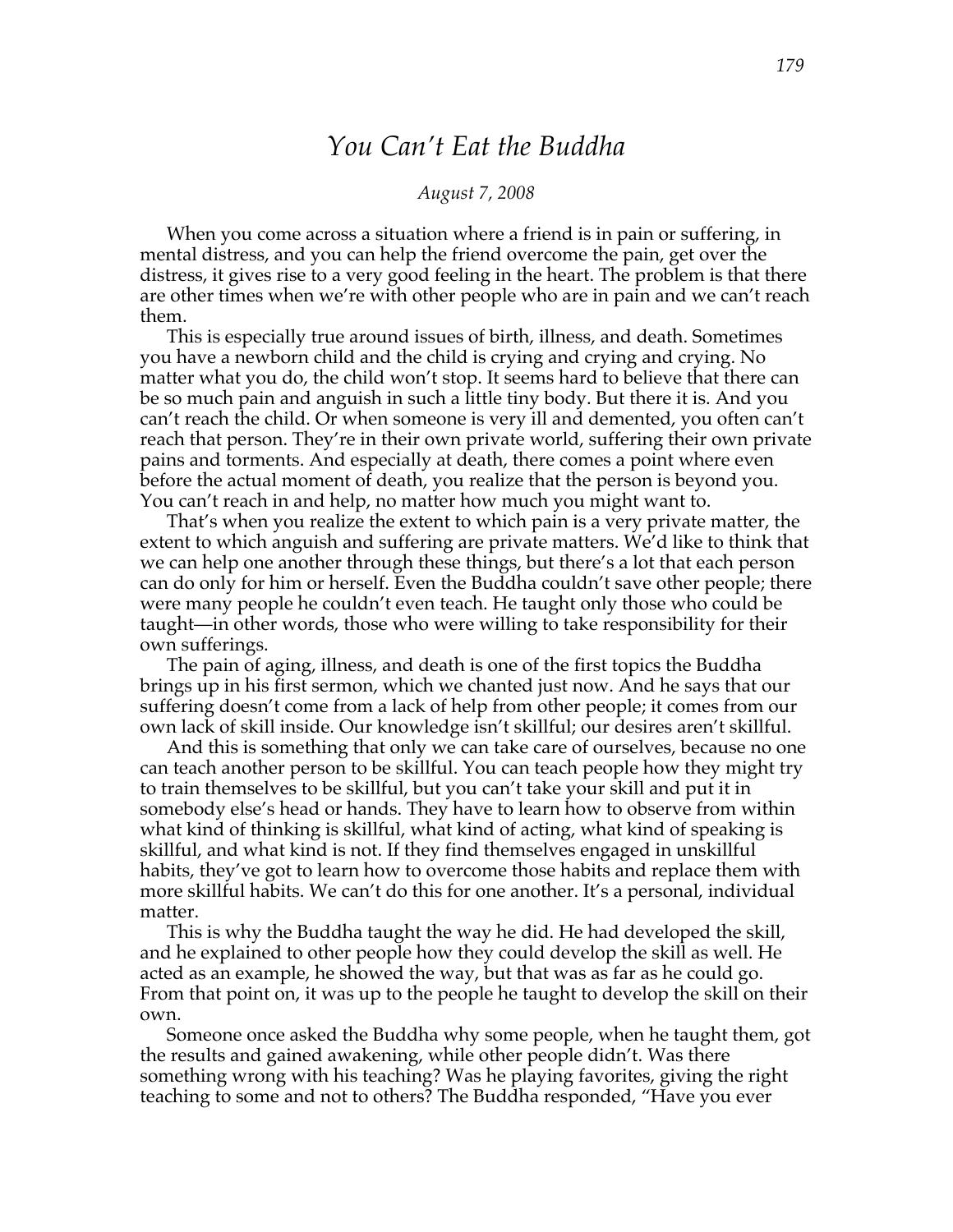# *You Can't Eat the Buddha*

*August 7, 2008*

When you come across a situation where a friend is in pain or suffering, in mental distress, and you can help the friend overcome the pain, get over the distress, it gives rise to a very good feeling in the heart. The problem is that there are other times when we're with other people who are in pain and we can't reach them.

This is especially true around issues of birth, illness, and death. Sometimes you have a newborn child and the child is crying and crying and crying. No matter what you do, the child won't stop. It seems hard to believe that there can be so much pain and anguish in such a little tiny body. But there it is. And you can't reach the child. Or when someone is very ill and demented, you often can't reach that person. They're in their own private world, suffering their own private pains and torments. And especially at death, there comes a point where even before the actual moment of death, you realize that the person is beyond you. You can't reach in and help, no matter how much you might want to.

That's when you realize the extent to which pain is a very private matter, the extent to which anguish and suffering are private matters. We'd like to think that we can help one another through these things, but there's a lot that each person can do only for him or herself. Even the Buddha couldn't save other people; there were many people he couldn't even teach. He taught only those who could be taught—in other words, those who were willing to take responsibility for their own sufferings.

The pain of aging, illness, and death is one of the first topics the Buddha brings up in his first sermon, which we chanted just now. And he says that our suffering doesn't come from a lack of help from other people; it comes from our own lack of skill inside. Our knowledge isn't skillful; our desires aren't skillful.

And this is something that only we can take care of ourselves, because no one can teach another person to be skillful. You can teach people how they might try to train themselves to be skillful, but you can't take your skill and put it in somebody else's head or hands. They have to learn how to observe from within what kind of thinking is skillful, what kind of acting, what kind of speaking is skillful, and what kind is not. If they find themselves engaged in unskillful habits, they've got to learn how to overcome those habits and replace them with more skillful habits. We can't do this for one another. It's a personal, individual matter.

This is why the Buddha taught the way he did. He had developed the skill, and he explained to other people how they could develop the skill as well. He acted as an example, he showed the way, but that was as far as he could go. From that point on, it was up to the people he taught to develop the skill on their own.

Someone once asked the Buddha why some people, when he taught them, got the results and gained awakening, while other people didn't. Was there something wrong with his teaching? Was he playing favorites, giving the right teaching to some and not to others? The Buddha responded, "Have you ever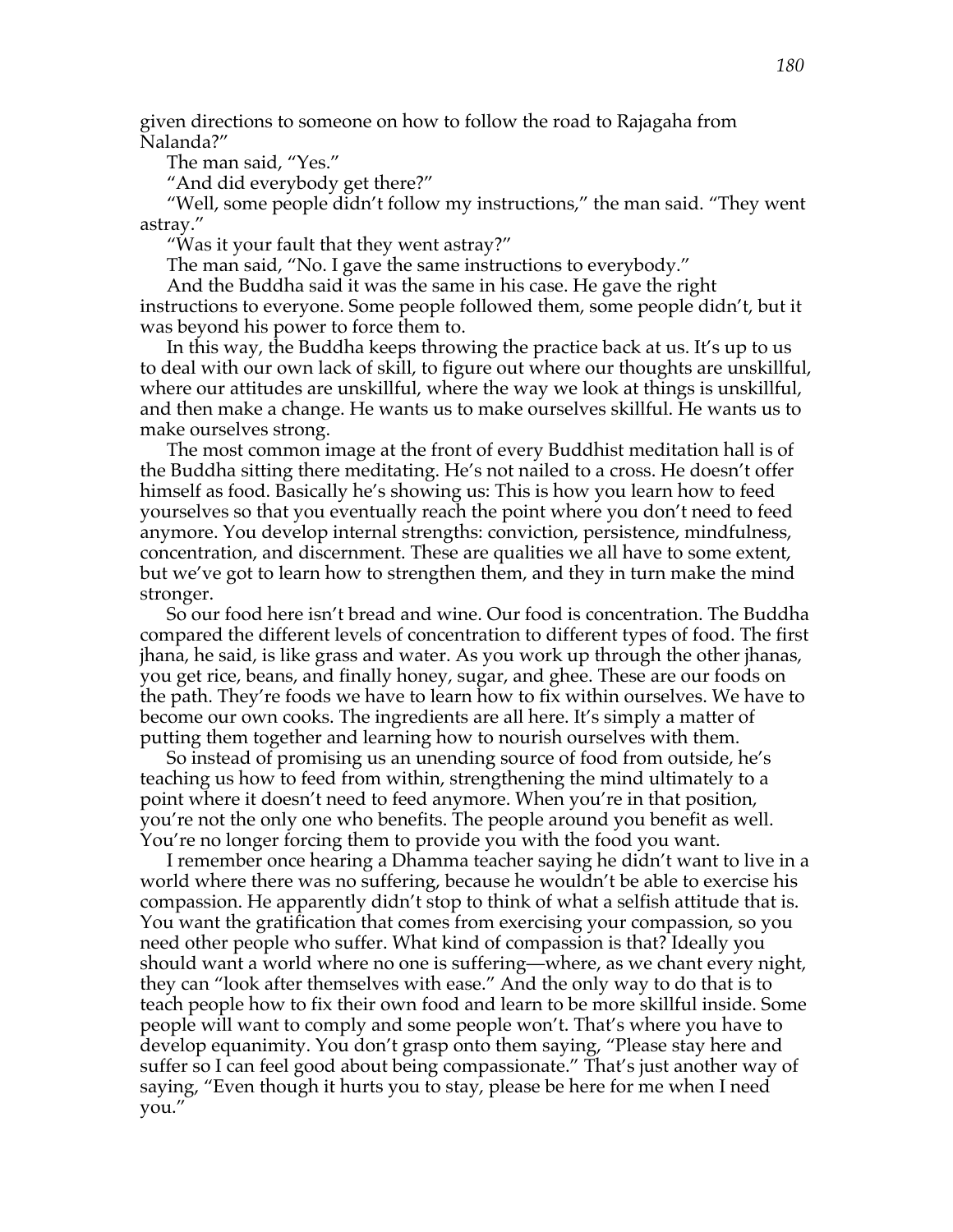given directions to someone on how to follow the road to Rajagaha from Nalanda?"

The man said, "Yes."

"And did everybody get there?"

"Well, some people didn't follow my instructions," the man said. "They went astray."

"Was it your fault that they went astray?"

The man said, "No. I gave the same instructions to everybody."

And the Buddha said it was the same in his case. He gave the right instructions to everyone. Some people followed them, some people didn't, but it was beyond his power to force them to.

In this way, the Buddha keeps throwing the practice back at us. It's up to us to deal with our own lack of skill, to figure out where our thoughts are unskillful, where our attitudes are unskillful, where the way we look at things is unskillful, and then make a change. He wants us to make ourselves skillful. He wants us to make ourselves strong.

The most common image at the front of every Buddhist meditation hall is of the Buddha sitting there meditating. He's not nailed to a cross. He doesn't offer himself as food. Basically he's showing us: This is how you learn how to feed yourselves so that you eventually reach the point where you don't need to feed anymore. You develop internal strengths: conviction, persistence, mindfulness, concentration, and discernment. These are qualities we all have to some extent, but we've got to learn how to strengthen them, and they in turn make the mind stronger.

So our food here isn't bread and wine. Our food is concentration. The Buddha compared the different levels of concentration to different types of food. The first jhana, he said, is like grass and water. As you work up through the other jhanas, you get rice, beans, and finally honey, sugar, and ghee. These are our foods on the path. They're foods we have to learn how to fix within ourselves. We have to become our own cooks. The ingredients are all here. It's simply a matter of putting them together and learning how to nourish ourselves with them.

So instead of promising us an unending source of food from outside, he's teaching us how to feed from within, strengthening the mind ultimately to a point where it doesn't need to feed anymore. When you're in that position, you're not the only one who benefits. The people around you benefit as well. You're no longer forcing them to provide you with the food you want.

I remember once hearing a Dhamma teacher saying he didn't want to live in a world where there was no suffering, because he wouldn't be able to exercise his compassion. He apparently didn't stop to think of what a selfish attitude that is. You want the gratification that comes from exercising your compassion, so you need other people who suffer. What kind of compassion is that? Ideally you should want a world where no one is suffering—where, as we chant every night, they can "look after themselves with ease." And the only way to do that is to teach people how to fix their own food and learn to be more skillful inside. Some people will want to comply and some people won't. That's where you have to develop equanimity. You don't grasp onto them saying, "Please stay here and suffer so I can feel good about being compassionate." That's just another way of saying, "Even though it hurts you to stay, please be here for me when I need you."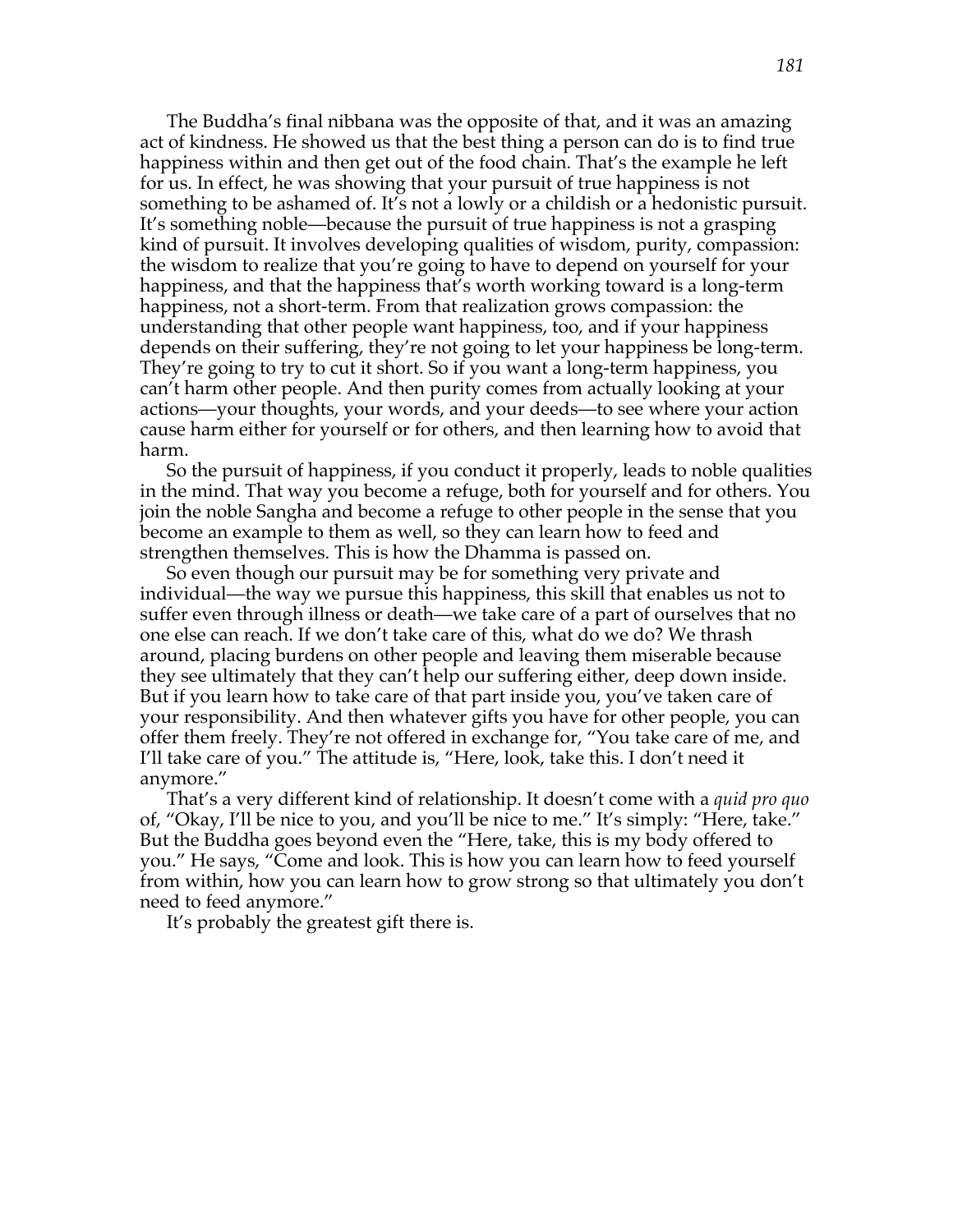The Buddha's final nibbana was the opposite of that, and it was an amazing act of kindness. He showed us that the best thing a person can do is to find true happiness within and then get out of the food chain. That's the example he left for us. In effect, he was showing that your pursuit of true happiness is not something to be ashamed of. It's not a lowly or a childish or a hedonistic pursuit. It's something noble—because the pursuit of true happiness is not a grasping kind of pursuit. It involves developing qualities of wisdom, purity, compassion: the wisdom to realize that you're going to have to depend on yourself for your happiness, and that the happiness that's worth working toward is a long-term happiness, not a short-term. From that realization grows compassion: the understanding that other people want happiness, too, and if your happiness depends on their suffering, they're not going to let your happiness be long-term. They're going to try to cut it short. So if you want a long-term happiness, you can't harm other people. And then purity comes from actually looking at your actions—your thoughts, your words, and your deeds—to see where your action cause harm either for yourself or for others, and then learning how to avoid that harm.

So the pursuit of happiness, if you conduct it properly, leads to noble qualities in the mind. That way you become a refuge, both for yourself and for others. You join the noble Sangha and become a refuge to other people in the sense that you become an example to them as well, so they can learn how to feed and strengthen themselves. This is how the Dhamma is passed on.

So even though our pursuit may be for something very private and individual—the way we pursue this happiness, this skill that enables us not to suffer even through illness or death—we take care of a part of ourselves that no one else can reach. If we don't take care of this, what do we do? We thrash around, placing burdens on other people and leaving them miserable because they see ultimately that they can't help our suffering either, deep down inside. But if you learn how to take care of that part inside you, you've taken care of your responsibility. And then whatever gifts you have for other people, you can offer them freely. They're not offered in exchange for, "You take care of me, and I'll take care of you." The attitude is, "Here, look, take this. I don't need it anymore."

That's a very different kind of relationship. It doesn't come with a *quid pro quo* of, "Okay, I'll be nice to you, and you'll be nice to me." It's simply: "Here, take." But the Buddha goes beyond even the "Here, take, this is my body offered to you." He says, "Come and look. This is how you can learn how to feed yourself from within, how you can learn how to grow strong so that ultimately you don't need to feed anymore."

It's probably the greatest gift there is.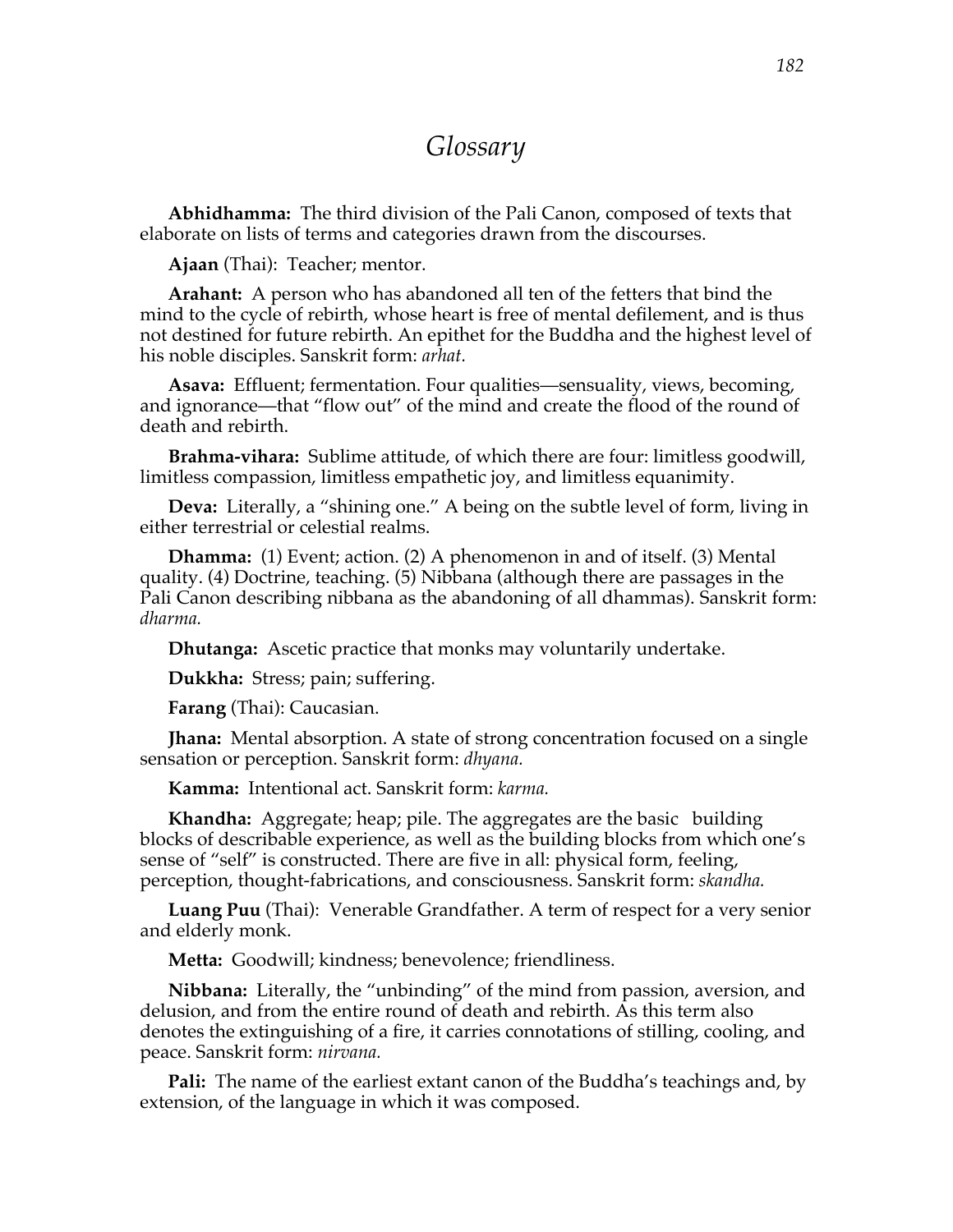# Glossary

**Abhidhamma:** The third division of the Pali Canon, composed of texts that elaborate on lists of terms and categories drawn from the discourses.

**Ajaan** (Thai): Teacher; mentor.

**Arahant:** A person who has abandoned all ten of the fetters that bind the mind to the cycle of rebirth, whose heart is free of mental defilement, and is thus not destined for future rebirth. An epithet for the Buddha and the highest level of his noble disciples. Sanskrit form: *arhat.*

**Asava:** Effluent; fermentation. Four qualities—sensuality, views, becoming, and ignorance—that "flow out" of the mind and create the flood of the round of death and rebirth.

**Brahma-vihara:** Sublime attitude, of which there are four: limitless goodwill, limitless compassion, limitless empathetic joy, and limitless equanimity.

**Deva:** Literally, a "shining one." A being on the subtle level of form, living in either terrestrial or celestial realms.

**Dhamma:** (1) Event; action. (2) A phenomenon in and of itself. (3) Mental quality. (4) Doctrine, teaching. (5) Nibbana (although there are passages in the Pali Canon describing nibbana as the abandoning of all dhammas). Sanskrit form: *dharma.*

**Dhutanga:** Ascetic practice that monks may voluntarily undertake.

**Dukkha:** Stress; pain; suffering.

**Farang** (Thai): Caucasian.

**Jhana:** Mental absorption. A state of strong concentration focused on a single sensation or perception. Sanskrit form: *dhyana.*

**Kamma:** Intentional act. Sanskrit form: *karma.*

**Khandha:** Aggregate; heap; pile. The aggregates are the basic building blocks of describable experience, as well as the building blocks from which one's sense of "self" is constructed. There are five in all: physical form, feeling, perception, thought-fabrications, and consciousness. Sanskrit form: *skandha.*

**Luang Puu** (Thai): Venerable Grandfather. A term of respect for a very senior and elderly monk.

**Metta:** Goodwill; kindness; benevolence; friendliness.

**Nibbana:** Literally, the "unbinding" of the mind from passion, aversion, and delusion, and from the entire round of death and rebirth. As this term also denotes the extinguishing of a fire, it carries connotations of stilling, cooling, and peace. Sanskrit form: *nirvana.*

**Pali:** The name of the earliest extant canon of the Buddha's teachings and, by extension, of the language in which it was composed.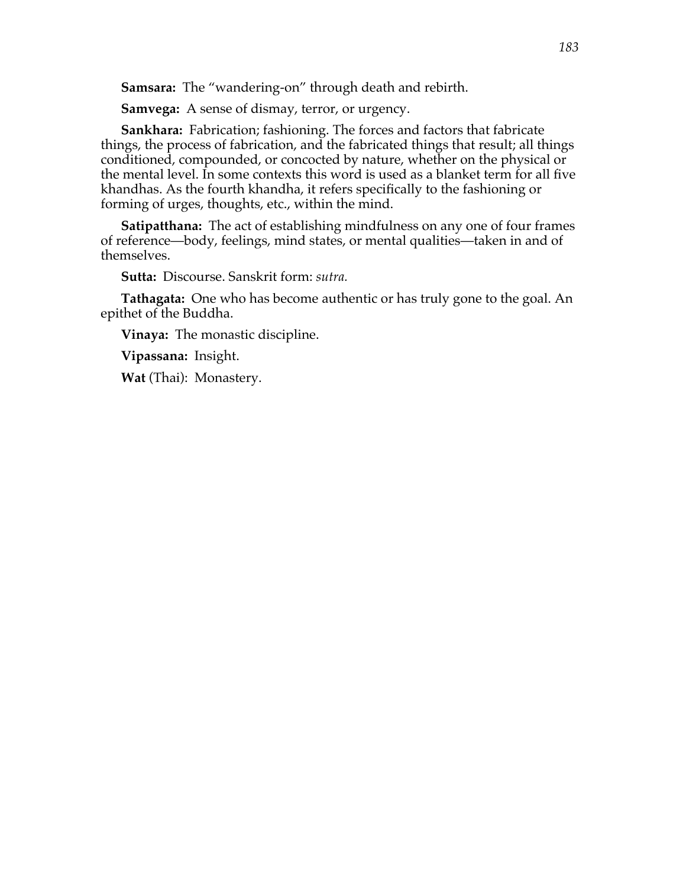**Samsara:** The “wandering-on” through death and rebirth.

**Samvega:** A sense of dismay, terror, or urgency.

**Sankhara:** Fabrication; fashioning. The forces and factors that fabricate things, the process of fabrication, and the fabricated things that result; all things conditioned, compounded, or concocted by nature, whether on the physical or the mental level. In some contexts this word is used as a blanket term for all five khandhas. As the fourth khandha, it refers specifically to the fashioning or forming of urges, thoughts, etc., within the mind.

**Satipatthana:** The act of establishing mindfulness on any one of four frames of reference—body, feelings, mind states, or mental qualities—taken in and of themselves.

**Sutta:** Discourse. Sanskrit form: *sutra.*

**Tathagata:** One who has become authentic or has truly gone to the goal. An epithet of the Buddha.

**Vinaya:** The monastic discipline.

**Vipassana:** Insight.

**Wat** (Thai): Monastery.